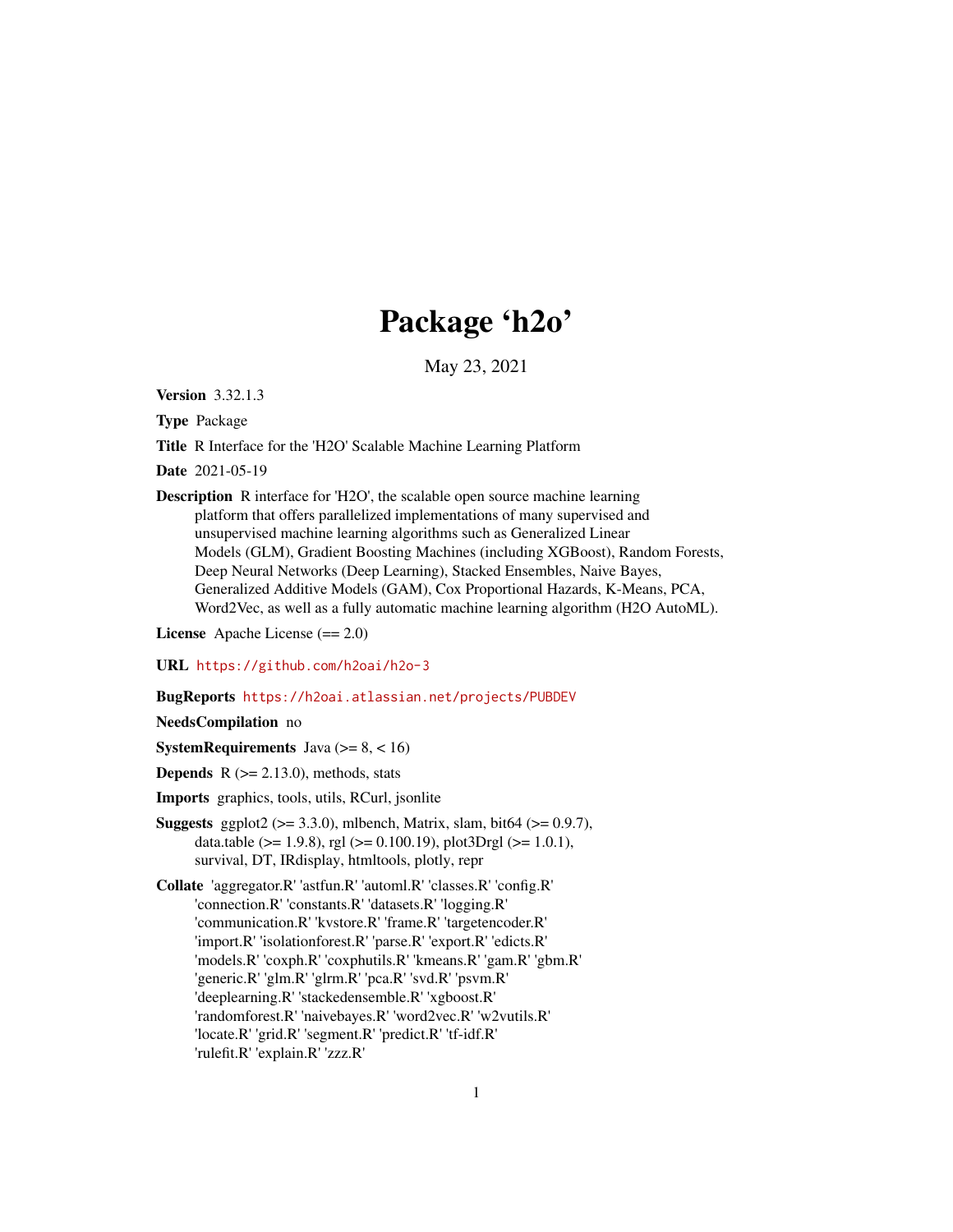# Package 'h2o'

May 23, 2021

**Version** 3.32.1.3

**Type** Package

**Title** R Interface for the 'H2O' Scalable Machine Learning Platform

**Date** 2021-05-19

**Description** R interface for 'H2O', the scalable open source machine learning platform that offers parallelized implementations of many supervised and unsupervised machine learning algorithms such as Generalized Linear Models (GLM), Gradient Boosting Machines (including XGBoost), Random Forests, Deep Neural Networks (Deep Learning), Stacked Ensembles, Naive Bayes, Generalized Additive Models (GAM), Cox Proportional Hazards, K-Means, PCA, Word2Vec, as well as a fully automatic machine learning algorithm (H2O AutoML).

**License** Apache License (== 2.0)

**URL** https://github.com/h2oai/h2o-3

**BugReports** https://h2oai.atlassian.net/projects/PUBDEV

**NeedsCompilation** no

**SystemRequirements** Java (>= 8, < 16)

**Depends** R (>= 2.13.0), methods, stats

**Imports** graphics, tools, utils, RCurl, jsonlite

**Suggests** ggplot2 (>= 3.3.0), mlbench, Matrix, slam, bit64 (>= 0.9.7), data.table (>= 1.9.8), rgl (>= 0.100.19), plot3Drgl (>= 1.0.1), survival, DT, IRdisplay, htmltools, plotly, repr

**Collate** 'aggregator.R' 'astfun.R' 'automl.R' 'classes.R' 'config.R' 'connection.R' 'constants.R' 'datasets.R' 'logging.R' 'communication.R' 'kvstore.R' 'frame.R' 'targetencoder.R' 'import.R' 'isolationforest.R' 'parse.R' 'export.R' 'edicts.R' 'models.R' 'coxph.R' 'coxphutils.R' 'kmeans.R' 'gam.R' 'gbm.R' 'generic.R' 'glm.R' 'glrm.R' 'pca.R' 'svd.R' 'psvm.R' 'deeplearning.R' 'stackedensemble.R' 'xgboost.R' 'randomforest.R' 'naivebayes.R' 'word2vec.R' 'w2vutils.R' 'locate.R' 'grid.R' 'segment.R' 'predict.R' 'tf-idf.R' 'rulefit.R' 'explain.R' 'zzz.R'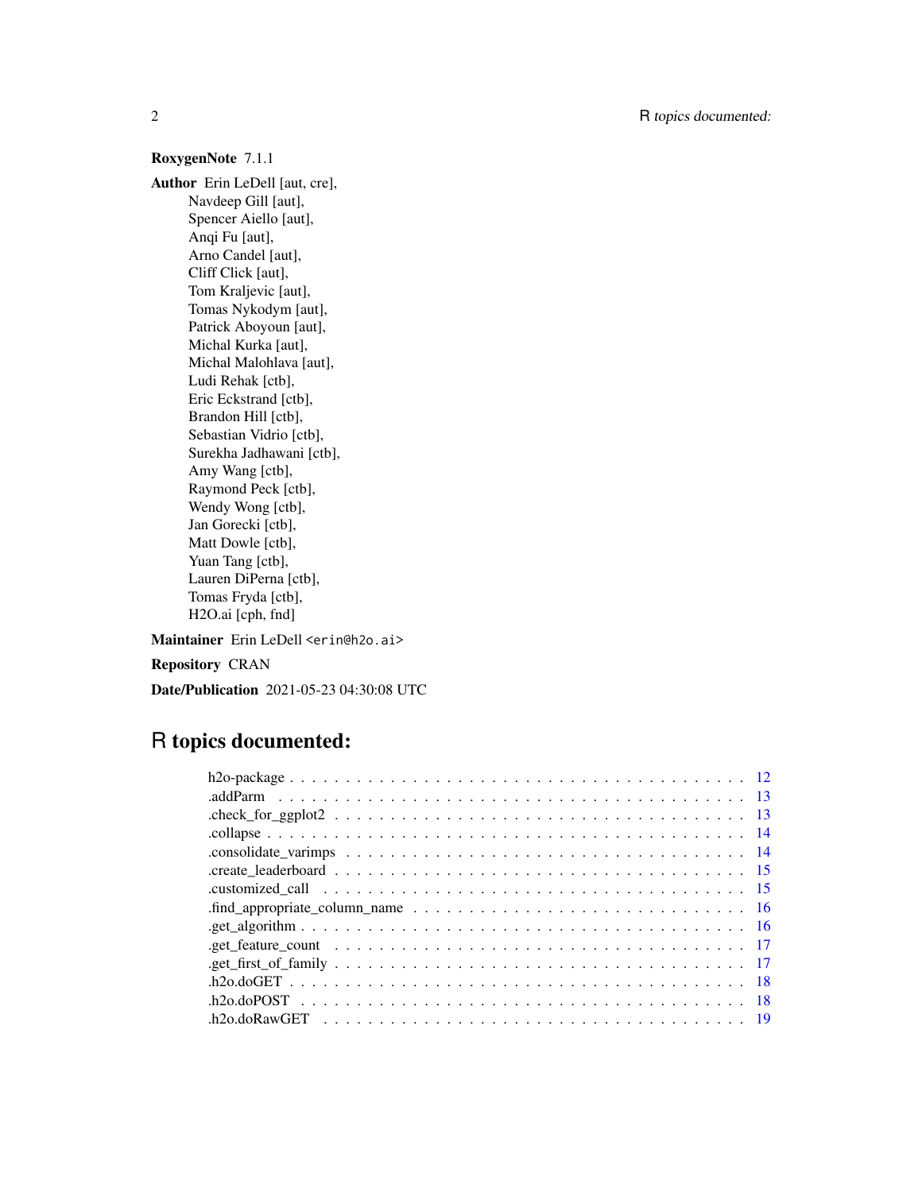**RoxygenNote** 7.1.1

**Author** Erin LeDell [aut, cre],
Navdeep Gill [aut],
Spencer Aiello [aut],
Anqi Fu [aut],
Arno Candel [aut],
Cliff Click [aut],
Tom Kraljevic [aut],
Tomas Nykodym [aut],
Patrick Aboyoun [aut],
Michal Kurka [aut],
Michal Malohlava [aut],
Ludi Rehak [ctb],
Eric Eckstrand [ctb],
Brandon Hill [ctb],
Sebastian Vidrio [ctb],
Surekha Jadhawani [ctb],
Amy Wang [ctb],
Raymond Peck [ctb],
Wendy Wong [ctb],
Jan Gorecki [ctb],
Matt Dowle [ctb],
Yuan Tang [ctb],
Lauren DiPerna [ctb],
Tomas Fryda [ctb],
H2O.ai [cph, fnd]

**Maintainer** Erin LeDell <erin@h2o.ai>

**Repository** CRAN

**Date/Publication** 2021-05-23 04:30:08 UTC

# R topics documented:

- h2o-package . . . . . . . . . . . . . . . . . . . . . . . . . . . . . . . . . . . . . . . . 12
- .addParm . . . . . . . . . . . . . . . . . . . . . . . . . . . . . . . . . . . . . . . . 13
- .check_for_ggplot2 . . . . . . . . . . . . . . . . . . . . . . . . . . . . . . . . . . . . 13
- .collapse . . . . . . . . . . . . . . . . . . . . . . . . . . . . . . . . . . . . . . . . 14
- .consolidate_varimps . . . . . . . . . . . . . . . . . . . . . . . . . . . . . . . . . . 14
- .create_leaderboard . . . . . . . . . . . . . . . . . . . . . . . . . . . . . . . . . . . 15
- .customized_call . . . . . . . . . . . . . . . . . . . . . . . . . . . . . . . . . . . . 15
- .find_appropriate_column_name . . . . . . . . . . . . . . . . . . . . . . . . . . . . . 16
- .get_algorithm . . . . . . . . . . . . . . . . . . . . . . . . . . . . . . . . . . . . . 16
- .get_feature_count . . . . . . . . . . . . . . . . . . . . . . . . . . . . . . . . . . . 17
- .get_first_of_family . . . . . . . . . . . . . . . . . . . . . . . . . . . . . . . . . . 17
- .h2o.doGET . . . . . . . . . . . . . . . . . . . . . . . . . . . . . . . . . . . . . . 18
- .h2o.doPOST . . . . . . . . . . . . . . . . . . . . . . . . . . . . . . . . . . . . . . 18
- .h2o.doRawGET . . . . . . . . . . . . . . . . . . . . . . . . . . . . . . . . . . . . . 19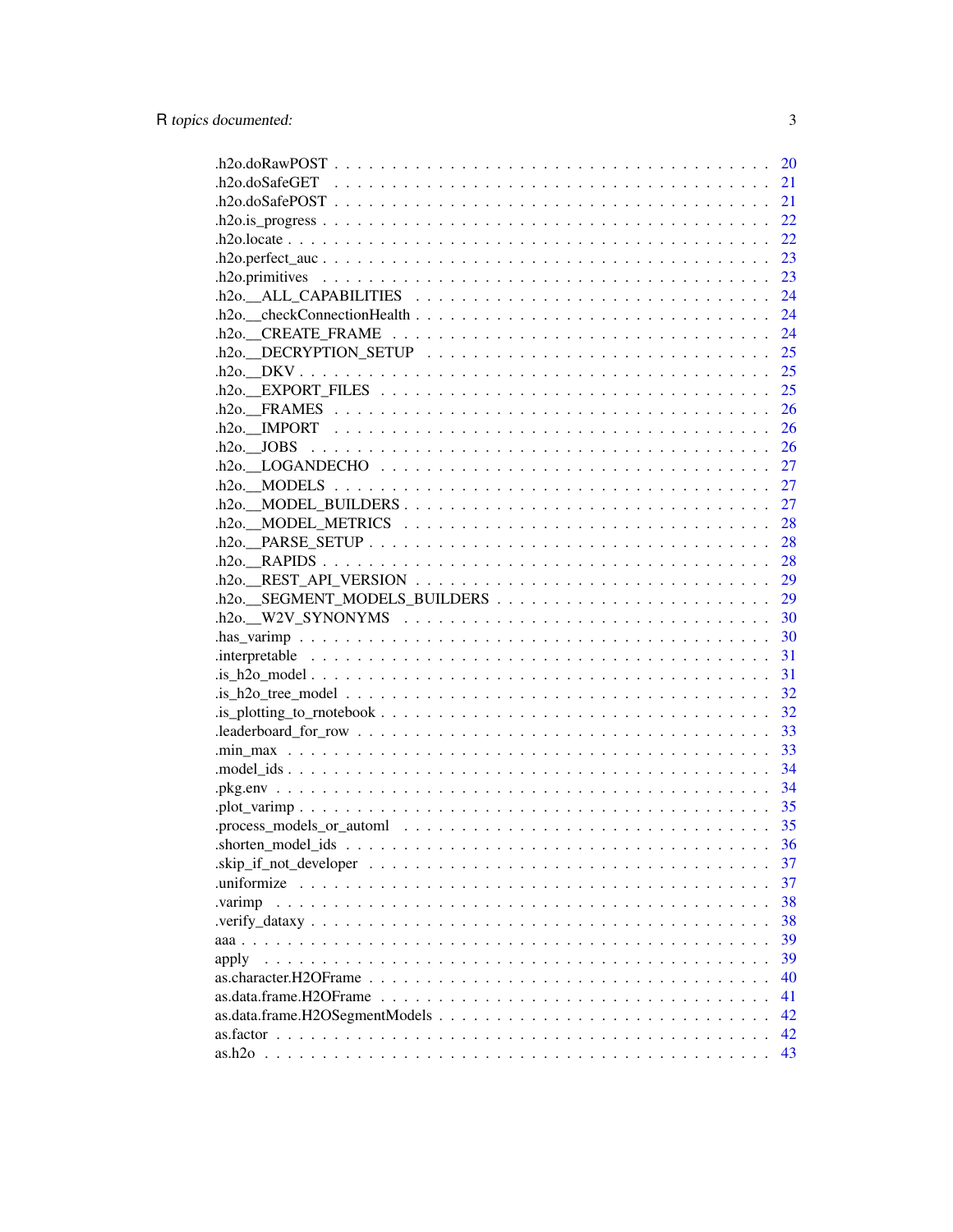.h2o.doRawPOST . . . . . . . . . . . . . . . . . . . . . . . . . . . . . . . . . . . 20
.h2o.doSafeGET . . . . . . . . . . . . . . . . . . . . . . . . . . . . . . . . . . . 21
.h2o.doSafePOST . . . . . . . . . . . . . . . . . . . . . . . . . . . . . . . . . . . 21
.h2o.is_progress . . . . . . . . . . . . . . . . . . . . . . . . . . . . . . . . . . . 22
.h2o.locate . . . . . . . . . . . . . . . . . . . . . . . . . . . . . . . . . . . 22
.h2o.perfect_auc . . . . . . . . . . . . . . . . . . . . . . . . . . . . . . . . . . . 23
.h2o.primitives . . . . . . . . . . . . . . . . . . . . . . . . . . . . . . . . . . . 23
.h2o.__ALL_CAPABILITIES . . . . . . . . . . . . . . . . . . . . . . . . . . . . . . . 24
.h2o.__checkConnectionHealth . . . . . . . . . . . . . . . . . . . . . . . . . . . . . 24
.h2o.__CREATE_FRAME . . . . . . . . . . . . . . . . . . . . . . . . . . . . . . . . 24
.h2o.__DECRYPTION_SETUP . . . . . . . . . . . . . . . . . . . . . . . . . . . . . . . 25
.h2o.__DKV . . . . . . . . . . . . . . . . . . . . . . . . . . . . . . . . . . . 25
.h2o.__EXPORT_FILES . . . . . . . . . . . . . . . . . . . . . . . . . . . . . . . . 25
.h2o.__FRAMES . . . . . . . . . . . . . . . . . . . . . . . . . . . . . . . . . . . 26
.h2o.__IMPORT . . . . . . . . . . . . . . . . . . . . . . . . . . . . . . . . . . . 26
.h2o.__JOBS . . . . . . . . . . . . . . . . . . . . . . . . . . . . . . . . . . . 26
.h2o.__LOGANDECHO . . . . . . . . . . . . . . . . . . . . . . . . . . . . . . . . 27
.h2o.__MODELS . . . . . . . . . . . . . . . . . . . . . . . . . . . . . . . . . . . 27
.h2o.__MODEL_BUILDERS . . . . . . . . . . . . . . . . . . . . . . . . . . . . . . . 27
.h2o.__MODEL_METRICS . . . . . . . . . . . . . . . . . . . . . . . . . . . . . . . 28
.h2o.__PARSE_SETUP . . . . . . . . . . . . . . . . . . . . . . . . . . . . . . . . 28
.h2o.__RAPIDS . . . . . . . . . . . . . . . . . . . . . . . . . . . . . . . . . . . 28
.h2o.__REST_API_VERSION . . . . . . . . . . . . . . . . . . . . . . . . . . . . . . 29
.h2o.__SEGMENT_MODELS_BUILDERS . . . . . . . . . . . . . . . . . . . . . . . . . . 29
.h2o.__W2V_SYNONYMS . . . . . . . . . . . . . . . . . . . . . . . . . . . . . . . . 30
.has_varimp . . . . . . . . . . . . . . . . . . . . . . . . . . . . . . . . . . . 30
.interpretable . . . . . . . . . . . . . . . . . . . . . . . . . . . . . . . . . . . 31
.is_h2o_model . . . . . . . . . . . . . . . . . . . . . . . . . . . . . . . . . . . 31
.is_h2o_tree_model . . . . . . . . . . . . . . . . . . . . . . . . . . . . . . . . 32
.is_plotting_to_rnotebook . . . . . . . . . . . . . . . . . . . . . . . . . . . . . 32
.leaderboard_for_row . . . . . . . . . . . . . . . . . . . . . . . . . . . . . . . 33
.min_max . . . . . . . . . . . . . . . . . . . . . . . . . . . . . . . . . . . 33
.model_ids . . . . . . . . . . . . . . . . . . . . . . . . . . . . . . . . . . . 34
.pkg.env . . . . . . . . . . . . . . . . . . . . . . . . . . . . . . . . . . . 34
.plot_varimp . . . . . . . . . . . . . . . . . . . . . . . . . . . . . . . . . . . 35
.process_models_or_automl . . . . . . . . . . . . . . . . . . . . . . . . . . . . . 35
.shorten_model_ids . . . . . . . . . . . . . . . . . . . . . . . . . . . . . . . . 36
.skip_if_not_developer . . . . . . . . . . . . . . . . . . . . . . . . . . . . . . 37
.uniformize . . . . . . . . . . . . . . . . . . . . . . . . . . . . . . . . . . . 37
.varimp . . . . . . . . . . . . . . . . . . . . . . . . . . . . . . . . . . . 38
.verify_dataxy . . . . . . . . . . . . . . . . . . . . . . . . . . . . . . . . . . . 38
aaa . . . . . . . . . . . . . . . . . . . . . . . . . . . . . . . . . . . 39
apply . . . . . . . . . . . . . . . . . . . . . . . . . . . . . . . . . . . 39
as.character.H2OFrame . . . . . . . . . . . . . . . . . . . . . . . . . . . . . . . 40
as.data.frame.H2OFrame . . . . . . . . . . . . . . . . . . . . . . . . . . . . . . 41
as.data.frame.H2OSegmentModels . . . . . . . . . . . . . . . . . . . . . . . . . . . 42
as.factor . . . . . . . . . . . . . . . . . . . . . . . . . . . . . . . . . . . 42
as.h2o . . . . . . . . . . . . . . . . . . . . . . . . . . . . . . . . . . . 43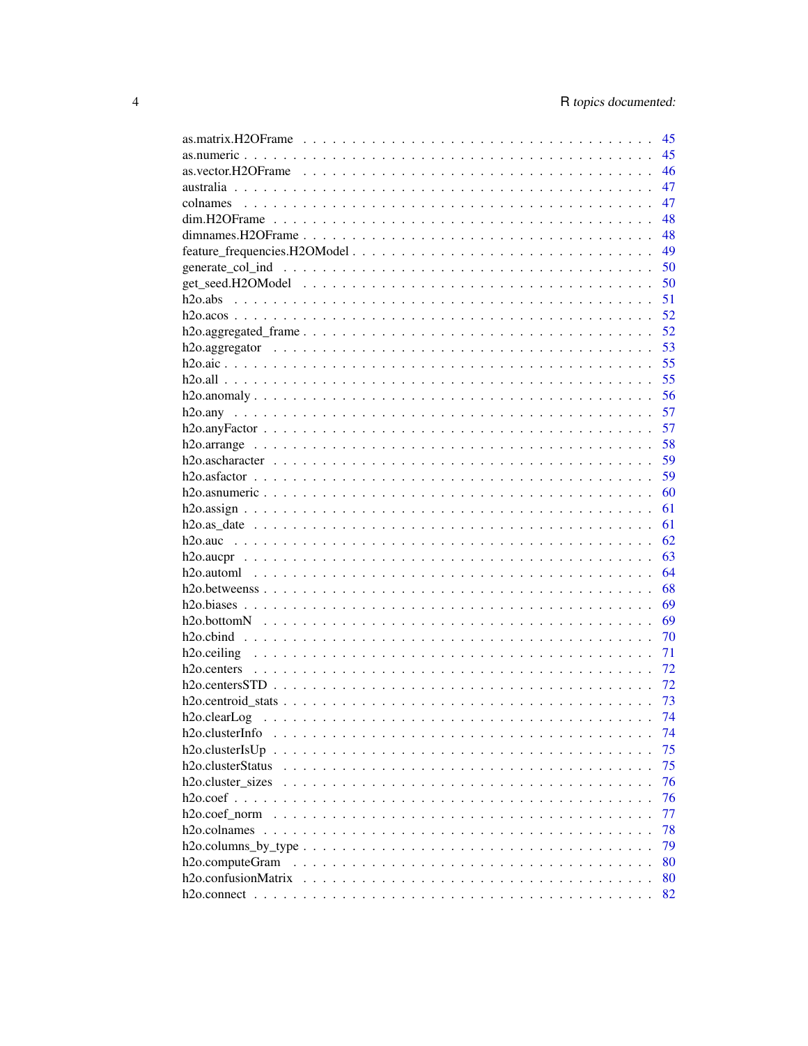as.matrix.H2OFrame . . . . . . . . . . . . . . . . . . . . . . . . . . . . . . . . . . . 45
as.numeric . . . . . . . . . . . . . . . . . . . . . . . . . . . . . . . . . . . . . . . 45
as.vector.H2OFrame . . . . . . . . . . . . . . . . . . . . . . . . . . . . . . . . . . . 46
australia . . . . . . . . . . . . . . . . . . . . . . . . . . . . . . . . . . . . . . . . 47
colnames . . . . . . . . . . . . . . . . . . . . . . . . . . . . . . . . . . . . . . . . 47
dim.H2OFrame . . . . . . . . . . . . . . . . . . . . . . . . . . . . . . . . . . . . . . 48
dimnames.H2OFrame . . . . . . . . . . . . . . . . . . . . . . . . . . . . . . . . . . . 48
feature_frequencies.H2OModel . . . . . . . . . . . . . . . . . . . . . . . . . . . . . . 49
generate_col_ind . . . . . . . . . . . . . . . . . . . . . . . . . . . . . . . . . . . . 50
get_seed.H2OModel . . . . . . . . . . . . . . . . . . . . . . . . . . . . . . . . . . . 50
h2o.abs . . . . . . . . . . . . . . . . . . . . . . . . . . . . . . . . . . . . . . . . . 51
h2o.acos . . . . . . . . . . . . . . . . . . . . . . . . . . . . . . . . . . . . . . . . 52
h2o.aggregated_frame . . . . . . . . . . . . . . . . . . . . . . . . . . . . . . . . . . 52
h2o.aggregator . . . . . . . . . . . . . . . . . . . . . . . . . . . . . . . . . . . . . 53
h2o.aic . . . . . . . . . . . . . . . . . . . . . . . . . . . . . . . . . . . . . . . . . 55
h2o.all . . . . . . . . . . . . . . . . . . . . . . . . . . . . . . . . . . . . . . . . . 55
h2o.anomaly . . . . . . . . . . . . . . . . . . . . . . . . . . . . . . . . . . . . . . . 56
h2o.any . . . . . . . . . . . . . . . . . . . . . . . . . . . . . . . . . . . . . . . . . 57
h2o.anyFactor . . . . . . . . . . . . . . . . . . . . . . . . . . . . . . . . . . . . . . 57
h2o.arrange . . . . . . . . . . . . . . . . . . . . . . . . . . . . . . . . . . . . . . . 58
h2o.ascharacter . . . . . . . . . . . . . . . . . . . . . . . . . . . . . . . . . . . . . 59
h2o.asfactor . . . . . . . . . . . . . . . . . . . . . . . . . . . . . . . . . . . . . . . 59
h2o.asnumeric . . . . . . . . . . . . . . . . . . . . . . . . . . . . . . . . . . . . . . 60
h2o.assign . . . . . . . . . . . . . . . . . . . . . . . . . . . . . . . . . . . . . . . . 61
h2o.as_date . . . . . . . . . . . . . . . . . . . . . . . . . . . . . . . . . . . . . . . 61
h2o.auc . . . . . . . . . . . . . . . . . . . . . . . . . . . . . . . . . . . . . . . . . 62
h2o.aucpr . . . . . . . . . . . . . . . . . . . . . . . . . . . . . . . . . . . . . . . . 63
h2o.automl . . . . . . . . . . . . . . . . . . . . . . . . . . . . . . . . . . . . . . . 64
h2o.betweenss . . . . . . . . . . . . . . . . . . . . . . . . . . . . . . . . . . . . . . 68
h2o.biases . . . . . . . . . . . . . . . . . . . . . . . . . . . . . . . . . . . . . . . . 69
h2o.bottomN . . . . . . . . . . . . . . . . . . . . . . . . . . . . . . . . . . . . . . . 69
h2o.cbind . . . . . . . . . . . . . . . . . . . . . . . . . . . . . . . . . . . . . . . . 70
h2o.ceiling . . . . . . . . . . . . . . . . . . . . . . . . . . . . . . . . . . . . . . . 71
h2o.centers . . . . . . . . . . . . . . . . . . . . . . . . . . . . . . . . . . . . . . . 72
h2o.centersSTD . . . . . . . . . . . . . . . . . . . . . . . . . . . . . . . . . . . . . 72
h2o.centroid_stats . . . . . . . . . . . . . . . . . . . . . . . . . . . . . . . . . . . 73
h2o.clearLog . . . . . . . . . . . . . . . . . . . . . . . . . . . . . . . . . . . . . . 74
h2o.clusterInfo . . . . . . . . . . . . . . . . . . . . . . . . . . . . . . . . . . . . . 74
h2o.clusterIsUp . . . . . . . . . . . . . . . . . . . . . . . . . . . . . . . . . . . . . 75
h2o.clusterStatus . . . . . . . . . . . . . . . . . . . . . . . . . . . . . . . . . . . . 75
h2o.cluster_sizes . . . . . . . . . . . . . . . . . . . . . . . . . . . . . . . . . . . . 76
h2o.coef . . . . . . . . . . . . . . . . . . . . . . . . . . . . . . . . . . . . . . . . 76
h2o.coef_norm . . . . . . . . . . . . . . . . . . . . . . . . . . . . . . . . . . . . . . 77
h2o.colnames . . . . . . . . . . . . . . . . . . . . . . . . . . . . . . . . . . . . . . 78
h2o.columns_by_type . . . . . . . . . . . . . . . . . . . . . . . . . . . . . . . . . . 79
h2o.computeGram . . . . . . . . . . . . . . . . . . . . . . . . . . . . . . . . . . . . 80
h2o.confusionMatrix . . . . . . . . . . . . . . . . . . . . . . . . . . . . . . . . . . . 80
h2o.connect . . . . . . . . . . . . . . . . . . . . . . . . . . . . . . . . . . . . . . . 82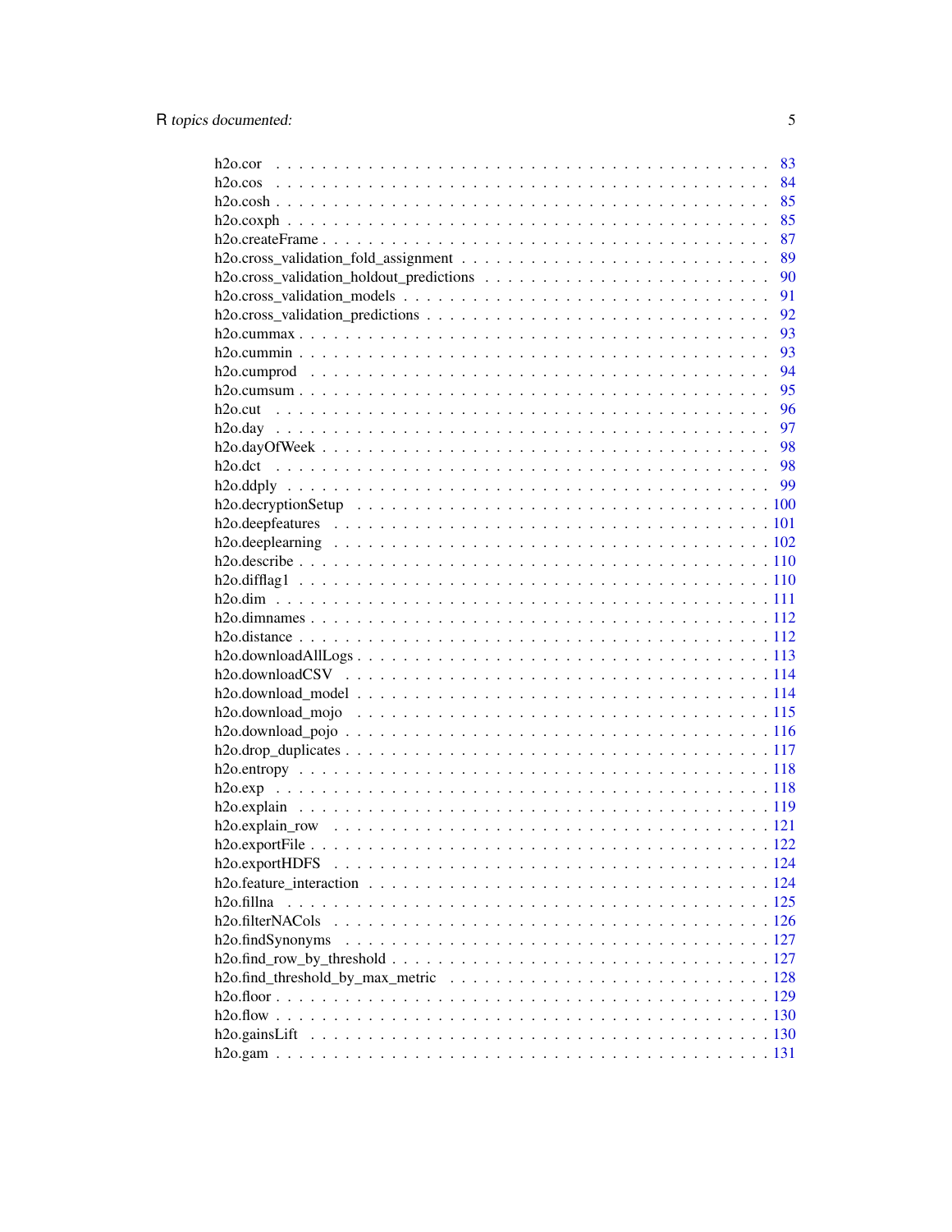h2o.cor . . . . . . . . . . . . . . . . . . . . . . . . . . . . . . . . . . . . . . . . . . 83
h2o.cos . . . . . . . . . . . . . . . . . . . . . . . . . . . . . . . . . . . . . . . . . . 84
h2o.cosh . . . . . . . . . . . . . . . . . . . . . . . . . . . . . . . . . . . . . . . . . . 85
h2o.coxph . . . . . . . . . . . . . . . . . . . . . . . . . . . . . . . . . . . . . . . . . 85
h2o.createFrame . . . . . . . . . . . . . . . . . . . . . . . . . . . . . . . . . . . . . . 87
h2o.cross_validation_fold_assignment . . . . . . . . . . . . . . . . . . . . . . . . . . 89
h2o.cross_validation_holdout_predictions . . . . . . . . . . . . . . . . . . . . . . . . 90
h2o.cross_validation_models . . . . . . . . . . . . . . . . . . . . . . . . . . . . . . . 91
h2o.cross_validation_predictions . . . . . . . . . . . . . . . . . . . . . . . . . . . . 92
h2o.cummax . . . . . . . . . . . . . . . . . . . . . . . . . . . . . . . . . . . . . . . . 93
h2o.cummin . . . . . . . . . . . . . . . . . . . . . . . . . . . . . . . . . . . . . . . . 93
h2o.cumprod . . . . . . . . . . . . . . . . . . . . . . . . . . . . . . . . . . . . . . . . 94
h2o.cumsum . . . . . . . . . . . . . . . . . . . . . . . . . . . . . . . . . . . . . . . . 95
h2o.cut . . . . . . . . . . . . . . . . . . . . . . . . . . . . . . . . . . . . . . . . . . 96
h2o.day . . . . . . . . . . . . . . . . . . . . . . . . . . . . . . . . . . . . . . . . . . 97
h2o.dayOfWeek . . . . . . . . . . . . . . . . . . . . . . . . . . . . . . . . . . . . . . 98
h2o.dct . . . . . . . . . . . . . . . . . . . . . . . . . . . . . . . . . . . . . . . . . . 98
h2o.ddply . . . . . . . . . . . . . . . . . . . . . . . . . . . . . . . . . . . . . . . . . 99
h2o.decryptionSetup . . . . . . . . . . . . . . . . . . . . . . . . . . . . . . . . . . . 100
h2o.deepfeatures . . . . . . . . . . . . . . . . . . . . . . . . . . . . . . . . . . . . . 101
h2o.deeplearning . . . . . . . . . . . . . . . . . . . . . . . . . . . . . . . . . . . . . 102
h2o.describe . . . . . . . . . . . . . . . . . . . . . . . . . . . . . . . . . . . . . . . 110
h2o.difflag1 . . . . . . . . . . . . . . . . . . . . . . . . . . . . . . . . . . . . . . . 110
h2o.dim . . . . . . . . . . . . . . . . . . . . . . . . . . . . . . . . . . . . . . . . . . 111
h2o.dimnames . . . . . . . . . . . . . . . . . . . . . . . . . . . . . . . . . . . . . . . 112
h2o.distance . . . . . . . . . . . . . . . . . . . . . . . . . . . . . . . . . . . . . . . 112
h2o.downloadAllLogs . . . . . . . . . . . . . . . . . . . . . . . . . . . . . . . . . . . 113
h2o.downloadCSV . . . . . . . . . . . . . . . . . . . . . . . . . . . . . . . . . . . . . 114
h2o.download_model . . . . . . . . . . . . . . . . . . . . . . . . . . . . . . . . . . . . 114
h2o.download_mojo . . . . . . . . . . . . . . . . . . . . . . . . . . . . . . . . . . . . 115
h2o.download_pojo . . . . . . . . . . . . . . . . . . . . . . . . . . . . . . . . . . . . 116
h2o.drop_duplicates . . . . . . . . . . . . . . . . . . . . . . . . . . . . . . . . . . . 117
h2o.entropy . . . . . . . . . . . . . . . . . . . . . . . . . . . . . . . . . . . . . . . . 118
h2o.exp . . . . . . . . . . . . . . . . . . . . . . . . . . . . . . . . . . . . . . . . . . 118
h2o.explain . . . . . . . . . . . . . . . . . . . . . . . . . . . . . . . . . . . . . . . . 119
h2o.explain_row . . . . . . . . . . . . . . . . . . . . . . . . . . . . . . . . . . . . . 121
h2o.exportFile . . . . . . . . . . . . . . . . . . . . . . . . . . . . . . . . . . . . . . 122
h2o.exportHDFS . . . . . . . . . . . . . . . . . . . . . . . . . . . . . . . . . . . . . . 124
h2o.feature_interaction . . . . . . . . . . . . . . . . . . . . . . . . . . . . . . . . . 124
h2o.fillna . . . . . . . . . . . . . . . . . . . . . . . . . . . . . . . . . . . . . . . . . 125
h2o.filterNACols . . . . . . . . . . . . . . . . . . . . . . . . . . . . . . . . . . . . . 126
h2o.findSynonyms . . . . . . . . . . . . . . . . . . . . . . . . . . . . . . . . . . . . . 127
h2o.find_row_by_threshold . . . . . . . . . . . . . . . . . . . . . . . . . . . . . . . . 127
h2o.find_threshold_by_max_metric . . . . . . . . . . . . . . . . . . . . . . . . . . . . 128
h2o.floor . . . . . . . . . . . . . . . . . . . . . . . . . . . . . . . . . . . . . . . . . 129
h2o.flow . . . . . . . . . . . . . . . . . . . . . . . . . . . . . . . . . . . . . . . . . . 130
h2o.gainsLift . . . . . . . . . . . . . . . . . . . . . . . . . . . . . . . . . . . . . . . 130
h2o.gam . . . . . . . . . . . . . . . . . . . . . . . . . . . . . . . . . . . . . . . . . . 131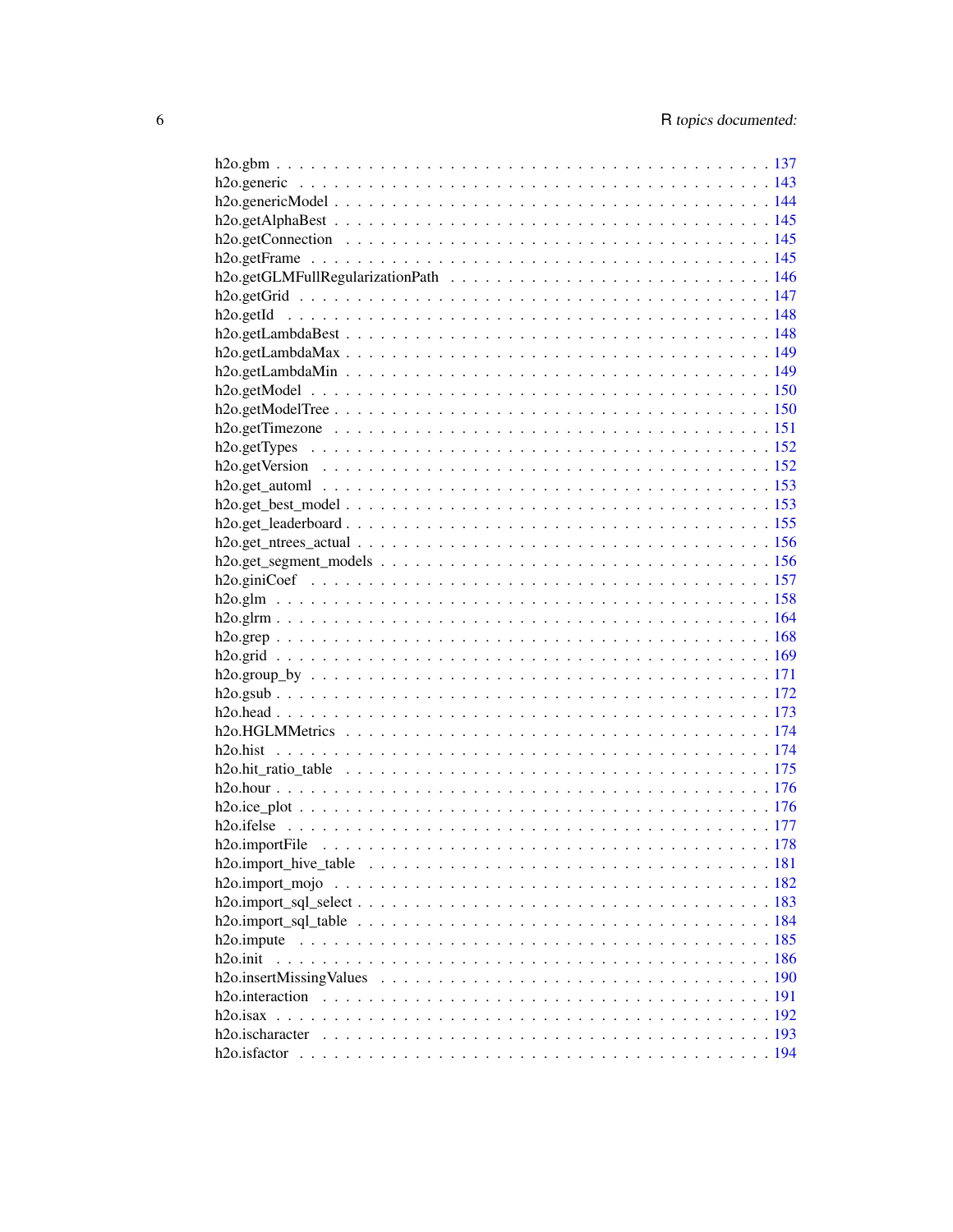h2o.gbm . . . . . . . . . . . . . . . . . . . . . . . . . . . . . . . . . . . . . . . . 137
h2o.generic . . . . . . . . . . . . . . . . . . . . . . . . . . . . . . . . . . . . . . . 143
h2o.genericModel . . . . . . . . . . . . . . . . . . . . . . . . . . . . . . . . . . . . 144
h2o.getAlphaBest . . . . . . . . . . . . . . . . . . . . . . . . . . . . . . . . . . . . 145
h2o.getConnection . . . . . . . . . . . . . . . . . . . . . . . . . . . . . . . . . . . 145
h2o.getFrame . . . . . . . . . . . . . . . . . . . . . . . . . . . . . . . . . . . . . . 145
h2o.getGLMFullRegularizationPath . . . . . . . . . . . . . . . . . . . . . . . . . . . 146
h2o.getGrid . . . . . . . . . . . . . . . . . . . . . . . . . . . . . . . . . . . . . . . 147
h2o.getId . . . . . . . . . . . . . . . . . . . . . . . . . . . . . . . . . . . . . . . . 148
h2o.getLambdaBest . . . . . . . . . . . . . . . . . . . . . . . . . . . . . . . . . . . 148
h2o.getLambdaMax . . . . . . . . . . . . . . . . . . . . . . . . . . . . . . . . . . . 149
h2o.getLambdaMin . . . . . . . . . . . . . . . . . . . . . . . . . . . . . . . . . . . 149
h2o.getModel . . . . . . . . . . . . . . . . . . . . . . . . . . . . . . . . . . . . . . 150
h2o.getModelTree . . . . . . . . . . . . . . . . . . . . . . . . . . . . . . . . . . . . 150
h2o.getTimezone . . . . . . . . . . . . . . . . . . . . . . . . . . . . . . . . . . . . 151
h2o.getTypes . . . . . . . . . . . . . . . . . . . . . . . . . . . . . . . . . . . . . . 152
h2o.getVersion . . . . . . . . . . . . . . . . . . . . . . . . . . . . . . . . . . . . . 152
h2o.get_automl . . . . . . . . . . . . . . . . . . . . . . . . . . . . . . . . . . . . . 153
h2o.get_best_model . . . . . . . . . . . . . . . . . . . . . . . . . . . . . . . . . . . 153
h2o.get_leaderboard . . . . . . . . . . . . . . . . . . . . . . . . . . . . . . . . . . 155
h2o.get_ntrees_actual . . . . . . . . . . . . . . . . . . . . . . . . . . . . . . . . . . 156
h2o.get_segment_models . . . . . . . . . . . . . . . . . . . . . . . . . . . . . . . . 156
h2o.giniCoef . . . . . . . . . . . . . . . . . . . . . . . . . . . . . . . . . . . . . . 157
h2o.glm . . . . . . . . . . . . . . . . . . . . . . . . . . . . . . . . . . . . . . . . 158
h2o.glrm . . . . . . . . . . . . . . . . . . . . . . . . . . . . . . . . . . . . . . . . 164
h2o.grep . . . . . . . . . . . . . . . . . . . . . . . . . . . . . . . . . . . . . . . . 168
h2o.grid . . . . . . . . . . . . . . . . . . . . . . . . . . . . . . . . . . . . . . . . 169
h2o.group_by . . . . . . . . . . . . . . . . . . . . . . . . . . . . . . . . . . . . . . 171
h2o.gsub . . . . . . . . . . . . . . . . . . . . . . . . . . . . . . . . . . . . . . . . 172
h2o.head . . . . . . . . . . . . . . . . . . . . . . . . . . . . . . . . . . . . . . . . 173
h2o.HGLMMetrics . . . . . . . . . . . . . . . . . . . . . . . . . . . . . . . . . . . . 174
h2o.hist . . . . . . . . . . . . . . . . . . . . . . . . . . . . . . . . . . . . . . . . 174
h2o.hit_ratio_table . . . . . . . . . . . . . . . . . . . . . . . . . . . . . . . . . . . 175
h2o.hour . . . . . . . . . . . . . . . . . . . . . . . . . . . . . . . . . . . . . . . . 176
h2o.ice_plot . . . . . . . . . . . . . . . . . . . . . . . . . . . . . . . . . . . . . . 176
h2o.ifelse . . . . . . . . . . . . . . . . . . . . . . . . . . . . . . . . . . . . . . . 177
h2o.importFile . . . . . . . . . . . . . . . . . . . . . . . . . . . . . . . . . . . . . 178
h2o.import_hive_table . . . . . . . . . . . . . . . . . . . . . . . . . . . . . . . . . 181
h2o.import_mojo . . . . . . . . . . . . . . . . . . . . . . . . . . . . . . . . . . . . 182
h2o.import_sql_select . . . . . . . . . . . . . . . . . . . . . . . . . . . . . . . . . . 183
h2o.import_sql_table . . . . . . . . . . . . . . . . . . . . . . . . . . . . . . . . . . 184
h2o.impute . . . . . . . . . . . . . . . . . . . . . . . . . . . . . . . . . . . . . . . 185
h2o.init . . . . . . . . . . . . . . . . . . . . . . . . . . . . . . . . . . . . . . . . 186
h2o.insertMissingValues . . . . . . . . . . . . . . . . . . . . . . . . . . . . . . . . 190
h2o.interaction . . . . . . . . . . . . . . . . . . . . . . . . . . . . . . . . . . . . . 191
h2o.isax . . . . . . . . . . . . . . . . . . . . . . . . . . . . . . . . . . . . . . . . 192
h2o.ischaracter . . . . . . . . . . . . . . . . . . . . . . . . . . . . . . . . . . . . . 193
h2o.isfactor . . . . . . . . . . . . . . . . . . . . . . . . . . . . . . . . . . . . . . 194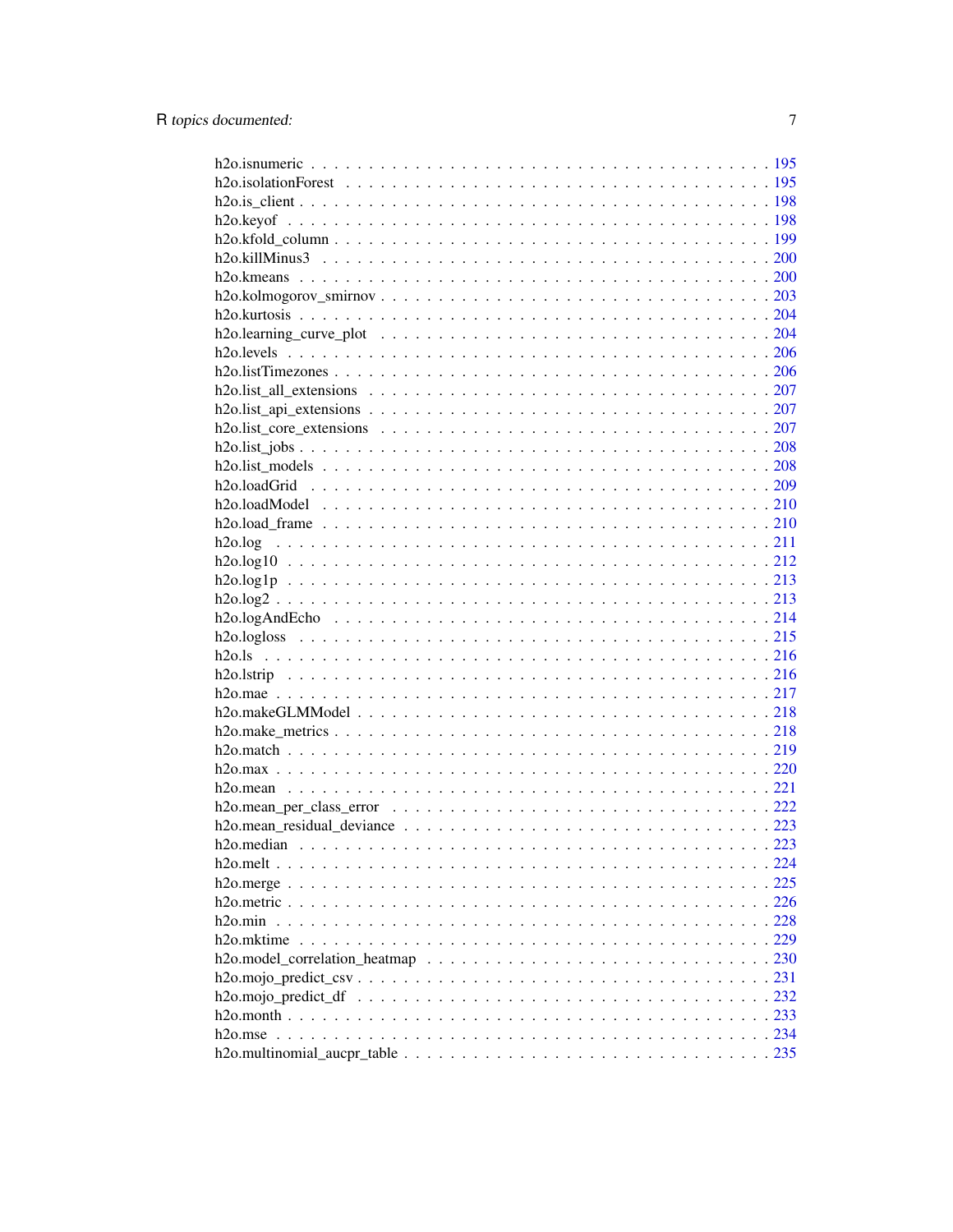h2o.isnumeric . . . . . . . . . . . . . . . . . . . . . . . . . . . . . . . . . . . . . . 195
h2o.isolationForest . . . . . . . . . . . . . . . . . . . . . . . . . . . . . . . . . . . 195
h2o.is_client . . . . . . . . . . . . . . . . . . . . . . . . . . . . . . . . . . . . . . . 198
h2o.keyof . . . . . . . . . . . . . . . . . . . . . . . . . . . . . . . . . . . . . . . . 198
h2o.kfold_column . . . . . . . . . . . . . . . . . . . . . . . . . . . . . . . . . . . . 199
h2o.killMinus3 . . . . . . . . . . . . . . . . . . . . . . . . . . . . . . . . . . . . . 200
h2o.kmeans . . . . . . . . . . . . . . . . . . . . . . . . . . . . . . . . . . . . . . . 200
h2o.kolmogorov_smirnov . . . . . . . . . . . . . . . . . . . . . . . . . . . . . . . . 203
h2o.kurtosis . . . . . . . . . . . . . . . . . . . . . . . . . . . . . . . . . . . . . . 204
h2o.learning_curve_plot . . . . . . . . . . . . . . . . . . . . . . . . . . . . . . . . 204
h2o.levels . . . . . . . . . . . . . . . . . . . . . . . . . . . . . . . . . . . . . . . 206
h2o.listTimezones . . . . . . . . . . . . . . . . . . . . . . . . . . . . . . . . . . . 206
h2o.list_all_extensions . . . . . . . . . . . . . . . . . . . . . . . . . . . . . . . . 207
h2o.list_api_extensions . . . . . . . . . . . . . . . . . . . . . . . . . . . . . . . . 207
h2o.list_core_extensions . . . . . . . . . . . . . . . . . . . . . . . . . . . . . . . 207
h2o.list_jobs . . . . . . . . . . . . . . . . . . . . . . . . . . . . . . . . . . . . . . 208
h2o.list_models . . . . . . . . . . . . . . . . . . . . . . . . . . . . . . . . . . . . 208
h2o.loadGrid . . . . . . . . . . . . . . . . . . . . . . . . . . . . . . . . . . . . . . 209
h2o.loadModel . . . . . . . . . . . . . . . . . . . . . . . . . . . . . . . . . . . . . 210
h2o.load_frame . . . . . . . . . . . . . . . . . . . . . . . . . . . . . . . . . . . . . 210
h2o.log . . . . . . . . . . . . . . . . . . . . . . . . . . . . . . . . . . . . . . . . . 211
h2o.log10 . . . . . . . . . . . . . . . . . . . . . . . . . . . . . . . . . . . . . . . 212
h2o.log1p . . . . . . . . . . . . . . . . . . . . . . . . . . . . . . . . . . . . . . . 213
h2o.log2 . . . . . . . . . . . . . . . . . . . . . . . . . . . . . . . . . . . . . . . . 213
h2o.logAndEcho . . . . . . . . . . . . . . . . . . . . . . . . . . . . . . . . . . . . 214
h2o.logloss . . . . . . . . . . . . . . . . . . . . . . . . . . . . . . . . . . . . . . 215
h2o.ls . . . . . . . . . . . . . . . . . . . . . . . . . . . . . . . . . . . . . . . . . 216
h2o.lstrip . . . . . . . . . . . . . . . . . . . . . . . . . . . . . . . . . . . . . . . 216
h2o.mae . . . . . . . . . . . . . . . . . . . . . . . . . . . . . . . . . . . . . . . . . 217
h2o.makeGLMModel . . . . . . . . . . . . . . . . . . . . . . . . . . . . . . . . . . . 218
h2o.make_metrics . . . . . . . . . . . . . . . . . . . . . . . . . . . . . . . . . . . 218
h2o.match . . . . . . . . . . . . . . . . . . . . . . . . . . . . . . . . . . . . . . . 219
h2o.max . . . . . . . . . . . . . . . . . . . . . . . . . . . . . . . . . . . . . . . . . 220
h2o.mean . . . . . . . . . . . . . . . . . . . . . . . . . . . . . . . . . . . . . . . . 221
h2o.mean_per_class_error . . . . . . . . . . . . . . . . . . . . . . . . . . . . . . . 222
h2o.mean_residual_deviance . . . . . . . . . . . . . . . . . . . . . . . . . . . . . . 223
h2o.median . . . . . . . . . . . . . . . . . . . . . . . . . . . . . . . . . . . . . . . 223
h2o.melt . . . . . . . . . . . . . . . . . . . . . . . . . . . . . . . . . . . . . . . . 224
h2o.merge . . . . . . . . . . . . . . . . . . . . . . . . . . . . . . . . . . . . . . . . 225
h2o.metric . . . . . . . . . . . . . . . . . . . . . . . . . . . . . . . . . . . . . . . 226
h2o.min . . . . . . . . . . . . . . . . . . . . . . . . . . . . . . . . . . . . . . . . . 228
h2o.mktime . . . . . . . . . . . . . . . . . . . . . . . . . . . . . . . . . . . . . . . 229
h2o.model_correlation_heatmap . . . . . . . . . . . . . . . . . . . . . . . . . . . . 230
h2o.mojo_predict_csv . . . . . . . . . . . . . . . . . . . . . . . . . . . . . . . . . 231
h2o.mojo_predict_df . . . . . . . . . . . . . . . . . . . . . . . . . . . . . . . . . . 232
h2o.month . . . . . . . . . . . . . . . . . . . . . . . . . . . . . . . . . . . . . . . 233
h2o.mse . . . . . . . . . . . . . . . . . . . . . . . . . . . . . . . . . . . . . . . . . 234
h2o.multinomial_aucpr_table . . . . . . . . . . . . . . . . . . . . . . . . . . . . . 235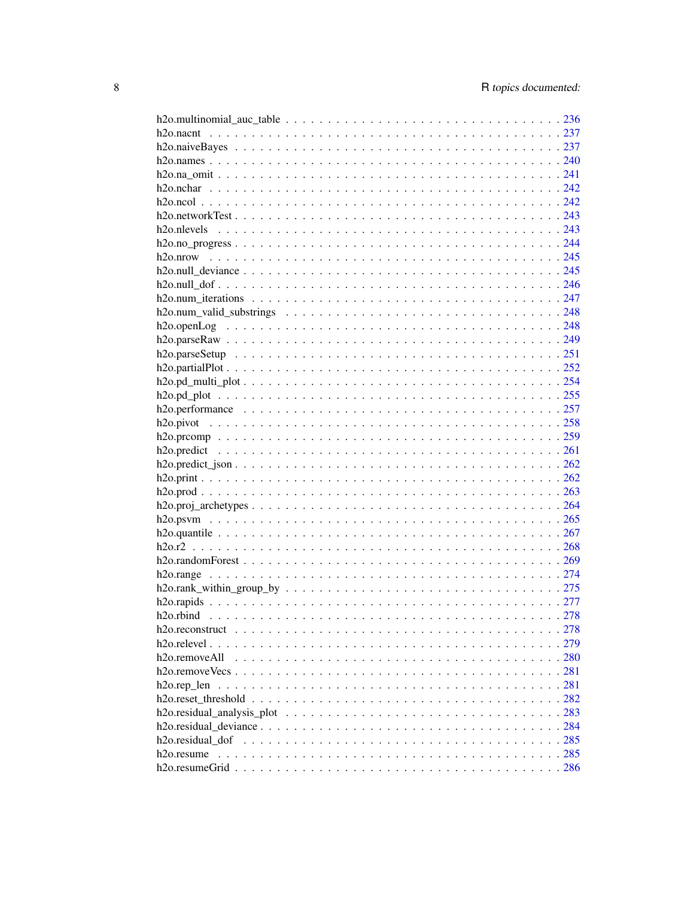h2o.multinomial_auc_table . . . . . . . . . . . . . . . . . . . . . . . . . . . . . . . 236
h2o.nacnt . . . . . . . . . . . . . . . . . . . . . . . . . . . . . . . . . . . . . . . 237
h2o.naiveBayes . . . . . . . . . . . . . . . . . . . . . . . . . . . . . . . . . . . . 237
h2o.names . . . . . . . . . . . . . . . . . . . . . . . . . . . . . . . . . . . . . . 240
h2o.na_omit . . . . . . . . . . . . . . . . . . . . . . . . . . . . . . . . . . . . . 241
h2o.nchar . . . . . . . . . . . . . . . . . . . . . . . . . . . . . . . . . . . . . . 242
h2o.ncol . . . . . . . . . . . . . . . . . . . . . . . . . . . . . . . . . . . . . . . 242
h2o.networkTest . . . . . . . . . . . . . . . . . . . . . . . . . . . . . . . . . . . 243
h2o.nlevels . . . . . . . . . . . . . . . . . . . . . . . . . . . . . . . . . . . . . 243
h2o.no_progress . . . . . . . . . . . . . . . . . . . . . . . . . . . . . . . . . . . 244
h2o.nrow . . . . . . . . . . . . . . . . . . . . . . . . . . . . . . . . . . . . . . . 245
h2o.null_deviance . . . . . . . . . . . . . . . . . . . . . . . . . . . . . . . . . . 245
h2o.null_dof . . . . . . . . . . . . . . . . . . . . . . . . . . . . . . . . . . . . . 246
h2o.num_iterations . . . . . . . . . . . . . . . . . . . . . . . . . . . . . . . . . 247
h2o.num_valid_substrings . . . . . . . . . . . . . . . . . . . . . . . . . . . . . . 248
h2o.openLog . . . . . . . . . . . . . . . . . . . . . . . . . . . . . . . . . . . . . 248
h2o.parseRaw . . . . . . . . . . . . . . . . . . . . . . . . . . . . . . . . . . . . 249
h2o.parseSetup . . . . . . . . . . . . . . . . . . . . . . . . . . . . . . . . . . . 251
h2o.partialPlot . . . . . . . . . . . . . . . . . . . . . . . . . . . . . . . . . . . 252
h2o.pd_multi_plot . . . . . . . . . . . . . . . . . . . . . . . . . . . . . . . . . 254
h2o.pd_plot . . . . . . . . . . . . . . . . . . . . . . . . . . . . . . . . . . . . . 255
h2o.performance . . . . . . . . . . . . . . . . . . . . . . . . . . . . . . . . . . 257
h2o.pivot . . . . . . . . . . . . . . . . . . . . . . . . . . . . . . . . . . . . . . 258
h2o.prcomp . . . . . . . . . . . . . . . . . . . . . . . . . . . . . . . . . . . . . 259
h2o.predict . . . . . . . . . . . . . . . . . . . . . . . . . . . . . . . . . . . . . 261
h2o.predict_json . . . . . . . . . . . . . . . . . . . . . . . . . . . . . . . . . . 262
h2o.print . . . . . . . . . . . . . . . . . . . . . . . . . . . . . . . . . . . . . . 262
h2o.prod . . . . . . . . . . . . . . . . . . . . . . . . . . . . . . . . . . . . . . . 263
h2o.proj_archetypes . . . . . . . . . . . . . . . . . . . . . . . . . . . . . . . . 264
h2o.psvm . . . . . . . . . . . . . . . . . . . . . . . . . . . . . . . . . . . . . . . 265
h2o.quantile . . . . . . . . . . . . . . . . . . . . . . . . . . . . . . . . . . . . . 267
h2o.r2 . . . . . . . . . . . . . . . . . . . . . . . . . . . . . . . . . . . . . . . . 268
h2o.randomForest . . . . . . . . . . . . . . . . . . . . . . . . . . . . . . . . . . 269
h2o.range . . . . . . . . . . . . . . . . . . . . . . . . . . . . . . . . . . . . . . 274
h2o.rank_within_group_by . . . . . . . . . . . . . . . . . . . . . . . . . . . . . 275
h2o.rapids . . . . . . . . . . . . . . . . . . . . . . . . . . . . . . . . . . . . . . 277
h2o.rbind . . . . . . . . . . . . . . . . . . . . . . . . . . . . . . . . . . . . . . 278
h2o.reconstruct . . . . . . . . . . . . . . . . . . . . . . . . . . . . . . . . . . 278
h2o.relevel . . . . . . . . . . . . . . . . . . . . . . . . . . . . . . . . . . . . . 279
h2o.removeAll . . . . . . . . . . . . . . . . . . . . . . . . . . . . . . . . . . . . 280
h2o.removeVecs . . . . . . . . . . . . . . . . . . . . . . . . . . . . . . . . . . . 281
h2o.rep_len . . . . . . . . . . . . . . . . . . . . . . . . . . . . . . . . . . . . . 281
h2o.reset_threshold . . . . . . . . . . . . . . . . . . . . . . . . . . . . . . . . 282
h2o.residual_analysis_plot . . . . . . . . . . . . . . . . . . . . . . . . . . . . 283
h2o.residual_deviance . . . . . . . . . . . . . . . . . . . . . . . . . . . . . . . 284
h2o.residual_dof . . . . . . . . . . . . . . . . . . . . . . . . . . . . . . . . . . 285
h2o.resume . . . . . . . . . . . . . . . . . . . . . . . . . . . . . . . . . . . . . 285
h2o.resumeGrid . . . . . . . . . . . . . . . . . . . . . . . . . . . . . . . . . . . 286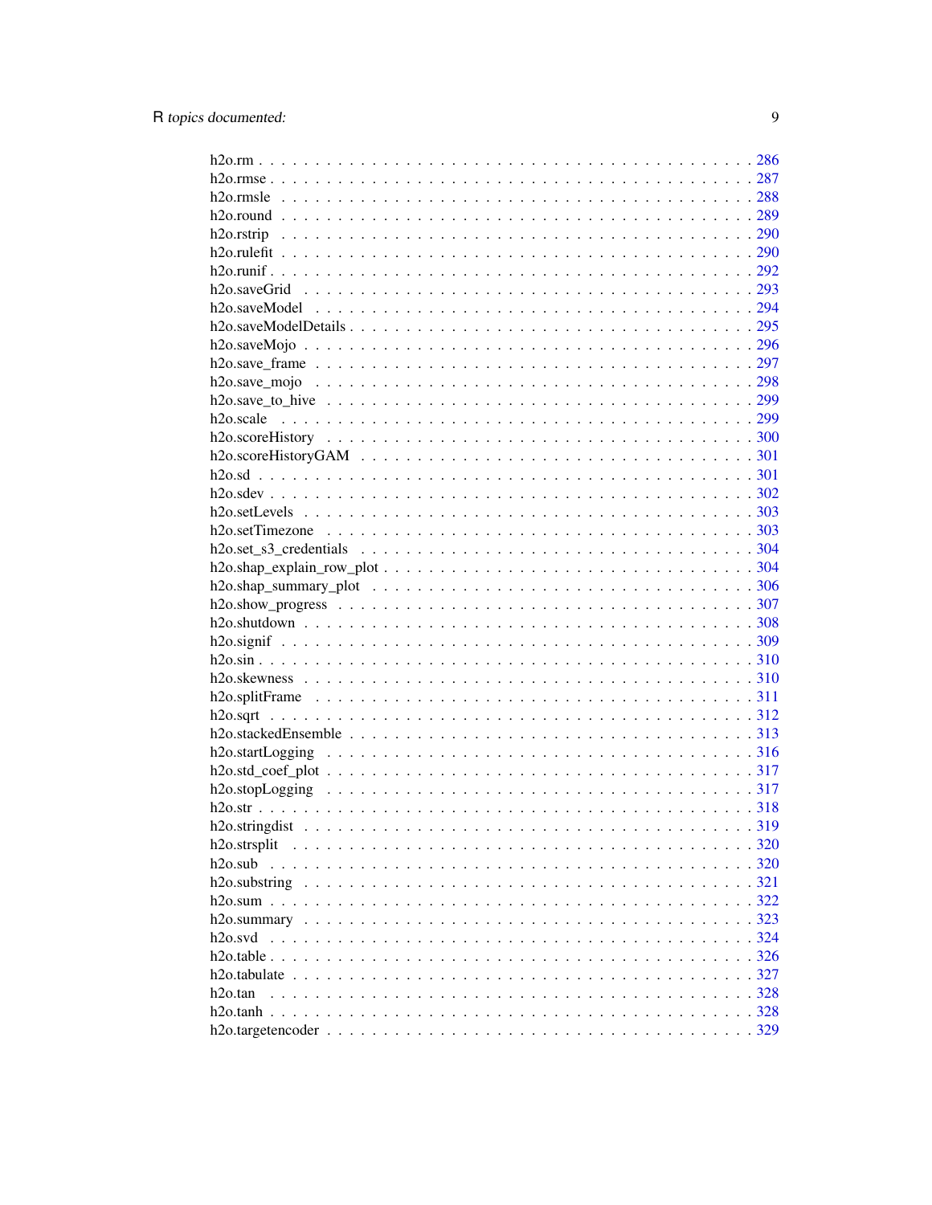h2o.rm . . . . . . . . . . . . . . . . . . . . . . . . . . . . . . . . . . . . . . . . . 286
h2o.rmse . . . . . . . . . . . . . . . . . . . . . . . . . . . . . . . . . . . . . . . . 287
h2o.rmsle . . . . . . . . . . . . . . . . . . . . . . . . . . . . . . . . . . . . . . . 288
h2o.round . . . . . . . . . . . . . . . . . . . . . . . . . . . . . . . . . . . . . . . 289
h2o.rstrip . . . . . . . . . . . . . . . . . . . . . . . . . . . . . . . . . . . . . . . 290
h2o.rulefit . . . . . . . . . . . . . . . . . . . . . . . . . . . . . . . . . . . . . . . 290
h2o.runif . . . . . . . . . . . . . . . . . . . . . . . . . . . . . . . . . . . . . . . . 292
h2o.saveGrid . . . . . . . . . . . . . . . . . . . . . . . . . . . . . . . . . . . . . . 293
h2o.saveModel . . . . . . . . . . . . . . . . . . . . . . . . . . . . . . . . . . . . . 294
h2o.saveModelDetails . . . . . . . . . . . . . . . . . . . . . . . . . . . . . . . . . 295
h2o.saveMojo . . . . . . . . . . . . . . . . . . . . . . . . . . . . . . . . . . . . . . 296
h2o.save_frame . . . . . . . . . . . . . . . . . . . . . . . . . . . . . . . . . . . . 297
h2o.save_mojo . . . . . . . . . . . . . . . . . . . . . . . . . . . . . . . . . . . . . 298
h2o.save_to_hive . . . . . . . . . . . . . . . . . . . . . . . . . . . . . . . . . . . . 299
h2o.scale . . . . . . . . . . . . . . . . . . . . . . . . . . . . . . . . . . . . . . . . 299
h2o.scoreHistory . . . . . . . . . . . . . . . . . . . . . . . . . . . . . . . . . . . . 300
h2o.scoreHistoryGAM . . . . . . . . . . . . . . . . . . . . . . . . . . . . . . . . . . 301
h2o.sd . . . . . . . . . . . . . . . . . . . . . . . . . . . . . . . . . . . . . . . . . 301
h2o.sdev . . . . . . . . . . . . . . . . . . . . . . . . . . . . . . . . . . . . . . . . 302
h2o.setLevels . . . . . . . . . . . . . . . . . . . . . . . . . . . . . . . . . . . . . 303
h2o.setTimezone . . . . . . . . . . . . . . . . . . . . . . . . . . . . . . . . . . . . 303
h2o.set_s3_credentials . . . . . . . . . . . . . . . . . . . . . . . . . . . . . . . . 304
h2o.shap_explain_row_plot . . . . . . . . . . . . . . . . . . . . . . . . . . . . . . 304
h2o.shap_summary_plot . . . . . . . . . . . . . . . . . . . . . . . . . . . . . . . . 306
h2o.show_progress . . . . . . . . . . . . . . . . . . . . . . . . . . . . . . . . . . . 307
h2o.shutdown . . . . . . . . . . . . . . . . . . . . . . . . . . . . . . . . . . . . . . 308
h2o.signif . . . . . . . . . . . . . . . . . . . . . . . . . . . . . . . . . . . . . . . 309
h2o.sin . . . . . . . . . . . . . . . . . . . . . . . . . . . . . . . . . . . . . . . . . 310
h2o.skewness . . . . . . . . . . . . . . . . . . . . . . . . . . . . . . . . . . . . . . 310
h2o.splitFrame . . . . . . . . . . . . . . . . . . . . . . . . . . . . . . . . . . . . . 311
h2o.sqrt . . . . . . . . . . . . . . . . . . . . . . . . . . . . . . . . . . . . . . . . 312
h2o.stackedEnsemble . . . . . . . . . . . . . . . . . . . . . . . . . . . . . . . . . . 313
h2o.startLogging . . . . . . . . . . . . . . . . . . . . . . . . . . . . . . . . . . . . 316
h2o.std_coef_plot . . . . . . . . . . . . . . . . . . . . . . . . . . . . . . . . . . . 317
h2o.stopLogging . . . . . . . . . . . . . . . . . . . . . . . . . . . . . . . . . . . . 317
h2o.str . . . . . . . . . . . . . . . . . . . . . . . . . . . . . . . . . . . . . . . . . 318
h2o.stringdist . . . . . . . . . . . . . . . . . . . . . . . . . . . . . . . . . . . . . 319
h2o.strsplit . . . . . . . . . . . . . . . . . . . . . . . . . . . . . . . . . . . . . . 320
h2o.sub . . . . . . . . . . . . . . . . . . . . . . . . . . . . . . . . . . . . . . . . . 320
h2o.substring . . . . . . . . . . . . . . . . . . . . . . . . . . . . . . . . . . . . . 321
h2o.sum . . . . . . . . . . . . . . . . . . . . . . . . . . . . . . . . . . . . . . . . . 322
h2o.summary . . . . . . . . . . . . . . . . . . . . . . . . . . . . . . . . . . . . . . 323
h2o.svd . . . . . . . . . . . . . . . . . . . . . . . . . . . . . . . . . . . . . . . . . 324
h2o.table . . . . . . . . . . . . . . . . . . . . . . . . . . . . . . . . . . . . . . . . 326
h2o.tabulate . . . . . . . . . . . . . . . . . . . . . . . . . . . . . . . . . . . . . . 327
h2o.tan . . . . . . . . . . . . . . . . . . . . . . . . . . . . . . . . . . . . . . . . . 328
h2o.tanh . . . . . . . . . . . . . . . . . . . . . . . . . . . . . . . . . . . . . . . . 328
h2o.targetencoder . . . . . . . . . . . . . . . . . . . . . . . . . . . . . . . . . . . 329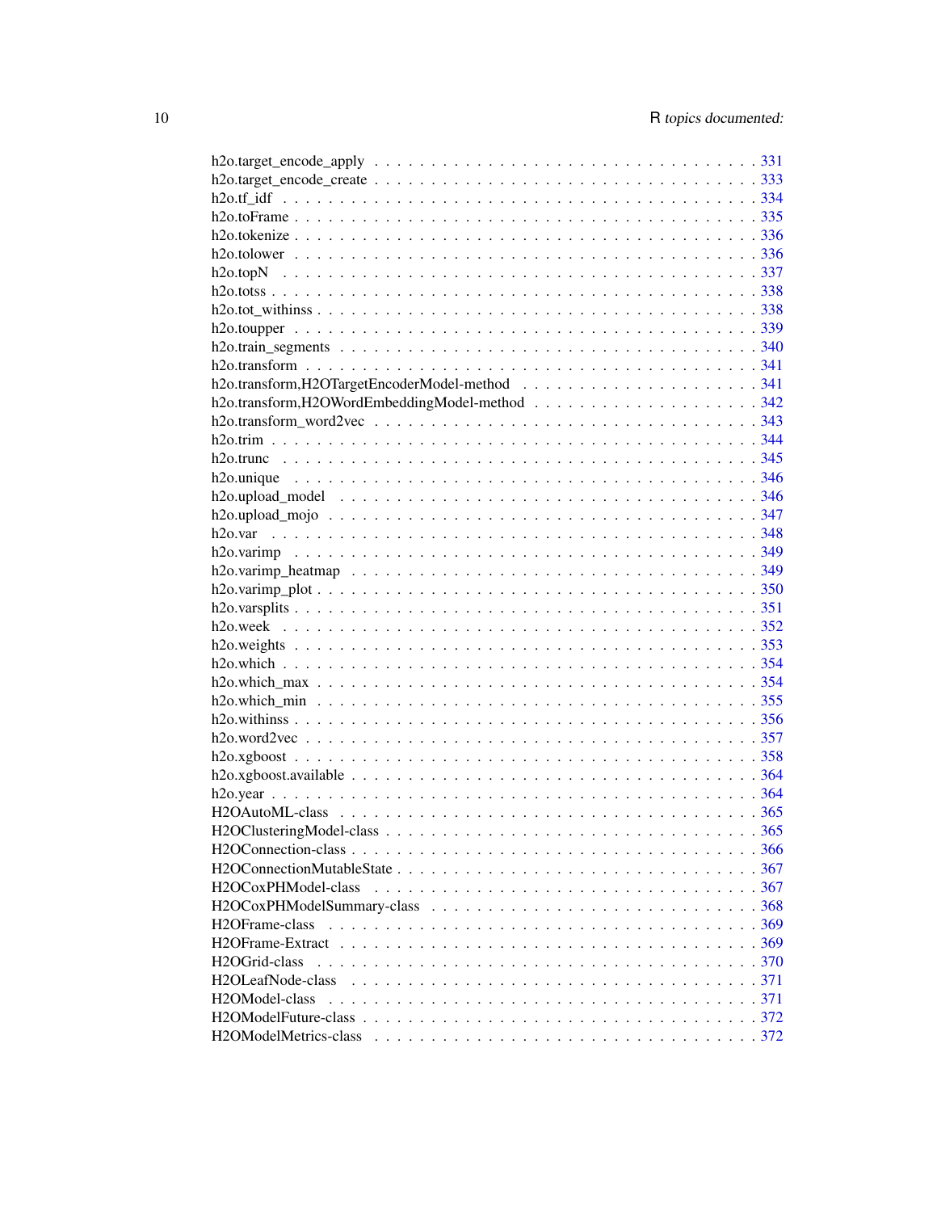h2o.target_encode_apply . . . . . . . . . . . . . . . . . . . . . . . . . . . . . . . 331
h2o.target_encode_create . . . . . . . . . . . . . . . . . . . . . . . . . . . . . . 333
h2o.tf_idf . . . . . . . . . . . . . . . . . . . . . . . . . . . . . . . . . . . . 334
h2o.toFrame . . . . . . . . . . . . . . . . . . . . . . . . . . . . . . . . . . . 335
h2o.tokenize . . . . . . . . . . . . . . . . . . . . . . . . . . . . . . . . . . . 336
h2o.tolower . . . . . . . . . . . . . . . . . . . . . . . . . . . . . . . . . . . 336
h2o.topN . . . . . . . . . . . . . . . . . . . . . . . . . . . . . . . . . . . . 337
h2o.totss . . . . . . . . . . . . . . . . . . . . . . . . . . . . . . . . . . . . 338
h2o.tot_withinss . . . . . . . . . . . . . . . . . . . . . . . . . . . . . . . . . 338
h2o.toupper . . . . . . . . . . . . . . . . . . . . . . . . . . . . . . . . . . . 339
h2o.train_segments . . . . . . . . . . . . . . . . . . . . . . . . . . . . . . . . 340
h2o.transform . . . . . . . . . . . . . . . . . . . . . . . . . . . . . . . . . . 341
h2o.transform,H2OTargetEncoderModel-method . . . . . . . . . . . . . . . . . . 341
h2o.transform,H2OWordEmbeddingModel-method . . . . . . . . . . . . . . . . . . 342
h2o.transform_word2vec . . . . . . . . . . . . . . . . . . . . . . . . . . . . . . 343
h2o.trim . . . . . . . . . . . . . . . . . . . . . . . . . . . . . . . . . . . . . 344
h2o.trunc . . . . . . . . . . . . . . . . . . . . . . . . . . . . . . . . . . . . 345
h2o.unique . . . . . . . . . . . . . . . . . . . . . . . . . . . . . . . . . . . . 346
h2o.upload_model . . . . . . . . . . . . . . . . . . . . . . . . . . . . . . . . . 346
h2o.upload_mojo . . . . . . . . . . . . . . . . . . . . . . . . . . . . . . . . . 347
h2o.var . . . . . . . . . . . . . . . . . . . . . . . . . . . . . . . . . . . . . 348
h2o.varimp . . . . . . . . . . . . . . . . . . . . . . . . . . . . . . . . . . . 349
h2o.varimp_heatmap . . . . . . . . . . . . . . . . . . . . . . . . . . . . . . . 349
h2o.varimp_plot . . . . . . . . . . . . . . . . . . . . . . . . . . . . . . . . . 350
h2o.varsplits . . . . . . . . . . . . . . . . . . . . . . . . . . . . . . . . . . 351
h2o.week . . . . . . . . . . . . . . . . . . . . . . . . . . . . . . . . . . . . 352
h2o.weights . . . . . . . . . . . . . . . . . . . . . . . . . . . . . . . . . . . 353
h2o.which . . . . . . . . . . . . . . . . . . . . . . . . . . . . . . . . . . . . 354
h2o.which_max . . . . . . . . . . . . . . . . . . . . . . . . . . . . . . . . . . 354
h2o.which_min . . . . . . . . . . . . . . . . . . . . . . . . . . . . . . . . . . 355
h2o.withinss . . . . . . . . . . . . . . . . . . . . . . . . . . . . . . . . . . . 356
h2o.word2vec . . . . . . . . . . . . . . . . . . . . . . . . . . . . . . . . . . 357
h2o.xgboost . . . . . . . . . . . . . . . . . . . . . . . . . . . . . . . . . . . 358
h2o.xgboost.available . . . . . . . . . . . . . . . . . . . . . . . . . . . . . . 364
h2o.year . . . . . . . . . . . . . . . . . . . . . . . . . . . . . . . . . . . . . 364
H2OAutoML-class . . . . . . . . . . . . . . . . . . . . . . . . . . . . . . . . . 365
H2OClusteringModel-class . . . . . . . . . . . . . . . . . . . . . . . . . . . . . 365
H2OConnection-class . . . . . . . . . . . . . . . . . . . . . . . . . . . . . . . 366
H2OConnectionMutableState . . . . . . . . . . . . . . . . . . . . . . . . . . . . 367
H2OCoxPHModel-class . . . . . . . . . . . . . . . . . . . . . . . . . . . . . . . 367
H2OCoxPHModelSummary-class . . . . . . . . . . . . . . . . . . . . . . . . . . . 368
H2OFrame-class . . . . . . . . . . . . . . . . . . . . . . . . . . . . . . . . . . 369
H2OFrame-Extract . . . . . . . . . . . . . . . . . . . . . . . . . . . . . . . . . 369
H2OGrid-class . . . . . . . . . . . . . . . . . . . . . . . . . . . . . . . . . . 370
H2OLeafNode-class . . . . . . . . . . . . . . . . . . . . . . . . . . . . . . . . 371
H2OModel-class . . . . . . . . . . . . . . . . . . . . . . . . . . . . . . . . . . 371
H2OModelFuture-class . . . . . . . . . . . . . . . . . . . . . . . . . . . . . . . 372
H2OModelMetrics-class . . . . . . . . . . . . . . . . . . . . . . . . . . . . . . 372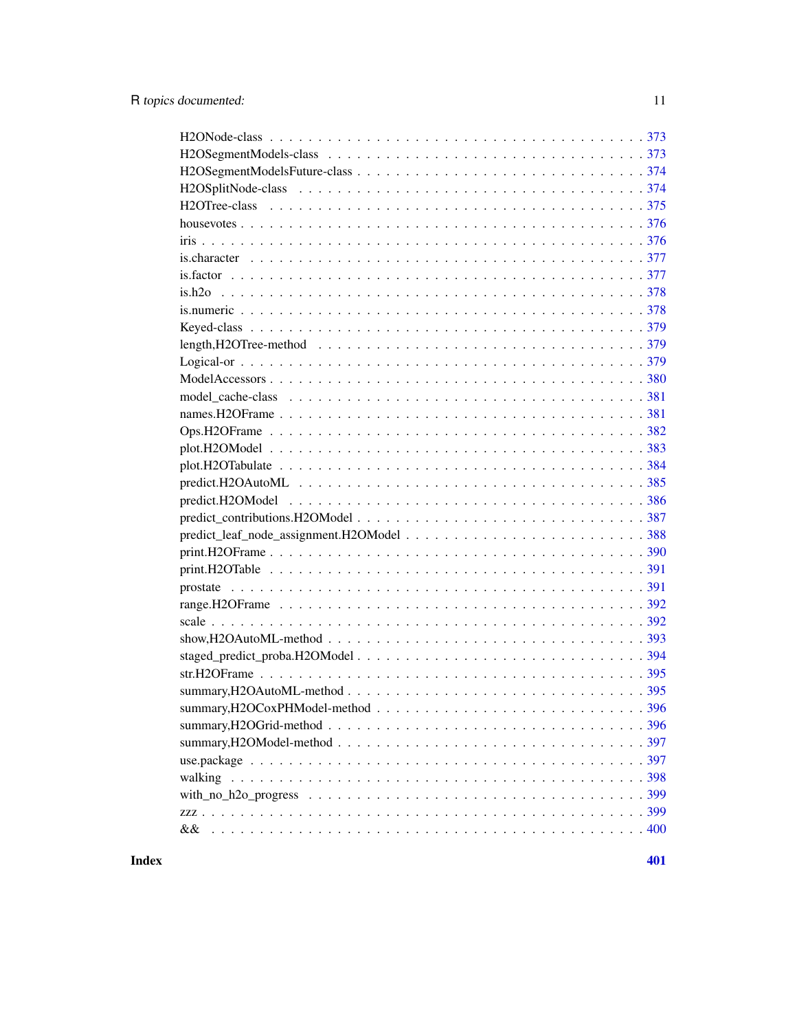H2ONode-class . . . . . . . . . . . . . . . . . . . . . . . . . . . . . . . . . . . . . 373
H2OSegmentModels-class . . . . . . . . . . . . . . . . . . . . . . . . . . . . . . . . 373
H2OSegmentModelsFuture-class . . . . . . . . . . . . . . . . . . . . . . . . . . . . . 374
H2OSplitNode-class . . . . . . . . . . . . . . . . . . . . . . . . . . . . . . . . . . . 374
H2OTree-class . . . . . . . . . . . . . . . . . . . . . . . . . . . . . . . . . . . . . . 375
housevotes . . . . . . . . . . . . . . . . . . . . . . . . . . . . . . . . . . . . . . . 376
iris . . . . . . . . . . . . . . . . . . . . . . . . . . . . . . . . . . . . . . . . . . . 376
is.character . . . . . . . . . . . . . . . . . . . . . . . . . . . . . . . . . . . . . . 377
is.factor . . . . . . . . . . . . . . . . . . . . . . . . . . . . . . . . . . . . . . . . 377
is.h2o . . . . . . . . . . . . . . . . . . . . . . . . . . . . . . . . . . . . . . . . . . 378
is.numeric . . . . . . . . . . . . . . . . . . . . . . . . . . . . . . . . . . . . . . . 378
Keyed-class . . . . . . . . . . . . . . . . . . . . . . . . . . . . . . . . . . . . . . . 379
length,H2OTree-method . . . . . . . . . . . . . . . . . . . . . . . . . . . . . . . . . 379
Logical-or . . . . . . . . . . . . . . . . . . . . . . . . . . . . . . . . . . . . . . . . 379
ModelAccessors . . . . . . . . . . . . . . . . . . . . . . . . . . . . . . . . . . . . . 380
model_cache-class . . . . . . . . . . . . . . . . . . . . . . . . . . . . . . . . . . . . 381
names.H2OFrame . . . . . . . . . . . . . . . . . . . . . . . . . . . . . . . . . . . . . 381
Ops.H2OFrame . . . . . . . . . . . . . . . . . . . . . . . . . . . . . . . . . . . . . . 382
plot.H2OModel . . . . . . . . . . . . . . . . . . . . . . . . . . . . . . . . . . . . . . 383
plot.H2OTabulate . . . . . . . . . . . . . . . . . . . . . . . . . . . . . . . . . . . . 384
predict.H2OAutoML . . . . . . . . . . . . . . . . . . . . . . . . . . . . . . . . . . . . 385
predict.H2OModel . . . . . . . . . . . . . . . . . . . . . . . . . . . . . . . . . . . . 386
predict_contributions.H2OModel . . . . . . . . . . . . . . . . . . . . . . . . . . . . . 387
predict_leaf_node_assignment.H2OModel . . . . . . . . . . . . . . . . . . . . . . . . . 388
print.H2OFrame . . . . . . . . . . . . . . . . . . . . . . . . . . . . . . . . . . . . . 390
print.H2OTable . . . . . . . . . . . . . . . . . . . . . . . . . . . . . . . . . . . . . 391
prostate . . . . . . . . . . . . . . . . . . . . . . . . . . . . . . . . . . . . . . . . . 391
range.H2OFrame . . . . . . . . . . . . . . . . . . . . . . . . . . . . . . . . . . . . . 392
scale . . . . . . . . . . . . . . . . . . . . . . . . . . . . . . . . . . . . . . . . . . 392
show,H2OAutoML-method . . . . . . . . . . . . . . . . . . . . . . . . . . . . . . . . . 393
staged_predict_proba.H2OModel . . . . . . . . . . . . . . . . . . . . . . . . . . . . . 394
str.H2OFrame . . . . . . . . . . . . . . . . . . . . . . . . . . . . . . . . . . . . . . 395
summary,H2OAutoML-method . . . . . . . . . . . . . . . . . . . . . . . . . . . . . . . 395
summary,H2OCoxPHModel-method . . . . . . . . . . . . . . . . . . . . . . . . . . . . . 396
summary,H2OGrid-method . . . . . . . . . . . . . . . . . . . . . . . . . . . . . . . . . 396
summary,H2OModel-method . . . . . . . . . . . . . . . . . . . . . . . . . . . . . . . . 397
use.package . . . . . . . . . . . . . . . . . . . . . . . . . . . . . . . . . . . . . . . 397
walking . . . . . . . . . . . . . . . . . . . . . . . . . . . . . . . . . . . . . . . . . 398
with_no_h2o_progress . . . . . . . . . . . . . . . . . . . . . . . . . . . . . . . . . . 399
zzz . . . . . . . . . . . . . . . . . . . . . . . . . . . . . . . . . . . . . . . . . . . 399
&& . . . . . . . . . . . . . . . . . . . . . . . . . . . . . . . . . . . . . . . . . . . 400

**Index** **401**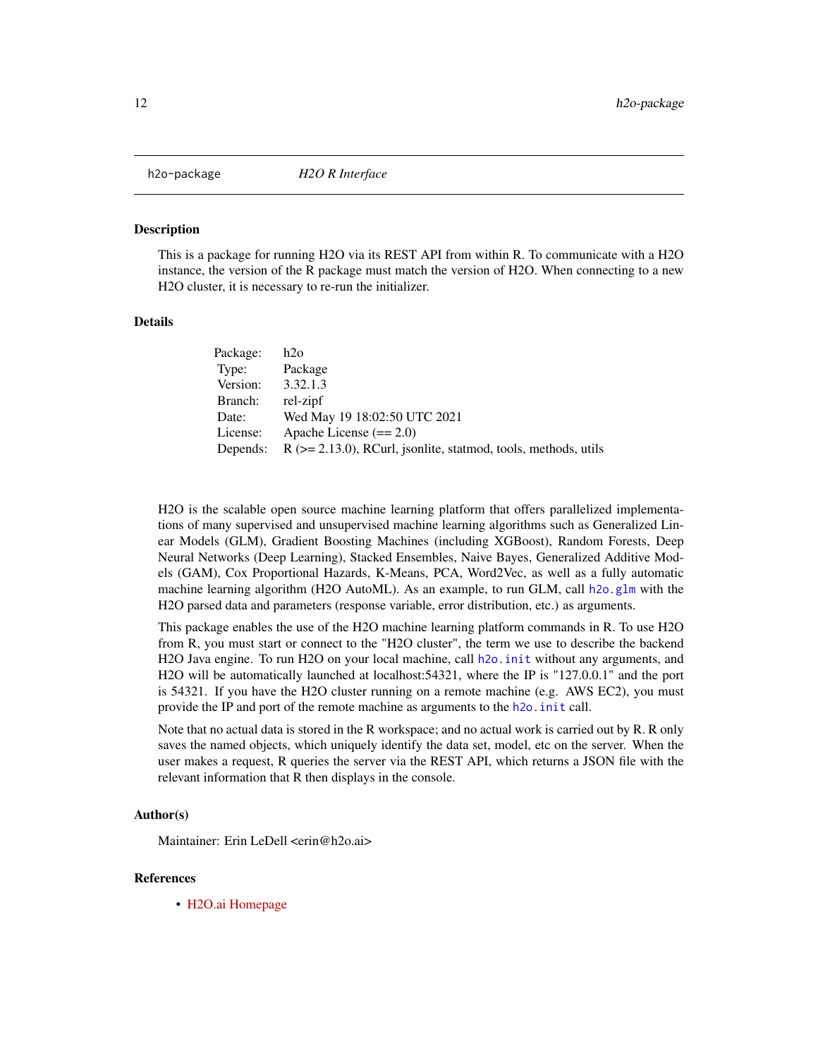`h2o-package` *H2O R Interface*

### Description

This is a package for running H2O via its REST API from within R. To communicate with a H2O instance, the version of the R package must match the version of H2O. When connecting to a new H2O cluster, it is necessary to re-run the initializer.

### Details

| | |
|---|---|
| Package: | h2o |
| Type: | Package |
| Version: | 3.32.1.3 |
| Branch: | rel-zipf |
| Date: | Wed May 19 18:02:50 UTC 2021 |
| License: | Apache License (== 2.0) |
| Depends: | R (>= 2.13.0), RCurl, jsonlite, statmod, tools, methods, utils |

H2O is the scalable open source machine learning platform that offers parallelized implementations of many supervised and unsupervised machine learning algorithms such as Generalized Linear Models (GLM), Gradient Boosting Machines (including XGBoost), Random Forests, Deep Neural Networks (Deep Learning), Stacked Ensembles, Naive Bayes, Generalized Additive Models (GAM), Cox Proportional Hazards, K-Means, PCA, Word2Vec, as well as a fully automatic machine learning algorithm (H2O AutoML). As an example, to run GLM, call `h2o.glm` with the H2O parsed data and parameters (response variable, error distribution, etc.) as arguments.

This package enables the use of the H2O machine learning platform commands in R. To use H2O from R, you must start or connect to the "H2O cluster", the term we use to describe the backend H2O Java engine. To run H2O on your local machine, call `h2o.init` without any arguments, and H2O will be automatically launched at localhost:54321, where the IP is "127.0.0.1" and the port is 54321. If you have the H2O cluster running on a remote machine (e.g. AWS EC2), you must provide the IP and port of the remote machine as arguments to the `h2o.init` call.

Note that no actual data is stored in the R workspace; and no actual work is carried out by R. R only saves the named objects, which uniquely identify the data set, model, etc on the server. When the user makes a request, R queries the server via the REST API, which returns a JSON file with the relevant information that R then displays in the console.

### Author(s)

Maintainer: Erin LeDell <erin@h2o.ai>

### References

- H2O.ai Homepage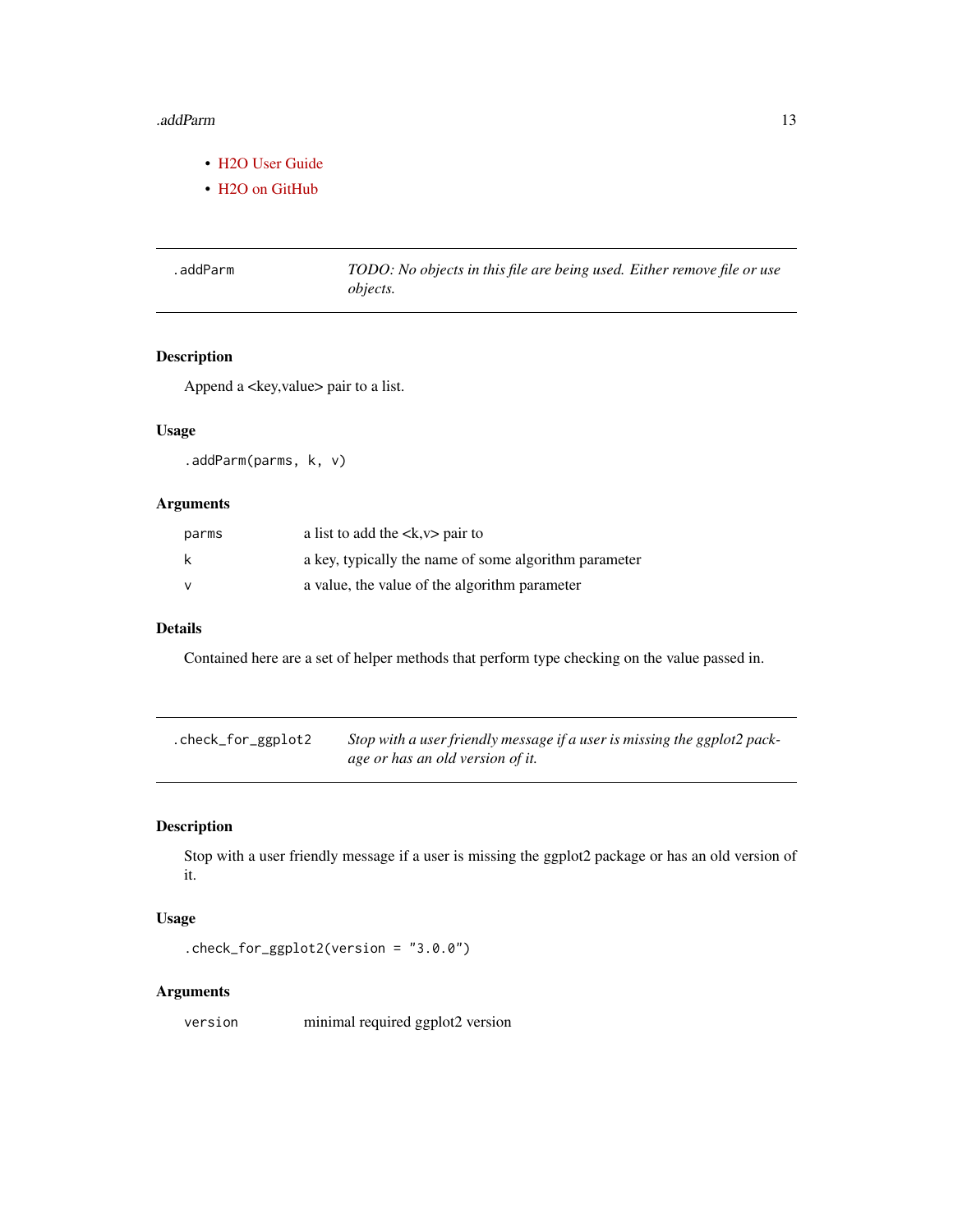- H2O User Guide
- H2O on GitHub

---

`.addParm` *TODO: No objects in this file are being used. Either remove file or use objects.*

---

### Description

Append a <key,value> pair to a list.

### Usage

```
.addParm(parms, k, v)
```

### Arguments

| | |
|---|---|
| parms | a list to add the <k,v> pair to |
| k | a key, typically the name of some algorithm parameter |
| v | a value, the value of the algorithm parameter |

### Details

Contained here are a set of helper methods that perform type checking on the value passed in.

---

`.check_for_ggplot2` *Stop with a user friendly message if a user is missing the ggplot2 package or has an old version of it.*

---

### Description

Stop with a user friendly message if a user is missing the ggplot2 package or has an old version of it.

### Usage

```
.check_for_ggplot2(version = "3.0.0")
```

### Arguments

| | |
|---|---|
| version | minimal required ggplot2 version |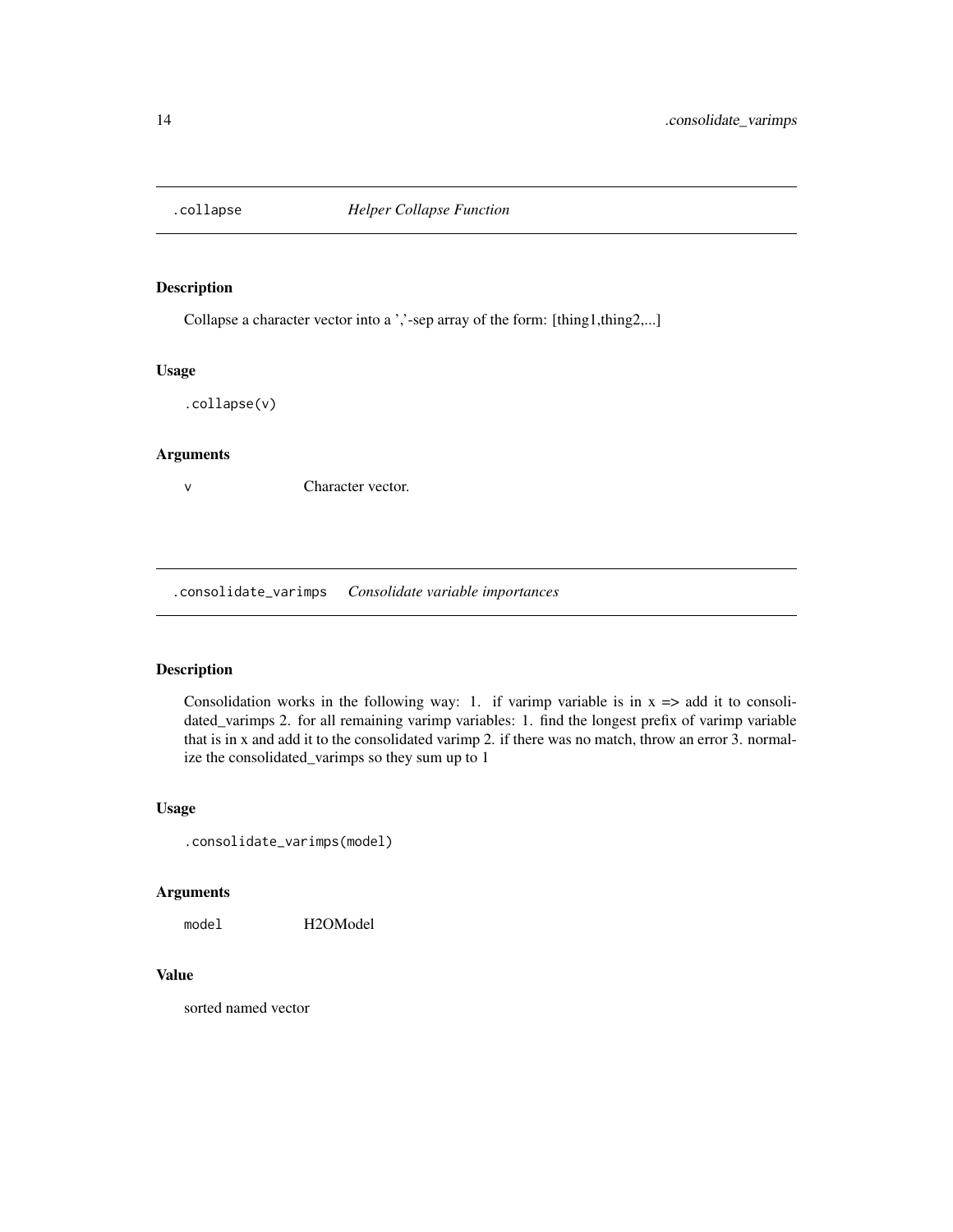## .collapse *Helper Collapse Function*

### Description

Collapse a character vector into a ','-sep array of the form: [thing1,thing2,...]

### Usage

```
.collapse(v)
```

### Arguments

| | |
|---|---|
| v | Character vector. |

## .consolidate_varimps *Consolidate variable importances*

### Description

Consolidation works in the following way: 1. if varimp variable is in x => add it to consolidated_varimps 2. for all remaining varimp variables: 1. find the longest prefix of varimp variable that is in x and add it to the consolidated varimp 2. if there was no match, throw an error 3. normalize the consolidated_varimps so they sum up to 1

### Usage

```
.consolidate_varimps(model)
```

### Arguments

| | |
|---|---|
| model | H2OModel |

### Value

sorted named vector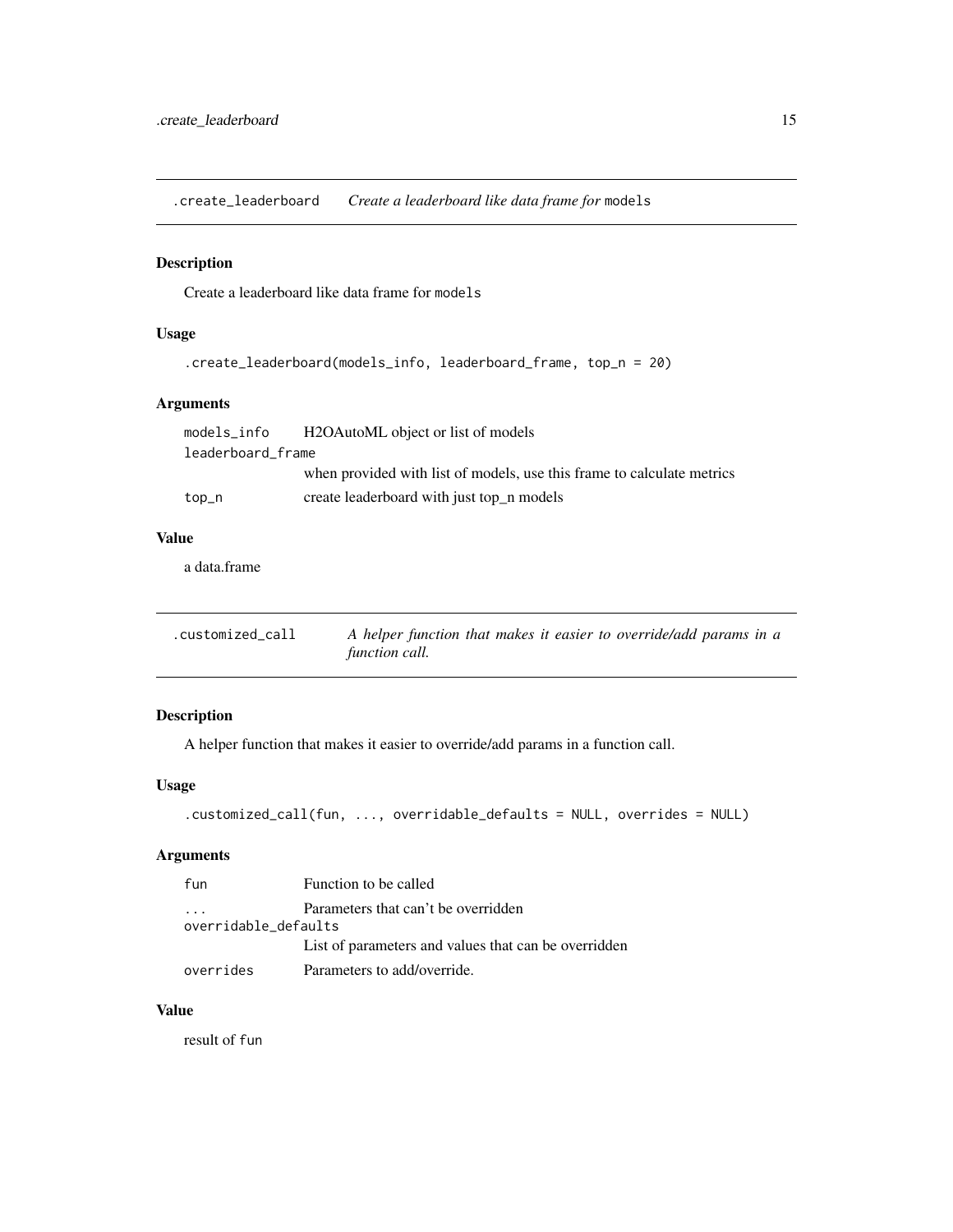## .create_leaderboard    *Create a leaderboard like data frame for* `models`

### Description

Create a leaderboard like data frame for `models`

### Usage

```
.create_leaderboard(models_info, leaderboard_frame, top_n = 20)
```

### Arguments

| | |
|---|---|
| `models_info` | H2OAutoML object or list of models |
| `leaderboard_frame` | when provided with list of models, use this frame to calculate metrics |
| `top_n` | create leaderboard with just top_n models |

### Value

a data.frame

## .customized_call    *A helper function that makes it easier to override/add params in a function call.*

### Description

A helper function that makes it easier to override/add params in a function call.

### Usage

```
.customized_call(fun, ..., overridable_defaults = NULL, overrides = NULL)
```

### Arguments

| | |
|---|---|
| `fun` | Function to be called |
| `...` | Parameters that can't be overridden |
| `overridable_defaults` | List of parameters and values that can be overridden |
| `overrides` | Parameters to add/override. |

### Value

result of `fun`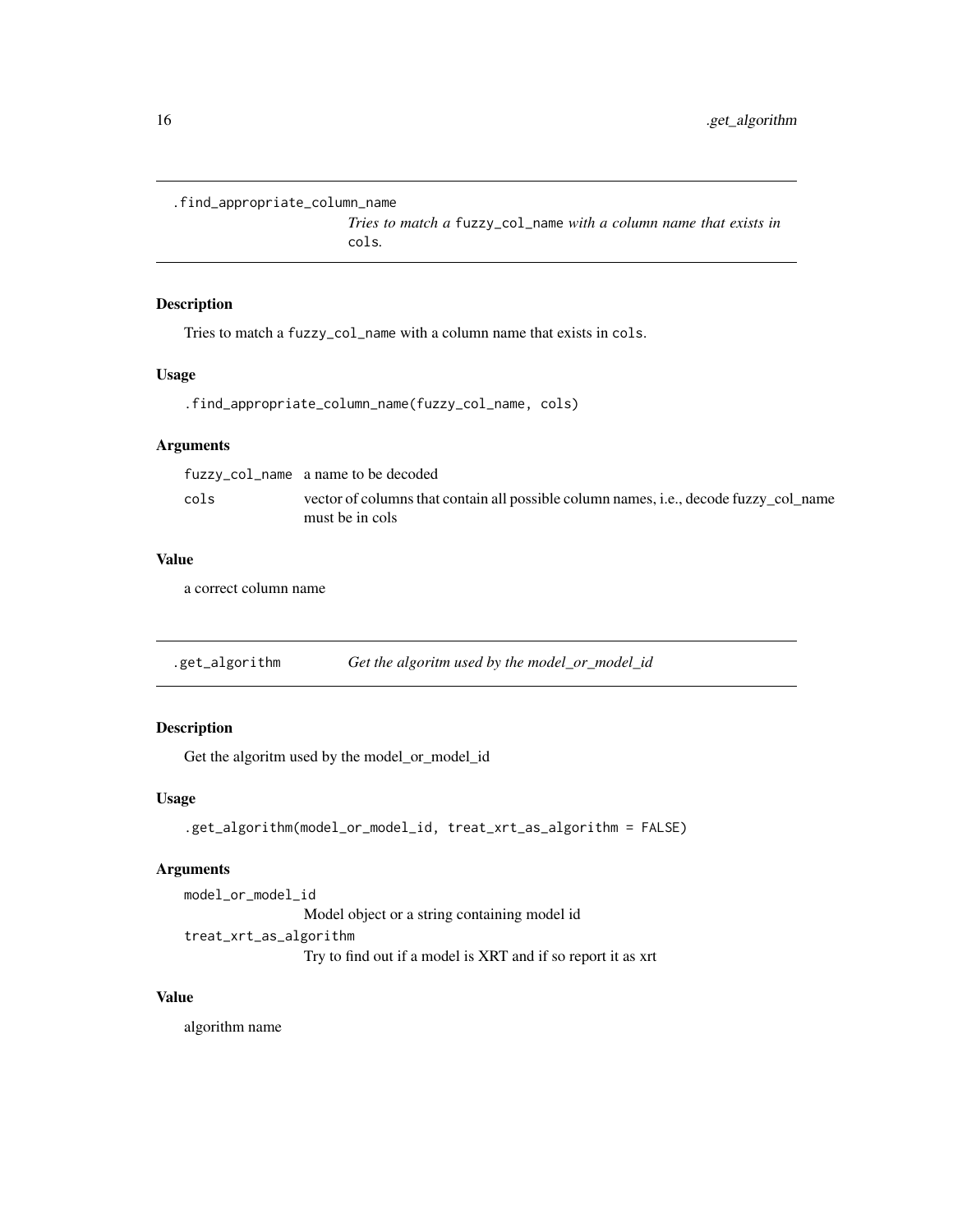## .find_appropriate_column_name

*Tries to match a* `fuzzy_col_name` *with a column name that exists in* `cols`*.*

### Description

Tries to match a `fuzzy_col_name` with a column name that exists in `cols`.

### Usage

```
.find_appropriate_column_name(fuzzy_col_name, cols)
```

### Arguments

| | |
|---|---|
| `fuzzy_col_name` | a name to be decoded |
| `cols` | vector of columns that contain all possible column names, i.e., decode fuzzy_col_name must be in cols |

### Value

a correct column name

## .get_algorithm

*Get the algoritm used by the model_or_model_id*

### Description

Get the algoritm used by the model_or_model_id

### Usage

```
.get_algorithm(model_or_model_id, treat_xrt_as_algorithm = FALSE)
```

### Arguments

| | |
|---|---|
| `model_or_model_id` | Model object or a string containing model id |
| `treat_xrt_as_algorithm` | Try to find out if a model is XRT and if so report it as xrt |

### Value

algorithm name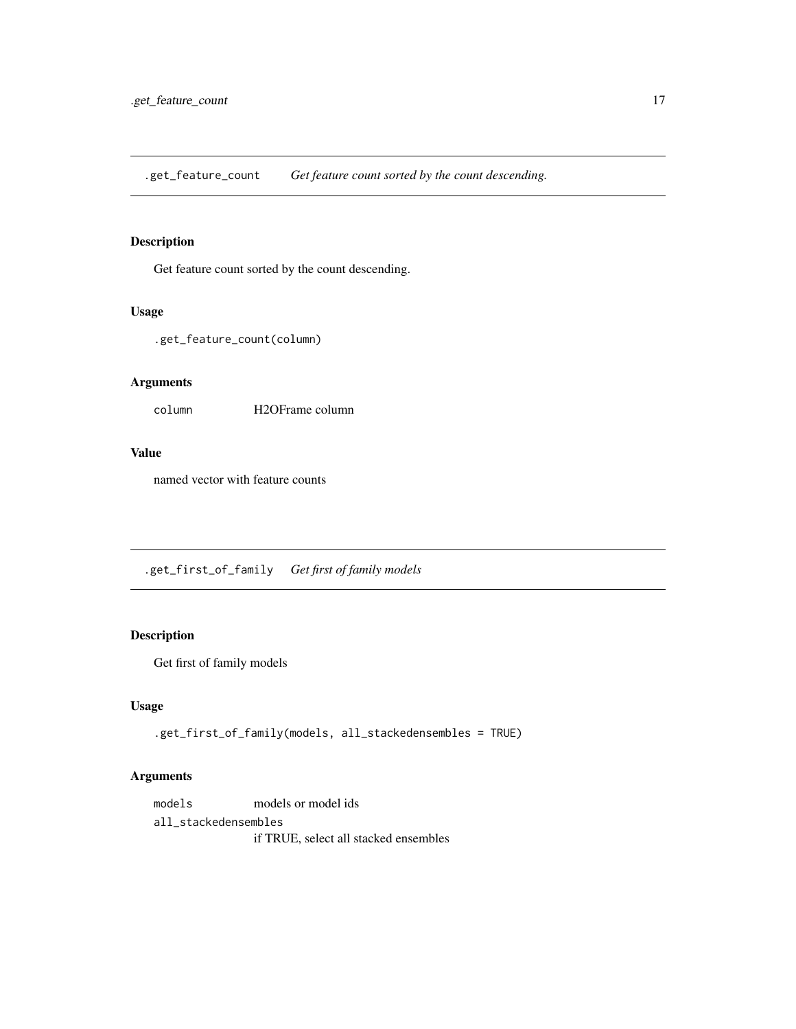## .get_feature_count *Get feature count sorted by the count descending.*

### Description

Get feature count sorted by the count descending.

### Usage

```
.get_feature_count(column)
```

### Arguments

| | |
|---|---|
| `column` | H2OFrame column |

### Value

named vector with feature counts

## .get_first_of_family *Get first of family models*

### Description

Get first of family models

### Usage

```
.get_first_of_family(models, all_stackedensembles = TRUE)
```

### Arguments

| | |
|---|---|
| `models` | models or model ids |
| `all_stackedensembles` | if TRUE, select all stacked ensembles |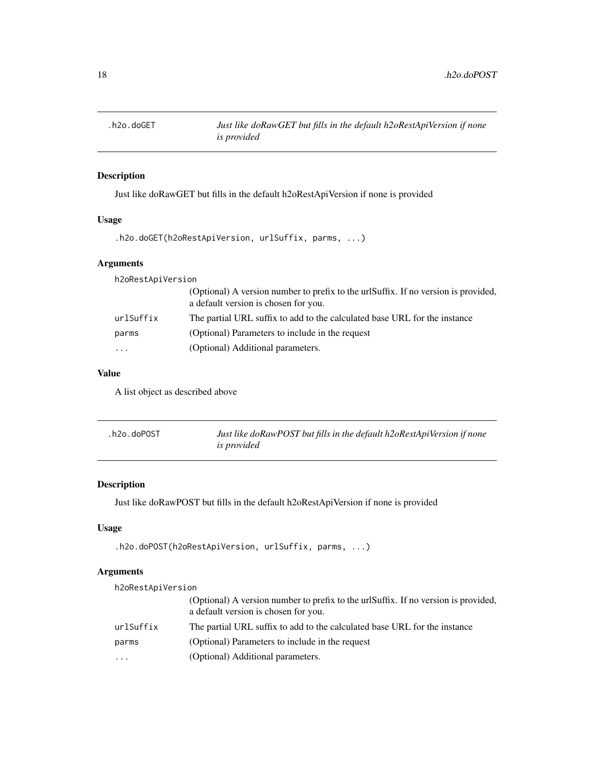## .h2o.doGET — *Just like doRawGET but fills in the default h2oRestApiVersion if none is provided*

### Description

Just like doRawGET but fills in the default h2oRestApiVersion if none is provided

### Usage

```
.h2o.doGET(h2oRestApiVersion, urlSuffix, parms, ...)
```

### Arguments

| | |
|---|---|
| `h2oRestApiVersion` | (Optional) A version number to prefix to the urlSuffix. If no version is provided, a default version is chosen for you. |
| `urlSuffix` | The partial URL suffix to add to the calculated base URL for the instance |
| `parms` | (Optional) Parameters to include in the request |
| `...` | (Optional) Additional parameters. |

### Value

A list object as described above

## .h2o.doPOST — *Just like doRawPOST but fills in the default h2oRestApiVersion if none is provided*

### Description

Just like doRawPOST but fills in the default h2oRestApiVersion if none is provided

### Usage

```
.h2o.doPOST(h2oRestApiVersion, urlSuffix, parms, ...)
```

### Arguments

| | |
|---|---|
| `h2oRestApiVersion` | (Optional) A version number to prefix to the urlSuffix. If no version is provided, a default version is chosen for you. |
| `urlSuffix` | The partial URL suffix to add to the calculated base URL for the instance |
| `parms` | (Optional) Parameters to include in the request |
| `...` | (Optional) Additional parameters. |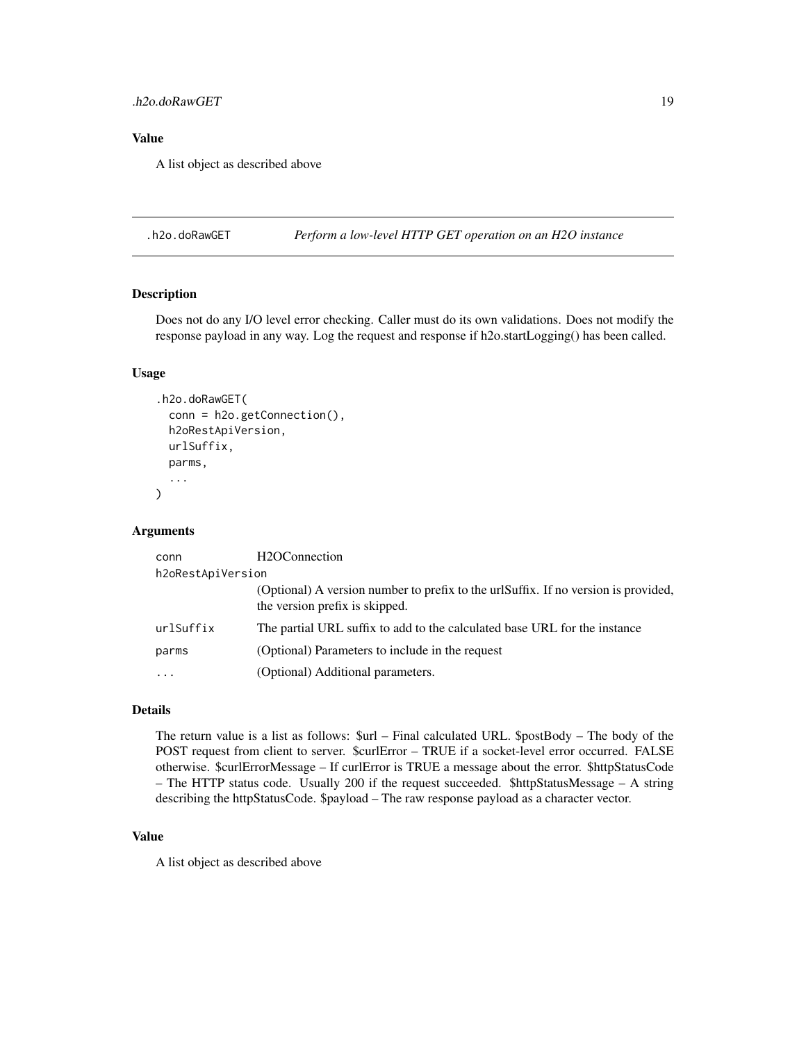## Value

A list object as described above

## .h2o.doRawGET — *Perform a low-level HTTP GET operation on an H2O instance*

### Description

Does not do any I/O level error checking. Caller must do its own validations. Does not modify the response payload in any way. Log the request and response if h2o.startLogging() has been called.

### Usage

```
.h2o.doRawGET(
  conn = h2o.getConnection(),
  h2oRestApiVersion,
  urlSuffix,
  parms,
  ...
)
```

### Arguments

| | |
|---|---|
| conn | H2OConnection |
| h2oRestApiVersion | (Optional) A version number to prefix to the urlSuffix. If no version is provided, the version prefix is skipped. |
| urlSuffix | The partial URL suffix to add to the calculated base URL for the instance |
| parms | (Optional) Parameters to include in the request |
| ... | (Optional) Additional parameters. |

### Details

The return value is a list as follows: $url – Final calculated URL. $postBody – The body of the POST request from client to server. $curlError – TRUE if a socket-level error occurred. FALSE otherwise. $curlErrorMessage – If curlError is TRUE a message about the error. $httpStatusCode – The HTTP status code. Usually 200 if the request succeeded. $httpStatusMessage – A string describing the httpStatusCode. $payload – The raw response payload as a character vector.

### Value

A list object as described above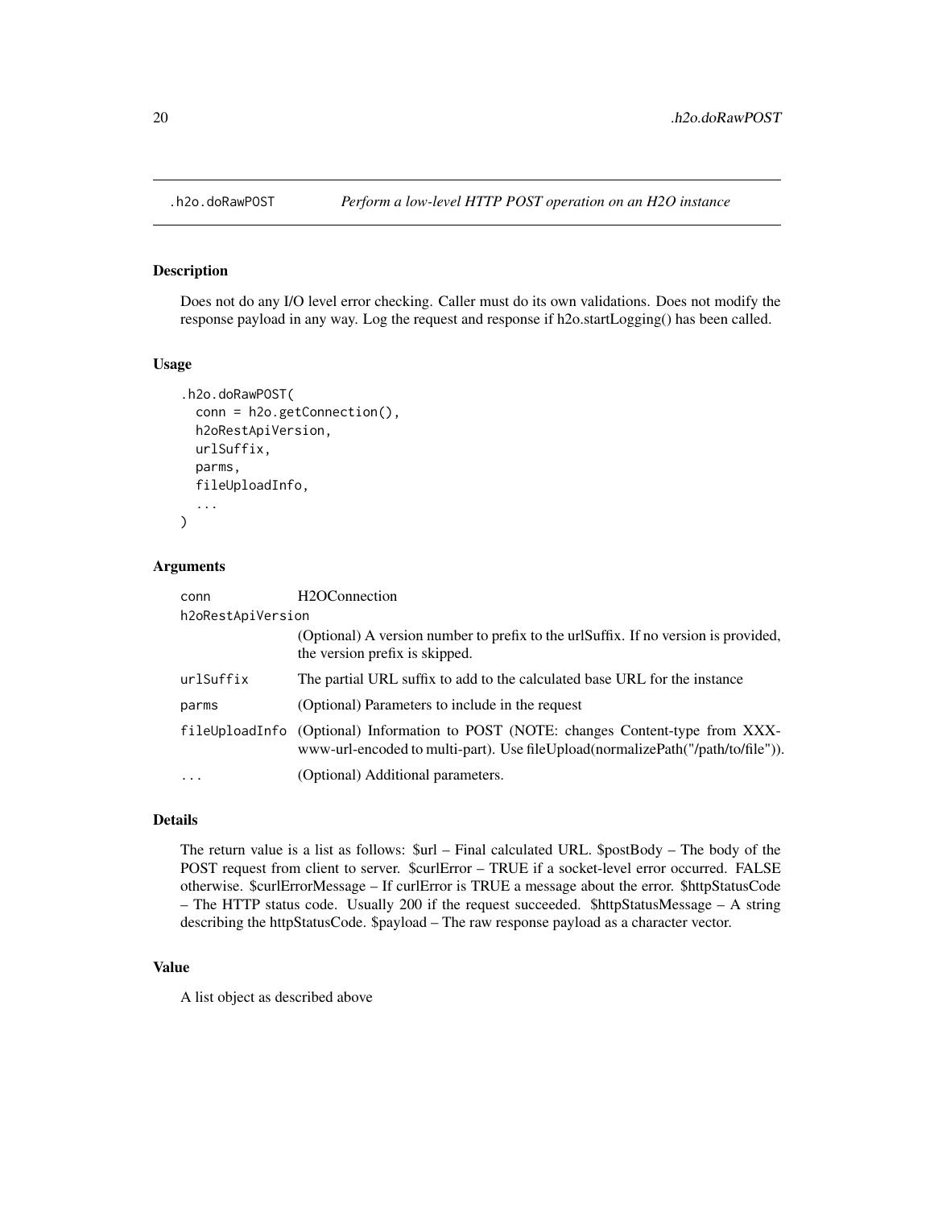## .h2o.doRawPOST *Perform a low-level HTTP POST operation on an H2O instance*

### Description

Does not do any I/O level error checking. Caller must do its own validations. Does not modify the response payload in any way. Log the request and response if h2o.startLogging() has been called.

### Usage

```
.h2o.doRawPOST(
  conn = h2o.getConnection(),
  h2oRestApiVersion,
  urlSuffix,
  parms,
  fileUploadInfo,
  ...
)
```

### Arguments

| | |
|---|---|
| conn | H2OConnection |
| h2oRestApiVersion | (Optional) A version number to prefix to the urlSuffix. If no version is provided, the version prefix is skipped. |
| urlSuffix | The partial URL suffix to add to the calculated base URL for the instance |
| parms | (Optional) Parameters to include in the request |
| fileUploadInfo | (Optional) Information to POST (NOTE: changes Content-type from XXX-www-url-encoded to multi-part). Use fileUpload(normalizePath("/path/to/file")). |
| ... | (Optional) Additional parameters. |

### Details

The return value is a list as follows: $url – Final calculated URL. $postBody – The body of the POST request from client to server. $curlError – TRUE if a socket-level error occurred. FALSE otherwise. $curlErrorMessage – If curlError is TRUE a message about the error. $httpStatusCode – The HTTP status code. Usually 200 if the request succeeded. $httpStatusMessage – A string describing the httpStatusCode. $payload – The raw response payload as a character vector.

### Value

A list object as described above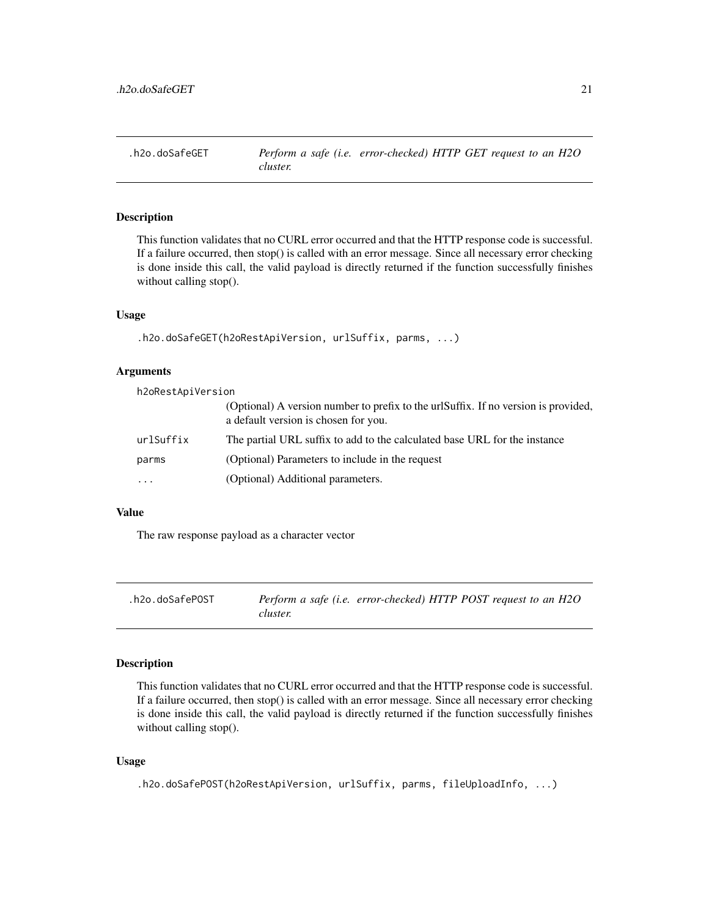## .h2o.doSafeGET — *Perform a safe (i.e. error-checked) HTTP GET request to an H2O cluster.*

### Description

This function validates that no CURL error occurred and that the HTTP response code is successful. If a failure occurred, then stop() is called with an error message. Since all necessary error checking is done inside this call, the valid payload is directly returned if the function successfully finishes without calling stop().

### Usage

```
.h2o.doSafeGET(h2oRestApiVersion, urlSuffix, parms, ...)
```

### Arguments

| Argument | Description |
|---|---|
| `h2oRestApiVersion` | (Optional) A version number to prefix to the urlSuffix. If no version is provided, a default version is chosen for you. |
| `urlSuffix` | The partial URL suffix to add to the calculated base URL for the instance |
| `parms` | (Optional) Parameters to include in the request |
| `...` | (Optional) Additional parameters. |

### Value

The raw response payload as a character vector

## .h2o.doSafePOST — *Perform a safe (i.e. error-checked) HTTP POST request to an H2O cluster.*

### Description

This function validates that no CURL error occurred and that the HTTP response code is successful. If a failure occurred, then stop() is called with an error message. Since all necessary error checking is done inside this call, the valid payload is directly returned if the function successfully finishes without calling stop().

### Usage

```
.h2o.doSafePOST(h2oRestApiVersion, urlSuffix, parms, fileUploadInfo, ...)
```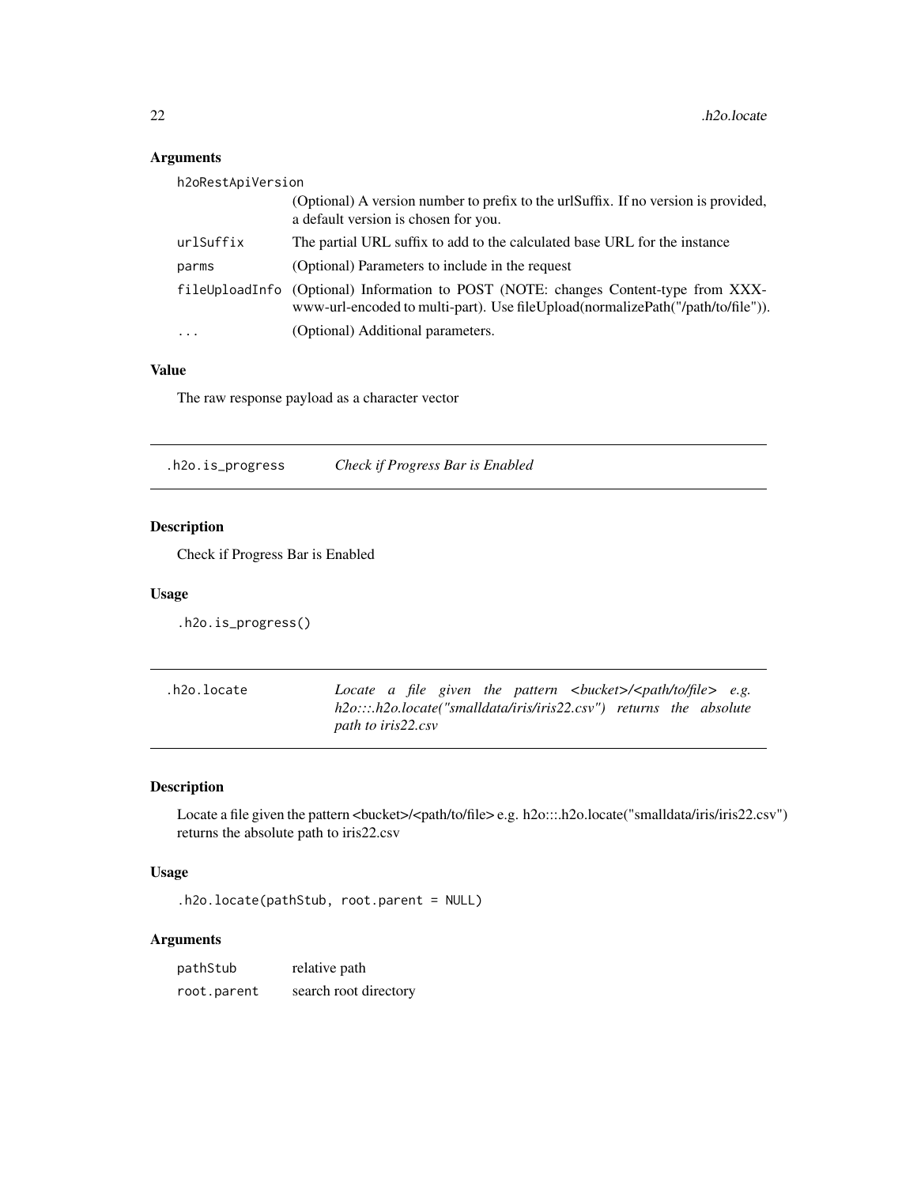### Arguments

| | |
|---|---|
| h2oRestApiVersion | (Optional) A version number to prefix to the urlSuffix. If no version is provided, a default version is chosen for you. |
| urlSuffix | The partial URL suffix to add to the calculated base URL for the instance |
| parms | (Optional) Parameters to include in the request |
| fileUploadInfo | (Optional) Information to POST (NOTE: changes Content-type from XXX-www-url-encoded to multi-part). Use fileUpload(normalizePath("/path/to/file")). |
| ... | (Optional) Additional parameters. |

### Value

The raw response payload as a character vector

---

## .h2o.is_progress — *Check if Progress Bar is Enabled*

### Description

Check if Progress Bar is Enabled

### Usage

```
.h2o.is_progress()
```

---

## .h2o.locate — *Locate a file given the pattern <bucket>/<path/to/file> e.g. h2o:::.h2o.locate("smalldata/iris/iris22.csv") returns the absolute path to iris22.csv*

### Description

Locate a file given the pattern <bucket>/<path/to/file> e.g. h2o:::.h2o.locate("smalldata/iris/iris22.csv") returns the absolute path to iris22.csv

### Usage

```
.h2o.locate(pathStub, root.parent = NULL)
```

### Arguments

| | |
|---|---|
| pathStub | relative path |
| root.parent | search root directory |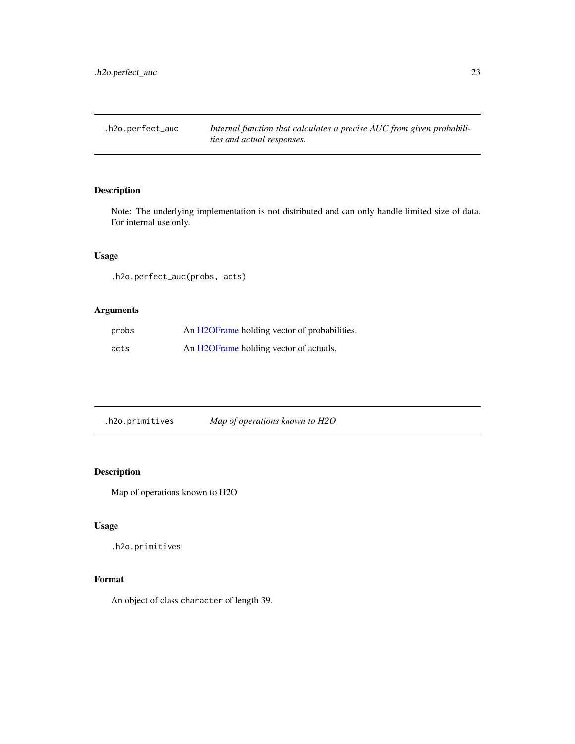## .h2o.perfect_auc — *Internal function that calculates a precise AUC from given probabilities and actual responses.*

### Description

Note: The underlying implementation is not distributed and can only handle limited size of data. For internal use only.

### Usage

```
.h2o.perfect_auc(probs, acts)
```

### Arguments

| | |
|---|---|
| probs | An H2OFrame holding vector of probabilities. |
| acts | An H2OFrame holding vector of actuals. |

## .h2o.primitives — *Map of operations known to H2O*

### Description

Map of operations known to H2O

### Usage

```
.h2o.primitives
```

### Format

An object of class `character` of length 39.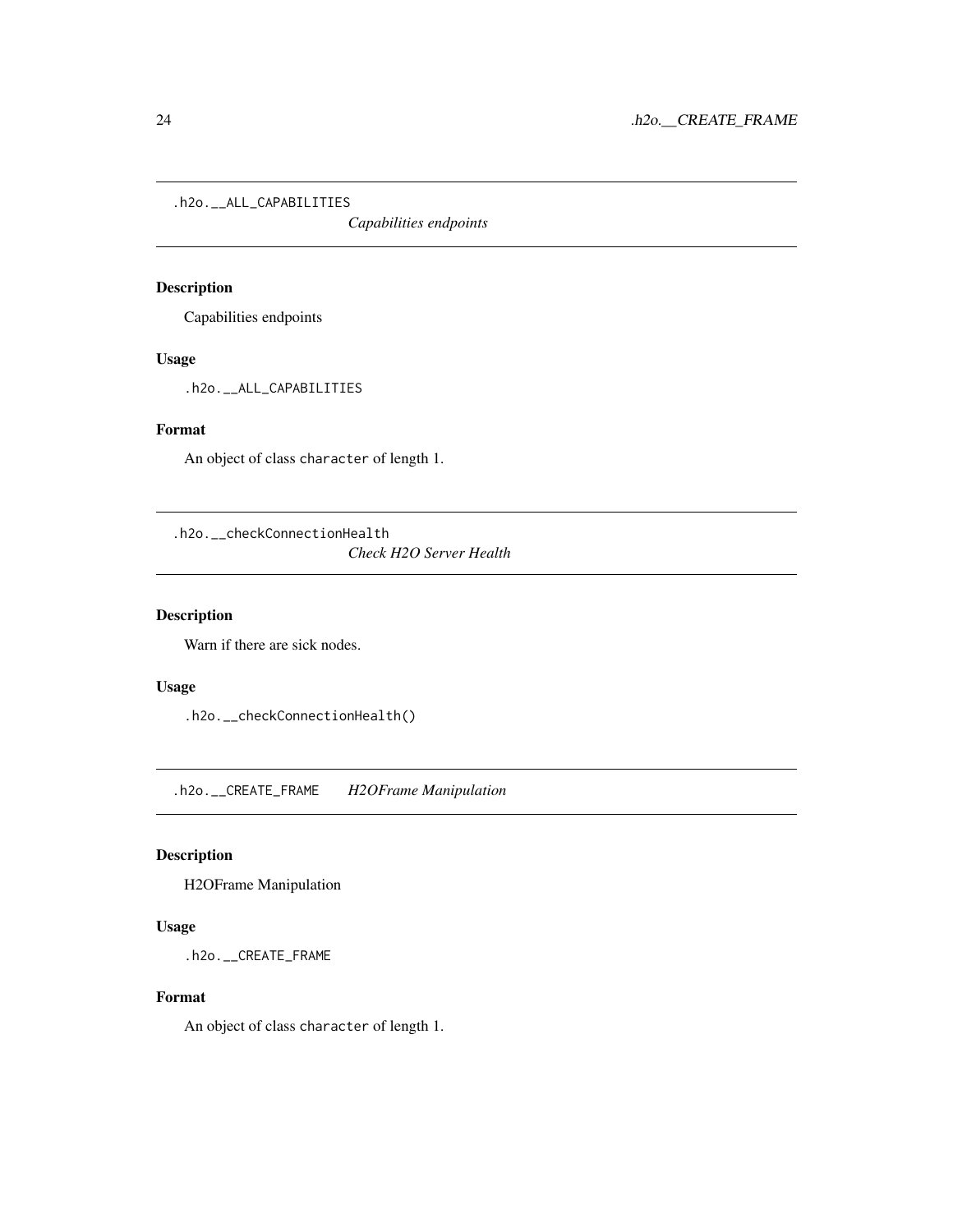## .h2o.__ALL_CAPABILITIES *Capabilities endpoints*

### Description

Capabilities endpoints

### Usage

```
.h2o.__ALL_CAPABILITIES
```

### Format

An object of class character of length 1.

## .h2o.__checkConnectionHealth *Check H2O Server Health*

### Description

Warn if there are sick nodes.

### Usage

```
.h2o.__checkConnectionHealth()
```

## .h2o.__CREATE_FRAME *H2OFrame Manipulation*

### Description

H2OFrame Manipulation

### Usage

```
.h2o.__CREATE_FRAME
```

### Format

An object of class character of length 1.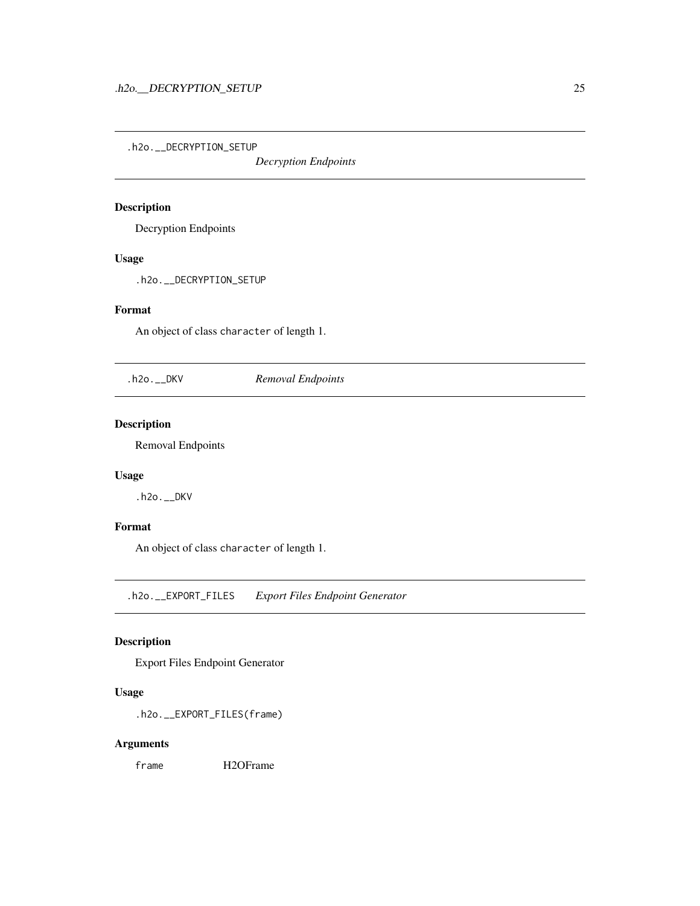## .h2o.__DECRYPTION_SETUP — *Decryption Endpoints*

### Description

Decryption Endpoints

### Usage

```
.h2o.__DECRYPTION_SETUP
```

### Format

An object of class `character` of length 1.

## .h2o.__DKV — *Removal Endpoints*

### Description

Removal Endpoints

### Usage

```
.h2o.__DKV
```

### Format

An object of class `character` of length 1.

## .h2o.__EXPORT_FILES — *Export Files Endpoint Generator*

### Description

Export Files Endpoint Generator

### Usage

```
.h2o.__EXPORT_FILES(frame)
```

### Arguments

| | |
|---|---|
| `frame` | H2OFrame |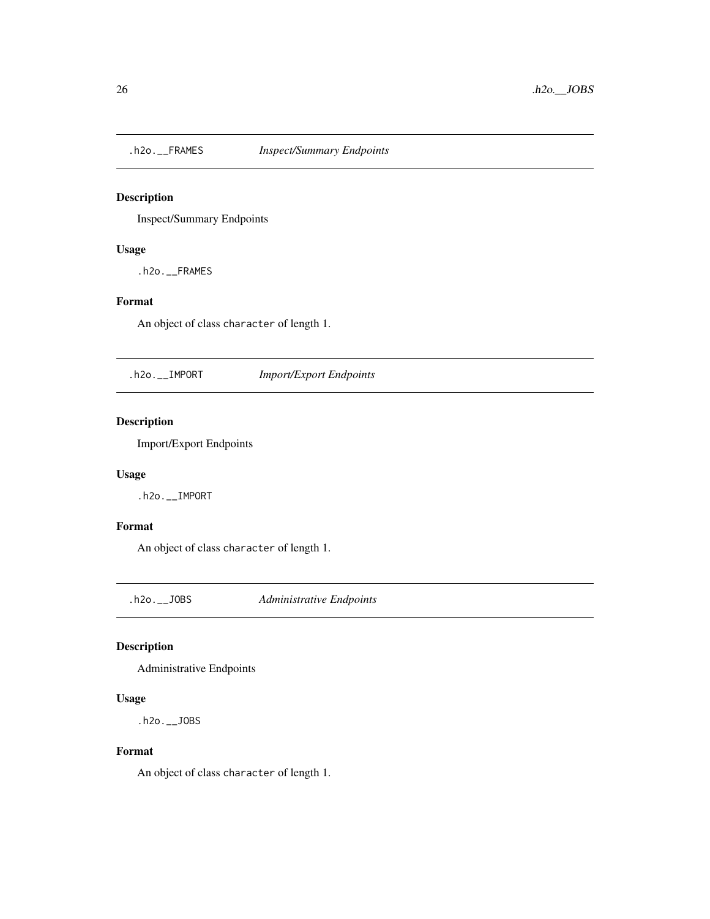## `.h2o.__FRAMES` *Inspect/Summary Endpoints*

### Description

Inspect/Summary Endpoints

### Usage

```
.h2o.__FRAMES
```

### Format

An object of class `character` of length 1.

## `.h2o.__IMPORT` *Import/Export Endpoints*

### Description

Import/Export Endpoints

### Usage

```
.h2o.__IMPORT
```

### Format

An object of class `character` of length 1.

## `.h2o.__JOBS` *Administrative Endpoints*

### Description

Administrative Endpoints

### Usage

```
.h2o.__JOBS
```

### Format

An object of class `character` of length 1.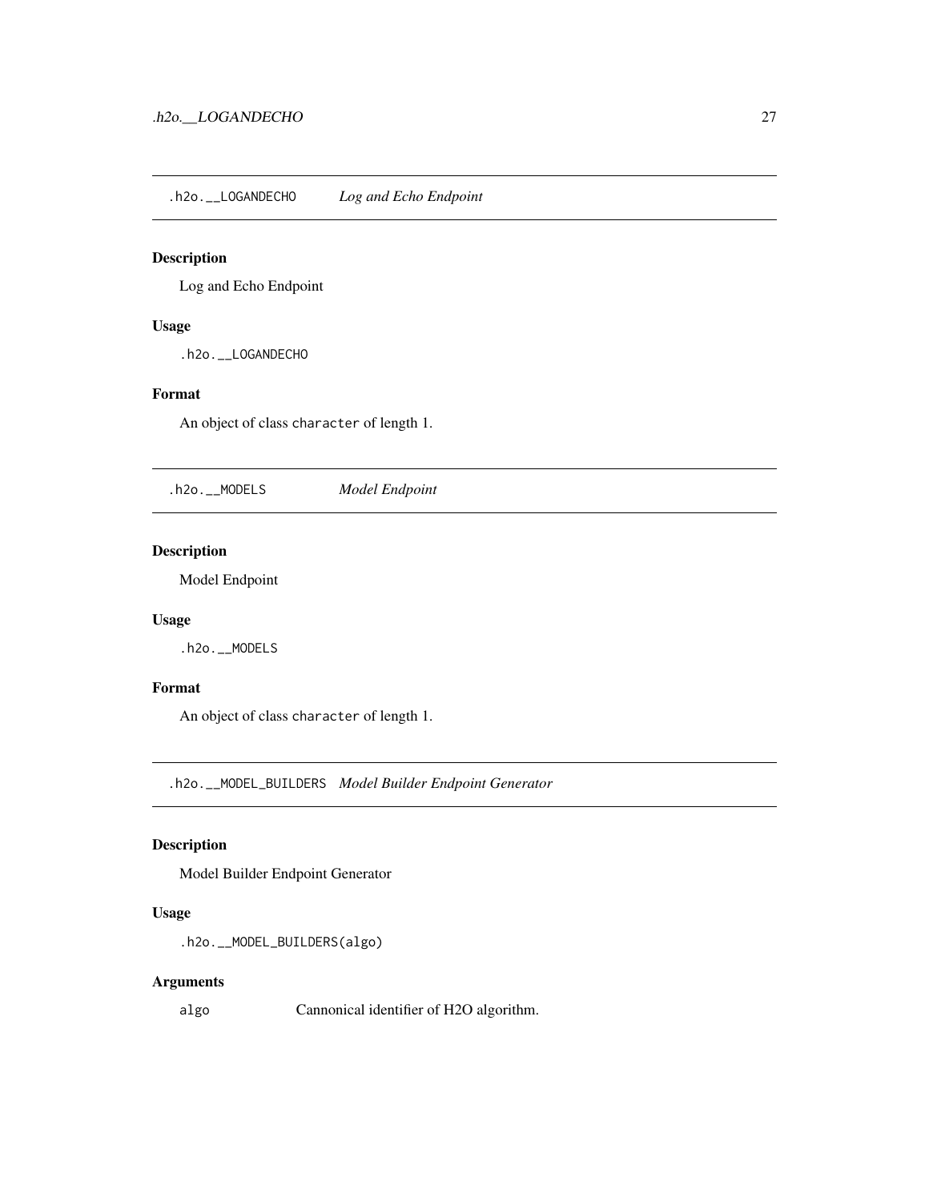## .h2o.__LOGANDECHO *Log and Echo Endpoint*

### Description

Log and Echo Endpoint

### Usage

```
.h2o.__LOGANDECHO
```

### Format

An object of class character of length 1.

## .h2o.__MODELS *Model Endpoint*

### Description

Model Endpoint

### Usage

```
.h2o.__MODELS
```

### Format

An object of class character of length 1.

## .h2o.__MODEL_BUILDERS *Model Builder Endpoint Generator*

### Description

Model Builder Endpoint Generator

### Usage

```
.h2o.__MODEL_BUILDERS(algo)
```

### Arguments

algo  Cannonical identifier of H2O algorithm.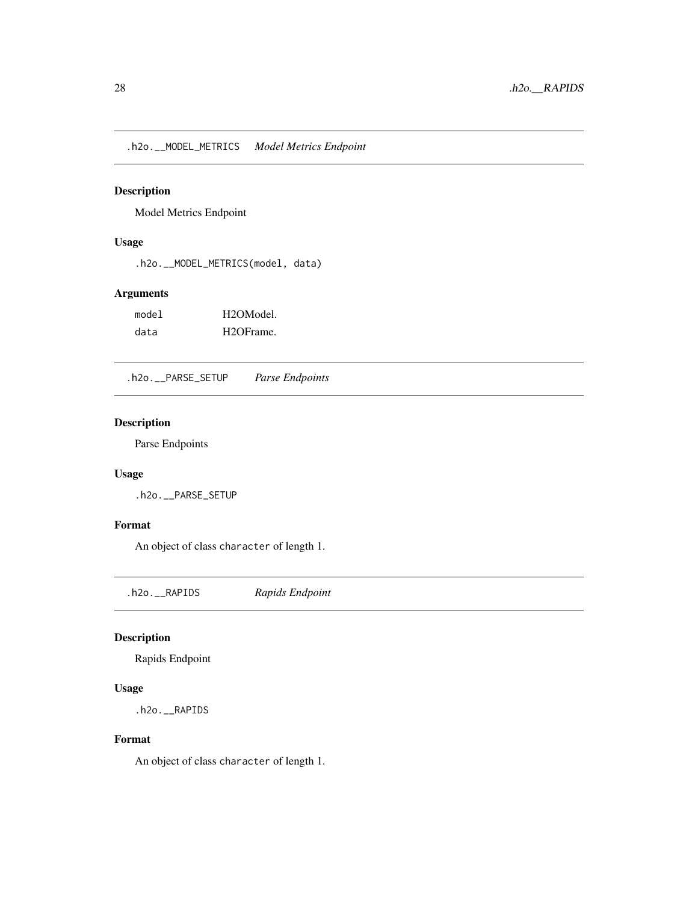## .h2o.__MODEL_METRICS *Model Metrics Endpoint*

### Description

Model Metrics Endpoint

### Usage

```
.h2o.__MODEL_METRICS(model, data)
```

### Arguments

| | |
|---|---|
| model | H2OModel. |
| data | H2OFrame. |

## .h2o.__PARSE_SETUP *Parse Endpoints*

### Description

Parse Endpoints

### Usage

```
.h2o.__PARSE_SETUP
```

### Format

An object of class character of length 1.

## .h2o.__RAPIDS *Rapids Endpoint*

### Description

Rapids Endpoint

### Usage

```
.h2o.__RAPIDS
```

### Format

An object of class character of length 1.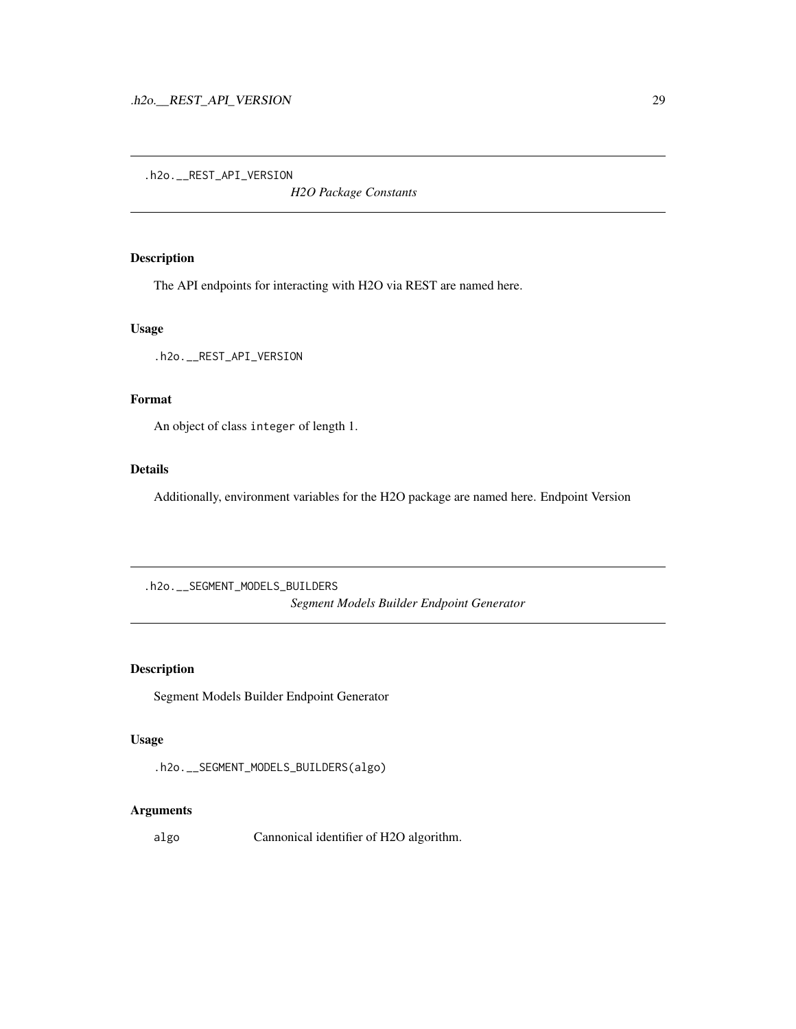## .h2o.__REST_API_VERSION

*H2O Package Constants*

### Description

The API endpoints for interacting with H2O via REST are named here.

### Usage

```
.h2o.__REST_API_VERSION
```

### Format

An object of class integer of length 1.

### Details

Additionally, environment variables for the H2O package are named here. Endpoint Version

## .h2o.__SEGMENT_MODELS_BUILDERS

*Segment Models Builder Endpoint Generator*

### Description

Segment Models Builder Endpoint Generator

### Usage

```
.h2o.__SEGMENT_MODELS_BUILDERS(algo)
```

### Arguments

| | |
|---|---|
| algo | Cannonical identifier of H2O algorithm. |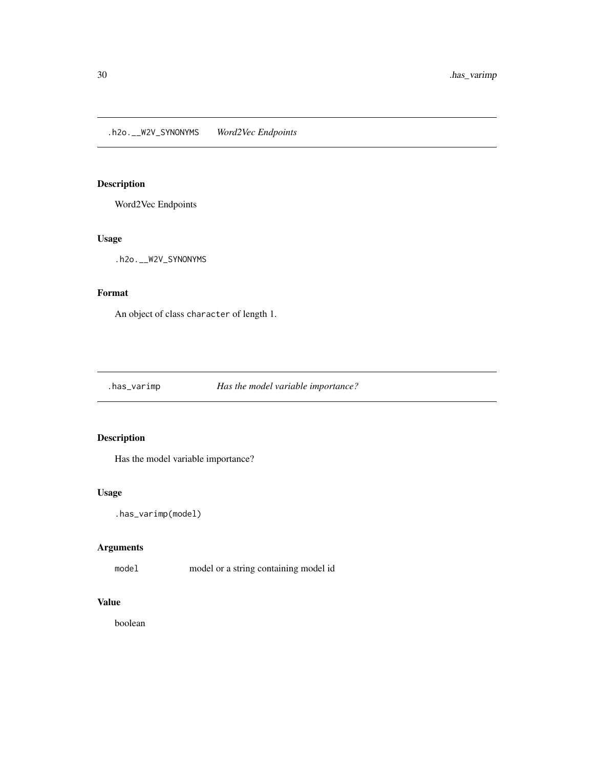## .h2o.__W2V_SYNONYMS *Word2Vec Endpoints*

### Description

Word2Vec Endpoints

### Usage

```
.h2o.__W2V_SYNONYMS
```

### Format

An object of class character of length 1.

## .has_varimp *Has the model variable importance?*

### Description

Has the model variable importance?

### Usage

```
.has_varimp(model)
```

### Arguments

| | |
|---|---|
| model | model or a string containing model id |

### Value

boolean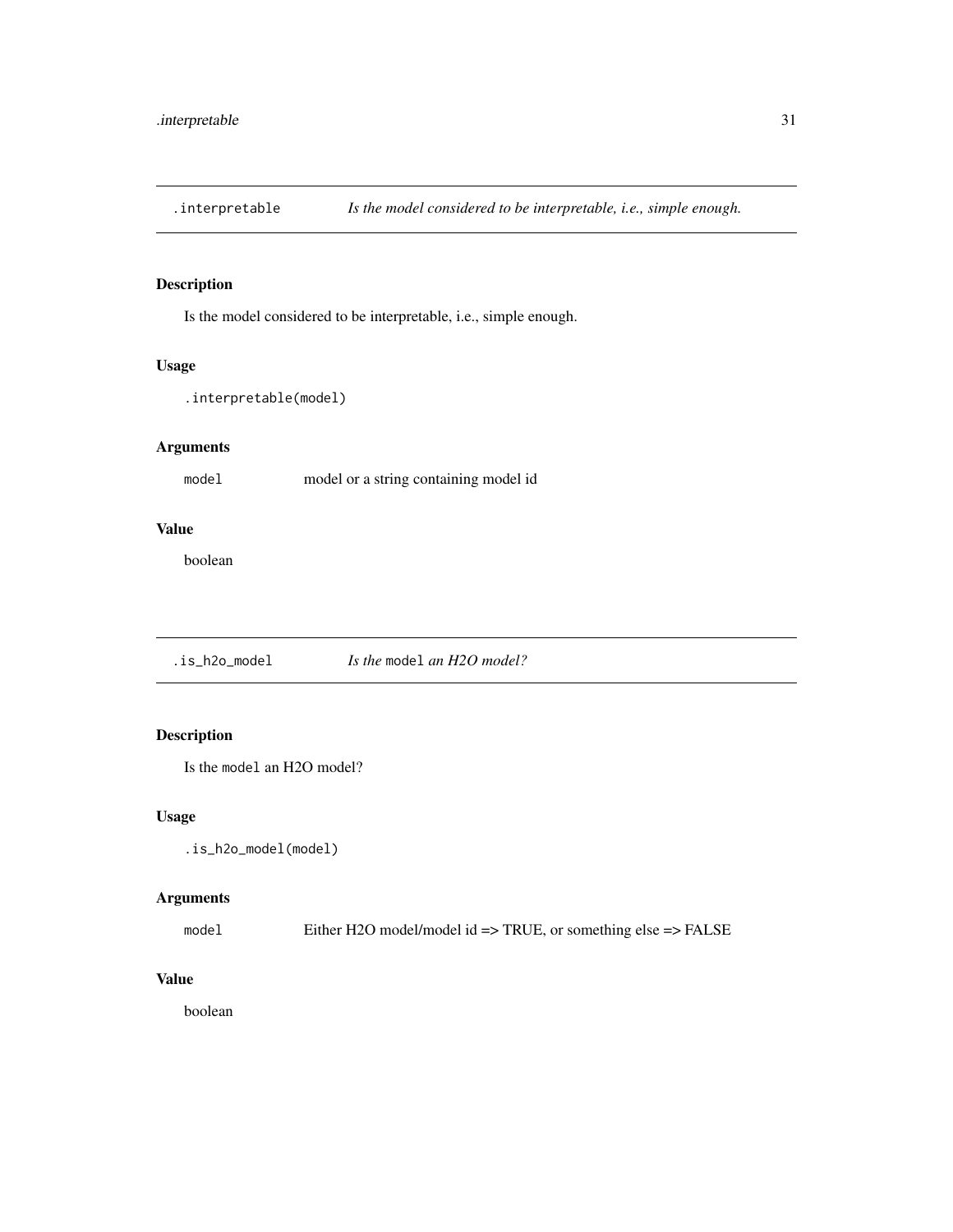## .interpretable — *Is the model considered to be interpretable, i.e., simple enough.*

### Description

Is the model considered to be interpretable, i.e., simple enough.

### Usage

```
.interpretable(model)
```

### Arguments

| | |
|---|---|
| `model` | model or a string containing model id |

### Value

boolean

## .is_h2o_model — *Is the* `model` *an H2O model?*

### Description

Is the `model` an H2O model?

### Usage

```
.is_h2o_model(model)
```

### Arguments

| | |
|---|---|
| `model` | Either H2O model/model id => TRUE, or something else => FALSE |

### Value

boolean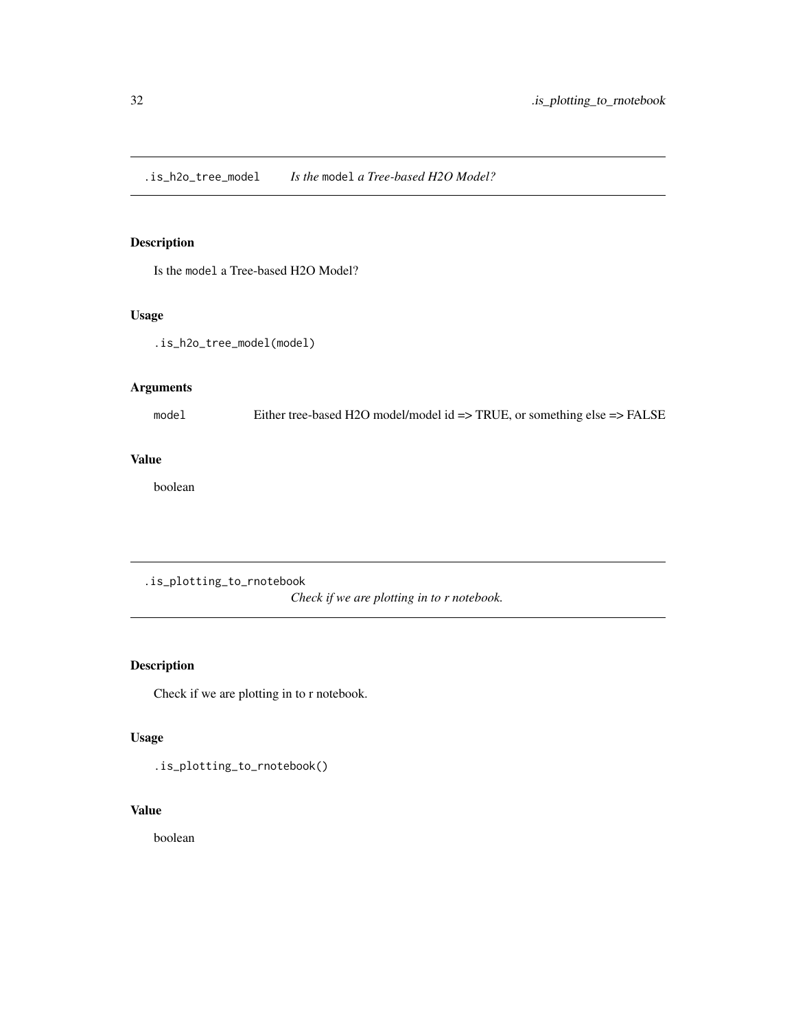## .is_h2o_tree_model    *Is the* model *a Tree-based H2O Model?*

### Description

Is the model a Tree-based H2O Model?

### Usage

```
.is_h2o_tree_model(model)
```

### Arguments

| | |
|---|---|
| model | Either tree-based H2O model/model id => TRUE, or something else => FALSE |

### Value

boolean

## .is_plotting_to_rnotebook    *Check if we are plotting in to r notebook.*

### Description

Check if we are plotting in to r notebook.

### Usage

```
.is_plotting_to_rnotebook()
```

### Value

boolean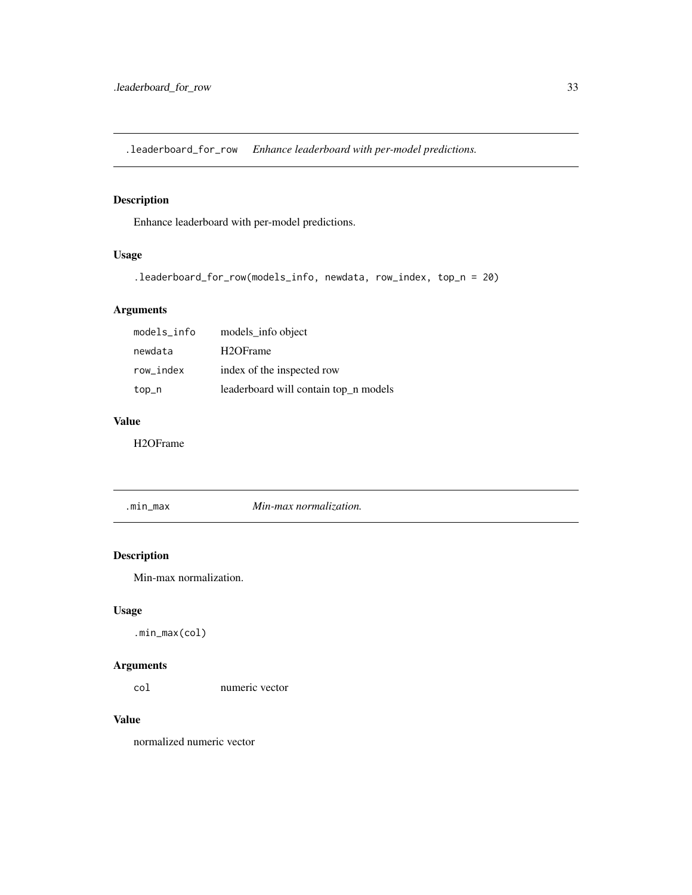## .leaderboard_for_row *Enhance leaderboard with per-model predictions.*

### Description

Enhance leaderboard with per-model predictions.

### Usage

```
.leaderboard_for_row(models_info, newdata, row_index, top_n = 20)
```

### Arguments

| | |
|---|---|
| models_info | models_info object |
| newdata | H2OFrame |
| row_index | index of the inspected row |
| top_n | leaderboard will contain top_n models |

### Value

H2OFrame

## .min_max *Min-max normalization.*

### Description

Min-max normalization.

### Usage

```
.min_max(col)
```

### Arguments

| | |
|---|---|
| col | numeric vector |

### Value

normalized numeric vector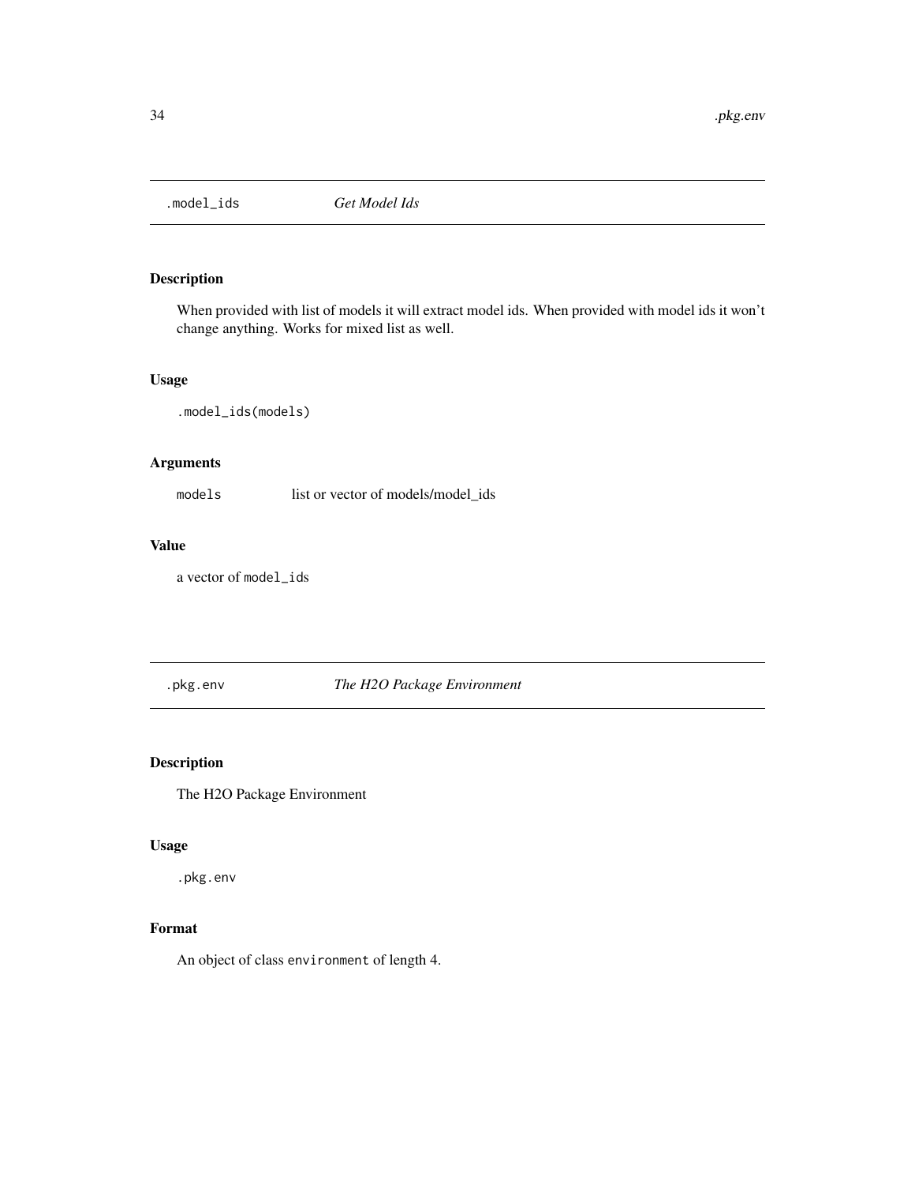## .model_ids *Get Model Ids*

### Description

When provided with list of models it will extract model ids. When provided with model ids it won't change anything. Works for mixed list as well.

### Usage

```
.model_ids(models)
```

### Arguments

| | |
|---|---|
| models | list or vector of models/model_ids |

### Value

a vector of `model_ids`

## .pkg.env *The H2O Package Environment*

### Description

The H2O Package Environment

### Usage

```
.pkg.env
```

### Format

An object of class `environment` of length 4.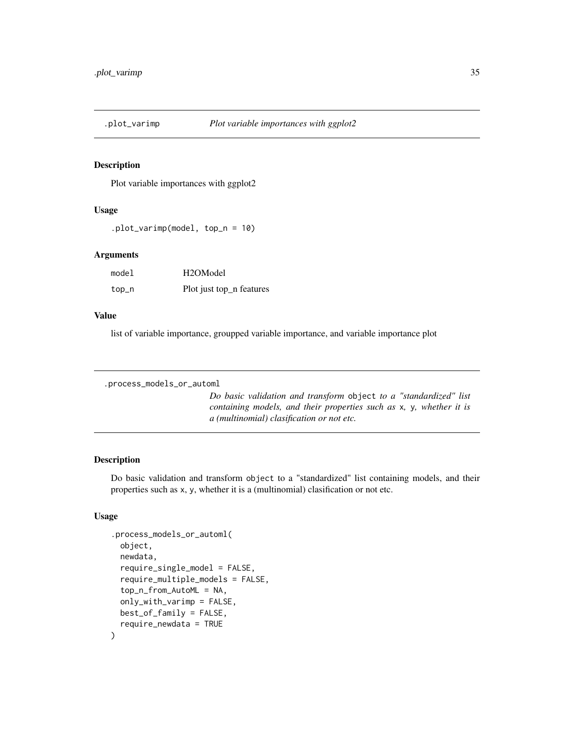## .plot_varimp — *Plot variable importances with ggplot2*

### Description

Plot variable importances with ggplot2

### Usage

```
.plot_varimp(model, top_n = 10)
```

### Arguments

| | |
|---|---|
| model | H2OModel |
| top_n | Plot just top_n features |

### Value

list of variable importance, groupped variable importance, and variable importance plot

## .process_models_or_automl — *Do basic validation and transform `object` to a "standardized" list containing models, and their properties such as `x`, `y`, whether it is a (multinomial) clasification or not etc.*

### Description

Do basic validation and transform `object` to a "standardized" list containing models, and their properties such as `x`, `y`, whether it is a (multinomial) clasification or not etc.

### Usage

```
.process_models_or_automl(
  object,
  newdata,
  require_single_model = FALSE,
  require_multiple_models = FALSE,
  top_n_from_AutoML = NA,
  only_with_varimp = FALSE,
  best_of_family = FALSE,
  require_newdata = TRUE
)
```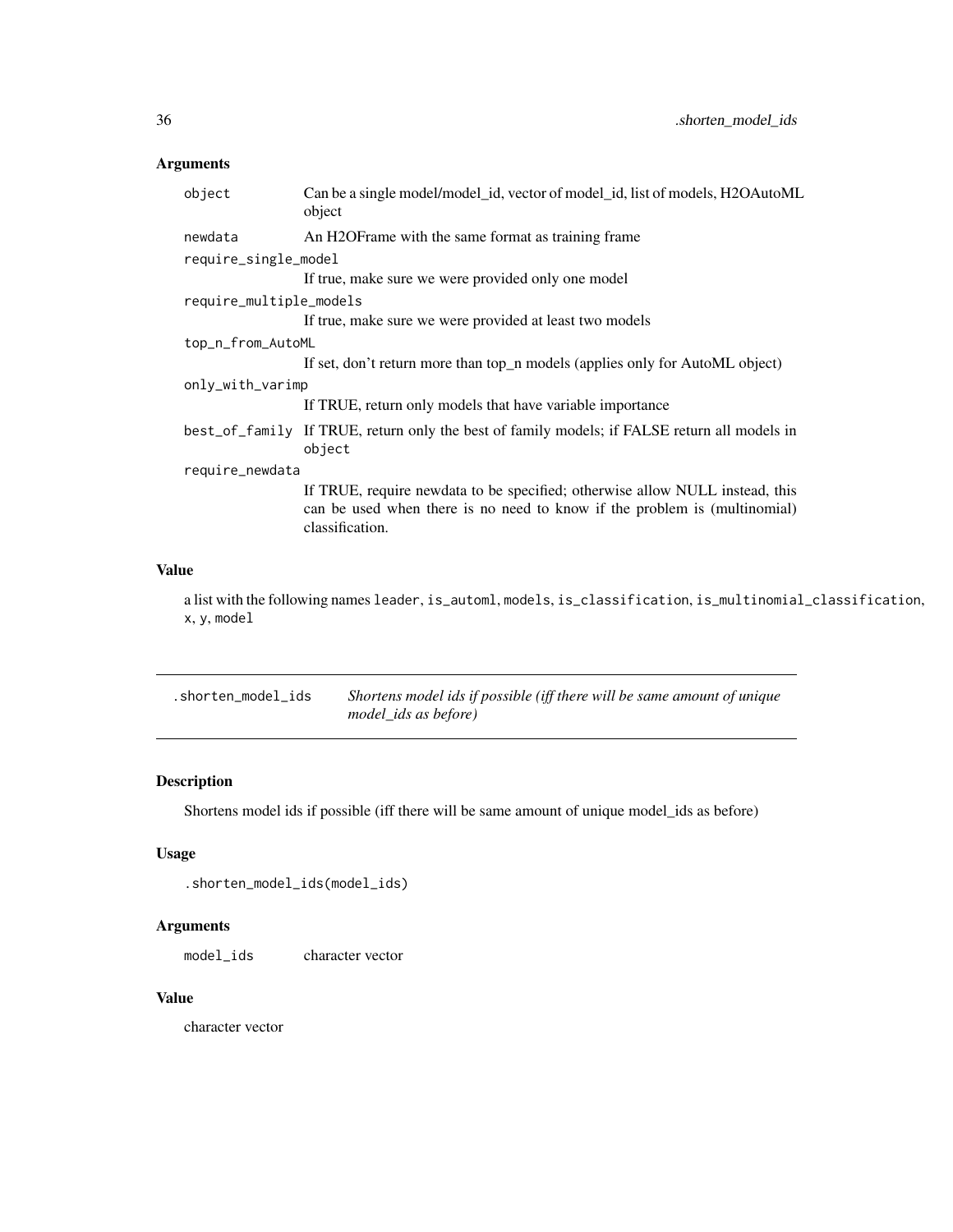## Arguments

| | |
|---|---|
| object | Can be a single model/model_id, vector of model_id, list of models, H2OAutoML object |
| newdata | An H2OFrame with the same format as training frame |
| require_single_model | If true, make sure we were provided only one model |
| require_multiple_models | If true, make sure we were provided at least two models |
| top_n_from_AutoML | If set, don't return more than top_n models (applies only for AutoML object) |
| only_with_varimp | If TRUE, return only models that have variable importance |
| best_of_family | If TRUE, return only the best of family models; if FALSE return all models in object |
| require_newdata | If TRUE, require newdata to be specified; otherwise allow NULL instead, this can be used when there is no need to know if the problem is (multinomial) classification. |

## Value

a list with the following names leader, is_automl, models, is_classification, is_multinomial_classification, x, y, model

---

## .shorten_model_ids    *Shortens model ids if possible (iff there will be same amount of unique model_ids as before)*

---

### Description

Shortens model ids if possible (iff there will be same amount of unique model_ids as before)

### Usage

```
.shorten_model_ids(model_ids)
```

### Arguments

| | |
|---|---|
| model_ids | character vector |

### Value

character vector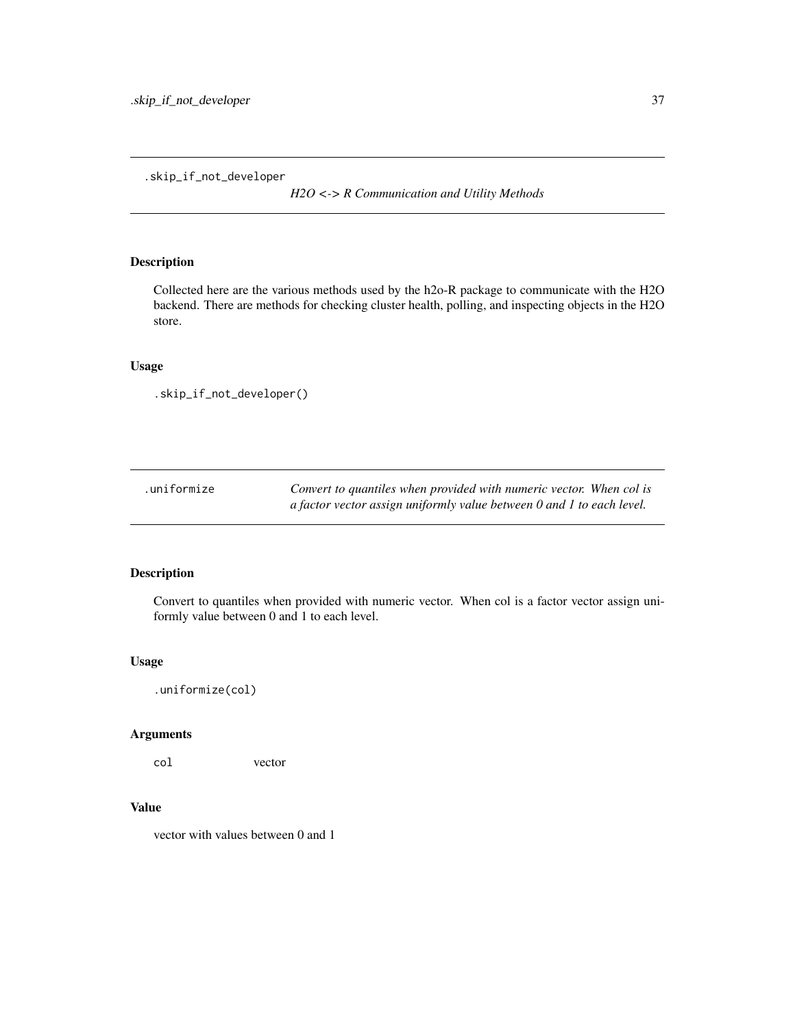## .skip_if_not_developer

*H2O <-> R Communication and Utility Methods*

### Description

Collected here are the various methods used by the h2o-R package to communicate with the H2O backend. There are methods for checking cluster health, polling, and inspecting objects in the H2O store.

### Usage

```
.skip_if_not_developer()
```

## .uniformize

*Convert to quantiles when provided with numeric vector. When col is a factor vector assign uniformly value between 0 and 1 to each level.*

### Description

Convert to quantiles when provided with numeric vector. When col is a factor vector assign uniformly value between 0 and 1 to each level.

### Usage

```
.uniformize(col)
```

### Arguments

| | |
|---|---|
| `col` | vector |

### Value

vector with values between 0 and 1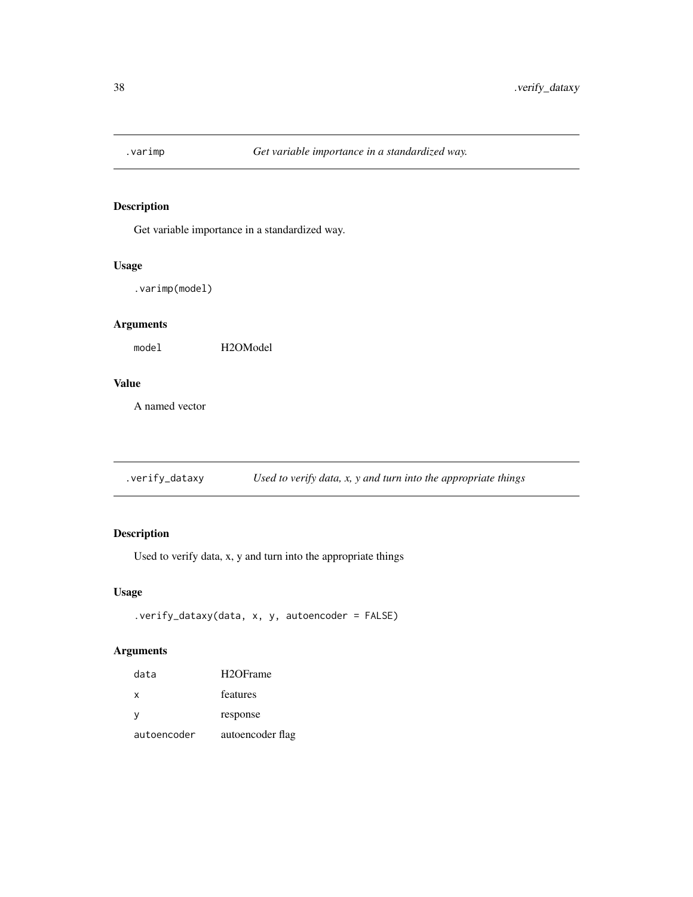## .varimp — *Get variable importance in a standardized way.*

### Description

Get variable importance in a standardized way.

### Usage

```
.varimp(model)
```

### Arguments

| | |
|---|---|
| `model` | H2OModel |

### Value

A named vector

## .verify_dataxy — *Used to verify data, x, y and turn into the appropriate things*

### Description

Used to verify data, x, y and turn into the appropriate things

### Usage

```
.verify_dataxy(data, x, y, autoencoder = FALSE)
```

### Arguments

| | |
|---|---|
| `data` | H2OFrame |
| `x` | features |
| `y` | response |
| `autoencoder` | autoencoder flag |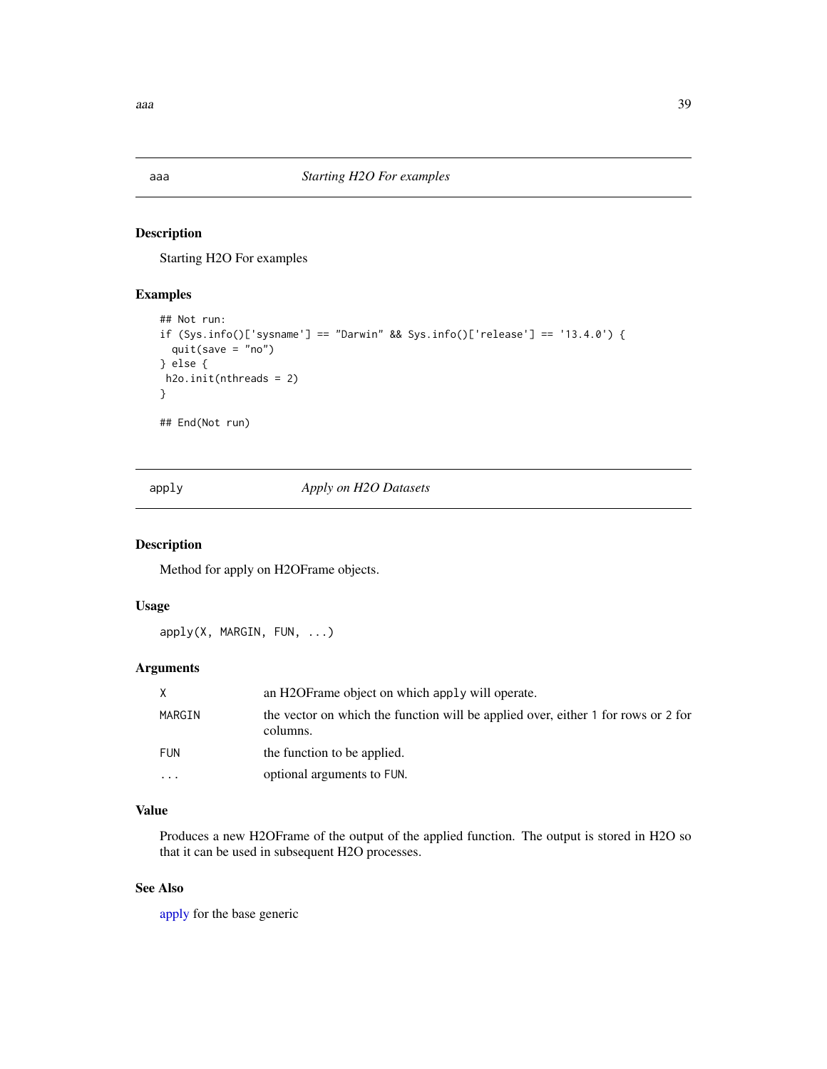## aaa — *Starting H2O For examples*

### Description

Starting H2O For examples

### Examples

```
## Not run:
if (Sys.info()['sysname'] == "Darwin" && Sys.info()['release'] == '13.4.0') {
  quit(save = "no")
} else {
 h2o.init(nthreads = 2)
}

## End(Not run)
```

## apply — *Apply on H2O Datasets*

### Description

Method for apply on H2OFrame objects.

### Usage

```
apply(X, MARGIN, FUN, ...)
```

### Arguments

| | |
|---|---|
| X | an H2OFrame object on which `apply` will operate. |
| MARGIN | the vector on which the function will be applied over, either 1 for rows or 2 for columns. |
| FUN | the function to be applied. |
| ... | optional arguments to FUN. |

### Value

Produces a new H2OFrame of the output of the applied function. The output is stored in H2O so that it can be used in subsequent H2O processes.

### See Also

apply for the base generic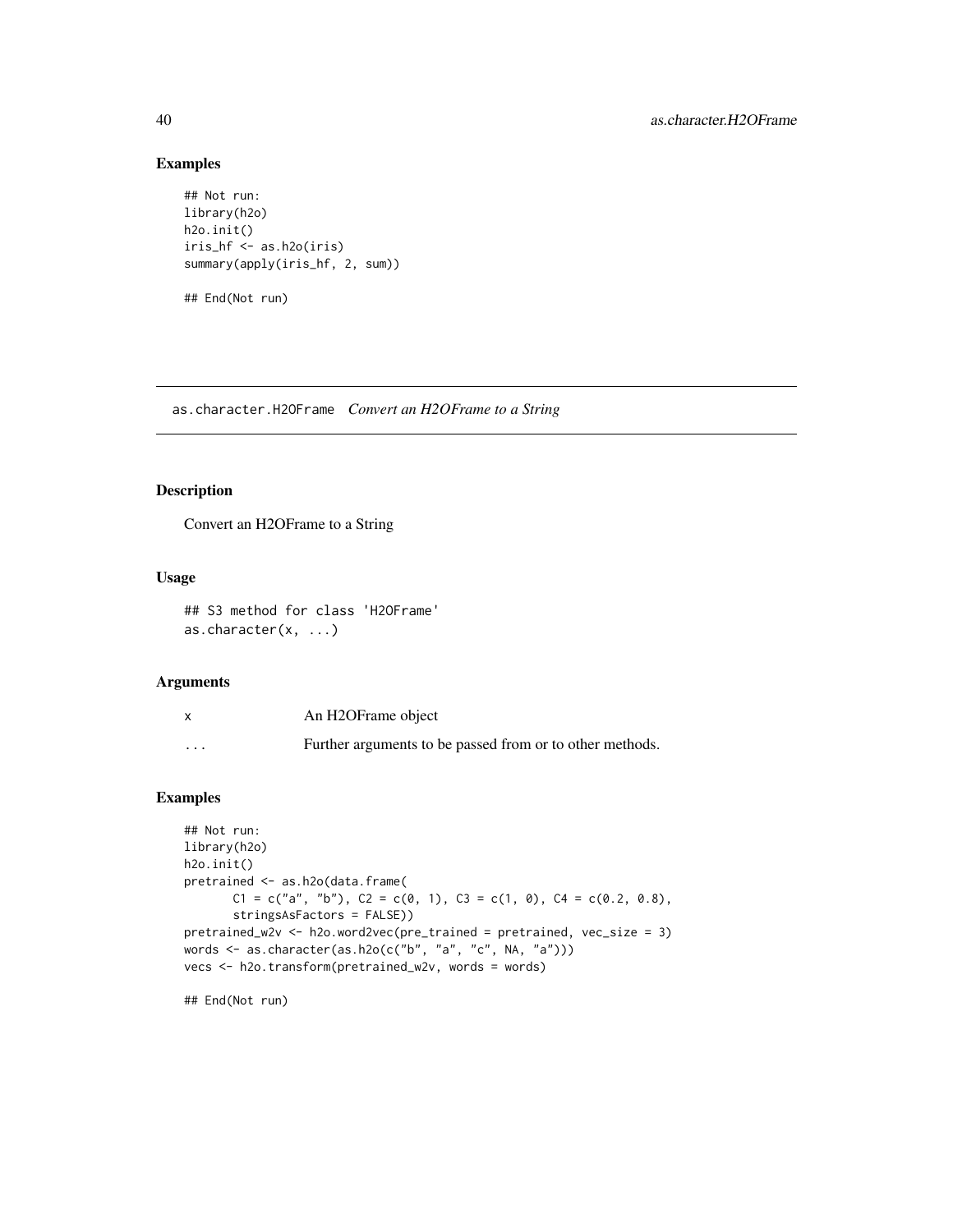## Examples

```
## Not run:
library(h2o)
h2o.init()
iris_hf <- as.h2o(iris)
summary(apply(iris_hf, 2, sum))

## End(Not run)
```

---

# as.character.H2OFrame *Convert an H2OFrame to a String*

## Description

Convert an H2OFrame to a String

## Usage

```
## S3 method for class 'H2OFrame'
as.character(x, ...)
```

## Arguments

| | |
|---|---|
| x | An H2OFrame object |
| ... | Further arguments to be passed from or to other methods. |

## Examples

```
## Not run:
library(h2o)
h2o.init()
pretrained <- as.h2o(data.frame(
      C1 = c("a", "b"), C2 = c(0, 1), C3 = c(1, 0), C4 = c(0.2, 0.8),
      stringsAsFactors = FALSE))
pretrained_w2v <- h2o.word2vec(pre_trained = pretrained, vec_size = 3)
words <- as.character(as.h2o(c("b", "a", "c", NA, "a")))
vecs <- h2o.transform(pretrained_w2v, words = words)

## End(Not run)
```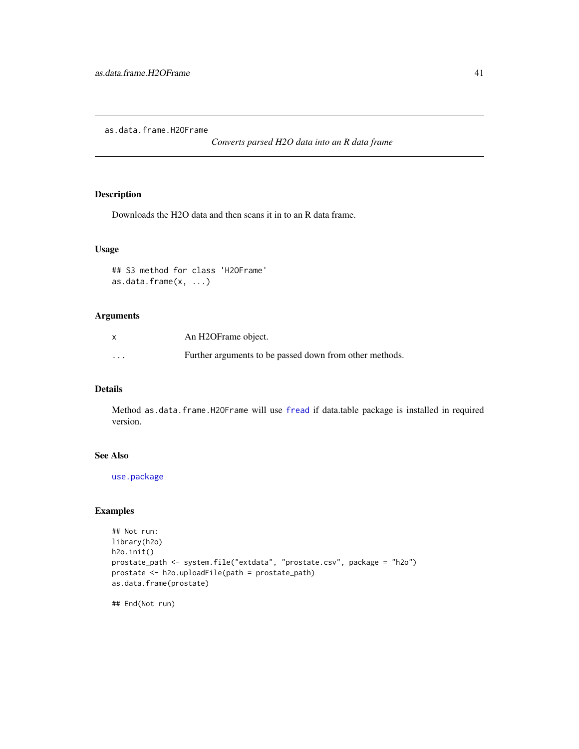as.data.frame.H2OFrame

*Converts parsed H2O data into an R data frame*

## Description

Downloads the H2O data and then scans it in to an R data frame.

## Usage

```
## S3 method for class 'H2OFrame'
as.data.frame(x, ...)
```

## Arguments

| | |
|---|---|
| x | An H2OFrame object. |
| ... | Further arguments to be passed down from other methods. |

## Details

Method `as.data.frame.H2OFrame` will use `fread` if data.table package is installed in required version.

## See Also

`use.package`

## Examples

```
## Not run:
library(h2o)
h2o.init()
prostate_path <- system.file("extdata", "prostate.csv", package = "h2o")
prostate <- h2o.uploadFile(path = prostate_path)
as.data.frame(prostate)

## End(Not run)
```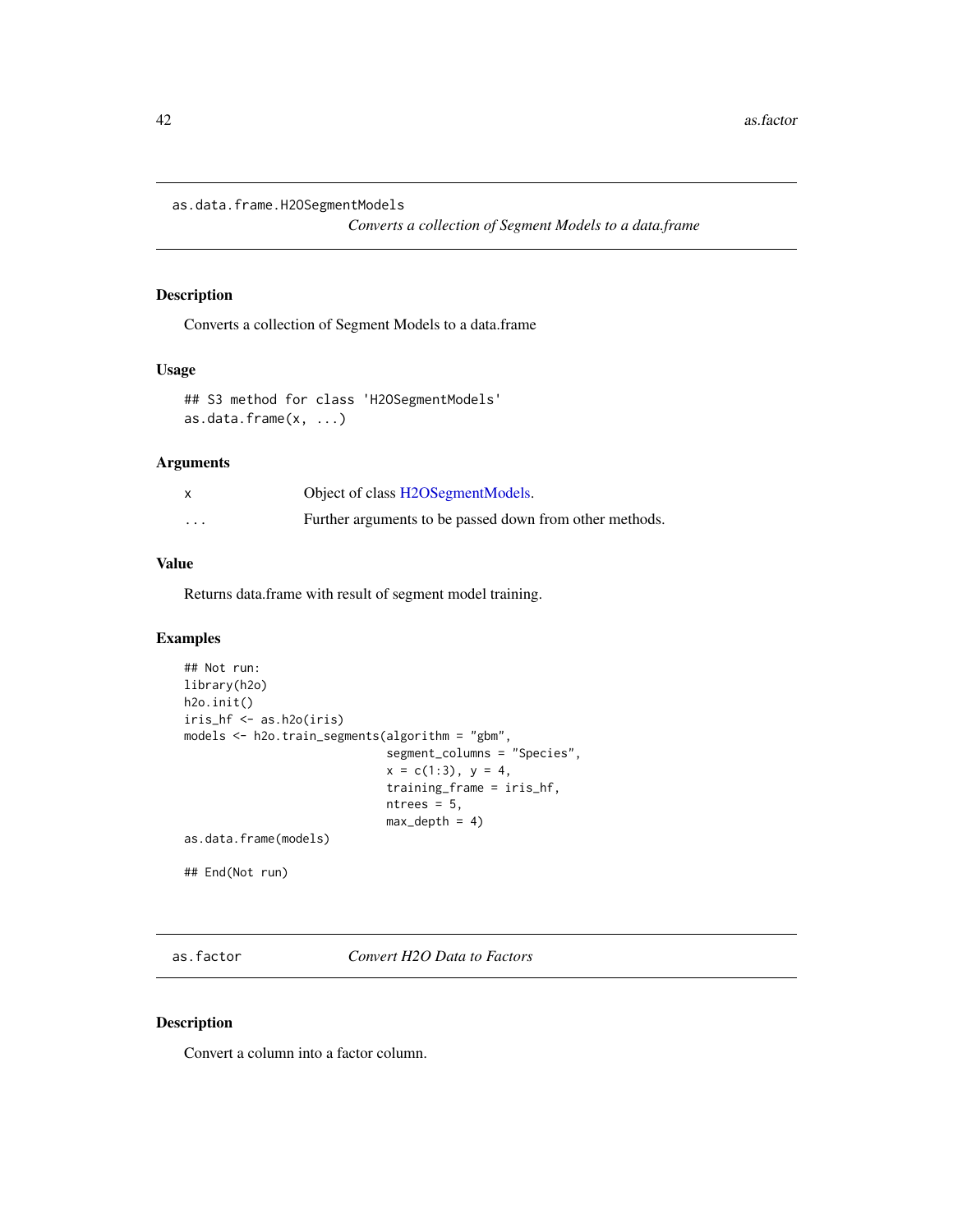## as.data.frame.H2OSegmentModels

*Converts a collection of Segment Models to a data.frame*

### Description

Converts a collection of Segment Models to a data.frame

### Usage

```
## S3 method for class 'H2OSegmentModels'
as.data.frame(x, ...)
```

### Arguments

| | |
|---|---|
| x | Object of class H2OSegmentModels. |
| ... | Further arguments to be passed down from other methods. |

### Value

Returns data.frame with result of segment model training.

### Examples

```
## Not run:
library(h2o)
h2o.init()
iris_hf <- as.h2o(iris)
models <- h2o.train_segments(algorithm = "gbm",
                             segment_columns = "Species",
                             x = c(1:3), y = 4,
                             training_frame = iris_hf,
                             ntrees = 5,
                             max_depth = 4)
as.data.frame(models)

## End(Not run)
```

## as.factor

*Convert H2O Data to Factors*

### Description

Convert a column into a factor column.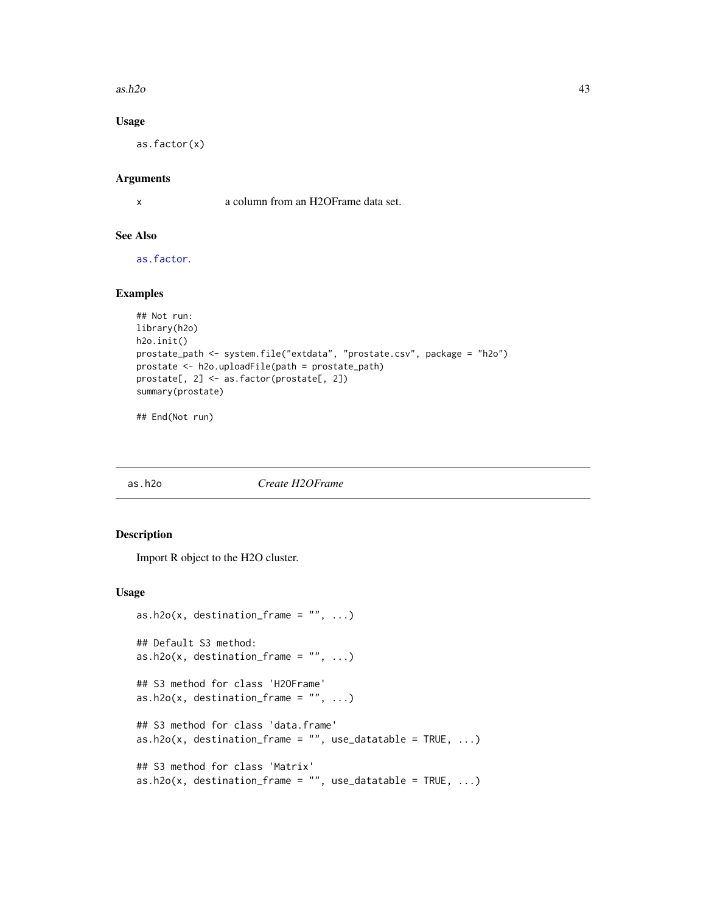### Usage

```
as.factor(x)
```

### Arguments

| | |
|---|---|
| x | a column from an H2OFrame data set. |

### See Also

as.factor.

### Examples

```
## Not run:
library(h2o)
h2o.init()
prostate_path <- system.file("extdata", "prostate.csv", package = "h2o")
prostate <- h2o.uploadFile(path = prostate_path)
prostate[, 2] <- as.factor(prostate[, 2])
summary(prostate)

## End(Not run)
```

---

## as.h2o *Create H2OFrame*

---

### Description

Import R object to the H2O cluster.

### Usage

```
as.h2o(x, destination_frame = "", ...)

## Default S3 method:
as.h2o(x, destination_frame = "", ...)

## S3 method for class 'H2OFrame'
as.h2o(x, destination_frame = "", ...)

## S3 method for class 'data.frame'
as.h2o(x, destination_frame = "", use_datatable = TRUE, ...)

## S3 method for class 'Matrix'
as.h2o(x, destination_frame = "", use_datatable = TRUE, ...)
```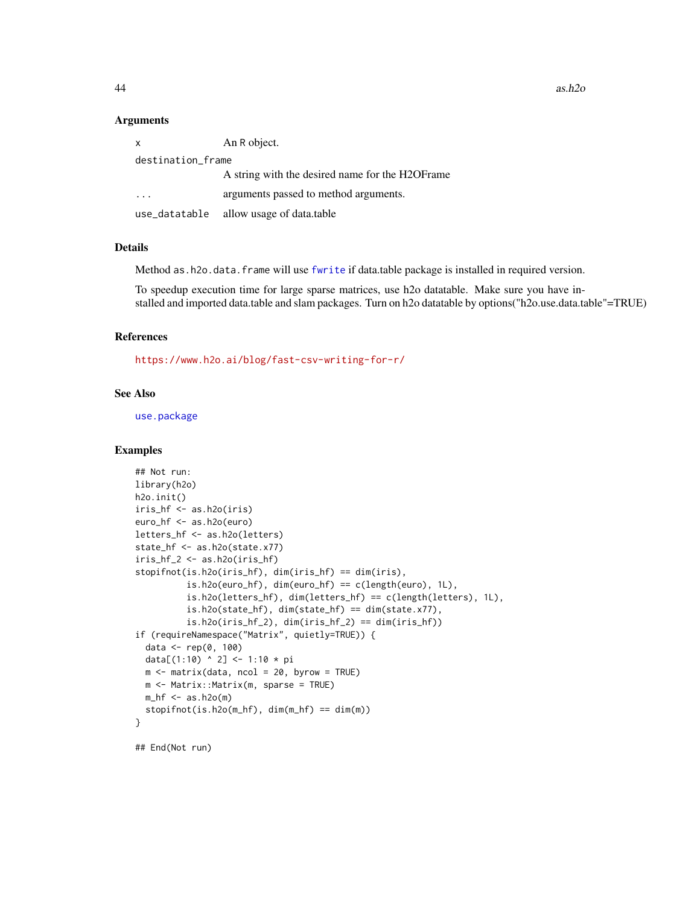### Arguments

| | |
|---|---|
| x | An R object. |
| destination_frame | A string with the desired name for the H2OFrame |
| ... | arguments passed to method arguments. |
| use_datatable | allow usage of data.table |

### Details

Method `as.h2o.data.frame` will use `fwrite` if data.table package is installed in required version.

To speedup execution time for large sparse matrices, use h2o datatable. Make sure you have installed and imported data.table and slam packages. Turn on h2o datatable by options("h2o.use.data.table"=TRUE)

### References

https://www.h2o.ai/blog/fast-csv-writing-for-r/

### See Also

`use.package`

### Examples

```
## Not run:
library(h2o)
h2o.init()
iris_hf <- as.h2o(iris)
euro_hf <- as.h2o(euro)
letters_hf <- as.h2o(letters)
state_hf <- as.h2o(state.x77)
iris_hf_2 <- as.h2o(iris_hf)
stopifnot(is.h2o(iris_hf), dim(iris_hf) == dim(iris),
          is.h2o(euro_hf), dim(euro_hf) == c(length(euro), 1L),
          is.h2o(letters_hf), dim(letters_hf) == c(length(letters), 1L),
          is.h2o(state_hf), dim(state_hf) == dim(state.x77),
          is.h2o(iris_hf_2), dim(iris_hf_2) == dim(iris_hf))
if (requireNamespace("Matrix", quietly=TRUE)) {
  data <- rep(0, 100)
  data[(1:10) ^ 2] <- 1:10 * pi
  m <- matrix(data, ncol = 20, byrow = TRUE)
  m <- Matrix::Matrix(m, sparse = TRUE)
  m_hf <- as.h2o(m)
  stopifnot(is.h2o(m_hf), dim(m_hf) == dim(m))
}

## End(Not run)
```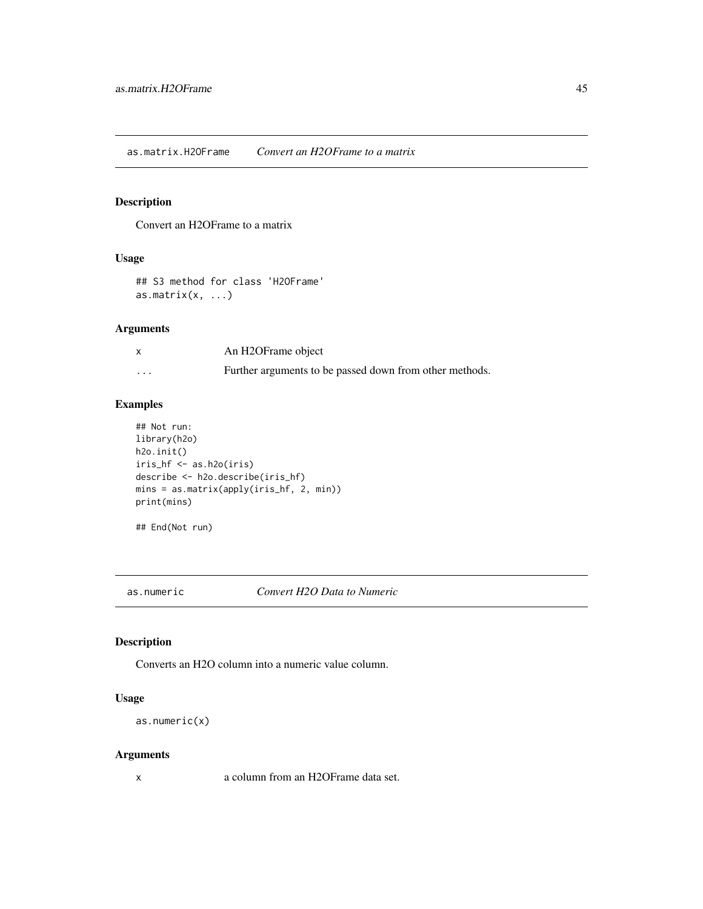## as.matrix.H2OFrame *Convert an H2OFrame to a matrix*

### Description

Convert an H2OFrame to a matrix

### Usage

```
## S3 method for class 'H2OFrame'
as.matrix(x, ...)
```

### Arguments

| | |
|---|---|
| x | An H2OFrame object |
| ... | Further arguments to be passed down from other methods. |

### Examples

```
## Not run:
library(h2o)
h2o.init()
iris_hf <- as.h2o(iris)
describe <- h2o.describe(iris_hf)
mins = as.matrix(apply(iris_hf, 2, min))
print(mins)

## End(Not run)
```

## as.numeric *Convert H2O Data to Numeric*

### Description

Converts an H2O column into a numeric value column.

### Usage

```
as.numeric(x)
```

### Arguments

| | |
|---|---|
| x | a column from an H2OFrame data set. |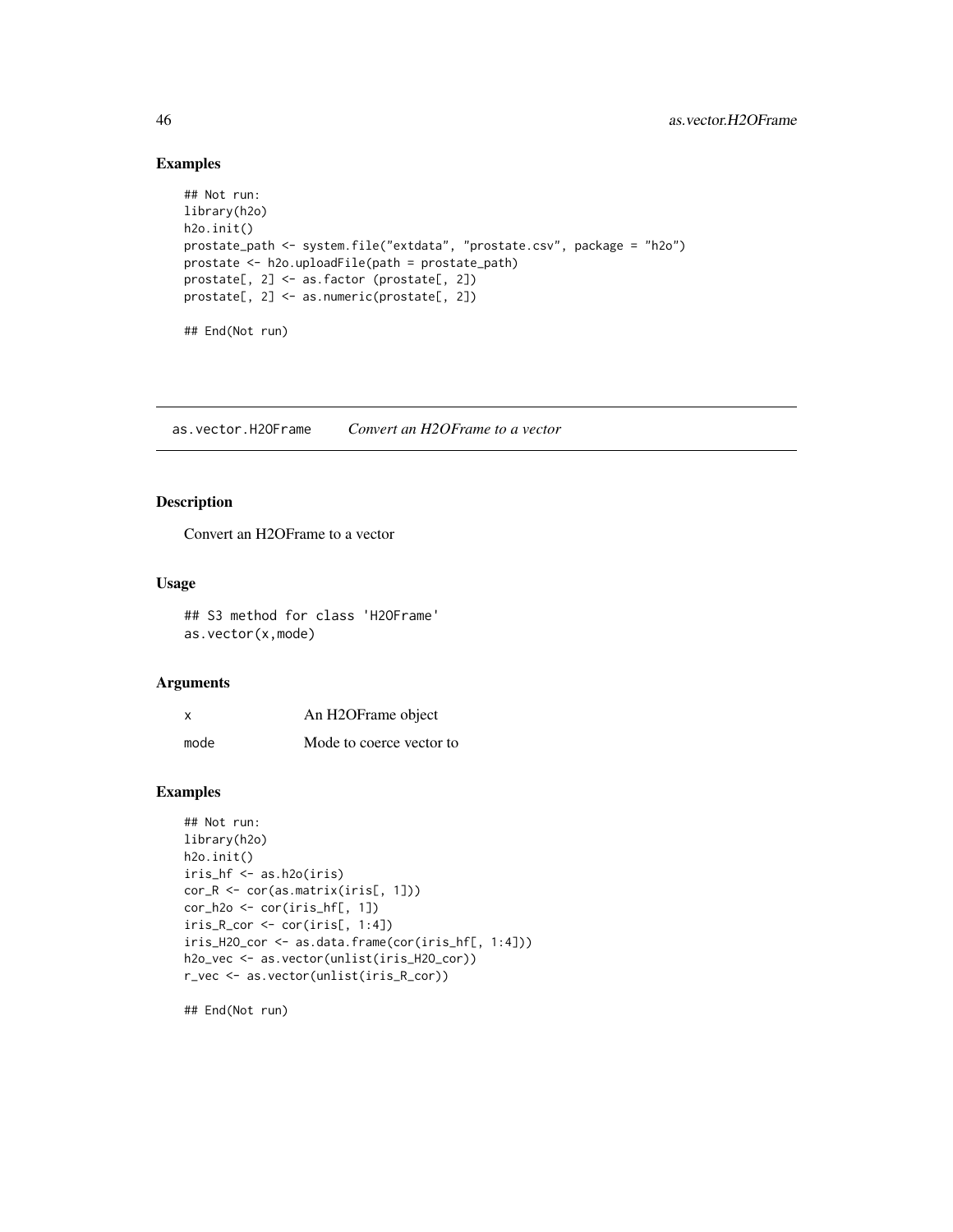## Examples

```
## Not run:
library(h2o)
h2o.init()
prostate_path <- system.file("extdata", "prostate.csv", package = "h2o")
prostate <- h2o.uploadFile(path = prostate_path)
prostate[, 2] <- as.factor (prostate[, 2])
prostate[, 2] <- as.numeric(prostate[, 2])

## End(Not run)
```

---

# as.vector.H2OFrame    *Convert an H2OFrame to a vector*

## Description

Convert an H2OFrame to a vector

## Usage

```
## S3 method for class 'H2OFrame'
as.vector(x,mode)
```

## Arguments

| | |
|---|---|
| x | An H2OFrame object |
| mode | Mode to coerce vector to |

## Examples

```
## Not run:
library(h2o)
h2o.init()
iris_hf <- as.h2o(iris)
cor_R <- cor(as.matrix(iris[, 1]))
cor_h2o <- cor(iris_hf[, 1])
iris_R_cor <- cor(iris[, 1:4])
iris_H2O_cor <- as.data.frame(cor(iris_hf[, 1:4]))
h2o_vec <- as.vector(unlist(iris_H2O_cor))
r_vec <- as.vector(unlist(iris_R_cor))

## End(Not run)
```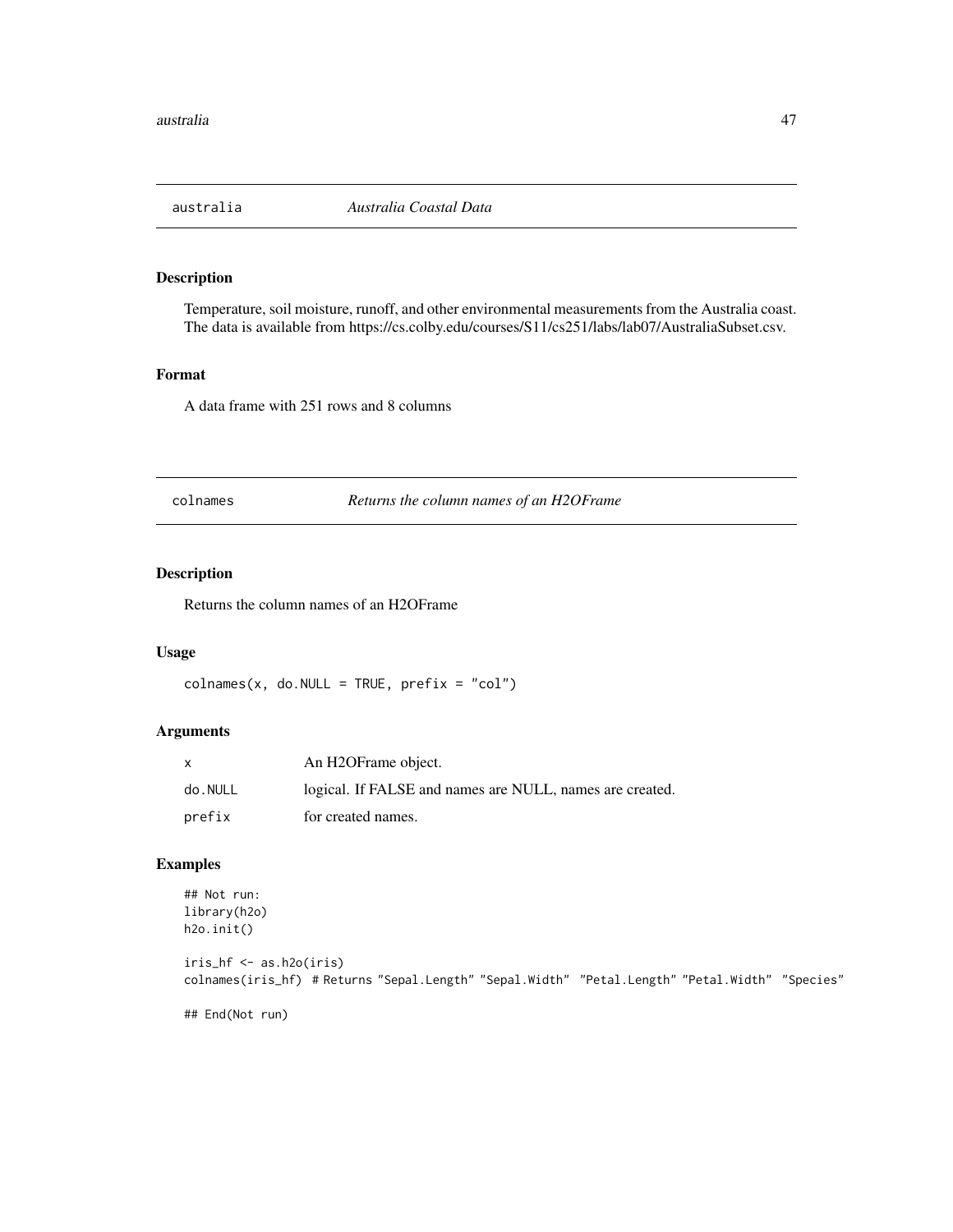## australia *Australia Coastal Data*

### Description

Temperature, soil moisture, runoff, and other environmental measurements from the Australia coast. The data is available from https://cs.colby.edu/courses/S11/cs251/labs/lab07/AustraliaSubset.csv.

### Format

A data frame with 251 rows and 8 columns

## colnames *Returns the column names of an H2OFrame*

### Description

Returns the column names of an H2OFrame

### Usage

```
colnames(x, do.NULL = TRUE, prefix = "col")
```

### Arguments

| | |
|---|---|
| x | An H2OFrame object. |
| do.NULL | logical. If FALSE and names are NULL, names are created. |
| prefix | for created names. |

### Examples

```
## Not run:
library(h2o)
h2o.init()

iris_hf <- as.h2o(iris)
colnames(iris_hf) # Returns "Sepal.Length" "Sepal.Width" "Petal.Length" "Petal.Width" "Species"

## End(Not run)
```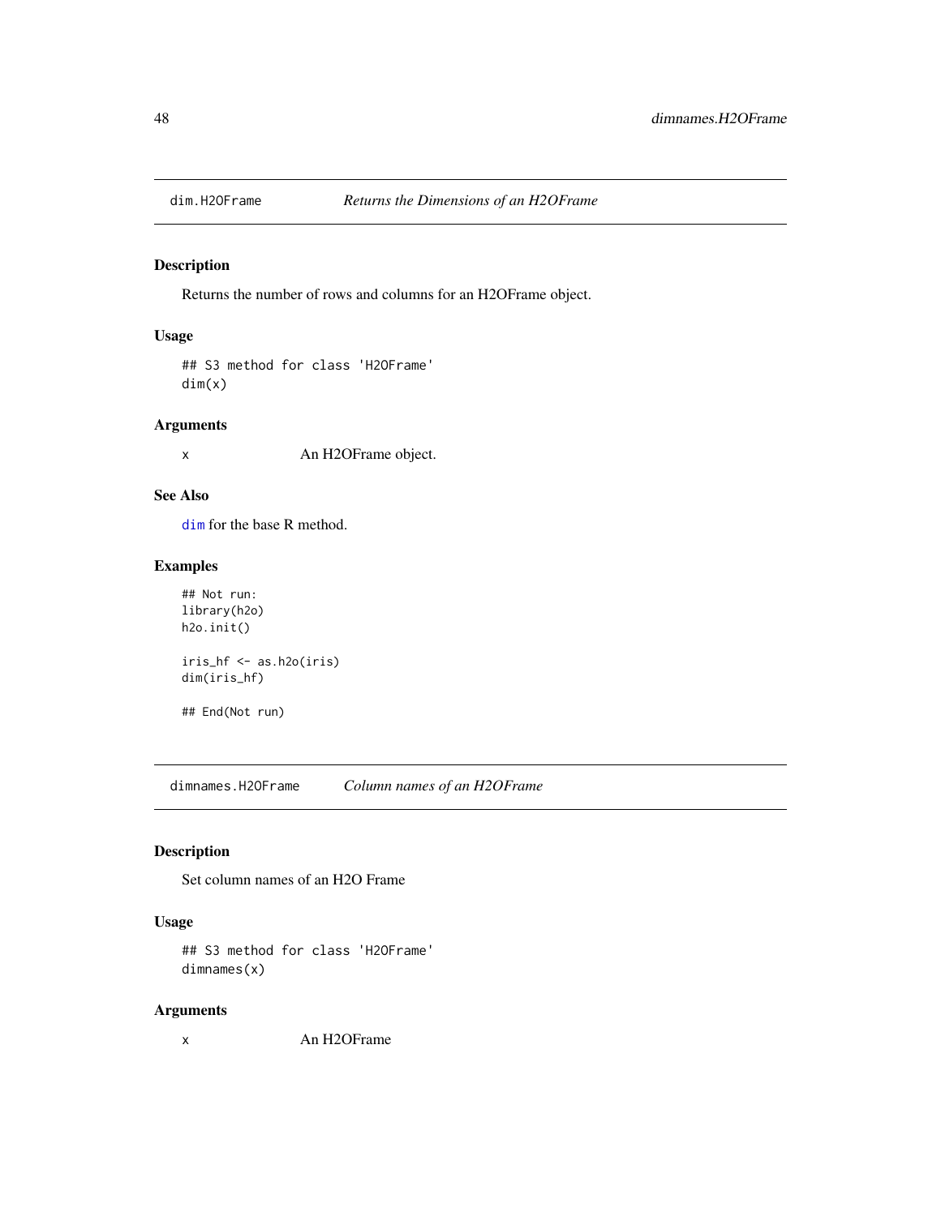## dim.H2OFrame *Returns the Dimensions of an H2OFrame*

### Description

Returns the number of rows and columns for an H2OFrame object.

### Usage

```
## S3 method for class 'H2OFrame'
dim(x)
```

### Arguments

x An H2OFrame object.

### See Also

dim for the base R method.

### Examples

```
## Not run:
library(h2o)
h2o.init()

iris_hf <- as.h2o(iris)
dim(iris_hf)

## End(Not run)
```

## dimnames.H2OFrame *Column names of an H2OFrame*

### Description

Set column names of an H2O Frame

### Usage

```
## S3 method for class 'H2OFrame'
dimnames(x)
```

### Arguments

x An H2OFrame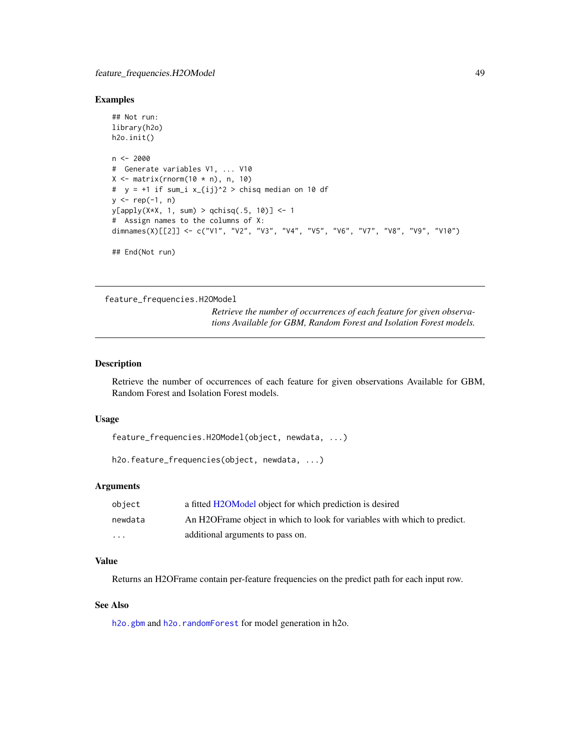### Examples

```
## Not run:
library(h2o)
h2o.init()

n <- 2000
#  Generate variables V1, ... V10
X <- matrix(rnorm(10 * n), n, 10)
#  y = +1 if sum_i x_{ij}^2 > chisq median on 10 df
y <- rep(-1, n)
y[apply(X*X, 1, sum) > qchisq(.5, 10)] <- 1
#  Assign names to the columns of X:
dimnames(X)[[2]] <- c("V1", "V2", "V3", "V4", "V5", "V6", "V7", "V8", "V9", "V10")

## End(Not run)
```

---

## feature_frequencies.H2OModel

*Retrieve the number of occurrences of each feature for given observations Available for GBM, Random Forest and Isolation Forest models.*

---

### Description

Retrieve the number of occurrences of each feature for given observations Available for GBM, Random Forest and Isolation Forest models.

### Usage

```
feature_frequencies.H2OModel(object, newdata, ...)

h2o.feature_frequencies(object, newdata, ...)
```

### Arguments

| | |
|---|---|
| object | a fitted H2OModel object for which prediction is desired |
| newdata | An H2OFrame object in which to look for variables with which to predict. |
| ... | additional arguments to pass on. |

### Value

Returns an H2OFrame contain per-feature frequencies on the predict path for each input row.

### See Also

h2o.gbm and h2o.randomForest for model generation in h2o.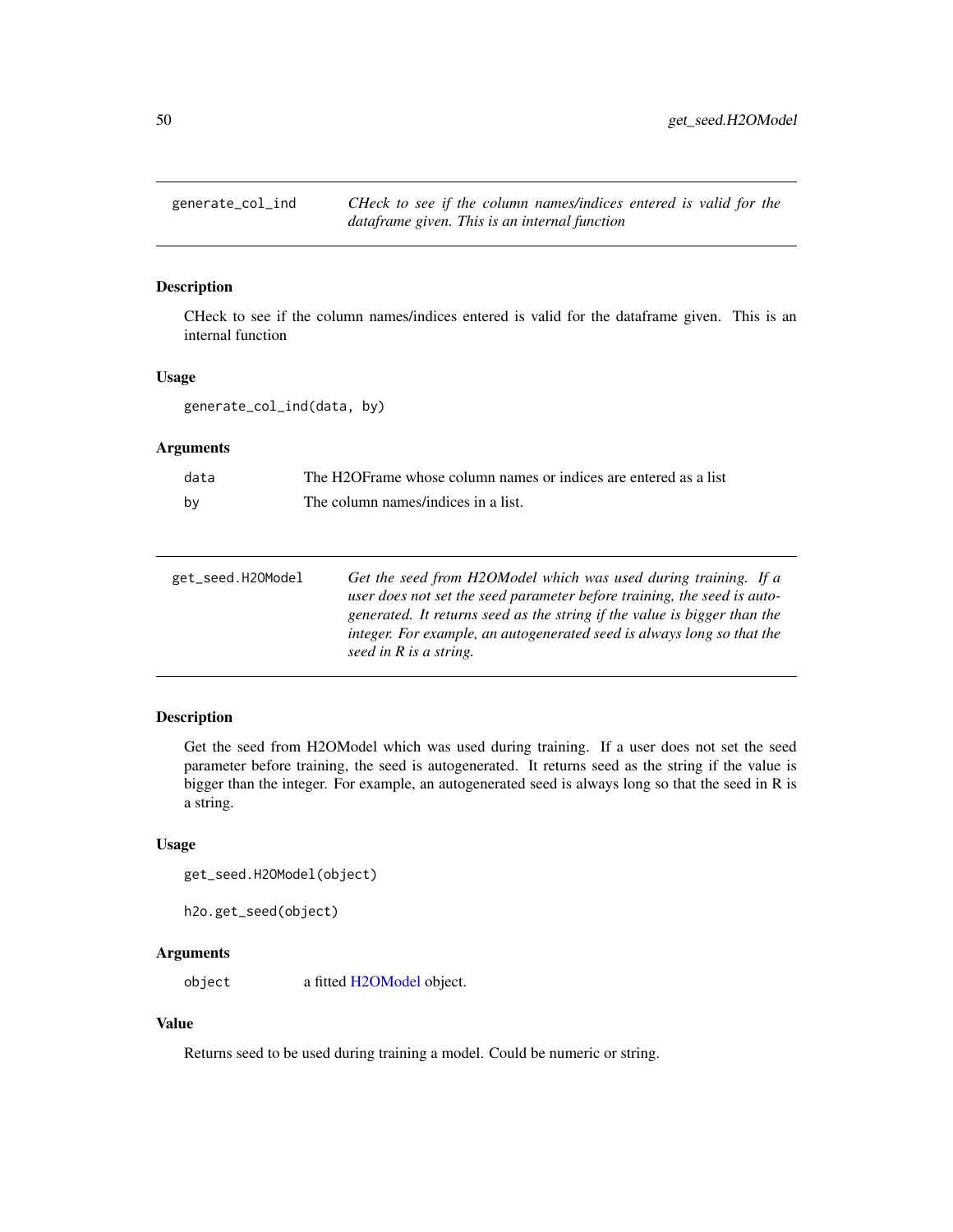## generate_col_ind

*CHeck to see if the column names/indices entered is valid for the dataframe given. This is an internal function*

### Description

CHeck to see if the column names/indices entered is valid for the dataframe given. This is an internal function

### Usage

```
generate_col_ind(data, by)
```

### Arguments

| | |
|---|---|
| data | The H2OFrame whose column names or indices are entered as a list |
| by | The column names/indices in a list. |

## get_seed.H2OModel

*Get the seed from H2OModel which was used during training. If a user does not set the seed parameter before training, the seed is autogenerated. It returns seed as the string if the value is bigger than the integer. For example, an autogenerated seed is always long so that the seed in R is a string.*

### Description

Get the seed from H2OModel which was used during training. If a user does not set the seed parameter before training, the seed is autogenerated. It returns seed as the string if the value is bigger than the integer. For example, an autogenerated seed is always long so that the seed in R is a string.

### Usage

```
get_seed.H2OModel(object)

h2o.get_seed(object)
```

### Arguments

| | |
|---|---|
| object | a fitted H2OModel object. |

### Value

Returns seed to be used during training a model. Could be numeric or string.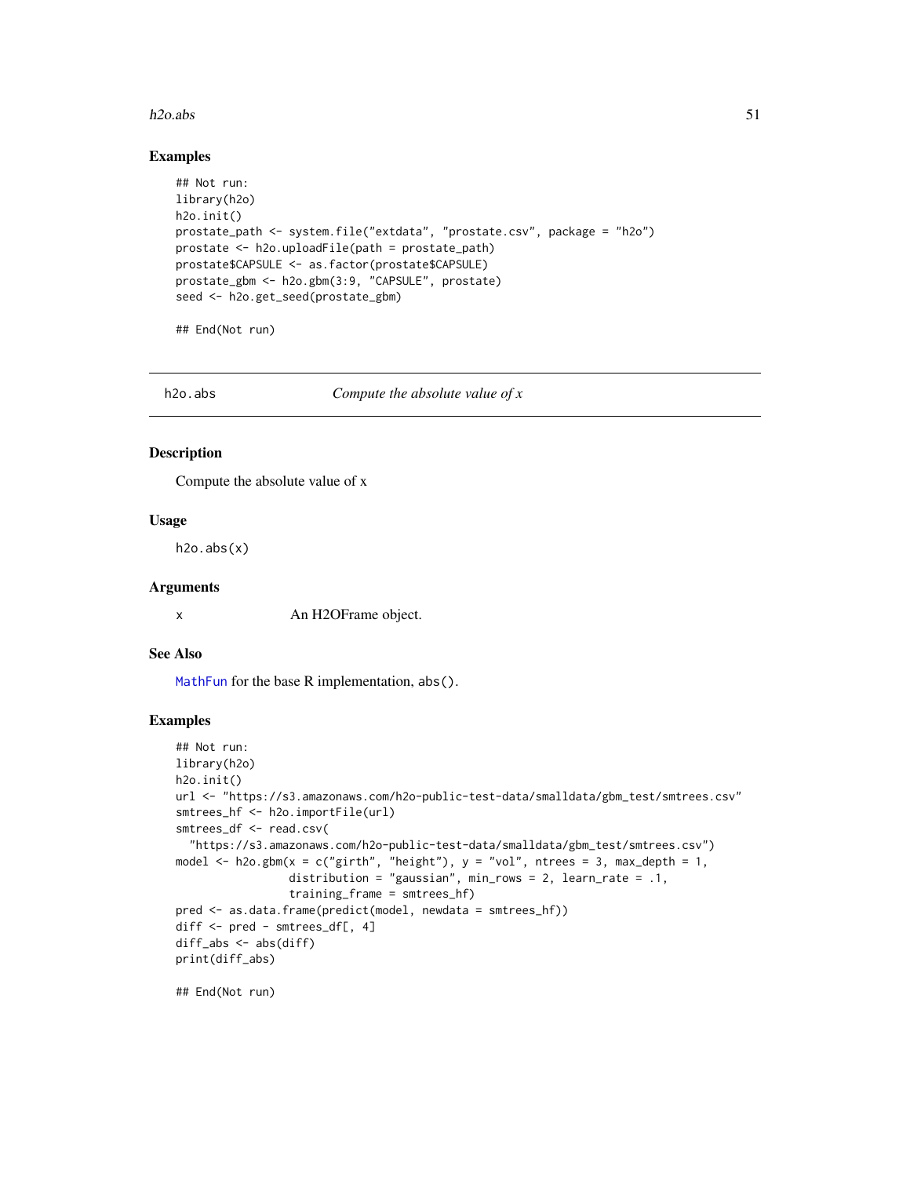## Examples

```
## Not run:
library(h2o)
h2o.init()
prostate_path <- system.file("extdata", "prostate.csv", package = "h2o")
prostate <- h2o.uploadFile(path = prostate_path)
prostate$CAPSULE <- as.factor(prostate$CAPSULE)
prostate_gbm <- h2o.gbm(3:9, "CAPSULE", prostate)
seed <- h2o.get_seed(prostate_gbm)

## End(Not run)
```

---

# h2o.abs    *Compute the absolute value of x*

---

## Description

Compute the absolute value of x

## Usage

```
h2o.abs(x)
```

## Arguments

| | |
|---|---|
| x | An H2OFrame object. |

## See Also

MathFun for the base R implementation, abs().

## Examples

```
## Not run:
library(h2o)
h2o.init()
url <- "https://s3.amazonaws.com/h2o-public-test-data/smalldata/gbm_test/smtrees.csv"
smtrees_hf <- h2o.importFile(url)
smtrees_df <- read.csv(
  "https://s3.amazonaws.com/h2o-public-test-data/smalldata/gbm_test/smtrees.csv")
model <- h2o.gbm(x = c("girth", "height"), y = "vol", ntrees = 3, max_depth = 1,
                 distribution = "gaussian", min_rows = 2, learn_rate = .1,
                 training_frame = smtrees_hf)
pred <- as.data.frame(predict(model, newdata = smtrees_hf))
diff <- pred - smtrees_df[, 4]
diff_abs <- abs(diff)
print(diff_abs)

## End(Not run)
```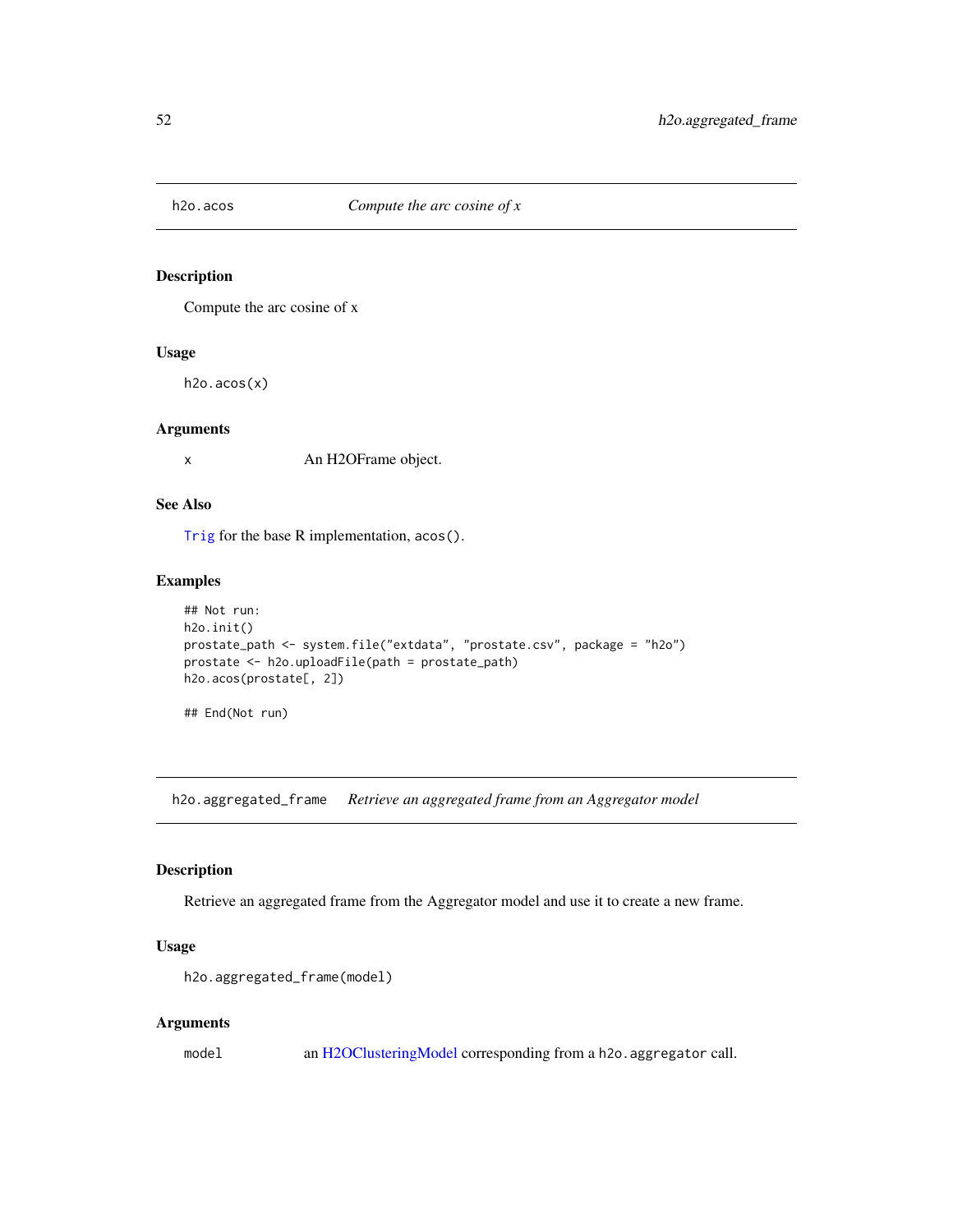## h2o.acos — *Compute the arc cosine of x*

### Description

Compute the arc cosine of x

### Usage

```
h2o.acos(x)
```

### Arguments

| | |
|---|---|
| x | An H2OFrame object. |

### See Also

Trig for the base R implementation, `acos()`.

### Examples

```
## Not run:
h2o.init()
prostate_path <- system.file("extdata", "prostate.csv", package = "h2o")
prostate <- h2o.uploadFile(path = prostate_path)
h2o.acos(prostate[, 2])

## End(Not run)
```

## h2o.aggregated_frame — *Retrieve an aggregated frame from an Aggregator model*

### Description

Retrieve an aggregated frame from the Aggregator model and use it to create a new frame.

### Usage

```
h2o.aggregated_frame(model)
```

### Arguments

| | |
|---|---|
| model | an H2OClusteringModel corresponding from a `h2o.aggregator` call. |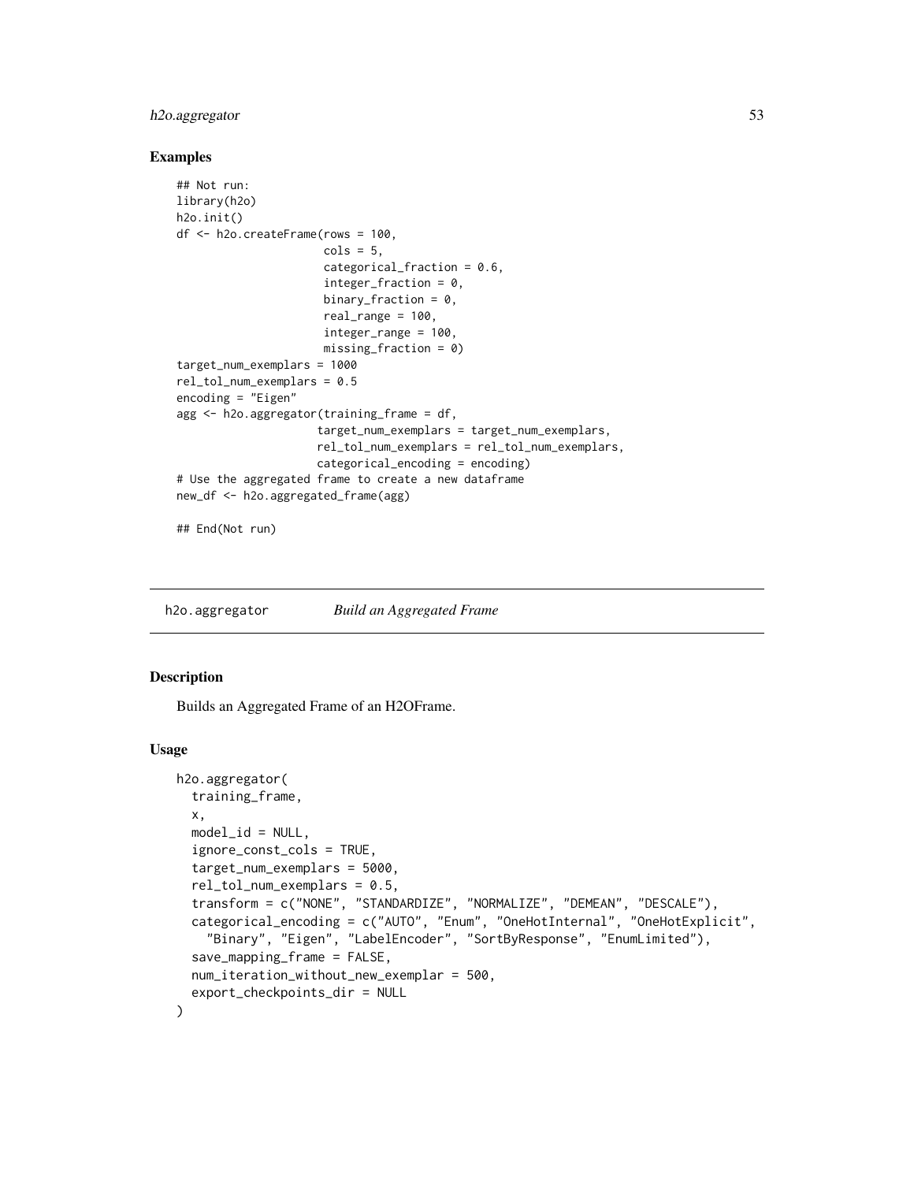### Examples

```
## Not run:
library(h2o)
h2o.init()
df <- h2o.createFrame(rows = 100,
                      cols = 5,
                      categorical_fraction = 0.6,
                      integer_fraction = 0,
                      binary_fraction = 0,
                      real_range = 100,
                      integer_range = 100,
                      missing_fraction = 0)
target_num_exemplars = 1000
rel_tol_num_exemplars = 0.5
encoding = "Eigen"
agg <- h2o.aggregator(training_frame = df,
                     target_num_exemplars = target_num_exemplars,
                     rel_tol_num_exemplars = rel_tol_num_exemplars,
                     categorical_encoding = encoding)
# Use the aggregated frame to create a new dataframe
new_df <- h2o.aggregated_frame(agg)

## End(Not run)
```

## h2o.aggregator *Build an Aggregated Frame*

### Description

Builds an Aggregated Frame of an H2OFrame.

### Usage

```
h2o.aggregator(
  training_frame,
  x,
  model_id = NULL,
  ignore_const_cols = TRUE,
  target_num_exemplars = 5000,
  rel_tol_num_exemplars = 0.5,
  transform = c("NONE", "STANDARDIZE", "NORMALIZE", "DEMEAN", "DESCALE"),
  categorical_encoding = c("AUTO", "Enum", "OneHotInternal", "OneHotExplicit",
    "Binary", "Eigen", "LabelEncoder", "SortByResponse", "EnumLimited"),
  save_mapping_frame = FALSE,
  num_iteration_without_new_exemplar = 500,
  export_checkpoints_dir = NULL
)
```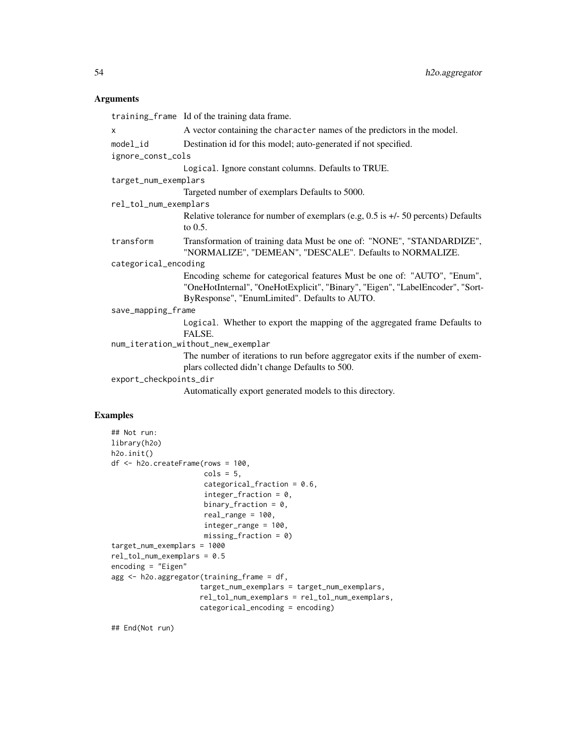### Arguments

`training_frame` Id of the training data frame.

`x` A vector containing the `character` names of the predictors in the model.

`model_id` Destination id for this model; auto-generated if not specified.

`ignore_const_cols`
Logical. Ignore constant columns. Defaults to TRUE.

`target_num_exemplars`
Targeted number of exemplars Defaults to 5000.

`rel_tol_num_exemplars`
Relative tolerance for number of exemplars (e.g, 0.5 is +/- 50 percents) Defaults to 0.5.

`transform` Transformation of training data Must be one of: "NONE", "STANDARDIZE", "NORMALIZE", "DEMEAN", "DESCALE". Defaults to NORMALIZE.

`categorical_encoding`
Encoding scheme for categorical features Must be one of: "AUTO", "Enum", "OneHotInternal", "OneHotExplicit", "Binary", "Eigen", "LabelEncoder", "SortByResponse", "EnumLimited". Defaults to AUTO.

`save_mapping_frame`
Logical. Whether to export the mapping of the aggregated frame Defaults to FALSE.

`num_iteration_without_new_exemplar`
The number of iterations to run before aggregator exits if the number of exemplars collected didn't change Defaults to 500.

`export_checkpoints_dir`
Automatically export generated models to this directory.

### Examples

```
## Not run:
library(h2o)
h2o.init()
df <- h2o.createFrame(rows = 100,
                      cols = 5,
                      categorical_fraction = 0.6,
                      integer_fraction = 0,
                      binary_fraction = 0,
                      real_range = 100,
                      integer_range = 100,
                      missing_fraction = 0)
target_num_exemplars = 1000
rel_tol_num_exemplars = 0.5
encoding = "Eigen"
agg <- h2o.aggregator(training_frame = df,
                     target_num_exemplars = target_num_exemplars,
                     rel_tol_num_exemplars = rel_tol_num_exemplars,
                     categorical_encoding = encoding)

## End(Not run)
```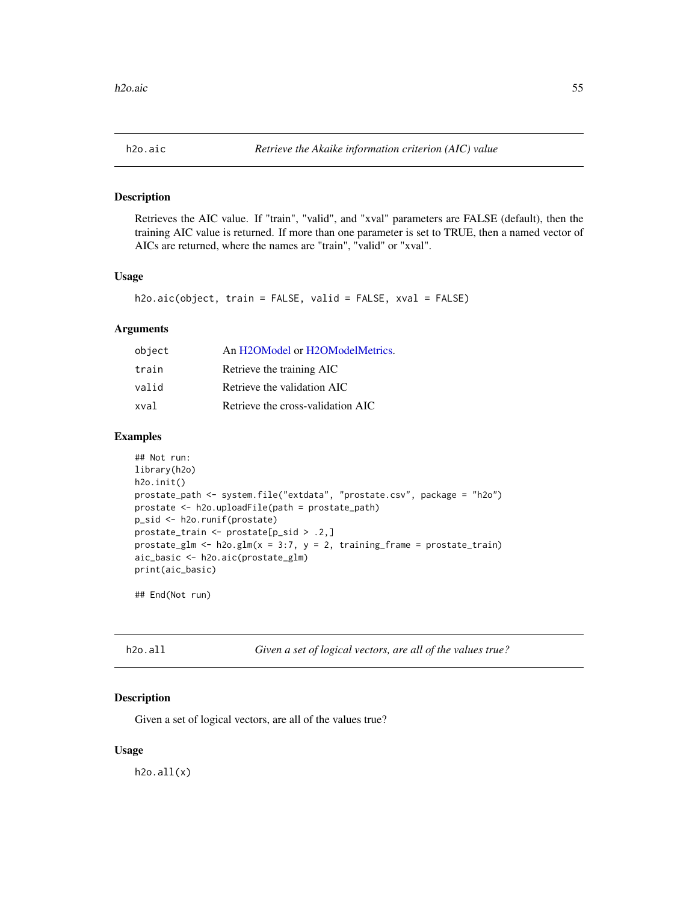## h2o.aic — *Retrieve the Akaike information criterion (AIC) value*

### Description

Retrieves the AIC value. If "train", "valid", and "xval" parameters are FALSE (default), then the training AIC value is returned. If more than one parameter is set to TRUE, then a named vector of AICs are returned, where the names are "train", "valid" or "xval".

### Usage

```
h2o.aic(object, train = FALSE, valid = FALSE, xval = FALSE)
```

### Arguments

| | |
|---|---|
| `object` | An H2OModel or H2OModelMetrics. |
| `train` | Retrieve the training AIC |
| `valid` | Retrieve the validation AIC |
| `xval` | Retrieve the cross-validation AIC |

### Examples

```
## Not run:
library(h2o)
h2o.init()
prostate_path <- system.file("extdata", "prostate.csv", package = "h2o")
prostate <- h2o.uploadFile(path = prostate_path)
p_sid <- h2o.runif(prostate)
prostate_train <- prostate[p_sid > .2,]
prostate_glm <- h2o.glm(x = 3:7, y = 2, training_frame = prostate_train)
aic_basic <- h2o.aic(prostate_glm)
print(aic_basic)

## End(Not run)
```

## h2o.all — *Given a set of logical vectors, are all of the values true?*

### Description

Given a set of logical vectors, are all of the values true?

### Usage

```
h2o.all(x)
```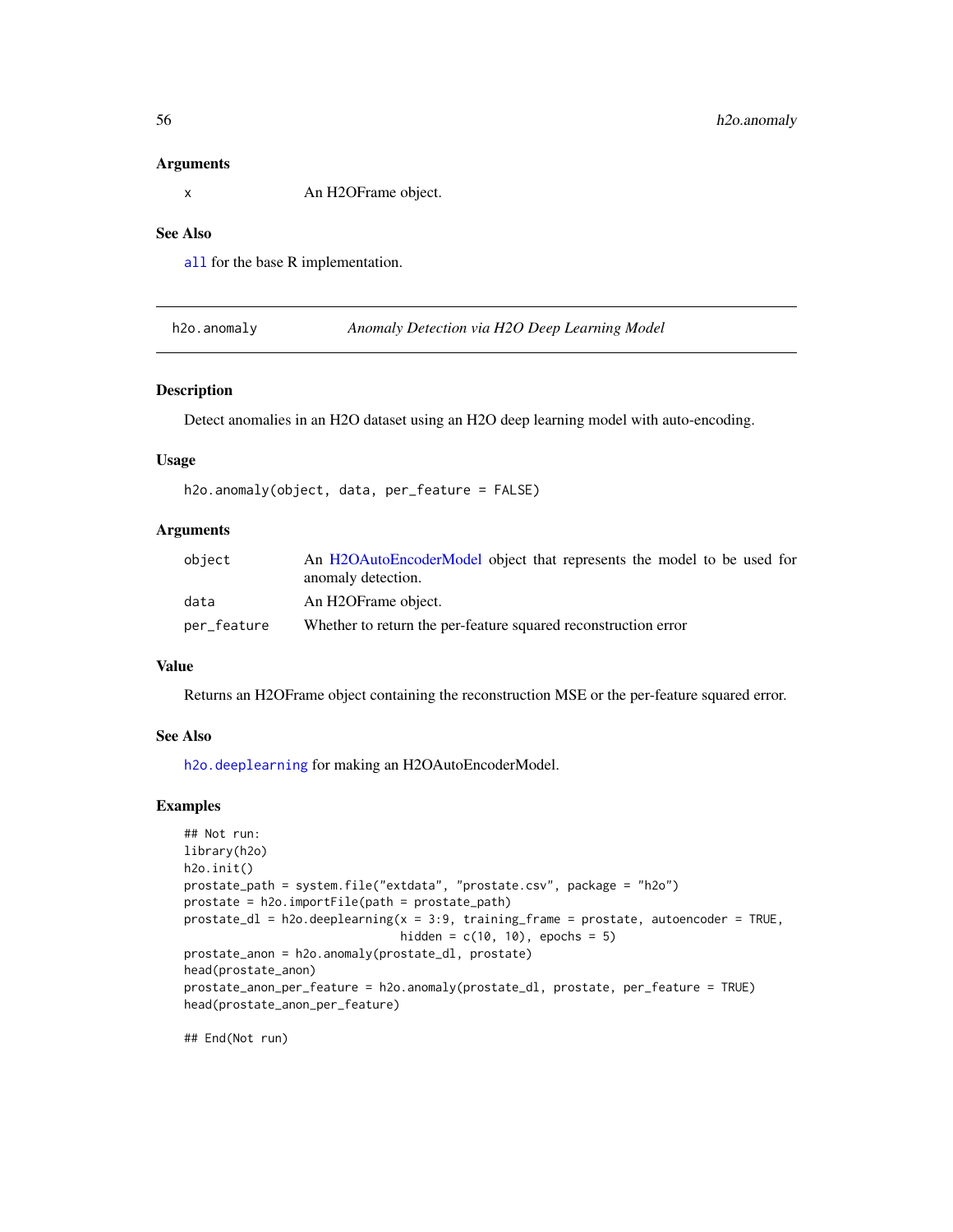## Arguments

| | |
|---|---|
| x | An H2OFrame object. |

## See Also

`all` for the base R implementation.

---

# h2o.anomaly — *Anomaly Detection via H2O Deep Learning Model*

## Description

Detect anomalies in an H2O dataset using an H2O deep learning model with auto-encoding.

## Usage

```
h2o.anomaly(object, data, per_feature = FALSE)
```

## Arguments

| | |
|---|---|
| object | An H2OAutoEncoderModel object that represents the model to be used for anomaly detection. |
| data | An H2OFrame object. |
| per_feature | Whether to return the per-feature squared reconstruction error |

## Value

Returns an H2OFrame object containing the reconstruction MSE or the per-feature squared error.

## See Also

`h2o.deeplearning` for making an H2OAutoEncoderModel.

## Examples

```
## Not run:
library(h2o)
h2o.init()
prostate_path = system.file("extdata", "prostate.csv", package = "h2o")
prostate = h2o.importFile(path = prostate_path)
prostate_dl = h2o.deeplearning(x = 3:9, training_frame = prostate, autoencoder = TRUE,
                               hidden = c(10, 10), epochs = 5)
prostate_anon = h2o.anomaly(prostate_dl, prostate)
head(prostate_anon)
prostate_anon_per_feature = h2o.anomaly(prostate_dl, prostate, per_feature = TRUE)
head(prostate_anon_per_feature)

## End(Not run)
```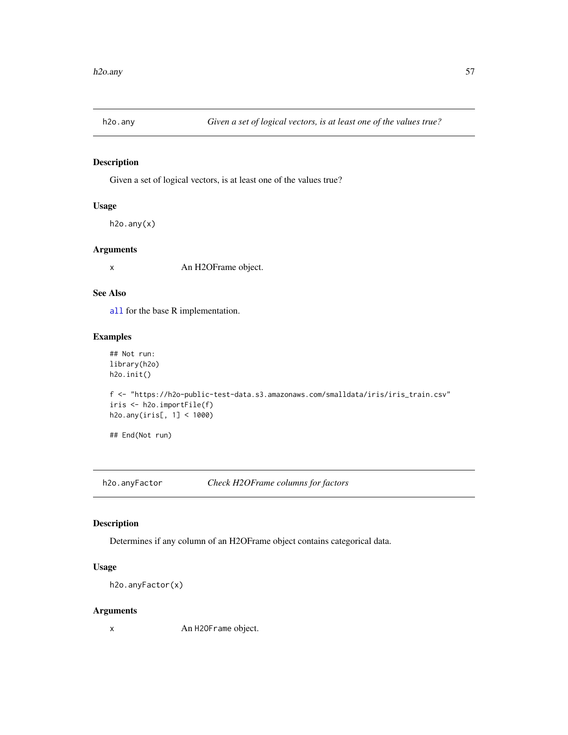## h2o.any *Given a set of logical vectors, is at least one of the values true?*

### Description

Given a set of logical vectors, is at least one of the values true?

### Usage

```
h2o.any(x)
```

### Arguments

| | |
|---|---|
| x | An H2OFrame object. |

### See Also

all for the base R implementation.

### Examples

```
## Not run:
library(h2o)
h2o.init()

f <- "https://h2o-public-test-data.s3.amazonaws.com/smalldata/iris/iris_train.csv"
iris <- h2o.importFile(f)
h2o.any(iris[, 1] < 1000)

## End(Not run)
```

## h2o.anyFactor *Check H2OFrame columns for factors*

### Description

Determines if any column of an H2OFrame object contains categorical data.

### Usage

```
h2o.anyFactor(x)
```

### Arguments

| | |
|---|---|
| x | An H2OFrame object. |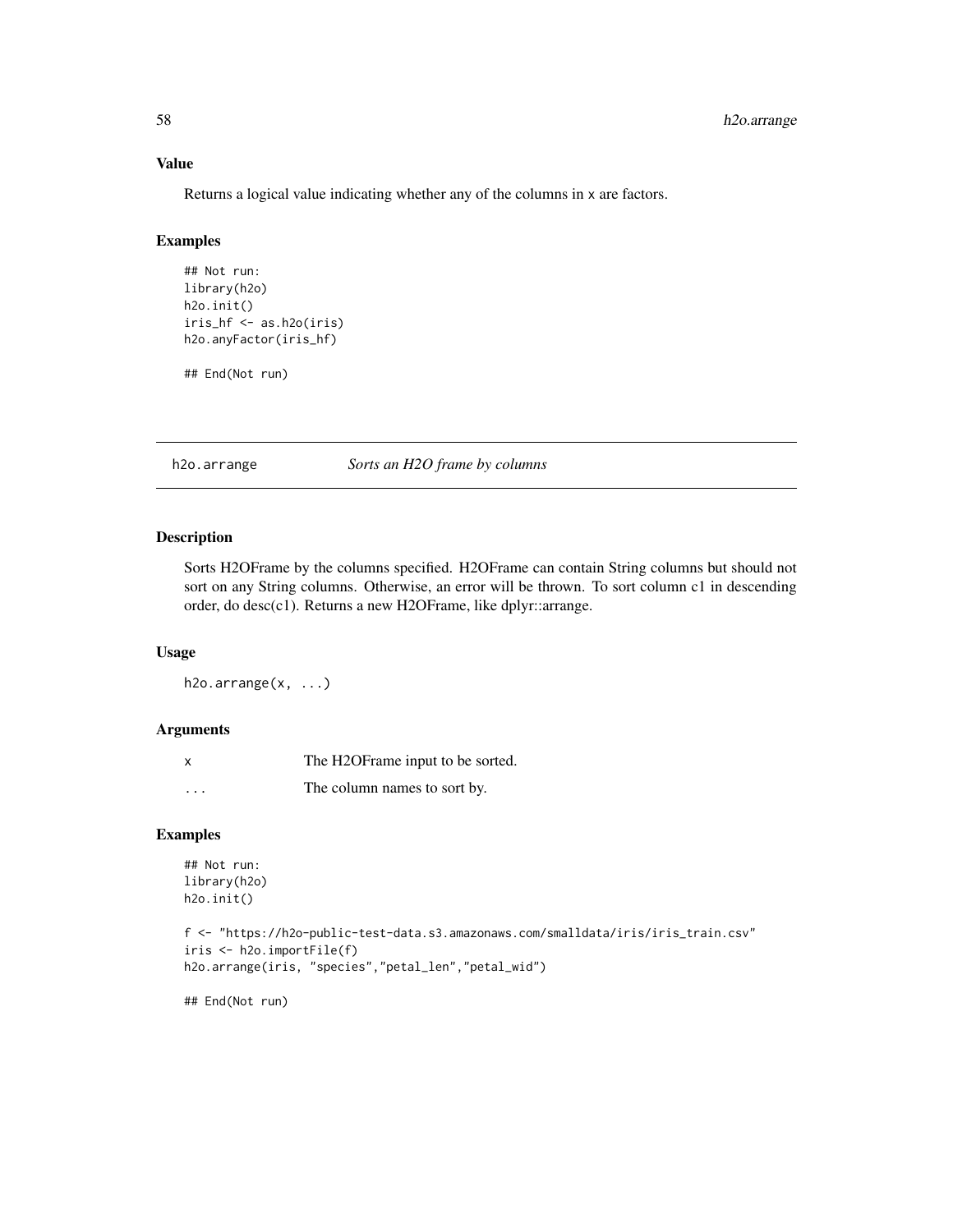### Value

Returns a logical value indicating whether any of the columns in x are factors.

### Examples

```
## Not run:
library(h2o)
h2o.init()
iris_hf <- as.h2o(iris)
h2o.anyFactor(iris_hf)

## End(Not run)
```

---

## h2o.arrange *Sorts an H2O frame by columns*

---

### Description

Sorts H2OFrame by the columns specified. H2OFrame can contain String columns but should not sort on any String columns. Otherwise, an error will be thrown. To sort column c1 in descending order, do desc(c1). Returns a new H2OFrame, like dplyr::arrange.

### Usage

```
h2o.arrange(x, ...)
```

### Arguments

| | |
|---|---|
| x | The H2OFrame input to be sorted. |
| ... | The column names to sort by. |

### Examples

```
## Not run:
library(h2o)
h2o.init()

f <- "https://h2o-public-test-data.s3.amazonaws.com/smalldata/iris/iris_train.csv"
iris <- h2o.importFile(f)
h2o.arrange(iris, "species","petal_len","petal_wid")

## End(Not run)
```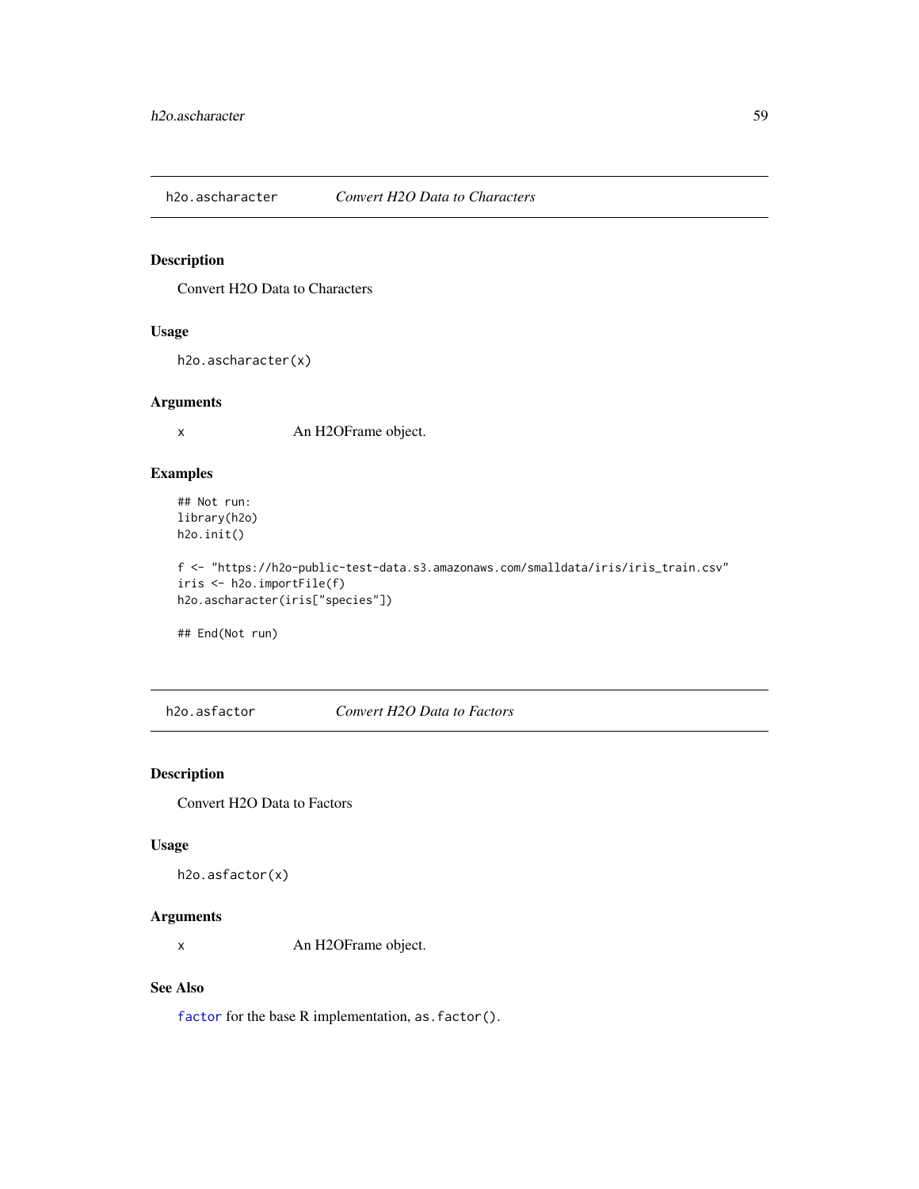## h2o.ascharacter — *Convert H2O Data to Characters*

### Description

Convert H2O Data to Characters

### Usage

```
h2o.ascharacter(x)
```

### Arguments

| | |
|---|---|
| x | An H2OFrame object. |

### Examples

```
## Not run:
library(h2o)
h2o.init()

f <- "https://h2o-public-test-data.s3.amazonaws.com/smalldata/iris/iris_train.csv"
iris <- h2o.importFile(f)
h2o.ascharacter(iris["species"])

## End(Not run)
```

## h2o.asfactor — *Convert H2O Data to Factors*

### Description

Convert H2O Data to Factors

### Usage

```
h2o.asfactor(x)
```

### Arguments

| | |
|---|---|
| x | An H2OFrame object. |

### See Also

`factor` for the base R implementation, `as.factor()`.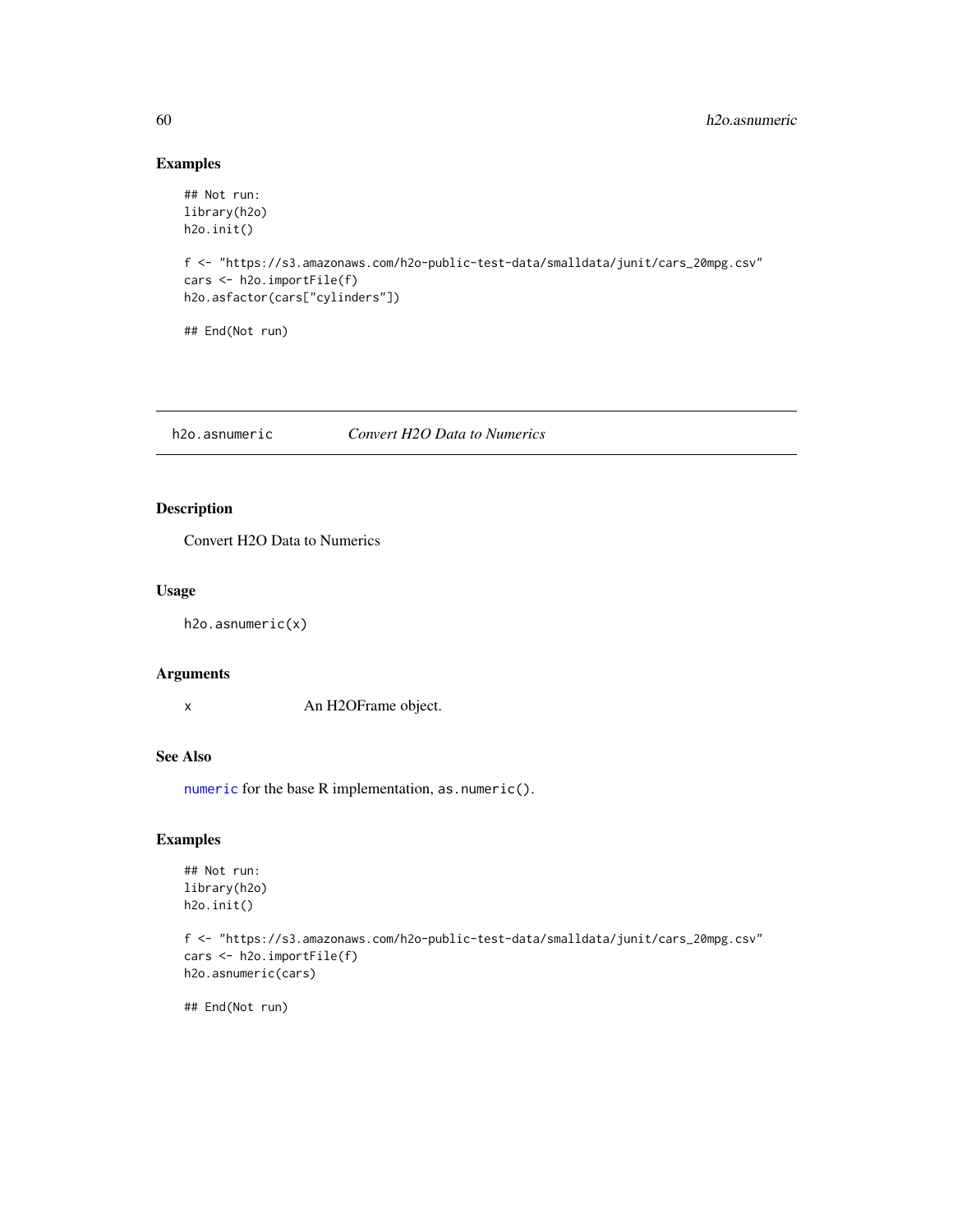## Examples

```
## Not run:
library(h2o)
h2o.init()

f <- "https://s3.amazonaws.com/h2o-public-test-data/smalldata/junit/cars_20mpg.csv"
cars <- h2o.importFile(f)
h2o.asfactor(cars["cylinders"])

## End(Not run)
```

---

# h2o.asnumeric *Convert H2O Data to Numerics*

## Description

Convert H2O Data to Numerics

## Usage

```
h2o.asnumeric(x)
```

## Arguments

| | |
|---|---|
| x | An H2OFrame object. |

## See Also

`numeric` for the base R implementation, `as.numeric()`.

## Examples

```
## Not run:
library(h2o)
h2o.init()

f <- "https://s3.amazonaws.com/h2o-public-test-data/smalldata/junit/cars_20mpg.csv"
cars <- h2o.importFile(f)
h2o.asnumeric(cars)

## End(Not run)
```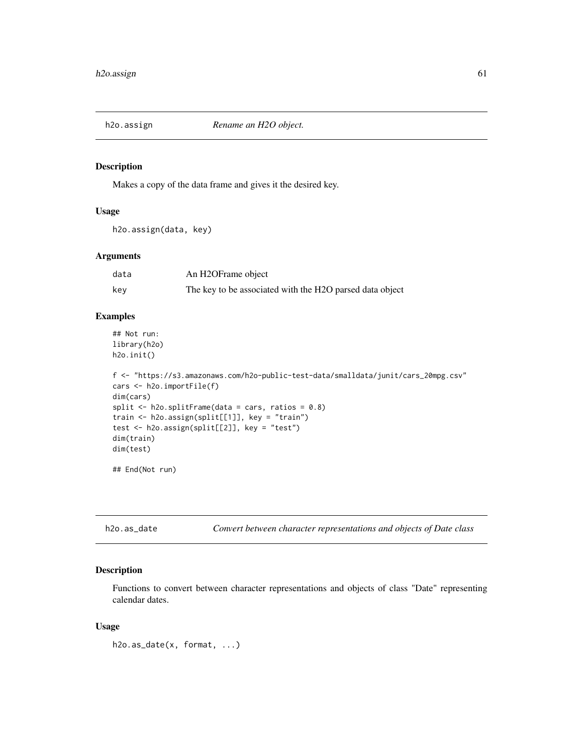## h2o.assign — *Rename an H2O object.*

### Description

Makes a copy of the data frame and gives it the desired key.

### Usage

```
h2o.assign(data, key)
```

### Arguments

| | |
|---|---|
| data | An H2OFrame object |
| key | The key to be associated with the H2O parsed data object |

### Examples

```
## Not run:
library(h2o)
h2o.init()

f <- "https://s3.amazonaws.com/h2o-public-test-data/smalldata/junit/cars_20mpg.csv"
cars <- h2o.importFile(f)
dim(cars)
split <- h2o.splitFrame(data = cars, ratios = 0.8)
train <- h2o.assign(split[[1]], key = "train")
test <- h2o.assign(split[[2]], key = "test")
dim(train)
dim(test)

## End(Not run)
```

## h2o.as_date — *Convert between character representations and objects of Date class*

### Description

Functions to convert between character representations and objects of class "Date" representing calendar dates.

### Usage

```
h2o.as_date(x, format, ...)
```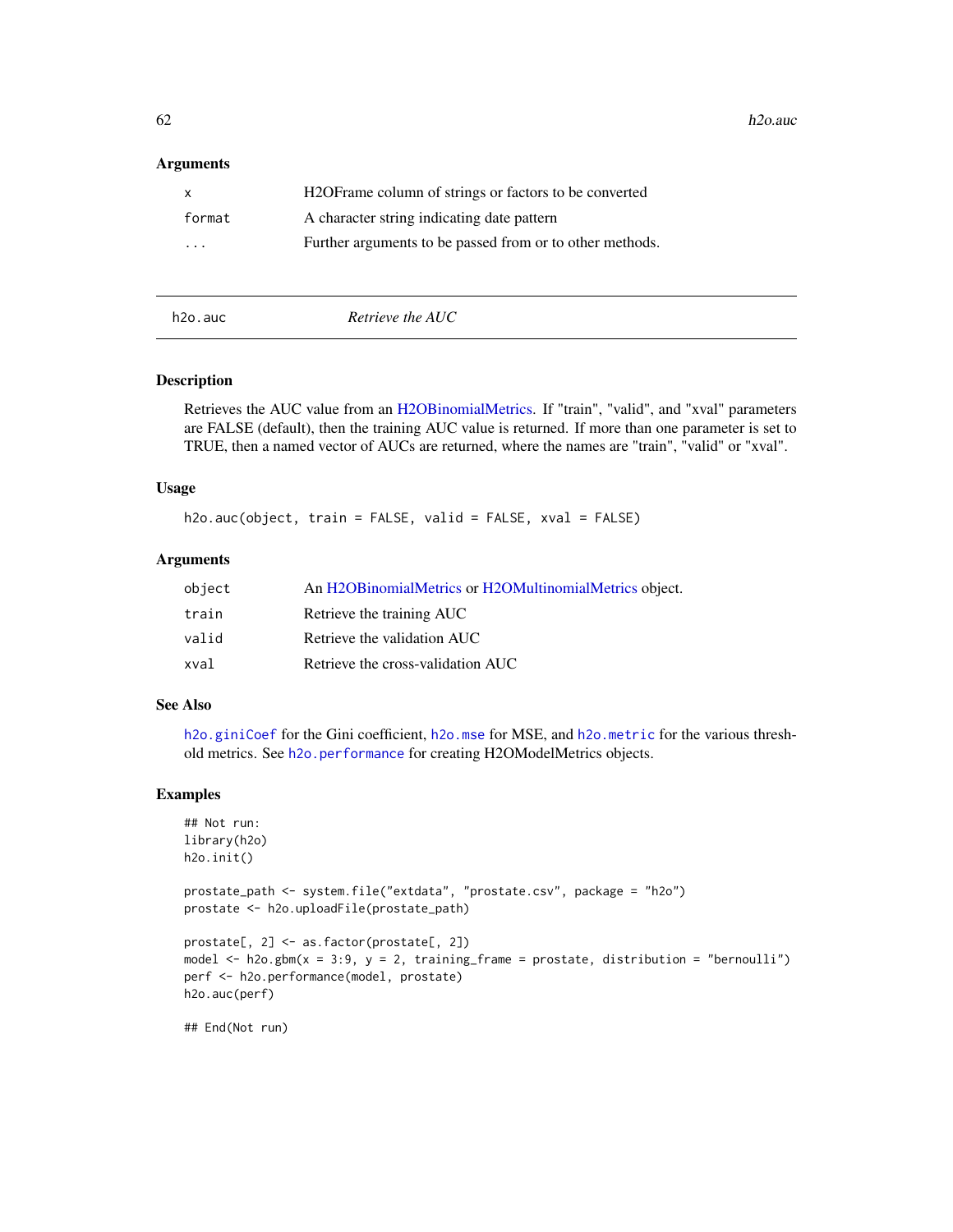### Arguments

| | |
|---|---|
| x | H2OFrame column of strings or factors to be converted |
| format | A character string indicating date pattern |
| ... | Further arguments to be passed from or to other methods. |

---

## h2o.auc — *Retrieve the AUC*

### Description

Retrieves the AUC value from an H2OBinomialMetrics. If "train", "valid", and "xval" parameters are FALSE (default), then the training AUC value is returned. If more than one parameter is set to TRUE, then a named vector of AUCs are returned, where the names are "train", "valid" or "xval".

### Usage

```
h2o.auc(object, train = FALSE, valid = FALSE, xval = FALSE)
```

### Arguments

| | |
|---|---|
| object | An H2OBinomialMetrics or H2OMultinomialMetrics object. |
| train | Retrieve the training AUC |
| valid | Retrieve the validation AUC |
| xval | Retrieve the cross-validation AUC |

### See Also

`h2o.giniCoef` for the Gini coefficient, `h2o.mse` for MSE, and `h2o.metric` for the various threshold metrics. See `h2o.performance` for creating H2OModelMetrics objects.

### Examples

```
## Not run:
library(h2o)
h2o.init()

prostate_path <- system.file("extdata", "prostate.csv", package = "h2o")
prostate <- h2o.uploadFile(prostate_path)

prostate[, 2] <- as.factor(prostate[, 2])
model <- h2o.gbm(x = 3:9, y = 2, training_frame = prostate, distribution = "bernoulli")
perf <- h2o.performance(model, prostate)
h2o.auc(perf)

## End(Not run)
```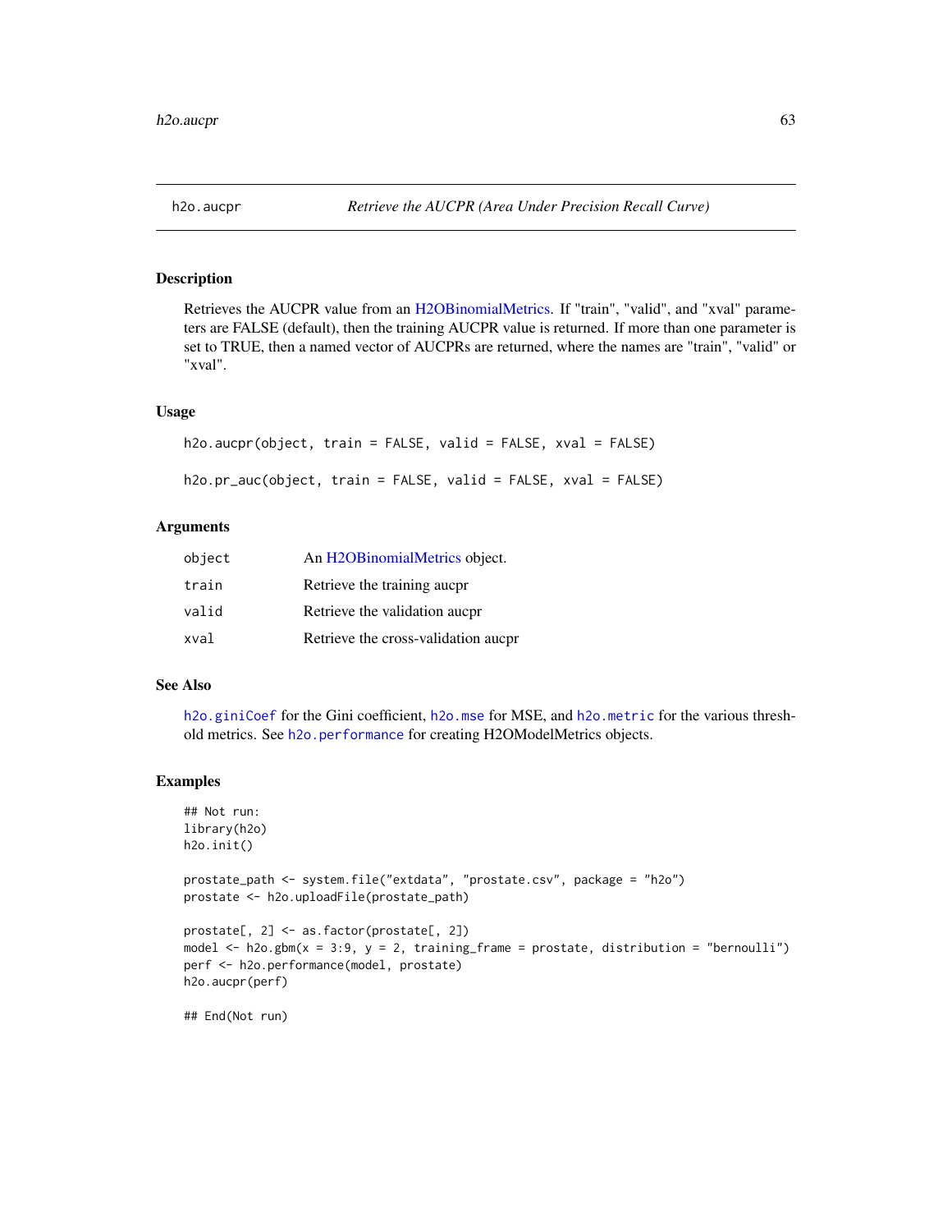## h2o.aucpr — *Retrieve the AUCPR (Area Under Precision Recall Curve)*

### Description

Retrieves the AUCPR value from an H2OBinomialMetrics. If "train", "valid", and "xval" parameters are FALSE (default), then the training AUCPR value is returned. If more than one parameter is set to TRUE, then a named vector of AUCPRs are returned, where the names are "train", "valid" or "xval".

### Usage

```
h2o.aucpr(object, train = FALSE, valid = FALSE, xval = FALSE)

h2o.pr_auc(object, train = FALSE, valid = FALSE, xval = FALSE)
```

### Arguments

| | |
|---|---|
| `object` | An H2OBinomialMetrics object. |
| `train` | Retrieve the training aucpr |
| `valid` | Retrieve the validation aucpr |
| `xval` | Retrieve the cross-validation aucpr |

### See Also

`h2o.giniCoef` for the Gini coefficient, `h2o.mse` for MSE, and `h2o.metric` for the various threshold metrics. See `h2o.performance` for creating H2OModelMetrics objects.

### Examples

```
## Not run:
library(h2o)
h2o.init()

prostate_path <- system.file("extdata", "prostate.csv", package = "h2o")
prostate <- h2o.uploadFile(prostate_path)

prostate[, 2] <- as.factor(prostate[, 2])
model <- h2o.gbm(x = 3:9, y = 2, training_frame = prostate, distribution = "bernoulli")
perf <- h2o.performance(model, prostate)
h2o.aucpr(perf)

## End(Not run)
```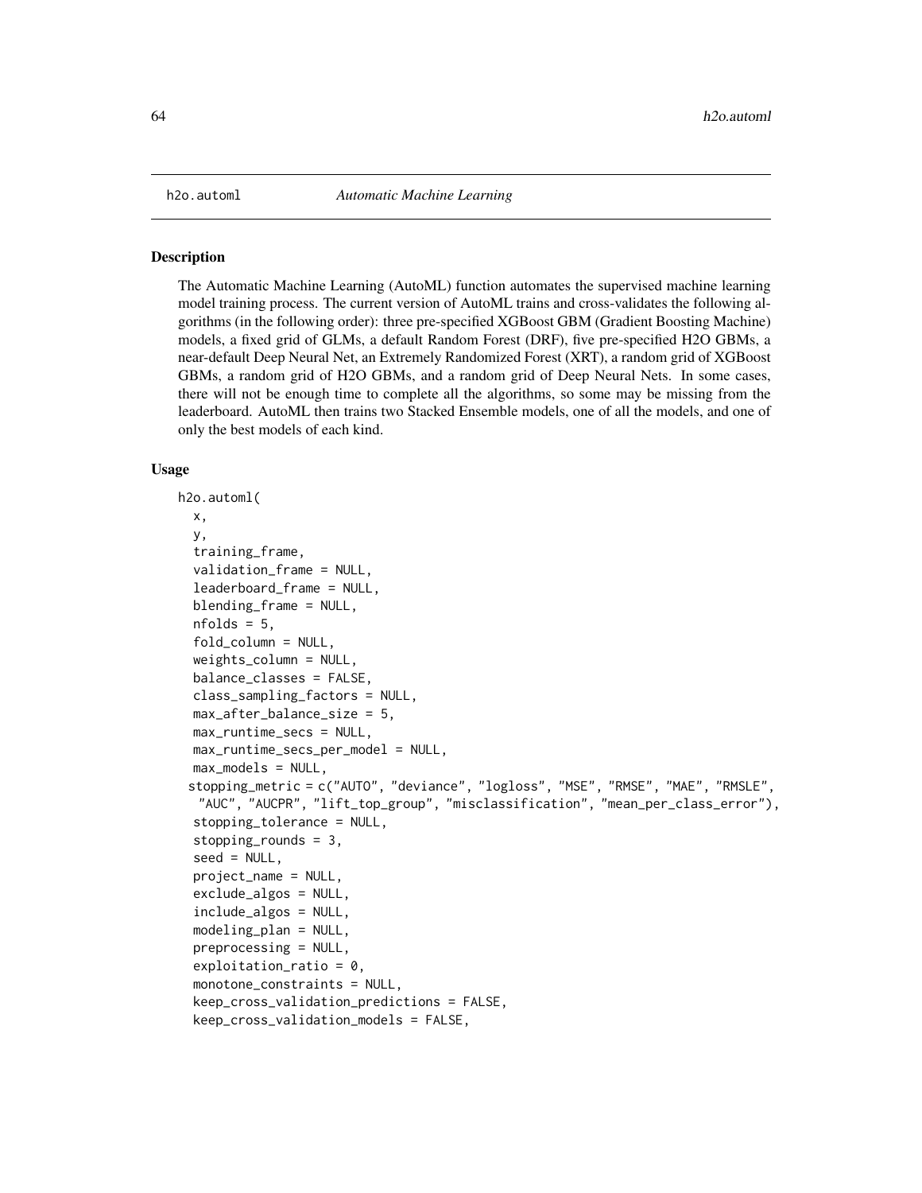## h2o.automl &nbsp;&nbsp;&nbsp; *Automatic Machine Learning*

### Description

The Automatic Machine Learning (AutoML) function automates the supervised machine learning model training process. The current version of AutoML trains and cross-validates the following algorithms (in the following order): three pre-specified XGBoost GBM (Gradient Boosting Machine) models, a fixed grid of GLMs, a default Random Forest (DRF), five pre-specified H2O GBMs, a near-default Deep Neural Net, an Extremely Randomized Forest (XRT), a random grid of XGBoost GBMs, a random grid of H2O GBMs, and a random grid of Deep Neural Nets. In some cases, there will not be enough time to complete all the algorithms, so some may be missing from the leaderboard. AutoML then trains two Stacked Ensemble models, one of all the models, and one of only the best models of each kind.

### Usage

```
h2o.automl(
  x,
  y,
  training_frame,
  validation_frame = NULL,
  leaderboard_frame = NULL,
  blending_frame = NULL,
  nfolds = 5,
  fold_column = NULL,
  weights_column = NULL,
  balance_classes = FALSE,
  class_sampling_factors = NULL,
  max_after_balance_size = 5,
  max_runtime_secs = NULL,
  max_runtime_secs_per_model = NULL,
  max_models = NULL,
  stopping_metric = c("AUTO", "deviance", "logloss", "MSE", "RMSE", "MAE", "RMSLE",
    "AUC", "AUCPR", "lift_top_group", "misclassification", "mean_per_class_error"),
  stopping_tolerance = NULL,
  stopping_rounds = 3,
  seed = NULL,
  project_name = NULL,
  exclude_algos = NULL,
  include_algos = NULL,
  modeling_plan = NULL,
  preprocessing = NULL,
  exploitation_ratio = 0,
  monotone_constraints = NULL,
  keep_cross_validation_predictions = FALSE,
  keep_cross_validation_models = FALSE,
```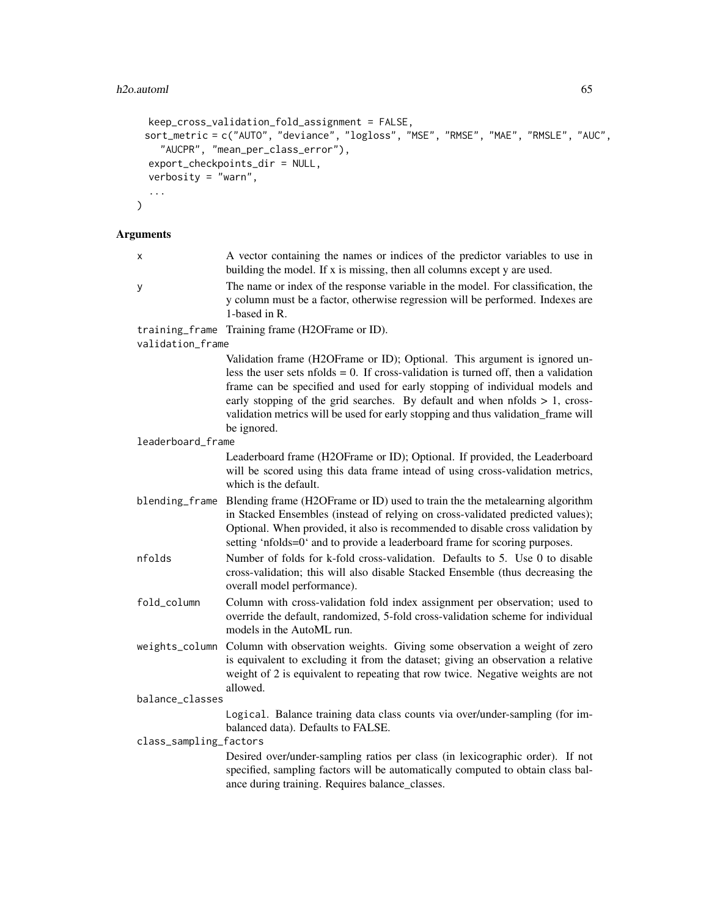```
  keep_cross_validation_fold_assignment = FALSE,
  sort_metric = c("AUTO", "deviance", "logloss", "MSE", "RMSE", "MAE", "RMSLE", "AUC",
    "AUCPR", "mean_per_class_error"),
  export_checkpoints_dir = NULL,
  verbosity = "warn",
  ...
)
```

## Arguments

`x` A vector containing the names or indices of the predictor variables to use in building the model. If x is missing, then all columns except y are used.

`y` The name or index of the response variable in the model. For classification, the y column must be a factor, otherwise regression will be performed. Indexes are 1-based in R.

`training_frame` Training frame (H2OFrame or ID).

`validation_frame` Validation frame (H2OFrame or ID); Optional. This argument is ignored unless the user sets nfolds = 0. If cross-validation is turned off, then a validation frame can be specified and used for early stopping of individual models and early stopping of the grid searches. By default and when nfolds > 1, cross-validation metrics will be used for early stopping and thus validation_frame will be ignored.

`leaderboard_frame` Leaderboard frame (H2OFrame or ID); Optional. If provided, the Leaderboard will be scored using this data frame intead of using cross-validation metrics, which is the default.

`blending_frame` Blending frame (H2OFrame or ID) used to train the the metalearning algorithm in Stacked Ensembles (instead of relying on cross-validated predicted values); Optional. When provided, it also is recommended to disable cross validation by setting 'nfolds=0' and to provide a leaderboard frame for scoring purposes.

`nfolds` Number of folds for k-fold cross-validation. Defaults to 5. Use 0 to disable cross-validation; this will also disable Stacked Ensemble (thus decreasing the overall model performance).

`fold_column` Column with cross-validation fold index assignment per observation; used to override the default, randomized, 5-fold cross-validation scheme for individual models in the AutoML run.

`weights_column` Column with observation weights. Giving some observation a weight of zero is equivalent to excluding it from the dataset; giving an observation a relative weight of 2 is equivalent to repeating that row twice. Negative weights are not allowed.

`balance_classes` `Logical`. Balance training data class counts via over/under-sampling (for imbalanced data). Defaults to FALSE.

`class_sampling_factors` Desired over/under-sampling ratios per class (in lexicographic order). If not specified, sampling factors will be automatically computed to obtain class balance during training. Requires balance_classes.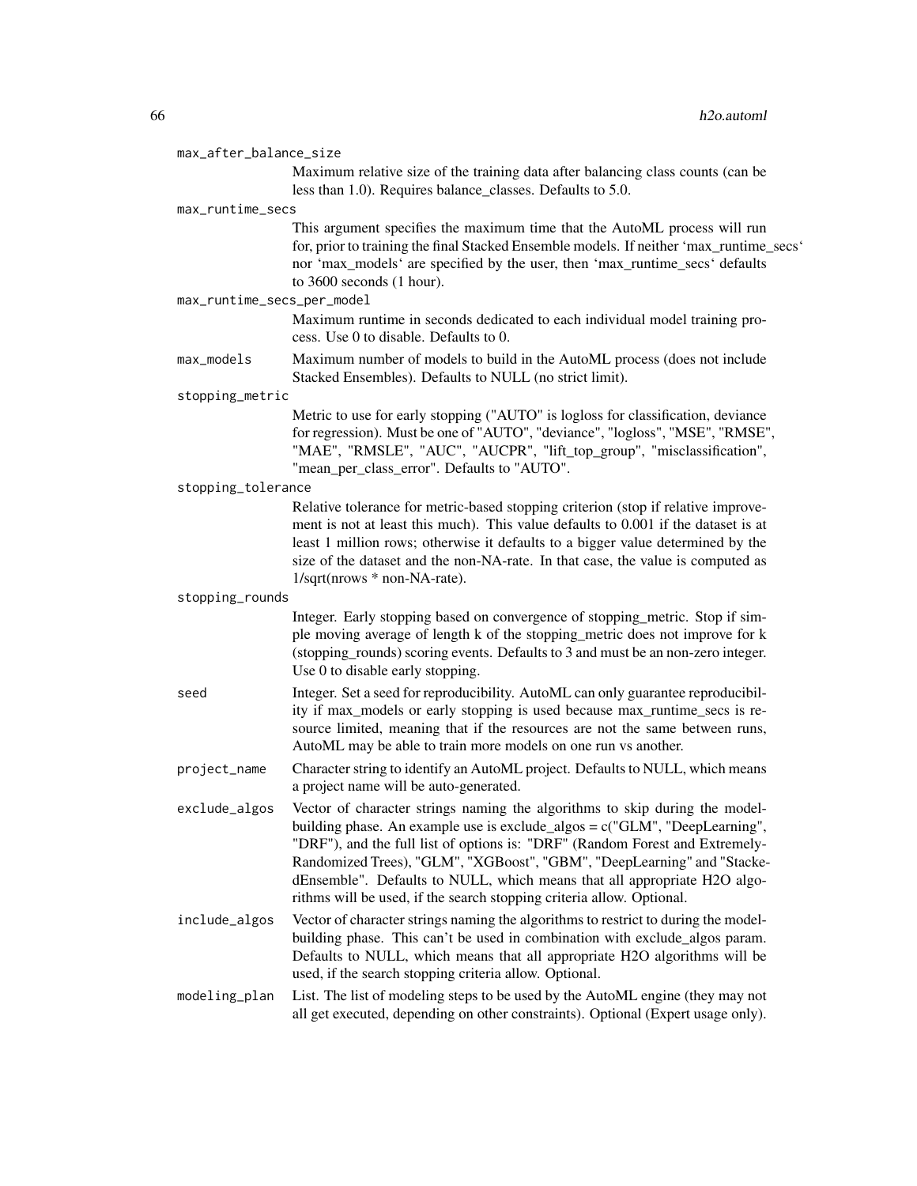`max_after_balance_size`
: Maximum relative size of the training data after balancing class counts (can be less than 1.0). Requires balance_classes. Defaults to 5.0.

`max_runtime_secs`
: This argument specifies the maximum time that the AutoML process will run for, prior to training the final Stacked Ensemble models. If neither 'max_runtime_secs' nor 'max_models' are specified by the user, then 'max_runtime_secs' defaults to 3600 seconds (1 hour).

`max_runtime_secs_per_model`
: Maximum runtime in seconds dedicated to each individual model training process. Use 0 to disable. Defaults to 0.

`max_models`
: Maximum number of models to build in the AutoML process (does not include Stacked Ensembles). Defaults to NULL (no strict limit).

`stopping_metric`
: Metric to use for early stopping ("AUTO" is logloss for classification, deviance for regression). Must be one of "AUTO", "deviance", "logloss", "MSE", "RMSE", "MAE", "RMSLE", "AUC", "AUCPR", "lift_top_group", "misclassification", "mean_per_class_error". Defaults to "AUTO".

`stopping_tolerance`
: Relative tolerance for metric-based stopping criterion (stop if relative improvement is not at least this much). This value defaults to 0.001 if the dataset is at least 1 million rows; otherwise it defaults to a bigger value determined by the size of the dataset and the non-NA-rate. In that case, the value is computed as 1/sqrt(nrows * non-NA-rate).

`stopping_rounds`
: Integer. Early stopping based on convergence of stopping_metric. Stop if simple moving average of length k of the stopping_metric does not improve for k (stopping_rounds) scoring events. Defaults to 3 and must be an non-zero integer. Use 0 to disable early stopping.

`seed`
: Integer. Set a seed for reproducibility. AutoML can only guarantee reproducibility if max_models or early stopping is used because max_runtime_secs is resource limited, meaning that if the resources are not the same between runs, AutoML may be able to train more models on one run vs another.

`project_name`
: Character string to identify an AutoML project. Defaults to NULL, which means a project name will be auto-generated.

`exclude_algos`
: Vector of character strings naming the algorithms to skip during the model-building phase. An example use is exclude_algos = c("GLM", "DeepLearning", "DRF"), and the full list of options is: "DRF" (Random Forest and Extremely-Randomized Trees), "GLM", "XGBoost", "GBM", "DeepLearning" and "StackedEnsemble". Defaults to NULL, which means that all appropriate H2O algorithms will be used, if the search stopping criteria allow. Optional.

`include_algos`
: Vector of character strings naming the algorithms to restrict to during the model-building phase. This can't be used in combination with exclude_algos param. Defaults to NULL, which means that all appropriate H2O algorithms will be used, if the search stopping criteria allow. Optional.

`modeling_plan`
: List. The list of modeling steps to be used by the AutoML engine (they may not all get executed, depending on other constraints). Optional (Expert usage only).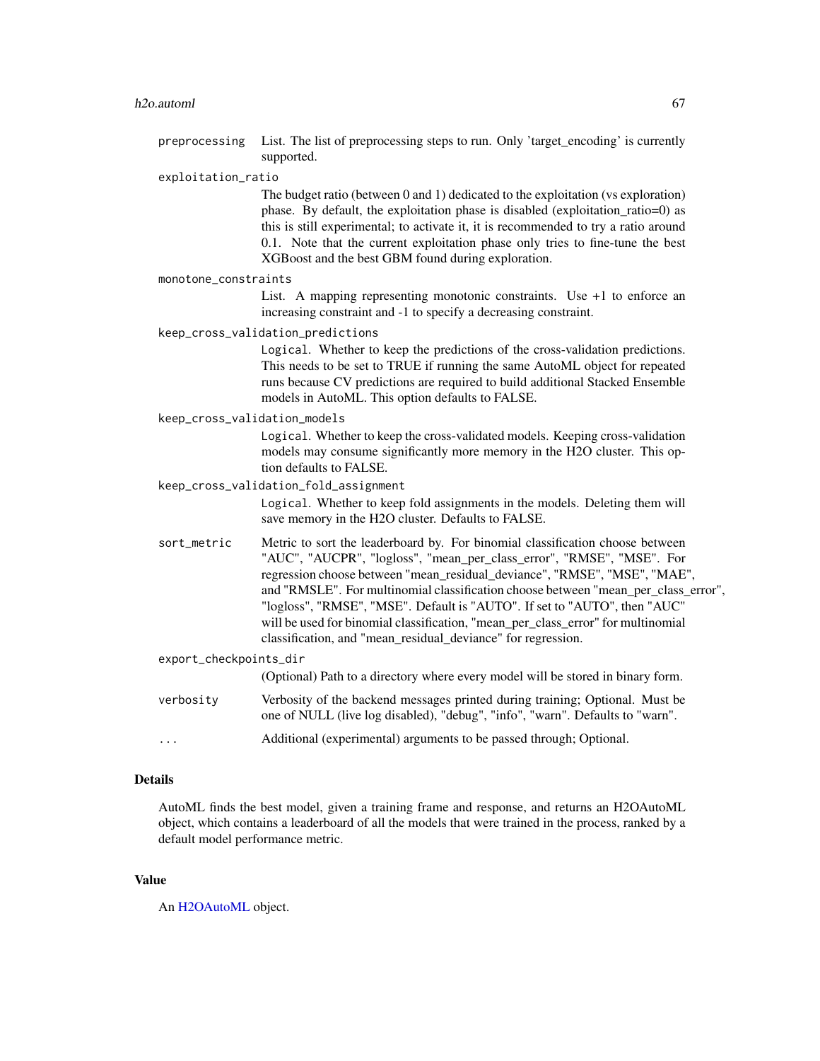`preprocessing` List. The list of preprocessing steps to run. Only 'target_encoding' is currently supported.

`exploitation_ratio`
The budget ratio (between 0 and 1) dedicated to the exploitation (vs exploration) phase. By default, the exploitation phase is disabled (exploitation_ratio=0) as this is still experimental; to activate it, it is recommended to try a ratio around 0.1. Note that the current exploitation phase only tries to fine-tune the best XGBoost and the best GBM found during exploration.

`monotone_constraints`
List. A mapping representing monotonic constraints. Use +1 to enforce an increasing constraint and -1 to specify a decreasing constraint.

`keep_cross_validation_predictions`
`Logical`. Whether to keep the predictions of the cross-validation predictions. This needs to be set to TRUE if running the same AutoML object for repeated runs because CV predictions are required to build additional Stacked Ensemble models in AutoML. This option defaults to FALSE.

`keep_cross_validation_models`
`Logical`. Whether to keep the cross-validated models. Keeping cross-validation models may consume significantly more memory in the H2O cluster. This option defaults to FALSE.

`keep_cross_validation_fold_assignment`
`Logical`. Whether to keep fold assignments in the models. Deleting them will save memory in the H2O cluster. Defaults to FALSE.

`sort_metric` Metric to sort the leaderboard by. For binomial classification choose between "AUC", "AUCPR", "logloss", "mean_per_class_error", "RMSE", "MSE". For regression choose between "mean_residual_deviance", "RMSE", "MSE", "MAE", and "RMSLE". For multinomial classification choose between "mean_per_class_error", "logloss", "RMSE", "MSE". Default is "AUTO". If set to "AUTO", then "AUC" will be used for binomial classification, "mean_per_class_error" for multinomial classification, and "mean_residual_deviance" for regression.

`export_checkpoints_dir`
(Optional) Path to a directory where every model will be stored in binary form.

`verbosity` Verbosity of the backend messages printed during training; Optional. Must be one of NULL (live log disabled), "debug", "info", "warn". Defaults to "warn".

`...` Additional (experimental) arguments to be passed through; Optional.

## Details

AutoML finds the best model, given a training frame and response, and returns an H2OAutoML object, which contains a leaderboard of all the models that were trained in the process, ranked by a default model performance metric.

## Value

An H2OAutoML object.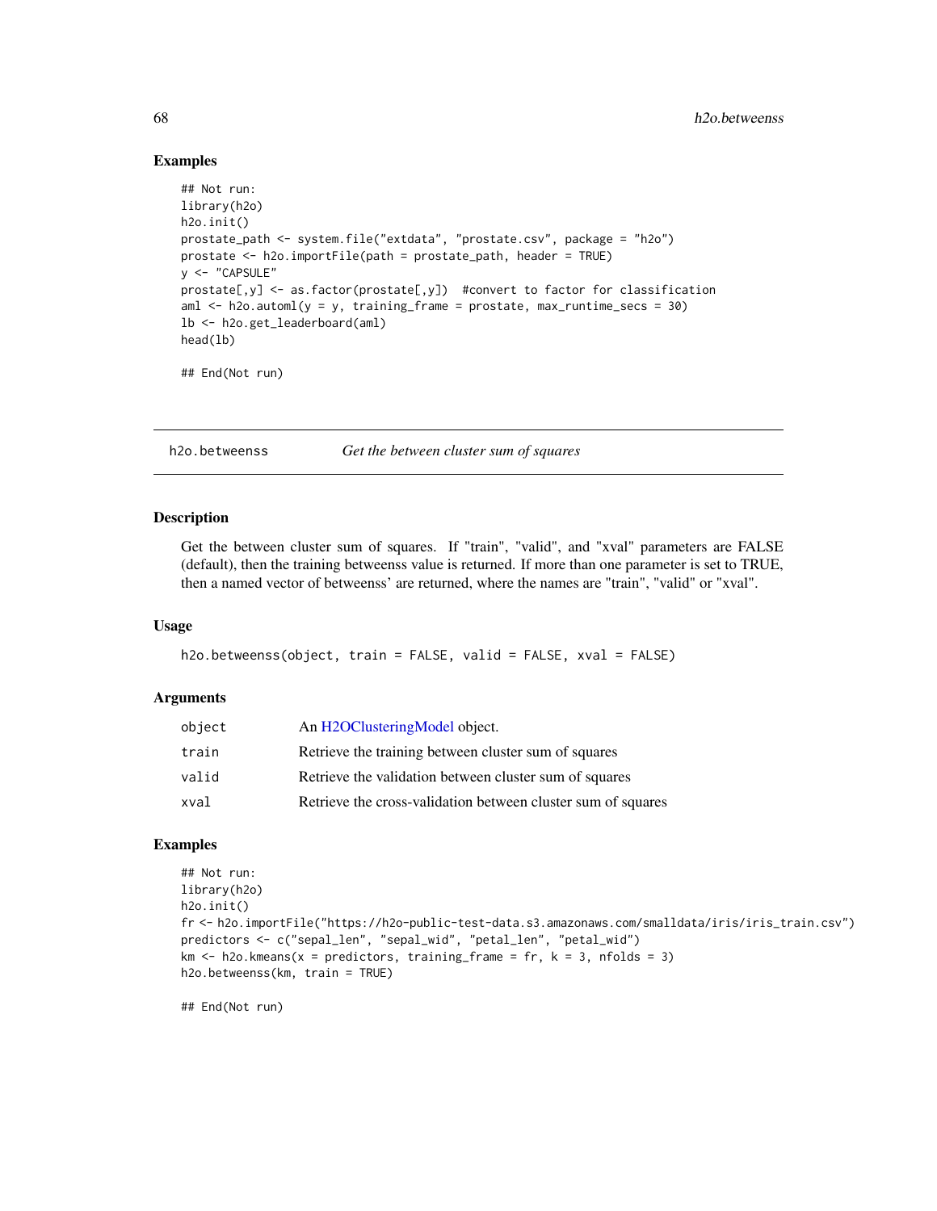### Examples

```
## Not run:
library(h2o)
h2o.init()
prostate_path <- system.file("extdata", "prostate.csv", package = "h2o")
prostate <- h2o.importFile(path = prostate_path, header = TRUE)
y <- "CAPSULE"
prostate[,y] <- as.factor(prostate[,y])  #convert to factor for classification
aml <- h2o.automl(y = y, training_frame = prostate, max_runtime_secs = 30)
lb <- h2o.get_leaderboard(aml)
head(lb)

## End(Not run)
```

---

## h2o.betweenss *Get the between cluster sum of squares*

---

### Description

Get the between cluster sum of squares. If "train", "valid", and "xval" parameters are FALSE (default), then the training betweenss value is returned. If more than one parameter is set to TRUE, then a named vector of betweenss' are returned, where the names are "train", "valid" or "xval".

### Usage

```
h2o.betweenss(object, train = FALSE, valid = FALSE, xval = FALSE)
```

### Arguments

| | |
|---|---|
| object | An H2OClusteringModel object. |
| train | Retrieve the training between cluster sum of squares |
| valid | Retrieve the validation between cluster sum of squares |
| xval | Retrieve the cross-validation between cluster sum of squares |

### Examples

```
## Not run:
library(h2o)
h2o.init()
fr <- h2o.importFile("https://h2o-public-test-data.s3.amazonaws.com/smalldata/iris/iris_train.csv")
predictors <- c("sepal_len", "sepal_wid", "petal_len", "petal_wid")
km <- h2o.kmeans(x = predictors, training_frame = fr, k = 3, nfolds = 3)
h2o.betweenss(km, train = TRUE)

## End(Not run)
```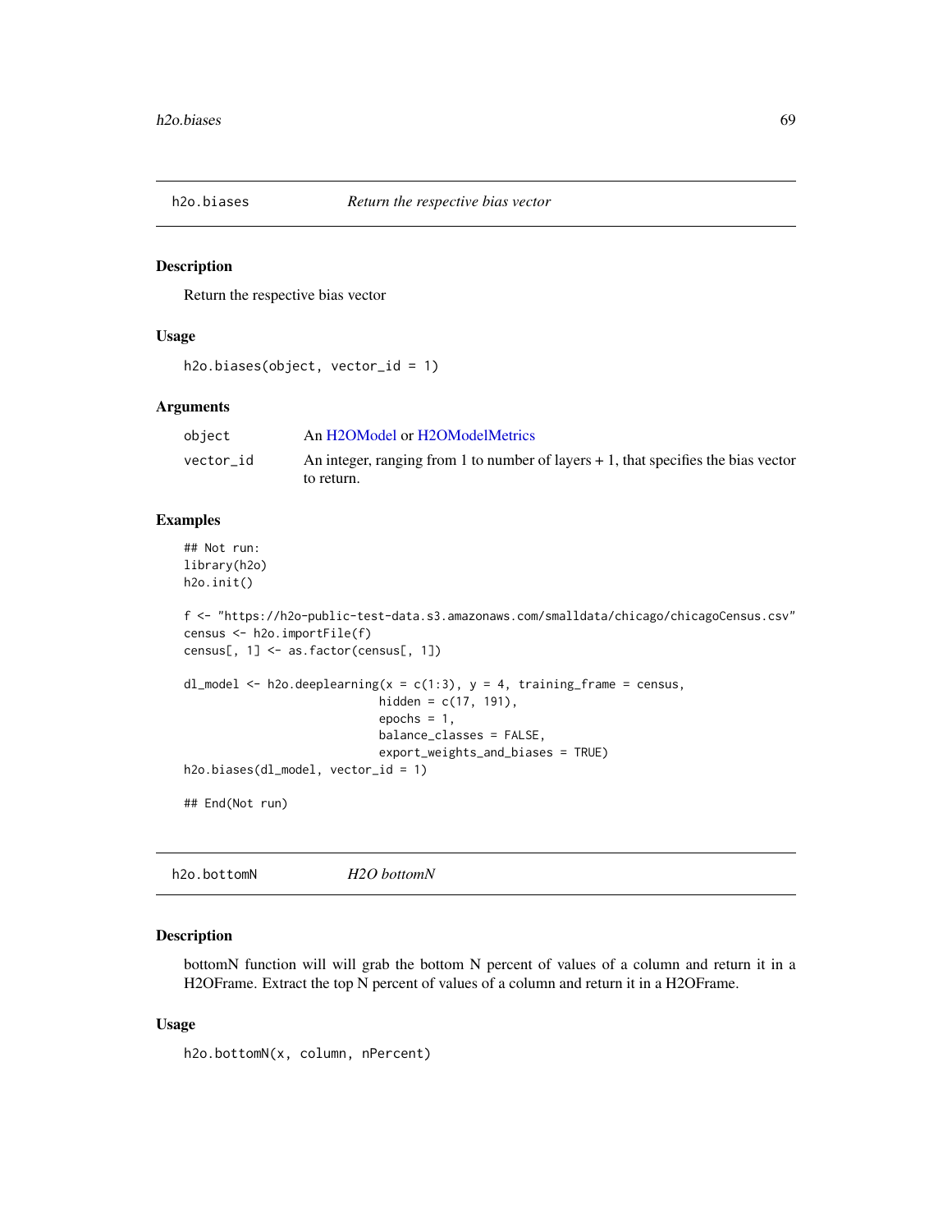## h2o.biases — *Return the respective bias vector*

### Description

Return the respective bias vector

### Usage

```
h2o.biases(object, vector_id = 1)
```

### Arguments

| | |
|---|---|
| object | An H2OModel or H2OModelMetrics |
| vector_id | An integer, ranging from 1 to number of layers + 1, that specifies the bias vector to return. |

### Examples

```
## Not run:
library(h2o)
h2o.init()

f <- "https://h2o-public-test-data.s3.amazonaws.com/smalldata/chicago/chicagoCensus.csv"
census <- h2o.importFile(f)
census[, 1] <- as.factor(census[, 1])

dl_model <- h2o.deeplearning(x = c(1:3), y = 4, training_frame = census,
                            hidden = c(17, 191),
                            epochs = 1,
                            balance_classes = FALSE,
                            export_weights_and_biases = TRUE)
h2o.biases(dl_model, vector_id = 1)

## End(Not run)
```

## h2o.bottomN — *H2O bottomN*

### Description

bottomN function will will grab the bottom N percent of values of a column and return it in a H2OFrame. Extract the top N percent of values of a column and return it in a H2OFrame.

### Usage

```
h2o.bottomN(x, column, nPercent)
```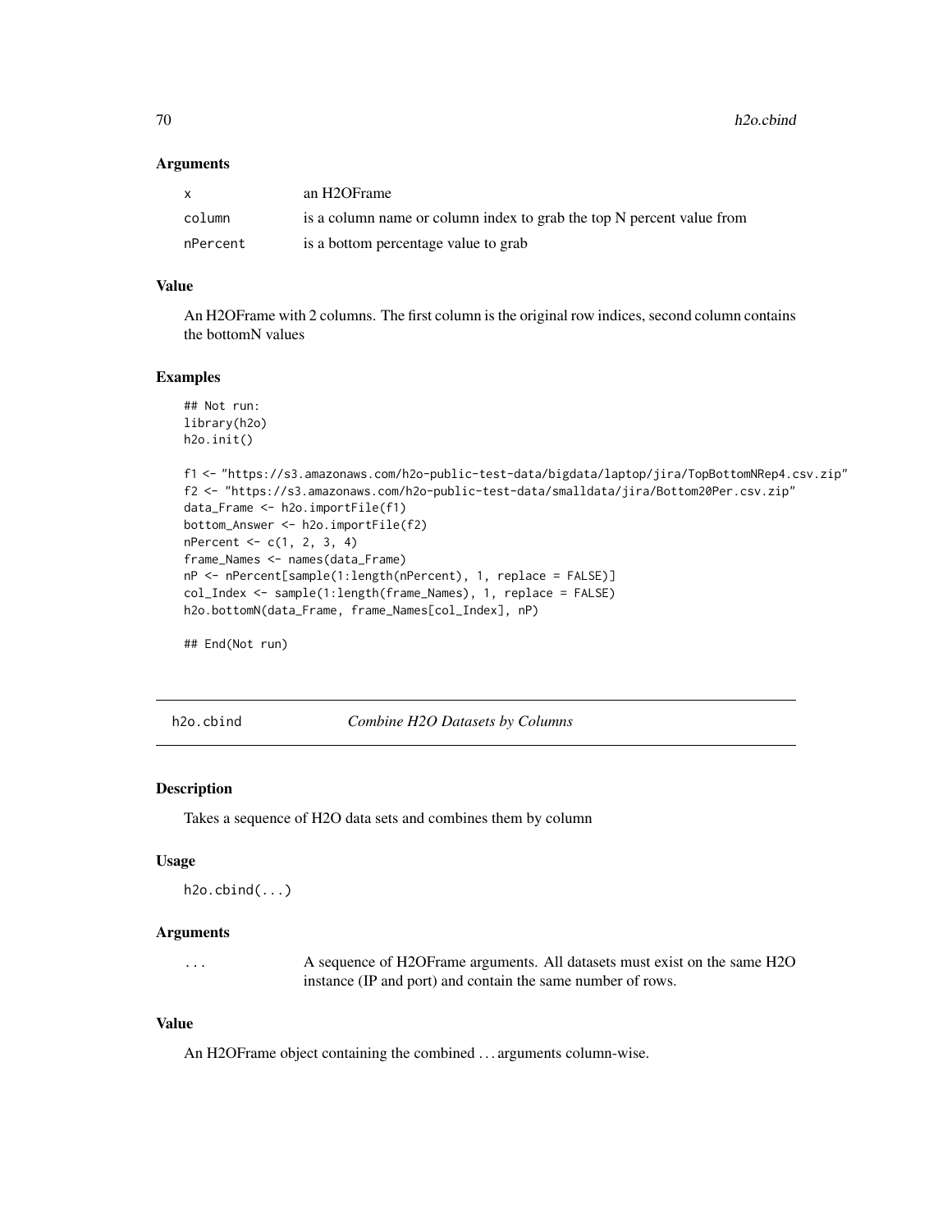### Arguments

| | |
|---|---|
| x | an H2OFrame |
| column | is a column name or column index to grab the top N percent value from |
| nPercent | is a bottom percentage value to grab |

### Value

An H2OFrame with 2 columns. The first column is the original row indices, second column contains the bottomN values

### Examples

```
## Not run:
library(h2o)
h2o.init()

f1 <- "https://s3.amazonaws.com/h2o-public-test-data/bigdata/laptop/jira/TopBottomNRep4.csv.zip"
f2 <- "https://s3.amazonaws.com/h2o-public-test-data/smalldata/jira/Bottom20Per.csv.zip"
data_Frame <- h2o.importFile(f1)
bottom_Answer <- h2o.importFile(f2)
nPercent <- c(1, 2, 3, 4)
frame_Names <- names(data_Frame)
nP <- nPercent[sample(1:length(nPercent), 1, replace = FALSE)]
col_Index <- sample(1:length(frame_Names), 1, replace = FALSE)
h2o.bottomN(data_Frame, frame_Names[col_Index], nP)

## End(Not run)
```

---

## h2o.cbind *Combine H2O Datasets by Columns*

### Description

Takes a sequence of H2O data sets and combines them by column

### Usage

```
h2o.cbind(...)
```

### Arguments

| | |
|---|---|
| ... | A sequence of H2OFrame arguments. All datasets must exist on the same H2O instance (IP and port) and contain the same number of rows. |

### Value

An H2OFrame object containing the combined ... arguments column-wise.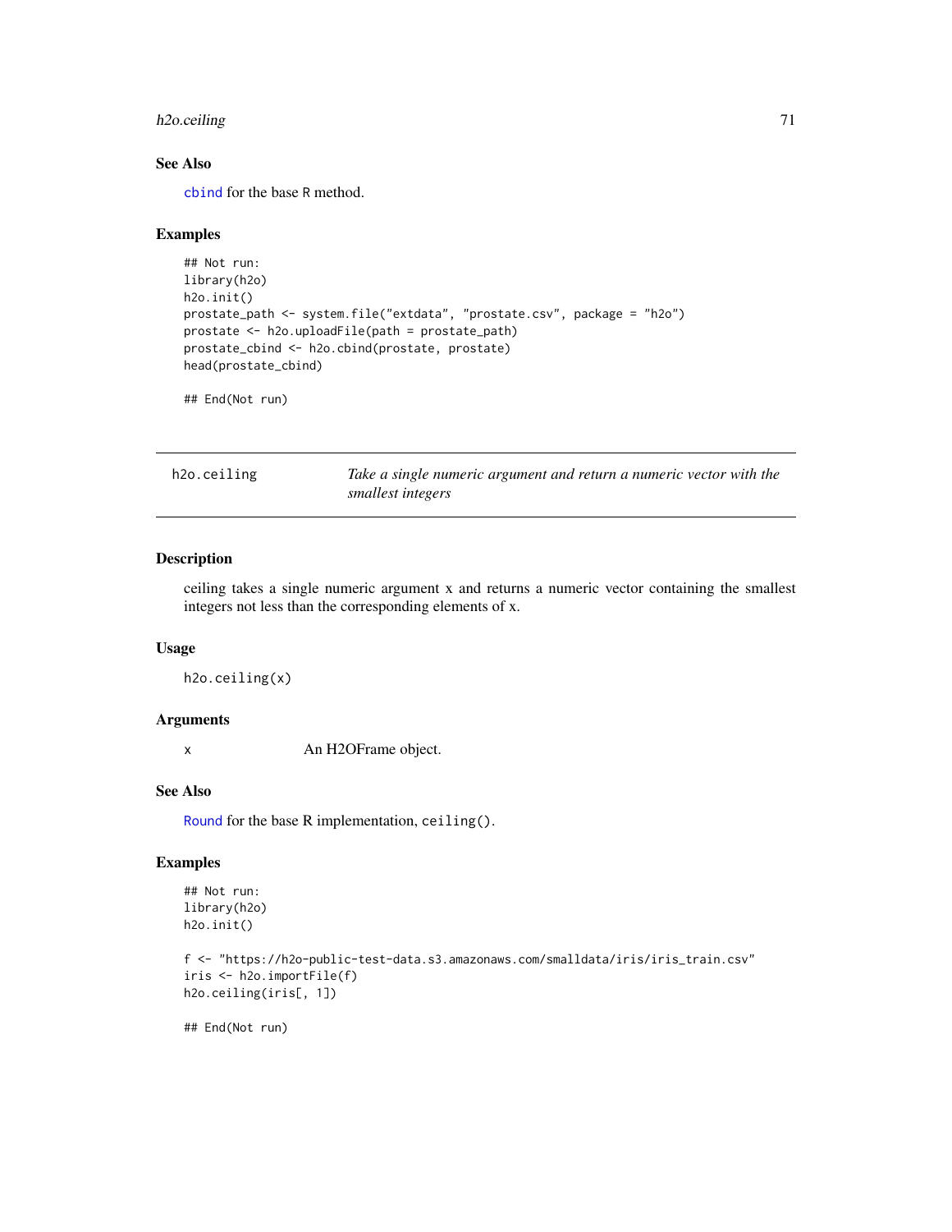### See Also

`cbind` for the base R method.

### Examples

```
## Not run:
library(h2o)
h2o.init()
prostate_path <- system.file("extdata", "prostate.csv", package = "h2o")
prostate <- h2o.uploadFile(path = prostate_path)
prostate_cbind <- h2o.cbind(prostate, prostate)
head(prostate_cbind)

## End(Not run)
```

---

## h2o.ceiling — *Take a single numeric argument and return a numeric vector with the smallest integers*

---

### Description

ceiling takes a single numeric argument x and returns a numeric vector containing the smallest integers not less than the corresponding elements of x.

### Usage

```
h2o.ceiling(x)
```

### Arguments

| | |
|---|---|
| x | An H2OFrame object. |

### See Also

`Round` for the base R implementation, `ceiling()`.

### Examples

```
## Not run:
library(h2o)
h2o.init()

f <- "https://h2o-public-test-data.s3.amazonaws.com/smalldata/iris/iris_train.csv"
iris <- h2o.importFile(f)
h2o.ceiling(iris[, 1])

## End(Not run)
```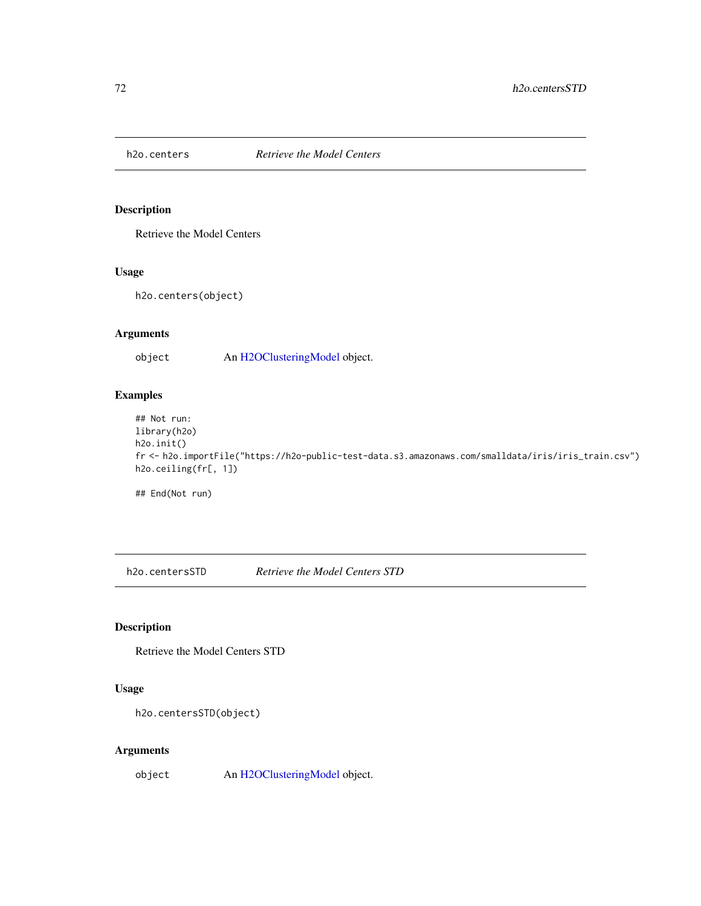## h2o.centers    *Retrieve the Model Centers*

### Description

Retrieve the Model Centers

### Usage

```
h2o.centers(object)
```

### Arguments

| | |
|---|---|
| object | An H2OClusteringModel object. |

### Examples

```
## Not run:
library(h2o)
h2o.init()
fr <- h2o.importFile("https://h2o-public-test-data.s3.amazonaws.com/smalldata/iris/iris_train.csv")
h2o.ceiling(fr[, 1])

## End(Not run)
```

## h2o.centersSTD    *Retrieve the Model Centers STD*

### Description

Retrieve the Model Centers STD

### Usage

```
h2o.centersSTD(object)
```

### Arguments

| | |
|---|---|
| object | An H2OClusteringModel object. |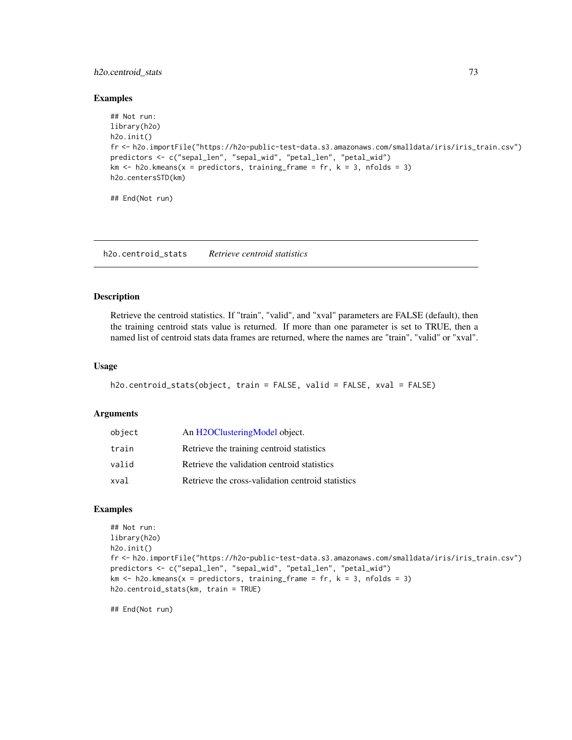## Examples

```
## Not run:
library(h2o)
h2o.init()
fr <- h2o.importFile("https://h2o-public-test-data.s3.amazonaws.com/smalldata/iris/iris_train.csv")
predictors <- c("sepal_len", "sepal_wid", "petal_len", "petal_wid")
km <- h2o.kmeans(x = predictors, training_frame = fr, k = 3, nfolds = 3)
h2o.centersSTD(km)

## End(Not run)
```

---

# h2o.centroid_stats    *Retrieve centroid statistics*

---

## Description

Retrieve the centroid statistics. If "train", "valid", and "xval" parameters are FALSE (default), then the training centroid stats value is returned. If more than one parameter is set to TRUE, then a named list of centroid stats data frames are returned, where the names are "train", "valid" or "xval".

## Usage

```
h2o.centroid_stats(object, train = FALSE, valid = FALSE, xval = FALSE)
```

## Arguments

| | |
|---|---|
| `object` | An H2OClusteringModel object. |
| `train` | Retrieve the training centroid statistics |
| `valid` | Retrieve the validation centroid statistics |
| `xval` | Retrieve the cross-validation centroid statistics |

## Examples

```
## Not run:
library(h2o)
h2o.init()
fr <- h2o.importFile("https://h2o-public-test-data.s3.amazonaws.com/smalldata/iris/iris_train.csv")
predictors <- c("sepal_len", "sepal_wid", "petal_len", "petal_wid")
km <- h2o.kmeans(x = predictors, training_frame = fr, k = 3, nfolds = 3)
h2o.centroid_stats(km, train = TRUE)

## End(Not run)
```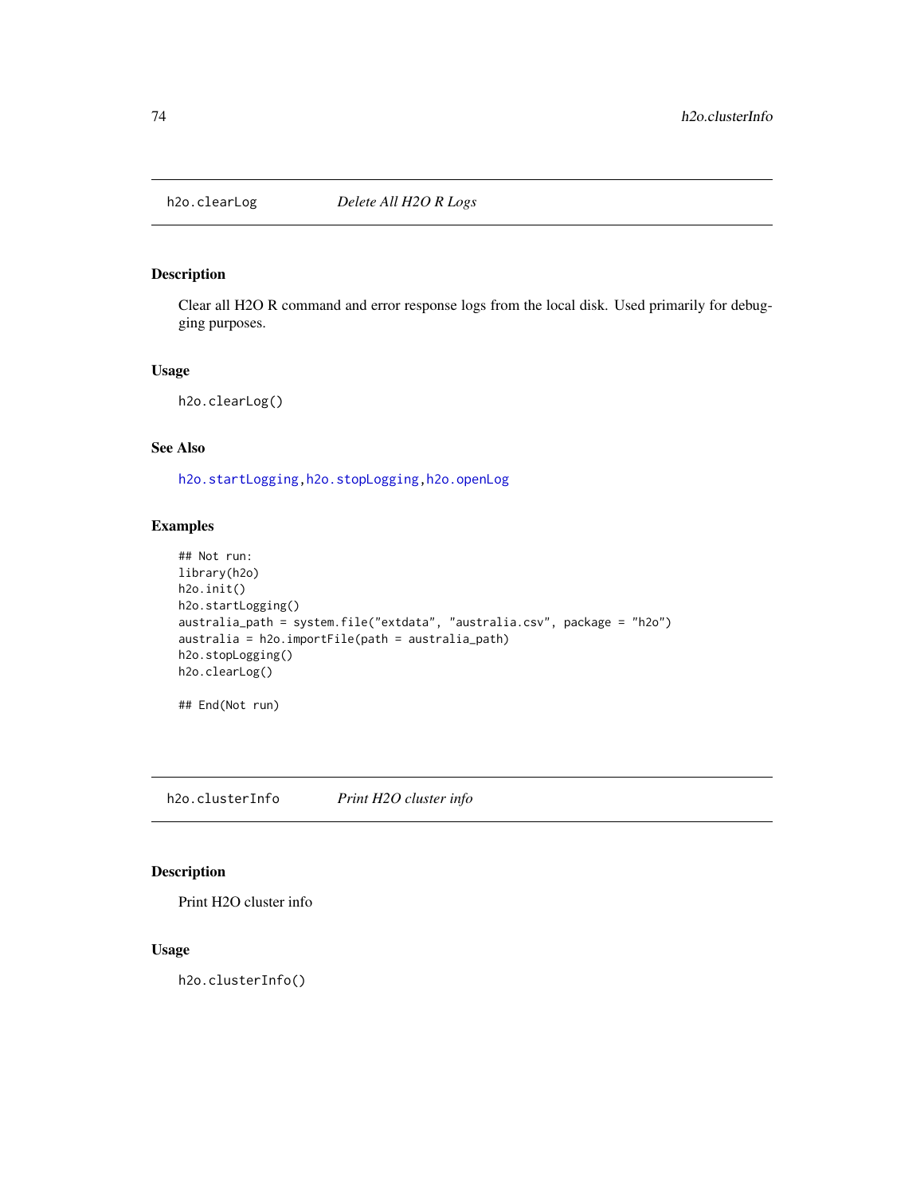## h2o.clearLog *Delete All H2O R Logs*

### Description

Clear all H2O R command and error response logs from the local disk. Used primarily for debugging purposes.

### Usage

```
h2o.clearLog()
```

### See Also

h2o.startLogging, h2o.stopLogging, h2o.openLog

### Examples

```
## Not run:
library(h2o)
h2o.init()
h2o.startLogging()
australia_path = system.file("extdata", "australia.csv", package = "h2o")
australia = h2o.importFile(path = australia_path)
h2o.stopLogging()
h2o.clearLog()

## End(Not run)
```

## h2o.clusterInfo *Print H2O cluster info*

### Description

Print H2O cluster info

### Usage

```
h2o.clusterInfo()
```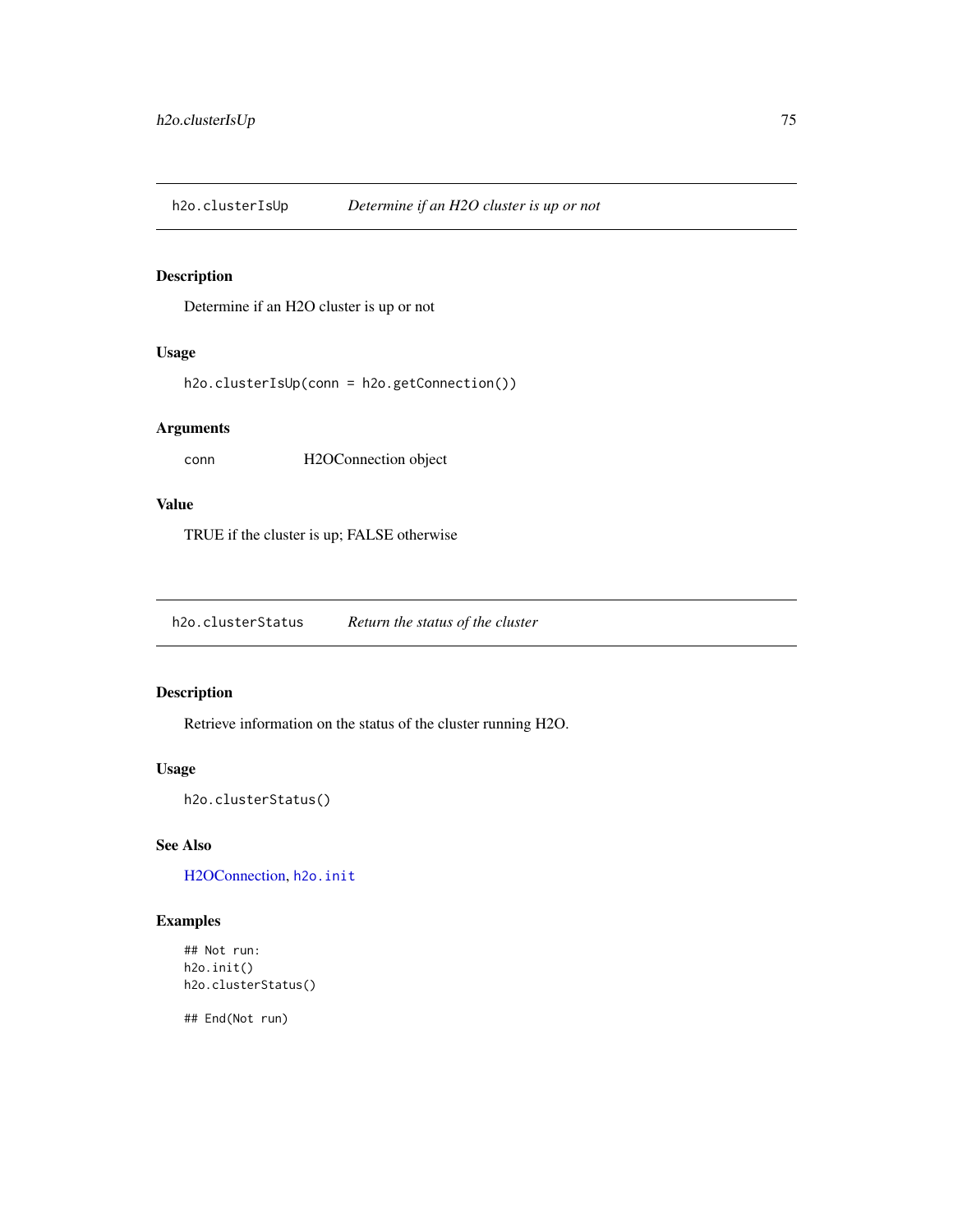## h2o.clusterIsUp — *Determine if an H2O cluster is up or not*

### Description

Determine if an H2O cluster is up or not

### Usage

```
h2o.clusterIsUp(conn = h2o.getConnection())
```

### Arguments

| | |
|---|---|
| conn | H2OConnection object |

### Value

TRUE if the cluster is up; FALSE otherwise

## h2o.clusterStatus — *Return the status of the cluster*

### Description

Retrieve information on the status of the cluster running H2O.

### Usage

```
h2o.clusterStatus()
```

### See Also

H2OConnection, `h2o.init`

### Examples

```
## Not run:
h2o.init()
h2o.clusterStatus()

## End(Not run)
```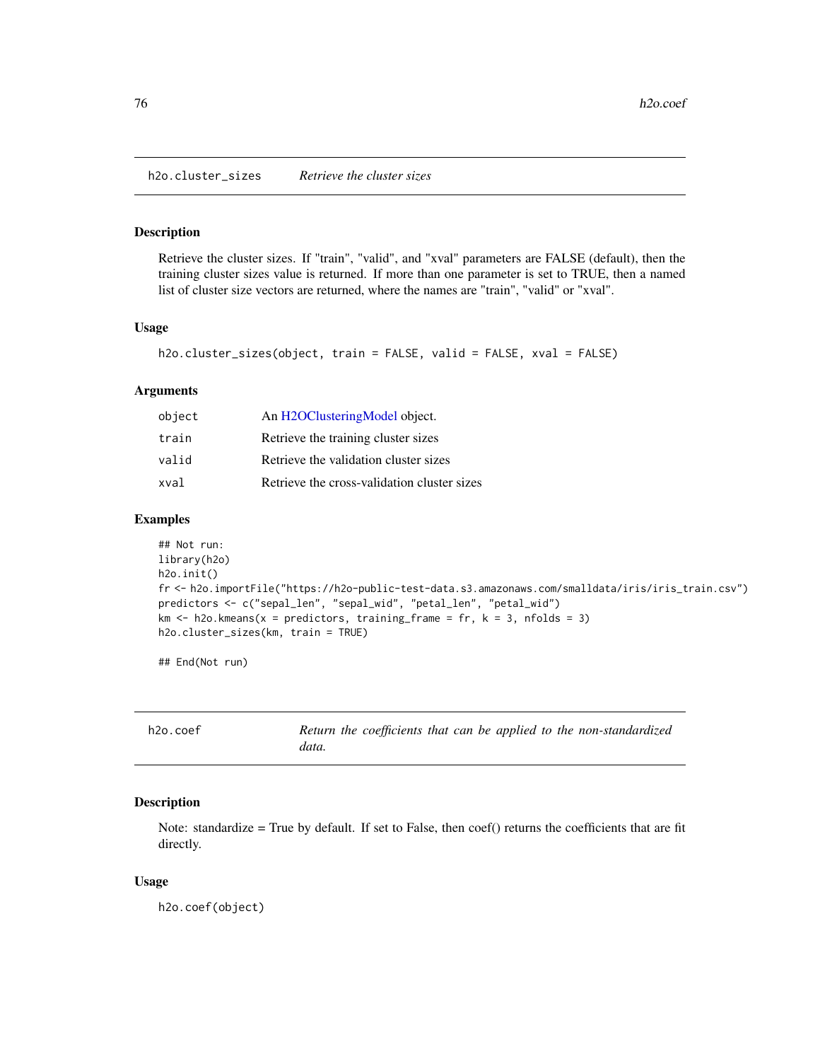## h2o.cluster_sizes *Retrieve the cluster sizes*

### Description

Retrieve the cluster sizes. If "train", "valid", and "xval" parameters are FALSE (default), then the training cluster sizes value is returned. If more than one parameter is set to TRUE, then a named list of cluster size vectors are returned, where the names are "train", "valid" or "xval".

### Usage

```
h2o.cluster_sizes(object, train = FALSE, valid = FALSE, xval = FALSE)
```

### Arguments

| | |
|---|---|
| object | An H2OClusteringModel object. |
| train | Retrieve the training cluster sizes |
| valid | Retrieve the validation cluster sizes |
| xval | Retrieve the cross-validation cluster sizes |

### Examples

```
## Not run:
library(h2o)
h2o.init()
fr <- h2o.importFile("https://h2o-public-test-data.s3.amazonaws.com/smalldata/iris/iris_train.csv")
predictors <- c("sepal_len", "sepal_wid", "petal_len", "petal_wid")
km <- h2o.kmeans(x = predictors, training_frame = fr, k = 3, nfolds = 3)
h2o.cluster_sizes(km, train = TRUE)

## End(Not run)
```

## h2o.coef *Return the coefficients that can be applied to the non-standardized data.*

### Description

Note: standardize = True by default. If set to False, then coef() returns the coefficients that are fit directly.

### Usage

```
h2o.coef(object)
```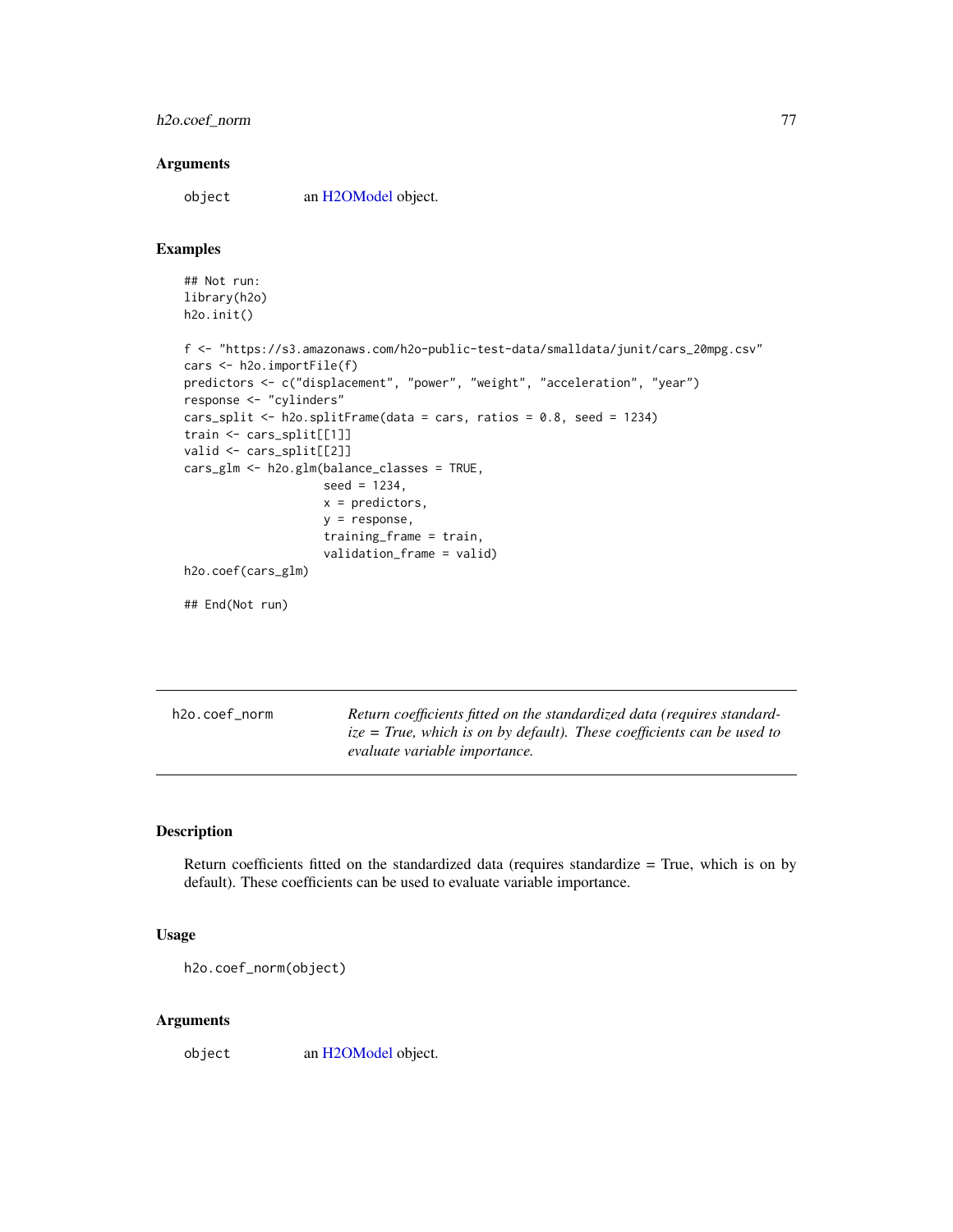### Arguments

object an H2OModel object.

### Examples

```
## Not run:
library(h2o)
h2o.init()

f <- "https://s3.amazonaws.com/h2o-public-test-data/smalldata/junit/cars_20mpg.csv"
cars <- h2o.importFile(f)
predictors <- c("displacement", "power", "weight", "acceleration", "year")
response <- "cylinders"
cars_split <- h2o.splitFrame(data = cars, ratios = 0.8, seed = 1234)
train <- cars_split[[1]]
valid <- cars_split[[2]]
cars_glm <- h2o.glm(balance_classes = TRUE,
                    seed = 1234,
                    x = predictors,
                    y = response,
                    training_frame = train,
                    validation_frame = valid)
h2o.coef(cars_glm)

## End(Not run)
```

---

## h2o.coef_norm

*Return coefficients fitted on the standardized data (requires standardize = True, which is on by default). These coefficients can be used to evaluate variable importance.*

---

### Description

Return coefficients fitted on the standardized data (requires standardize = True, which is on by default). These coefficients can be used to evaluate variable importance.

### Usage

```
h2o.coef_norm(object)
```

### Arguments

object an H2OModel object.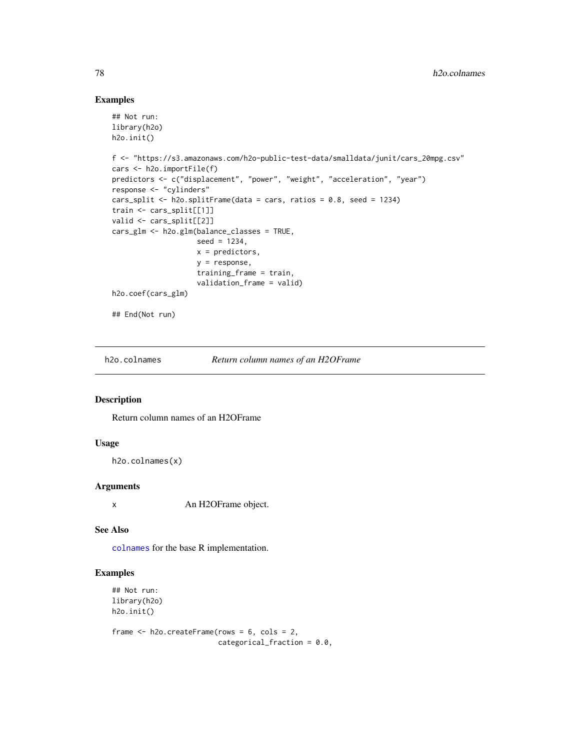## Examples

```
## Not run:
library(h2o)
h2o.init()

f <- "https://s3.amazonaws.com/h2o-public-test-data/smalldata/junit/cars_20mpg.csv"
cars <- h2o.importFile(f)
predictors <- c("displacement", "power", "weight", "acceleration", "year")
response <- "cylinders"
cars_split <- h2o.splitFrame(data = cars, ratios = 0.8, seed = 1234)
train <- cars_split[[1]]
valid <- cars_split[[2]]
cars_glm <- h2o.glm(balance_classes = TRUE,
                    seed = 1234,
                    x = predictors,
                    y = response,
                    training_frame = train,
                    validation_frame = valid)
h2o.coef(cars_glm)

## End(Not run)
```

---

# h2o.colnames — *Return column names of an H2OFrame*

## Description

Return column names of an H2OFrame

## Usage

```
h2o.colnames(x)
```

## Arguments

| | |
|---|---|
| x | An H2OFrame object. |

## See Also

colnames for the base R implementation.

## Examples

```
## Not run:
library(h2o)
h2o.init()

frame <- h2o.createFrame(rows = 6, cols = 2,
                         categorical_fraction = 0.0,
```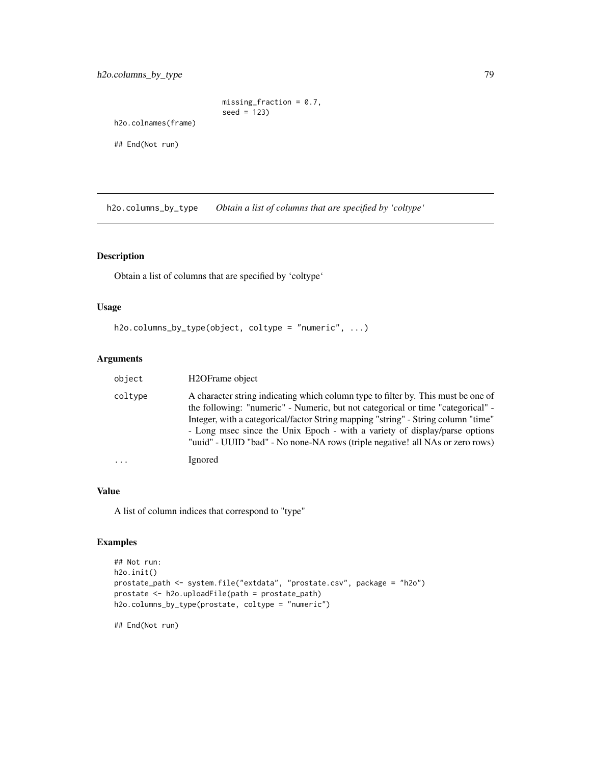```
                          missing_fraction = 0.7,
                          seed = 123)
h2o.colnames(frame)

## End(Not run)
```

## h2o.columns_by_type — *Obtain a list of columns that are specified by 'coltype'*

### Description

Obtain a list of columns that are specified by 'coltype'

### Usage

```
h2o.columns_by_type(object, coltype = "numeric", ...)
```

### Arguments

| Argument | Description |
|---|---|
| object | H2OFrame object |
| coltype | A character string indicating which column type to filter by. This must be one of the following: "numeric" - Numeric, but not categorical or time "categorical" - Integer, with a categorical/factor String mapping "string" - String column "time" - Long msec since the Unix Epoch - with a variety of display/parse options "uuid" - UUID "bad" - No none-NA rows (triple negative! all NAs or zero rows) |
| ... | Ignored |

### Value

A list of column indices that correspond to "type"

### Examples

```
## Not run:
h2o.init()
prostate_path <- system.file("extdata", "prostate.csv", package = "h2o")
prostate <- h2o.uploadFile(path = prostate_path)
h2o.columns_by_type(prostate, coltype = "numeric")

## End(Not run)
```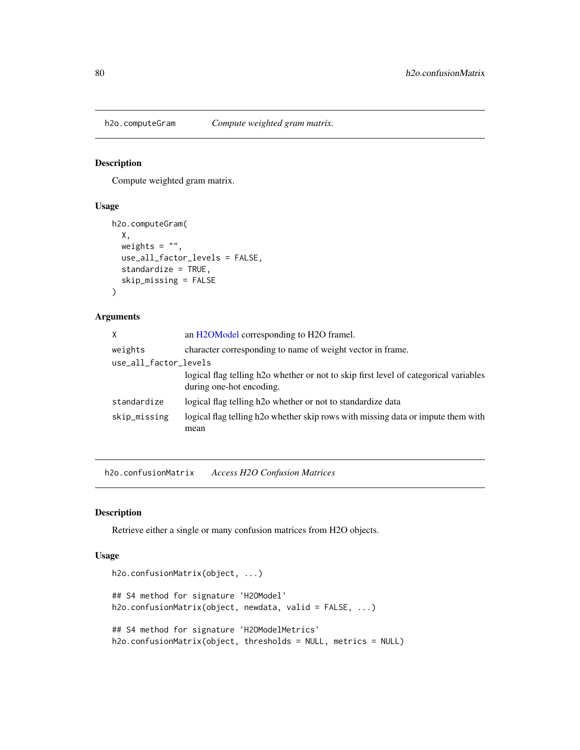## h2o.computeGram *Compute weighted gram matrix.*

### Description

Compute weighted gram matrix.

### Usage

```
h2o.computeGram(
  X,
  weights = "",
  use_all_factor_levels = FALSE,
  standardize = TRUE,
  skip_missing = FALSE
)
```

### Arguments

| | |
|---|---|
| X | an H2OModel corresponding to H2O framel. |
| weights | character corresponding to name of weight vector in frame. |
| use_all_factor_levels | logical flag telling h2o whether or not to skip first level of categorical variables during one-hot encoding. |
| standardize | logical flag telling h2o whether or not to standardize data |
| skip_missing | logical flag telling h2o whether skip rows with missing data or impute them with mean |

## h2o.confusionMatrix *Access H2O Confusion Matrices*

### Description

Retrieve either a single or many confusion matrices from H2O objects.

### Usage

```
h2o.confusionMatrix(object, ...)

## S4 method for signature 'H2OModel'
h2o.confusionMatrix(object, newdata, valid = FALSE, ...)

## S4 method for signature 'H2OModelMetrics'
h2o.confusionMatrix(object, thresholds = NULL, metrics = NULL)
```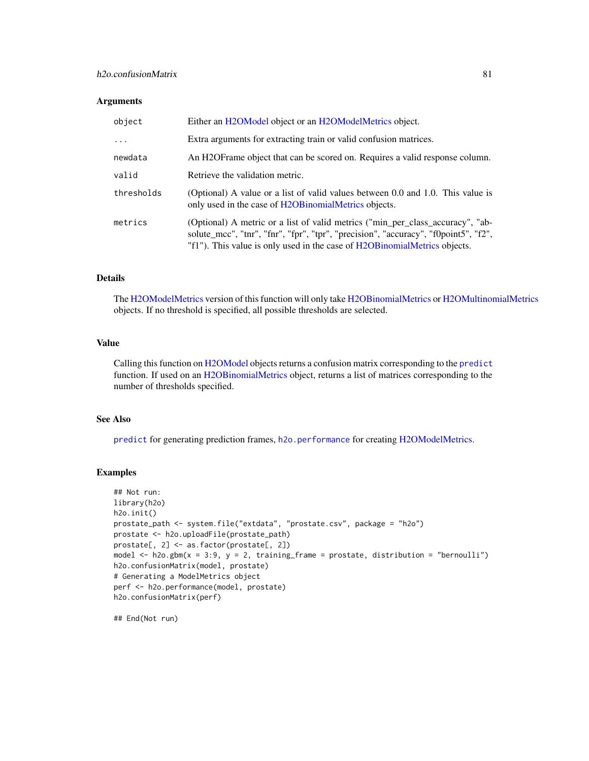### Arguments

| | |
|---|---|
| object | Either an H2OModel object or an H2OModelMetrics object. |
| ... | Extra arguments for extracting train or valid confusion matrices. |
| newdata | An H2OFrame object that can be scored on. Requires a valid response column. |
| valid | Retrieve the validation metric. |
| thresholds | (Optional) A value or a list of valid values between 0.0 and 1.0. This value is only used in the case of H2OBinomialMetrics objects. |
| metrics | (Optional) A metric or a list of valid metrics ("min_per_class_accuracy", "absolute_mcc", "tnr", "fnr", "fpr", "tpr", "precision", "accuracy", "f0point5", "f2", "f1"). This value is only used in the case of H2OBinomialMetrics objects. |

### Details

The H2OModelMetrics version of this function will only take H2OBinomialMetrics or H2OMultinomialMetrics objects. If no threshold is specified, all possible thresholds are selected.

### Value

Calling this function on H2OModel objects returns a confusion matrix corresponding to the `predict` function. If used on an H2OBinomialMetrics object, returns a list of matrices corresponding to the number of thresholds specified.

### See Also

`predict` for generating prediction frames, `h2o.performance` for creating H2OModelMetrics.

### Examples

```
## Not run:
library(h2o)
h2o.init()
prostate_path <- system.file("extdata", "prostate.csv", package = "h2o")
prostate <- h2o.uploadFile(prostate_path)
prostate[, 2] <- as.factor(prostate[, 2])
model <- h2o.gbm(x = 3:9, y = 2, training_frame = prostate, distribution = "bernoulli")
h2o.confusionMatrix(model, prostate)
# Generating a ModelMetrics object
perf <- h2o.performance(model, prostate)
h2o.confusionMatrix(perf)

## End(Not run)
```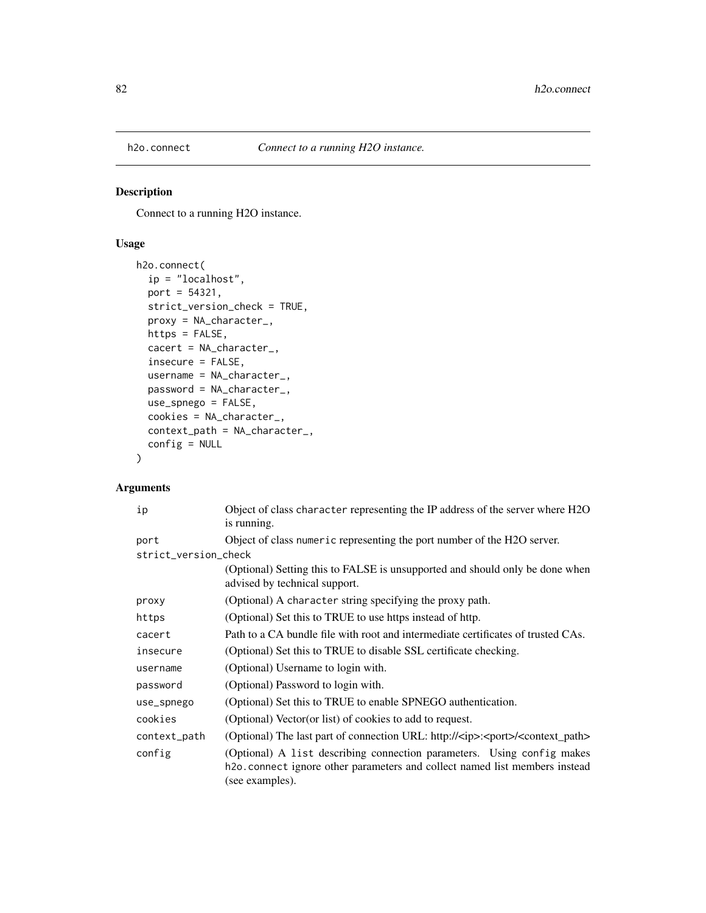## h2o.connect *Connect to a running H2O instance.*

### Description

Connect to a running H2O instance.

### Usage

```
h2o.connect(
  ip = "localhost",
  port = 54321,
  strict_version_check = TRUE,
  proxy = NA_character_,
  https = FALSE,
  cacert = NA_character_,
  insecure = FALSE,
  username = NA_character_,
  password = NA_character_,
  use_spnego = FALSE,
  cookies = NA_character_,
  context_path = NA_character_,
  config = NULL
)
```

### Arguments

| | |
|---|---|
| ip | Object of class character representing the IP address of the server where H2O is running. |
| port | Object of class numeric representing the port number of the H2O server. |
| strict_version_check | (Optional) Setting this to FALSE is unsupported and should only be done when advised by technical support. |
| proxy | (Optional) A character string specifying the proxy path. |
| https | (Optional) Set this to TRUE to use https instead of http. |
| cacert | Path to a CA bundle file with root and intermediate certificates of trusted CAs. |
| insecure | (Optional) Set this to TRUE to disable SSL certificate checking. |
| username | (Optional) Username to login with. |
| password | (Optional) Password to login with. |
| use_spnego | (Optional) Set this to TRUE to enable SPNEGO authentication. |
| cookies | (Optional) Vector(or list) of cookies to add to request. |
| context_path | (Optional) The last part of connection URL: http://<ip>:<port>/<context_path> |
| config | (Optional) A list describing connection parameters. Using config makes h2o.connect ignore other parameters and collect named list members instead (see examples). |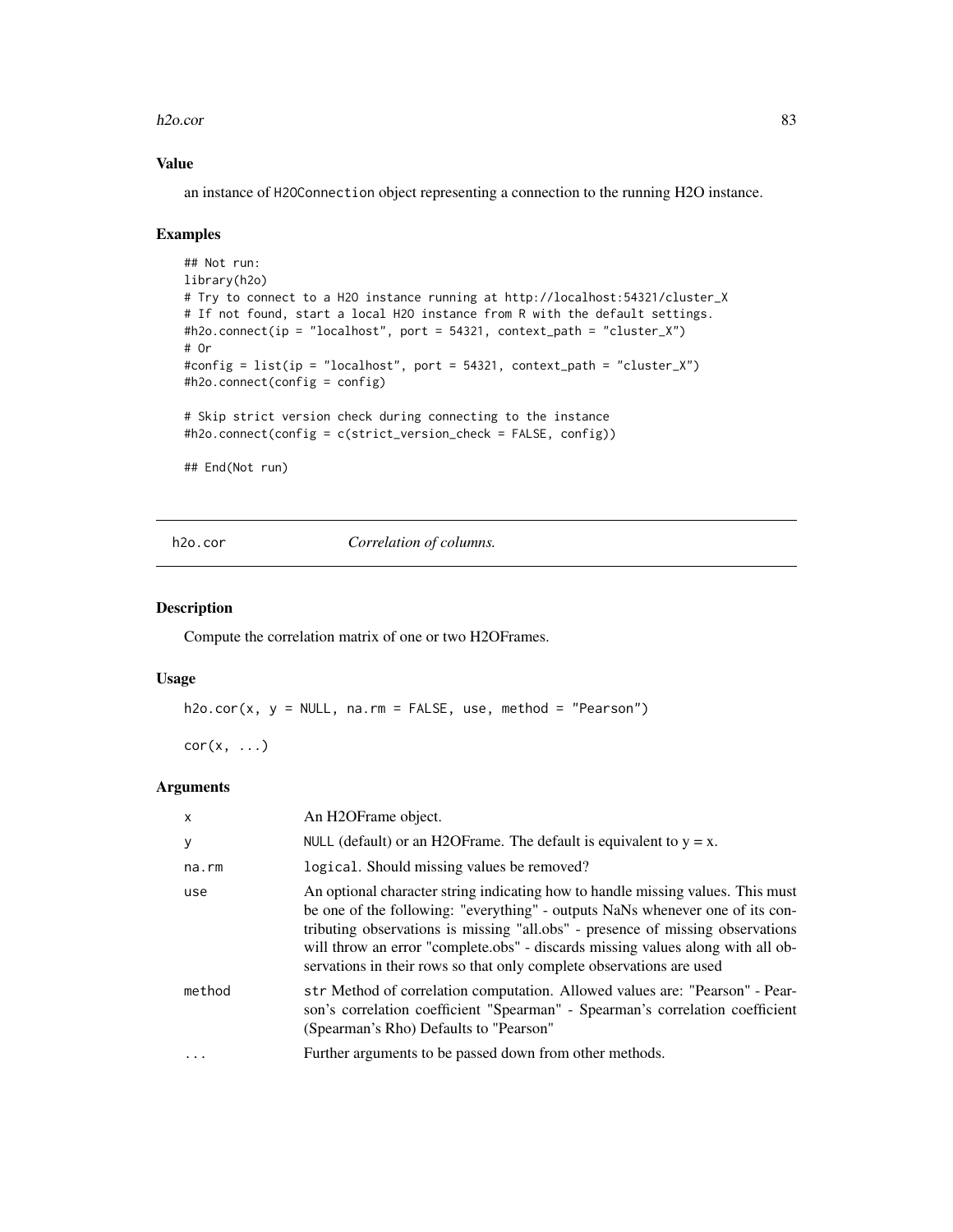### Value

an instance of `H2OConnection` object representing a connection to the running H2O instance.

### Examples

```
## Not run:
library(h2o)
# Try to connect to a H2O instance running at http://localhost:54321/cluster_X
# If not found, start a local H2O instance from R with the default settings.
#h2o.connect(ip = "localhost", port = 54321, context_path = "cluster_X")
# Or
#config = list(ip = "localhost", port = 54321, context_path = "cluster_X")
#h2o.connect(config = config)

# Skip strict version check during connecting to the instance
#h2o.connect(config = c(strict_version_check = FALSE, config))

## End(Not run)
```

---

## h2o.cor — *Correlation of columns.*

---

### Description

Compute the correlation matrix of one or two H2OFrames.

### Usage

```
h2o.cor(x, y = NULL, na.rm = FALSE, use, method = "Pearson")

cor(x, ...)
```

### Arguments

| | |
|---|---|
| `x` | An H2OFrame object. |
| `y` | `NULL` (default) or an H2OFrame. The default is equivalent to y = x. |
| `na.rm` | `logical`. Should missing values be removed? |
| `use` | An optional character string indicating how to handle missing values. This must be one of the following: "everything" - outputs NaNs whenever one of its contributing observations is missing "all.obs" - presence of missing observations will throw an error "complete.obs" - discards missing values along with all observations in their rows so that only complete observations are used |
| `method` | `str` Method of correlation computation. Allowed values are: "Pearson" - Pearson's correlation coefficient "Spearman" - Spearman's correlation coefficient (Spearman's Rho) Defaults to "Pearson" |
| `...` | Further arguments to be passed down from other methods. |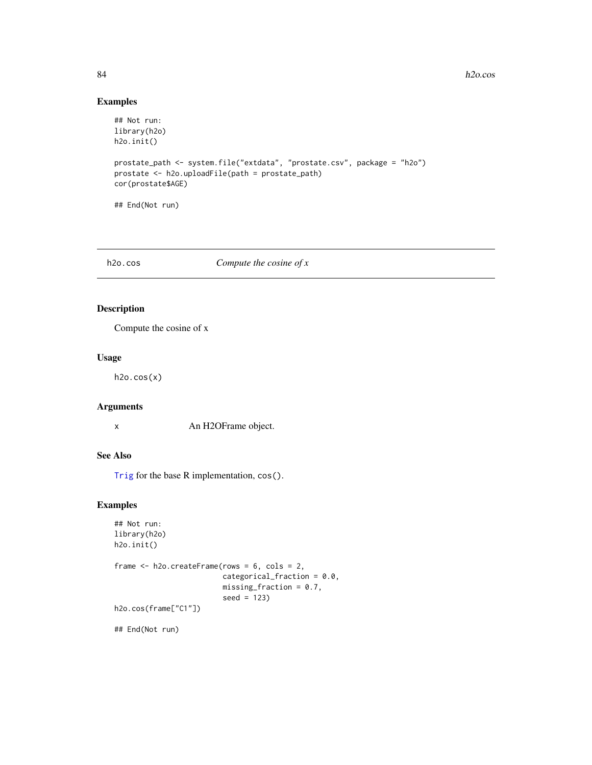## Examples

```
## Not run:
library(h2o)
h2o.init()

prostate_path <- system.file("extdata", "prostate.csv", package = "h2o")
prostate <- h2o.uploadFile(path = prostate_path)
cor(prostate$AGE)

## End(Not run)
```

---

## h2o.cos    *Compute the cosine of x*

---

### Description

Compute the cosine of x

### Usage

```
h2o.cos(x)
```

### Arguments

| | |
|---|---|
| x | An H2OFrame object. |

### See Also

Trig for the base R implementation, `cos()`.

### Examples

```
## Not run:
library(h2o)
h2o.init()

frame <- h2o.createFrame(rows = 6, cols = 2,
                         categorical_fraction = 0.0,
                         missing_fraction = 0.7,
                         seed = 123)
h2o.cos(frame["C1"])

## End(Not run)
```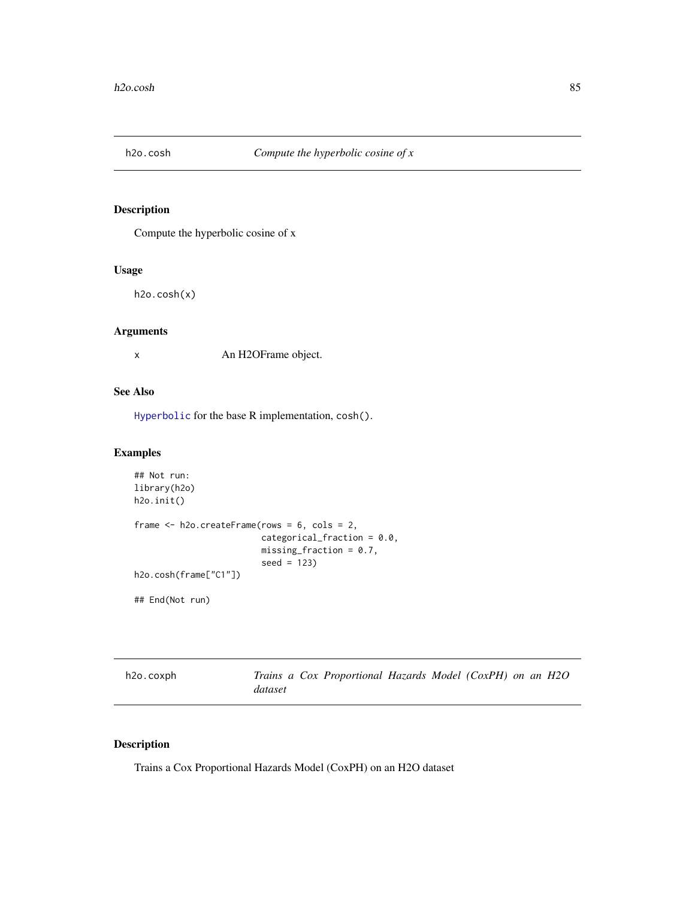## h2o.cosh — *Compute the hyperbolic cosine of x*

### Description

Compute the hyperbolic cosine of x

### Usage

```
h2o.cosh(x)
```

### Arguments

| | |
|---|---|
| x | An H2OFrame object. |

### See Also

`Hyperbolic` for the base R implementation, `cosh()`.

### Examples

```
## Not run:
library(h2o)
h2o.init()

frame <- h2o.createFrame(rows = 6, cols = 2,
                         categorical_fraction = 0.0,
                         missing_fraction = 0.7,
                         seed = 123)
h2o.cosh(frame["C1"])

## End(Not run)
```

## h2o.coxph — *Trains a Cox Proportional Hazards Model (CoxPH) on an H2O dataset*

### Description

Trains a Cox Proportional Hazards Model (CoxPH) on an H2O dataset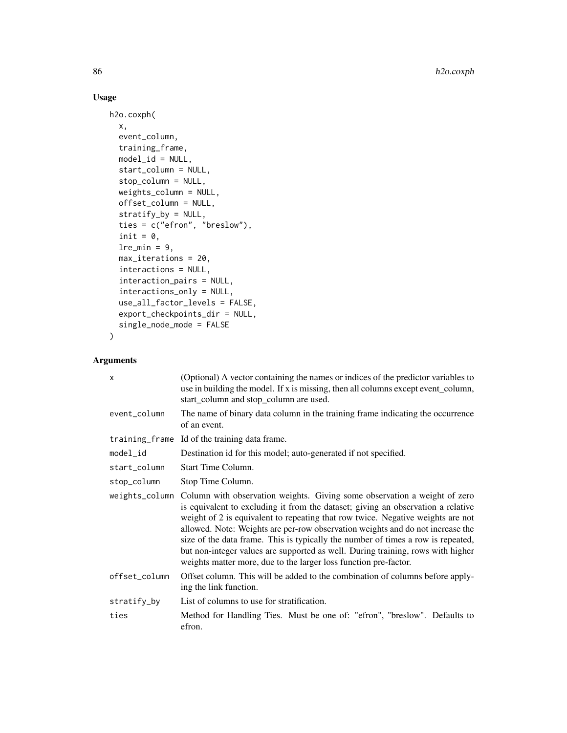## Usage

```
h2o.coxph(
  x,
  event_column,
  training_frame,
  model_id = NULL,
  start_column = NULL,
  stop_column = NULL,
  weights_column = NULL,
  offset_column = NULL,
  stratify_by = NULL,
  ties = c("efron", "breslow"),
  init = 0,
  lre_min = 9,
  max_iterations = 20,
  interactions = NULL,
  interaction_pairs = NULL,
  interactions_only = NULL,
  use_all_factor_levels = FALSE,
  export_checkpoints_dir = NULL,
  single_node_mode = FALSE
)
```

## Arguments

| | |
|---|---|
| `x` | (Optional) A vector containing the names or indices of the predictor variables to use in building the model. If x is missing, then all columns except event_column, start_column and stop_column are used. |
| `event_column` | The name of binary data column in the training frame indicating the occurrence of an event. |
| `training_frame` | Id of the training data frame. |
| `model_id` | Destination id for this model; auto-generated if not specified. |
| `start_column` | Start Time Column. |
| `stop_column` | Stop Time Column. |
| `weights_column` | Column with observation weights. Giving some observation a weight of zero is equivalent to excluding it from the dataset; giving an observation a relative weight of 2 is equivalent to repeating that row twice. Negative weights are not allowed. Note: Weights are per-row observation weights and do not increase the size of the data frame. This is typically the number of times a row is repeated, but non-integer values are supported as well. During training, rows with higher weights matter more, due to the larger loss function pre-factor. |
| `offset_column` | Offset column. This will be added to the combination of columns before applying the link function. |
| `stratify_by` | List of columns to use for stratification. |
| `ties` | Method for Handling Ties. Must be one of: "efron", "breslow". Defaults to efron. |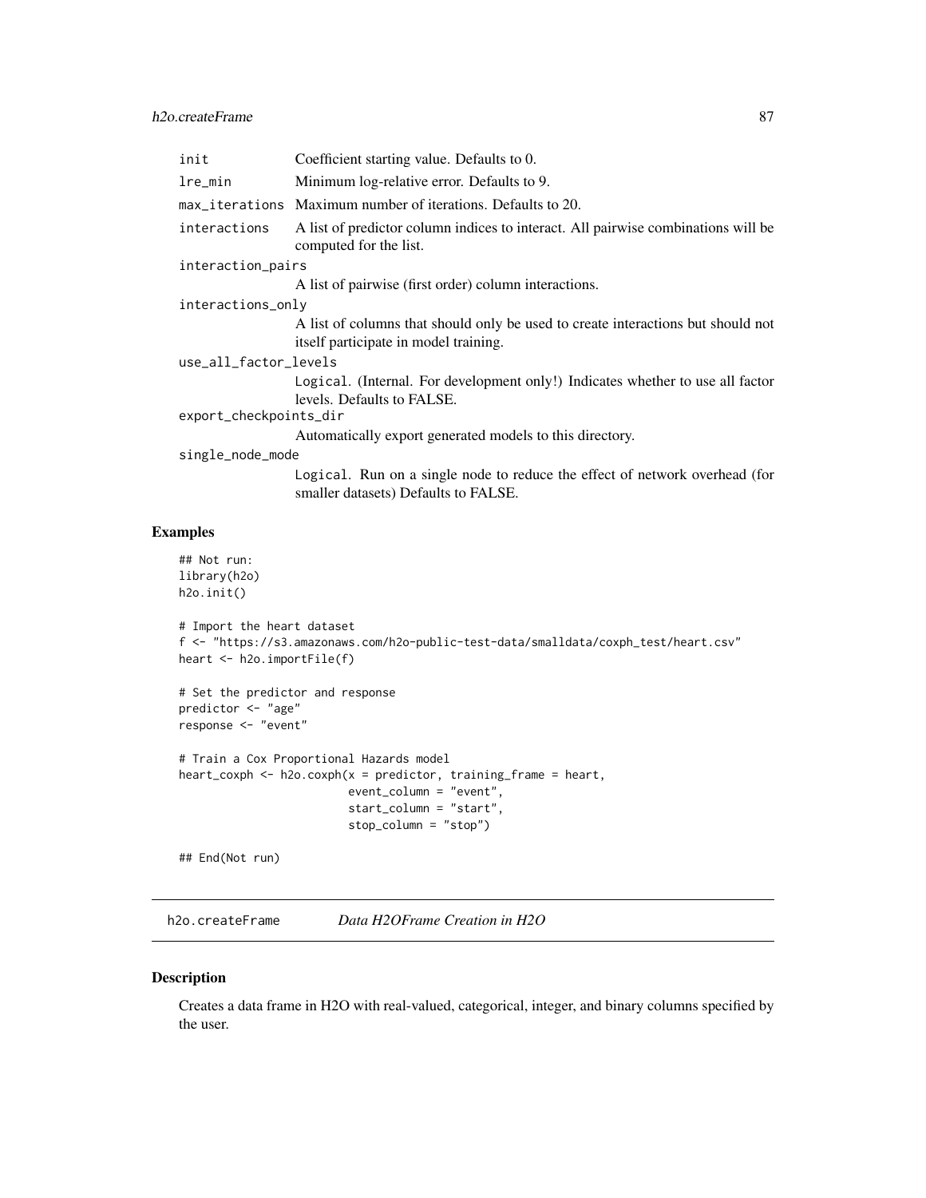| | |
|---|---|
| init | Coefficient starting value. Defaults to 0. |
| lre_min | Minimum log-relative error. Defaults to 9. |
| max_iterations | Maximum number of iterations. Defaults to 20. |
| interactions | A list of predictor column indices to interact. All pairwise combinations will be computed for the list. |
| interaction_pairs | A list of pairwise (first order) column interactions. |
| interactions_only | A list of columns that should only be used to create interactions but should not itself participate in model training. |
| use_all_factor_levels | Logical. (Internal. For development only!) Indicates whether to use all factor levels. Defaults to FALSE. |
| export_checkpoints_dir | Automatically export generated models to this directory. |
| single_node_mode | Logical. Run on a single node to reduce the effect of network overhead (for smaller datasets) Defaults to FALSE. |

## Examples

```
## Not run:
library(h2o)
h2o.init()

# Import the heart dataset
f <- "https://s3.amazonaws.com/h2o-public-test-data/smalldata/coxph_test/heart.csv"
heart <- h2o.importFile(f)

# Set the predictor and response
predictor <- "age"
response <- "event"

# Train a Cox Proportional Hazards model
heart_coxph <- h2o.coxph(x = predictor, training_frame = heart,
                         event_column = "event",
                         start_column = "start",
                         stop_column = "stop")

## End(Not run)
```

---

# h2o.createFrame    *Data H2OFrame Creation in H2O*

## Description

Creates a data frame in H2O with real-valued, categorical, integer, and binary columns specified by the user.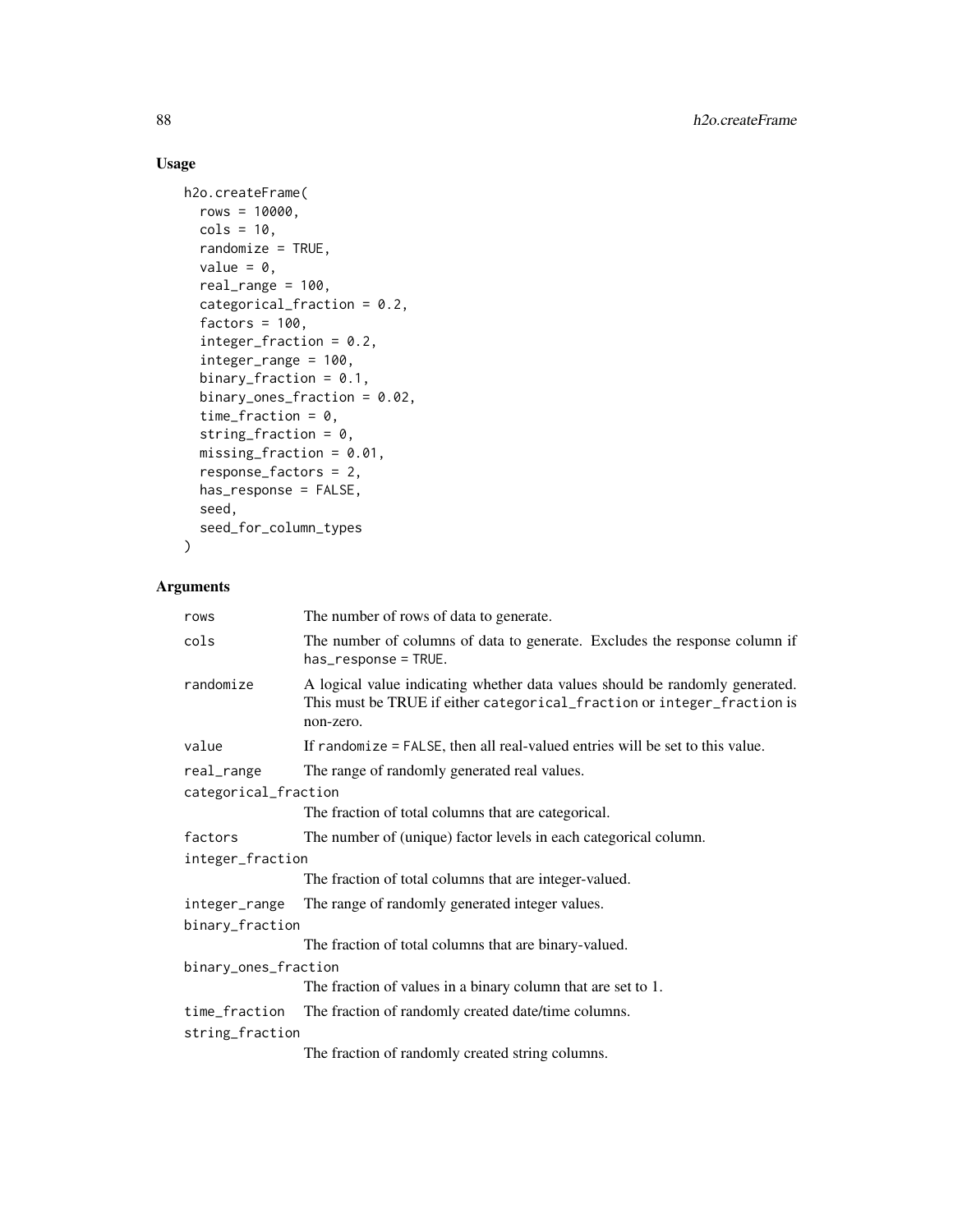## Usage

```
h2o.createFrame(
  rows = 10000,
  cols = 10,
  randomize = TRUE,
  value = 0,
  real_range = 100,
  categorical_fraction = 0.2,
  factors = 100,
  integer_fraction = 0.2,
  integer_range = 100,
  binary_fraction = 0.1,
  binary_ones_fraction = 0.02,
  time_fraction = 0,
  string_fraction = 0,
  missing_fraction = 0.01,
  response_factors = 2,
  has_response = FALSE,
  seed,
  seed_for_column_types
)
```

## Arguments

| | |
|---|---|
| `rows` | The number of rows of data to generate. |
| `cols` | The number of columns of data to generate. Excludes the response column if `has_response = TRUE`. |
| `randomize` | A logical value indicating whether data values should be randomly generated. This must be TRUE if either `categorical_fraction` or `integer_fraction` is non-zero. |
| `value` | If `randomize = FALSE`, then all real-valued entries will be set to this value. |
| `real_range` | The range of randomly generated real values. |
| `categorical_fraction` | The fraction of total columns that are categorical. |
| `factors` | The number of (unique) factor levels in each categorical column. |
| `integer_fraction` | The fraction of total columns that are integer-valued. |
| `integer_range` | The range of randomly generated integer values. |
| `binary_fraction` | The fraction of total columns that are binary-valued. |
| `binary_ones_fraction` | The fraction of values in a binary column that are set to 1. |
| `time_fraction` | The fraction of randomly created date/time columns. |
| `string_fraction` | The fraction of randomly created string columns. |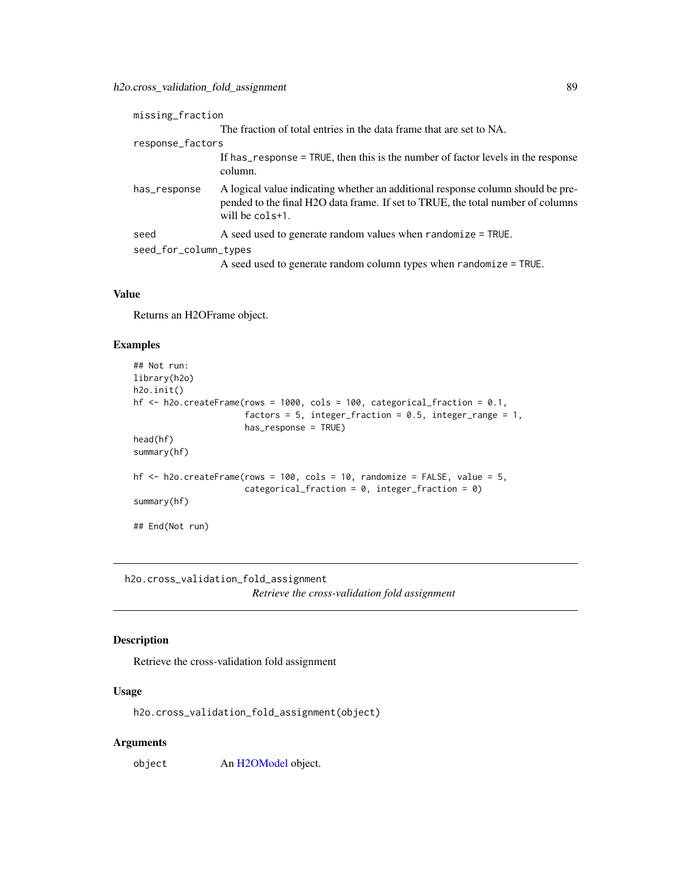missing_fraction
: The fraction of total entries in the data frame that are set to NA.

response_factors
: If has_response = TRUE, then this is the number of factor levels in the response column.

has_response
: A logical value indicating whether an additional response column should be pre-pended to the final H2O data frame. If set to TRUE, the total number of columns will be cols+1.

seed
: A seed used to generate random values when randomize = TRUE.

seed_for_column_types
: A seed used to generate random column types when randomize = TRUE.

### Value

Returns an H2OFrame object.

### Examples

```
## Not run:
library(h2o)
h2o.init()
hf <- h2o.createFrame(rows = 1000, cols = 100, categorical_fraction = 0.1,
                      factors = 5, integer_fraction = 0.5, integer_range = 1,
                      has_response = TRUE)
head(hf)
summary(hf)

hf <- h2o.createFrame(rows = 100, cols = 10, randomize = FALSE, value = 5,
                      categorical_fraction = 0, integer_fraction = 0)
summary(hf)

## End(Not run)
```

---

## h2o.cross_validation_fold_assignment

*Retrieve the cross-validation fold assignment*

---

### Description

Retrieve the cross-validation fold assignment

### Usage

```
h2o.cross_validation_fold_assignment(object)
```

### Arguments

object
: An H2OModel object.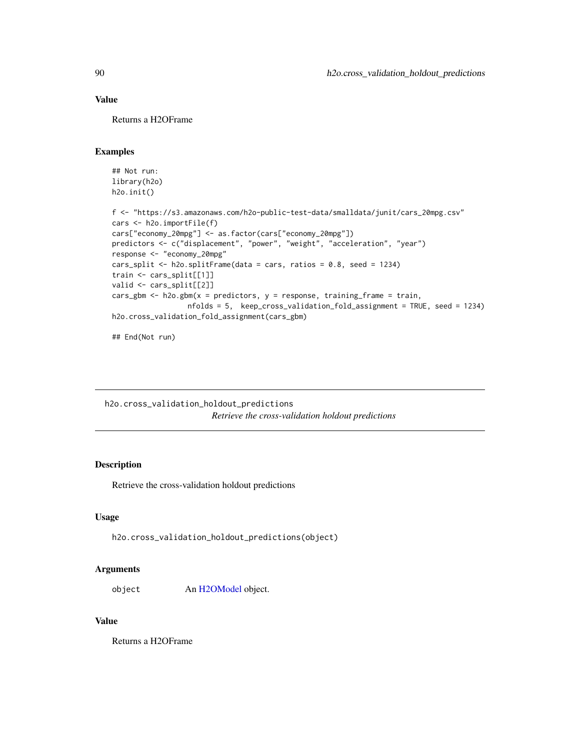## Value

Returns a H2OFrame

## Examples

```
## Not run:
library(h2o)
h2o.init()

f <- "https://s3.amazonaws.com/h2o-public-test-data/smalldata/junit/cars_20mpg.csv"
cars <- h2o.importFile(f)
cars["economy_20mpg"] <- as.factor(cars["economy_20mpg"])
predictors <- c("displacement", "power", "weight", "acceleration", "year")
response <- "economy_20mpg"
cars_split <- h2o.splitFrame(data = cars, ratios = 0.8, seed = 1234)
train <- cars_split[[1]]
valid <- cars_split[[2]]
cars_gbm <- h2o.gbm(x = predictors, y = response, training_frame = train,
                  nfolds = 5,  keep_cross_validation_fold_assignment = TRUE, seed = 1234)
h2o.cross_validation_fold_assignment(cars_gbm)

## End(Not run)
```

---

# h2o.cross_validation_holdout_predictions

*Retrieve the cross-validation holdout predictions*

---

## Description

Retrieve the cross-validation holdout predictions

## Usage

```
h2o.cross_validation_holdout_predictions(object)
```

## Arguments

| | |
|---|---|
| object | An H2OModel object. |

## Value

Returns a H2OFrame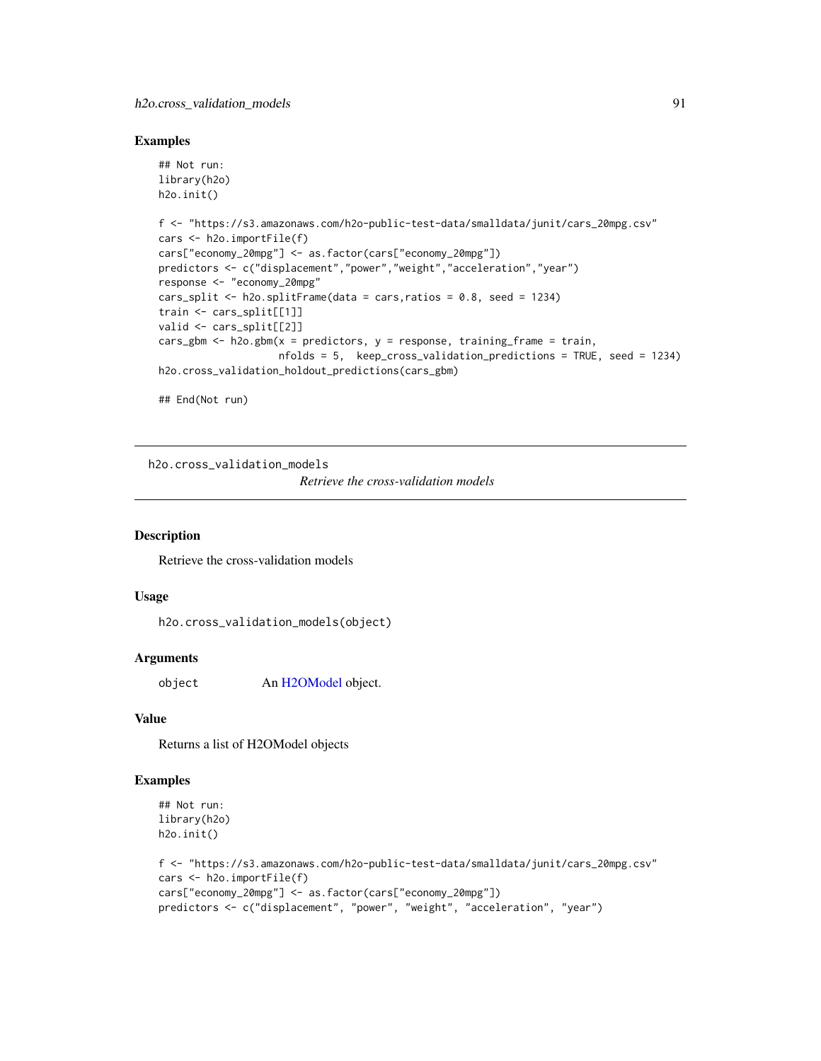## Examples

```
## Not run:
library(h2o)
h2o.init()

f <- "https://s3.amazonaws.com/h2o-public-test-data/smalldata/junit/cars_20mpg.csv"
cars <- h2o.importFile(f)
cars["economy_20mpg"] <- as.factor(cars["economy_20mpg"])
predictors <- c("displacement","power","weight","acceleration","year")
response <- "economy_20mpg"
cars_split <- h2o.splitFrame(data = cars,ratios = 0.8, seed = 1234)
train <- cars_split[[1]]
valid <- cars_split[[2]]
cars_gbm <- h2o.gbm(x = predictors, y = response, training_frame = train,
                    nfolds = 5,  keep_cross_validation_predictions = TRUE, seed = 1234)
h2o.cross_validation_holdout_predictions(cars_gbm)

## End(Not run)
```

---

# h2o.cross_validation_models

*Retrieve the cross-validation models*

## Description

Retrieve the cross-validation models

## Usage

```
h2o.cross_validation_models(object)
```

## Arguments

| | |
|---|---|
| object | An H2OModel object. |

## Value

Returns a list of H2OModel objects

## Examples

```
## Not run:
library(h2o)
h2o.init()

f <- "https://s3.amazonaws.com/h2o-public-test-data/smalldata/junit/cars_20mpg.csv"
cars <- h2o.importFile(f)
cars["economy_20mpg"] <- as.factor(cars["economy_20mpg"])
predictors <- c("displacement", "power", "weight", "acceleration", "year")
```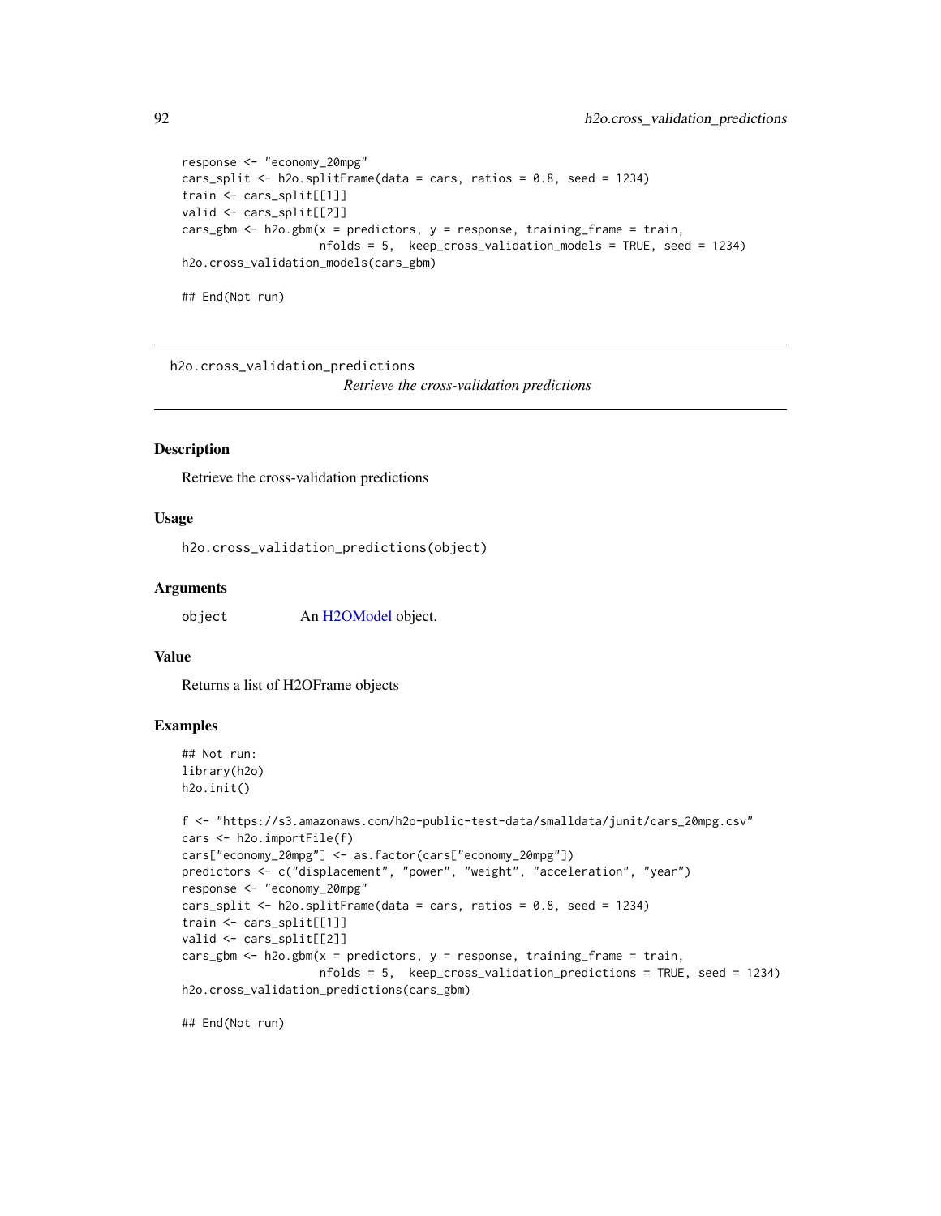```
response <- "economy_20mpg"
cars_split <- h2o.splitFrame(data = cars, ratios = 0.8, seed = 1234)
train <- cars_split[[1]]
valid <- cars_split[[2]]
cars_gbm <- h2o.gbm(x = predictors, y = response, training_frame = train,
                    nfolds = 5,  keep_cross_validation_models = TRUE, seed = 1234)
h2o.cross_validation_models(cars_gbm)

## End(Not run)
```

## h2o.cross_validation_predictions

*Retrieve the cross-validation predictions*

### Description

Retrieve the cross-validation predictions

### Usage

```
h2o.cross_validation_predictions(object)
```

### Arguments

| | |
|---|---|
| object | An H2OModel object. |

### Value

Returns a list of H2OFrame objects

### Examples

```
## Not run:
library(h2o)
h2o.init()

f <- "https://s3.amazonaws.com/h2o-public-test-data/smalldata/junit/cars_20mpg.csv"
cars <- h2o.importFile(f)
cars["economy_20mpg"] <- as.factor(cars["economy_20mpg"])
predictors <- c("displacement", "power", "weight", "acceleration", "year")
response <- "economy_20mpg"
cars_split <- h2o.splitFrame(data = cars, ratios = 0.8, seed = 1234)
train <- cars_split[[1]]
valid <- cars_split[[2]]
cars_gbm <- h2o.gbm(x = predictors, y = response, training_frame = train,
                    nfolds = 5,  keep_cross_validation_predictions = TRUE, seed = 1234)
h2o.cross_validation_predictions(cars_gbm)

## End(Not run)
```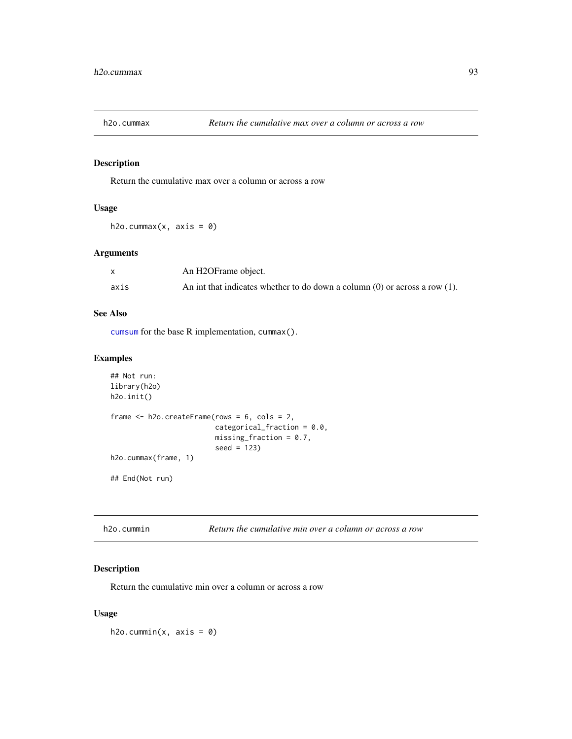## h2o.cummax — *Return the cumulative max over a column or across a row*

### Description

Return the cumulative max over a column or across a row

### Usage

```
h2o.cummax(x, axis = 0)
```

### Arguments

| | |
|---|---|
| x | An H2OFrame object. |
| axis | An int that indicates whether to do down a column (0) or across a row (1). |

### See Also

cumsum for the base R implementation, cummax().

### Examples

```
## Not run:
library(h2o)
h2o.init()

frame <- h2o.createFrame(rows = 6, cols = 2,
                         categorical_fraction = 0.0,
                         missing_fraction = 0.7,
                         seed = 123)
h2o.cummax(frame, 1)

## End(Not run)
```

## h2o.cummin — *Return the cumulative min over a column or across a row*

### Description

Return the cumulative min over a column or across a row

### Usage

```
h2o.cummin(x, axis = 0)
```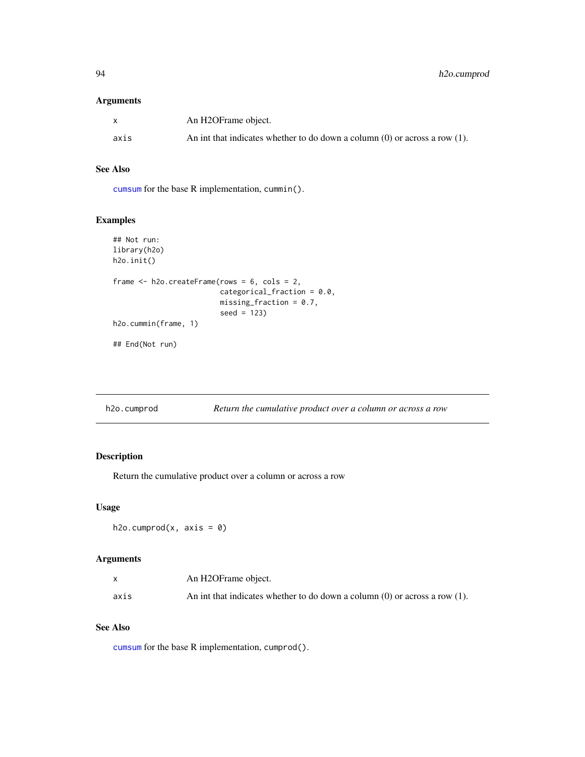### Arguments

| | |
|---|---|
| x | An H2OFrame object. |
| axis | An int that indicates whether to do down a column (0) or across a row (1). |

### See Also

cumsum for the base R implementation, cummin().

### Examples

```
## Not run:
library(h2o)
h2o.init()

frame <- h2o.createFrame(rows = 6, cols = 2,
                         categorical_fraction = 0.0,
                         missing_fraction = 0.7,
                         seed = 123)
h2o.cummin(frame, 1)

## End(Not run)
```

---

## h2o.cumprod — *Return the cumulative product over a column or across a row*

### Description

Return the cumulative product over a column or across a row

### Usage

```
h2o.cumprod(x, axis = 0)
```

### Arguments

| | |
|---|---|
| x | An H2OFrame object. |
| axis | An int that indicates whether to do down a column (0) or across a row (1). |

### See Also

cumsum for the base R implementation, cumprod().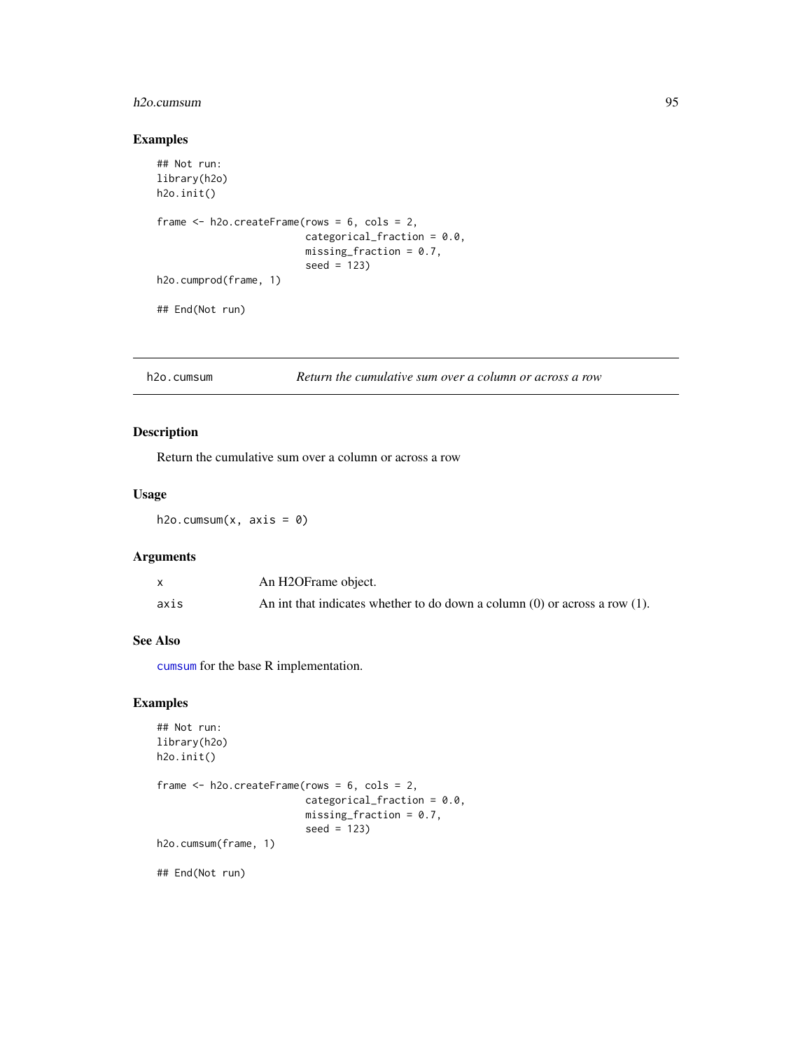### Examples

```
## Not run:
library(h2o)
h2o.init()

frame <- h2o.createFrame(rows = 6, cols = 2,
                         categorical_fraction = 0.0,
                         missing_fraction = 0.7,
                         seed = 123)
h2o.cumprod(frame, 1)

## End(Not run)
```

---

## h2o.cumsum — *Return the cumulative sum over a column or across a row*

### Description

Return the cumulative sum over a column or across a row

### Usage

```
h2o.cumsum(x, axis = 0)
```

### Arguments

| | |
|---|---|
| x | An H2OFrame object. |
| axis | An int that indicates whether to do down a column (0) or across a row (1). |

### See Also

cumsum for the base R implementation.

### Examples

```
## Not run:
library(h2o)
h2o.init()

frame <- h2o.createFrame(rows = 6, cols = 2,
                         categorical_fraction = 0.0,
                         missing_fraction = 0.7,
                         seed = 123)
h2o.cumsum(frame, 1)

## End(Not run)
```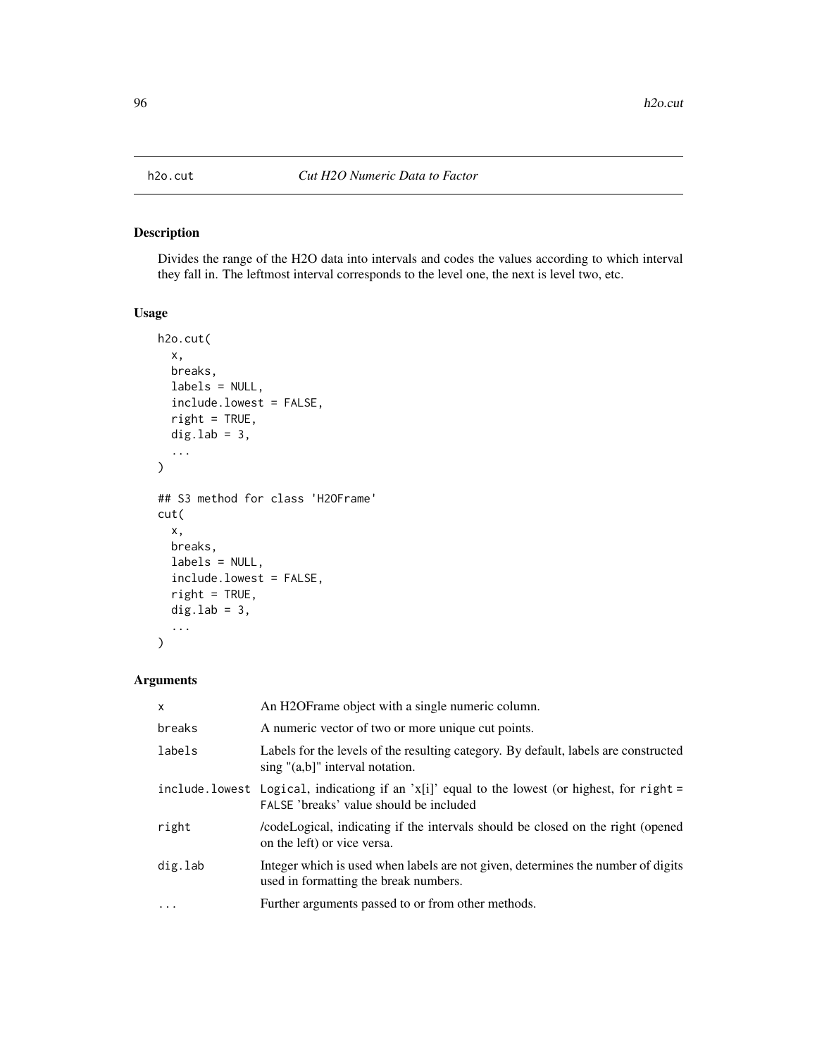## h2o.cut — *Cut H2O Numeric Data to Factor*

### Description

Divides the range of the H2O data into intervals and codes the values according to which interval they fall in. The leftmost interval corresponds to the level one, the next is level two, etc.

### Usage

```
h2o.cut(
  x,
  breaks,
  labels = NULL,
  include.lowest = FALSE,
  right = TRUE,
  dig.lab = 3,
  ...
)

## S3 method for class 'H2OFrame'
cut(
  x,
  breaks,
  labels = NULL,
  include.lowest = FALSE,
  right = TRUE,
  dig.lab = 3,
  ...
)
```

### Arguments

| | |
|---|---|
| `x` | An H2OFrame object with a single numeric column. |
| `breaks` | A numeric vector of two or more unique cut points. |
| `labels` | Labels for the levels of the resulting category. By default, labels are constructed sing "(a,b]" interval notation. |
| `include.lowest` | `Logical`, indicationg if an 'x[i]' equal to the lowest (or highest, for `right = FALSE` 'breaks' value should be included |
| `right` | /codeLogical, indicating if the intervals should be closed on the right (opened on the left) or vice versa. |
| `dig.lab` | Integer which is used when labels are not given, determines the number of digits used in formatting the break numbers. |
| `...` | Further arguments passed to or from other methods. |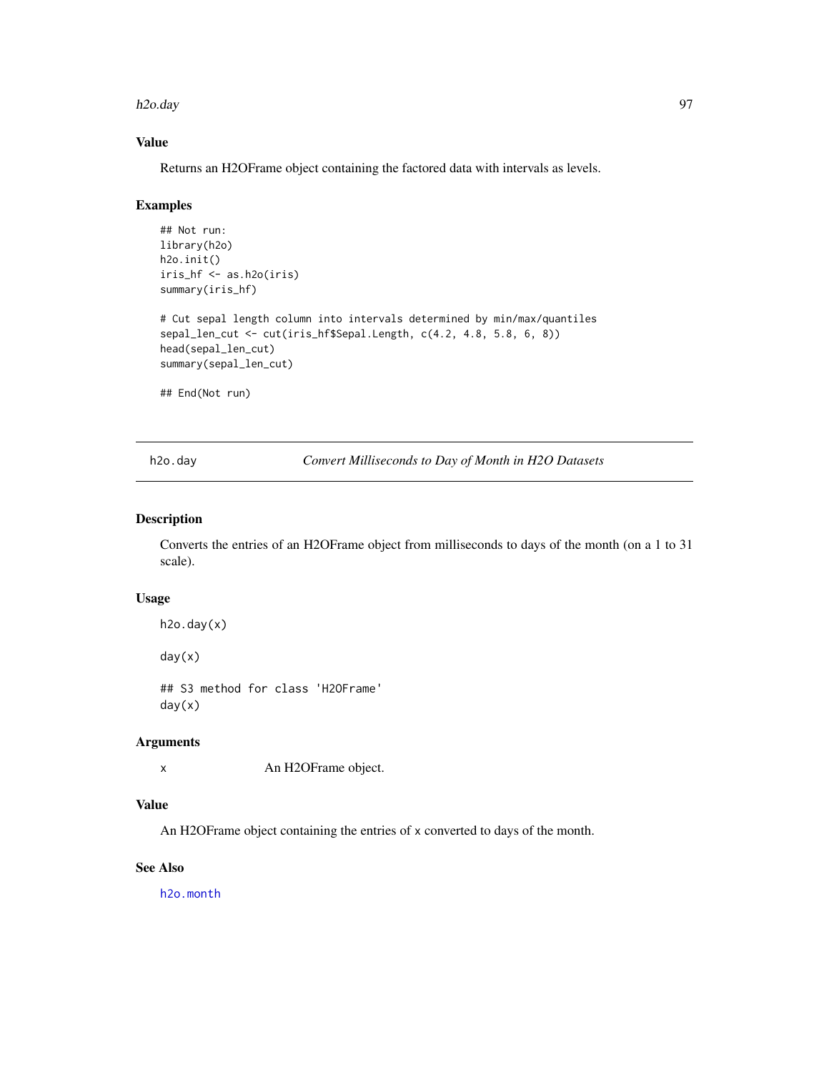### Value

Returns an H2OFrame object containing the factored data with intervals as levels.

### Examples

```
## Not run:
library(h2o)
h2o.init()
iris_hf <- as.h2o(iris)
summary(iris_hf)

# Cut sepal length column into intervals determined by min/max/quantiles
sepal_len_cut <- cut(iris_hf$Sepal.Length, c(4.2, 4.8, 5.8, 6, 8))
head(sepal_len_cut)
summary(sepal_len_cut)

## End(Not run)
```

---

## h2o.day — *Convert Milliseconds to Day of Month in H2O Datasets*

### Description

Converts the entries of an H2OFrame object from milliseconds to days of the month (on a 1 to 31 scale).

### Usage

```
h2o.day(x)

day(x)

## S3 method for class 'H2OFrame'
day(x)
```

### Arguments

| | |
|---|---|
| x | An H2OFrame object. |

### Value

An H2OFrame object containing the entries of x converted to days of the month.

### See Also

h2o.month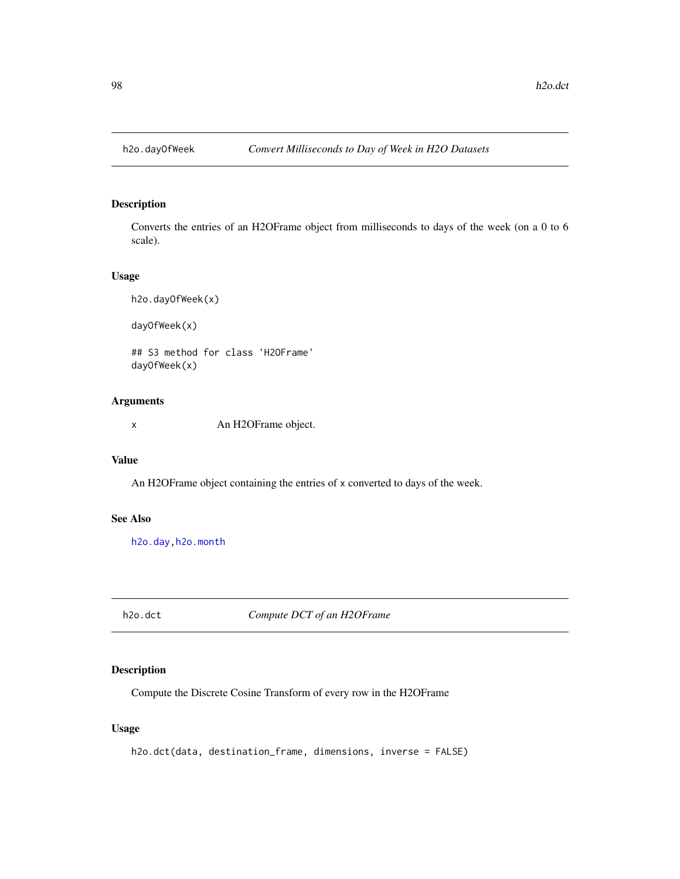## h2o.dayOfWeek — *Convert Milliseconds to Day of Week in H2O Datasets*

### Description

Converts the entries of an H2OFrame object from milliseconds to days of the week (on a 0 to 6 scale).

### Usage

```
h2o.dayOfWeek(x)

dayOfWeek(x)

## S3 method for class 'H2OFrame'
dayOfWeek(x)
```

### Arguments

| | |
|---|---|
| x | An H2OFrame object. |

### Value

An H2OFrame object containing the entries of x converted to days of the week.

### See Also

h2o.day, h2o.month

## h2o.dct — *Compute DCT of an H2OFrame*

### Description

Compute the Discrete Cosine Transform of every row in the H2OFrame

### Usage

```
h2o.dct(data, destination_frame, dimensions, inverse = FALSE)
```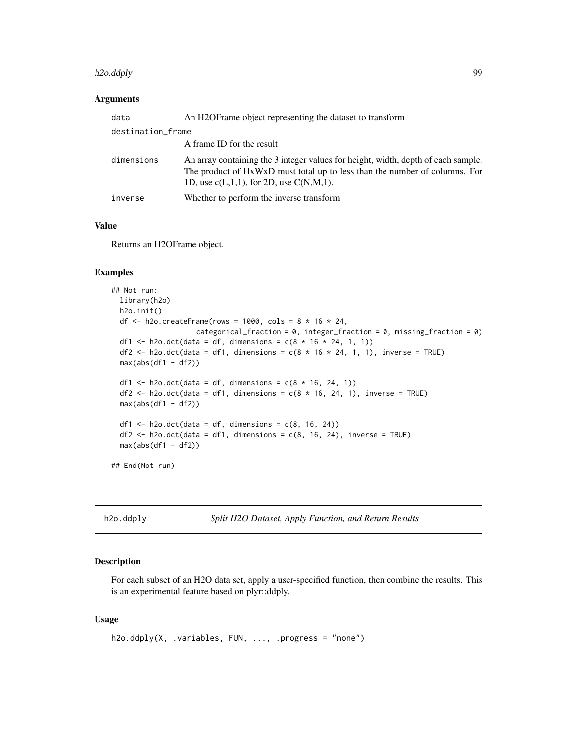### Arguments

| | |
|---|---|
| data | An H2OFrame object representing the dataset to transform |
| destination_frame | A frame ID for the result |
| dimensions | An array containing the 3 integer values for height, width, depth of each sample. The product of HxWxD must total up to less than the number of columns. For 1D, use c(L,1,1), for 2D, use C(N,M,1). |
| inverse | Whether to perform the inverse transform |

### Value

Returns an H2OFrame object.

### Examples

```
## Not run:
  library(h2o)
  h2o.init()
  df <- h2o.createFrame(rows = 1000, cols = 8 * 16 * 24,
                   categorical_fraction = 0, integer_fraction = 0, missing_fraction = 0)
  df1 <- h2o.dct(data = df, dimensions = c(8 * 16 * 24, 1, 1))
  df2 <- h2o.dct(data = df1, dimensions = c(8 * 16 * 24, 1, 1), inverse = TRUE)
  max(abs(df1 - df2))

  df1 <- h2o.dct(data = df, dimensions = c(8 * 16, 24, 1))
  df2 <- h2o.dct(data = df1, dimensions = c(8 * 16, 24, 1), inverse = TRUE)
  max(abs(df1 - df2))

  df1 <- h2o.dct(data = df, dimensions = c(8, 16, 24))
  df2 <- h2o.dct(data = df1, dimensions = c(8, 16, 24), inverse = TRUE)
  max(abs(df1 - df2))

## End(Not run)
```

---

## h2o.ddply *Split H2O Dataset, Apply Function, and Return Results*

### Description

For each subset of an H2O data set, apply a user-specified function, then combine the results. This is an experimental feature based on plyr::ddply.

### Usage

```
h2o.ddply(X, .variables, FUN, ..., .progress = "none")
```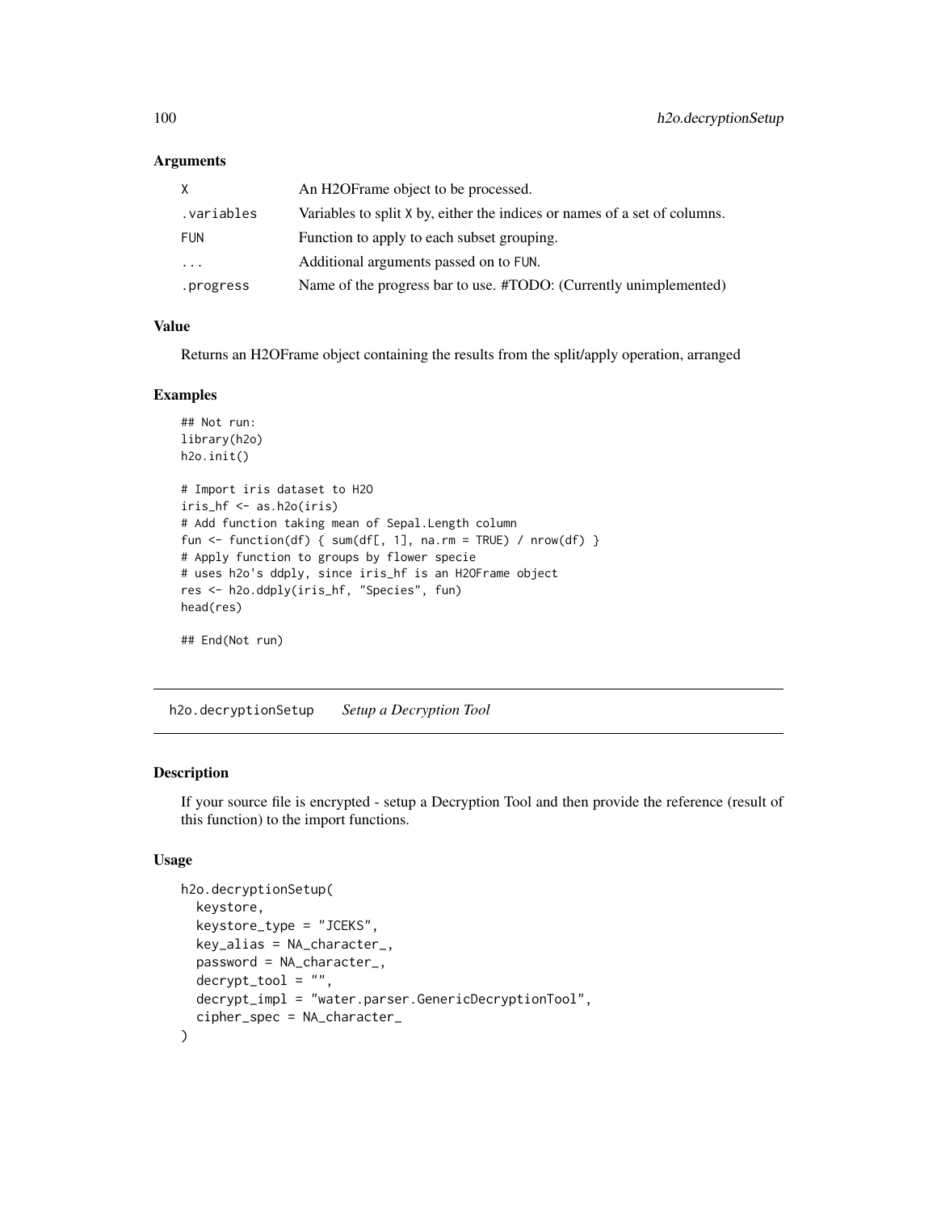### Arguments

| | |
|---|---|
| X | An H2OFrame object to be processed. |
| .variables | Variables to split X by, either the indices or names of a set of columns. |
| FUN | Function to apply to each subset grouping. |
| ... | Additional arguments passed on to FUN. |
| .progress | Name of the progress bar to use. #TODO: (Currently unimplemented) |

### Value

Returns an H2OFrame object containing the results from the split/apply operation, arranged

### Examples

```
## Not run:
library(h2o)
h2o.init()

# Import iris dataset to H2O
iris_hf <- as.h2o(iris)
# Add function taking mean of Sepal.Length column
fun <- function(df) { sum(df[, 1], na.rm = TRUE) / nrow(df) }
# Apply function to groups by flower specie
# uses h2o's ddply, since iris_hf is an H2OFrame object
res <- h2o.ddply(iris_hf, "Species", fun)
head(res)

## End(Not run)
```

---

## h2o.decryptionSetup *Setup a Decryption Tool*

---

### Description

If your source file is encrypted - setup a Decryption Tool and then provide the reference (result of this function) to the import functions.

### Usage

```
h2o.decryptionSetup(
  keystore,
  keystore_type = "JCEKS",
  key_alias = NA_character_,
  password = NA_character_,
  decrypt_tool = "",
  decrypt_impl = "water.parser.GenericDecryptionTool",
  cipher_spec = NA_character_
)
```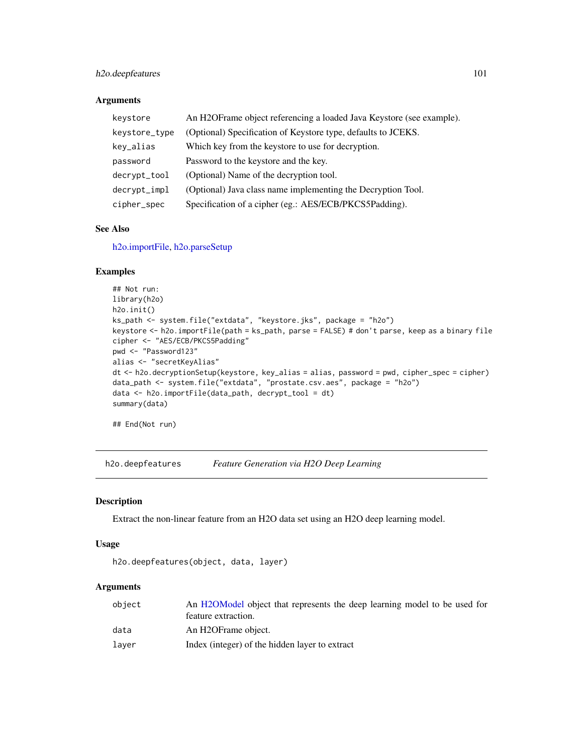### Arguments

| | |
|---|---|
| keystore | An H2OFrame object referencing a loaded Java Keystore (see example). |
| keystore_type | (Optional) Specification of Keystore type, defaults to JCEKS. |
| key_alias | Which key from the keystore to use for decryption. |
| password | Password to the keystore and the key. |
| decrypt_tool | (Optional) Name of the decryption tool. |
| decrypt_impl | (Optional) Java class name implementing the Decryption Tool. |
| cipher_spec | Specification of a cipher (eg.: AES/ECB/PKCS5Padding). |

### See Also

h2o.importFile, h2o.parseSetup

### Examples

```
## Not run:
library(h2o)
h2o.init()
ks_path <- system.file("extdata", "keystore.jks", package = "h2o")
keystore <- h2o.importFile(path = ks_path, parse = FALSE) # don't parse, keep as a binary file
cipher <- "AES/ECB/PKCS5Padding"
pwd <- "Password123"
alias <- "secretKeyAlias"
dt <- h2o.decryptionSetup(keystore, key_alias = alias, password = pwd, cipher_spec = cipher)
data_path <- system.file("extdata", "prostate.csv.aes", package = "h2o")
data <- h2o.importFile(data_path, decrypt_tool = dt)
summary(data)

## End(Not run)
```

---

## h2o.deepfeatures    *Feature Generation via H2O Deep Learning*

### Description

Extract the non-linear feature from an H2O data set using an H2O deep learning model.

### Usage

```
h2o.deepfeatures(object, data, layer)
```

### Arguments

| | |
|---|---|
| object | An H2OModel object that represents the deep learning model to be used for feature extraction. |
| data | An H2OFrame object. |
| layer | Index (integer) of the hidden layer to extract |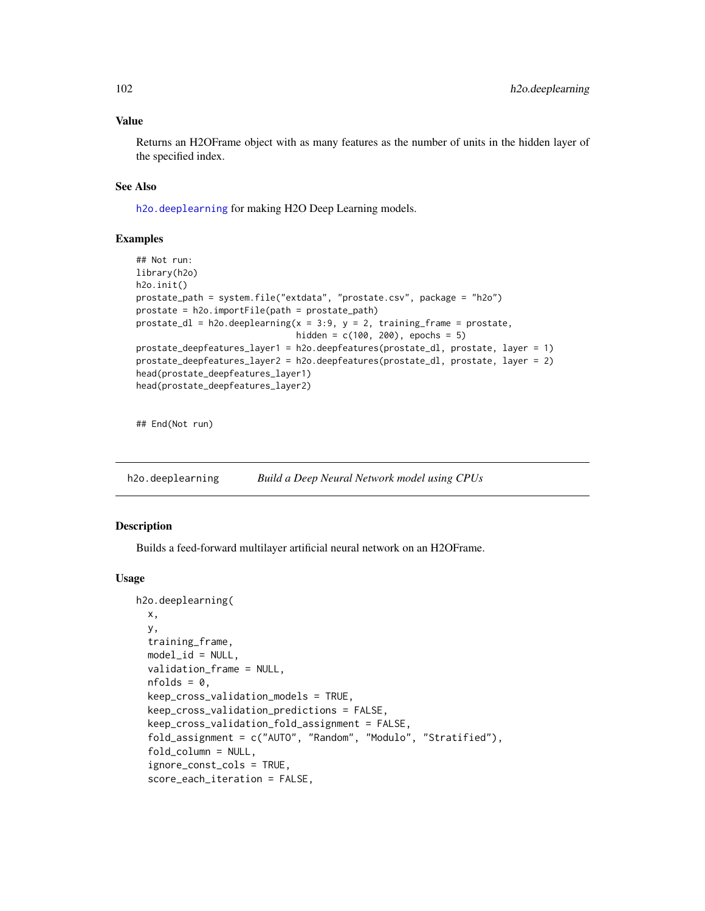### Value

Returns an H2OFrame object with as many features as the number of units in the hidden layer of the specified index.

### See Also

`h2o.deeplearning` for making H2O Deep Learning models.

### Examples

```
## Not run:
library(h2o)
h2o.init()
prostate_path = system.file("extdata", "prostate.csv", package = "h2o")
prostate = h2o.importFile(path = prostate_path)
prostate_dl = h2o.deeplearning(x = 3:9, y = 2, training_frame = prostate,
                               hidden = c(100, 200), epochs = 5)
prostate_deepfeatures_layer1 = h2o.deepfeatures(prostate_dl, prostate, layer = 1)
prostate_deepfeatures_layer2 = h2o.deepfeatures(prostate_dl, prostate, layer = 2)
head(prostate_deepfeatures_layer1)
head(prostate_deepfeatures_layer2)


## End(Not run)
```

---

## h2o.deeplearning &nbsp;&nbsp;&nbsp; *Build a Deep Neural Network model using CPUs*

---

### Description

Builds a feed-forward multilayer artificial neural network on an H2OFrame.

### Usage

```
h2o.deeplearning(
  x,
  y,
  training_frame,
  model_id = NULL,
  validation_frame = NULL,
  nfolds = 0,
  keep_cross_validation_models = TRUE,
  keep_cross_validation_predictions = FALSE,
  keep_cross_validation_fold_assignment = FALSE,
  fold_assignment = c("AUTO", "Random", "Modulo", "Stratified"),
  fold_column = NULL,
  ignore_const_cols = TRUE,
  score_each_iteration = FALSE,
```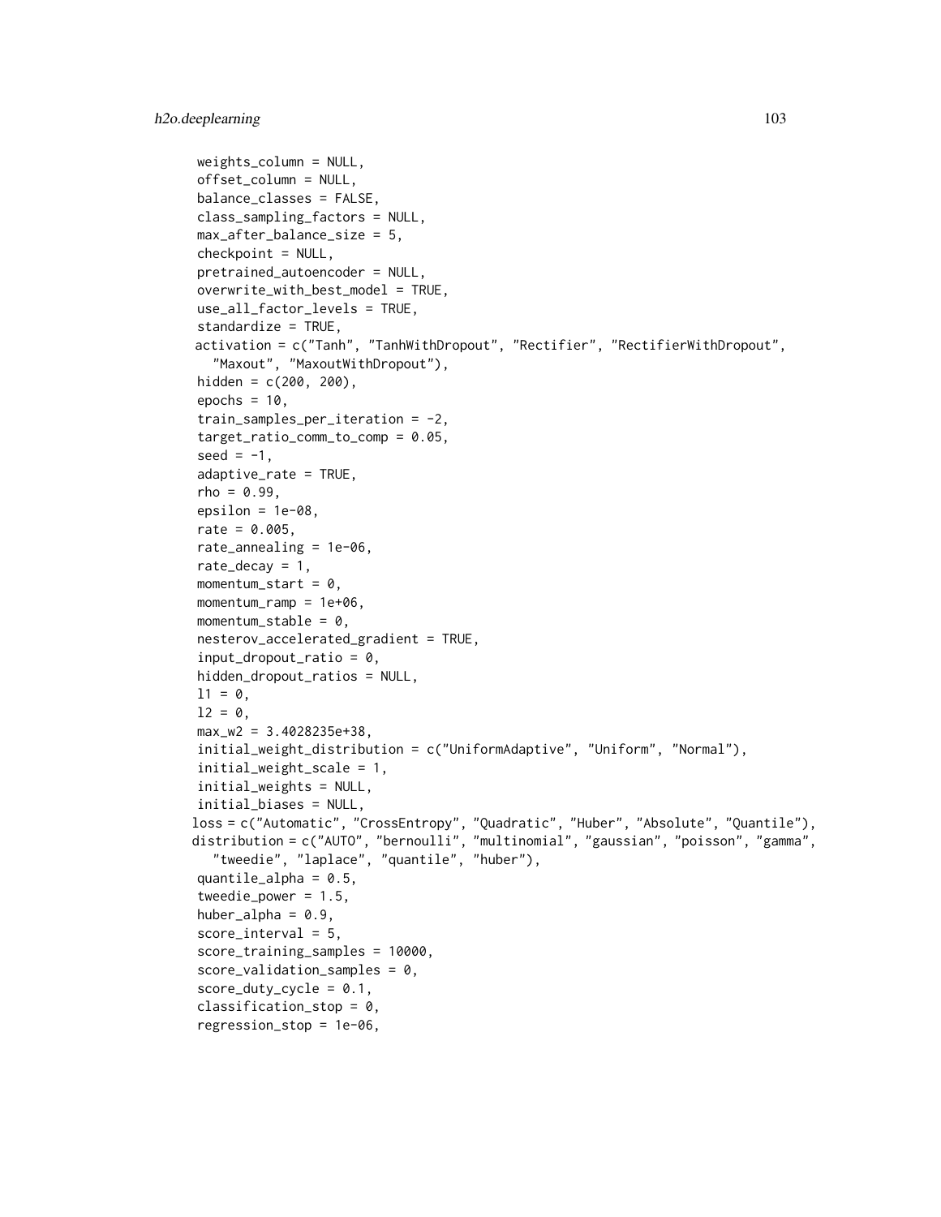```
  weights_column = NULL,
  offset_column = NULL,
  balance_classes = FALSE,
  class_sampling_factors = NULL,
  max_after_balance_size = 5,
  checkpoint = NULL,
  pretrained_autoencoder = NULL,
  overwrite_with_best_model = TRUE,
  use_all_factor_levels = TRUE,
  standardize = TRUE,
  activation = c("Tanh", "TanhWithDropout", "Rectifier", "RectifierWithDropout",
    "Maxout", "MaxoutWithDropout"),
  hidden = c(200, 200),
  epochs = 10,
  train_samples_per_iteration = -2,
  target_ratio_comm_to_comp = 0.05,
  seed = -1,
  adaptive_rate = TRUE,
  rho = 0.99,
  epsilon = 1e-08,
  rate = 0.005,
  rate_annealing = 1e-06,
  rate_decay = 1,
  momentum_start = 0,
  momentum_ramp = 1e+06,
  momentum_stable = 0,
  nesterov_accelerated_gradient = TRUE,
  input_dropout_ratio = 0,
  hidden_dropout_ratios = NULL,
  l1 = 0,
  l2 = 0,
  max_w2 = 3.4028235e+38,
  initial_weight_distribution = c("UniformAdaptive", "Uniform", "Normal"),
  initial_weight_scale = 1,
  initial_weights = NULL,
  initial_biases = NULL,
  loss = c("Automatic", "CrossEntropy", "Quadratic", "Huber", "Absolute", "Quantile"),
  distribution = c("AUTO", "bernoulli", "multinomial", "gaussian", "poisson", "gamma",
    "tweedie", "laplace", "quantile", "huber"),
  quantile_alpha = 0.5,
  tweedie_power = 1.5,
  huber_alpha = 0.9,
  score_interval = 5,
  score_training_samples = 10000,
  score_validation_samples = 0,
  score_duty_cycle = 0.1,
  classification_stop = 0,
  regression_stop = 1e-06,
```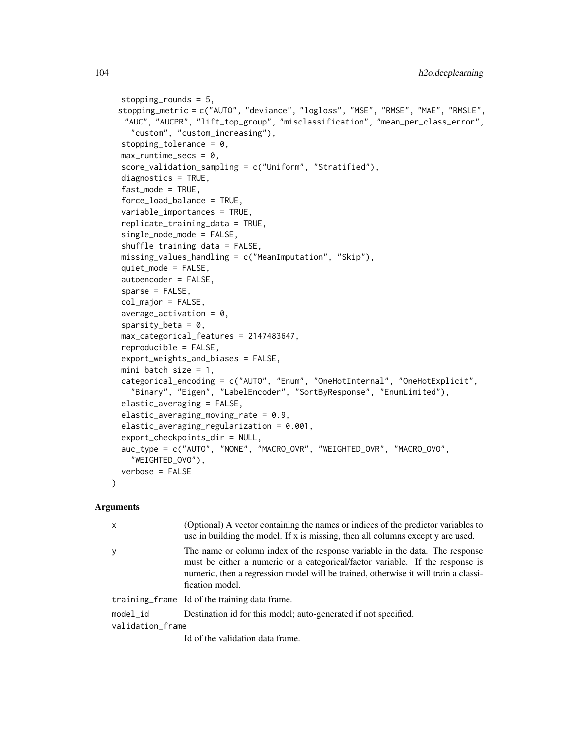```
  stopping_rounds = 5,
  stopping_metric = c("AUTO", "deviance", "logloss", "MSE", "RMSE", "MAE", "RMSLE",
    "AUC", "AUCPR", "lift_top_group", "misclassification", "mean_per_class_error",
    "custom", "custom_increasing"),
  stopping_tolerance = 0,
  max_runtime_secs = 0,
  score_validation_sampling = c("Uniform", "Stratified"),
  diagnostics = TRUE,
  fast_mode = TRUE,
  force_load_balance = TRUE,
  variable_importances = TRUE,
  replicate_training_data = TRUE,
  single_node_mode = FALSE,
  shuffle_training_data = FALSE,
  missing_values_handling = c("MeanImputation", "Skip"),
  quiet_mode = FALSE,
  autoencoder = FALSE,
  sparse = FALSE,
  col_major = FALSE,
  average_activation = 0,
  sparsity_beta = 0,
  max_categorical_features = 2147483647,
  reproducible = FALSE,
  export_weights_and_biases = FALSE,
  mini_batch_size = 1,
  categorical_encoding = c("AUTO", "Enum", "OneHotInternal", "OneHotExplicit",
    "Binary", "Eigen", "LabelEncoder", "SortByResponse", "EnumLimited"),
  elastic_averaging = FALSE,
  elastic_averaging_moving_rate = 0.9,
  elastic_averaging_regularization = 0.001,
  export_checkpoints_dir = NULL,
  auc_type = c("AUTO", "NONE", "MACRO_OVR", "WEIGHTED_OVR", "MACRO_OVO",
    "WEIGHTED_OVO"),
  verbose = FALSE
)
```

## Arguments

| | |
|---|---|
| x | (Optional) A vector containing the names or indices of the predictor variables to use in building the model. If x is missing, then all columns except y are used. |
| y | The name or column index of the response variable in the data. The response must be either a numeric or a categorical/factor variable. If the response is numeric, then a regression model will be trained, otherwise it will train a classification model. |
| training_frame | Id of the training data frame. |
| model_id | Destination id for this model; auto-generated if not specified. |
| validation_frame | Id of the validation data frame. |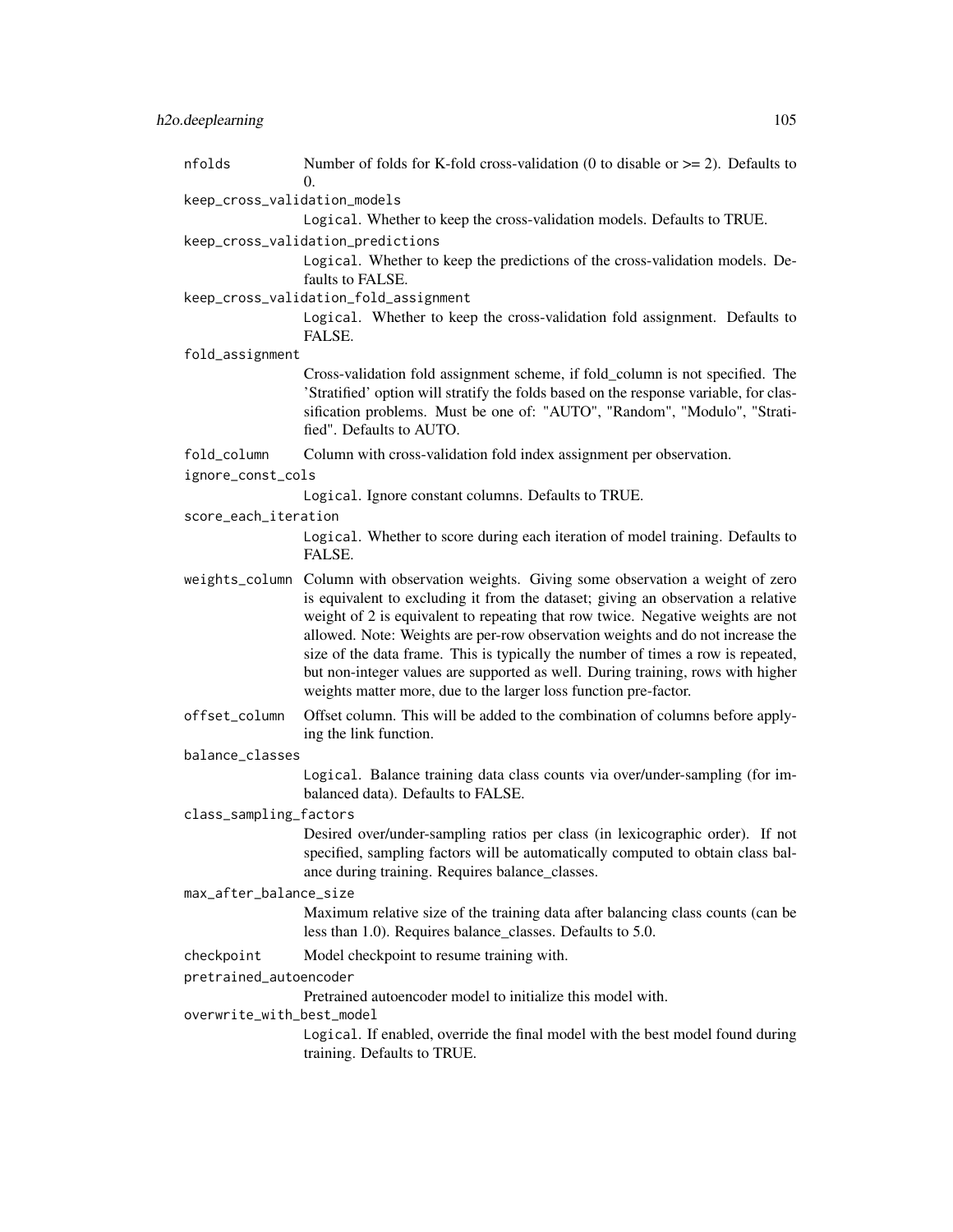nfolds
: Number of folds for K-fold cross-validation (0 to disable or >= 2). Defaults to 0.

keep_cross_validation_models
: Logical. Whether to keep the cross-validation models. Defaults to TRUE.

keep_cross_validation_predictions
: Logical. Whether to keep the predictions of the cross-validation models. Defaults to FALSE.

keep_cross_validation_fold_assignment
: Logical. Whether to keep the cross-validation fold assignment. Defaults to FALSE.

fold_assignment
: Cross-validation fold assignment scheme, if fold_column is not specified. The 'Stratified' option will stratify the folds based on the response variable, for classification problems. Must be one of: "AUTO", "Random", "Modulo", "Stratified". Defaults to AUTO.

fold_column
: Column with cross-validation fold index assignment per observation.

ignore_const_cols
: Logical. Ignore constant columns. Defaults to TRUE.

score_each_iteration
: Logical. Whether to score during each iteration of model training. Defaults to FALSE.

weights_column
: Column with observation weights. Giving some observation a weight of zero is equivalent to excluding it from the dataset; giving an observation a relative weight of 2 is equivalent to repeating that row twice. Negative weights are not allowed. Note: Weights are per-row observation weights and do not increase the size of the data frame. This is typically the number of times a row is repeated, but non-integer values are supported as well. During training, rows with higher weights matter more, due to the larger loss function pre-factor.

offset_column
: Offset column. This will be added to the combination of columns before applying the link function.

balance_classes
: Logical. Balance training data class counts via over/under-sampling (for imbalanced data). Defaults to FALSE.

class_sampling_factors
: Desired over/under-sampling ratios per class (in lexicographic order). If not specified, sampling factors will be automatically computed to obtain class balance during training. Requires balance_classes.

max_after_balance_size
: Maximum relative size of the training data after balancing class counts (can be less than 1.0). Requires balance_classes. Defaults to 5.0.

checkpoint
: Model checkpoint to resume training with.

pretrained_autoencoder
: Pretrained autoencoder model to initialize this model with.

overwrite_with_best_model
: Logical. If enabled, override the final model with the best model found during training. Defaults to TRUE.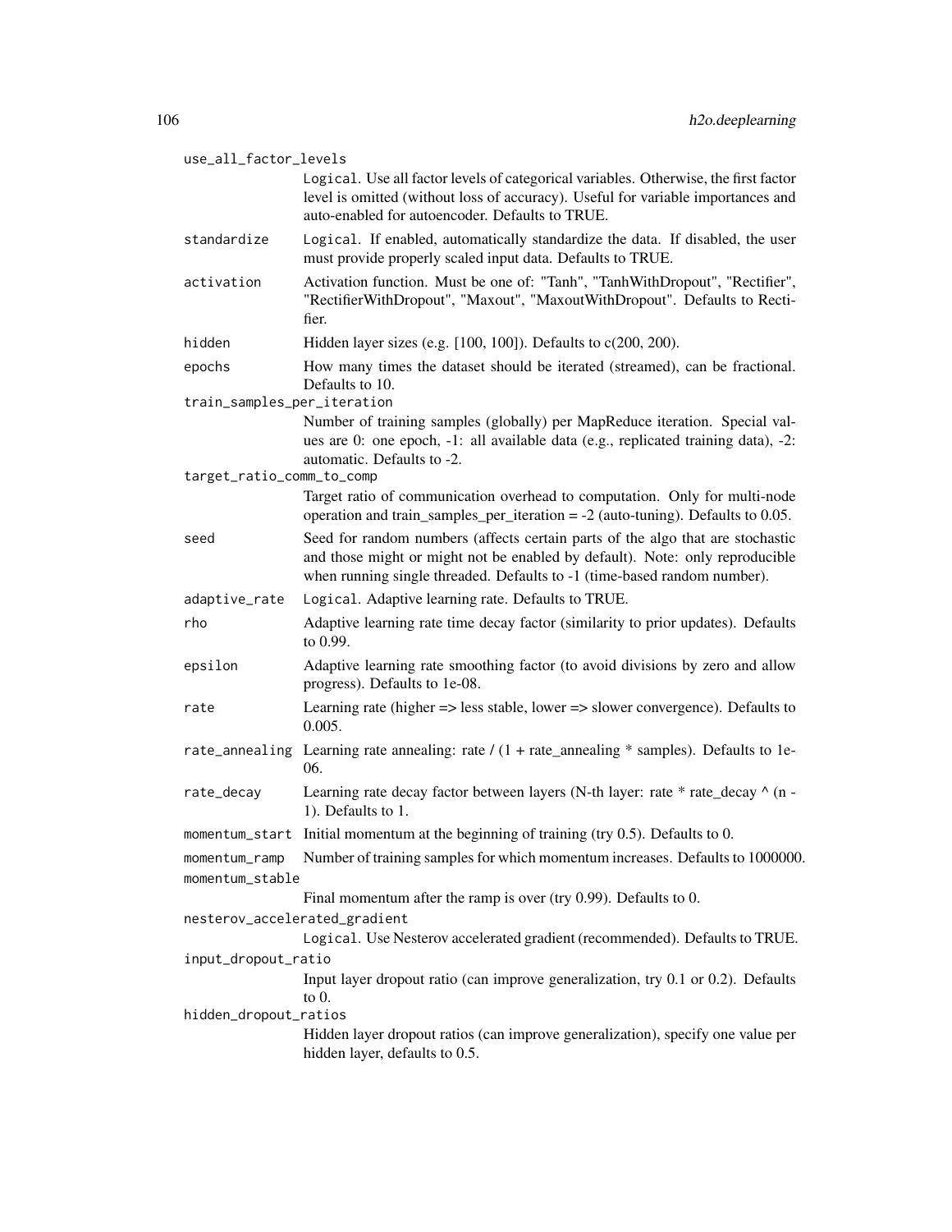`use_all_factor_levels`
: `Logical`. Use all factor levels of categorical variables. Otherwise, the first factor level is omitted (without loss of accuracy). Useful for variable importances and auto-enabled for autoencoder. Defaults to TRUE.

`standardize`
: `Logical`. If enabled, automatically standardize the data. If disabled, the user must provide properly scaled input data. Defaults to TRUE.

`activation`
: Activation function. Must be one of: "Tanh", "TanhWithDropout", "Rectifier", "RectifierWithDropout", "Maxout", "MaxoutWithDropout". Defaults to Rectifier.

`hidden`
: Hidden layer sizes (e.g. [100, 100]). Defaults to c(200, 200).

`epochs`
: How many times the dataset should be iterated (streamed), can be fractional. Defaults to 10.

`train_samples_per_iteration`
: Number of training samples (globally) per MapReduce iteration. Special values are 0: one epoch, -1: all available data (e.g., replicated training data), -2: automatic. Defaults to -2.

`target_ratio_comm_to_comp`
: Target ratio of communication overhead to computation. Only for multi-node operation and train_samples_per_iteration = -2 (auto-tuning). Defaults to 0.05.

`seed`
: Seed for random numbers (affects certain parts of the algo that are stochastic and those might or might not be enabled by default). Note: only reproducible when running single threaded. Defaults to -1 (time-based random number).

`adaptive_rate`
: `Logical`. Adaptive learning rate. Defaults to TRUE.

`rho`
: Adaptive learning rate time decay factor (similarity to prior updates). Defaults to 0.99.

`epsilon`
: Adaptive learning rate smoothing factor (to avoid divisions by zero and allow progress). Defaults to 1e-08.

`rate`
: Learning rate (higher => less stable, lower => slower convergence). Defaults to 0.005.

`rate_annealing`
: Learning rate annealing: rate / (1 + rate_annealing * samples). Defaults to 1e-06.

`rate_decay`
: Learning rate decay factor between layers (N-th layer: rate * rate_decay ^ (n - 1). Defaults to 1.

`momentum_start`
: Initial momentum at the beginning of training (try 0.5). Defaults to 0.

`momentum_ramp`
: Number of training samples for which momentum increases. Defaults to 1000000.

`momentum_stable`
: Final momentum after the ramp is over (try 0.99). Defaults to 0.

`nesterov_accelerated_gradient`
: `Logical`. Use Nesterov accelerated gradient (recommended). Defaults to TRUE.

`input_dropout_ratio`
: Input layer dropout ratio (can improve generalization, try 0.1 or 0.2). Defaults to 0.

`hidden_dropout_ratios`
: Hidden layer dropout ratios (can improve generalization), specify one value per hidden layer, defaults to 0.5.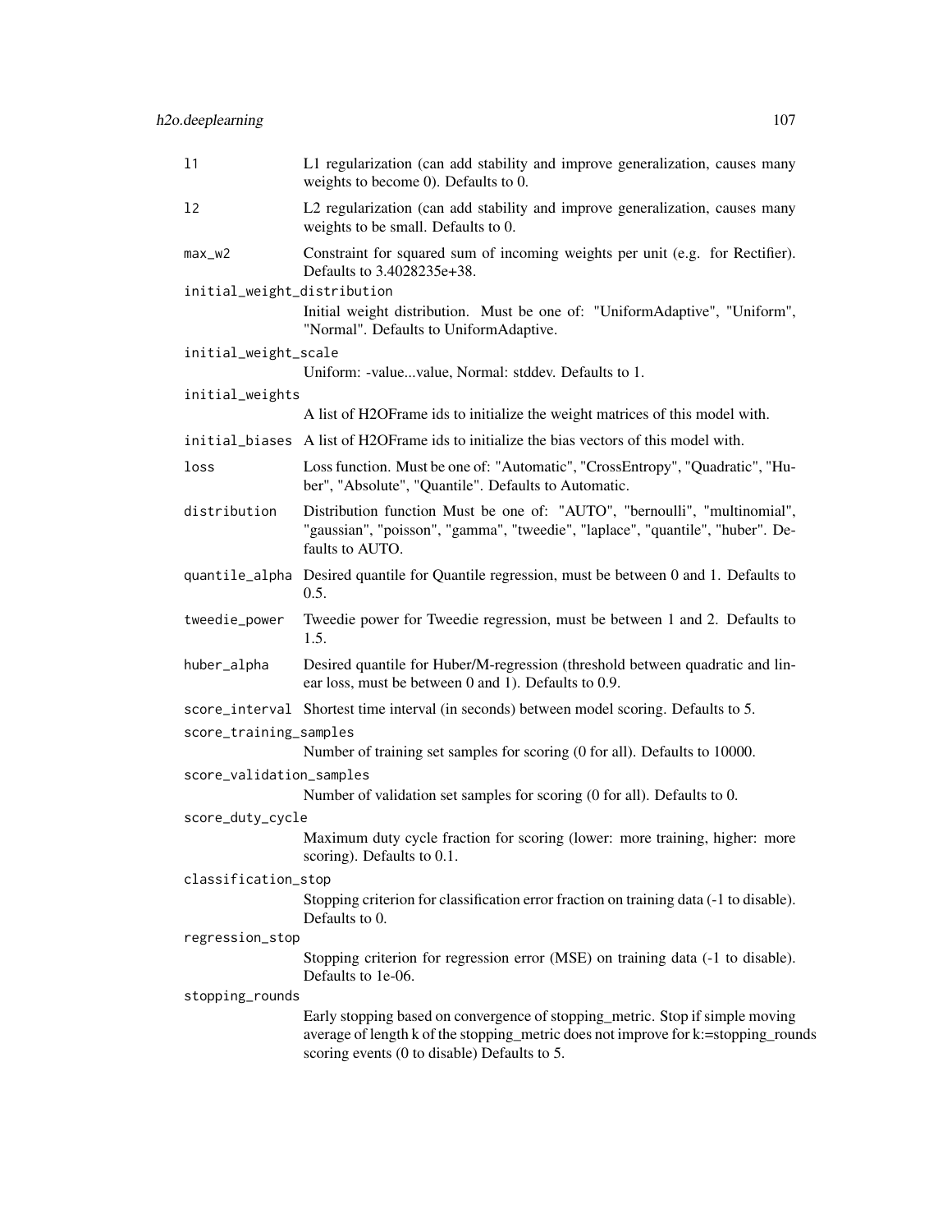`l1` L1 regularization (can add stability and improve generalization, causes many weights to become 0). Defaults to 0.

`l2` L2 regularization (can add stability and improve generalization, causes many weights to be small. Defaults to 0.

`max_w2` Constraint for squared sum of incoming weights per unit (e.g. for Rectifier). Defaults to 3.4028235e+38.

`initial_weight_distribution` Initial weight distribution. Must be one of: "UniformAdaptive", "Uniform", "Normal". Defaults to UniformAdaptive.

`initial_weight_scale` Uniform: -value...value, Normal: stddev. Defaults to 1.

`initial_weights` A list of H2OFrame ids to initialize the weight matrices of this model with.

`initial_biases` A list of H2OFrame ids to initialize the bias vectors of this model with.

`loss` Loss function. Must be one of: "Automatic", "CrossEntropy", "Quadratic", "Huber", "Absolute", "Quantile". Defaults to Automatic.

`distribution` Distribution function Must be one of: "AUTO", "bernoulli", "multinomial", "gaussian", "poisson", "gamma", "tweedie", "laplace", "quantile", "huber". Defaults to AUTO.

`quantile_alpha` Desired quantile for Quantile regression, must be between 0 and 1. Defaults to 0.5.

`tweedie_power` Tweedie power for Tweedie regression, must be between 1 and 2. Defaults to 1.5.

`huber_alpha` Desired quantile for Huber/M-regression (threshold between quadratic and linear loss, must be between 0 and 1). Defaults to 0.9.

`score_interval` Shortest time interval (in seconds) between model scoring. Defaults to 5.

`score_training_samples` Number of training set samples for scoring (0 for all). Defaults to 10000.

`score_validation_samples` Number of validation set samples for scoring (0 for all). Defaults to 0.

`score_duty_cycle` Maximum duty cycle fraction for scoring (lower: more training, higher: more scoring). Defaults to 0.1.

`classification_stop` Stopping criterion for classification error fraction on training data (-1 to disable). Defaults to 0.

`regression_stop` Stopping criterion for regression error (MSE) on training data (-1 to disable). Defaults to 1e-06.

`stopping_rounds` Early stopping based on convergence of stopping_metric. Stop if simple moving average of length k of the stopping_metric does not improve for k:=stopping_rounds scoring events (0 to disable) Defaults to 5.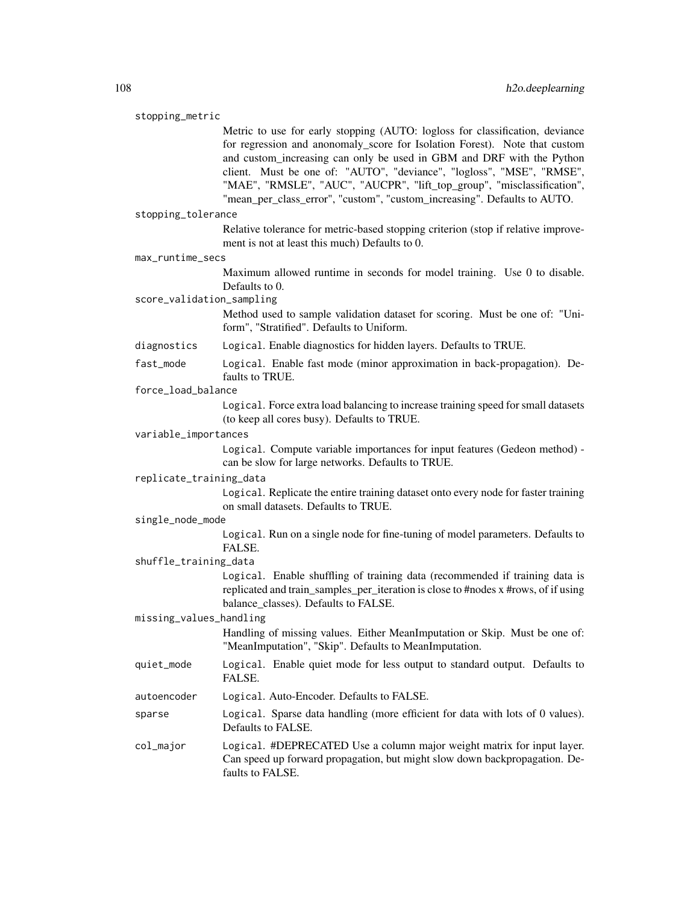stopping_metric
: Metric to use for early stopping (AUTO: logloss for classification, deviance for regression and anonomaly_score for Isolation Forest). Note that custom and custom_increasing can only be used in GBM and DRF with the Python client. Must be one of: "AUTO", "deviance", "logloss", "MSE", "RMSE", "MAE", "RMSLE", "AUC", "AUCPR", "lift_top_group", "misclassification", "mean_per_class_error", "custom", "custom_increasing". Defaults to AUTO.

stopping_tolerance
: Relative tolerance for metric-based stopping criterion (stop if relative improvement is not at least this much) Defaults to 0.

max_runtime_secs
: Maximum allowed runtime in seconds for model training. Use 0 to disable. Defaults to 0.

score_validation_sampling
: Method used to sample validation dataset for scoring. Must be one of: "Uniform", "Stratified". Defaults to Uniform.

diagnostics
: `Logical`. Enable diagnostics for hidden layers. Defaults to TRUE.

fast_mode
: `Logical`. Enable fast mode (minor approximation in back-propagation). Defaults to TRUE.

force_load_balance
: `Logical`. Force extra load balancing to increase training speed for small datasets (to keep all cores busy). Defaults to TRUE.

variable_importances
: `Logical`. Compute variable importances for input features (Gedeon method) - can be slow for large networks. Defaults to TRUE.

replicate_training_data
: `Logical`. Replicate the entire training dataset onto every node for faster training on small datasets. Defaults to TRUE.

single_node_mode
: `Logical`. Run on a single node for fine-tuning of model parameters. Defaults to FALSE.

shuffle_training_data
: `Logical`. Enable shuffling of training data (recommended if training data is replicated and train_samples_per_iteration is close to #nodes x #rows, of if using balance_classes). Defaults to FALSE.

missing_values_handling
: Handling of missing values. Either MeanImputation or Skip. Must be one of: "MeanImputation", "Skip". Defaults to MeanImputation.

quiet_mode
: `Logical`. Enable quiet mode for less output to standard output. Defaults to FALSE.

autoencoder
: `Logical`. Auto-Encoder. Defaults to FALSE.

sparse
: `Logical`. Sparse data handling (more efficient for data with lots of 0 values). Defaults to FALSE.

col_major
: `Logical`. #DEPRECATED Use a column major weight matrix for input layer. Can speed up forward propagation, but might slow down backpropagation. Defaults to FALSE.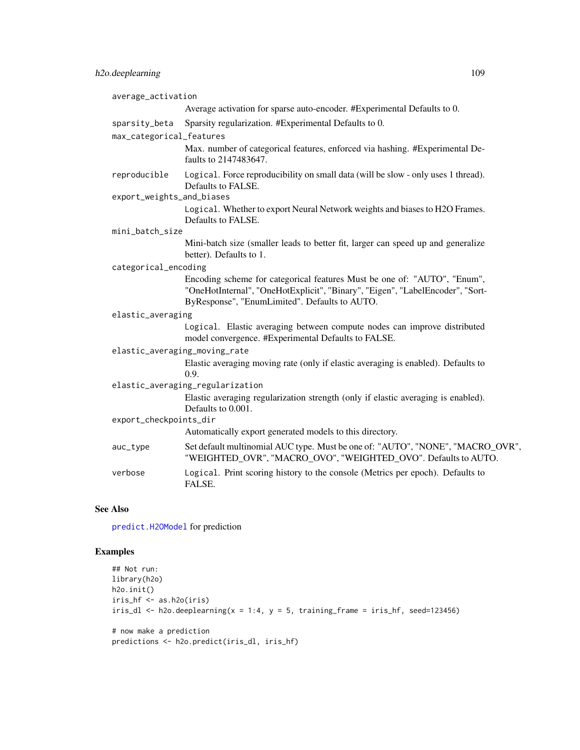`average_activation`
: Average activation for sparse auto-encoder. #Experimental Defaults to 0.

`sparsity_beta`
: Sparsity regularization. #Experimental Defaults to 0.

`max_categorical_features`
: Max. number of categorical features, enforced via hashing. #Experimental Defaults to 2147483647.

`reproducible`
: `Logical`. Force reproducibility on small data (will be slow - only uses 1 thread). Defaults to FALSE.

`export_weights_and_biases`
: `Logical`. Whether to export Neural Network weights and biases to H2O Frames. Defaults to FALSE.

`mini_batch_size`
: Mini-batch size (smaller leads to better fit, larger can speed up and generalize better). Defaults to 1.

`categorical_encoding`
: Encoding scheme for categorical features Must be one of: "AUTO", "Enum", "OneHotInternal", "OneHotExplicit", "Binary", "Eigen", "LabelEncoder", "SortByResponse", "EnumLimited". Defaults to AUTO.

`elastic_averaging`
: `Logical`. Elastic averaging between compute nodes can improve distributed model convergence. #Experimental Defaults to FALSE.

`elastic_averaging_moving_rate`
: Elastic averaging moving rate (only if elastic averaging is enabled). Defaults to 0.9.

`elastic_averaging_regularization`
: Elastic averaging regularization strength (only if elastic averaging is enabled). Defaults to 0.001.

`export_checkpoints_dir`
: Automatically export generated models to this directory.

`auc_type`
: Set default multinomial AUC type. Must be one of: "AUTO", "NONE", "MACRO_OVR", "WEIGHTED_OVR", "MACRO_OVO", "WEIGHTED_OVO". Defaults to AUTO.

`verbose`
: `Logical`. Print scoring history to the console (Metrics per epoch). Defaults to FALSE.

## See Also

`predict.H2OModel` for prediction

## Examples

```
## Not run:
library(h2o)
h2o.init()
iris_hf <- as.h2o(iris)
iris_dl <- h2o.deeplearning(x = 1:4, y = 5, training_frame = iris_hf, seed=123456)

# now make a prediction
predictions <- h2o.predict(iris_dl, iris_hf)
```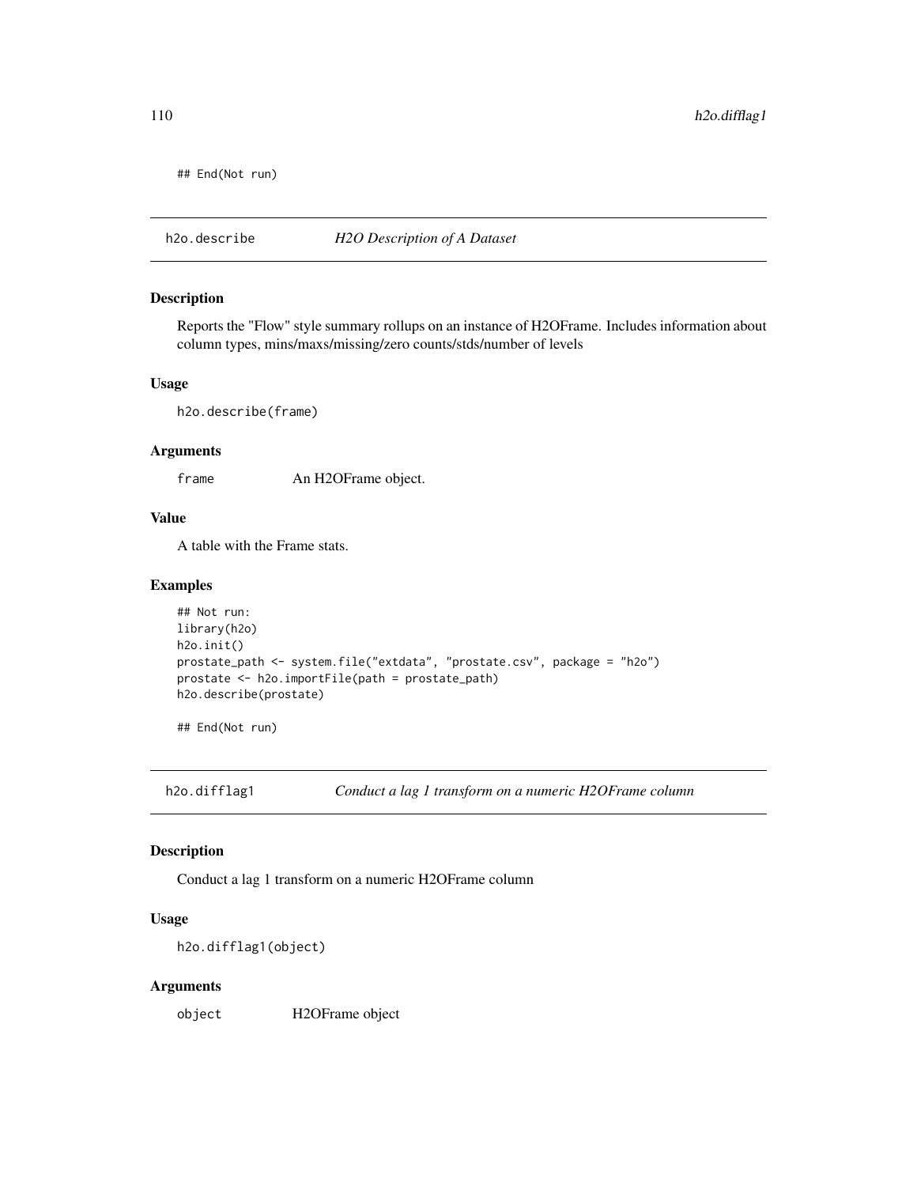```
## End(Not run)
```

## h2o.describe — *H2O Description of A Dataset*

### Description

Reports the "Flow" style summary rollups on an instance of H2OFrame. Includes information about column types, mins/maxs/missing/zero counts/stds/number of levels

### Usage

```
h2o.describe(frame)
```

### Arguments

| | |
|---|---|
| `frame` | An H2OFrame object. |

### Value

A table with the Frame stats.

### Examples

```
## Not run:
library(h2o)
h2o.init()
prostate_path <- system.file("extdata", "prostate.csv", package = "h2o")
prostate <- h2o.importFile(path = prostate_path)
h2o.describe(prostate)

## End(Not run)
```

## h2o.difflag1 — *Conduct a lag 1 transform on a numeric H2OFrame column*

### Description

Conduct a lag 1 transform on a numeric H2OFrame column

### Usage

```
h2o.difflag1(object)
```

### Arguments

| | |
|---|---|
| `object` | H2OFrame object |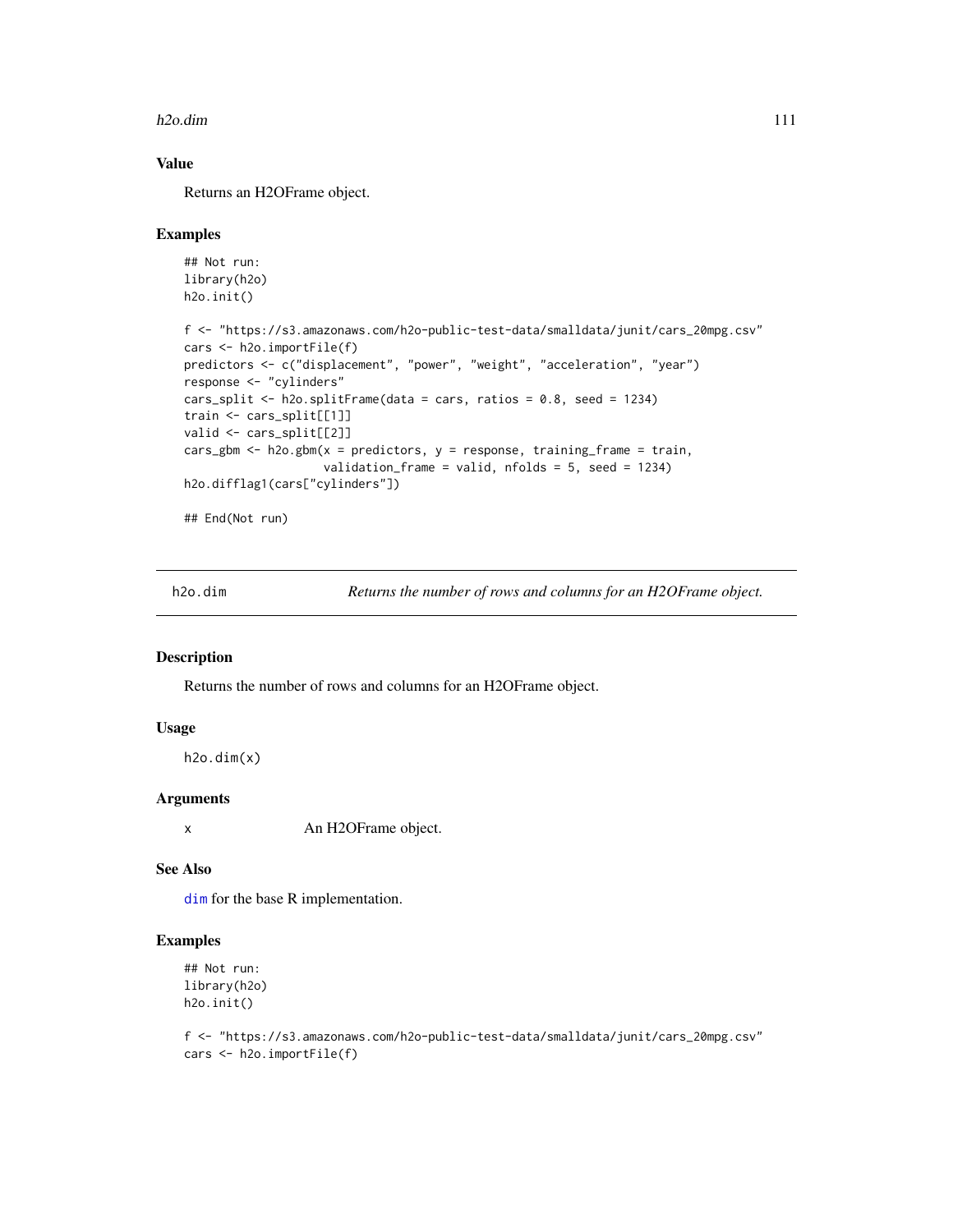### Value

Returns an H2OFrame object.

### Examples

```
## Not run:
library(h2o)
h2o.init()

f <- "https://s3.amazonaws.com/h2o-public-test-data/smalldata/junit/cars_20mpg.csv"
cars <- h2o.importFile(f)
predictors <- c("displacement", "power", "weight", "acceleration", "year")
response <- "cylinders"
cars_split <- h2o.splitFrame(data = cars, ratios = 0.8, seed = 1234)
train <- cars_split[[1]]
valid <- cars_split[[2]]
cars_gbm <- h2o.gbm(x = predictors, y = response, training_frame = train,
                    validation_frame = valid, nfolds = 5, seed = 1234)
h2o.difflag1(cars["cylinders"])

## End(Not run)
```

---

## h2o.dim — *Returns the number of rows and columns for an H2OFrame object.*

### Description

Returns the number of rows and columns for an H2OFrame object.

### Usage

```
h2o.dim(x)
```

### Arguments

| | |
|---|---|
| x | An H2OFrame object. |

### See Also

dim for the base R implementation.

### Examples

```
## Not run:
library(h2o)
h2o.init()

f <- "https://s3.amazonaws.com/h2o-public-test-data/smalldata/junit/cars_20mpg.csv"
cars <- h2o.importFile(f)
```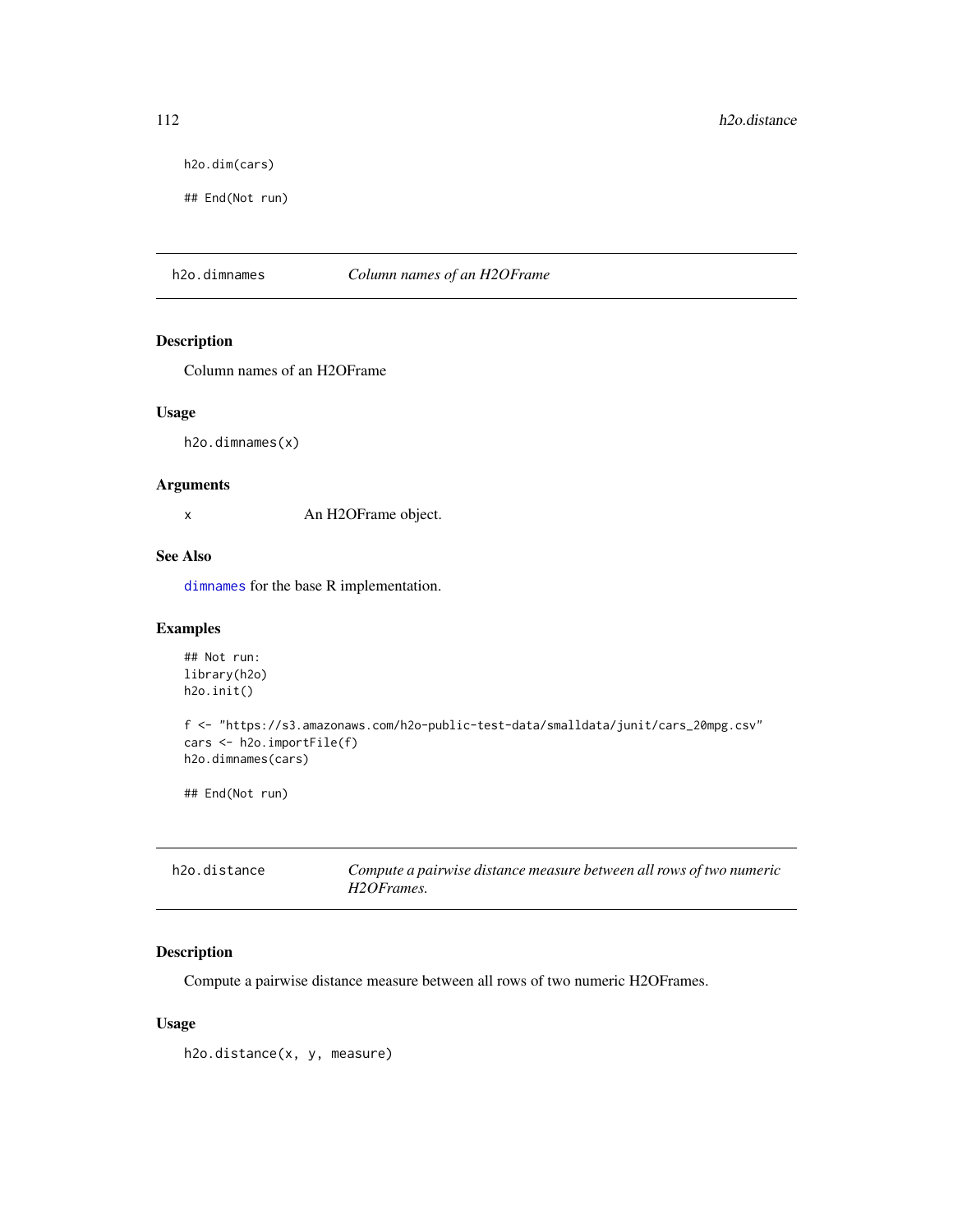```
h2o.dim(cars)

## End(Not run)
```

## h2o.dimnames *Column names of an H2OFrame*

### Description

Column names of an H2OFrame

### Usage

```
h2o.dimnames(x)
```

### Arguments

| | |
|---|---|
| x | An H2OFrame object. |

### See Also

`dimnames` for the base R implementation.

### Examples

```
## Not run:
library(h2o)
h2o.init()

f <- "https://s3.amazonaws.com/h2o-public-test-data/smalldata/junit/cars_20mpg.csv"
cars <- h2o.importFile(f)
h2o.dimnames(cars)

## End(Not run)
```

## h2o.distance *Compute a pairwise distance measure between all rows of two numeric H2OFrames.*

### Description

Compute a pairwise distance measure between all rows of two numeric H2OFrames.

### Usage

```
h2o.distance(x, y, measure)
```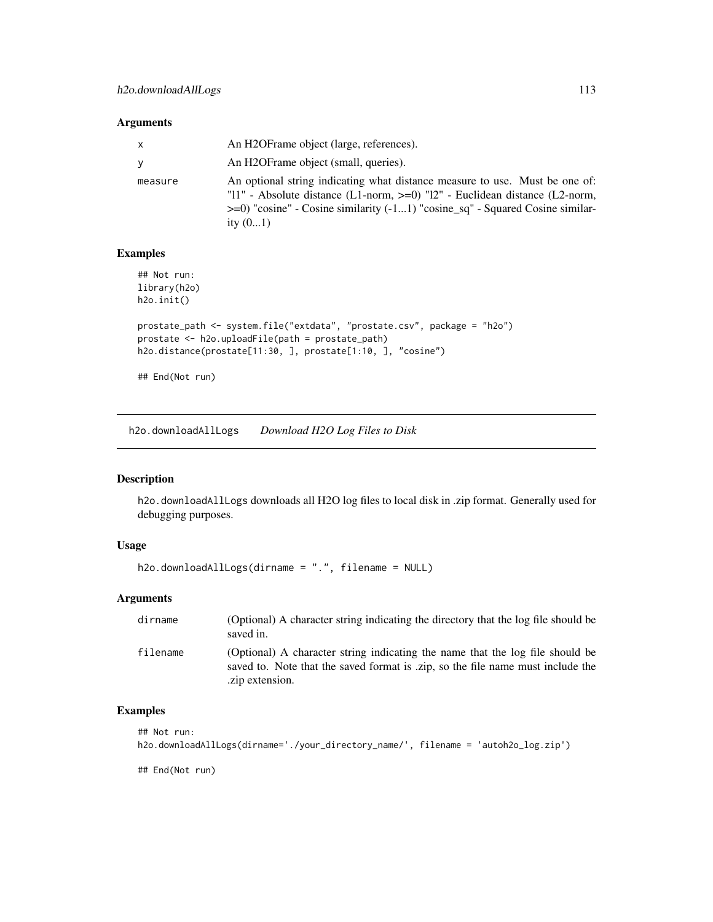### Arguments

| | |
|---|---|
| x | An H2OFrame object (large, references). |
| y | An H2OFrame object (small, queries). |
| measure | An optional string indicating what distance measure to use. Must be one of: "l1" - Absolute distance (L1-norm, >=0) "l2" - Euclidean distance (L2-norm, >=0) "cosine" - Cosine similarity (-1...1) "cosine_sq" - Squared Cosine similarity (0...1) |

### Examples

```
## Not run:
library(h2o)
h2o.init()

prostate_path <- system.file("extdata", "prostate.csv", package = "h2o")
prostate <- h2o.uploadFile(path = prostate_path)
h2o.distance(prostate[11:30, ], prostate[1:10, ], "cosine")

## End(Not run)
```

---

## h2o.downloadAllLogs    *Download H2O Log Files to Disk*

---

### Description

h2o.downloadAllLogs downloads all H2O log files to local disk in .zip format. Generally used for debugging purposes.

### Usage

```
h2o.downloadAllLogs(dirname = ".", filename = NULL)
```

### Arguments

| | |
|---|---|
| dirname | (Optional) A character string indicating the directory that the log file should be saved in. |
| filename | (Optional) A character string indicating the name that the log file should be saved to. Note that the saved format is .zip, so the file name must include the .zip extension. |

### Examples

```
## Not run:
h2o.downloadAllLogs(dirname='./your_directory_name/', filename = 'autoh2o_log.zip')

## End(Not run)
```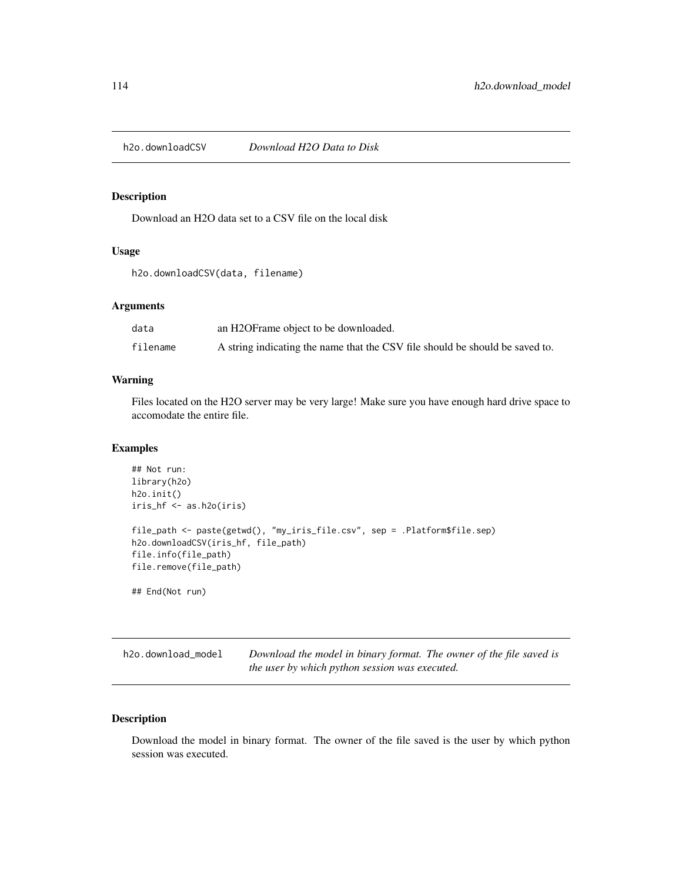## h2o.downloadCSV *Download H2O Data to Disk*

### Description

Download an H2O data set to a CSV file on the local disk

### Usage

```
h2o.downloadCSV(data, filename)
```

### Arguments

| | |
|---|---|
| data | an H2OFrame object to be downloaded. |
| filename | A string indicating the name that the CSV file should be should be saved to. |

### Warning

Files located on the H2O server may be very large! Make sure you have enough hard drive space to accomodate the entire file.

### Examples

```
## Not run:
library(h2o)
h2o.init()
iris_hf <- as.h2o(iris)

file_path <- paste(getwd(), "my_iris_file.csv", sep = .Platform$file.sep)
h2o.downloadCSV(iris_hf, file_path)
file.info(file_path)
file.remove(file_path)

## End(Not run)
```

## h2o.download_model *Download the model in binary format. The owner of the file saved is the user by which python session was executed.*

### Description

Download the model in binary format. The owner of the file saved is the user by which python session was executed.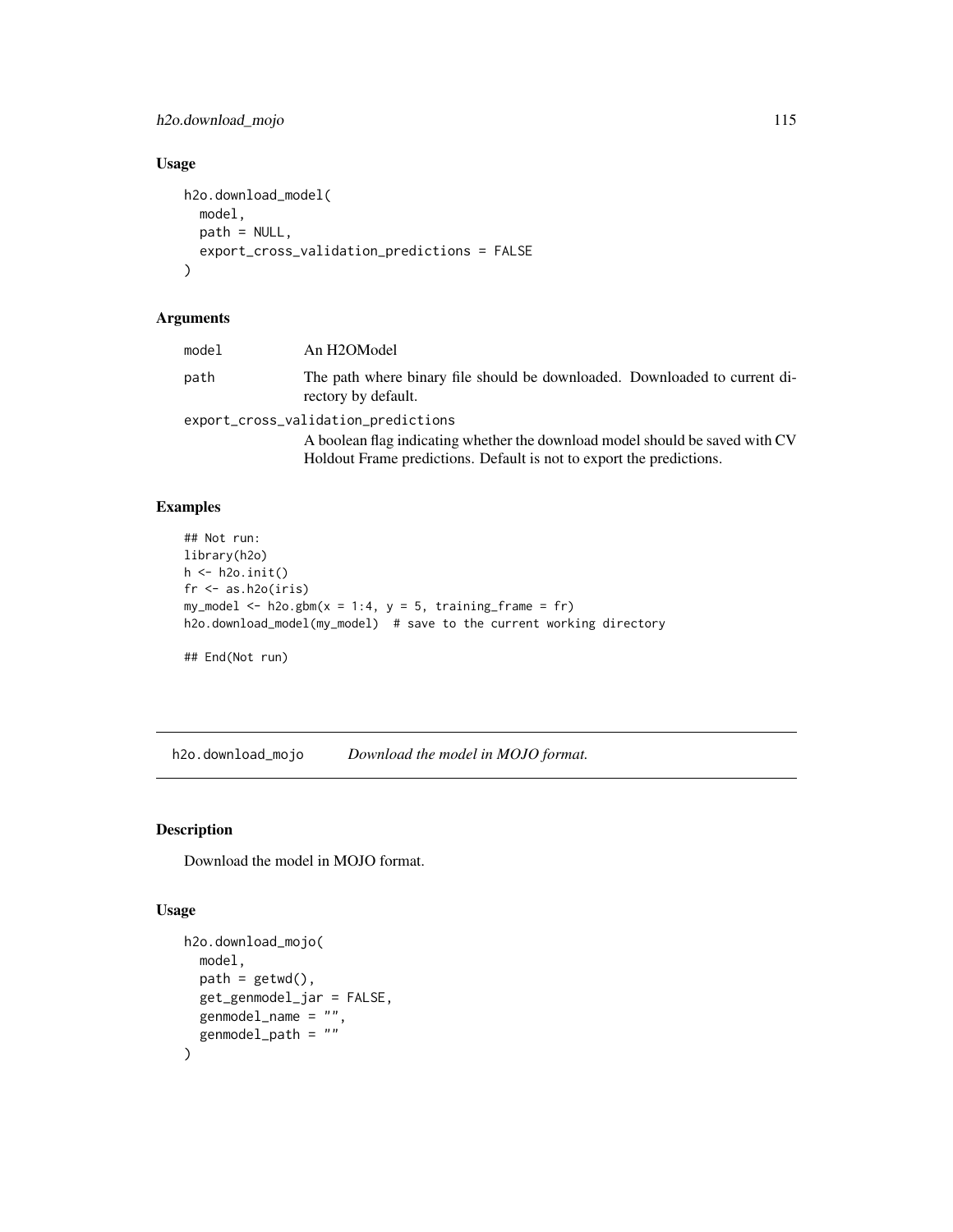## Usage

```
h2o.download_model(
  model,
  path = NULL,
  export_cross_validation_predictions = FALSE
)
```

## Arguments

| | |
|---|---|
| model | An H2OModel |
| path | The path where binary file should be downloaded. Downloaded to current directory by default. |
| export_cross_validation_predictions | A boolean flag indicating whether the download model should be saved with CV Holdout Frame predictions. Default is not to export the predictions. |

## Examples

```
## Not run:
library(h2o)
h <- h2o.init()
fr <- as.h2o(iris)
my_model <- h2o.gbm(x = 1:4, y = 5, training_frame = fr)
h2o.download_model(my_model)  # save to the current working directory

## End(Not run)
```

---

# h2o.download_mojo — *Download the model in MOJO format.*

## Description

Download the model in MOJO format.

## Usage

```
h2o.download_mojo(
  model,
  path = getwd(),
  get_genmodel_jar = FALSE,
  genmodel_name = "",
  genmodel_path = ""
)
```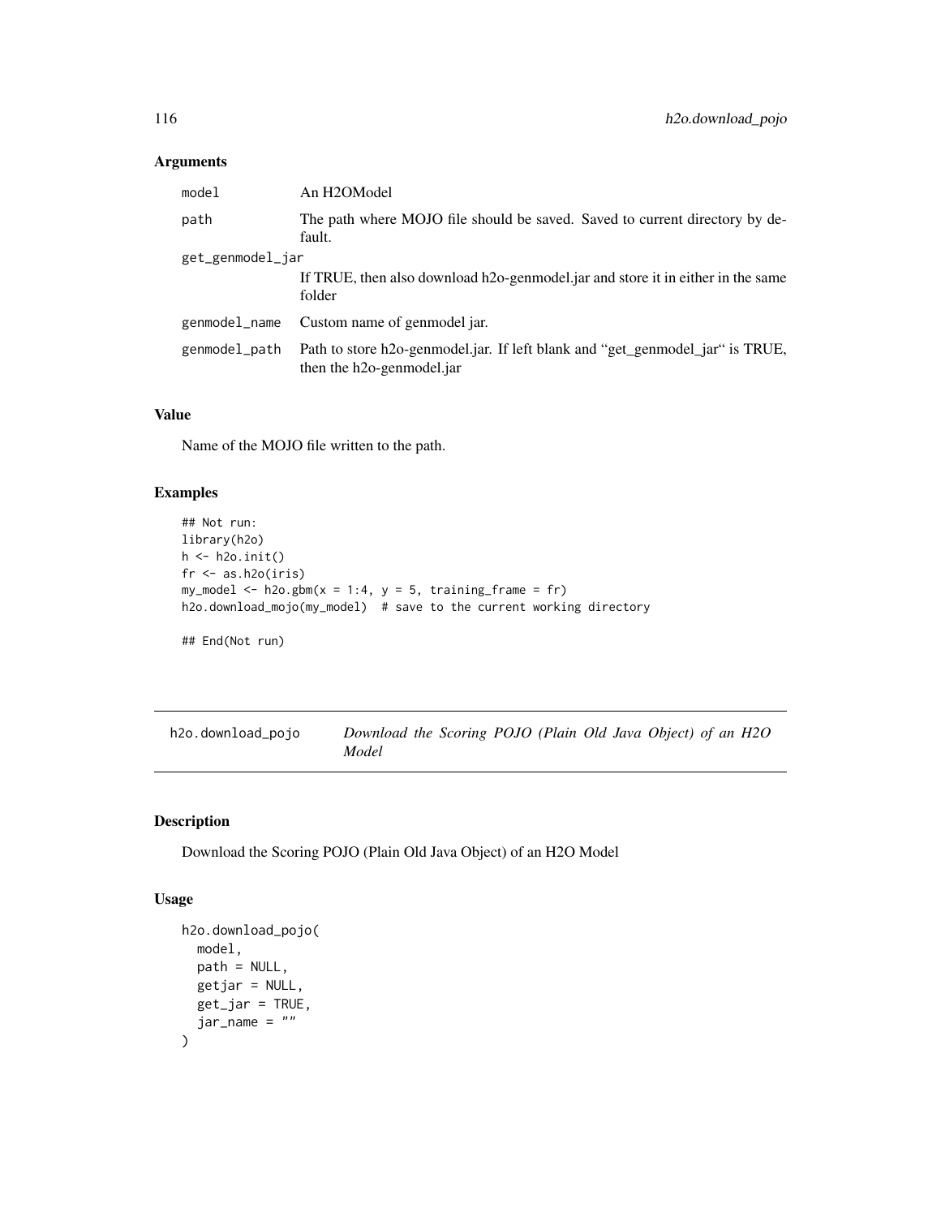### Arguments

| | |
|---|---|
| `model` | An H2OModel |
| `path` | The path where MOJO file should be saved. Saved to current directory by default. |
| `get_genmodel_jar` | If TRUE, then also download h2o-genmodel.jar and store it in either in the same folder |
| `genmodel_name` | Custom name of genmodel jar. |
| `genmodel_path` | Path to store h2o-genmodel.jar. If left blank and "get_genmodel_jar" is TRUE, then the h2o-genmodel.jar |

### Value

Name of the MOJO file written to the path.

### Examples

```
## Not run:
library(h2o)
h <- h2o.init()
fr <- as.h2o(iris)
my_model <- h2o.gbm(x = 1:4, y = 5, training_frame = fr)
h2o.download_mojo(my_model)  # save to the current working directory

## End(Not run)
```

---

## h2o.download_pojo — *Download the Scoring POJO (Plain Old Java Object) of an H2O Model*

### Description

Download the Scoring POJO (Plain Old Java Object) of an H2O Model

### Usage

```
h2o.download_pojo(
  model,
  path = NULL,
  getjar = NULL,
  get_jar = TRUE,
  jar_name = ""
)
```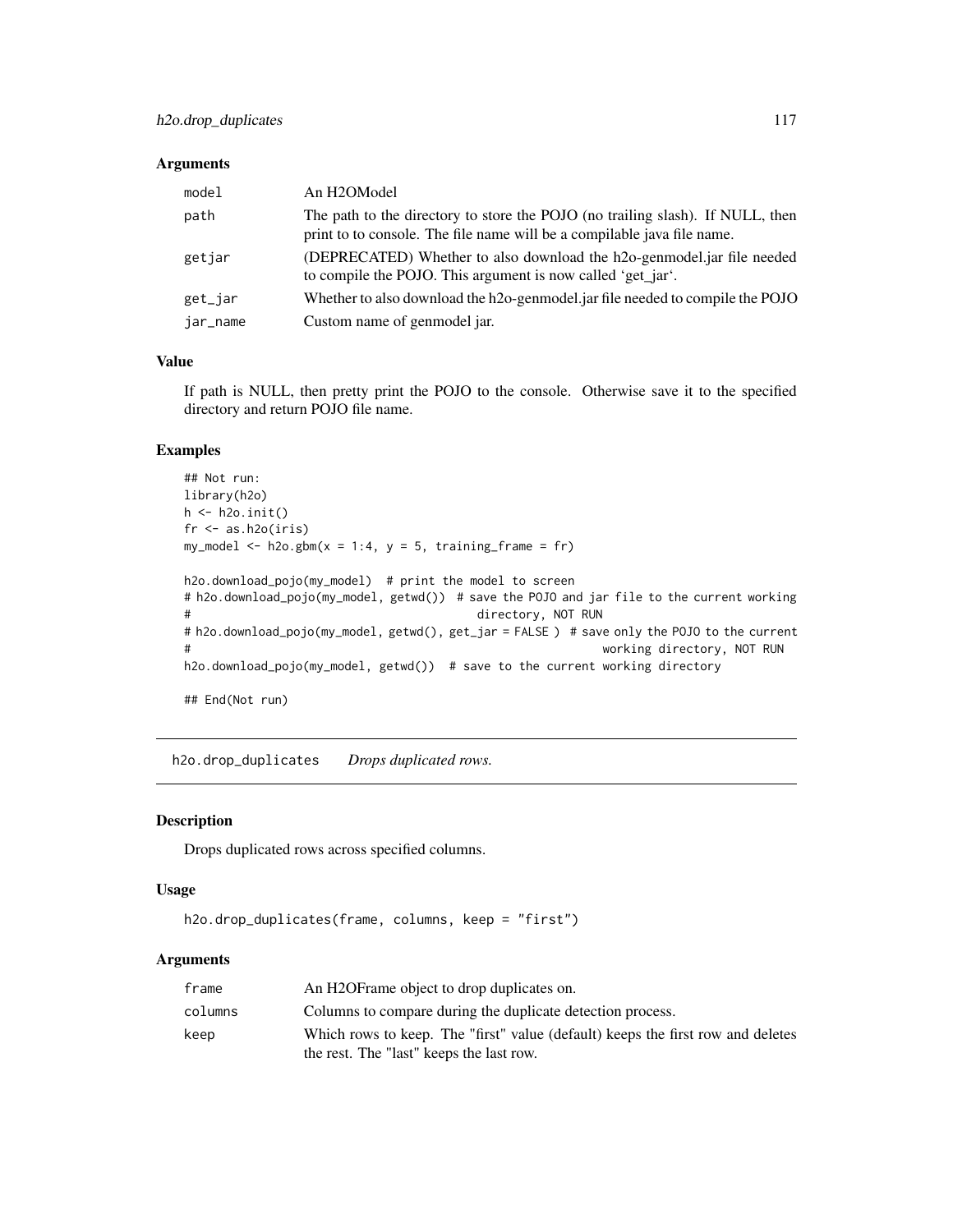### Arguments

| | |
|---|---|
| model | An H2OModel |
| path | The path to the directory to store the POJO (no trailing slash). If NULL, then print to to console. The file name will be a compilable java file name. |
| getjar | (DEPRECATED) Whether to also download the h2o-genmodel.jar file needed to compile the POJO. This argument is now called 'get_jar'. |
| get_jar | Whether to also download the h2o-genmodel.jar file needed to compile the POJO |
| jar_name | Custom name of genmodel jar. |

### Value

If path is NULL, then pretty print the POJO to the console. Otherwise save it to the specified directory and return POJO file name.

### Examples

```
## Not run:
library(h2o)
h <- h2o.init()
fr <- as.h2o(iris)
my_model <- h2o.gbm(x = 1:4, y = 5, training_frame = fr)

h2o.download_pojo(my_model)  # print the model to screen
# h2o.download_pojo(my_model, getwd())  # save the POJO and jar file to the current working
#                                         directory, NOT RUN
# h2o.download_pojo(my_model, getwd(), get_jar = FALSE )  # save only the POJO to the current
#                                                           working directory, NOT RUN
h2o.download_pojo(my_model, getwd())  # save to the current working directory

## End(Not run)
```

---

## h2o.drop_duplicates *Drops duplicated rows.*

---

### Description

Drops duplicated rows across specified columns.

### Usage

```
h2o.drop_duplicates(frame, columns, keep = "first")
```

### Arguments

| | |
|---|---|
| frame | An H2OFrame object to drop duplicates on. |
| columns | Columns to compare during the duplicate detection process. |
| keep | Which rows to keep. The "first" value (default) keeps the first row and deletes the rest. The "last" keeps the last row. |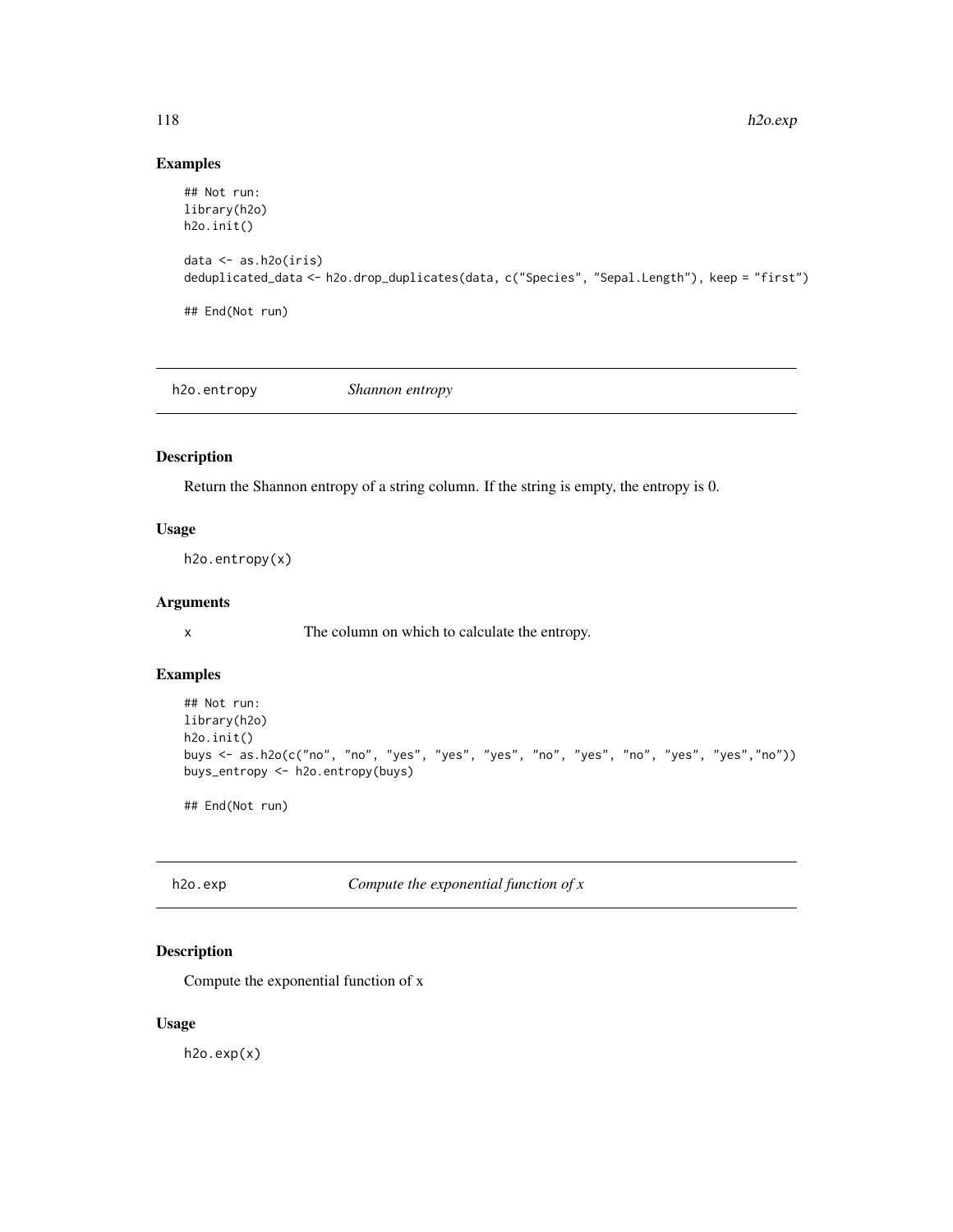## Examples

```
## Not run:
library(h2o)
h2o.init()

data <- as.h2o(iris)
deduplicated_data <- h2o.drop_duplicates(data, c("Species", "Sepal.Length"), keep = "first")

## End(Not run)
```

---

## h2o.entropy — *Shannon entropy*

### Description

Return the Shannon entropy of a string column. If the string is empty, the entropy is 0.

### Usage

```
h2o.entropy(x)
```

### Arguments

| | |
|---|---|
| x | The column on which to calculate the entropy. |

### Examples

```
## Not run:
library(h2o)
h2o.init()
buys <- as.h2o(c("no", "no", "yes", "yes", "yes", "no", "yes", "no", "yes", "yes","no"))
buys_entropy <- h2o.entropy(buys)

## End(Not run)
```

---

## h2o.exp — *Compute the exponential function of x*

### Description

Compute the exponential function of x

### Usage

```
h2o.exp(x)
```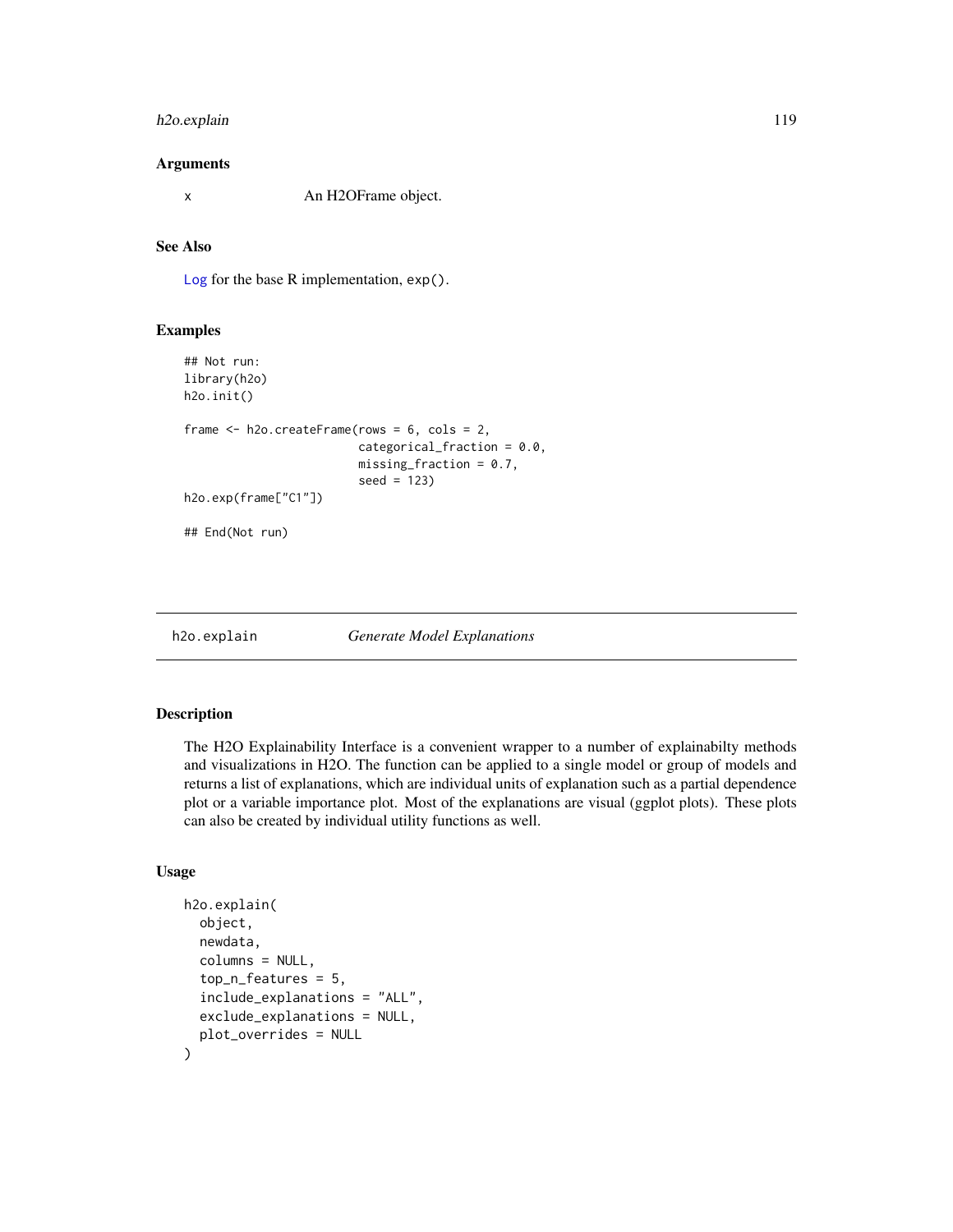### Arguments

x An H2OFrame object.

### See Also

Log for the base R implementation, exp().

### Examples

```
## Not run:
library(h2o)
h2o.init()

frame <- h2o.createFrame(rows = 6, cols = 2,
                         categorical_fraction = 0.0,
                         missing_fraction = 0.7,
                         seed = 123)
h2o.exp(frame["C1"])

## End(Not run)
```

---

## h2o.explain *Generate Model Explanations*

---

### Description

The H2O Explainability Interface is a convenient wrapper to a number of explainabilty methods and visualizations in H2O. The function can be applied to a single model or group of models and returns a list of explanations, which are individual units of explanation such as a partial dependence plot or a variable importance plot. Most of the explanations are visual (ggplot plots). These plots can also be created by individual utility functions as well.

### Usage

```
h2o.explain(
  object,
  newdata,
  columns = NULL,
  top_n_features = 5,
  include_explanations = "ALL",
  exclude_explanations = NULL,
  plot_overrides = NULL
)
```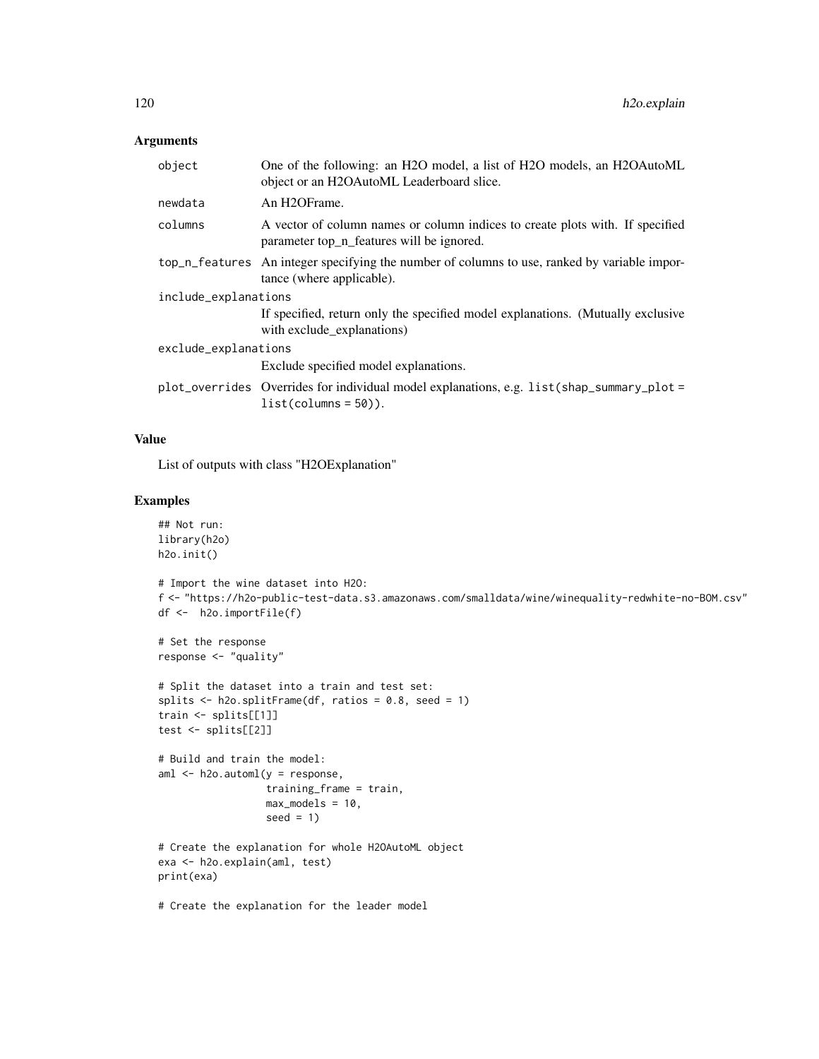## Arguments

| | |
|---|---|
| object | One of the following: an H2O model, a list of H2O models, an H2OAutoML object or an H2OAutoML Leaderboard slice. |
| newdata | An H2OFrame. |
| columns | A vector of column names or column indices to create plots with. If specified parameter top_n_features will be ignored. |
| top_n_features | An integer specifying the number of columns to use, ranked by variable importance (where applicable). |
| include_explanations | If specified, return only the specified model explanations. (Mutually exclusive with exclude_explanations) |
| exclude_explanations | Exclude specified model explanations. |
| plot_overrides | Overrides for individual model explanations, e.g. `list(shap_summary_plot = list(columns = 50))`. |

## Value

List of outputs with class "H2OExplanation"

## Examples

```
## Not run:
library(h2o)
h2o.init()

# Import the wine dataset into H2O:
f <- "https://h2o-public-test-data.s3.amazonaws.com/smalldata/wine/winequality-redwhite-no-BOM.csv"
df <-  h2o.importFile(f)

# Set the response
response <- "quality"

# Split the dataset into a train and test set:
splits <- h2o.splitFrame(df, ratios = 0.8, seed = 1)
train <- splits[[1]]
test <- splits[[2]]

# Build and train the model:
aml <- h2o.automl(y = response,
                  training_frame = train,
                  max_models = 10,
                  seed = 1)

# Create the explanation for whole H2OAutoML object
exa <- h2o.explain(aml, test)
print(exa)

# Create the explanation for the leader model
```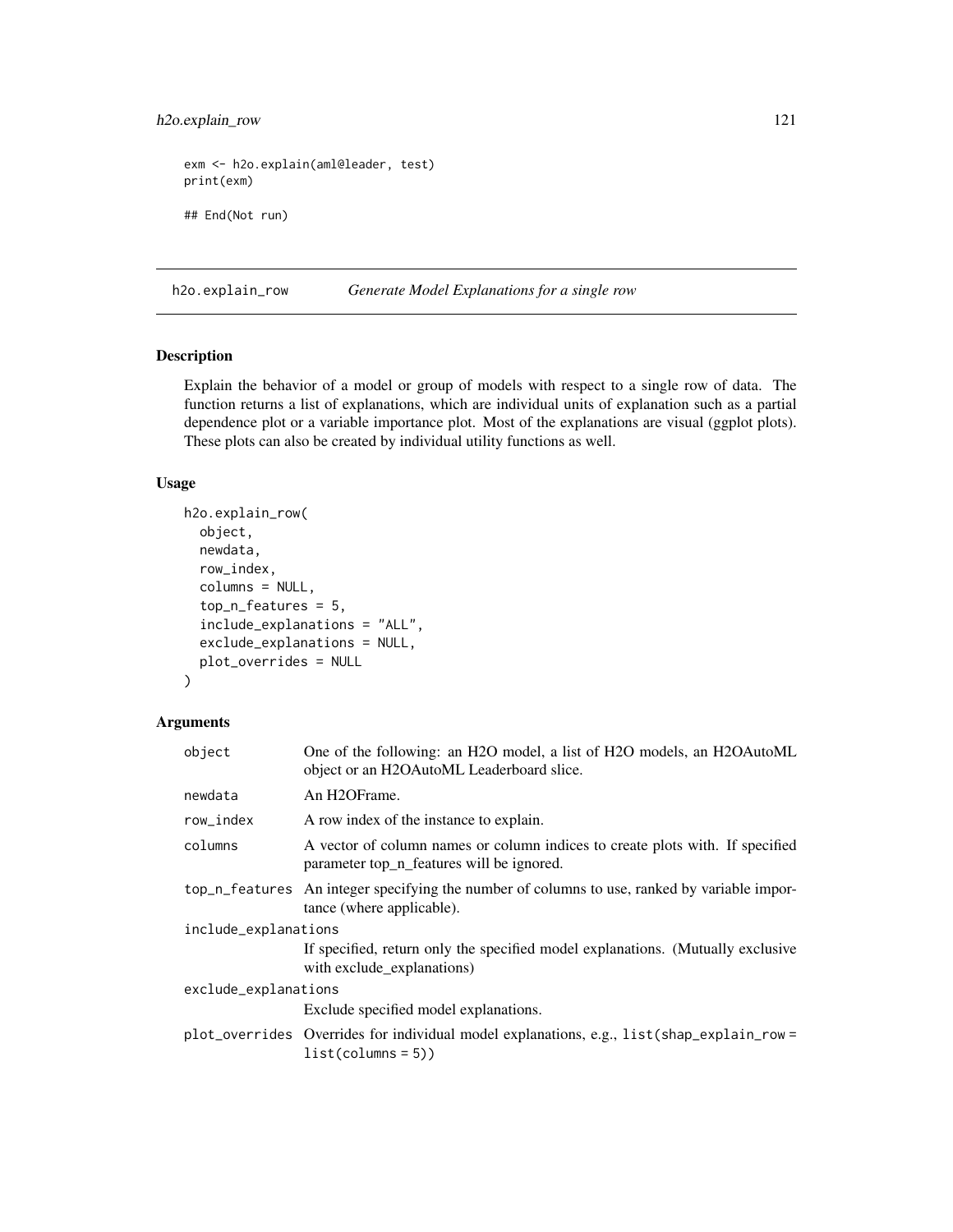```
exm <- h2o.explain(aml@leader, test)
print(exm)

## End(Not run)
```

## h2o.explain_row — *Generate Model Explanations for a single row*

### Description

Explain the behavior of a model or group of models with respect to a single row of data. The function returns a list of explanations, which are individual units of explanation such as a partial dependence plot or a variable importance plot. Most of the explanations are visual (ggplot plots). These plots can also be created by individual utility functions as well.

### Usage

```
h2o.explain_row(
  object,
  newdata,
  row_index,
  columns = NULL,
  top_n_features = 5,
  include_explanations = "ALL",
  exclude_explanations = NULL,
  plot_overrides = NULL
)
```

### Arguments

| | |
|---|---|
| object | One of the following: an H2O model, a list of H2O models, an H2OAutoML object or an H2OAutoML Leaderboard slice. |
| newdata | An H2OFrame. |
| row_index | A row index of the instance to explain. |
| columns | A vector of column names or column indices to create plots with. If specified parameter top_n_features will be ignored. |
| top_n_features | An integer specifying the number of columns to use, ranked by variable importance (where applicable). |
| include_explanations | If specified, return only the specified model explanations. (Mutually exclusive with exclude_explanations) |
| exclude_explanations | Exclude specified model explanations. |
| plot_overrides | Overrides for individual model explanations, e.g., `list(shap_explain_row = list(columns = 5))` |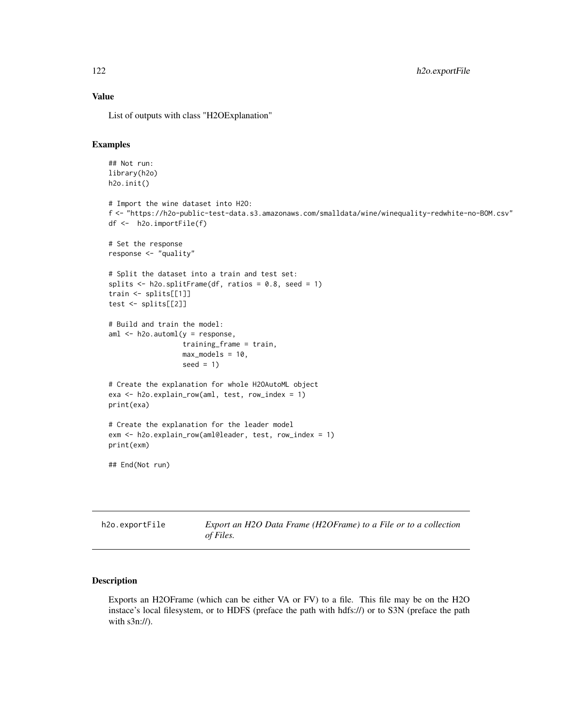### Value

List of outputs with class "H2OExplanation"

### Examples

```
## Not run:
library(h2o)
h2o.init()

# Import the wine dataset into H2O:
f <- "https://h2o-public-test-data.s3.amazonaws.com/smalldata/wine/winequality-redwhite-no-BOM.csv"
df <-  h2o.importFile(f)

# Set the response
response <- "quality"

# Split the dataset into a train and test set:
splits <- h2o.splitFrame(df, ratios = 0.8, seed = 1)
train <- splits[[1]]
test <- splits[[2]]

# Build and train the model:
aml <- h2o.automl(y = response,
                  training_frame = train,
                  max_models = 10,
                  seed = 1)

# Create the explanation for whole H2OAutoML object
exa <- h2o.explain_row(aml, test, row_index = 1)
print(exa)

# Create the explanation for the leader model
exm <- h2o.explain_row(aml@leader, test, row_index = 1)
print(exm)

## End(Not run)
```

---

## h2o.exportFile — *Export an H2O Data Frame (H2OFrame) to a File or to a collection of Files.*

---

### Description

Exports an H2OFrame (which can be either VA or FV) to a file. This file may be on the H2O instace's local filesystem, or to HDFS (preface the path with hdfs://) or to S3N (preface the path with s3n://).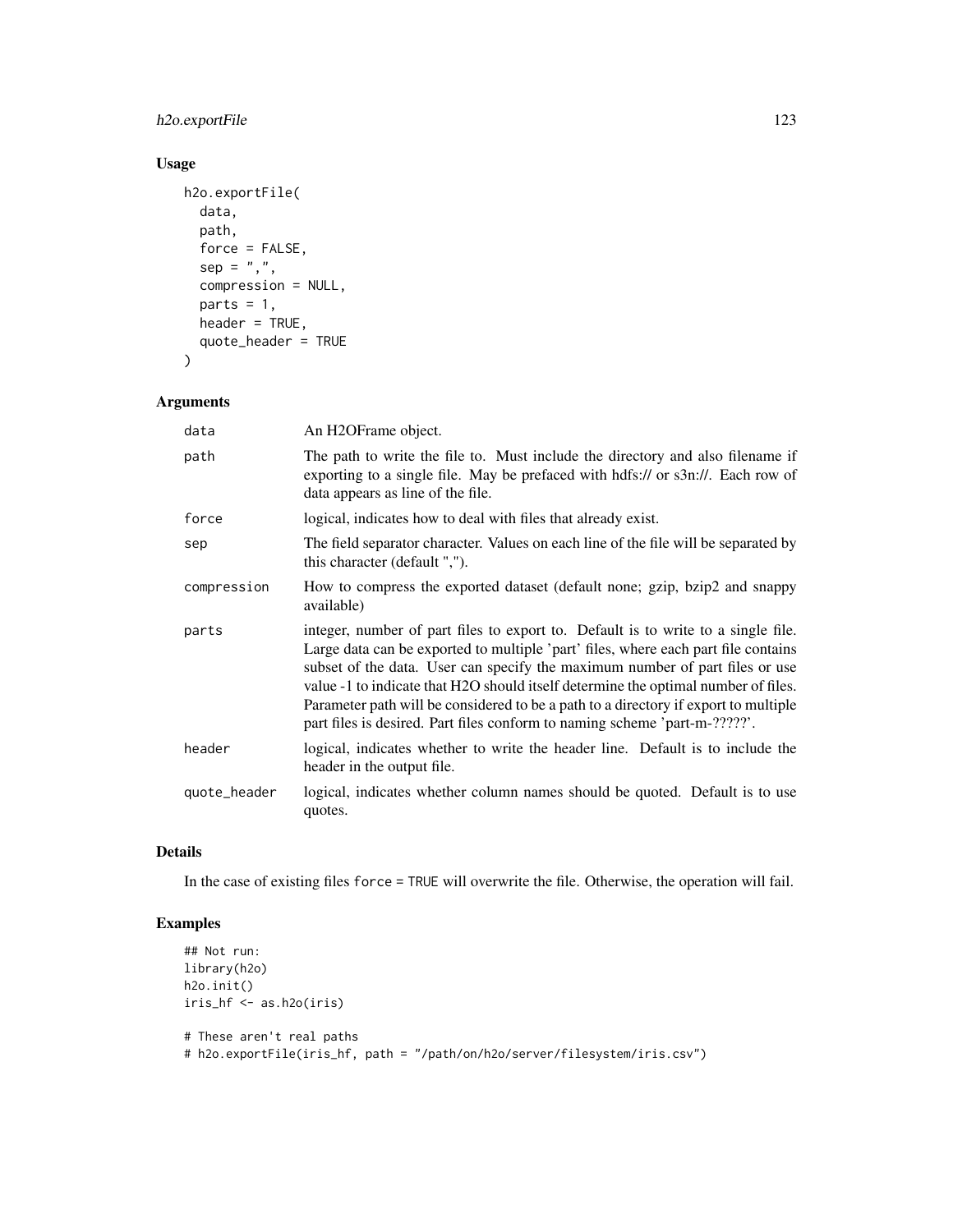## Usage

```
h2o.exportFile(
  data,
  path,
  force = FALSE,
  sep = ",",
  compression = NULL,
  parts = 1,
  header = TRUE,
  quote_header = TRUE
)
```

## Arguments

| | |
|---|---|
| data | An H2OFrame object. |
| path | The path to write the file to. Must include the directory and also filename if exporting to a single file. May be prefaced with hdfs:// or s3n://. Each row of data appears as line of the file. |
| force | logical, indicates how to deal with files that already exist. |
| sep | The field separator character. Values on each line of the file will be separated by this character (default ","). |
| compression | How to compress the exported dataset (default none; gzip, bzip2 and snappy available) |
| parts | integer, number of part files to export to. Default is to write to a single file. Large data can be exported to multiple 'part' files, where each part file contains subset of the data. User can specify the maximum number of part files or use value -1 to indicate that H2O should itself determine the optimal number of files. Parameter path will be considered to be a path to a directory if export to multiple part files is desired. Part files conform to naming scheme 'part-m-?????'. |
| header | logical, indicates whether to write the header line. Default is to include the header in the output file. |
| quote_header | logical, indicates whether column names should be quoted. Default is to use quotes. |

## Details

In the case of existing files `force = TRUE` will overwrite the file. Otherwise, the operation will fail.

## Examples

```
## Not run:
library(h2o)
h2o.init()
iris_hf <- as.h2o(iris)

# These aren't real paths
# h2o.exportFile(iris_hf, path = "/path/on/h2o/server/filesystem/iris.csv")
```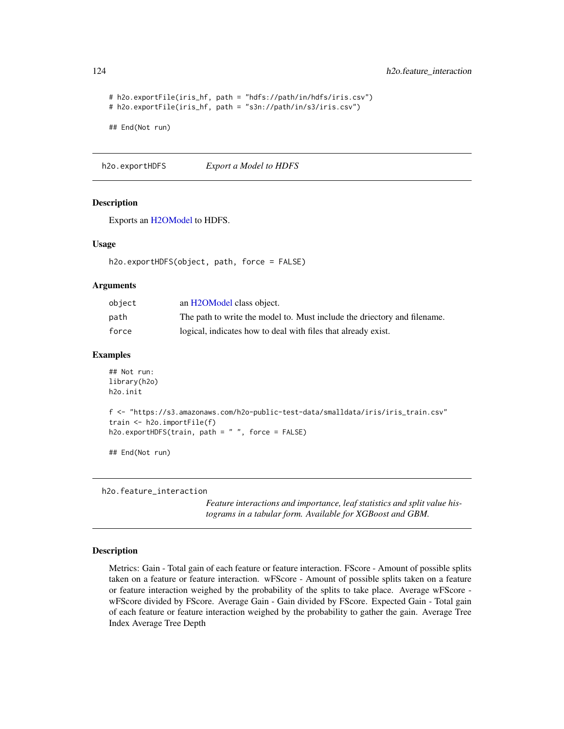```
# h2o.exportFile(iris_hf, path = "hdfs://path/in/hdfs/iris.csv")
# h2o.exportFile(iris_hf, path = "s3n://path/in/s3/iris.csv")

## End(Not run)
```

## h2o.exportHDFS — *Export a Model to HDFS*

### Description

Exports an H2OModel to HDFS.

### Usage

```
h2o.exportHDFS(object, path, force = FALSE)
```

### Arguments

| | |
|---|---|
| object | an H2OModel class object. |
| path | The path to write the model to. Must include the driectory and filename. |
| force | logical, indicates how to deal with files that already exist. |

### Examples

```
## Not run:
library(h2o)
h2o.init

f <- "https://s3.amazonaws.com/h2o-public-test-data/smalldata/iris/iris_train.csv"
train <- h2o.importFile(f)
h2o.exportHDFS(train, path = " ", force = FALSE)

## End(Not run)
```

## h2o.feature_interaction — *Feature interactions and importance, leaf statistics and split value histograms in a tabular form. Available for XGBoost and GBM.*

### Description

Metrics: Gain - Total gain of each feature or feature interaction. FScore - Amount of possible splits taken on a feature or feature interaction. wFScore - Amount of possible splits taken on a feature or feature interaction weighed by the probability of the splits to take place. Average wFScore - wFScore divided by FScore. Average Gain - Gain divided by FScore. Expected Gain - Total gain of each feature or feature interaction weighed by the probability to gather the gain. Average Tree Index Average Tree Depth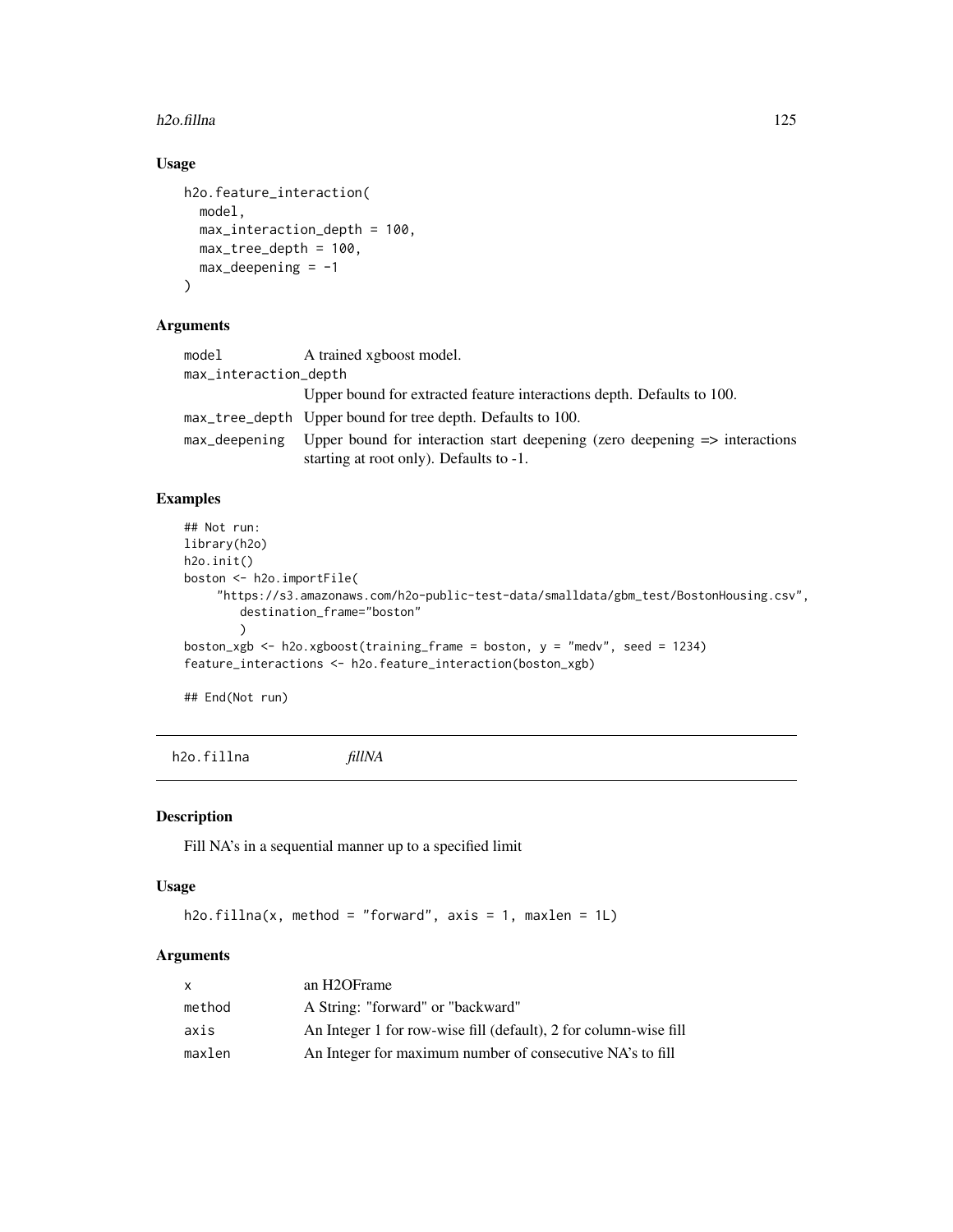## Usage

```
h2o.feature_interaction(
  model,
  max_interaction_depth = 100,
  max_tree_depth = 100,
  max_deepening = -1
)
```

## Arguments

| | |
|---|---|
| model | A trained xgboost model. |
| max_interaction_depth | Upper bound for extracted feature interactions depth. Defaults to 100. |
| max_tree_depth | Upper bound for tree depth. Defaults to 100. |
| max_deepening | Upper bound for interaction start deepening (zero deepening => interactions starting at root only). Defaults to -1. |

## Examples

```
## Not run:
library(h2o)
h2o.init()
boston <- h2o.importFile(
     "https://s3.amazonaws.com/h2o-public-test-data/smalldata/gbm_test/BostonHousing.csv",
        destination_frame="boston"
        )
boston_xgb <- h2o.xgboost(training_frame = boston, y = "medv", seed = 1234)
feature_interactions <- h2o.feature_interaction(boston_xgb)

## End(Not run)
```

---

# h2o.fillna *fillNA*

## Description

Fill NA's in a sequential manner up to a specified limit

## Usage

```
h2o.fillna(x, method = "forward", axis = 1, maxlen = 1L)
```

## Arguments

| | |
|---|---|
| x | an H2OFrame |
| method | A String: "forward" or "backward" |
| axis | An Integer 1 for row-wise fill (default), 2 for column-wise fill |
| maxlen | An Integer for maximum number of consecutive NA's to fill |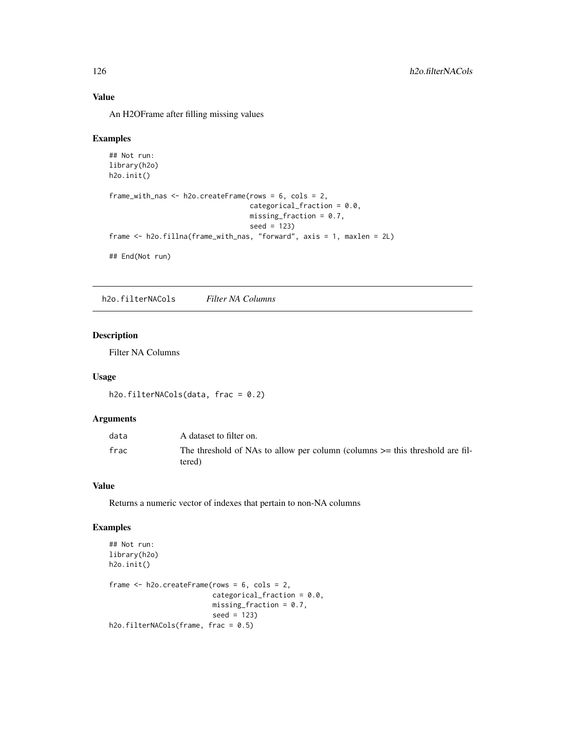### Value

An H2OFrame after filling missing values

### Examples

```
## Not run:
library(h2o)
h2o.init()

frame_with_nas <- h2o.createFrame(rows = 6, cols = 2,
                                  categorical_fraction = 0.0,
                                  missing_fraction = 0.7,
                                  seed = 123)
frame <- h2o.fillna(frame_with_nas, "forward", axis = 1, maxlen = 2L)

## End(Not run)
```

---

## h2o.filterNACols    *Filter NA Columns*

### Description

Filter NA Columns

### Usage

```
h2o.filterNACols(data, frac = 0.2)
```

### Arguments

| | |
|---|---|
| data | A dataset to filter on. |
| frac | The threshold of NAs to allow per column (columns >= this threshold are filtered) |

### Value

Returns a numeric vector of indexes that pertain to non-NA columns

### Examples

```
## Not run:
library(h2o)
h2o.init()

frame <- h2o.createFrame(rows = 6, cols = 2,
                         categorical_fraction = 0.0,
                         missing_fraction = 0.7,
                         seed = 123)
h2o.filterNACols(frame, frac = 0.5)
```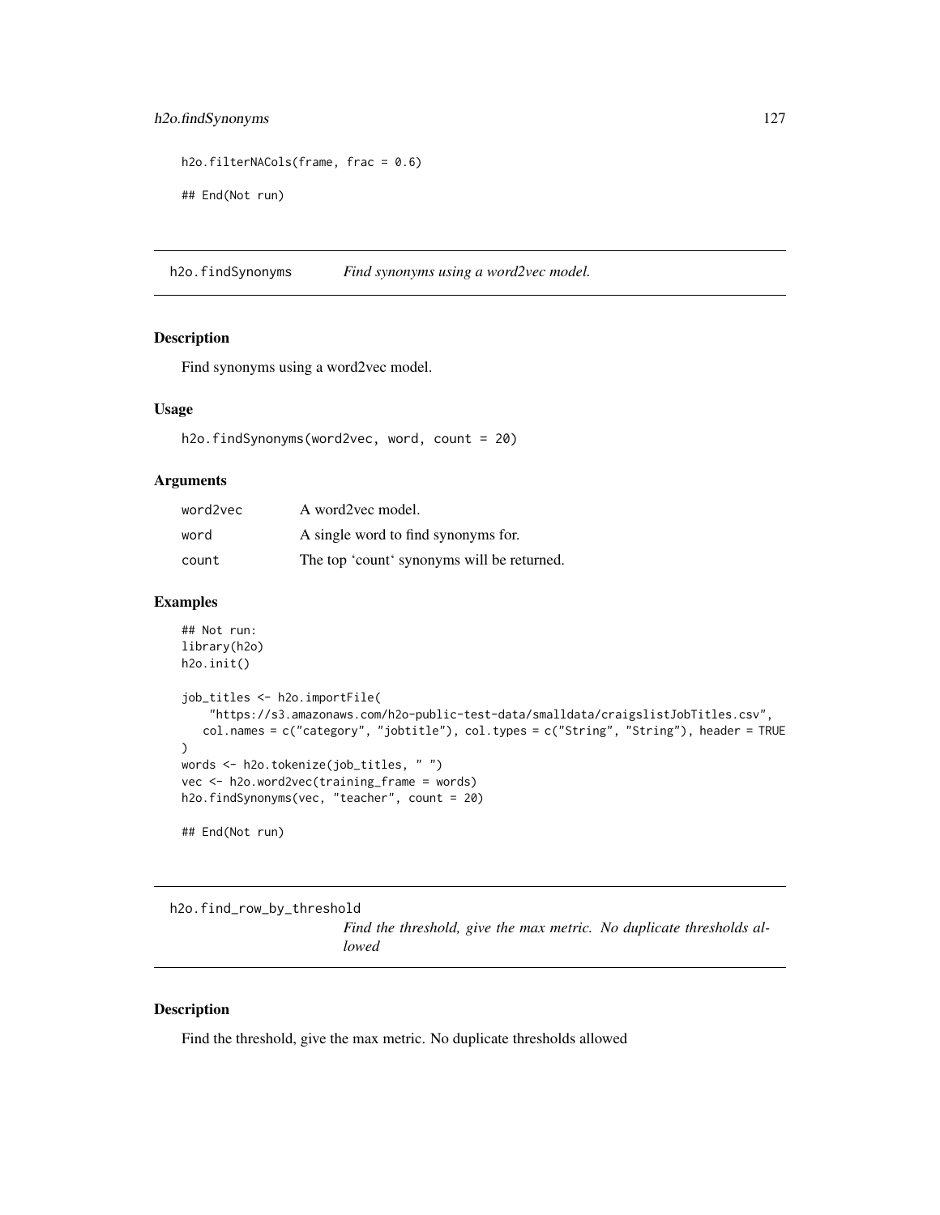```
h2o.filterNACols(frame, frac = 0.6)

## End(Not run)
```

## h2o.findSynonyms *Find synonyms using a word2vec model.*

### Description

Find synonyms using a word2vec model.

### Usage

```
h2o.findSynonyms(word2vec, word, count = 20)
```

### Arguments

| | |
|---|---|
| word2vec | A word2vec model. |
| word | A single word to find synonyms for. |
| count | The top 'count' synonyms will be returned. |

### Examples

```
## Not run:
library(h2o)
h2o.init()

job_titles <- h2o.importFile(
    "https://s3.amazonaws.com/h2o-public-test-data/smalldata/craigslistJobTitles.csv",
   col.names = c("category", "jobtitle"), col.types = c("String", "String"), header = TRUE
)
words <- h2o.tokenize(job_titles, " ")
vec <- h2o.word2vec(training_frame = words)
h2o.findSynonyms(vec, "teacher", count = 20)

## End(Not run)
```

## h2o.find_row_by_threshold *Find the threshold, give the max metric. No duplicate thresholds allowed*

### Description

Find the threshold, give the max metric. No duplicate thresholds allowed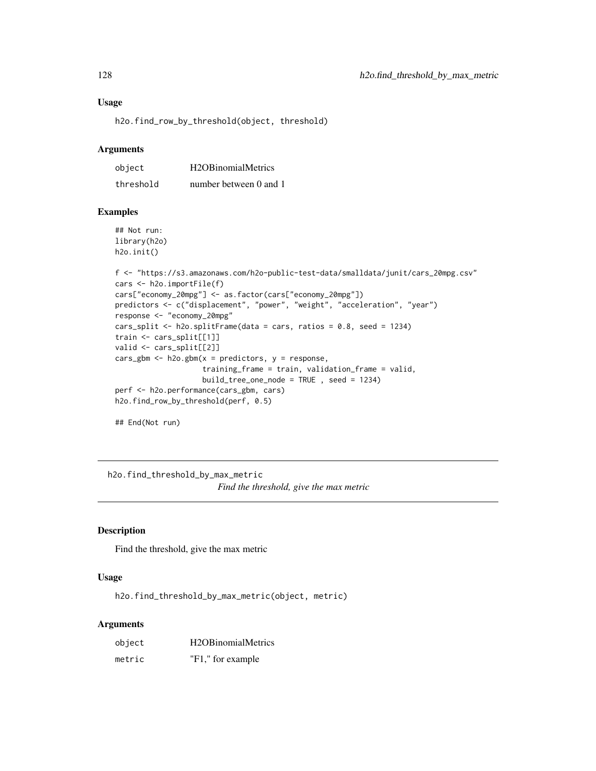### Usage

```
h2o.find_row_by_threshold(object, threshold)
```

### Arguments

| | |
|---|---|
| object | H2OBinomialMetrics |
| threshold | number between 0 and 1 |

### Examples

```
## Not run:
library(h2o)
h2o.init()

f <- "https://s3.amazonaws.com/h2o-public-test-data/smalldata/junit/cars_20mpg.csv"
cars <- h2o.importFile(f)
cars["economy_20mpg"] <- as.factor(cars["economy_20mpg"])
predictors <- c("displacement", "power", "weight", "acceleration", "year")
response <- "economy_20mpg"
cars_split <- h2o.splitFrame(data = cars, ratios = 0.8, seed = 1234)
train <- cars_split[[1]]
valid <- cars_split[[2]]
cars_gbm <- h2o.gbm(x = predictors, y = response,
                    training_frame = train, validation_frame = valid,
                    build_tree_one_node = TRUE , seed = 1234)
perf <- h2o.performance(cars_gbm, cars)
h2o.find_row_by_threshold(perf, 0.5)

## End(Not run)
```

---

## h2o.find_threshold_by_max_metric

*Find the threshold, give the max metric*

---

### Description

Find the threshold, give the max metric

### Usage

```
h2o.find_threshold_by_max_metric(object, metric)
```

### Arguments

| | |
|---|---|
| object | H2OBinomialMetrics |
| metric | "F1," for example |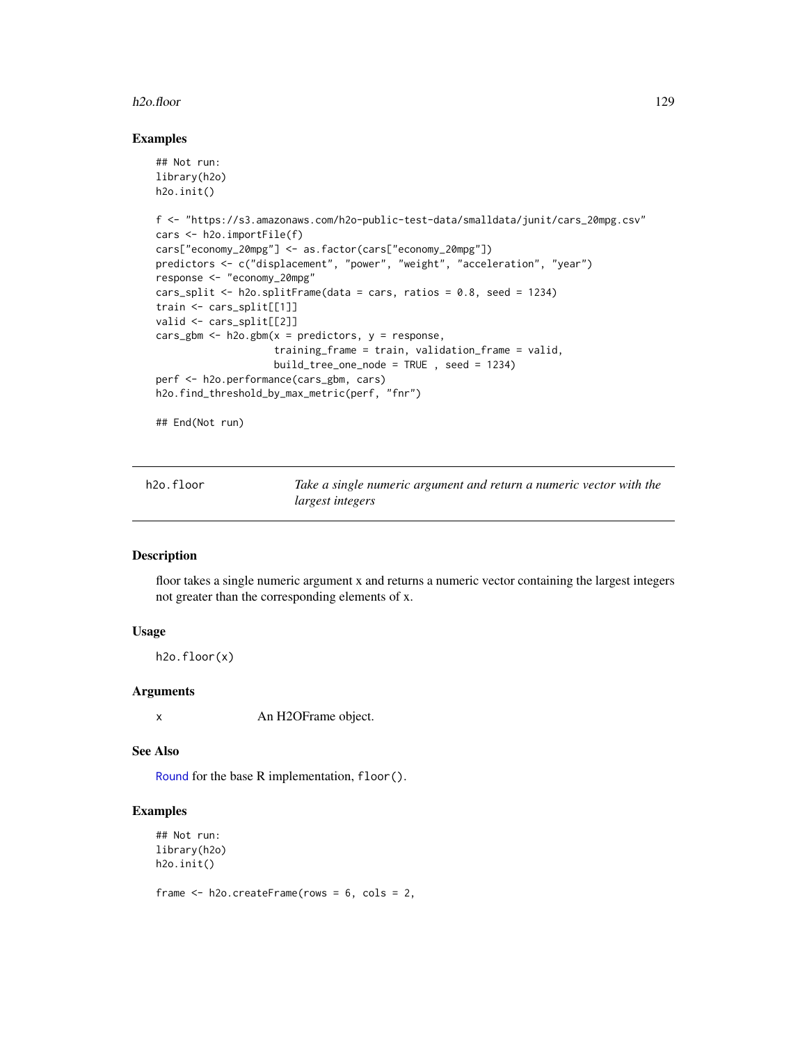## Examples

```
## Not run:
library(h2o)
h2o.init()

f <- "https://s3.amazonaws.com/h2o-public-test-data/smalldata/junit/cars_20mpg.csv"
cars <- h2o.importFile(f)
cars["economy_20mpg"] <- as.factor(cars["economy_20mpg"])
predictors <- c("displacement", "power", "weight", "acceleration", "year")
response <- "economy_20mpg"
cars_split <- h2o.splitFrame(data = cars, ratios = 0.8, seed = 1234)
train <- cars_split[[1]]
valid <- cars_split[[2]]
cars_gbm <- h2o.gbm(x = predictors, y = response,
                    training_frame = train, validation_frame = valid,
                    build_tree_one_node = TRUE , seed = 1234)
perf <- h2o.performance(cars_gbm, cars)
h2o.find_threshold_by_max_metric(perf, "fnr")

## End(Not run)
```

---

# h2o.floor — *Take a single numeric argument and return a numeric vector with the largest integers*

---

## Description

floor takes a single numeric argument x and returns a numeric vector containing the largest integers not greater than the corresponding elements of x.

## Usage

```
h2o.floor(x)
```

## Arguments

| | |
|---|---|
| x | An H2OFrame object. |

## See Also

Round for the base R implementation, `floor()`.

## Examples

```
## Not run:
library(h2o)
h2o.init()

frame <- h2o.createFrame(rows = 6, cols = 2,
```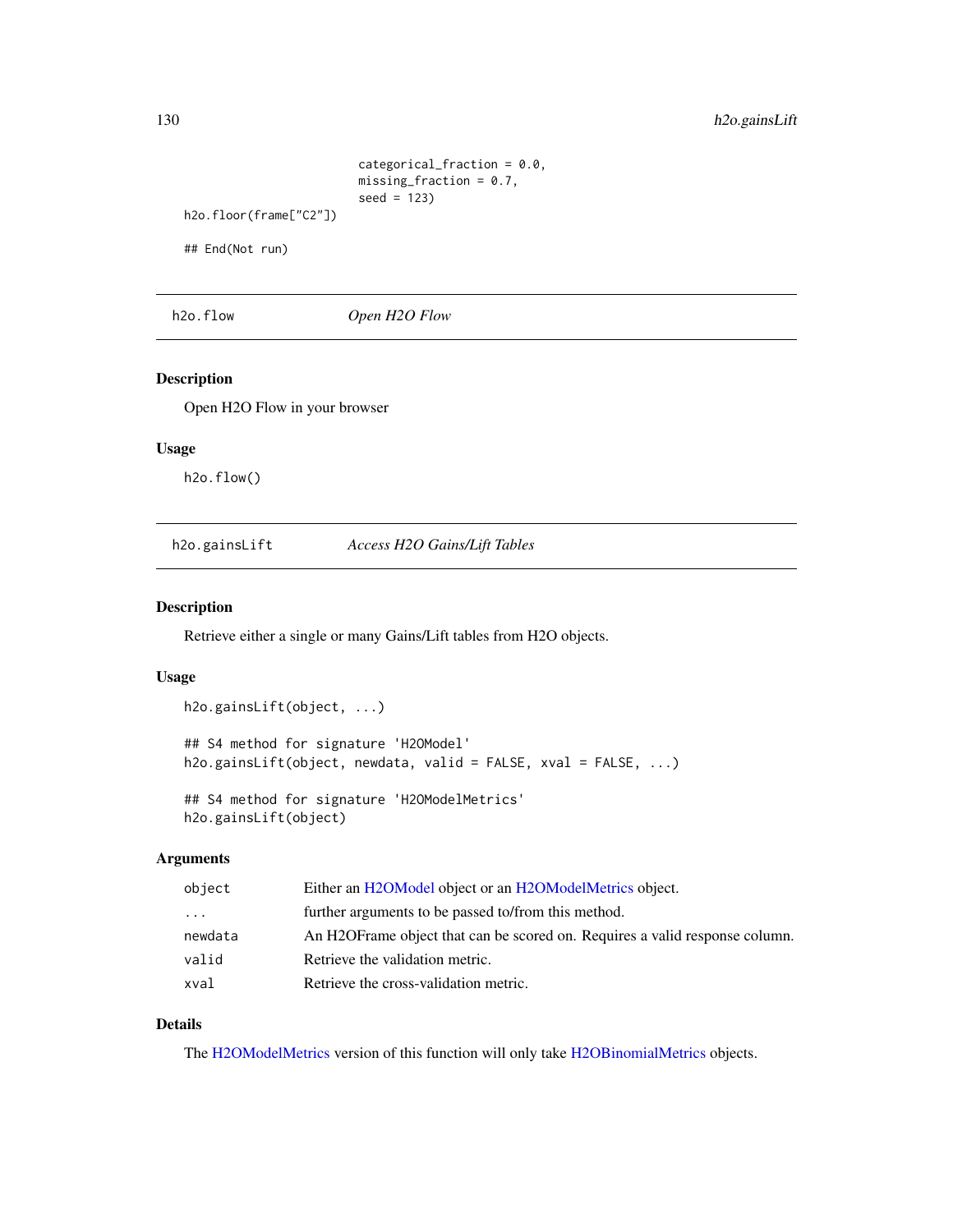```
                          categorical_fraction = 0.0,
                          missing_fraction = 0.7,
                          seed = 123)
h2o.floor(frame["C2"])

## End(Not run)
```

## h2o.flow *Open H2O Flow*

### Description

Open H2O Flow in your browser

### Usage

```
h2o.flow()
```

## h2o.gainsLift *Access H2O Gains/Lift Tables*

### Description

Retrieve either a single or many Gains/Lift tables from H2O objects.

### Usage

```
h2o.gainsLift(object, ...)

## S4 method for signature 'H2OModel'
h2o.gainsLift(object, newdata, valid = FALSE, xval = FALSE, ...)

## S4 method for signature 'H2OModelMetrics'
h2o.gainsLift(object)
```

### Arguments

| | |
|---|---|
| `object` | Either an H2OModel object or an H2OModelMetrics object. |
| `...` | further arguments to be passed to/from this method. |
| `newdata` | An H2OFrame object that can be scored on. Requires a valid response column. |
| `valid` | Retrieve the validation metric. |
| `xval` | Retrieve the cross-validation metric. |

### Details

The H2OModelMetrics version of this function will only take H2OBinomialMetrics objects.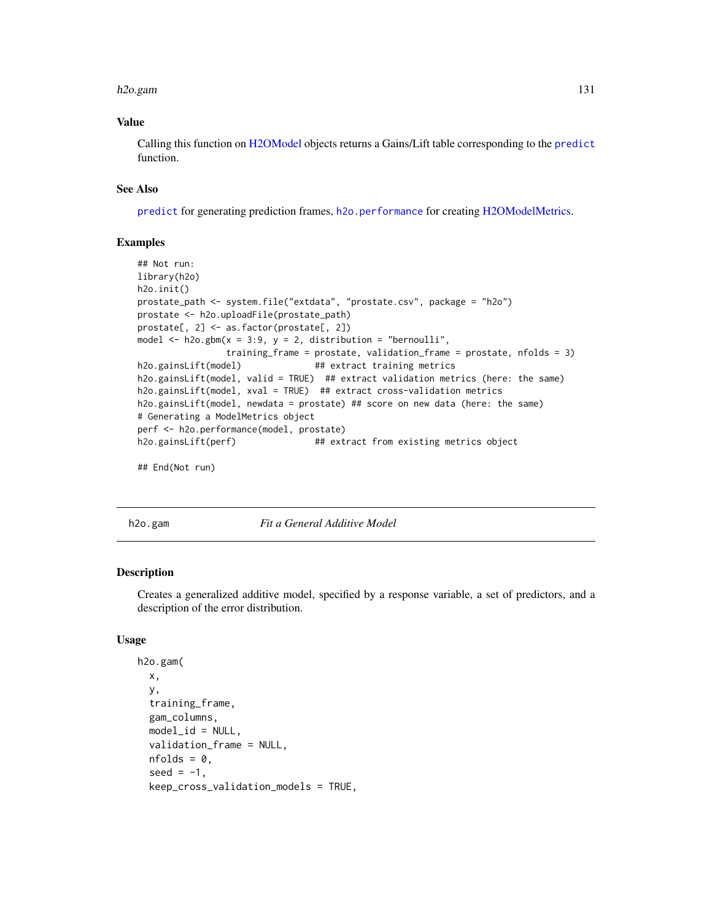### Value

Calling this function on H2OModel objects returns a Gains/Lift table corresponding to the `predict` function.

### See Also

`predict` for generating prediction frames, `h2o.performance` for creating H2OModelMetrics.

### Examples

```
## Not run:
library(h2o)
h2o.init()
prostate_path <- system.file("extdata", "prostate.csv", package = "h2o")
prostate <- h2o.uploadFile(prostate_path)
prostate[, 2] <- as.factor(prostate[, 2])
model <- h2o.gbm(x = 3:9, y = 2, distribution = "bernoulli",
                 training_frame = prostate, validation_frame = prostate, nfolds = 3)
h2o.gainsLift(model)              ## extract training metrics
h2o.gainsLift(model, valid = TRUE)  ## extract validation metrics (here: the same)
h2o.gainsLift(model, xval = TRUE)  ## extract cross-validation metrics
h2o.gainsLift(model, newdata = prostate) ## score on new data (here: the same)
# Generating a ModelMetrics object
perf <- h2o.performance(model, prostate)
h2o.gainsLift(perf)               ## extract from existing metrics object

## End(Not run)
```

---

## h2o.gam — *Fit a General Additive Model*

### Description

Creates a generalized additive model, specified by a response variable, a set of predictors, and a description of the error distribution.

### Usage

```
h2o.gam(
  x,
  y,
  training_frame,
  gam_columns,
  model_id = NULL,
  validation_frame = NULL,
  nfolds = 0,
  seed = -1,
  keep_cross_validation_models = TRUE,
```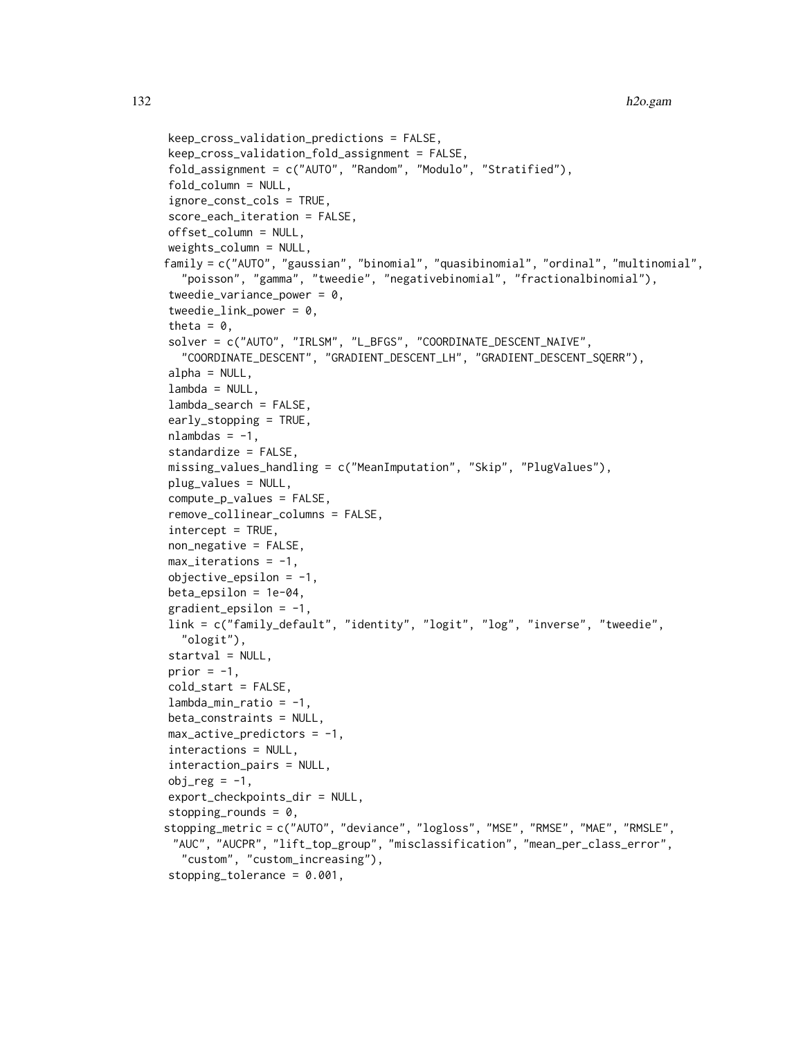```
keep_cross_validation_predictions = FALSE,
keep_cross_validation_fold_assignment = FALSE,
fold_assignment = c("AUTO", "Random", "Modulo", "Stratified"),
fold_column = NULL,
ignore_const_cols = TRUE,
score_each_iteration = FALSE,
offset_column = NULL,
weights_column = NULL,
family = c("AUTO", "gaussian", "binomial", "quasibinomial", "ordinal", "multinomial",
  "poisson", "gamma", "tweedie", "negativebinomial", "fractionalbinomial"),
tweedie_variance_power = 0,
tweedie_link_power = 0,
theta = 0,
solver = c("AUTO", "IRLSM", "L_BFGS", "COORDINATE_DESCENT_NAIVE",
  "COORDINATE_DESCENT", "GRADIENT_DESCENT_LH", "GRADIENT_DESCENT_SQERR"),
alpha = NULL,
lambda = NULL,
lambda_search = FALSE,
early_stopping = TRUE,
nlambdas = -1,
standardize = FALSE,
missing_values_handling = c("MeanImputation", "Skip", "PlugValues"),
plug_values = NULL,
compute_p_values = FALSE,
remove_collinear_columns = FALSE,
intercept = TRUE,
non_negative = FALSE,
max_iterations = -1,
objective_epsilon = -1,
beta_epsilon = 1e-04,
gradient_epsilon = -1,
link = c("family_default", "identity", "logit", "log", "inverse", "tweedie",
  "ologit"),
startval = NULL,
prior = -1,
cold_start = FALSE,
lambda_min_ratio = -1,
beta_constraints = NULL,
max_active_predictors = -1,
interactions = NULL,
interaction_pairs = NULL,
obj_reg = -1,
export_checkpoints_dir = NULL,
stopping_rounds = 0,
stopping_metric = c("AUTO", "deviance", "logloss", "MSE", "RMSE", "MAE", "RMSLE",
  "AUC", "AUCPR", "lift_top_group", "misclassification", "mean_per_class_error",
  "custom", "custom_increasing"),
stopping_tolerance = 0.001,
```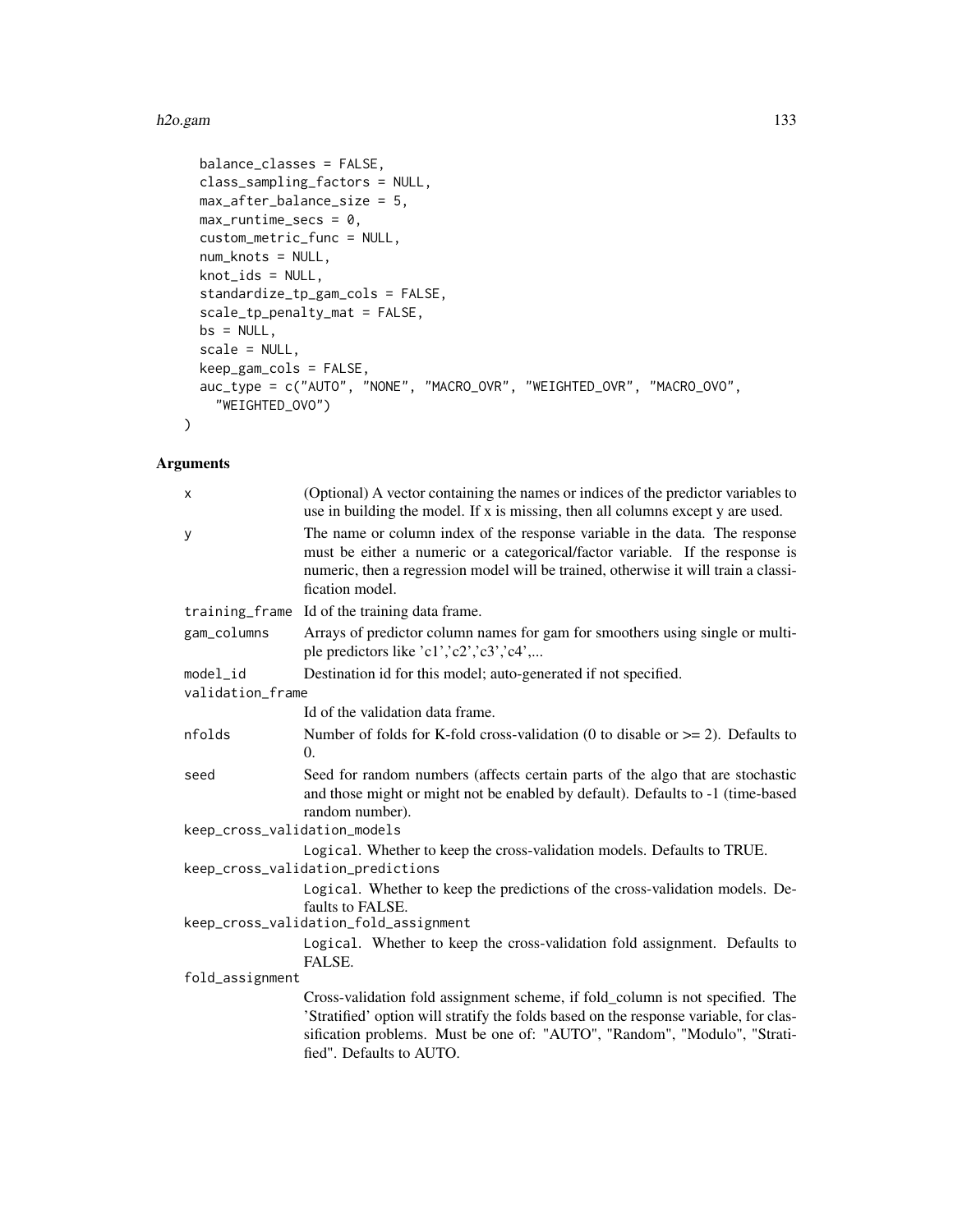```
  balance_classes = FALSE,
  class_sampling_factors = NULL,
  max_after_balance_size = 5,
  max_runtime_secs = 0,
  custom_metric_func = NULL,
  num_knots = NULL,
  knot_ids = NULL,
  standardize_tp_gam_cols = FALSE,
  scale_tp_penalty_mat = FALSE,
  bs = NULL,
  scale = NULL,
  keep_gam_cols = FALSE,
  auc_type = c("AUTO", "NONE", "MACRO_OVR", "WEIGHTED_OVR", "MACRO_OVO",
    "WEIGHTED_OVO")
)
```

## Arguments

| | |
|---|---|
| `x` | (Optional) A vector containing the names or indices of the predictor variables to use in building the model. If x is missing, then all columns except y are used. |
| `y` | The name or column index of the response variable in the data. The response must be either a numeric or a categorical/factor variable. If the response is numeric, then a regression model will be trained, otherwise it will train a classification model. |
| `training_frame` | Id of the training data frame. |
| `gam_columns` | Arrays of predictor column names for gam for smoothers using single or multiple predictors like 'c1','c2','c3','c4',... |
| `model_id` | Destination id for this model; auto-generated if not specified. |
| `validation_frame` | Id of the validation data frame. |
| `nfolds` | Number of folds for K-fold cross-validation (0 to disable or >= 2). Defaults to 0. |
| `seed` | Seed for random numbers (affects certain parts of the algo that are stochastic and those might or might not be enabled by default). Defaults to -1 (time-based random number). |
| `keep_cross_validation_models` | `Logical`. Whether to keep the cross-validation models. Defaults to TRUE. |
| `keep_cross_validation_predictions` | `Logical`. Whether to keep the predictions of the cross-validation models. Defaults to FALSE. |
| `keep_cross_validation_fold_assignment` | `Logical`. Whether to keep the cross-validation fold assignment. Defaults to FALSE. |
| `fold_assignment` | Cross-validation fold assignment scheme, if fold_column is not specified. The 'Stratified' option will stratify the folds based on the response variable, for classification problems. Must be one of: "AUTO", "Random", "Modulo", "Stratified". Defaults to AUTO. |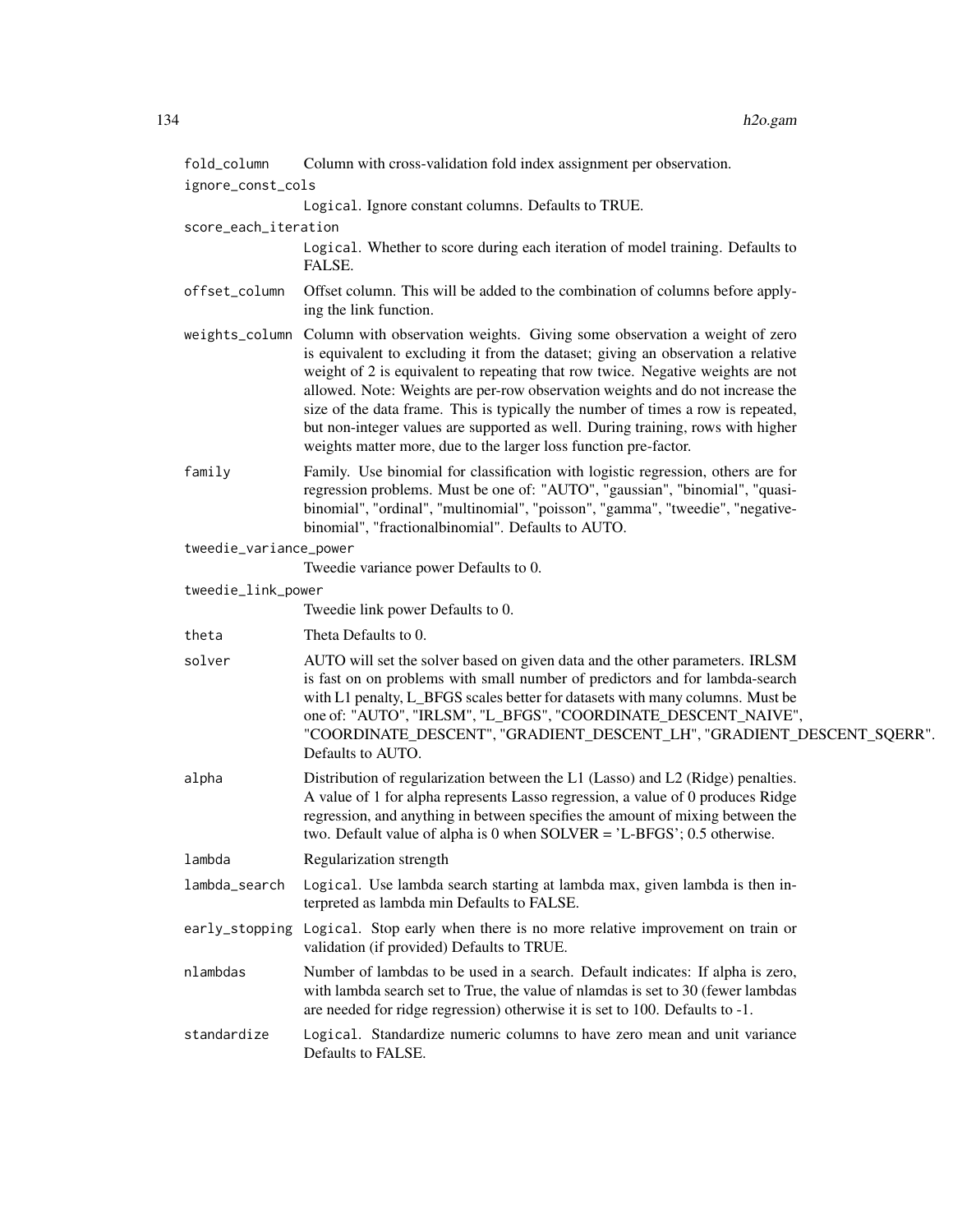fold_column
: Column with cross-validation fold index assignment per observation.

ignore_const_cols
: `Logical`. Ignore constant columns. Defaults to TRUE.

score_each_iteration
: `Logical`. Whether to score during each iteration of model training. Defaults to FALSE.

offset_column
: Offset column. This will be added to the combination of columns before applying the link function.

weights_column
: Column with observation weights. Giving some observation a weight of zero is equivalent to excluding it from the dataset; giving an observation a relative weight of 2 is equivalent to repeating that row twice. Negative weights are not allowed. Note: Weights are per-row observation weights and do not increase the size of the data frame. This is typically the number of times a row is repeated, but non-integer values are supported as well. During training, rows with higher weights matter more, due to the larger loss function pre-factor.

family
: Family. Use binomial for classification with logistic regression, others are for regression problems. Must be one of: "AUTO", "gaussian", "binomial", "quasibinomial", "ordinal", "multinomial", "poisson", "gamma", "tweedie", "negativebinomial", "fractionalbinomial". Defaults to AUTO.

tweedie_variance_power
: Tweedie variance power Defaults to 0.

tweedie_link_power
: Tweedie link power Defaults to 0.

theta
: Theta Defaults to 0.

solver
: AUTO will set the solver based on given data and the other parameters. IRLSM is fast on on problems with small number of predictors and for lambda-search with L1 penalty, L_BFGS scales better for datasets with many columns. Must be one of: "AUTO", "IRLSM", "L_BFGS", "COORDINATE_DESCENT_NAIVE", "COORDINATE_DESCENT", "GRADIENT_DESCENT_LH", "GRADIENT_DESCENT_SQERR". Defaults to AUTO.

alpha
: Distribution of regularization between the L1 (Lasso) and L2 (Ridge) penalties. A value of 1 for alpha represents Lasso regression, a value of 0 produces Ridge regression, and anything in between specifies the amount of mixing between the two. Default value of alpha is 0 when SOLVER = 'L-BFGS'; 0.5 otherwise.

lambda
: Regularization strength

lambda_search
: `Logical`. Use lambda search starting at lambda max, given lambda is then interpreted as lambda min Defaults to FALSE.

early_stopping
: `Logical`. Stop early when there is no more relative improvement on train or validation (if provided) Defaults to TRUE.

nlambdas
: Number of lambdas to be used in a search. Default indicates: If alpha is zero, with lambda search set to True, the value of nlamdas is set to 30 (fewer lambdas are needed for ridge regression) otherwise it is set to 100. Defaults to -1.

standardize
: `Logical`. Standardize numeric columns to have zero mean and unit variance Defaults to FALSE.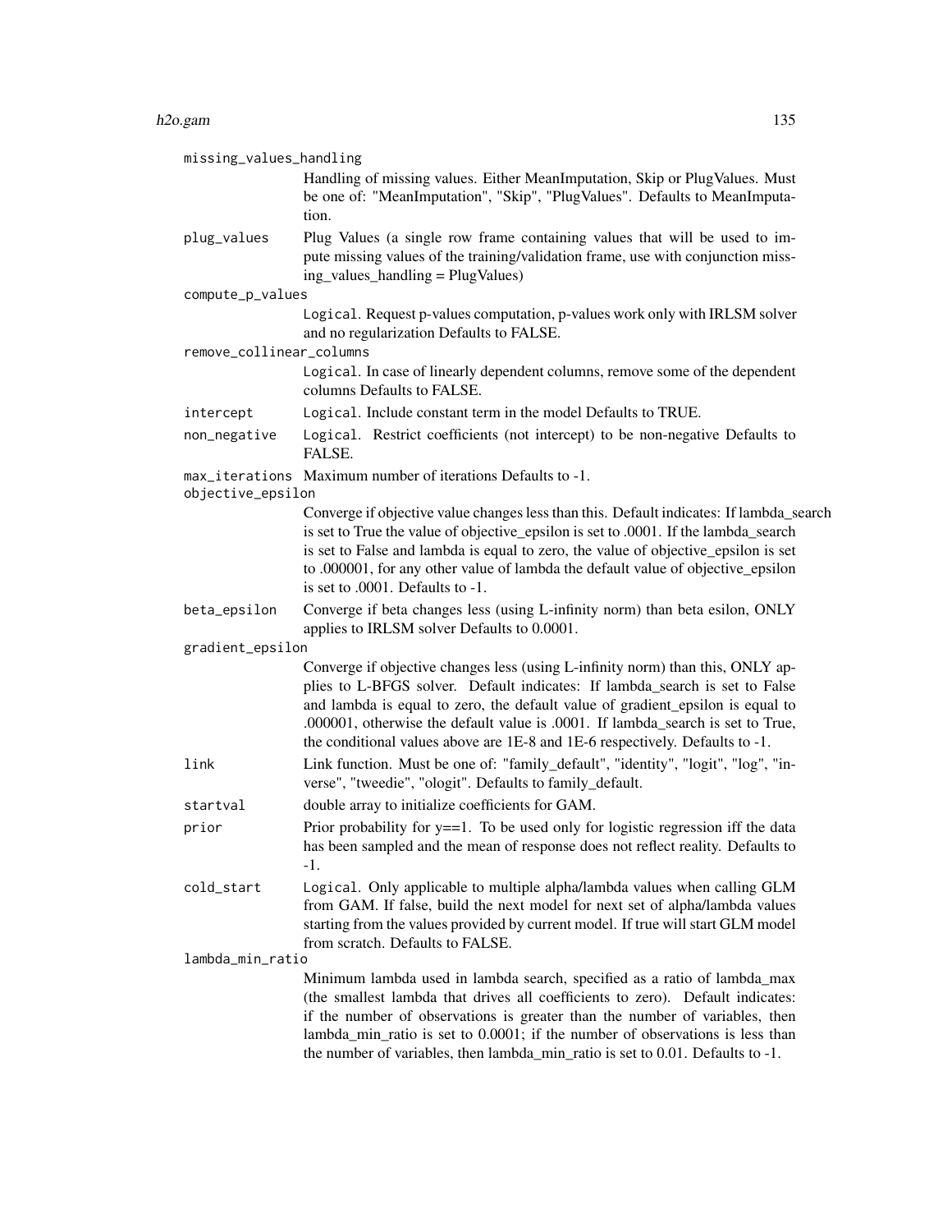missing_values_handling
: Handling of missing values. Either MeanImputation, Skip or PlugValues. Must be one of: "MeanImputation", "Skip", "PlugValues". Defaults to MeanImputation.

plug_values
: Plug Values (a single row frame containing values that will be used to impute missing values of the training/validation frame, use with conjunction missing_values_handling = PlugValues)

compute_p_values
: `Logical`. Request p-values computation, p-values work only with IRLSM solver and no regularization Defaults to FALSE.

remove_collinear_columns
: `Logical`. In case of linearly dependent columns, remove some of the dependent columns Defaults to FALSE.

intercept
: `Logical`. Include constant term in the model Defaults to TRUE.

non_negative
: `Logical`. Restrict coefficients (not intercept) to be non-negative Defaults to FALSE.

max_iterations
: Maximum number of iterations Defaults to -1.

objective_epsilon
: Converge if objective value changes less than this. Default indicates: If lambda_search is set to True the value of objective_epsilon is set to .0001. If the lambda_search is set to False and lambda is equal to zero, the value of objective_epsilon is set to .000001, for any other value of lambda the default value of objective_epsilon is set to .0001. Defaults to -1.

beta_epsilon
: Converge if beta changes less (using L-infinity norm) than beta esilon, ONLY applies to IRLSM solver Defaults to 0.0001.

gradient_epsilon
: Converge if objective changes less (using L-infinity norm) than this, ONLY applies to L-BFGS solver. Default indicates: If lambda_search is set to False and lambda is equal to zero, the default value of gradient_epsilon is equal to .000001, otherwise the default value is .0001. If lambda_search is set to True, the conditional values above are 1E-8 and 1E-6 respectively. Defaults to -1.

link
: Link function. Must be one of: "family_default", "identity", "logit", "log", "inverse", "tweedie", "ologit". Defaults to family_default.

startval
: double array to initialize coefficients for GAM.

prior
: Prior probability for y==1. To be used only for logistic regression iff the data has been sampled and the mean of response does not reflect reality. Defaults to -1.

cold_start
: `Logical`. Only applicable to multiple alpha/lambda values when calling GLM from GAM. If false, build the next model for next set of alpha/lambda values starting from the values provided by current model. If true will start GLM model from scratch. Defaults to FALSE.

lambda_min_ratio
: Minimum lambda used in lambda search, specified as a ratio of lambda_max (the smallest lambda that drives all coefficients to zero). Default indicates: if the number of observations is greater than the number of variables, then lambda_min_ratio is set to 0.0001; if the number of observations is less than the number of variables, then lambda_min_ratio is set to 0.01. Defaults to -1.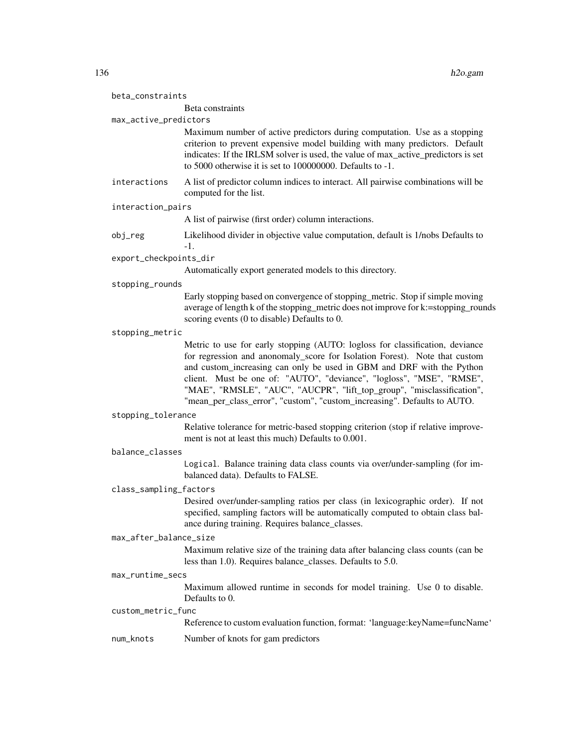beta_constraints
: Beta constraints

max_active_predictors
: Maximum number of active predictors during computation. Use as a stopping criterion to prevent expensive model building with many predictors. Default indicates: If the IRLSM solver is used, the value of max_active_predictors is set to 5000 otherwise it is set to 100000000. Defaults to -1.

interactions
: A list of predictor column indices to interact. All pairwise combinations will be computed for the list.

interaction_pairs
: A list of pairwise (first order) column interactions.

obj_reg
: Likelihood divider in objective value computation, default is 1/nobs Defaults to -1.

export_checkpoints_dir
: Automatically export generated models to this directory.

stopping_rounds
: Early stopping based on convergence of stopping_metric. Stop if simple moving average of length k of the stopping_metric does not improve for k:=stopping_rounds scoring events (0 to disable) Defaults to 0.

stopping_metric
: Metric to use for early stopping (AUTO: logloss for classification, deviance for regression and anonomaly_score for Isolation Forest). Note that custom and custom_increasing can only be used in GBM and DRF with the Python client. Must be one of: "AUTO", "deviance", "logloss", "MSE", "RMSE", "MAE", "RMSLE", "AUC", "AUCPR", "lift_top_group", "misclassification", "mean_per_class_error", "custom", "custom_increasing". Defaults to AUTO.

stopping_tolerance
: Relative tolerance for metric-based stopping criterion (stop if relative improvement is not at least this much) Defaults to 0.001.

balance_classes
: Logical. Balance training data class counts via over/under-sampling (for imbalanced data). Defaults to FALSE.

class_sampling_factors
: Desired over/under-sampling ratios per class (in lexicographic order). If not specified, sampling factors will be automatically computed to obtain class balance during training. Requires balance_classes.

max_after_balance_size
: Maximum relative size of the training data after balancing class counts (can be less than 1.0). Requires balance_classes. Defaults to 5.0.

max_runtime_secs
: Maximum allowed runtime in seconds for model training. Use 0 to disable. Defaults to 0.

custom_metric_func
: Reference to custom evaluation function, format: 'language:keyName=funcName'

num_knots
: Number of knots for gam predictors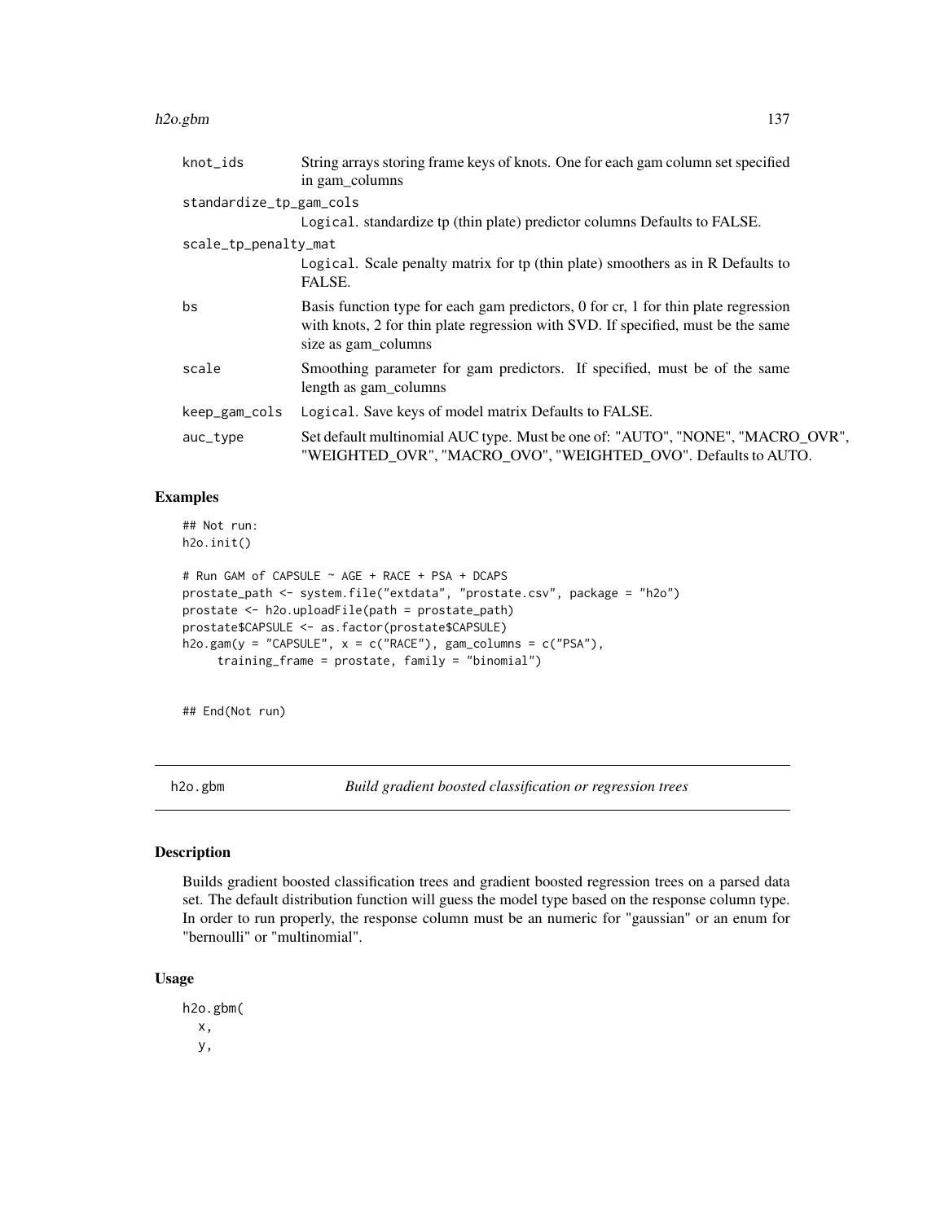| | |
|---|---|
| knot_ids | String arrays storing frame keys of knots. One for each gam column set specified in gam_columns |
| standardize_tp_gam_cols | Logical. standardize tp (thin plate) predictor columns Defaults to FALSE. |
| scale_tp_penalty_mat | Logical. Scale penalty matrix for tp (thin plate) smoothers as in R Defaults to FALSE. |
| bs | Basis function type for each gam predictors, 0 for cr, 1 for thin plate regression with knots, 2 for thin plate regression with SVD. If specified, must be the same size as gam_columns |
| scale | Smoothing parameter for gam predictors. If specified, must be of the same length as gam_columns |
| keep_gam_cols | Logical. Save keys of model matrix Defaults to FALSE. |
| auc_type | Set default multinomial AUC type. Must be one of: "AUTO", "NONE", "MACRO_OVR", "WEIGHTED_OVR", "MACRO_OVO", "WEIGHTED_OVO". Defaults to AUTO. |

## Examples

```
## Not run:
h2o.init()

# Run GAM of CAPSULE ~ AGE + RACE + PSA + DCAPS
prostate_path <- system.file("extdata", "prostate.csv", package = "h2o")
prostate <- h2o.uploadFile(path = prostate_path)
prostate$CAPSULE <- as.factor(prostate$CAPSULE)
h2o.gam(y = "CAPSULE", x = c("RACE"), gam_columns = c("PSA"),
     training_frame = prostate, family = "binomial")


## End(Not run)
```

# h2o.gbm *Build gradient boosted classification or regression trees*

## Description

Builds gradient boosted classification trees and gradient boosted regression trees on a parsed data set. The default distribution function will guess the model type based on the response column type. In order to run properly, the response column must be an numeric for "gaussian" or an enum for "bernoulli" or "multinomial".

## Usage

```
h2o.gbm(
  x,
  y,
```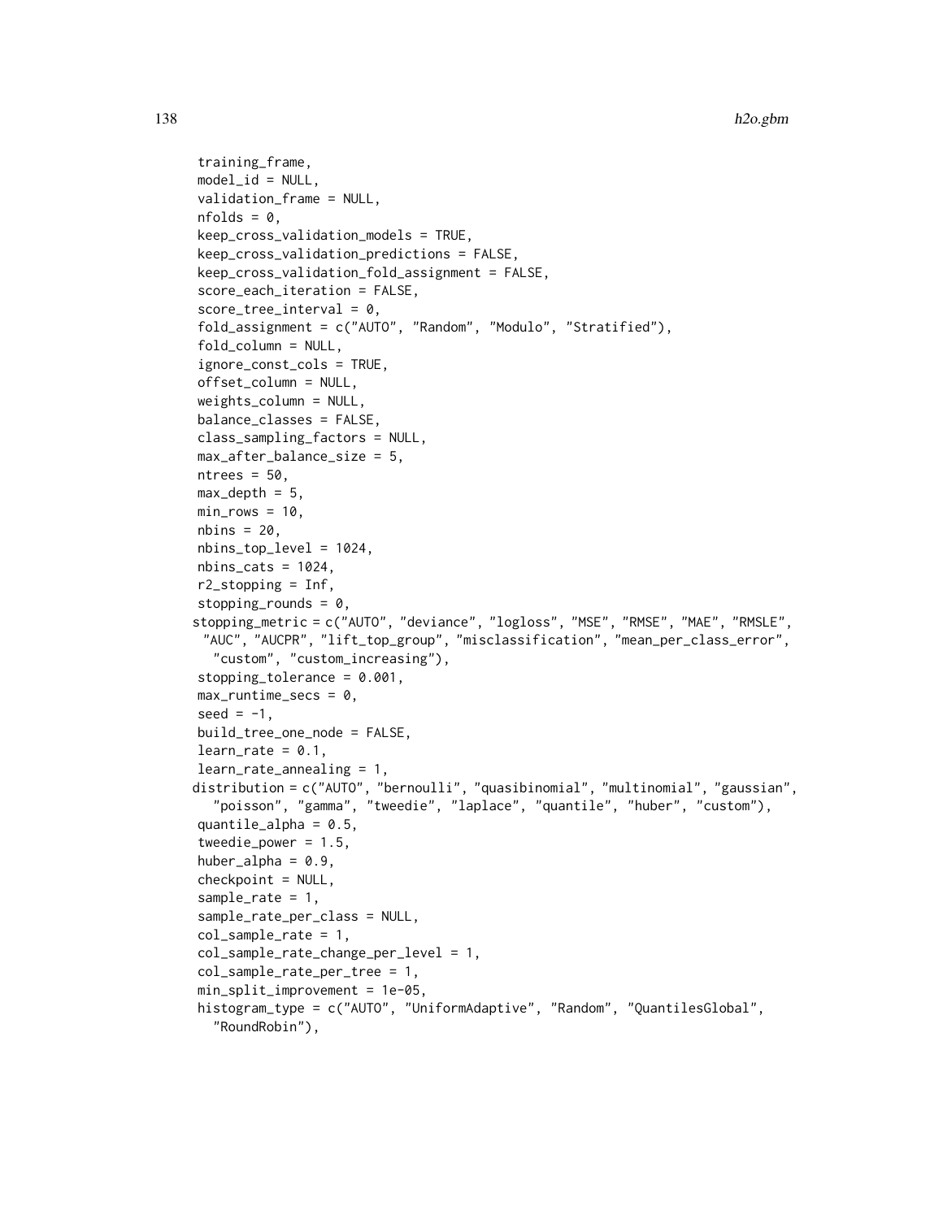```
training_frame,
model_id = NULL,
validation_frame = NULL,
nfolds = 0,
keep_cross_validation_models = TRUE,
keep_cross_validation_predictions = FALSE,
keep_cross_validation_fold_assignment = FALSE,
score_each_iteration = FALSE,
score_tree_interval = 0,
fold_assignment = c("AUTO", "Random", "Modulo", "Stratified"),
fold_column = NULL,
ignore_const_cols = TRUE,
offset_column = NULL,
weights_column = NULL,
balance_classes = FALSE,
class_sampling_factors = NULL,
max_after_balance_size = 5,
ntrees = 50,
max_depth = 5,
min_rows = 10,
nbins = 20,
nbins_top_level = 1024,
nbins_cats = 1024,
r2_stopping = Inf,
stopping_rounds = 0,
stopping_metric = c("AUTO", "deviance", "logloss", "MSE", "RMSE", "MAE", "RMSLE",
  "AUC", "AUCPR", "lift_top_group", "misclassification", "mean_per_class_error",
  "custom", "custom_increasing"),
stopping_tolerance = 0.001,
max_runtime_secs = 0,
seed = -1,
build_tree_one_node = FALSE,
learn_rate = 0.1,
learn_rate_annealing = 1,
distribution = c("AUTO", "bernoulli", "quasibinomial", "multinomial", "gaussian",
  "poisson", "gamma", "tweedie", "laplace", "quantile", "huber", "custom"),
quantile_alpha = 0.5,
tweedie_power = 1.5,
huber_alpha = 0.9,
checkpoint = NULL,
sample_rate = 1,
sample_rate_per_class = NULL,
col_sample_rate = 1,
col_sample_rate_change_per_level = 1,
col_sample_rate_per_tree = 1,
min_split_improvement = 1e-05,
histogram_type = c("AUTO", "UniformAdaptive", "Random", "QuantilesGlobal",
  "RoundRobin"),
```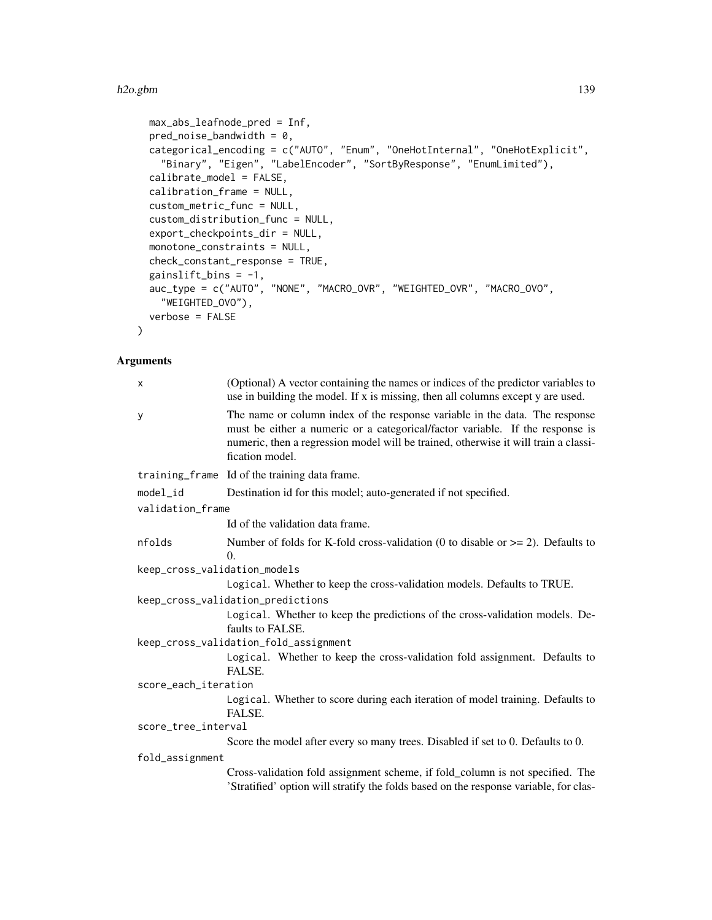```
  max_abs_leafnode_pred = Inf,
  pred_noise_bandwidth = 0,
  categorical_encoding = c("AUTO", "Enum", "OneHotInternal", "OneHotExplicit",
    "Binary", "Eigen", "LabelEncoder", "SortByResponse", "EnumLimited"),
  calibrate_model = FALSE,
  calibration_frame = NULL,
  custom_metric_func = NULL,
  custom_distribution_func = NULL,
  export_checkpoints_dir = NULL,
  monotone_constraints = NULL,
  check_constant_response = TRUE,
  gainslift_bins = -1,
  auc_type = c("AUTO", "NONE", "MACRO_OVR", "WEIGHTED_OVR", "MACRO_OVO",
    "WEIGHTED_OVO"),
  verbose = FALSE
)
```

## Arguments

| | |
|---|---|
| `x` | (Optional) A vector containing the names or indices of the predictor variables to use in building the model. If x is missing, then all columns except y are used. |
| `y` | The name or column index of the response variable in the data. The response must be either a numeric or a categorical/factor variable. If the response is numeric, then a regression model will be trained, otherwise it will train a classification model. |
| `training_frame` | Id of the training data frame. |
| `model_id` | Destination id for this model; auto-generated if not specified. |
| `validation_frame` | Id of the validation data frame. |
| `nfolds` | Number of folds for K-fold cross-validation (0 to disable or >= 2). Defaults to 0. |
| `keep_cross_validation_models` | `Logical`. Whether to keep the cross-validation models. Defaults to TRUE. |
| `keep_cross_validation_predictions` | `Logical`. Whether to keep the predictions of the cross-validation models. Defaults to FALSE. |
| `keep_cross_validation_fold_assignment` | `Logical`. Whether to keep the cross-validation fold assignment. Defaults to FALSE. |
| `score_each_iteration` | `Logical`. Whether to score during each iteration of model training. Defaults to FALSE. |
| `score_tree_interval` | Score the model after every so many trees. Disabled if set to 0. Defaults to 0. |
| `fold_assignment` | Cross-validation fold assignment scheme, if fold_column is not specified. The 'Stratified' option will stratify the folds based on the response variable, for clas- |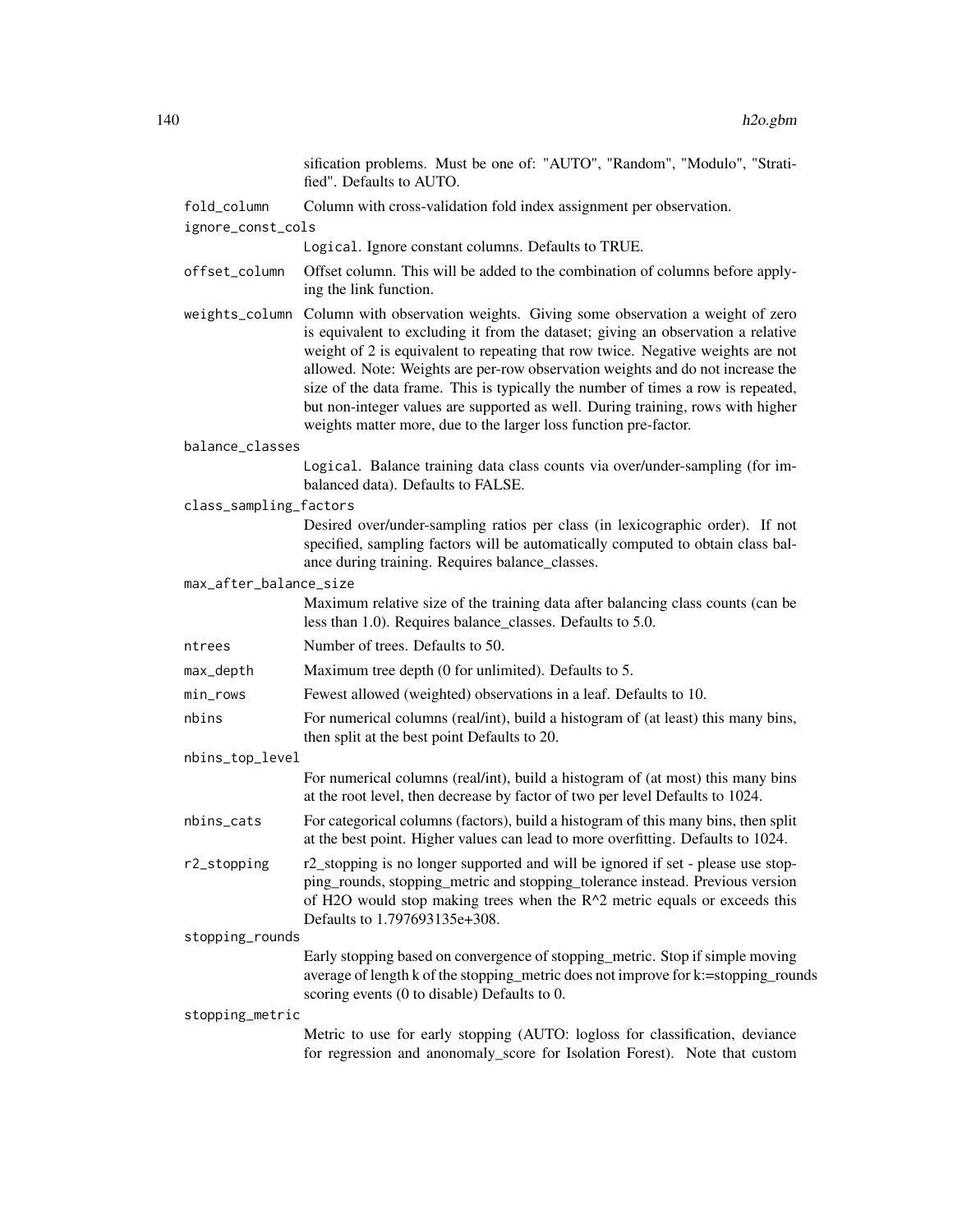sification problems. Must be one of: "AUTO", "Random", "Modulo", "Stratified". Defaults to AUTO.

`fold_column` Column with cross-validation fold index assignment per observation.

`ignore_const_cols` `Logical`. Ignore constant columns. Defaults to TRUE.

`offset_column` Offset column. This will be added to the combination of columns before applying the link function.

`weights_column` Column with observation weights. Giving some observation a weight of zero is equivalent to excluding it from the dataset; giving an observation a relative weight of 2 is equivalent to repeating that row twice. Negative weights are not allowed. Note: Weights are per-row observation weights and do not increase the size of the data frame. This is typically the number of times a row is repeated, but non-integer values are supported as well. During training, rows with higher weights matter more, due to the larger loss function pre-factor.

`balance_classes` `Logical`. Balance training data class counts via over/under-sampling (for imbalanced data). Defaults to FALSE.

`class_sampling_factors` Desired over/under-sampling ratios per class (in lexicographic order). If not specified, sampling factors will be automatically computed to obtain class balance during training. Requires balance_classes.

`max_after_balance_size` Maximum relative size of the training data after balancing class counts (can be less than 1.0). Requires balance_classes. Defaults to 5.0.

`ntrees` Number of trees. Defaults to 50.

`max_depth` Maximum tree depth (0 for unlimited). Defaults to 5.

`min_rows` Fewest allowed (weighted) observations in a leaf. Defaults to 10.

`nbins` For numerical columns (real/int), build a histogram of (at least) this many bins, then split at the best point Defaults to 20.

`nbins_top_level` For numerical columns (real/int), build a histogram of (at most) this many bins at the root level, then decrease by factor of two per level Defaults to 1024.

`nbins_cats` For categorical columns (factors), build a histogram of this many bins, then split at the best point. Higher values can lead to more overfitting. Defaults to 1024.

`r2_stopping` r2_stopping is no longer supported and will be ignored if set - please use stopping_rounds, stopping_metric and stopping_tolerance instead. Previous version of H2O would stop making trees when the R^2 metric equals or exceeds this Defaults to 1.797693135e+308.

`stopping_rounds` Early stopping based on convergence of stopping_metric. Stop if simple moving average of length k of the stopping_metric does not improve for k:=stopping_rounds scoring events (0 to disable) Defaults to 0.

`stopping_metric` Metric to use for early stopping (AUTO: logloss for classification, deviance for regression and anonomaly_score for Isolation Forest). Note that custom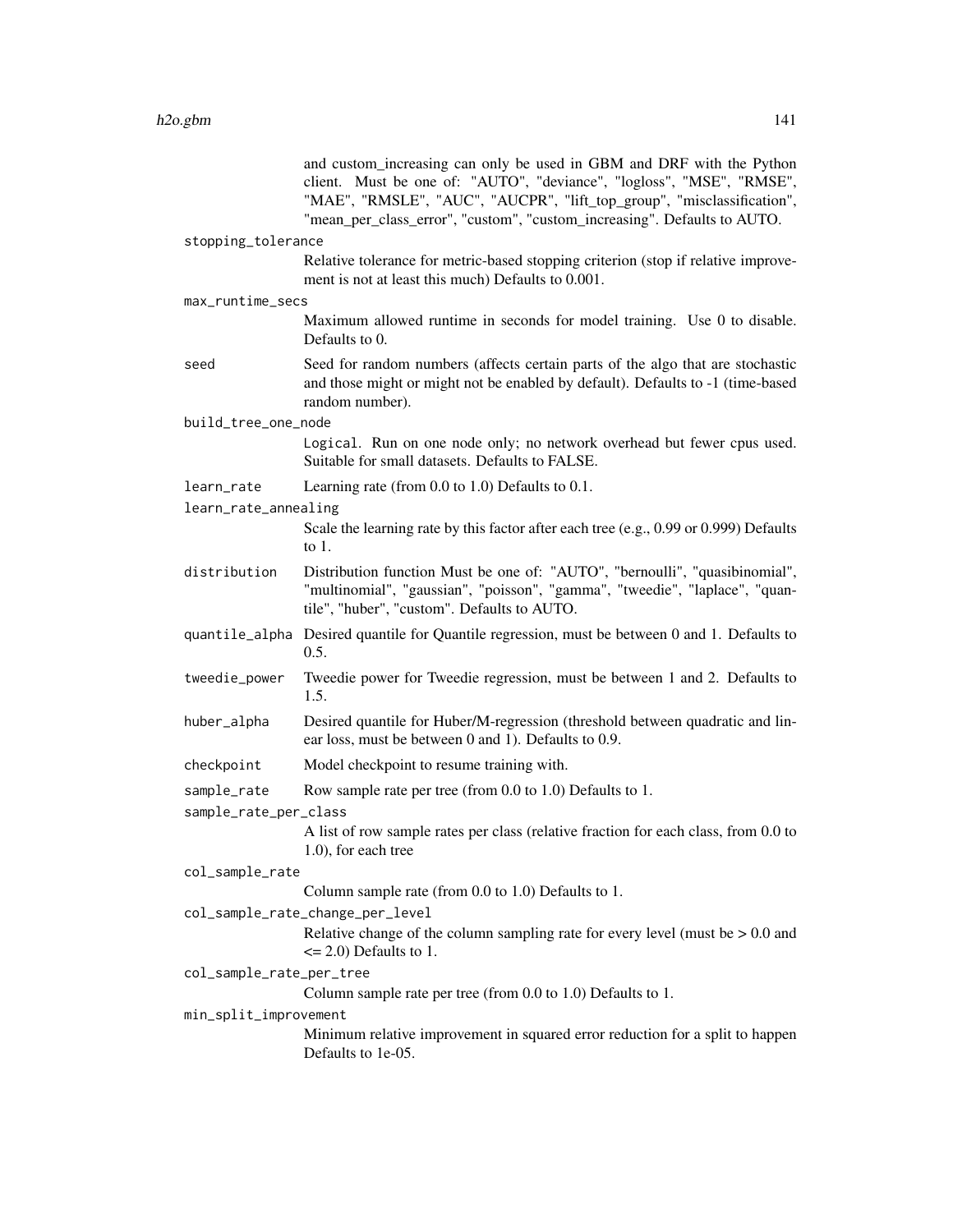and custom_increasing can only be used in GBM and DRF with the Python client. Must be one of: "AUTO", "deviance", "logloss", "MSE", "RMSE", "MAE", "RMSLE", "AUC", "AUCPR", "lift_top_group", "misclassification", "mean_per_class_error", "custom", "custom_increasing". Defaults to AUTO.

**stopping_tolerance**
: Relative tolerance for metric-based stopping criterion (stop if relative improvement is not at least this much) Defaults to 0.001.

**max_runtime_secs**
: Maximum allowed runtime in seconds for model training. Use 0 to disable. Defaults to 0.

**seed**
: Seed for random numbers (affects certain parts of the algo that are stochastic and those might or might not be enabled by default). Defaults to -1 (time-based random number).

**build_tree_one_node**
: `Logical`. Run on one node only; no network overhead but fewer cpus used. Suitable for small datasets. Defaults to FALSE.

**learn_rate**
: Learning rate (from 0.0 to 1.0) Defaults to 0.1.

**learn_rate_annealing**
: Scale the learning rate by this factor after each tree (e.g., 0.99 or 0.999) Defaults to 1.

**distribution**
: Distribution function Must be one of: "AUTO", "bernoulli", "quasibinomial", "multinomial", "gaussian", "poisson", "gamma", "tweedie", "laplace", "quantile", "huber", "custom". Defaults to AUTO.

**quantile_alpha**
: Desired quantile for Quantile regression, must be between 0 and 1. Defaults to 0.5.

**tweedie_power**
: Tweedie power for Tweedie regression, must be between 1 and 2. Defaults to 1.5.

**huber_alpha**
: Desired quantile for Huber/M-regression (threshold between quadratic and linear loss, must be between 0 and 1). Defaults to 0.9.

**checkpoint**
: Model checkpoint to resume training with.

**sample_rate**
: Row sample rate per tree (from 0.0 to 1.0) Defaults to 1.

**sample_rate_per_class**
: A list of row sample rates per class (relative fraction for each class, from 0.0 to 1.0), for each tree

**col_sample_rate**
: Column sample rate (from 0.0 to 1.0) Defaults to 1.

**col_sample_rate_change_per_level**
: Relative change of the column sampling rate for every level (must be > 0.0 and <= 2.0) Defaults to 1.

**col_sample_rate_per_tree**
: Column sample rate per tree (from 0.0 to 1.0) Defaults to 1.

**min_split_improvement**
: Minimum relative improvement in squared error reduction for a split to happen Defaults to 1e-05.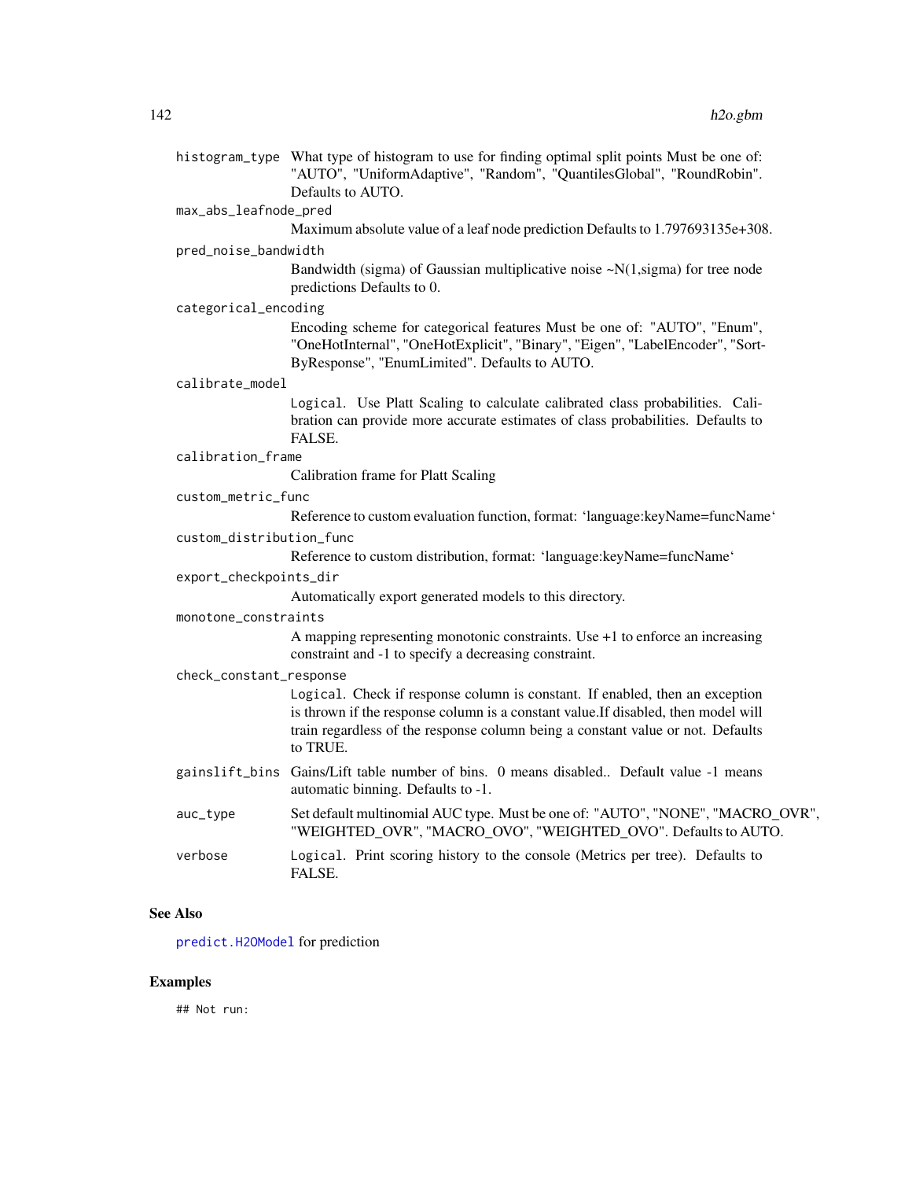histogram_type What type of histogram to use for finding optimal split points Must be one of: "AUTO", "UniformAdaptive", "Random", "QuantilesGlobal", "RoundRobin". Defaults to AUTO.

max_abs_leafnode_pred
Maximum absolute value of a leaf node prediction Defaults to 1.797693135e+308.

pred_noise_bandwidth
Bandwidth (sigma) of Gaussian multiplicative noise ~N(1,sigma) for tree node predictions Defaults to 0.

categorical_encoding
Encoding scheme for categorical features Must be one of: "AUTO", "Enum", "OneHotInternal", "OneHotExplicit", "Binary", "Eigen", "LabelEncoder", "SortByResponse", "EnumLimited". Defaults to AUTO.

calibrate_model
`Logical`. Use Platt Scaling to calculate calibrated class probabilities. Calibration can provide more accurate estimates of class probabilities. Defaults to FALSE.

calibration_frame
Calibration frame for Platt Scaling

custom_metric_func
Reference to custom evaluation function, format: 'language:keyName=funcName'

custom_distribution_func
Reference to custom distribution, format: 'language:keyName=funcName'

export_checkpoints_dir
Automatically export generated models to this directory.

monotone_constraints
A mapping representing monotonic constraints. Use +1 to enforce an increasing constraint and -1 to specify a decreasing constraint.

check_constant_response
`Logical`. Check if response column is constant. If enabled, then an exception is thrown if the response column is a constant value.If disabled, then model will train regardless of the response column being a constant value or not. Defaults to TRUE.

gainslift_bins Gains/Lift table number of bins. 0 means disabled.. Default value -1 means automatic binning. Defaults to -1.

auc_type Set default multinomial AUC type. Must be one of: "AUTO", "NONE", "MACRO_OVR", "WEIGHTED_OVR", "MACRO_OVO", "WEIGHTED_OVO". Defaults to AUTO.

verbose `Logical`. Print scoring history to the console (Metrics per tree). Defaults to FALSE.

## See Also

`predict.H2OModel` for prediction

## Examples

```
## Not run:
```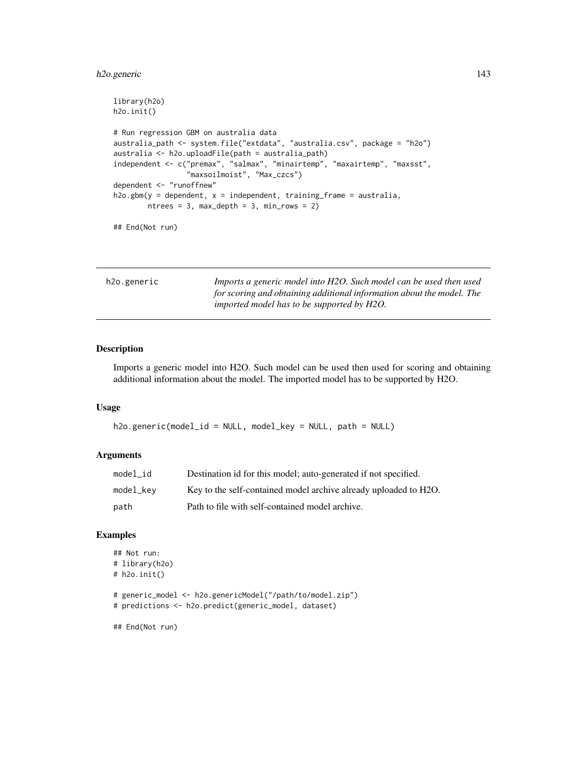```
library(h2o)
h2o.init()

# Run regression GBM on australia data
australia_path <- system.file("extdata", "australia.csv", package = "h2o")
australia <- h2o.uploadFile(path = australia_path)
independent <- c("premax", "salmax", "minairtemp", "maxairtemp", "maxsst",
                 "maxsoilmoist", "Max_czcs")
dependent <- "runoffnew"
h2o.gbm(y = dependent, x = independent, training_frame = australia,
        ntrees = 3, max_depth = 3, min_rows = 2)

## End(Not run)
```

---

## h2o.generic

*Imports a generic model into H2O. Such model can be used then used for scoring and obtaining additional information about the model. The imported model has to be supported by H2O.*

---

### Description

Imports a generic model into H2O. Such model can be used then used for scoring and obtaining additional information about the model. The imported model has to be supported by H2O.

### Usage

```
h2o.generic(model_id = NULL, model_key = NULL, path = NULL)
```

### Arguments

| | |
|---|---|
| model_id | Destination id for this model; auto-generated if not specified. |
| model_key | Key to the self-contained model archive already uploaded to H2O. |
| path | Path to file with self-contained model archive. |

### Examples

```
## Not run:
# library(h2o)
# h2o.init()

# generic_model <- h2o.genericModel("/path/to/model.zip")
# predictions <- h2o.predict(generic_model, dataset)

## End(Not run)
```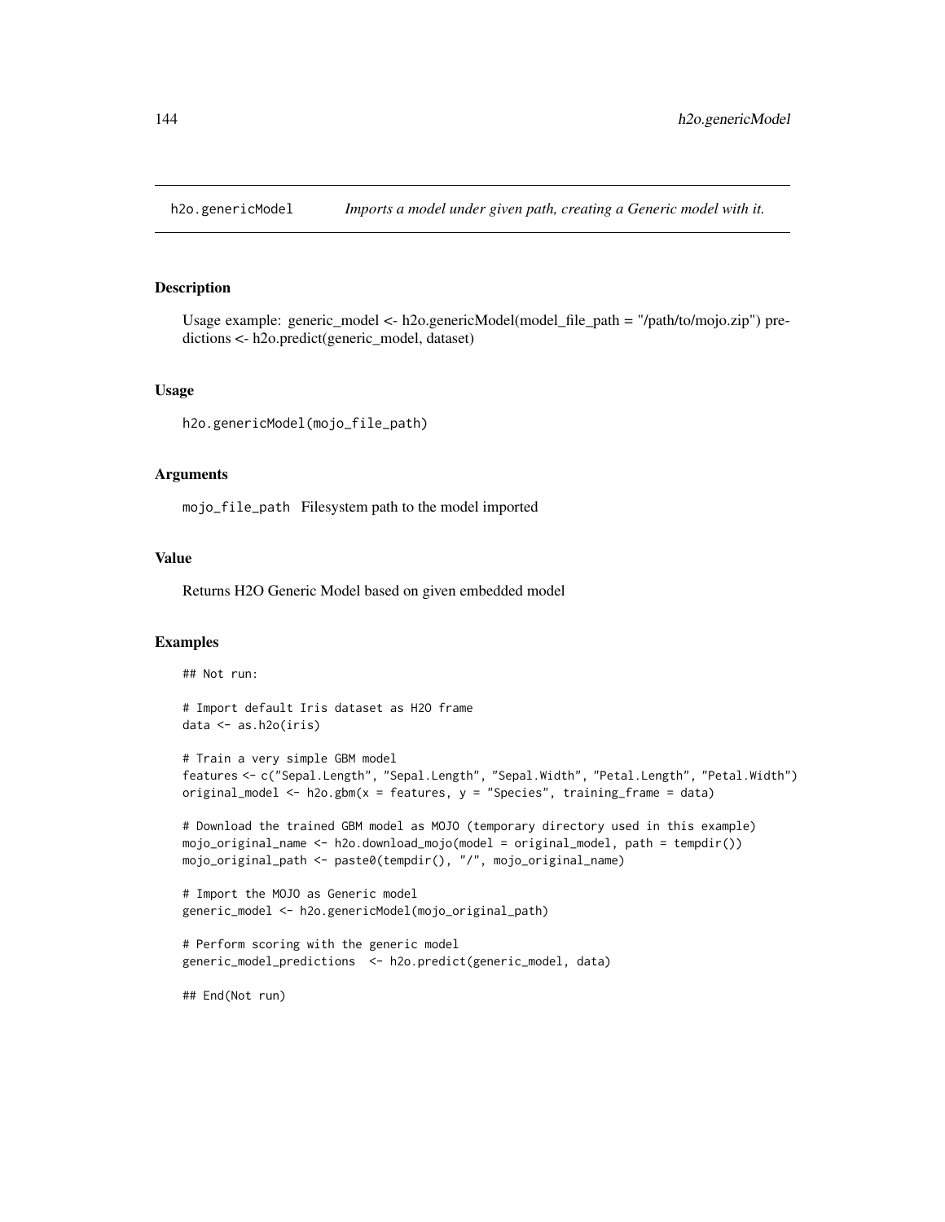## h2o.genericModel *Imports a model under given path, creating a Generic model with it.*

### Description

Usage example: generic_model <- h2o.genericModel(model_file_path = "/path/to/mojo.zip") predictions <- h2o.predict(generic_model, dataset)

### Usage

```
h2o.genericModel(mojo_file_path)
```

### Arguments

`mojo_file_path` Filesystem path to the model imported

### Value

Returns H2O Generic Model based on given embedded model

### Examples

```
## Not run:

# Import default Iris dataset as H2O frame
data <- as.h2o(iris)

# Train a very simple GBM model
features <- c("Sepal.Length", "Sepal.Length", "Sepal.Width", "Petal.Length", "Petal.Width")
original_model <- h2o.gbm(x = features, y = "Species", training_frame = data)

# Download the trained GBM model as MOJO (temporary directory used in this example)
mojo_original_name <- h2o.download_mojo(model = original_model, path = tempdir())
mojo_original_path <- paste0(tempdir(), "/", mojo_original_name)

# Import the MOJO as Generic model
generic_model <- h2o.genericModel(mojo_original_path)

# Perform scoring with the generic model
generic_model_predictions  <- h2o.predict(generic_model, data)

## End(Not run)
```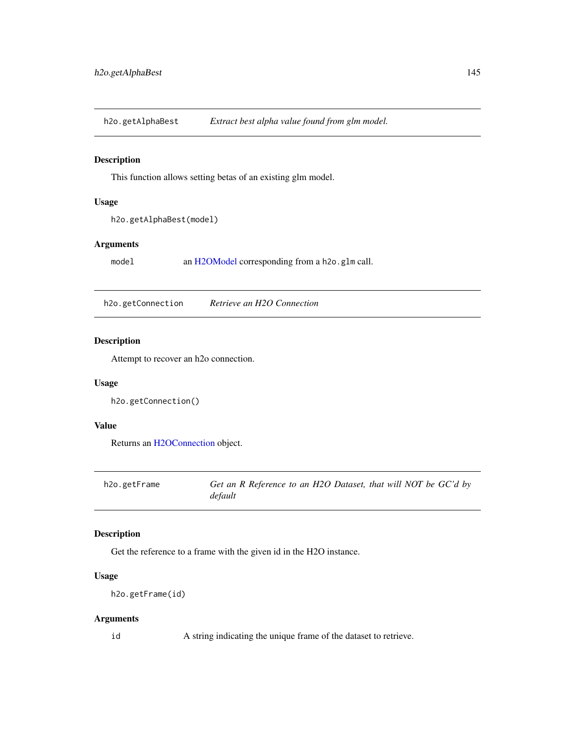## h2o.getAlphaBest — *Extract best alpha value found from glm model.*

### Description

This function allows setting betas of an existing glm model.

### Usage

```
h2o.getAlphaBest(model)
```

### Arguments

| | |
|---|---|
| model | an H2OModel corresponding from a `h2o.glm` call. |

## h2o.getConnection — *Retrieve an H2O Connection*

### Description

Attempt to recover an h2o connection.

### Usage

```
h2o.getConnection()
```

### Value

Returns an H2OConnection object.

## h2o.getFrame — *Get an R Reference to an H2O Dataset, that will NOT be GC'd by default*

### Description

Get the reference to a frame with the given id in the H2O instance.

### Usage

```
h2o.getFrame(id)
```

### Arguments

| | |
|---|---|
| id | A string indicating the unique frame of the dataset to retrieve. |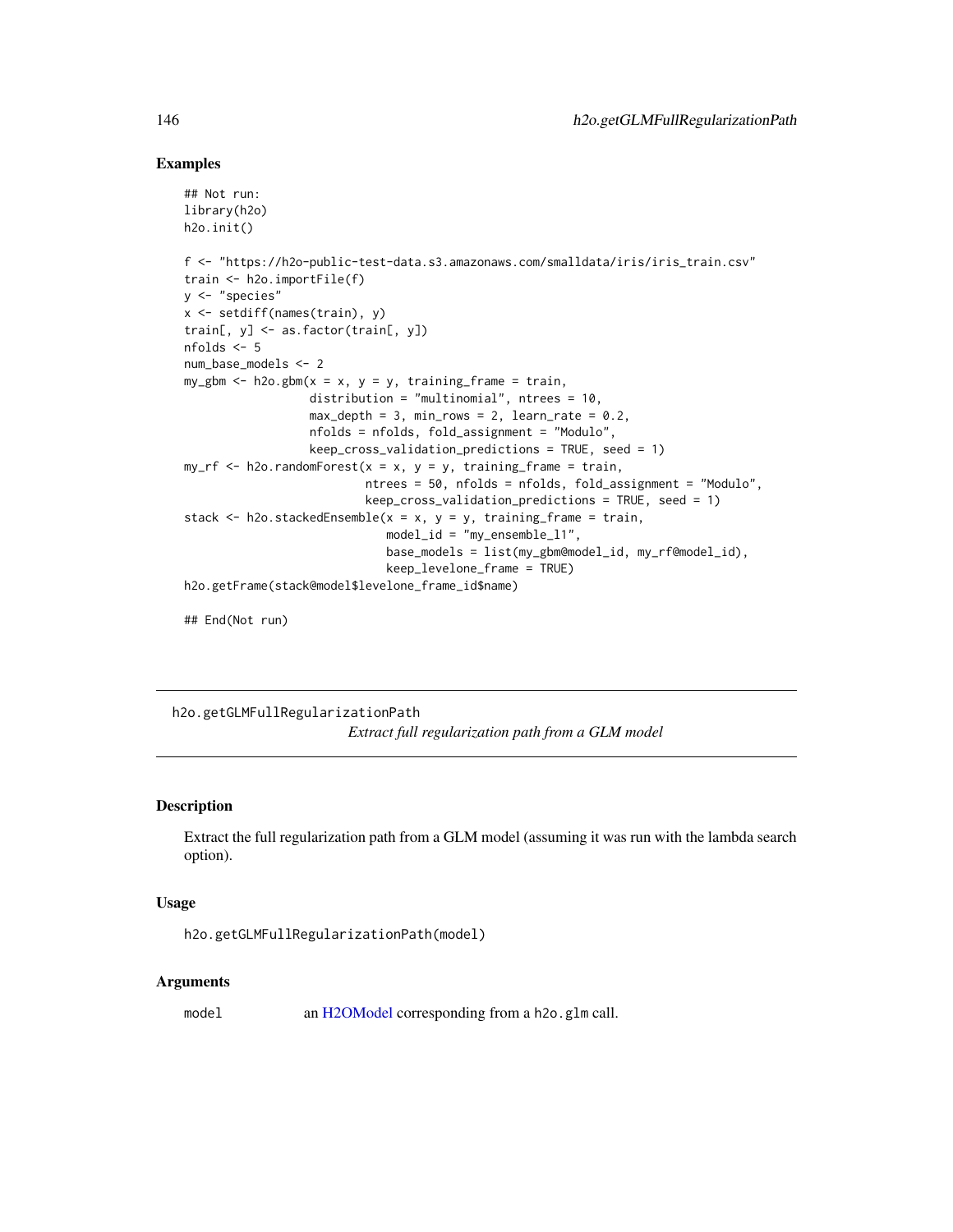## Examples

```
## Not run:
library(h2o)
h2o.init()

f <- "https://h2o-public-test-data.s3.amazonaws.com/smalldata/iris/iris_train.csv"
train <- h2o.importFile(f)
y <- "species"
x <- setdiff(names(train), y)
train[, y] <- as.factor(train[, y])
nfolds <- 5
num_base_models <- 2
my_gbm <- h2o.gbm(x = x, y = y, training_frame = train,
                  distribution = "multinomial", ntrees = 10,
                  max_depth = 3, min_rows = 2, learn_rate = 0.2,
                  nfolds = nfolds, fold_assignment = "Modulo",
                  keep_cross_validation_predictions = TRUE, seed = 1)
my_rf <- h2o.randomForest(x = x, y = y, training_frame = train,
                          ntrees = 50, nfolds = nfolds, fold_assignment = "Modulo",
                          keep_cross_validation_predictions = TRUE, seed = 1)
stack <- h2o.stackedEnsemble(x = x, y = y, training_frame = train,
                             model_id = "my_ensemble_l1",
                             base_models = list(my_gbm@model_id, my_rf@model_id),
                             keep_levelone_frame = TRUE)
h2o.getFrame(stack@model$levelone_frame_id$name)

## End(Not run)
```

---

# h2o.getGLMFullRegularizationPath

*Extract full regularization path from a GLM model*

---

## Description

Extract the full regularization path from a GLM model (assuming it was run with the lambda search option).

## Usage

```
h2o.getGLMFullRegularizationPath(model)
```

## Arguments

| | |
|---|---|
| model | an H2OModel corresponding from a `h2o.glm` call. |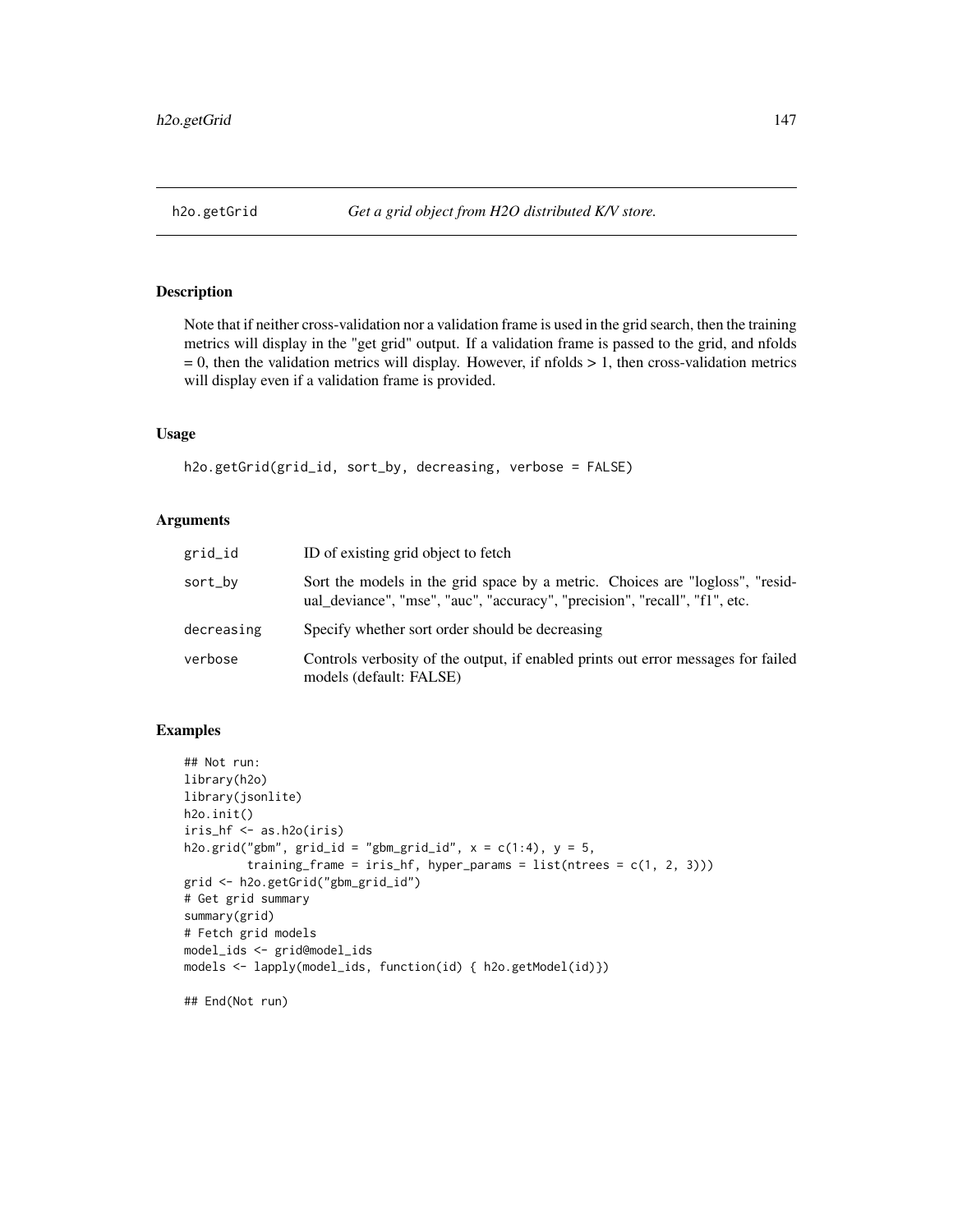## h2o.getGrid

*Get a grid object from H2O distributed K/V store.*

### Description

Note that if neither cross-validation nor a validation frame is used in the grid search, then the training metrics will display in the "get grid" output. If a validation frame is passed to the grid, and nfolds = 0, then the validation metrics will display. However, if nfolds > 1, then cross-validation metrics will display even if a validation frame is provided.

### Usage

```
h2o.getGrid(grid_id, sort_by, decreasing, verbose = FALSE)
```

### Arguments

| | |
|---|---|
| grid_id | ID of existing grid object to fetch |
| sort_by | Sort the models in the grid space by a metric. Choices are "logloss", "residual_deviance", "mse", "auc", "accuracy", "precision", "recall", "f1", etc. |
| decreasing | Specify whether sort order should be decreasing |
| verbose | Controls verbosity of the output, if enabled prints out error messages for failed models (default: FALSE) |

### Examples

```
## Not run:
library(h2o)
library(jsonlite)
h2o.init()
iris_hf <- as.h2o(iris)
h2o.grid("gbm", grid_id = "gbm_grid_id", x = c(1:4), y = 5,
         training_frame = iris_hf, hyper_params = list(ntrees = c(1, 2, 3)))
grid <- h2o.getGrid("gbm_grid_id")
# Get grid summary
summary(grid)
# Fetch grid models
model_ids <- grid@model_ids
models <- lapply(model_ids, function(id) { h2o.getModel(id)})

## End(Not run)
```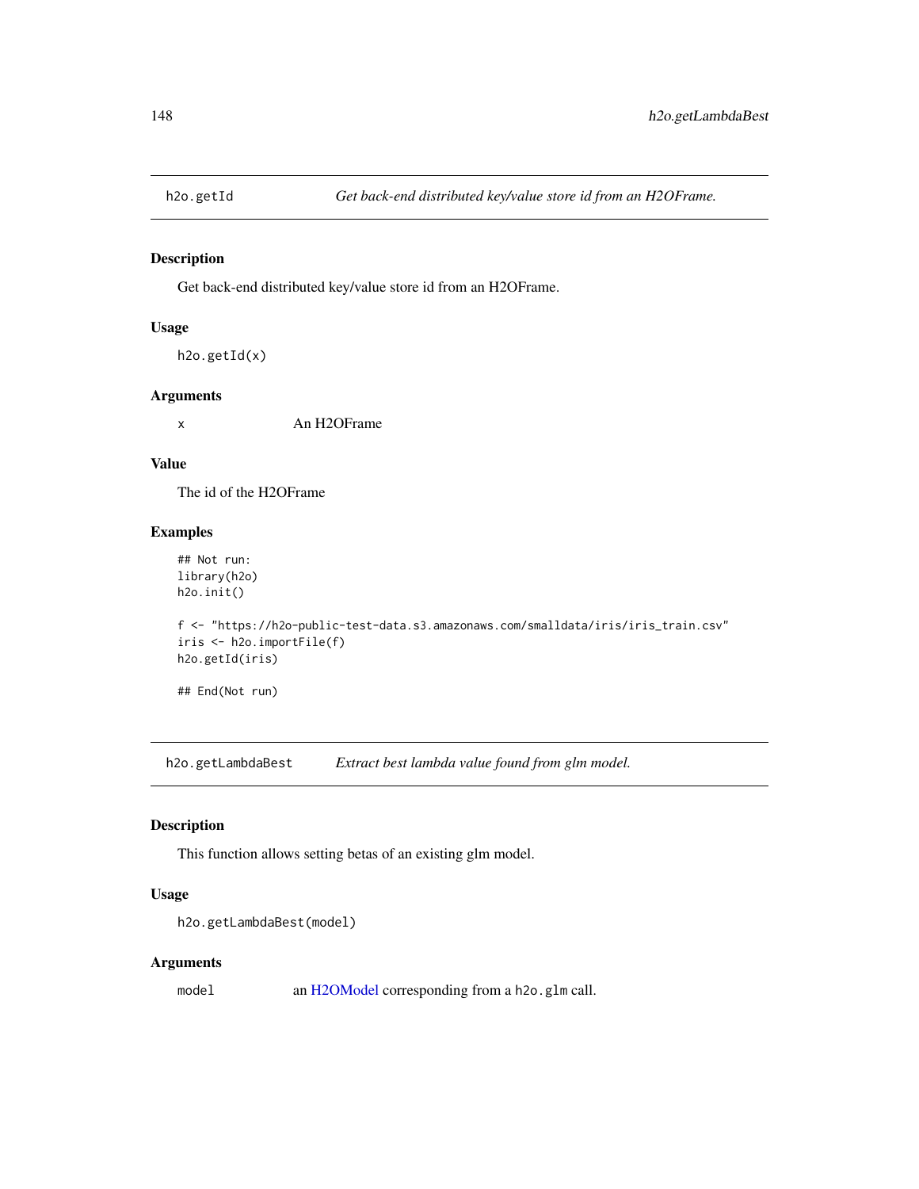## h2o.getId — *Get back-end distributed key/value store id from an H2OFrame.*

### Description

Get back-end distributed key/value store id from an H2OFrame.

### Usage

```
h2o.getId(x)
```

### Arguments

| | |
|---|---|
| x | An H2OFrame |

### Value

The id of the H2OFrame

### Examples

```
## Not run:
library(h2o)
h2o.init()

f <- "https://h2o-public-test-data.s3.amazonaws.com/smalldata/iris/iris_train.csv"
iris <- h2o.importFile(f)
h2o.getId(iris)

## End(Not run)
```

## h2o.getLambdaBest — *Extract best lambda value found from glm model.*

### Description

This function allows setting betas of an existing glm model.

### Usage

```
h2o.getLambdaBest(model)
```

### Arguments

| | |
|---|---|
| model | an H2OModel corresponding from a `h2o.glm` call. |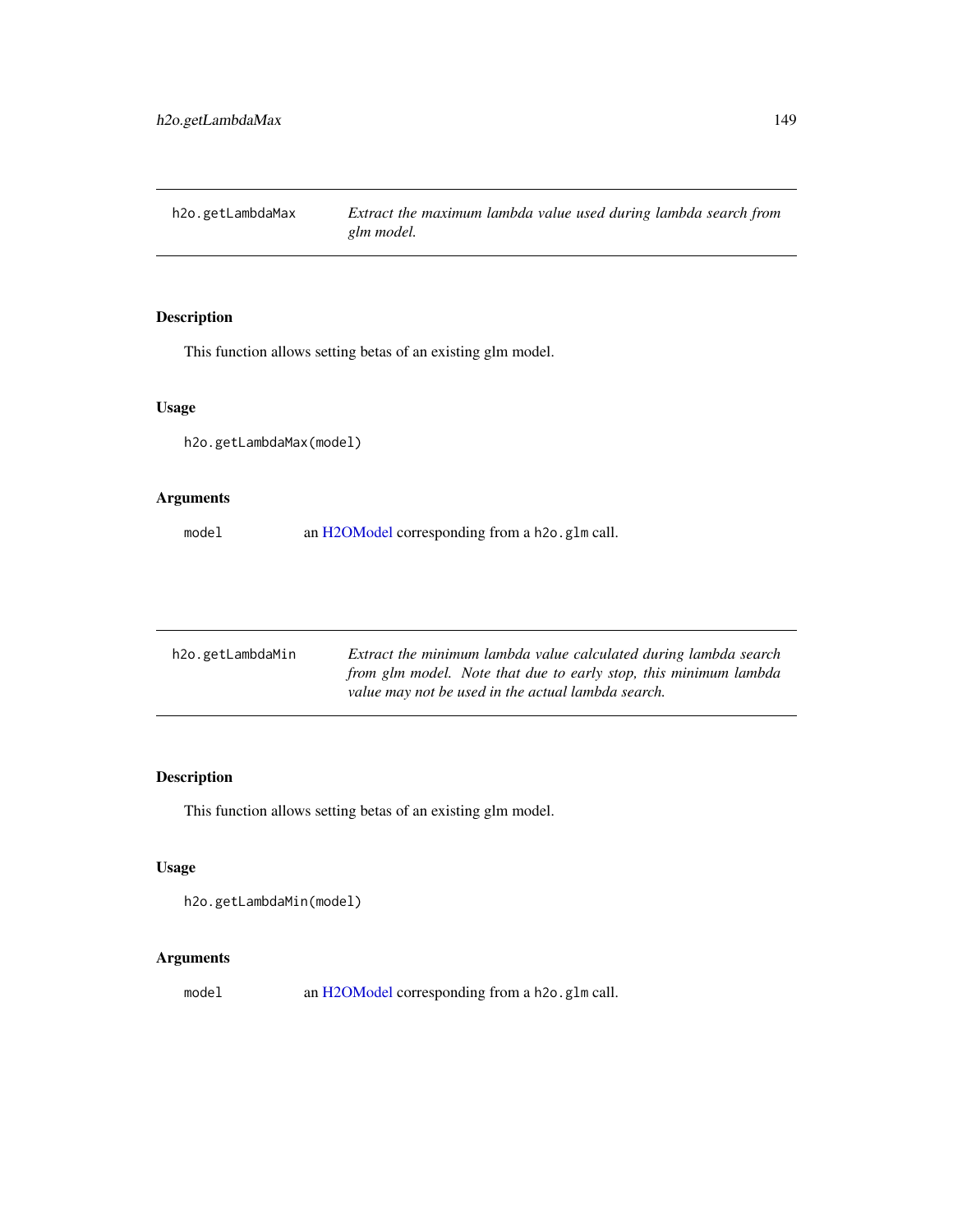## h2o.getLambdaMax

*Extract the maximum lambda value used during lambda search from glm model.*

### Description

This function allows setting betas of an existing glm model.

### Usage

```
h2o.getLambdaMax(model)
```

### Arguments

`model` an H2OModel corresponding from a `h2o.glm` call.

## h2o.getLambdaMin

*Extract the minimum lambda value calculated during lambda search from glm model. Note that due to early stop, this minimum lambda value may not be used in the actual lambda search.*

### Description

This function allows setting betas of an existing glm model.

### Usage

```
h2o.getLambdaMin(model)
```

### Arguments

`model` an H2OModel corresponding from a `h2o.glm` call.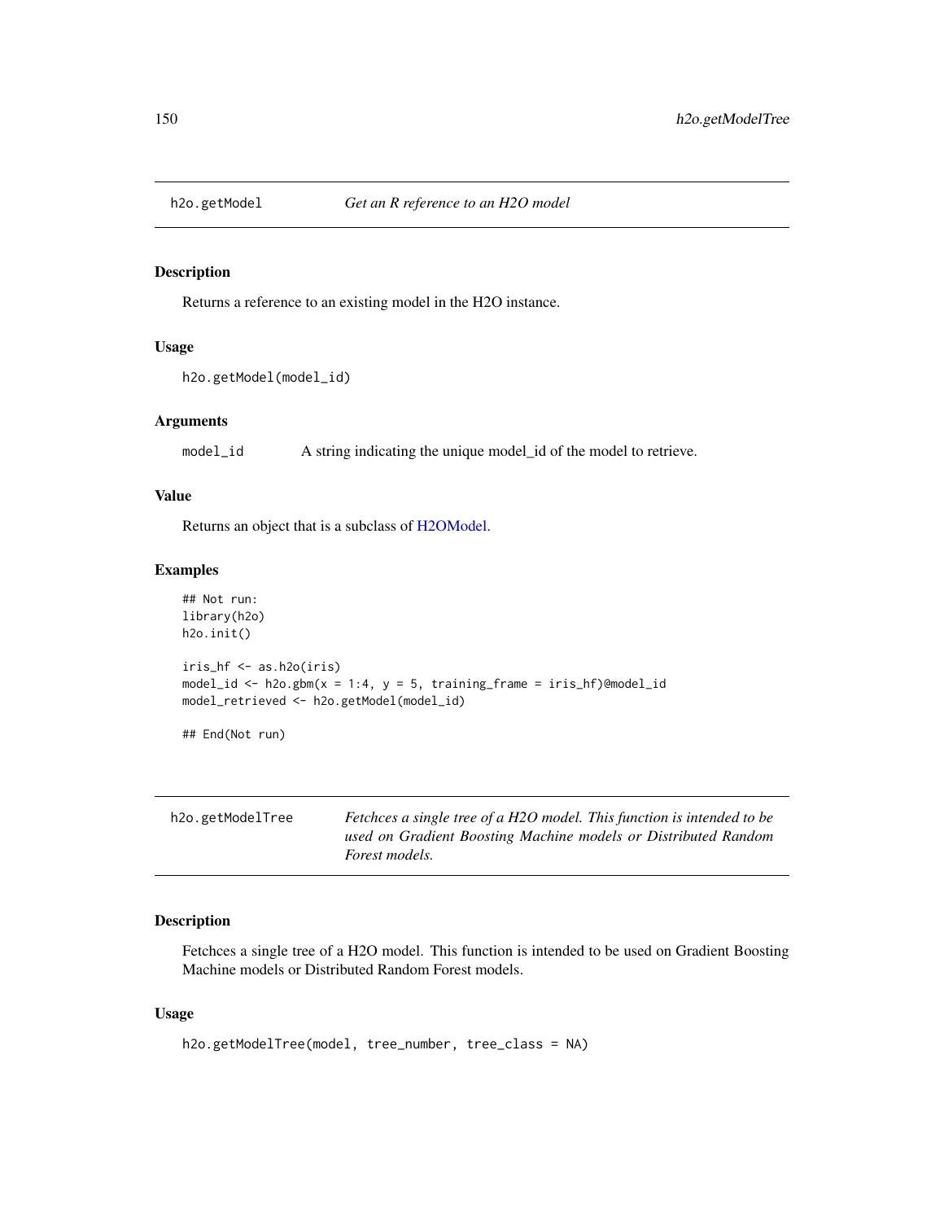## h2o.getModel — *Get an R reference to an H2O model*

### Description

Returns a reference to an existing model in the H2O instance.

### Usage

```
h2o.getModel(model_id)
```

### Arguments

| | |
|---|---|
| model_id | A string indicating the unique model_id of the model to retrieve. |

### Value

Returns an object that is a subclass of H2OModel.

### Examples

```
## Not run:
library(h2o)
h2o.init()

iris_hf <- as.h2o(iris)
model_id <- h2o.gbm(x = 1:4, y = 5, training_frame = iris_hf)@model_id
model_retrieved <- h2o.getModel(model_id)

## End(Not run)
```

## h2o.getModelTree — *Fetchces a single tree of a H2O model. This function is intended to be used on Gradient Boosting Machine models or Distributed Random Forest models.*

### Description

Fetchces a single tree of a H2O model. This function is intended to be used on Gradient Boosting Machine models or Distributed Random Forest models.

### Usage

```
h2o.getModelTree(model, tree_number, tree_class = NA)
```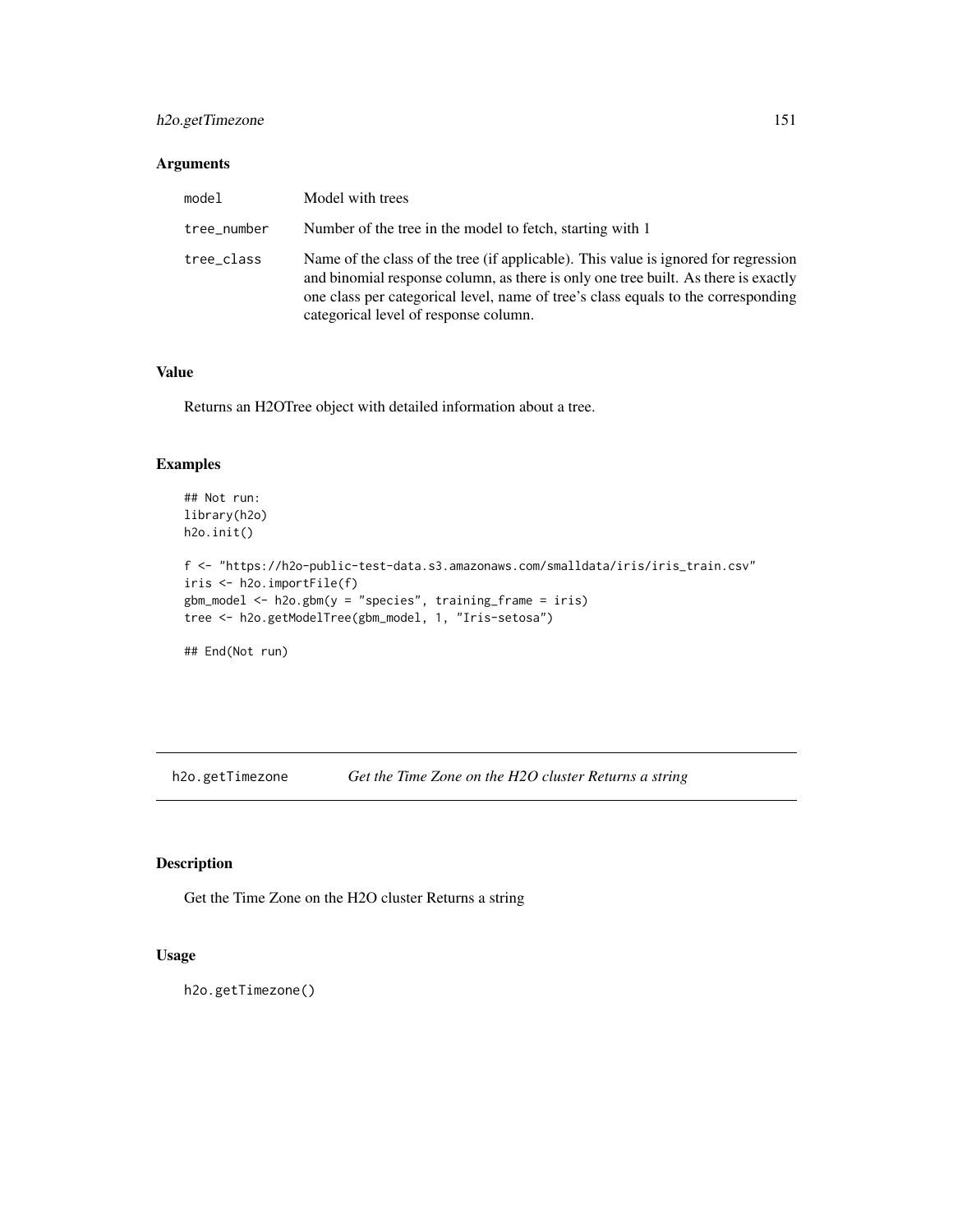## Arguments

| | |
|---|---|
| model | Model with trees |
| tree_number | Number of the tree in the model to fetch, starting with 1 |
| tree_class | Name of the class of the tree (if applicable). This value is ignored for regression and binomial response column, as there is only one tree built. As there is exactly one class per categorical level, name of tree's class equals to the corresponding categorical level of response column. |

## Value

Returns an H2OTree object with detailed information about a tree.

## Examples

```
## Not run:
library(h2o)
h2o.init()

f <- "https://h2o-public-test-data.s3.amazonaws.com/smalldata/iris/iris_train.csv"
iris <- h2o.importFile(f)
gbm_model <- h2o.gbm(y = "species", training_frame = iris)
tree <- h2o.getModelTree(gbm_model, 1, "Iris-setosa")

## End(Not run)
```

---

# h2o.getTimezone *Get the Time Zone on the H2O cluster Returns a string*

---

## Description

Get the Time Zone on the H2O cluster Returns a string

## Usage

```
h2o.getTimezone()
```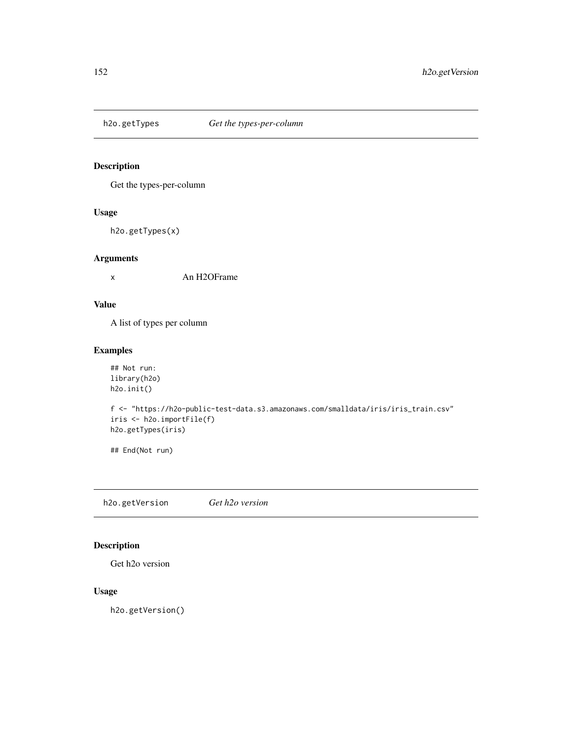## h2o.getTypes *Get the types-per-column*

### Description

Get the types-per-column

### Usage

```
h2o.getTypes(x)
```

### Arguments

| | |
|---|---|
| x | An H2OFrame |

### Value

A list of types per column

### Examples

```
## Not run:
library(h2o)
h2o.init()

f <- "https://h2o-public-test-data.s3.amazonaws.com/smalldata/iris/iris_train.csv"
iris <- h2o.importFile(f)
h2o.getTypes(iris)

## End(Not run)
```

## h2o.getVersion *Get h2o version*

### Description

Get h2o version

### Usage

```
h2o.getVersion()
```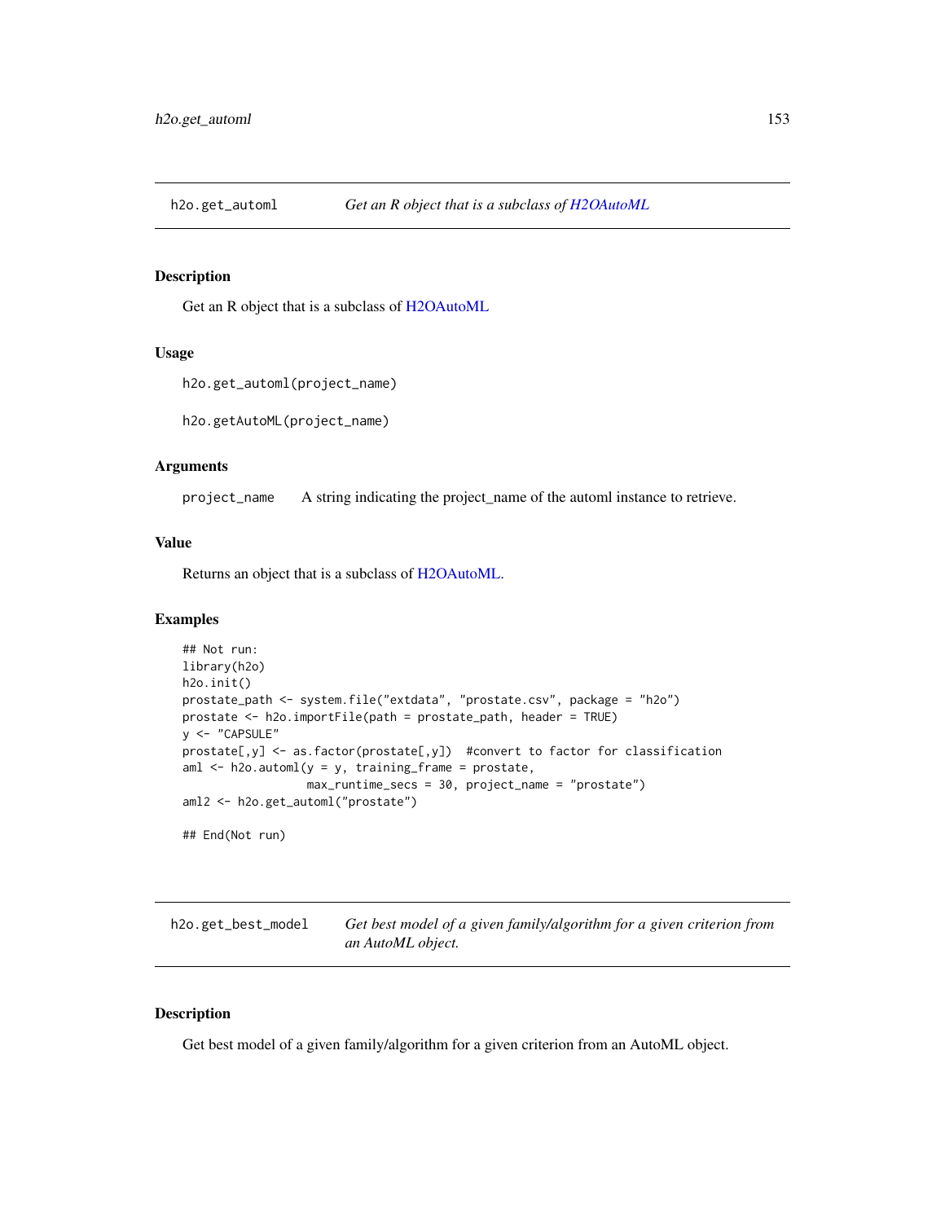## h2o.get_automl — *Get an R object that is a subclass of H2OAutoML*

### Description

Get an R object that is a subclass of H2OAutoML

### Usage

```
h2o.get_automl(project_name)

h2o.getAutoML(project_name)
```

### Arguments

| | |
|---|---|
| project_name | A string indicating the project_name of the automl instance to retrieve. |

### Value

Returns an object that is a subclass of H2OAutoML.

### Examples

```
## Not run:
library(h2o)
h2o.init()
prostate_path <- system.file("extdata", "prostate.csv", package = "h2o")
prostate <- h2o.importFile(path = prostate_path, header = TRUE)
y <- "CAPSULE"
prostate[,y] <- as.factor(prostate[,y])  #convert to factor for classification
aml <- h2o.automl(y = y, training_frame = prostate,
                  max_runtime_secs = 30, project_name = "prostate")
aml2 <- h2o.get_automl("prostate")

## End(Not run)
```

## h2o.get_best_model — *Get best model of a given family/algorithm for a given criterion from an AutoML object.*

### Description

Get best model of a given family/algorithm for a given criterion from an AutoML object.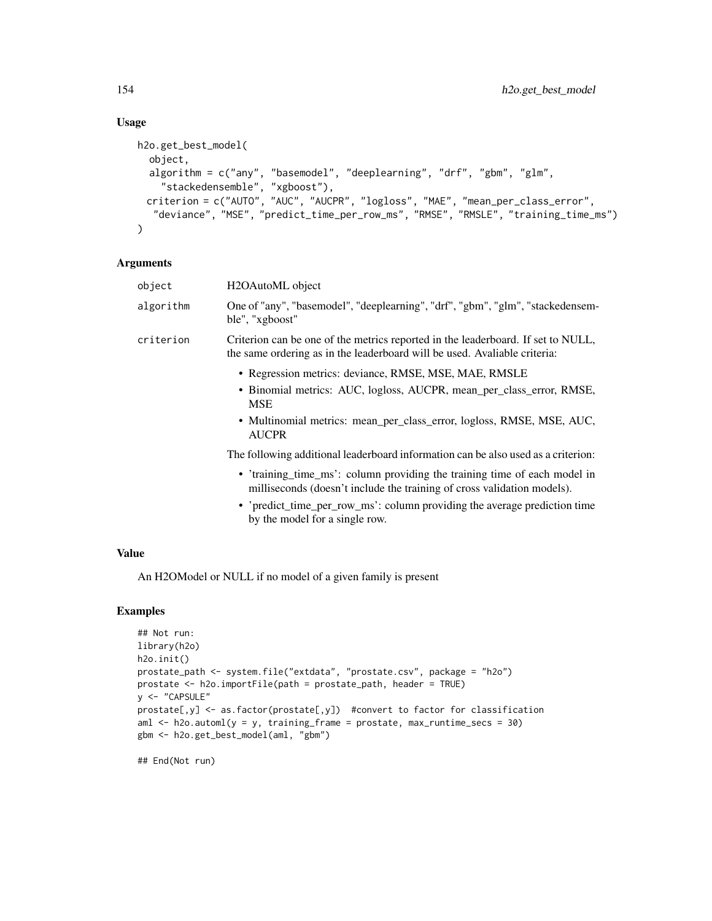## Usage

```
h2o.get_best_model(
  object,
  algorithm = c("any", "basemodel", "deeplearning", "drf", "gbm", "glm",
    "stackedensemble", "xgboost"),
  criterion = c("AUTO", "AUC", "AUCPR", "logloss", "MAE", "mean_per_class_error",
   "deviance", "MSE", "predict_time_per_row_ms", "RMSE", "RMSLE", "training_time_ms")
)
```

## Arguments

| | |
|---|---|
| `object` | H2OAutoML object |
| `algorithm` | One of "any", "basemodel", "deeplearning", "drf", "gbm", "glm", "stackedensemble", "xgboost" |
| `criterion` | Criterion can be one of the metrics reported in the leaderboard. If set to NULL, the same ordering as in the leaderboard will be used. Avaliable criteria:<br>• Regression metrics: deviance, RMSE, MSE, MAE, RMSLE<br>• Binomial metrics: AUC, logloss, AUCPR, mean_per_class_error, RMSE, MSE<br>• Multinomial metrics: mean_per_class_error, logloss, RMSE, MSE, AUC, AUCPR<br><br>The following additional leaderboard information can be also used as a criterion:<br>• 'training_time_ms': column providing the training time of each model in milliseconds (doesn't include the training of cross validation models).<br>• 'predict_time_per_row_ms': column providing the average prediction time by the model for a single row. |

## Value

An H2OModel or NULL if no model of a given family is present

## Examples

```
## Not run:
library(h2o)
h2o.init()
prostate_path <- system.file("extdata", "prostate.csv", package = "h2o")
prostate <- h2o.importFile(path = prostate_path, header = TRUE)
y <- "CAPSULE"
prostate[,y] <- as.factor(prostate[,y])  #convert to factor for classification
aml <- h2o.automl(y = y, training_frame = prostate, max_runtime_secs = 30)
gbm <- h2o.get_best_model(aml, "gbm")

## End(Not run)
```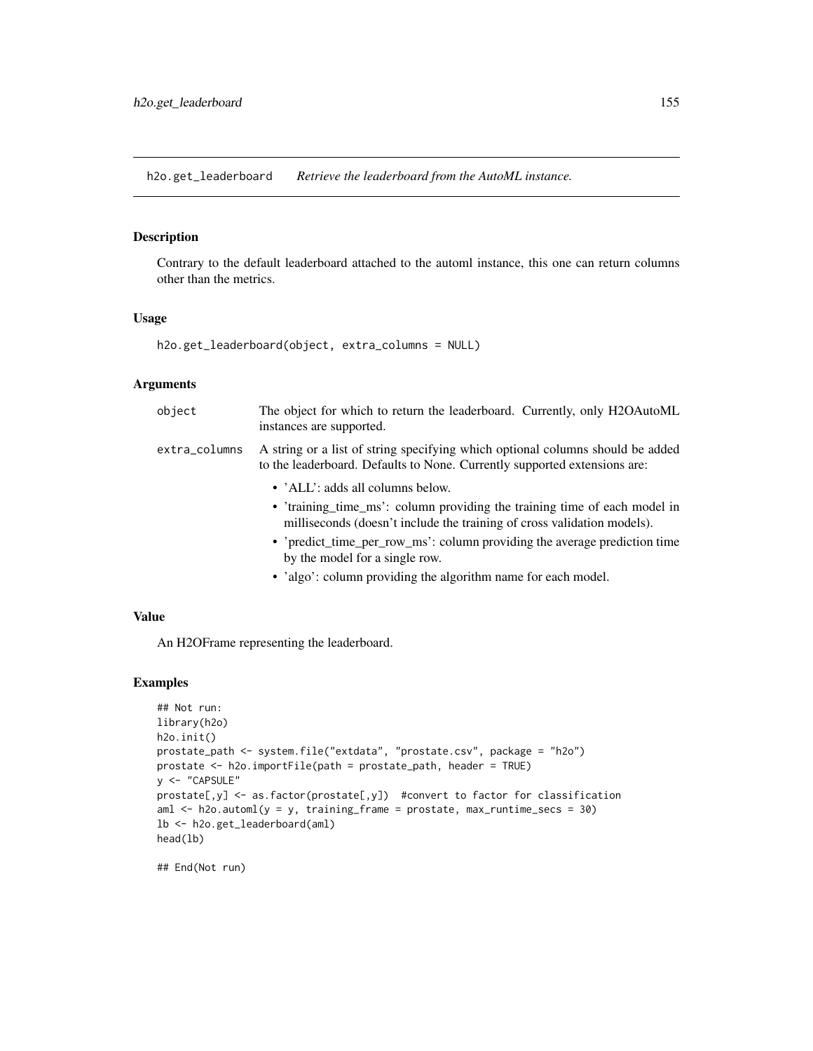## h2o.get_leaderboard *Retrieve the leaderboard from the AutoML instance.*

### Description

Contrary to the default leaderboard attached to the automl instance, this one can return columns other than the metrics.

### Usage

```
h2o.get_leaderboard(object, extra_columns = NULL)
```

### Arguments

| | |
|---|---|
| object | The object for which to return the leaderboard. Currently, only H2OAutoML instances are supported. |
| extra_columns | A string or a list of string specifying which optional columns should be added to the leaderboard. Defaults to None. Currently supported extensions are: <br>• 'ALL': adds all columns below. <br>• 'training_time_ms': column providing the training time of each model in milliseconds (doesn't include the training of cross validation models). <br>• 'predict_time_per_row_ms': column providing the average prediction time by the model for a single row. <br>• 'algo': column providing the algorithm name for each model. |

### Value

An H2OFrame representing the leaderboard.

### Examples

```
## Not run:
library(h2o)
h2o.init()
prostate_path <- system.file("extdata", "prostate.csv", package = "h2o")
prostate <- h2o.importFile(path = prostate_path, header = TRUE)
y <- "CAPSULE"
prostate[,y] <- as.factor(prostate[,y])  #convert to factor for classification
aml <- h2o.automl(y = y, training_frame = prostate, max_runtime_secs = 30)
lb <- h2o.get_leaderboard(aml)
head(lb)

## End(Not run)
```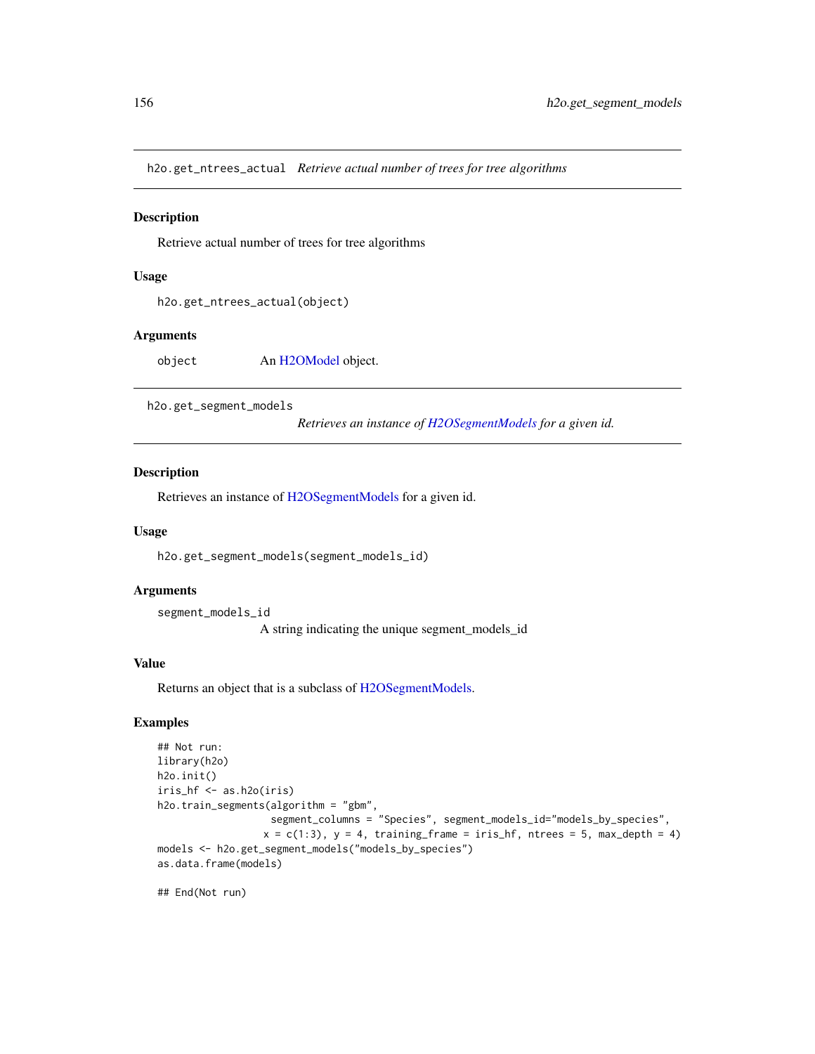## h2o.get_ntrees_actual *Retrieve actual number of trees for tree algorithms*

### Description

Retrieve actual number of trees for tree algorithms

### Usage

```
h2o.get_ntrees_actual(object)
```

### Arguments

| | |
|---|---|
| object | An H2OModel object. |

## h2o.get_segment_models *Retrieves an instance of H2OSegmentModels for a given id.*

### Description

Retrieves an instance of H2OSegmentModels for a given id.

### Usage

```
h2o.get_segment_models(segment_models_id)
```

### Arguments

| | |
|---|---|
| segment_models_id | A string indicating the unique segment_models_id |

### Value

Returns an object that is a subclass of H2OSegmentModels.

### Examples

```
## Not run:
library(h2o)
h2o.init()
iris_hf <- as.h2o(iris)
h2o.train_segments(algorithm = "gbm",
                   segment_columns = "Species", segment_models_id="models_by_species",
                  x = c(1:3), y = 4, training_frame = iris_hf, ntrees = 5, max_depth = 4)
models <- h2o.get_segment_models("models_by_species")
as.data.frame(models)

## End(Not run)
```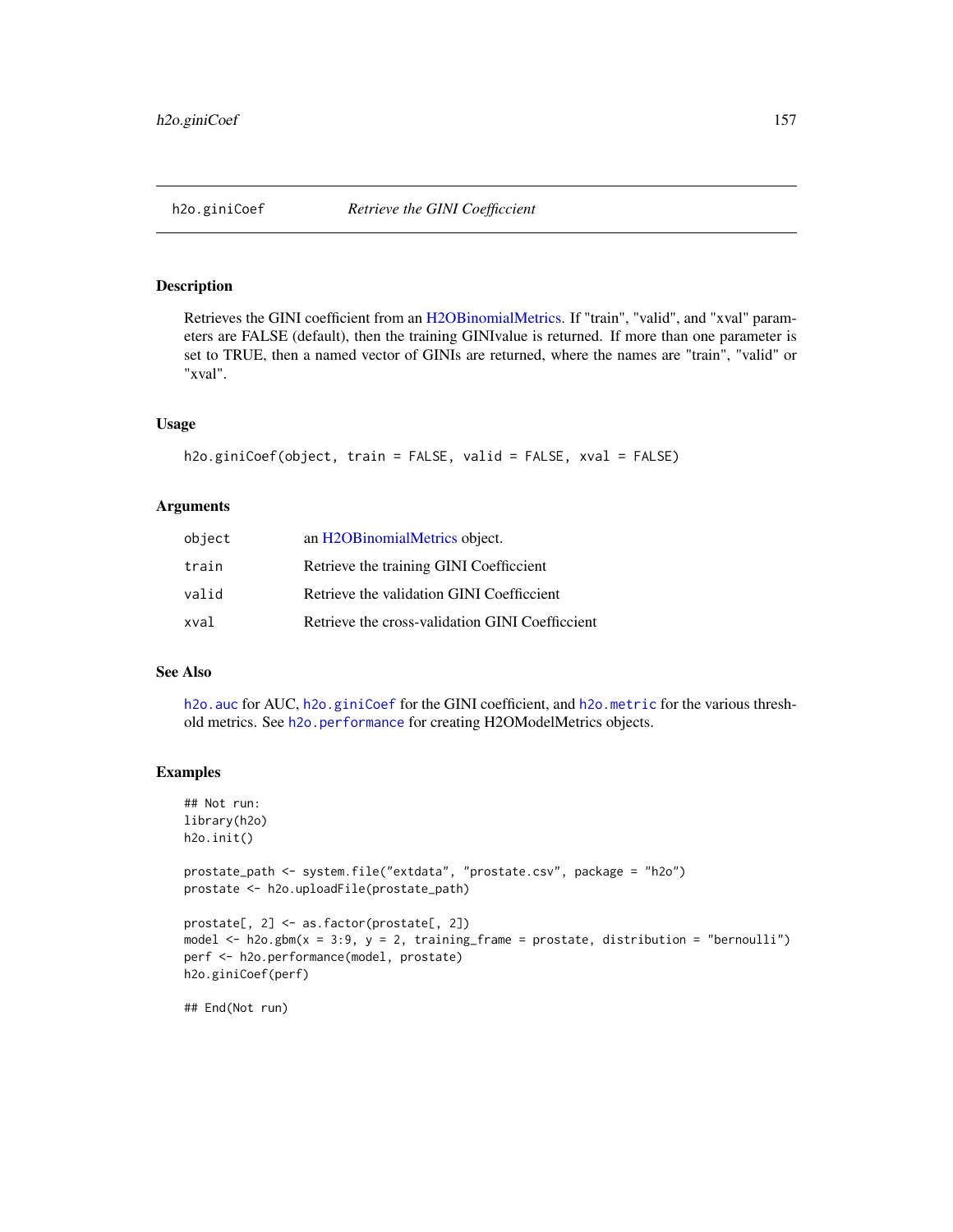## h2o.giniCoef — *Retrieve the GINI Coefficcient*

### Description

Retrieves the GINI coefficient from an H2OBinomialMetrics. If "train", "valid", and "xval" parameters are FALSE (default), then the training GINIvalue is returned. If more than one parameter is set to TRUE, then a named vector of GINIs are returned, where the names are "train", "valid" or "xval".

### Usage

```
h2o.giniCoef(object, train = FALSE, valid = FALSE, xval = FALSE)
```

### Arguments

| | |
|---|---|
| object | an H2OBinomialMetrics object. |
| train | Retrieve the training GINI Coefficcient |
| valid | Retrieve the validation GINI Coefficcient |
| xval | Retrieve the cross-validation GINI Coefficcient |

### See Also

`h2o.auc` for AUC, `h2o.giniCoef` for the GINI coefficient, and `h2o.metric` for the various threshold metrics. See `h2o.performance` for creating H2OModelMetrics objects.

### Examples

```
## Not run:
library(h2o)
h2o.init()

prostate_path <- system.file("extdata", "prostate.csv", package = "h2o")
prostate <- h2o.uploadFile(prostate_path)

prostate[, 2] <- as.factor(prostate[, 2])
model <- h2o.gbm(x = 3:9, y = 2, training_frame = prostate, distribution = "bernoulli")
perf <- h2o.performance(model, prostate)
h2o.giniCoef(perf)

## End(Not run)
```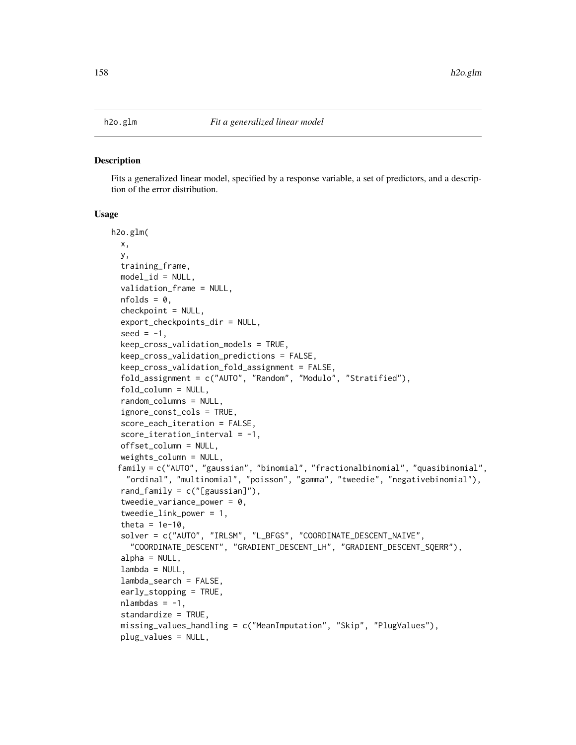h2o.glm *Fit a generalized linear model*

## Description

Fits a generalized linear model, specified by a response variable, a set of predictors, and a description of the error distribution.

## Usage

```
h2o.glm(
  x,
  y,
  training_frame,
  model_id = NULL,
  validation_frame = NULL,
  nfolds = 0,
  checkpoint = NULL,
  export_checkpoints_dir = NULL,
  seed = -1,
  keep_cross_validation_models = TRUE,
  keep_cross_validation_predictions = FALSE,
  keep_cross_validation_fold_assignment = FALSE,
  fold_assignment = c("AUTO", "Random", "Modulo", "Stratified"),
  fold_column = NULL,
  random_columns = NULL,
  ignore_const_cols = TRUE,
  score_each_iteration = FALSE,
  score_iteration_interval = -1,
  offset_column = NULL,
  weights_column = NULL,
  family = c("AUTO", "gaussian", "binomial", "fractionalbinomial", "quasibinomial",
    "ordinal", "multinomial", "poisson", "gamma", "tweedie", "negativebinomial"),
  rand_family = c("[gaussian]"),
  tweedie_variance_power = 0,
  tweedie_link_power = 1,
  theta = 1e-10,
  solver = c("AUTO", "IRLSM", "L_BFGS", "COORDINATE_DESCENT_NAIVE",
    "COORDINATE_DESCENT", "GRADIENT_DESCENT_LH", "GRADIENT_DESCENT_SQERR"),
  alpha = NULL,
  lambda = NULL,
  lambda_search = FALSE,
  early_stopping = TRUE,
  nlambdas = -1,
  standardize = TRUE,
  missing_values_handling = c("MeanImputation", "Skip", "PlugValues"),
  plug_values = NULL,
```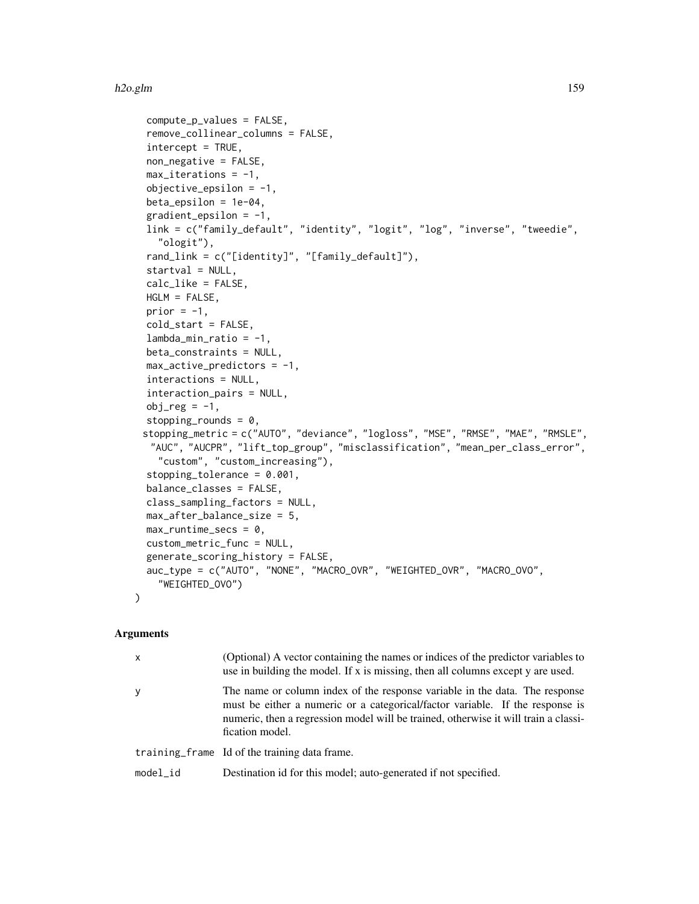```
  compute_p_values = FALSE,
  remove_collinear_columns = FALSE,
  intercept = TRUE,
  non_negative = FALSE,
  max_iterations = -1,
  objective_epsilon = -1,
  beta_epsilon = 1e-04,
  gradient_epsilon = -1,
  link = c("family_default", "identity", "logit", "log", "inverse", "tweedie",
    "ologit"),
  rand_link = c("[identity]", "[family_default]"),
  startval = NULL,
  calc_like = FALSE,
  HGLM = FALSE,
  prior = -1,
  cold_start = FALSE,
  lambda_min_ratio = -1,
  beta_constraints = NULL,
  max_active_predictors = -1,
  interactions = NULL,
  interaction_pairs = NULL,
  obj_reg = -1,
  stopping_rounds = 0,
 stopping_metric = c("AUTO", "deviance", "logloss", "MSE", "RMSE", "MAE", "RMSLE",
   "AUC", "AUCPR", "lift_top_group", "misclassification", "mean_per_class_error",
    "custom", "custom_increasing"),
  stopping_tolerance = 0.001,
  balance_classes = FALSE,
  class_sampling_factors = NULL,
  max_after_balance_size = 5,
  max_runtime_secs = 0,
  custom_metric_func = NULL,
  generate_scoring_history = FALSE,
  auc_type = c("AUTO", "NONE", "MACRO_OVR", "WEIGHTED_OVR", "MACRO_OVO",
    "WEIGHTED_OVO")
)
```

## Arguments

| | |
|---|---|
| `x` | (Optional) A vector containing the names or indices of the predictor variables to use in building the model. If x is missing, then all columns except y are used. |
| `y` | The name or column index of the response variable in the data. The response must be either a numeric or a categorical/factor variable. If the response is numeric, then a regression model will be trained, otherwise it will train a classification model. |
| `training_frame` | Id of the training data frame. |
| `model_id` | Destination id for this model; auto-generated if not specified. |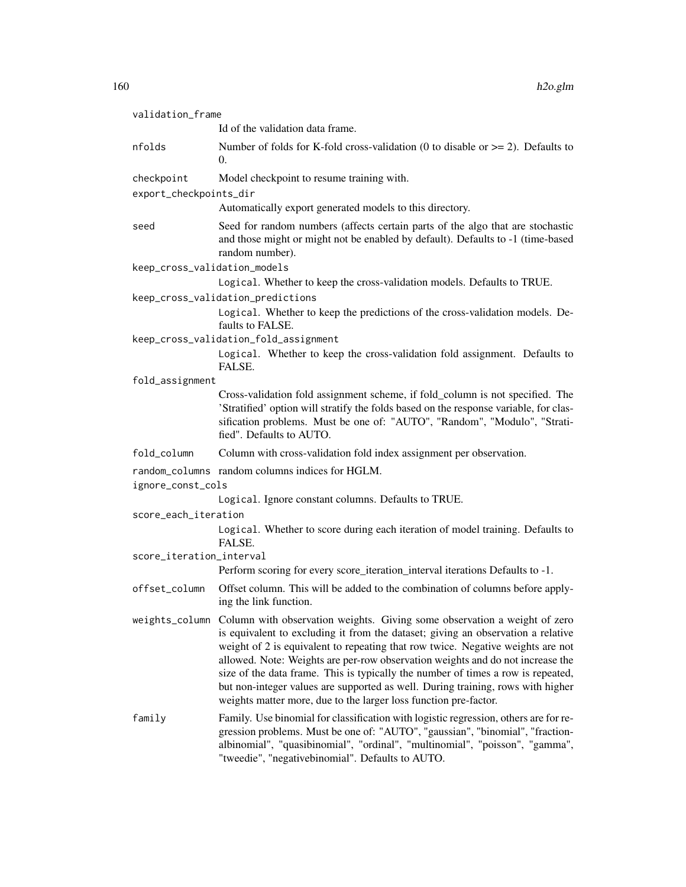`validation_frame`
: Id of the validation data frame.

`nfolds`
: Number of folds for K-fold cross-validation (0 to disable or >= 2). Defaults to 0.

`checkpoint`
: Model checkpoint to resume training with.

`export_checkpoints_dir`
: Automatically export generated models to this directory.

`seed`
: Seed for random numbers (affects certain parts of the algo that are stochastic and those might or might not be enabled by default). Defaults to -1 (time-based random number).

`keep_cross_validation_models`
: `Logical`. Whether to keep the cross-validation models. Defaults to TRUE.

`keep_cross_validation_predictions`
: `Logical`. Whether to keep the predictions of the cross-validation models. Defaults to FALSE.

`keep_cross_validation_fold_assignment`
: `Logical`. Whether to keep the cross-validation fold assignment. Defaults to FALSE.

`fold_assignment`
: Cross-validation fold assignment scheme, if fold_column is not specified. The 'Stratified' option will stratify the folds based on the response variable, for classification problems. Must be one of: "AUTO", "Random", "Modulo", "Stratified". Defaults to AUTO.

`fold_column`
: Column with cross-validation fold index assignment per observation.

`random_columns`
: random columns indices for HGLM.

`ignore_const_cols`
: `Logical`. Ignore constant columns. Defaults to TRUE.

`score_each_iteration`
: `Logical`. Whether to score during each iteration of model training. Defaults to FALSE.

`score_iteration_interval`
: Perform scoring for every score_iteration_interval iterations Defaults to -1.

`offset_column`
: Offset column. This will be added to the combination of columns before applying the link function.

`weights_column`
: Column with observation weights. Giving some observation a weight of zero is equivalent to excluding it from the dataset; giving an observation a relative weight of 2 is equivalent to repeating that row twice. Negative weights are not allowed. Note: Weights are per-row observation weights and do not increase the size of the data frame. This is typically the number of times a row is repeated, but non-integer values are supported as well. During training, rows with higher weights matter more, due to the larger loss function pre-factor.

`family`
: Family. Use binomial for classification with logistic regression, others are for regression problems. Must be one of: "AUTO", "gaussian", "binomial", "fractionalbinomial", "quasibinomial", "ordinal", "multinomial", "poisson", "gamma", "tweedie", "negativebinomial". Defaults to AUTO.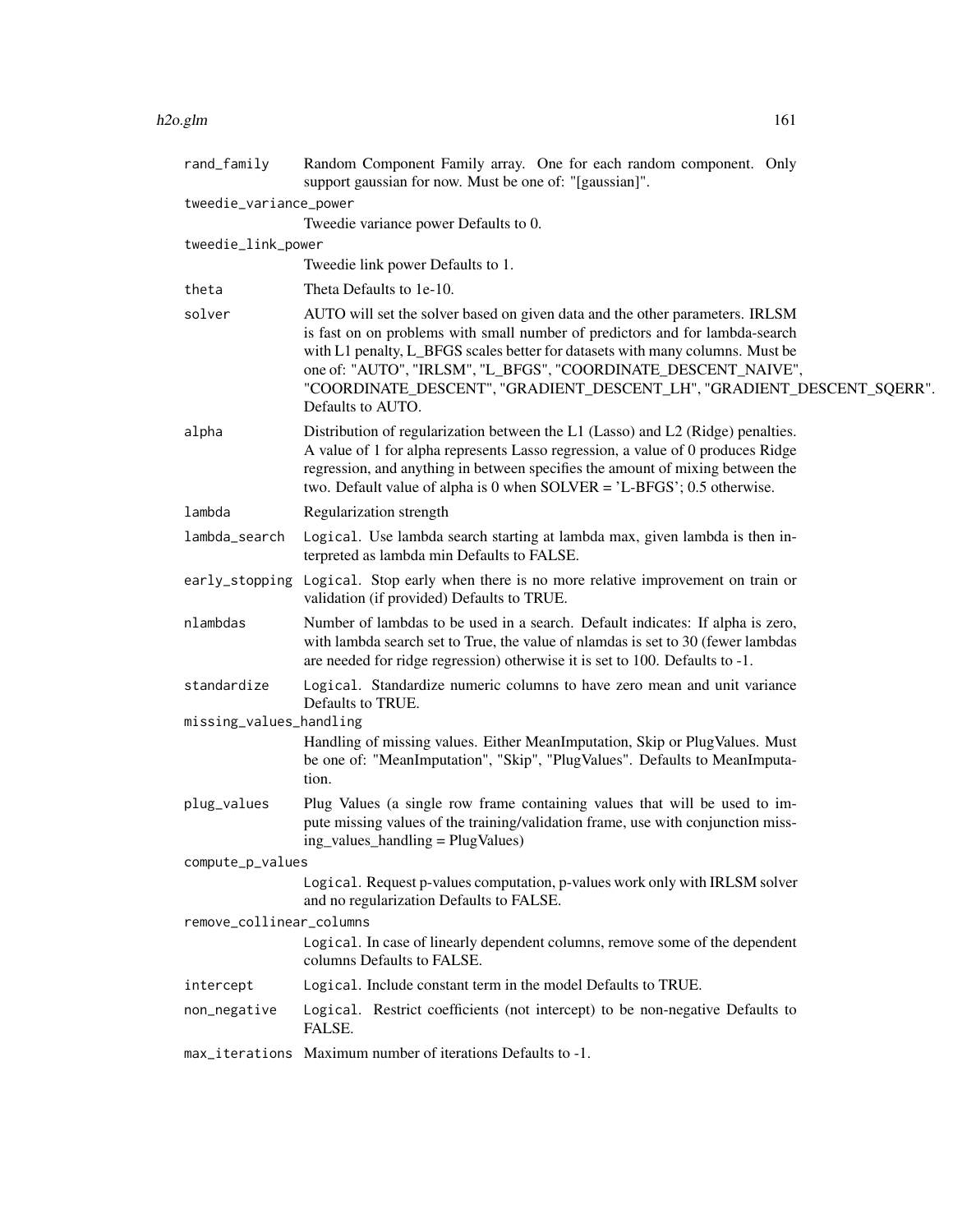| | |
|---|---|
| rand_family | Random Component Family array. One for each random component. Only support gaussian for now. Must be one of: "[gaussian]". |
| tweedie_variance_power | Tweedie variance power Defaults to 0. |
| tweedie_link_power | Tweedie link power Defaults to 1. |
| theta | Theta Defaults to 1e-10. |
| solver | AUTO will set the solver based on given data and the other parameters. IRLSM is fast on on problems with small number of predictors and for lambda-search with L1 penalty, L_BFGS scales better for datasets with many columns. Must be one of: "AUTO", "IRLSM", "L_BFGS", "COORDINATE_DESCENT_NAIVE", "COORDINATE_DESCENT", "GRADIENT_DESCENT_LH", "GRADIENT_DESCENT_SQERR". Defaults to AUTO. |
| alpha | Distribution of regularization between the L1 (Lasso) and L2 (Ridge) penalties. A value of 1 for alpha represents Lasso regression, a value of 0 produces Ridge regression, and anything in between specifies the amount of mixing between the two. Default value of alpha is 0 when SOLVER = 'L-BFGS'; 0.5 otherwise. |
| lambda | Regularization strength |
| lambda_search | Logical. Use lambda search starting at lambda max, given lambda is then interpreted as lambda min Defaults to FALSE. |
| early_stopping | Logical. Stop early when there is no more relative improvement on train or validation (if provided) Defaults to TRUE. |
| nlambdas | Number of lambdas to be used in a search. Default indicates: If alpha is zero, with lambda search set to True, the value of nlamdas is set to 30 (fewer lambdas are needed for ridge regression) otherwise it is set to 100. Defaults to -1. |
| standardize | Logical. Standardize numeric columns to have zero mean and unit variance Defaults to TRUE. |
| missing_values_handling | Handling of missing values. Either MeanImputation, Skip or PlugValues. Must be one of: "MeanImputation", "Skip", "PlugValues". Defaults to MeanImputation. |
| plug_values | Plug Values (a single row frame containing values that will be used to impute missing values of the training/validation frame, use with conjunction missing_values_handling = PlugValues) |
| compute_p_values | Logical. Request p-values computation, p-values work only with IRLSM solver and no regularization Defaults to FALSE. |
| remove_collinear_columns | Logical. In case of linearly dependent columns, remove some of the dependent columns Defaults to FALSE. |
| intercept | Logical. Include constant term in the model Defaults to TRUE. |
| non_negative | Logical. Restrict coefficients (not intercept) to be non-negative Defaults to FALSE. |
| max_iterations | Maximum number of iterations Defaults to -1. |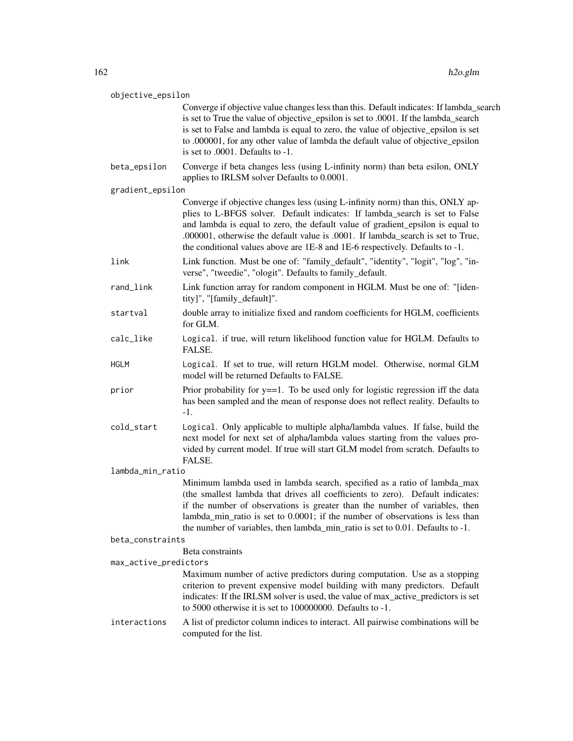**objective_epsilon**

Converge if objective value changes less than this. Default indicates: If lambda_search is set to True the value of objective_epsilon is set to .0001. If the lambda_search is set to False and lambda is equal to zero, the value of objective_epsilon is set to .000001, for any other value of lambda the default value of objective_epsilon is set to .0001. Defaults to -1.

**beta_epsilon**

Converge if beta changes less (using L-infinity norm) than beta esilon, ONLY applies to IRLSM solver Defaults to 0.0001.

**gradient_epsilon**

Converge if objective changes less (using L-infinity norm) than this, ONLY applies to L-BFGS solver. Default indicates: If lambda_search is set to False and lambda is equal to zero, the default value of gradient_epsilon is equal to .000001, otherwise the default value is .0001. If lambda_search is set to True, the conditional values above are 1E-8 and 1E-6 respectively. Defaults to -1.

**link**

Link function. Must be one of: "family_default", "identity", "logit", "log", "inverse", "tweedie", "ologit". Defaults to family_default.

**rand_link**

Link function array for random component in HGLM. Must be one of: "[identity]", "[family_default]".

**startval**

double array to initialize fixed and random coefficients for HGLM, coefficients for GLM.

**calc_like**

`Logical`. if true, will return likelihood function value for HGLM. Defaults to FALSE.

**HGLM**

`Logical`. If set to true, will return HGLM model. Otherwise, normal GLM model will be returned Defaults to FALSE.

**prior**

Prior probability for y==1. To be used only for logistic regression iff the data has been sampled and the mean of response does not reflect reality. Defaults to -1.

**cold_start**

`Logical`. Only applicable to multiple alpha/lambda values. If false, build the next model for next set of alpha/lambda values starting from the values provided by current model. If true will start GLM model from scratch. Defaults to FALSE.

**lambda_min_ratio**

Minimum lambda used in lambda search, specified as a ratio of lambda_max (the smallest lambda that drives all coefficients to zero). Default indicates: if the number of observations is greater than the number of variables, then lambda_min_ratio is set to 0.0001; if the number of observations is less than the number of variables, then lambda_min_ratio is set to 0.01. Defaults to -1.

**beta_constraints**

Beta constraints

**max_active_predictors**

Maximum number of active predictors during computation. Use as a stopping criterion to prevent expensive model building with many predictors. Default indicates: If the IRLSM solver is used, the value of max_active_predictors is set to 5000 otherwise it is set to 100000000. Defaults to -1.

**interactions**

A list of predictor column indices to interact. All pairwise combinations will be computed for the list.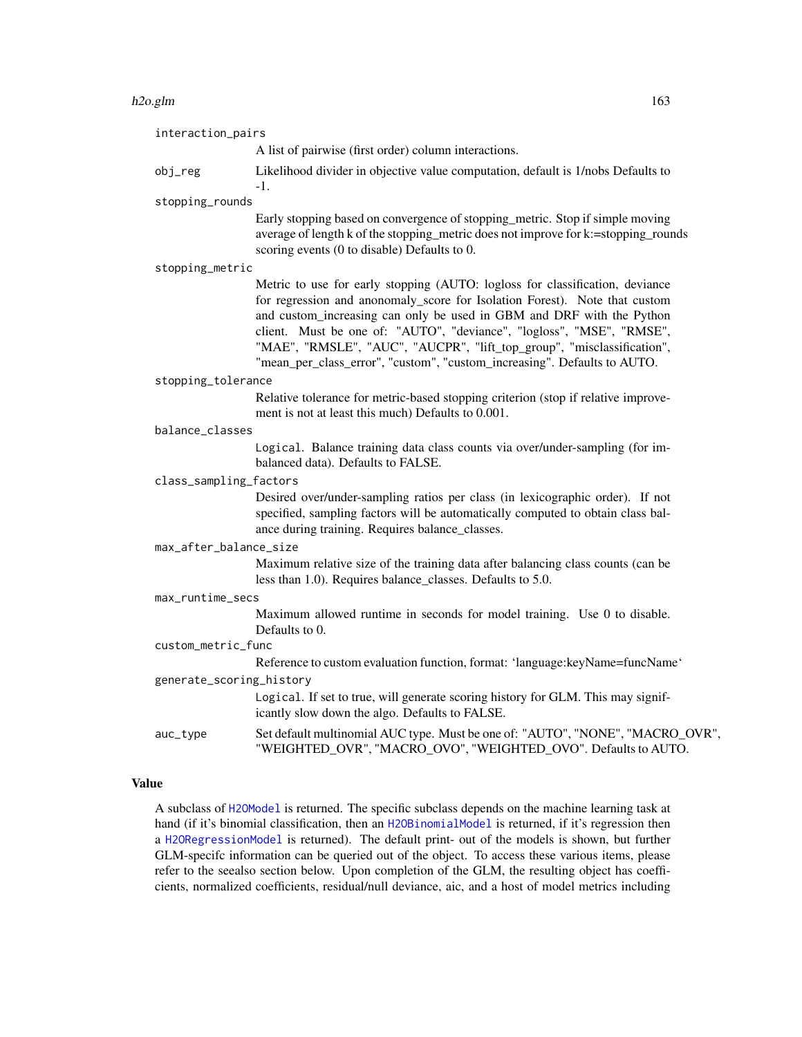`interaction_pairs`
: A list of pairwise (first order) column interactions.

`obj_reg`
: Likelihood divider in objective value computation, default is 1/nobs Defaults to -1.

`stopping_rounds`
: Early stopping based on convergence of stopping_metric. Stop if simple moving average of length k of the stopping_metric does not improve for k:=stopping_rounds scoring events (0 to disable) Defaults to 0.

`stopping_metric`
: Metric to use for early stopping (AUTO: logloss for classification, deviance for regression and anonomaly_score for Isolation Forest). Note that custom and custom_increasing can only be used in GBM and DRF with the Python client. Must be one of: "AUTO", "deviance", "logloss", "MSE", "RMSE", "MAE", "RMSLE", "AUC", "AUCPR", "lift_top_group", "misclassification", "mean_per_class_error", "custom", "custom_increasing". Defaults to AUTO.

`stopping_tolerance`
: Relative tolerance for metric-based stopping criterion (stop if relative improvement is not at least this much) Defaults to 0.001.

`balance_classes`
: `Logical`. Balance training data class counts via over/under-sampling (for imbalanced data). Defaults to FALSE.

`class_sampling_factors`
: Desired over/under-sampling ratios per class (in lexicographic order). If not specified, sampling factors will be automatically computed to obtain class balance during training. Requires balance_classes.

`max_after_balance_size`
: Maximum relative size of the training data after balancing class counts (can be less than 1.0). Requires balance_classes. Defaults to 5.0.

`max_runtime_secs`
: Maximum allowed runtime in seconds for model training. Use 0 to disable. Defaults to 0.

`custom_metric_func`
: Reference to custom evaluation function, format: 'language:keyName=funcName'

`generate_scoring_history`
: `Logical`. If set to true, will generate scoring history for GLM. This may significantly slow down the algo. Defaults to FALSE.

`auc_type`
: Set default multinomial AUC type. Must be one of: "AUTO", "NONE", "MACRO_OVR", "WEIGHTED_OVR", "MACRO_OVO", "WEIGHTED_OVO". Defaults to AUTO.

## Value

A subclass of `H2OModel` is returned. The specific subclass depends on the machine learning task at hand (if it's binomial classification, then an `H2OBinomialModel` is returned, if it's regression then a `H2ORegressionModel` is returned). The default print- out of the models is shown, but further GLM-specifc information can be queried out of the object. To access these various items, please refer to the seealso section below. Upon completion of the GLM, the resulting object has coefficients, normalized coefficients, residual/null deviance, aic, and a host of model metrics including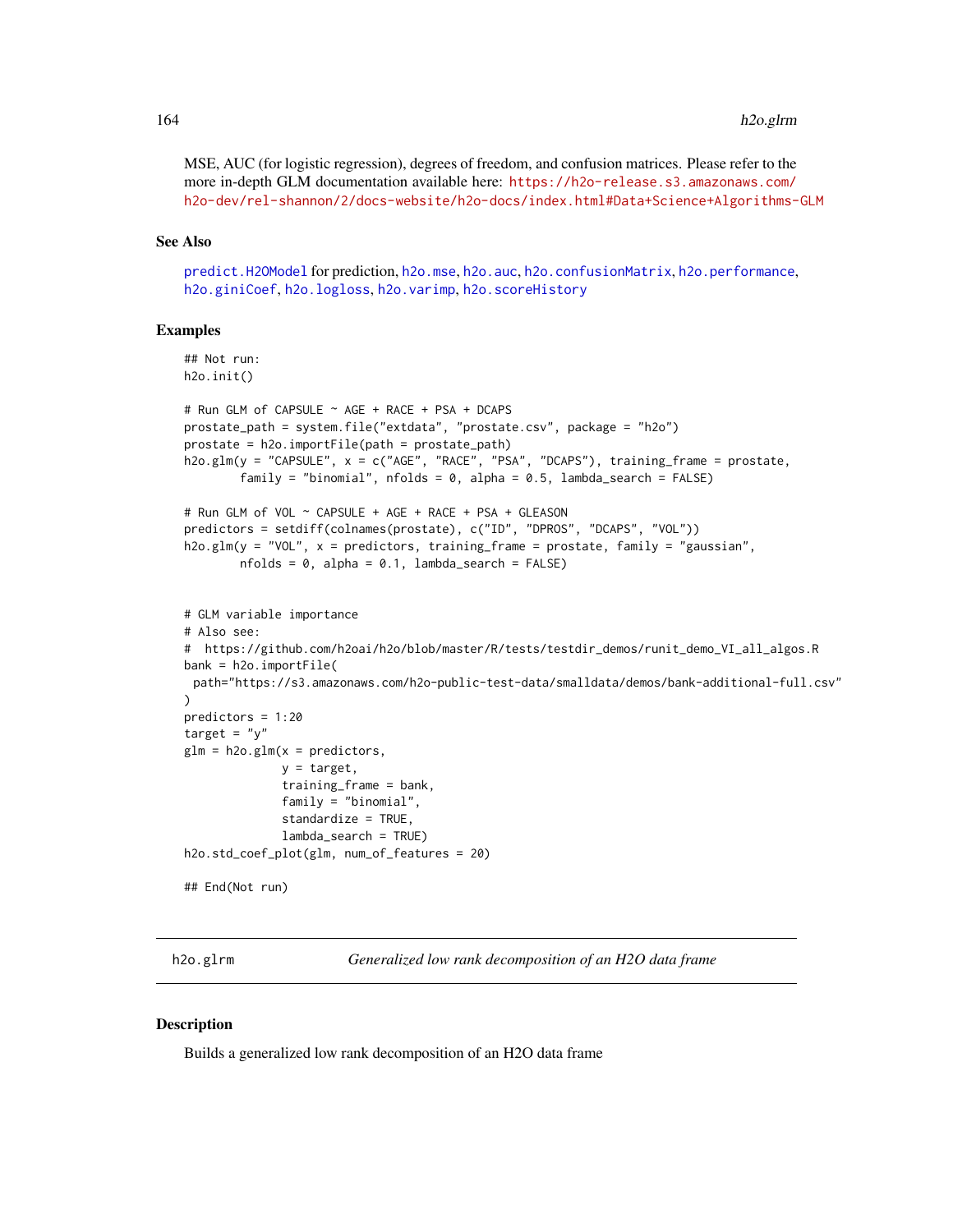MSE, AUC (for logistic regression), degrees of freedom, and confusion matrices. Please refer to the more in-depth GLM documentation available here: https://h2o-release.s3.amazonaws.com/h2o-dev/rel-shannon/2/docs-website/h2o-docs/index.html#Data+Science+Algorithms-GLM

## See Also

predict.H2OModel for prediction, h2o.mse, h2o.auc, h2o.confusionMatrix, h2o.performance, h2o.giniCoef, h2o.logloss, h2o.varimp, h2o.scoreHistory

## Examples

```
## Not run:
h2o.init()

# Run GLM of CAPSULE ~ AGE + RACE + PSA + DCAPS
prostate_path = system.file("extdata", "prostate.csv", package = "h2o")
prostate = h2o.importFile(path = prostate_path)
h2o.glm(y = "CAPSULE", x = c("AGE", "RACE", "PSA", "DCAPS"), training_frame = prostate,
        family = "binomial", nfolds = 0, alpha = 0.5, lambda_search = FALSE)

# Run GLM of VOL ~ CAPSULE + AGE + RACE + PSA + GLEASON
predictors = setdiff(colnames(prostate), c("ID", "DPROS", "DCAPS", "VOL"))
h2o.glm(y = "VOL", x = predictors, training_frame = prostate, family = "gaussian",
        nfolds = 0, alpha = 0.1, lambda_search = FALSE)


# GLM variable importance
# Also see:
#  https://github.com/h2oai/h2o/blob/master/R/tests/testdir_demos/runit_demo_VI_all_algos.R
bank = h2o.importFile(
 path="https://s3.amazonaws.com/h2o-public-test-data/smalldata/demos/bank-additional-full.csv"
)
predictors = 1:20
target = "y"
glm = h2o.glm(x = predictors,
              y = target,
              training_frame = bank,
              family = "binomial",
              standardize = TRUE,
              lambda_search = TRUE)
h2o.std_coef_plot(glm, num_of_features = 20)

## End(Not run)
```

---

# h2o.glrm — *Generalized low rank decomposition of an H2O data frame*

---

## Description

Builds a generalized low rank decomposition of an H2O data frame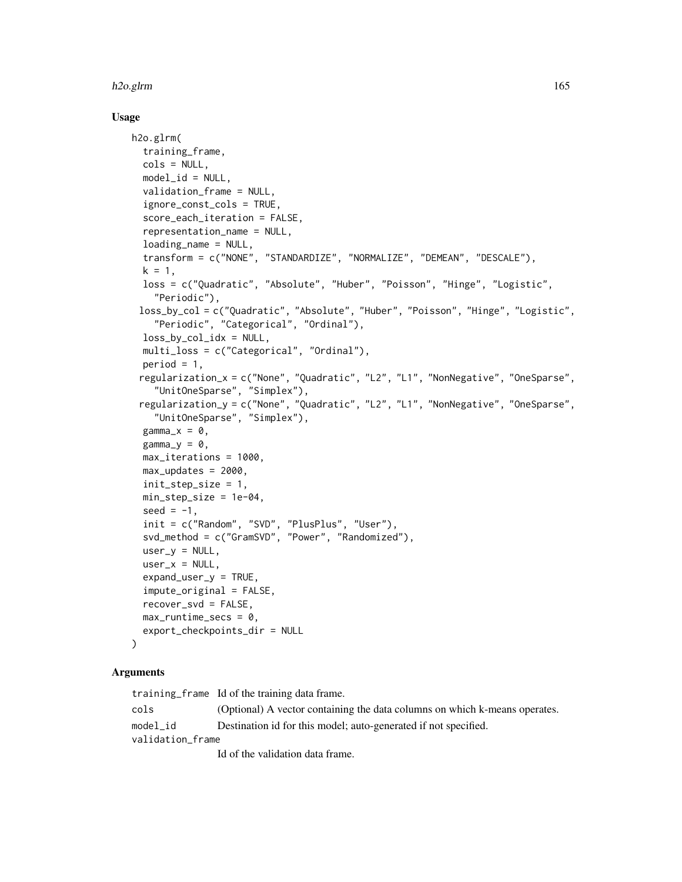## Usage

```
h2o.glrm(
  training_frame,
  cols = NULL,
  model_id = NULL,
  validation_frame = NULL,
  ignore_const_cols = TRUE,
  score_each_iteration = FALSE,
  representation_name = NULL,
  loading_name = NULL,
  transform = c("NONE", "STANDARDIZE", "NORMALIZE", "DEMEAN", "DESCALE"),
  k = 1,
  loss = c("Quadratic", "Absolute", "Huber", "Poisson", "Hinge", "Logistic",
    "Periodic"),
  loss_by_col = c("Quadratic", "Absolute", "Huber", "Poisson", "Hinge", "Logistic",
    "Periodic", "Categorical", "Ordinal"),
  loss_by_col_idx = NULL,
  multi_loss = c("Categorical", "Ordinal"),
  period = 1,
  regularization_x = c("None", "Quadratic", "L2", "L1", "NonNegative", "OneSparse",
    "UnitOneSparse", "Simplex"),
  regularization_y = c("None", "Quadratic", "L2", "L1", "NonNegative", "OneSparse",
    "UnitOneSparse", "Simplex"),
  gamma_x = 0,
  gamma_y = 0,
  max_iterations = 1000,
  max_updates = 2000,
  init_step_size = 1,
  min_step_size = 1e-04,
  seed = -1,
  init = c("Random", "SVD", "PlusPlus", "User"),
  svd_method = c("GramSVD", "Power", "Randomized"),
  user_y = NULL,
  user_x = NULL,
  expand_user_y = TRUE,
  impute_original = FALSE,
  recover_svd = FALSE,
  max_runtime_secs = 0,
  export_checkpoints_dir = NULL
)
```

## Arguments

| | |
|---|---|
| training_frame | Id of the training data frame. |
| cols | (Optional) A vector containing the data columns on which k-means operates. |
| model_id | Destination id for this model; auto-generated if not specified. |
| validation_frame | Id of the validation data frame. |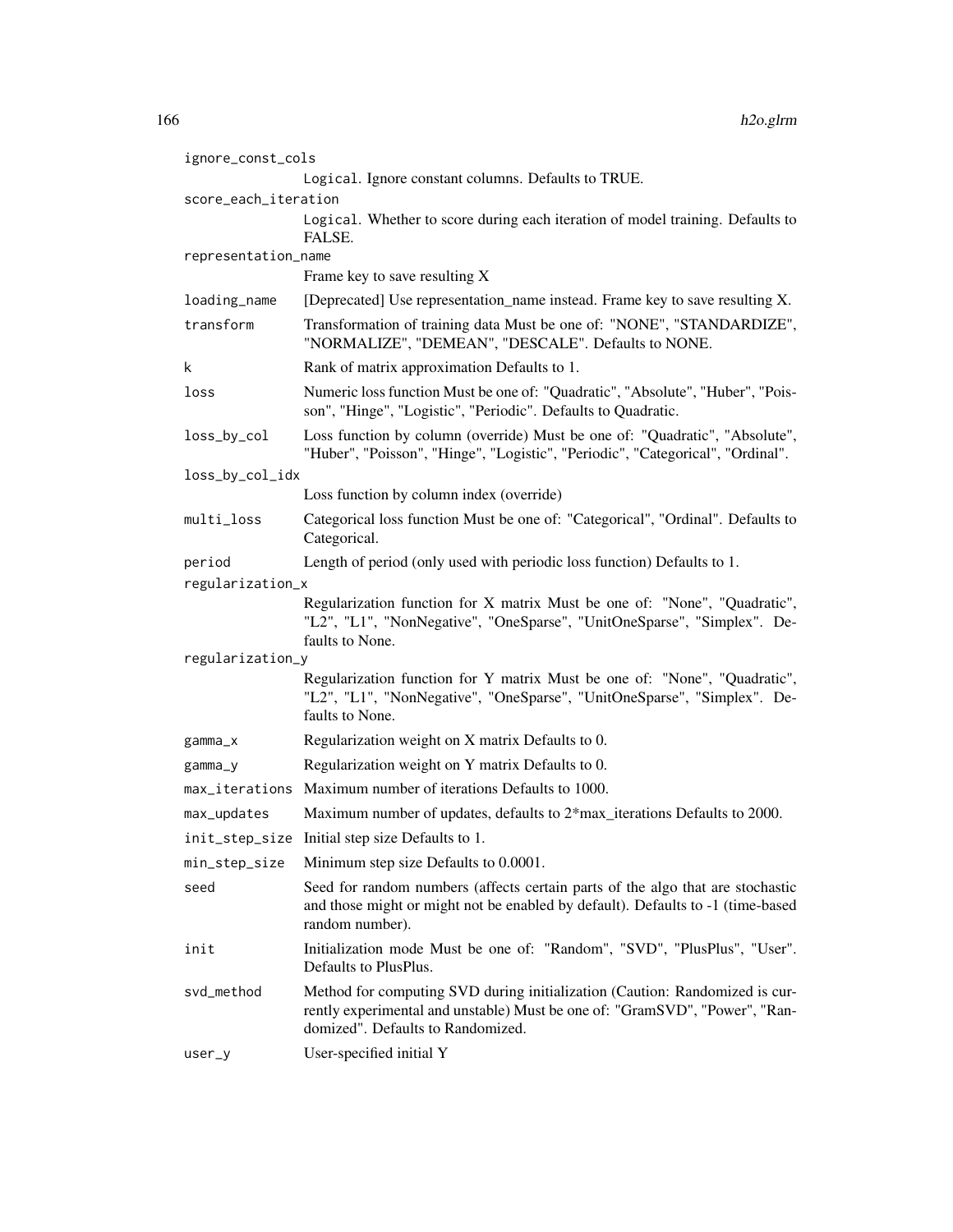| | |
|---|---|
| `ignore_const_cols` | `Logical`. Ignore constant columns. Defaults to TRUE. |
| `score_each_iteration` | `Logical`. Whether to score during each iteration of model training. Defaults to FALSE. |
| `representation_name` | Frame key to save resulting X |
| `loading_name` | [Deprecated] Use representation_name instead. Frame key to save resulting X. |
| `transform` | Transformation of training data Must be one of: "NONE", "STANDARDIZE", "NORMALIZE", "DEMEAN", "DESCALE". Defaults to NONE. |
| `k` | Rank of matrix approximation Defaults to 1. |
| `loss` | Numeric loss function Must be one of: "Quadratic", "Absolute", "Huber", "Poisson", "Hinge", "Logistic", "Periodic". Defaults to Quadratic. |
| `loss_by_col` | Loss function by column (override) Must be one of: "Quadratic", "Absolute", "Huber", "Poisson", "Hinge", "Logistic", "Periodic", "Categorical", "Ordinal". |
| `loss_by_col_idx` | Loss function by column index (override) |
| `multi_loss` | Categorical loss function Must be one of: "Categorical", "Ordinal". Defaults to Categorical. |
| `period` | Length of period (only used with periodic loss function) Defaults to 1. |
| `regularization_x` | Regularization function for X matrix Must be one of: "None", "Quadratic", "L2", "L1", "NonNegative", "OneSparse", "UnitOneSparse", "Simplex". Defaults to None. |
| `regularization_y` | Regularization function for Y matrix Must be one of: "None", "Quadratic", "L2", "L1", "NonNegative", "OneSparse", "UnitOneSparse", "Simplex". Defaults to None. |
| `gamma_x` | Regularization weight on X matrix Defaults to 0. |
| `gamma_y` | Regularization weight on Y matrix Defaults to 0. |
| `max_iterations` | Maximum number of iterations Defaults to 1000. |
| `max_updates` | Maximum number of updates, defaults to 2*max_iterations Defaults to 2000. |
| `init_step_size` | Initial step size Defaults to 1. |
| `min_step_size` | Minimum step size Defaults to 0.0001. |
| `seed` | Seed for random numbers (affects certain parts of the algo that are stochastic and those might or might not be enabled by default). Defaults to -1 (time-based random number). |
| `init` | Initialization mode Must be one of: "Random", "SVD", "PlusPlus", "User". Defaults to PlusPlus. |
| `svd_method` | Method for computing SVD during initialization (Caution: Randomized is currently experimental and unstable) Must be one of: "GramSVD", "Power", "Randomized". Defaults to Randomized. |
| `user_y` | User-specified initial Y |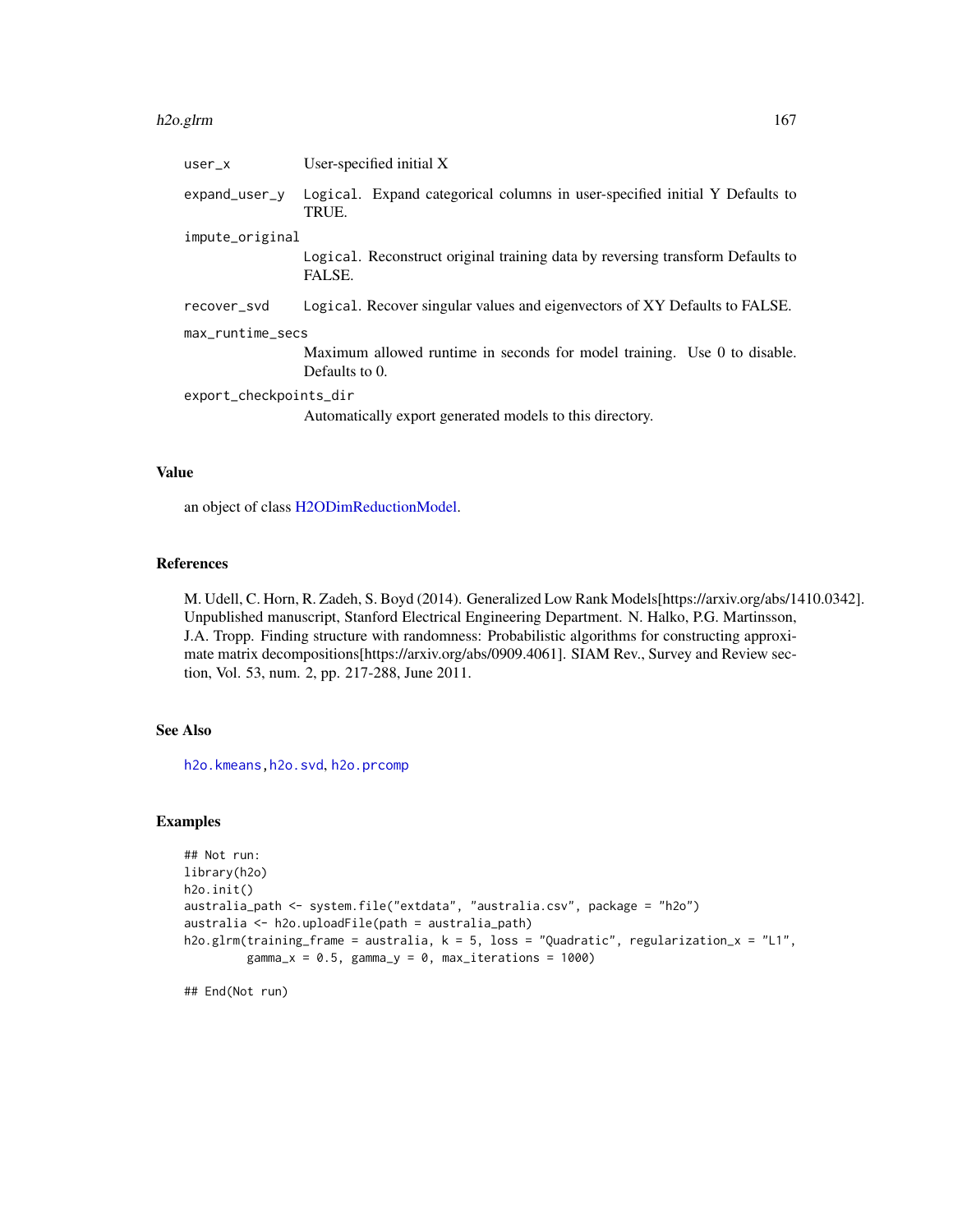| | |
|---|---|
| user_x | User-specified initial X |
| expand_user_y | Logical. Expand categorical columns in user-specified initial Y Defaults to TRUE. |
| impute_original | Logical. Reconstruct original training data by reversing transform Defaults to FALSE. |
| recover_svd | Logical. Recover singular values and eigenvectors of XY Defaults to FALSE. |
| max_runtime_secs | Maximum allowed runtime in seconds for model training. Use 0 to disable. Defaults to 0. |
| export_checkpoints_dir | Automatically export generated models to this directory. |

## Value

an object of class H2ODimReductionModel.

## References

M. Udell, C. Horn, R. Zadeh, S. Boyd (2014). Generalized Low Rank Models[https://arxiv.org/abs/1410.0342]. Unpublished manuscript, Stanford Electrical Engineering Department. N. Halko, P.G. Martinsson, J.A. Tropp. Finding structure with randomness: Probabilistic algorithms for constructing approximate matrix decompositions[https://arxiv.org/abs/0909.4061]. SIAM Rev., Survey and Review section, Vol. 53, num. 2, pp. 217-288, June 2011.

## See Also

h2o.kmeans, h2o.svd, h2o.prcomp

## Examples

```
## Not run:
library(h2o)
h2o.init()
australia_path <- system.file("extdata", "australia.csv", package = "h2o")
australia <- h2o.uploadFile(path = australia_path)
h2o.glrm(training_frame = australia, k = 5, loss = "Quadratic", regularization_x = "L1",
         gamma_x = 0.5, gamma_y = 0, max_iterations = 1000)

## End(Not run)
```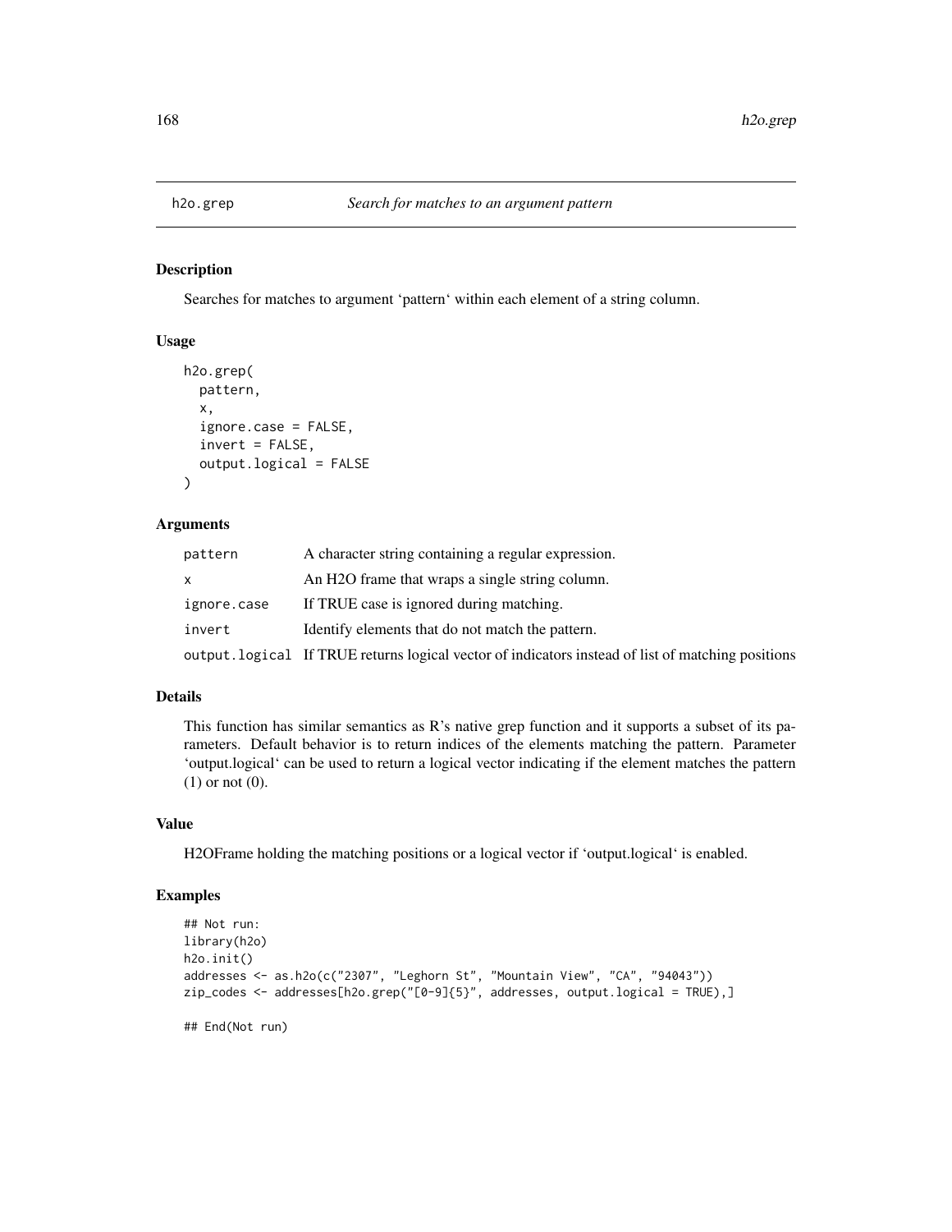# h2o.grep

*Search for matches to an argument pattern*

## Description

Searches for matches to argument 'pattern' within each element of a string column.

## Usage

```
h2o.grep(
  pattern,
  x,
  ignore.case = FALSE,
  invert = FALSE,
  output.logical = FALSE
)
```

## Arguments

| | |
|---|---|
| pattern | A character string containing a regular expression. |
| x | An H2O frame that wraps a single string column. |
| ignore.case | If TRUE case is ignored during matching. |
| invert | Identify elements that do not match the pattern. |
| output.logical | If TRUE returns logical vector of indicators instead of list of matching positions |

## Details

This function has similar semantics as R's native grep function and it supports a subset of its parameters. Default behavior is to return indices of the elements matching the pattern. Parameter 'output.logical' can be used to return a logical vector indicating if the element matches the pattern (1) or not (0).

## Value

H2OFrame holding the matching positions or a logical vector if 'output.logical' is enabled.

## Examples

```
## Not run:
library(h2o)
h2o.init()
addresses <- as.h2o(c("2307", "Leghorn St", "Mountain View", "CA", "94043"))
zip_codes <- addresses[h2o.grep("[0-9]{5}", addresses, output.logical = TRUE),]

## End(Not run)
```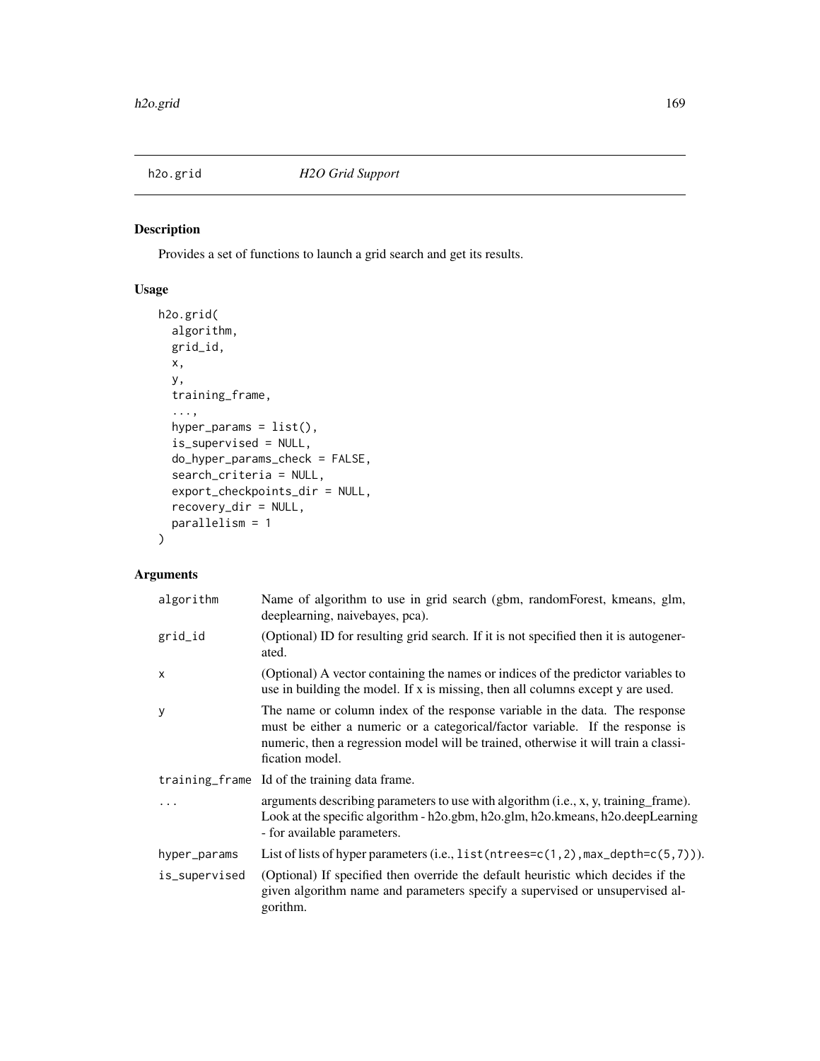## h2o.grid *H2O Grid Support*

### Description

Provides a set of functions to launch a grid search and get its results.

### Usage

```
h2o.grid(
  algorithm,
  grid_id,
  x,
  y,
  training_frame,
  ...,
  hyper_params = list(),
  is_supervised = NULL,
  do_hyper_params_check = FALSE,
  search_criteria = NULL,
  export_checkpoints_dir = NULL,
  recovery_dir = NULL,
  parallelism = 1
)
```

### Arguments

| | |
|---|---|
| `algorithm` | Name of algorithm to use in grid search (gbm, randomForest, kmeans, glm, deeplearning, naivebayes, pca). |
| `grid_id` | (Optional) ID for resulting grid search. If it is not specified then it is autogenerated. |
| `x` | (Optional) A vector containing the names or indices of the predictor variables to use in building the model. If x is missing, then all columns except y are used. |
| `y` | The name or column index of the response variable in the data. The response must be either a numeric or a categorical/factor variable. If the response is numeric, then a regression model will be trained, otherwise it will train a classification model. |
| `training_frame` | Id of the training data frame. |
| `...` | arguments describing parameters to use with algorithm (i.e., x, y, training_frame). Look at the specific algorithm - h2o.gbm, h2o.glm, h2o.kmeans, h2o.deepLearning - for available parameters. |
| `hyper_params` | List of lists of hyper parameters (i.e., `list(ntrees=c(1,2),max_depth=c(5,7))`). |
| `is_supervised` | (Optional) If specified then override the default heuristic which decides if the given algorithm name and parameters specify a supervised or unsupervised algorithm. |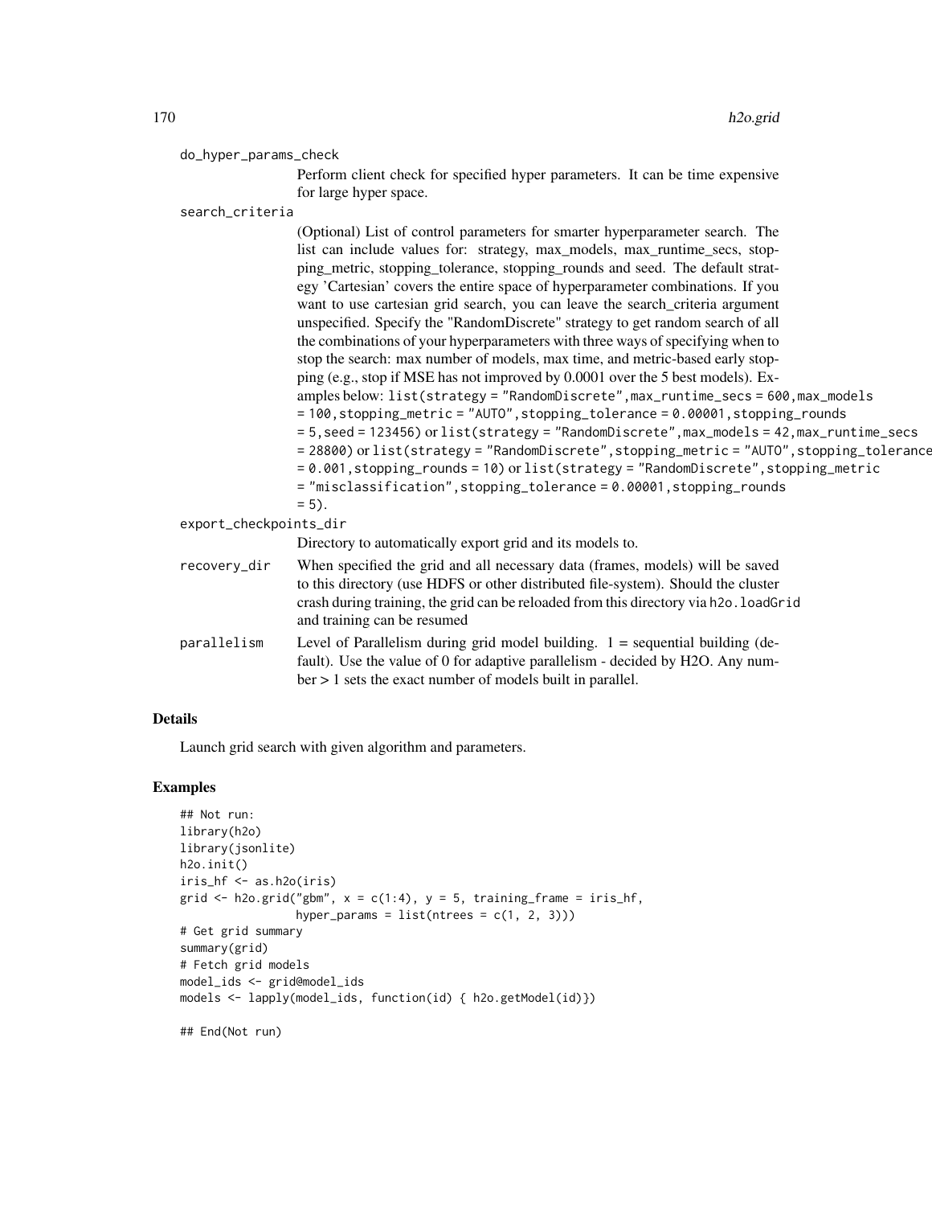do_hyper_params_check
: Perform client check for specified hyper parameters. It can be time expensive for large hyper space.

search_criteria
: (Optional) List of control parameters for smarter hyperparameter search. The list can include values for: strategy, max_models, max_runtime_secs, stopping_metric, stopping_tolerance, stopping_rounds and seed. The default strategy 'Cartesian' covers the entire space of hyperparameter combinations. If you want to use cartesian grid search, you can leave the search_criteria argument unspecified. Specify the "RandomDiscrete" strategy to get random search of all the combinations of your hyperparameters with three ways of specifying when to stop the search: max number of models, max time, and metric-based early stopping (e.g., stop if MSE has not improved by 0.0001 over the 5 best models). Examples below: `list(strategy = "RandomDiscrete",max_runtime_secs = 600,max_models = 100,stopping_metric = "AUTO",stopping_tolerance = 0.00001,stopping_rounds = 5,seed = 123456)` or `list(strategy = "RandomDiscrete",max_models = 42,max_runtime_secs = 28800)` or `list(strategy = "RandomDiscrete",stopping_metric = "AUTO",stopping_tolerance = 0.001,stopping_rounds = 10)` or `list(strategy = "RandomDiscrete",stopping_metric = "misclassification",stopping_tolerance = 0.00001,stopping_rounds = 5)`.

export_checkpoints_dir
: Directory to automatically export grid and its models to.

recovery_dir
: When specified the grid and all necessary data (frames, models) will be saved to this directory (use HDFS or other distributed file-system). Should the cluster crash during training, the grid can be reloaded from this directory via `h2o.loadGrid` and training can be resumed

parallelism
: Level of Parallelism during grid model building. 1 = sequential building (default). Use the value of 0 for adaptive parallelism - decided by H2O. Any number > 1 sets the exact number of models built in parallel.

## Details

Launch grid search with given algorithm and parameters.

## Examples

```
## Not run:
library(h2o)
library(jsonlite)
h2o.init()
iris_hf <- as.h2o(iris)
grid <- h2o.grid("gbm", x = c(1:4), y = 5, training_frame = iris_hf,
                 hyper_params = list(ntrees = c(1, 2, 3)))
# Get grid summary
summary(grid)
# Fetch grid models
model_ids <- grid@model_ids
models <- lapply(model_ids, function(id) { h2o.getModel(id)})

## End(Not run)
```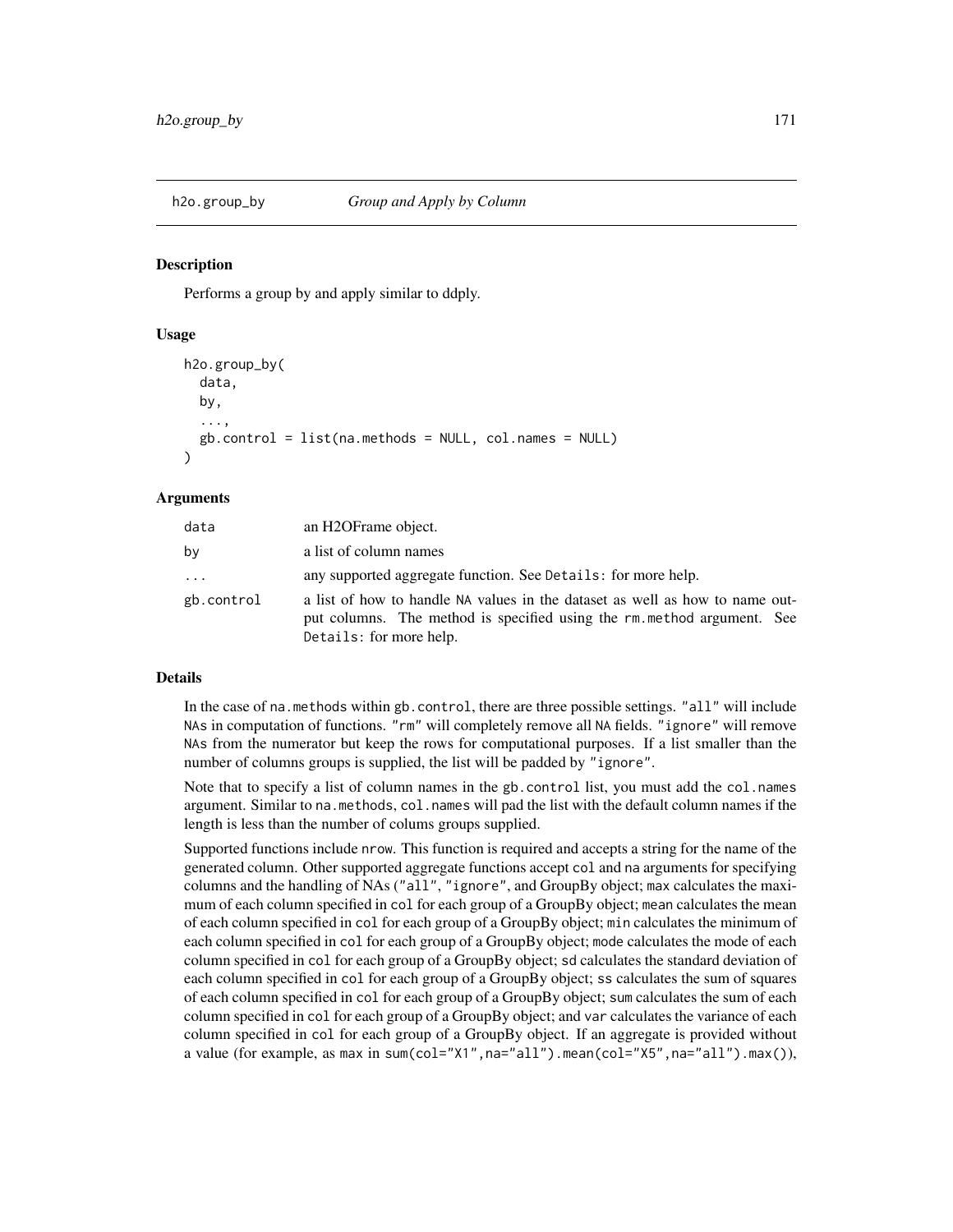## h2o.group_by    *Group and Apply by Column*

### Description

Performs a group by and apply similar to ddply.

### Usage

```
h2o.group_by(
  data,
  by,
  ...,
  gb.control = list(na.methods = NULL, col.names = NULL)
)
```

### Arguments

| | |
|---|---|
| data | an H2OFrame object. |
| by | a list of column names |
| ... | any supported aggregate function. See Details: for more help. |
| gb.control | a list of how to handle NA values in the dataset as well as how to name output columns. The method is specified using the rm.method argument. See Details: for more help. |

### Details

In the case of na.methods within gb.control, there are three possible settings. "all" will include NAs in computation of functions. "rm" will completely remove all NA fields. "ignore" will remove NAs from the numerator but keep the rows for computational purposes. If a list smaller than the number of columns groups is supplied, the list will be padded by "ignore".

Note that to specify a list of column names in the gb.control list, you must add the col.names argument. Similar to na.methods, col.names will pad the list with the default column names if the length is less than the number of colums groups supplied.

Supported functions include nrow. This function is required and accepts a string for the name of the generated column. Other supported aggregate functions accept col and na arguments for specifying columns and the handling of NAs ("all", "ignore", and GroupBy object; max calculates the maximum of each column specified in col for each group of a GroupBy object; mean calculates the mean of each column specified in col for each group of a GroupBy object; min calculates the minimum of each column specified in col for each group of a GroupBy object; mode calculates the mode of each column specified in col for each group of a GroupBy object; sd calculates the standard deviation of each column specified in col for each group of a GroupBy object; ss calculates the sum of squares of each column specified in col for each group of a GroupBy object; sum calculates the sum of each column specified in col for each group of a GroupBy object; and var calculates the variance of each column specified in col for each group of a GroupBy object. If an aggregate is provided without a value (for example, as max in sum(col="X1",na="all").mean(col="X5",na="all").max()),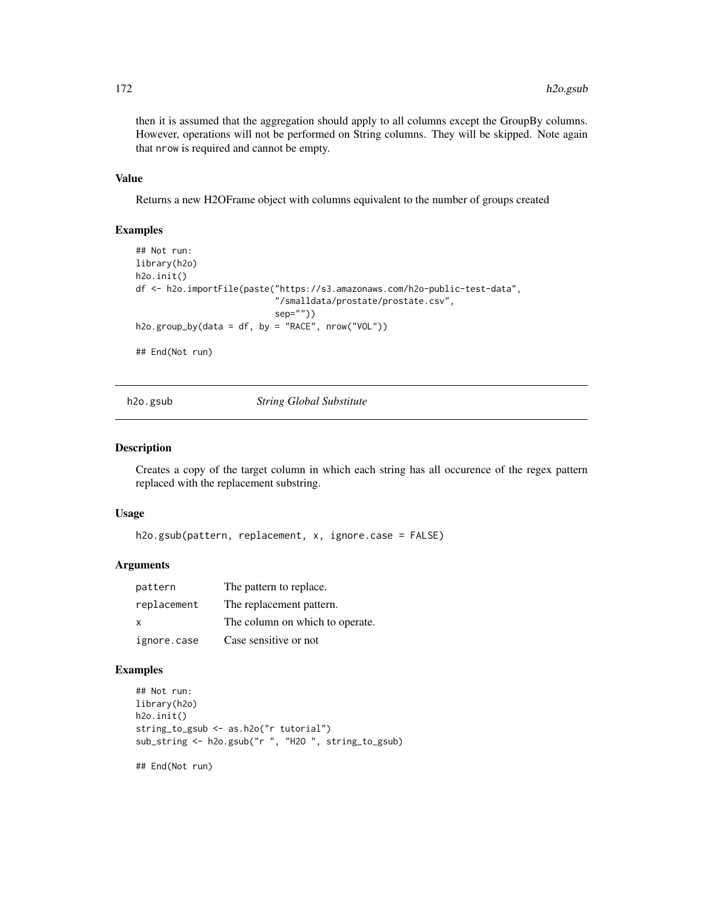then it is assumed that the aggregation should apply to all columns except the GroupBy columns. However, operations will not be performed on String columns. They will be skipped. Note again that nrow is required and cannot be empty.

### Value

Returns a new H2OFrame object with columns equivalent to the number of groups created

### Examples

```
## Not run:
library(h2o)
h2o.init()
df <- h2o.importFile(paste("https://s3.amazonaws.com/h2o-public-test-data",
                           "/smalldata/prostate/prostate.csv",
                           sep=""))
h2o.group_by(data = df, by = "RACE", nrow("VOL"))

## End(Not run)
```

---

## h2o.gsub    *String Global Substitute*

---

### Description

Creates a copy of the target column in which each string has all occurence of the regex pattern replaced with the replacement substring.

### Usage

```
h2o.gsub(pattern, replacement, x, ignore.case = FALSE)
```

### Arguments

| | |
|---|---|
| pattern | The pattern to replace. |
| replacement | The replacement pattern. |
| x | The column on which to operate. |
| ignore.case | Case sensitive or not |

### Examples

```
## Not run:
library(h2o)
h2o.init()
string_to_gsub <- as.h2o("r tutorial")
sub_string <- h2o.gsub("r ", "H2O ", string_to_gsub)

## End(Not run)
```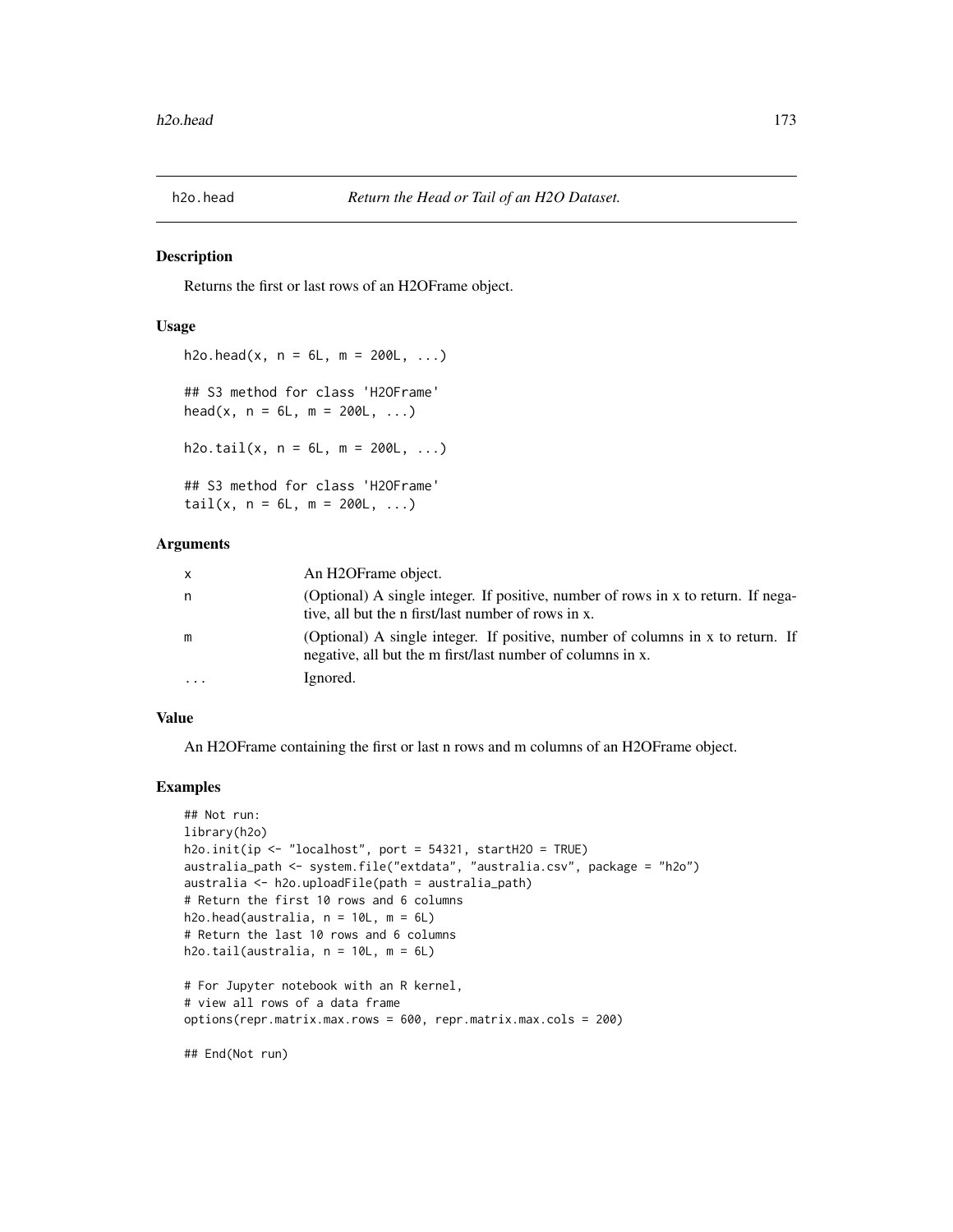# h2o.head — *Return the Head or Tail of an H2O Dataset.*

## Description

Returns the first or last rows of an H2OFrame object.

## Usage

```
h2o.head(x, n = 6L, m = 200L, ...)

## S3 method for class 'H2OFrame'
head(x, n = 6L, m = 200L, ...)

h2o.tail(x, n = 6L, m = 200L, ...)

## S3 method for class 'H2OFrame'
tail(x, n = 6L, m = 200L, ...)
```

## Arguments

| | |
|---|---|
| `x` | An H2OFrame object. |
| `n` | (Optional) A single integer. If positive, number of rows in x to return. If negative, all but the n first/last number of rows in x. |
| `m` | (Optional) A single integer. If positive, number of columns in x to return. If negative, all but the m first/last number of columns in x. |
| `...` | Ignored. |

## Value

An H2OFrame containing the first or last n rows and m columns of an H2OFrame object.

## Examples

```
## Not run:
library(h2o)
h2o.init(ip <- "localhost", port = 54321, startH2O = TRUE)
australia_path <- system.file("extdata", "australia.csv", package = "h2o")
australia <- h2o.uploadFile(path = australia_path)
# Return the first 10 rows and 6 columns
h2o.head(australia, n = 10L, m = 6L)
# Return the last 10 rows and 6 columns
h2o.tail(australia, n = 10L, m = 6L)

# For Jupyter notebook with an R kernel,
# view all rows of a data frame
options(repr.matrix.max.rows = 600, repr.matrix.max.cols = 200)

## End(Not run)
```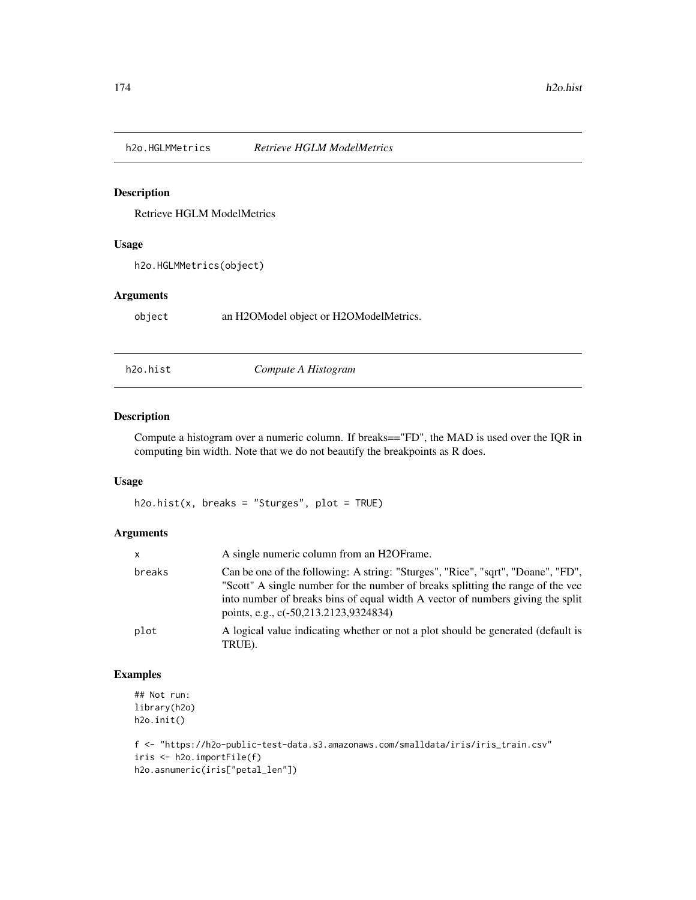## h2o.HGLMMetrics *Retrieve HGLM ModelMetrics*

### Description

Retrieve HGLM ModelMetrics

### Usage

```
h2o.HGLMMetrics(object)
```

### Arguments

| | |
|---|---|
| object | an H2OModel object or H2OModelMetrics. |

## h2o.hist *Compute A Histogram*

### Description

Compute a histogram over a numeric column. If breaks=="FD", the MAD is used over the IQR in computing bin width. Note that we do not beautify the breakpoints as R does.

### Usage

```
h2o.hist(x, breaks = "Sturges", plot = TRUE)
```

### Arguments

| | |
|---|---|
| x | A single numeric column from an H2OFrame. |
| breaks | Can be one of the following: A string: "Sturges", "Rice", "sqrt", "Doane", "FD", "Scott" A single number for the number of breaks splitting the range of the vec into number of breaks bins of equal width A vector of numbers giving the split points, e.g., c(-50,213.2123,9324834) |
| plot | A logical value indicating whether or not a plot should be generated (default is TRUE). |

### Examples

```
## Not run:
library(h2o)
h2o.init()

f <- "https://h2o-public-test-data.s3.amazonaws.com/smalldata/iris/iris_train.csv"
iris <- h2o.importFile(f)
h2o.asnumeric(iris["petal_len"])
```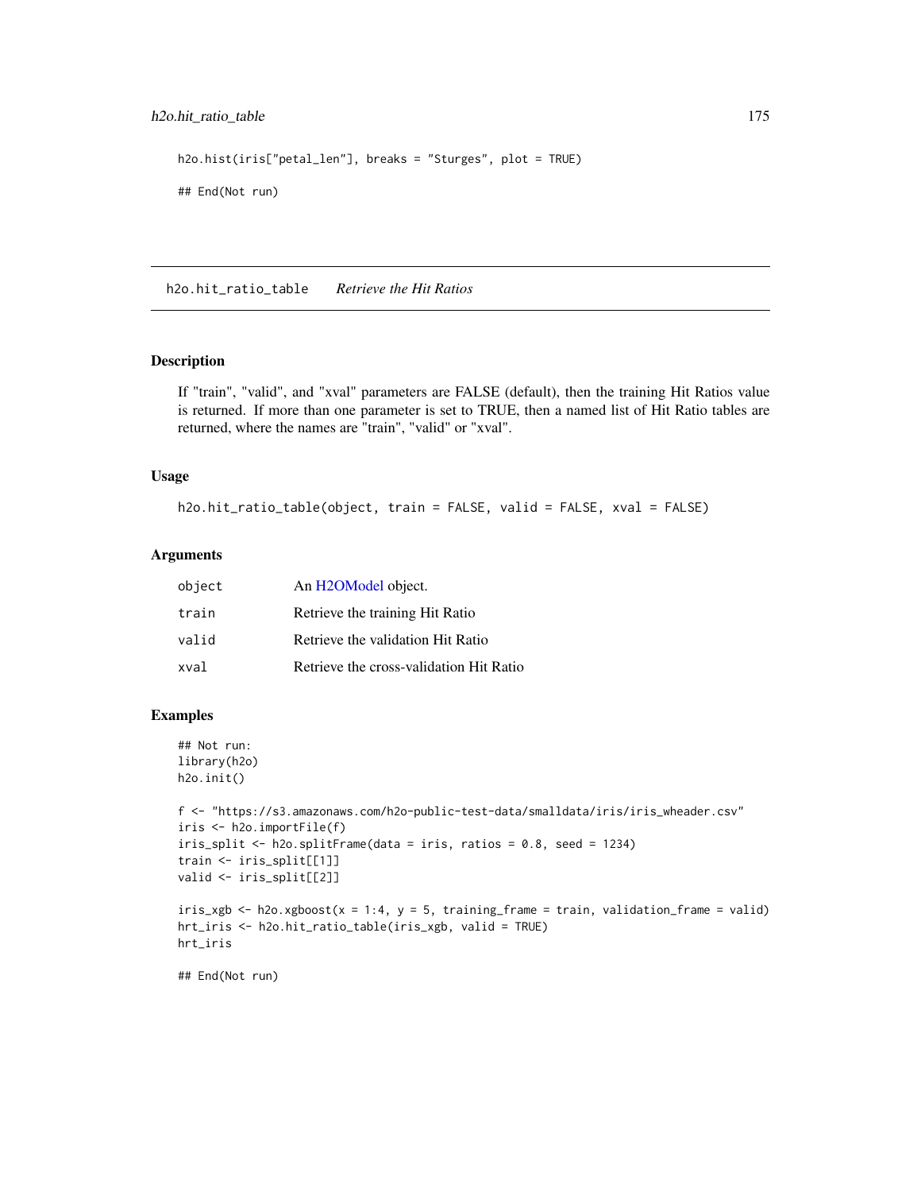```
h2o.hist(iris["petal_len"], breaks = "Sturges", plot = TRUE)

## End(Not run)
```

---

## h2o.hit_ratio_table *Retrieve the Hit Ratios*

### Description

If "train", "valid", and "xval" parameters are FALSE (default), then the training Hit Ratios value is returned. If more than one parameter is set to TRUE, then a named list of Hit Ratio tables are returned, where the names are "train", "valid" or "xval".

### Usage

```
h2o.hit_ratio_table(object, train = FALSE, valid = FALSE, xval = FALSE)
```

### Arguments

| | |
|---|---|
| object | An H2OModel object. |
| train | Retrieve the training Hit Ratio |
| valid | Retrieve the validation Hit Ratio |
| xval | Retrieve the cross-validation Hit Ratio |

### Examples

```
## Not run:
library(h2o)
h2o.init()

f <- "https://s3.amazonaws.com/h2o-public-test-data/smalldata/iris/iris_wheader.csv"
iris <- h2o.importFile(f)
iris_split <- h2o.splitFrame(data = iris, ratios = 0.8, seed = 1234)
train <- iris_split[[1]]
valid <- iris_split[[2]]

iris_xgb <- h2o.xgboost(x = 1:4, y = 5, training_frame = train, validation_frame = valid)
hrt_iris <- h2o.hit_ratio_table(iris_xgb, valid = TRUE)
hrt_iris

## End(Not run)
```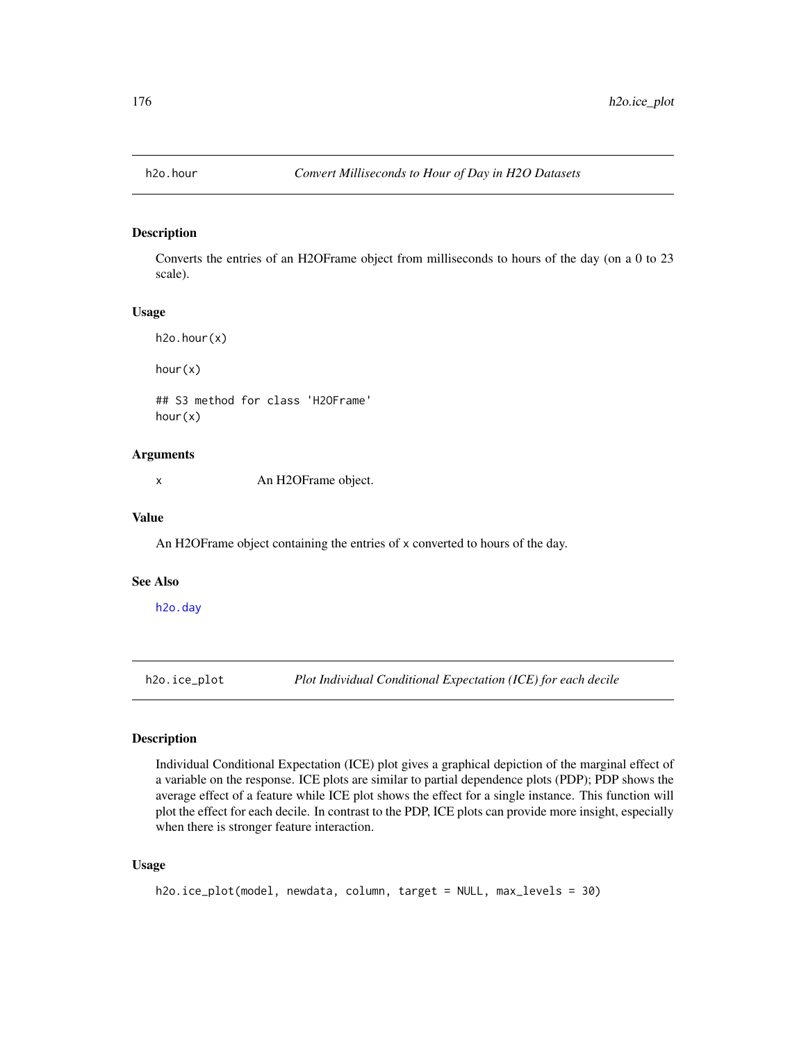## h2o.hour — *Convert Milliseconds to Hour of Day in H2O Datasets*

### Description

Converts the entries of an H2OFrame object from milliseconds to hours of the day (on a 0 to 23 scale).

### Usage

```
h2o.hour(x)

hour(x)

## S3 method for class 'H2OFrame'
hour(x)
```

### Arguments

| | |
|---|---|
| x | An H2OFrame object. |

### Value

An H2OFrame object containing the entries of x converted to hours of the day.

### See Also

h2o.day

## h2o.ice_plot — *Plot Individual Conditional Expectation (ICE) for each decile*

### Description

Individual Conditional Expectation (ICE) plot gives a graphical depiction of the marginal effect of a variable on the response. ICE plots are similar to partial dependence plots (PDP); PDP shows the average effect of a feature while ICE plot shows the effect for a single instance. This function will plot the effect for each decile. In contrast to the PDP, ICE plots can provide more insight, especially when there is stronger feature interaction.

### Usage

```
h2o.ice_plot(model, newdata, column, target = NULL, max_levels = 30)
```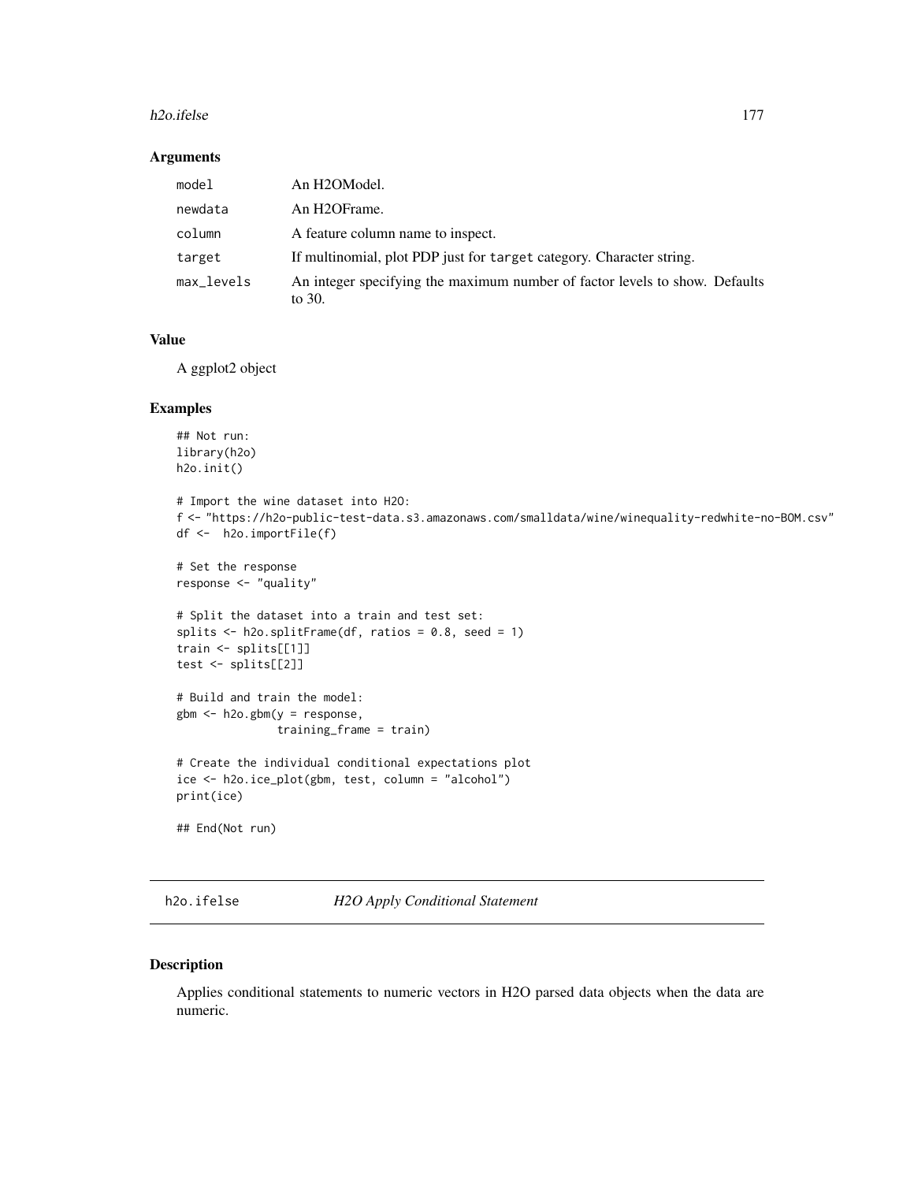### Arguments

| | |
|---|---|
| model | An H2OModel. |
| newdata | An H2OFrame. |
| column | A feature column name to inspect. |
| target | If multinomial, plot PDP just for target category. Character string. |
| max_levels | An integer specifying the maximum number of factor levels to show. Defaults to 30. |

### Value

A ggplot2 object

### Examples

```
## Not run:
library(h2o)
h2o.init()

# Import the wine dataset into H2O:
f <- "https://h2o-public-test-data.s3.amazonaws.com/smalldata/wine/winequality-redwhite-no-BOM.csv"
df <-  h2o.importFile(f)

# Set the response
response <- "quality"

# Split the dataset into a train and test set:
splits <- h2o.splitFrame(df, ratios = 0.8, seed = 1)
train <- splits[[1]]
test <- splits[[2]]

# Build and train the model:
gbm <- h2o.gbm(y = response,
               training_frame = train)

# Create the individual conditional expectations plot
ice <- h2o.ice_plot(gbm, test, column = "alcohol")
print(ice)

## End(Not run)
```

## h2o.ifelse *H2O Apply Conditional Statement*

### Description

Applies conditional statements to numeric vectors in H2O parsed data objects when the data are numeric.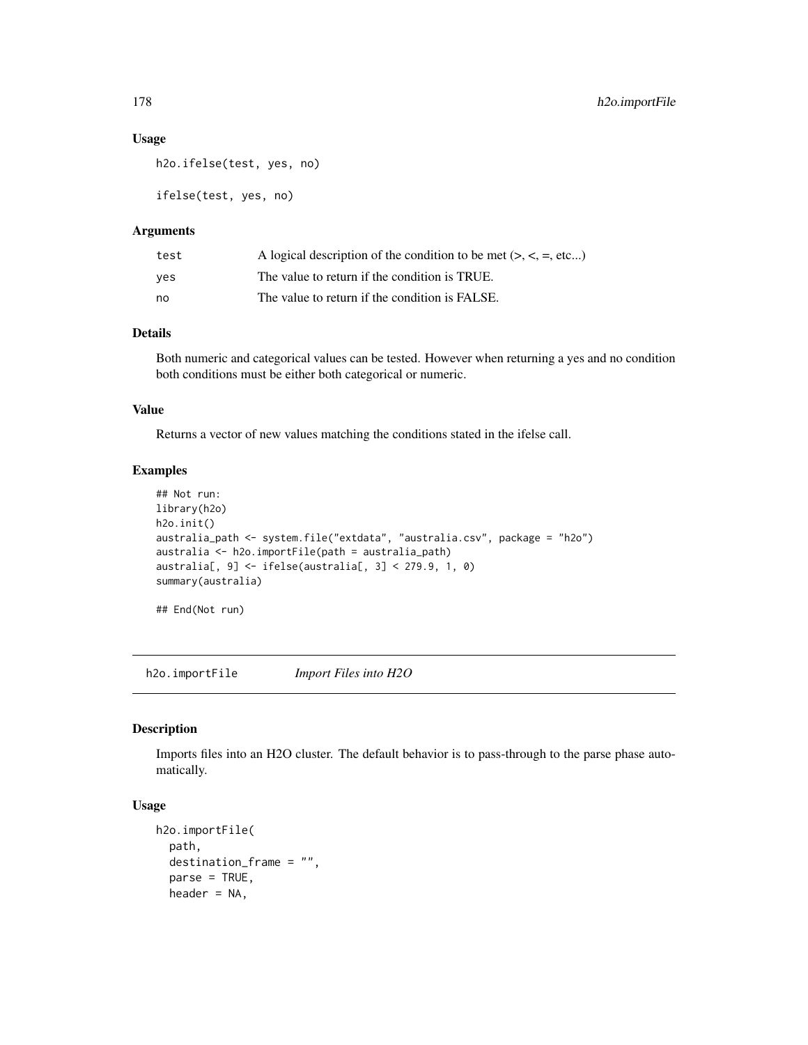### Usage

```
h2o.ifelse(test, yes, no)

ifelse(test, yes, no)
```

### Arguments

| | |
|---|---|
| test | A logical description of the condition to be met (>, <, =, etc...) |
| yes | The value to return if the condition is TRUE. |
| no | The value to return if the condition is FALSE. |

### Details

Both numeric and categorical values can be tested. However when returning a yes and no condition both conditions must be either both categorical or numeric.

### Value

Returns a vector of new values matching the conditions stated in the ifelse call.

### Examples

```
## Not run:
library(h2o)
h2o.init()
australia_path <- system.file("extdata", "australia.csv", package = "h2o")
australia <- h2o.importFile(path = australia_path)
australia[, 9] <- ifelse(australia[, 3] < 279.9, 1, 0)
summary(australia)

## End(Not run)
```

## h2o.importFile *Import Files into H2O*

### Description

Imports files into an H2O cluster. The default behavior is to pass-through to the parse phase automatically.

### Usage

```
h2o.importFile(
  path,
  destination_frame = "",
  parse = TRUE,
  header = NA,
```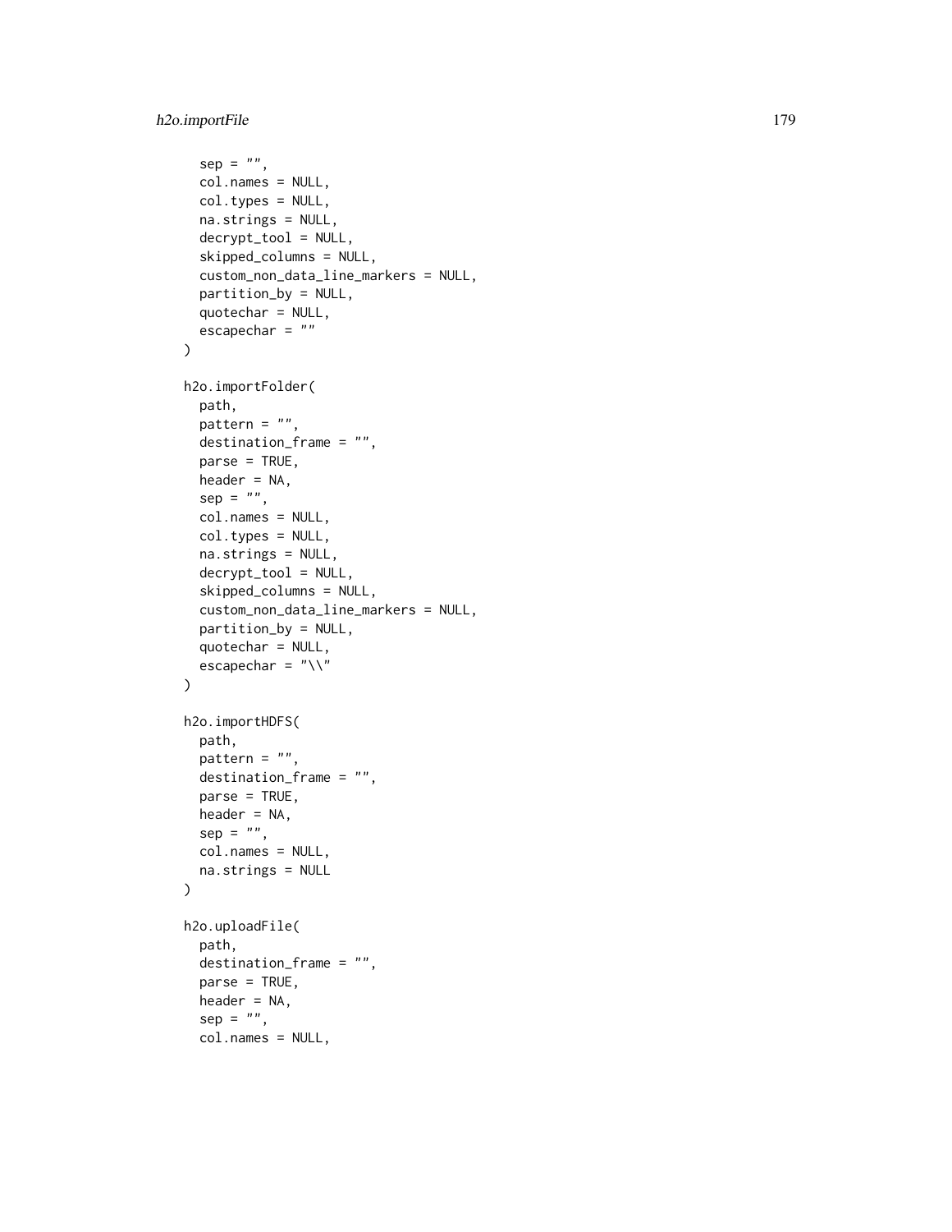```
  sep = "",
  col.names = NULL,
  col.types = NULL,
  na.strings = NULL,
  decrypt_tool = NULL,
  skipped_columns = NULL,
  custom_non_data_line_markers = NULL,
  partition_by = NULL,
  quotechar = NULL,
  escapechar = ""
)

h2o.importFolder(
  path,
  pattern = "",
  destination_frame = "",
  parse = TRUE,
  header = NA,
  sep = "",
  col.names = NULL,
  col.types = NULL,
  na.strings = NULL,
  decrypt_tool = NULL,
  skipped_columns = NULL,
  custom_non_data_line_markers = NULL,
  partition_by = NULL,
  quotechar = NULL,
  escapechar = "\\"
)

h2o.importHDFS(
  path,
  pattern = "",
  destination_frame = "",
  parse = TRUE,
  header = NA,
  sep = "",
  col.names = NULL,
  na.strings = NULL
)

h2o.uploadFile(
  path,
  destination_frame = "",
  parse = TRUE,
  header = NA,
  sep = "",
  col.names = NULL,
```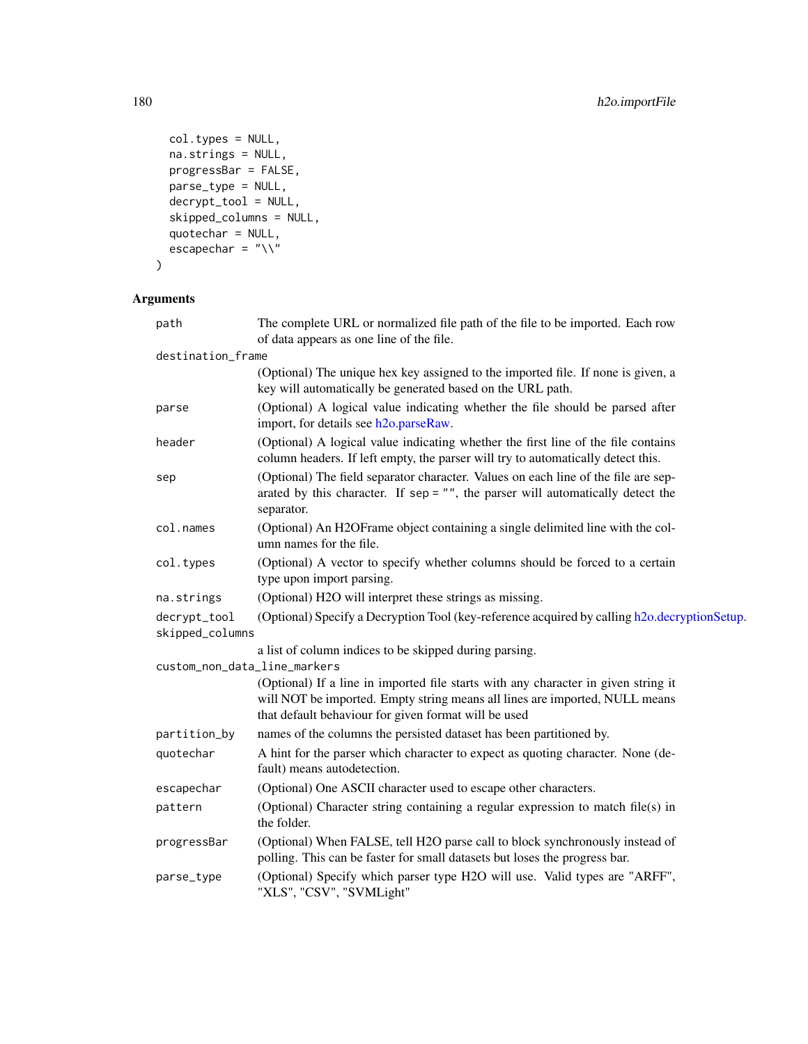```
  col.types = NULL,
  na.strings = NULL,
  progressBar = FALSE,
  parse_type = NULL,
  decrypt_tool = NULL,
  skipped_columns = NULL,
  quotechar = NULL,
  escapechar = "\\"
)
```

## Arguments

| | |
|---|---|
| path | The complete URL or normalized file path of the file to be imported. Each row of data appears as one line of the file. |
| destination_frame | (Optional) The unique hex key assigned to the imported file. If none is given, a key will automatically be generated based on the URL path. |
| parse | (Optional) A logical value indicating whether the file should be parsed after import, for details see h2o.parseRaw. |
| header | (Optional) A logical value indicating whether the first line of the file contains column headers. If left empty, the parser will try to automatically detect this. |
| sep | (Optional) The field separator character. Values on each line of the file are separated by this character. If sep = "", the parser will automatically detect the separator. |
| col.names | (Optional) An H2OFrame object containing a single delimited line with the column names for the file. |
| col.types | (Optional) A vector to specify whether columns should be forced to a certain type upon import parsing. |
| na.strings | (Optional) H2O will interpret these strings as missing. |
| decrypt_tool | (Optional) Specify a Decryption Tool (key-reference acquired by calling h2o.decryptionSetup. |
| skipped_columns | a list of column indices to be skipped during parsing. |
| custom_non_data_line_markers | (Optional) If a line in imported file starts with any character in given string it will NOT be imported. Empty string means all lines are imported, NULL means that default behaviour for given format will be used |
| partition_by | names of the columns the persisted dataset has been partitioned by. |
| quotechar | A hint for the parser which character to expect as quoting character. None (default) means autodetection. |
| escapechar | (Optional) One ASCII character used to escape other characters. |
| pattern | (Optional) Character string containing a regular expression to match file(s) in the folder. |
| progressBar | (Optional) When FALSE, tell H2O parse call to block synchronously instead of polling. This can be faster for small datasets but loses the progress bar. |
| parse_type | (Optional) Specify which parser type H2O will use. Valid types are "ARFF", "XLS", "CSV", "SVMLight" |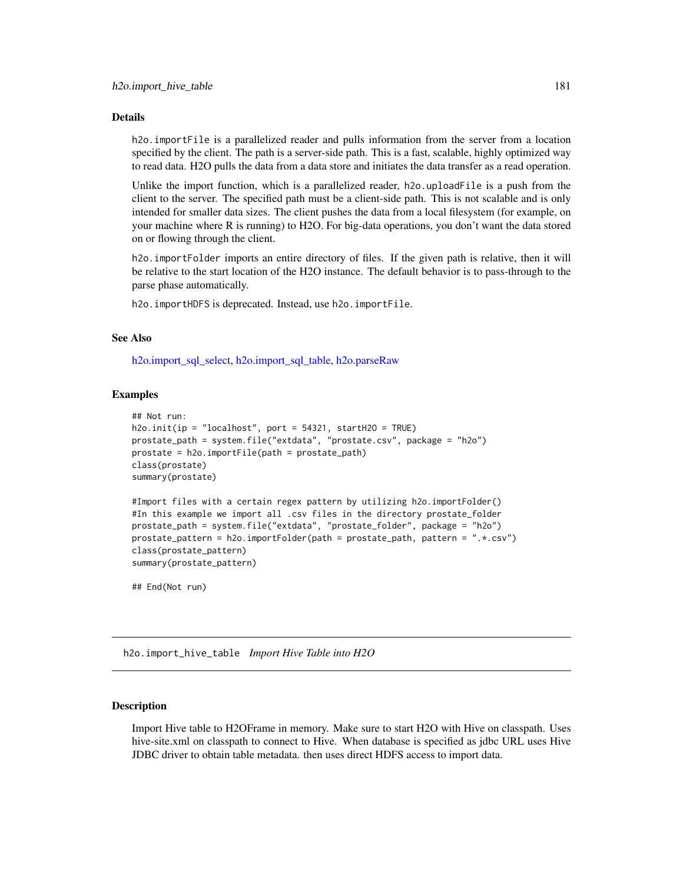### Details

`h2o.importFile` is a parallelized reader and pulls information from the server from a location specified by the client. The path is a server-side path. This is a fast, scalable, highly optimized way to read data. H2O pulls the data from a data store and initiates the data transfer as a read operation.

Unlike the import function, which is a parallelized reader, `h2o.uploadFile` is a push from the client to the server. The specified path must be a client-side path. This is not scalable and is only intended for smaller data sizes. The client pushes the data from a local filesystem (for example, on your machine where R is running) to H2O. For big-data operations, you don't want the data stored on or flowing through the client.

`h2o.importFolder` imports an entire directory of files. If the given path is relative, then it will be relative to the start location of the H2O instance. The default behavior is to pass-through to the parse phase automatically.

`h2o.importHDFS` is deprecated. Instead, use `h2o.importFile`.

### See Also

h2o.import_sql_select, h2o.import_sql_table, h2o.parseRaw

### Examples

```
## Not run:
h2o.init(ip = "localhost", port = 54321, startH2O = TRUE)
prostate_path = system.file("extdata", "prostate.csv", package = "h2o")
prostate = h2o.importFile(path = prostate_path)
class(prostate)
summary(prostate)

#Import files with a certain regex pattern by utilizing h2o.importFolder()
#In this example we import all .csv files in the directory prostate_folder
prostate_path = system.file("extdata", "prostate_folder", package = "h2o")
prostate_pattern = h2o.importFolder(path = prostate_path, pattern = ".*.csv")
class(prostate_pattern)
summary(prostate_pattern)

## End(Not run)
```

## h2o.import_hive_table *Import Hive Table into H2O*

### Description

Import Hive table to H2OFrame in memory. Make sure to start H2O with Hive on classpath. Uses hive-site.xml on classpath to connect to Hive. When database is specified as jdbc URL uses Hive JDBC driver to obtain table metadata. then uses direct HDFS access to import data.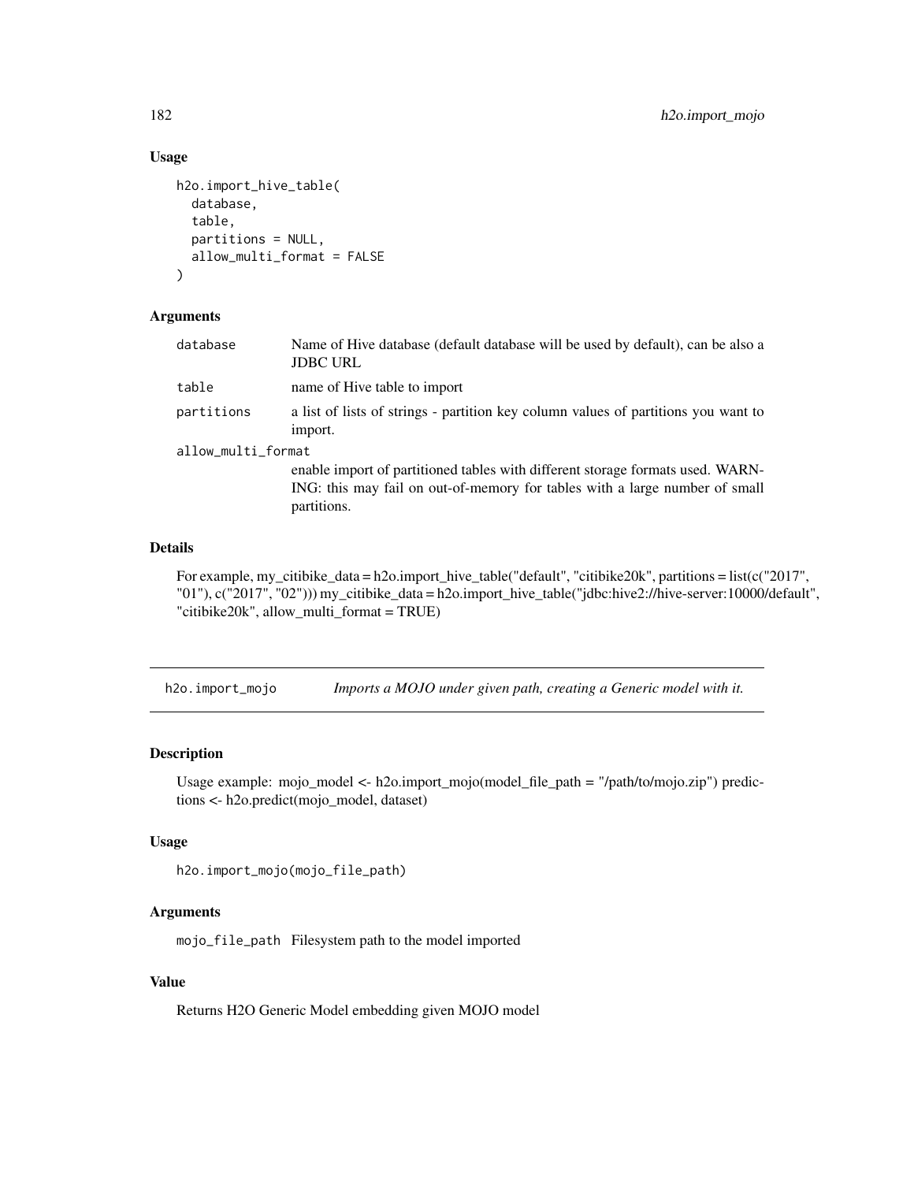### Usage

```
h2o.import_hive_table(
  database,
  table,
  partitions = NULL,
  allow_multi_format = FALSE
)
```

### Arguments

| | |
|---|---|
| database | Name of Hive database (default database will be used by default), can be also a JDBC URL |
| table | name of Hive table to import |
| partitions | a list of lists of strings - partition key column values of partitions you want to import. |
| allow_multi_format | enable import of partitioned tables with different storage formats used. WARNING: this may fail on out-of-memory for tables with a large number of small partitions. |

### Details

For example, my_citibike_data = h2o.import_hive_table("default", "citibike20k", partitions = list(c("2017", "01"), c("2017", "02"))) my_citibike_data = h2o.import_hive_table("jdbc:hive2://hive-server:10000/default", "citibike20k", allow_multi_format = TRUE)

---

## h2o.import_mojo *Imports a MOJO under given path, creating a Generic model with it.*

### Description

Usage example: mojo_model <- h2o.import_mojo(model_file_path = "/path/to/mojo.zip") predictions <- h2o.predict(mojo_model, dataset)

### Usage

```
h2o.import_mojo(mojo_file_path)
```

### Arguments

| | |
|---|---|
| mojo_file_path | Filesystem path to the model imported |

### Value

Returns H2O Generic Model embedding given MOJO model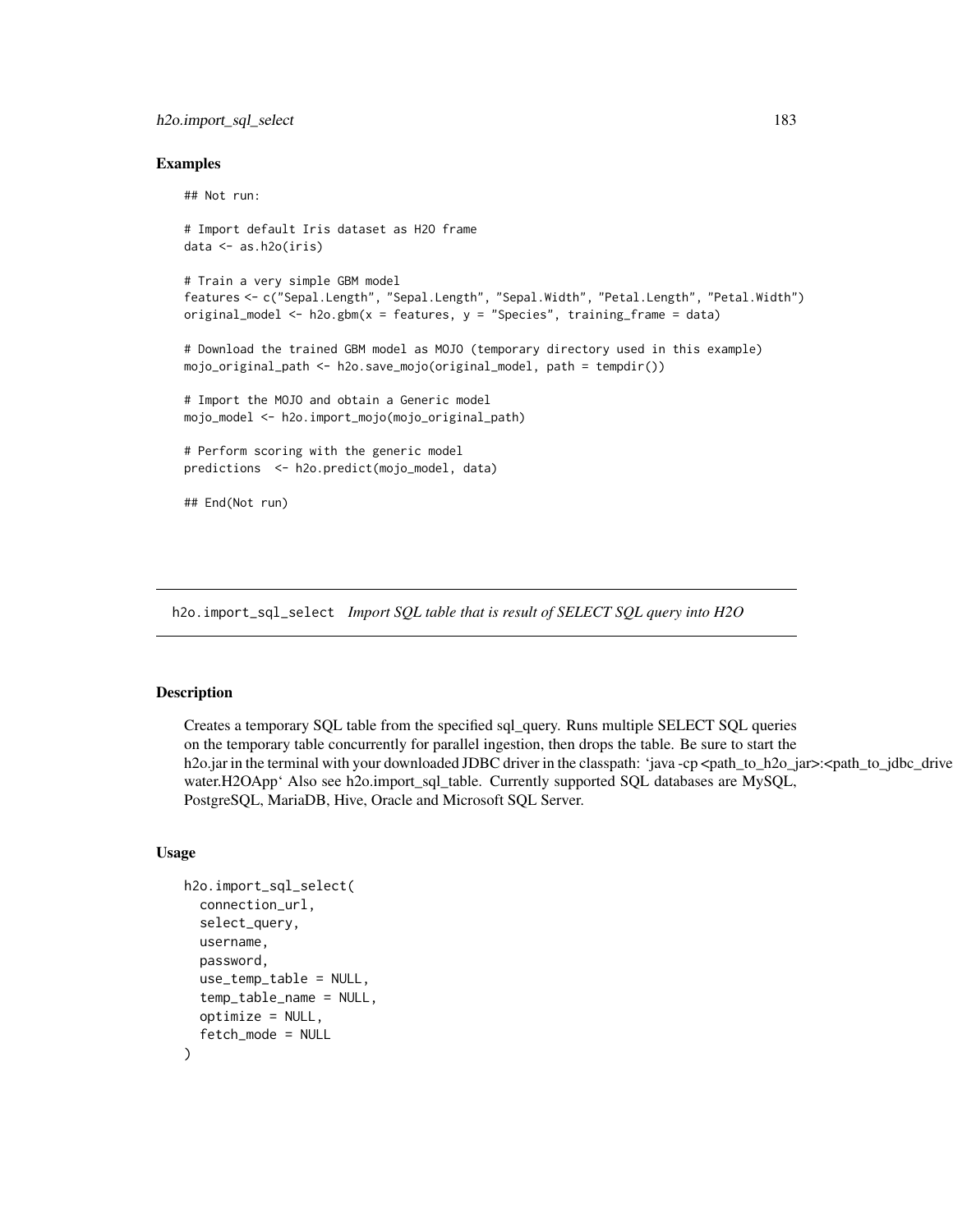## Examples

```
## Not run:

# Import default Iris dataset as H2O frame
data <- as.h2o(iris)

# Train a very simple GBM model
features <- c("Sepal.Length", "Sepal.Length", "Sepal.Width", "Petal.Length", "Petal.Width")
original_model <- h2o.gbm(x = features, y = "Species", training_frame = data)

# Download the trained GBM model as MOJO (temporary directory used in this example)
mojo_original_path <- h2o.save_mojo(original_model, path = tempdir())

# Import the MOJO and obtain a Generic model
mojo_model <- h2o.import_mojo(mojo_original_path)

# Perform scoring with the generic model
predictions  <- h2o.predict(mojo_model, data)

## End(Not run)
```

---

# h2o.import_sql_select *Import SQL table that is result of SELECT SQL query into H2O*

---

## Description

Creates a temporary SQL table from the specified sql_query. Runs multiple SELECT SQL queries on the temporary table concurrently for parallel ingestion, then drops the table. Be sure to start the h2o.jar in the terminal with your downloaded JDBC driver in the classpath: 'java -cp <path_to_h2o_jar>:<path_to_jdbc_drive water.H2OApp' Also see h2o.import_sql_table. Currently supported SQL databases are MySQL, PostgreSQL, MariaDB, Hive, Oracle and Microsoft SQL Server.

## Usage

```
h2o.import_sql_select(
  connection_url,
  select_query,
  username,
  password,
  use_temp_table = NULL,
  temp_table_name = NULL,
  optimize = NULL,
  fetch_mode = NULL
)
```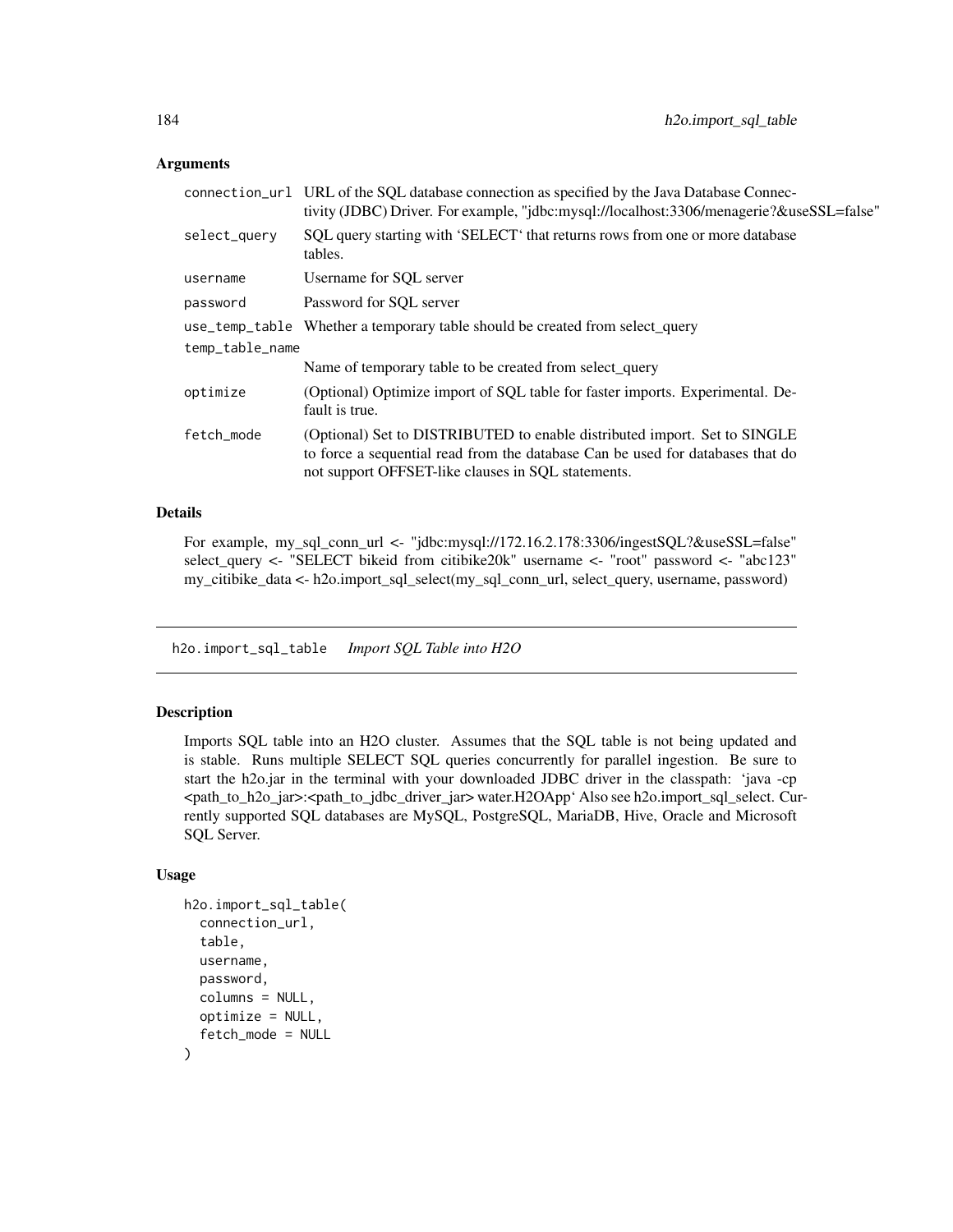### Arguments

| | |
|---|---|
| `connection_url` | URL of the SQL database connection as specified by the Java Database Connectivity (JDBC) Driver. For example, "jdbc:mysql://localhost:3306/menagerie?&useSSL=false" |
| `select_query` | SQL query starting with 'SELECT' that returns rows from one or more database tables. |
| `username` | Username for SQL server |
| `password` | Password for SQL server |
| `use_temp_table` | Whether a temporary table should be created from select_query |
| `temp_table_name` | Name of temporary table to be created from select_query |
| `optimize` | (Optional) Optimize import of SQL table for faster imports. Experimental. Default is true. |
| `fetch_mode` | (Optional) Set to DISTRIBUTED to enable distributed import. Set to SINGLE to force a sequential read from the database Can be used for databases that do not support OFFSET-like clauses in SQL statements. |

### Details

For example, my_sql_conn_url <- "jdbc:mysql://172.16.2.178:3306/ingestSQL?&useSSL=false" select_query <- "SELECT bikeid from citibike20k" username <- "root" password <- "abc123" my_citibike_data <- h2o.import_sql_select(my_sql_conn_url, select_query, username, password)

---

## `h2o.import_sql_table` *Import SQL Table into H2O*

### Description

Imports SQL table into an H2O cluster. Assumes that the SQL table is not being updated and is stable. Runs multiple SELECT SQL queries concurrently for parallel ingestion. Be sure to start the h2o.jar in the terminal with your downloaded JDBC driver in the classpath: 'java -cp <path_to_h2o_jar>:<path_to_jdbc_driver_jar> water.H2OApp' Also see h2o.import_sql_select. Currently supported SQL databases are MySQL, PostgreSQL, MariaDB, Hive, Oracle and Microsoft SQL Server.

### Usage

```
h2o.import_sql_table(
  connection_url,
  table,
  username,
  password,
  columns = NULL,
  optimize = NULL,
  fetch_mode = NULL
)
```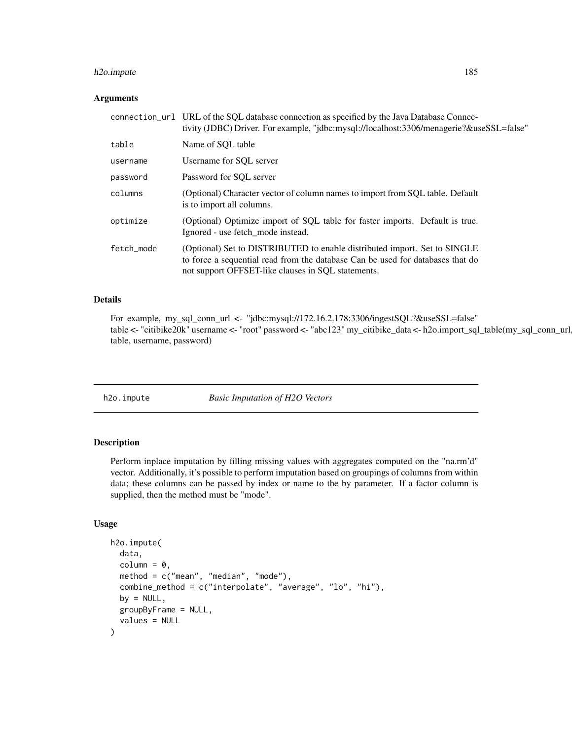## Arguments

| | |
|---|---|
| `connection_url` | URL of the SQL database connection as specified by the Java Database Connectivity (JDBC) Driver. For example, "jdbc:mysql://localhost:3306/menagerie?&useSSL=false" |
| `table` | Name of SQL table |
| `username` | Username for SQL server |
| `password` | Password for SQL server |
| `columns` | (Optional) Character vector of column names to import from SQL table. Default is to import all columns. |
| `optimize` | (Optional) Optimize import of SQL table for faster imports. Default is true. Ignored - use fetch_mode instead. |
| `fetch_mode` | (Optional) Set to DISTRIBUTED to enable distributed import. Set to SINGLE to force a sequential read from the database Can be used for databases that do not support OFFSET-like clauses in SQL statements. |

## Details

For example, my_sql_conn_url <- "jdbc:mysql://172.16.2.178:3306/ingestSQL?&useSSL=false" table <- "citibike20k" username <- "root" password <- "abc123" my_citibike_data <- h2o.import_sql_table(my_sql_conn_url, table, username, password)

---

# h2o.impute — *Basic Imputation of H2O Vectors*

## Description

Perform inplace imputation by filling missing values with aggregates computed on the "na.rm'd" vector. Additionally, it's possible to perform imputation based on groupings of columns from within data; these columns can be passed by index or name to the by parameter. If a factor column is supplied, then the method must be "mode".

## Usage

```
h2o.impute(
  data,
  column = 0,
  method = c("mean", "median", "mode"),
  combine_method = c("interpolate", "average", "lo", "hi"),
  by = NULL,
  groupByFrame = NULL,
  values = NULL
)
```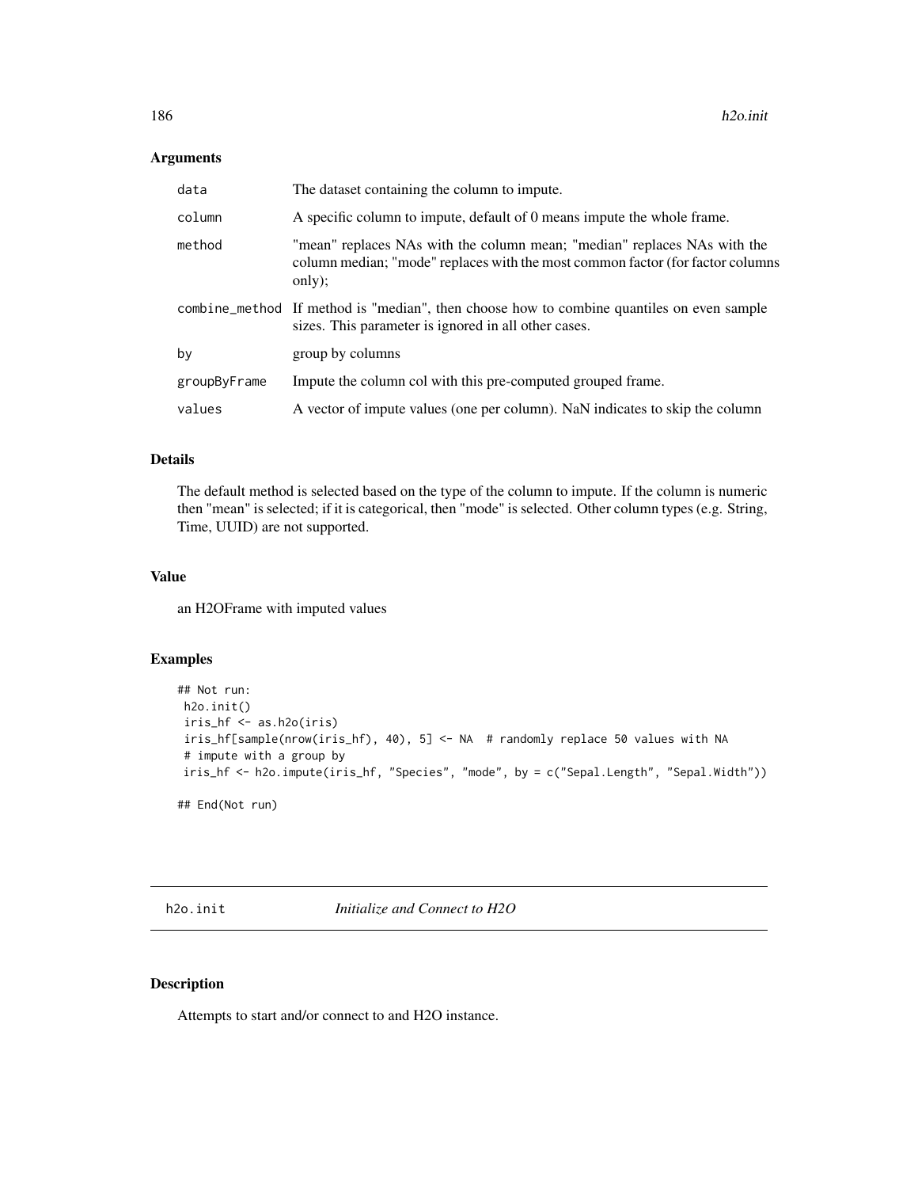### Arguments

| | |
|---|---|
| data | The dataset containing the column to impute. |
| column | A specific column to impute, default of 0 means impute the whole frame. |
| method | "mean" replaces NAs with the column mean; "median" replaces NAs with the column median; "mode" replaces with the most common factor (for factor columns only); |
| combine_method | If method is "median", then choose how to combine quantiles on even sample sizes. This parameter is ignored in all other cases. |
| by | group by columns |
| groupByFrame | Impute the column col with this pre-computed grouped frame. |
| values | A vector of impute values (one per column). NaN indicates to skip the column |

### Details

The default method is selected based on the type of the column to impute. If the column is numeric then "mean" is selected; if it is categorical, then "mode" is selected. Other column types (e.g. String, Time, UUID) are not supported.

### Value

an H2OFrame with imputed values

### Examples

```
## Not run:
 h2o.init()
 iris_hf <- as.h2o(iris)
 iris_hf[sample(nrow(iris_hf), 40), 5] <- NA  # randomly replace 50 values with NA
 # impute with a group by
 iris_hf <- h2o.impute(iris_hf, "Species", "mode", by = c("Sepal.Length", "Sepal.Width"))

## End(Not run)
```

---

## h2o.init *Initialize and Connect to H2O*

---

### Description

Attempts to start and/or connect to and H2O instance.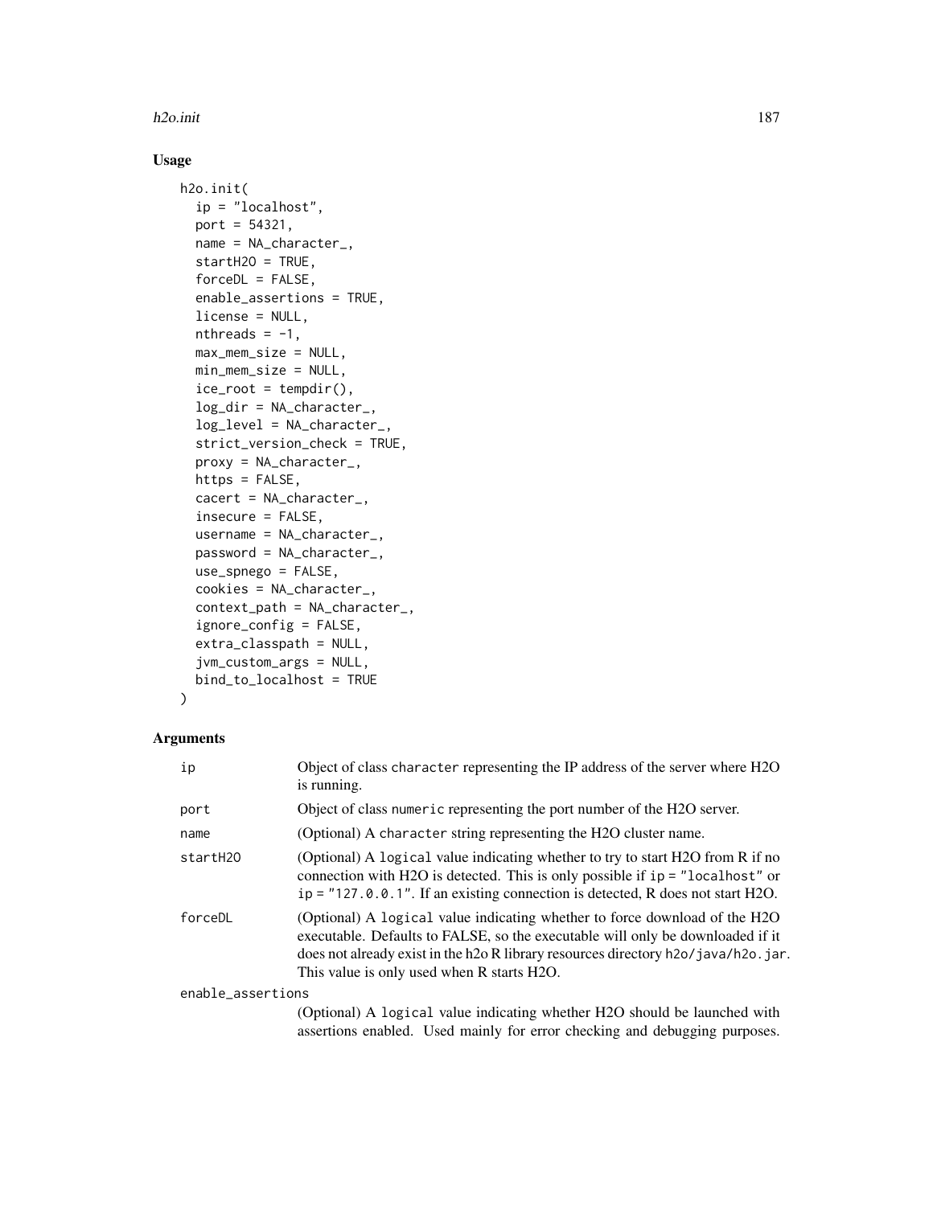## Usage

```
h2o.init(
  ip = "localhost",
  port = 54321,
  name = NA_character_,
  startH2O = TRUE,
  forceDL = FALSE,
  enable_assertions = TRUE,
  license = NULL,
  nthreads = -1,
  max_mem_size = NULL,
  min_mem_size = NULL,
  ice_root = tempdir(),
  log_dir = NA_character_,
  log_level = NA_character_,
  strict_version_check = TRUE,
  proxy = NA_character_,
  https = FALSE,
  cacert = NA_character_,
  insecure = FALSE,
  username = NA_character_,
  password = NA_character_,
  use_spnego = FALSE,
  cookies = NA_character_,
  context_path = NA_character_,
  ignore_config = FALSE,
  extra_classpath = NULL,
  jvm_custom_args = NULL,
  bind_to_localhost = TRUE
)
```

## Arguments

| | |
|---|---|
| `ip` | Object of class `character` representing the IP address of the server where H2O is running. |
| `port` | Object of class `numeric` representing the port number of the H2O server. |
| `name` | (Optional) A `character` string representing the H2O cluster name. |
| `startH2O` | (Optional) A `logical` value indicating whether to try to start H2O from R if no connection with H2O is detected. This is only possible if `ip = "localhost"` or `ip = "127.0.0.1"`. If an existing connection is detected, R does not start H2O. |
| `forceDL` | (Optional) A `logical` value indicating whether to force download of the H2O executable. Defaults to FALSE, so the executable will only be downloaded if it does not already exist in the h2o R library resources directory `h2o/java/h2o.jar`. This value is only used when R starts H2O. |
| `enable_assertions` | (Optional) A `logical` value indicating whether H2O should be launched with assertions enabled. Used mainly for error checking and debugging purposes. |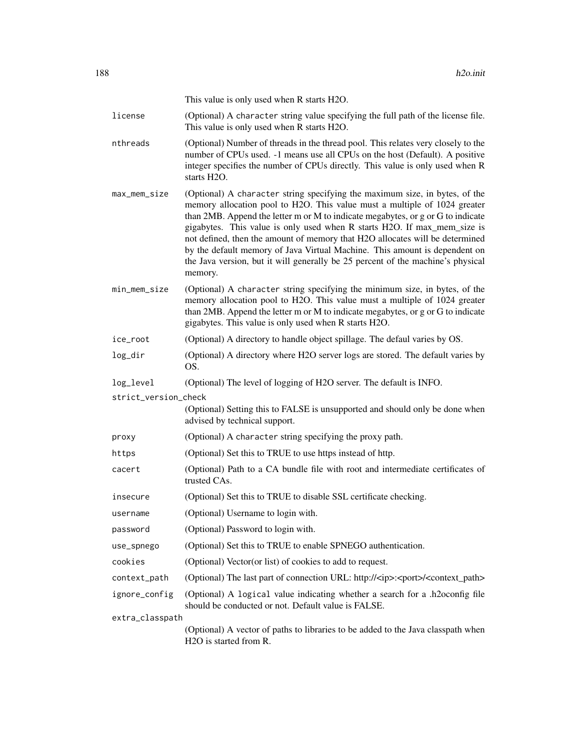This value is only used when R starts H2O.

| | |
|---|---|
| license | (Optional) A character string value specifying the full path of the license file. This value is only used when R starts H2O. |
| nthreads | (Optional) Number of threads in the thread pool. This relates very closely to the number of CPUs used. -1 means use all CPUs on the host (Default). A positive integer specifies the number of CPUs directly. This value is only used when R starts H2O. |
| max_mem_size | (Optional) A character string specifying the maximum size, in bytes, of the memory allocation pool to H2O. This value must a multiple of 1024 greater than 2MB. Append the letter m or M to indicate megabytes, or g or G to indicate gigabytes. This value is only used when R starts H2O. If max_mem_size is not defined, then the amount of memory that H2O allocates will be determined by the default memory of Java Virtual Machine. This amount is dependent on the Java version, but it will generally be 25 percent of the machine's physical memory. |
| min_mem_size | (Optional) A character string specifying the minimum size, in bytes, of the memory allocation pool to H2O. This value must a multiple of 1024 greater than 2MB. Append the letter m or M to indicate megabytes, or g or G to indicate gigabytes. This value is only used when R starts H2O. |
| ice_root | (Optional) A directory to handle object spillage. The defaul varies by OS. |
| log_dir | (Optional) A directory where H2O server logs are stored. The default varies by OS. |
| log_level | (Optional) The level of logging of H2O server. The default is INFO. |
| strict_version_check | (Optional) Setting this to FALSE is unsupported and should only be done when advised by technical support. |
| proxy | (Optional) A character string specifying the proxy path. |
| https | (Optional) Set this to TRUE to use https instead of http. |
| cacert | (Optional) Path to a CA bundle file with root and intermediate certificates of trusted CAs. |
| insecure | (Optional) Set this to TRUE to disable SSL certificate checking. |
| username | (Optional) Username to login with. |
| password | (Optional) Password to login with. |
| use_spnego | (Optional) Set this to TRUE to enable SPNEGO authentication. |
| cookies | (Optional) Vector(or list) of cookies to add to request. |
| context_path | (Optional) The last part of connection URL: http://<ip>:<port>/<context_path> |
| ignore_config | (Optional) A logical value indicating whether a search for a .h2oconfig file should be conducted or not. Default value is FALSE. |
| extra_classpath | (Optional) A vector of paths to libraries to be added to the Java classpath when H2O is started from R. |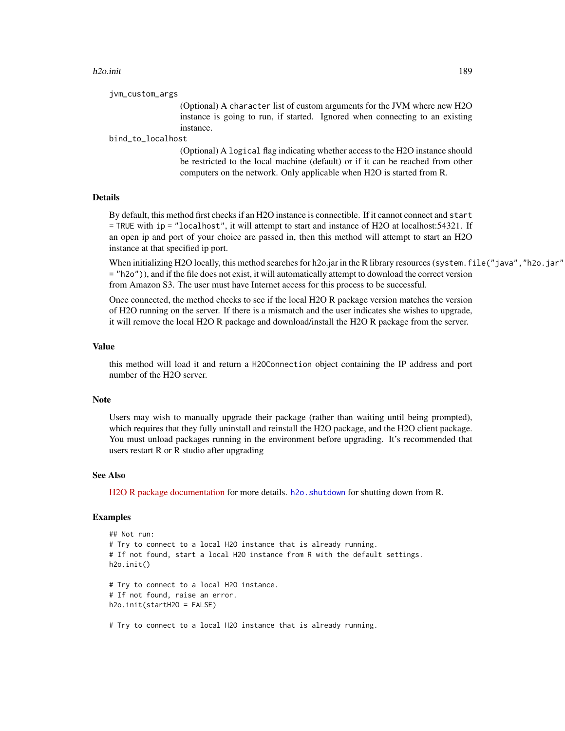jvm_custom_args
: (Optional) A `character` list of custom arguments for the JVM where new H2O instance is going to run, if started. Ignored when connecting to an existing instance.

bind_to_localhost
: (Optional) A `logical` flag indicating whether access to the H2O instance should be restricted to the local machine (default) or if it can be reached from other computers on the network. Only applicable when H2O is started from R.

## Details

By default, this method first checks if an H2O instance is connectible. If it cannot connect and `start = TRUE` with `ip = "localhost"`, it will attempt to start and instance of H2O at localhost:54321. If an open ip and port of your choice are passed in, then this method will attempt to start an H2O instance at that specified ip port.

When initializing H2O locally, this method searches for h2o.jar in the R library resources (`system.file("java","h2o.jar" = "h2o")`), and if the file does not exist, it will automatically attempt to download the correct version from Amazon S3. The user must have Internet access for this process to be successful.

Once connected, the method checks to see if the local H2O R package version matches the version of H2O running on the server. If there is a mismatch and the user indicates she wishes to upgrade, it will remove the local H2O R package and download/install the H2O R package from the server.

## Value

this method will load it and return a `H2OConnection` object containing the IP address and port number of the H2O server.

## Note

Users may wish to manually upgrade their package (rather than waiting until being prompted), which requires that they fully uninstall and reinstall the H2O package, and the H2O client package. You must unload packages running in the environment before upgrading. It's recommended that users restart R or R studio after upgrading

## See Also

H2O R package documentation for more details. `h2o.shutdown` for shutting down from R.

## Examples

```
## Not run:
# Try to connect to a local H2O instance that is already running.
# If not found, start a local H2O instance from R with the default settings.
h2o.init()

# Try to connect to a local H2O instance.
# If not found, raise an error.
h2o.init(startH2O = FALSE)

# Try to connect to a local H2O instance that is already running.
```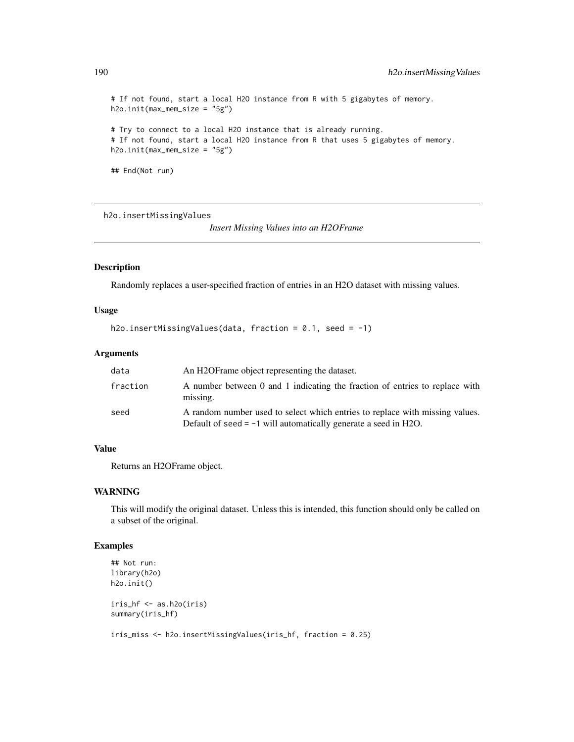```
# If not found, start a local H2O instance from R with 5 gigabytes of memory.
h2o.init(max_mem_size = "5g")

# Try to connect to a local H2O instance that is already running.
# If not found, start a local H2O instance from R that uses 5 gigabytes of memory.
h2o.init(max_mem_size = "5g")

## End(Not run)
```

---

## h2o.insertMissingValues *Insert Missing Values into an H2OFrame*

---

### Description

Randomly replaces a user-specified fraction of entries in an H2O dataset with missing values.

### Usage

```
h2o.insertMissingValues(data, fraction = 0.1, seed = -1)
```

### Arguments

| | |
|---|---|
| data | An H2OFrame object representing the dataset. |
| fraction | A number between 0 and 1 indicating the fraction of entries to replace with missing. |
| seed | A random number used to select which entries to replace with missing values. Default of seed = -1 will automatically generate a seed in H2O. |

### Value

Returns an H2OFrame object.

### WARNING

This will modify the original dataset. Unless this is intended, this function should only be called on a subset of the original.

### Examples

```
## Not run:
library(h2o)
h2o.init()

iris_hf <- as.h2o(iris)
summary(iris_hf)

iris_miss <- h2o.insertMissingValues(iris_hf, fraction = 0.25)
```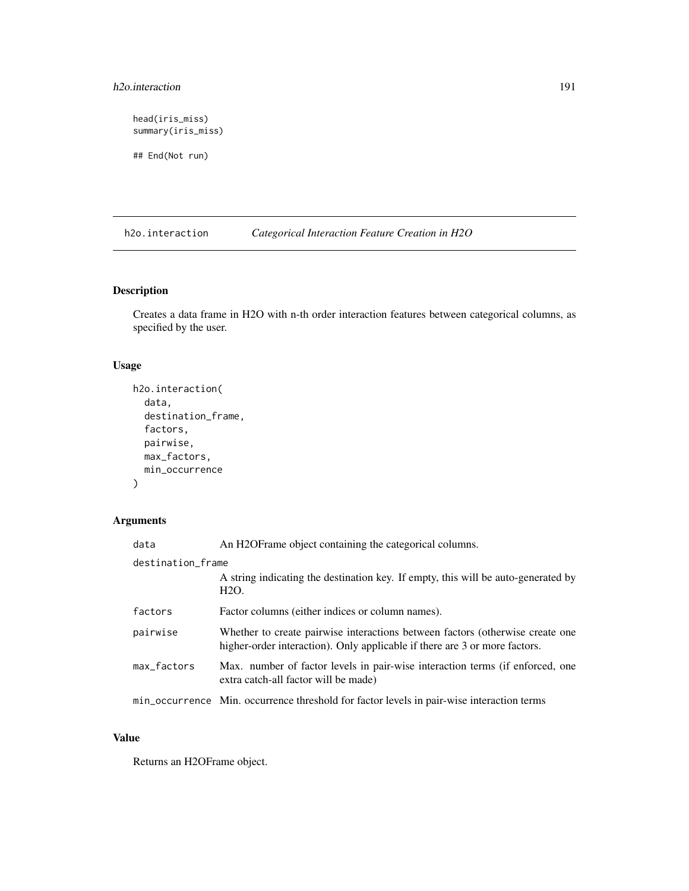```
head(iris_miss)
summary(iris_miss)

## End(Not run)
```

## h2o.interaction *Categorical Interaction Feature Creation in H2O*

### Description

Creates a data frame in H2O with n-th order interaction features between categorical columns, as specified by the user.

### Usage

```
h2o.interaction(
  data,
  destination_frame,
  factors,
  pairwise,
  max_factors,
  min_occurrence
)
```

### Arguments

| | |
|---|---|
| data | An H2OFrame object containing the categorical columns. |
| destination_frame | A string indicating the destination key. If empty, this will be auto-generated by H2O. |
| factors | Factor columns (either indices or column names). |
| pairwise | Whether to create pairwise interactions between factors (otherwise create one higher-order interaction). Only applicable if there are 3 or more factors. |
| max_factors | Max. number of factor levels in pair-wise interaction terms (if enforced, one extra catch-all factor will be made) |
| min_occurrence | Min. occurrence threshold for factor levels in pair-wise interaction terms |

### Value

Returns an H2OFrame object.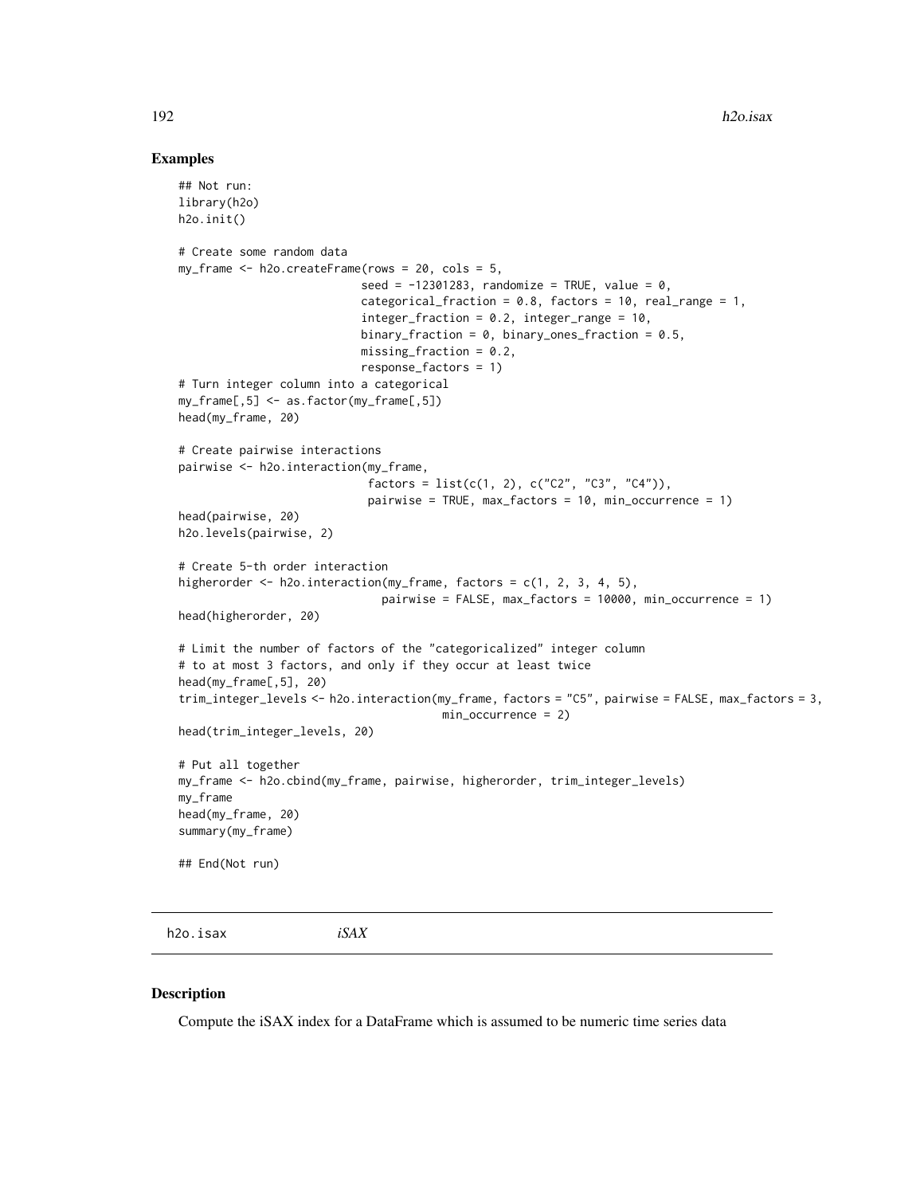## Examples

```
## Not run:
library(h2o)
h2o.init()

# Create some random data
my_frame <- h2o.createFrame(rows = 20, cols = 5,
                            seed = -12301283, randomize = TRUE, value = 0,
                            categorical_fraction = 0.8, factors = 10, real_range = 1,
                            integer_fraction = 0.2, integer_range = 10,
                            binary_fraction = 0, binary_ones_fraction = 0.5,
                            missing_fraction = 0.2,
                            response_factors = 1)
# Turn integer column into a categorical
my_frame[,5] <- as.factor(my_frame[,5])
head(my_frame, 20)

# Create pairwise interactions
pairwise <- h2o.interaction(my_frame,
                            factors = list(c(1, 2), c("C2", "C3", "C4")),
                            pairwise = TRUE, max_factors = 10, min_occurrence = 1)
head(pairwise, 20)
h2o.levels(pairwise, 2)

# Create 5-th order interaction
higherorder <- h2o.interaction(my_frame, factors = c(1, 2, 3, 4, 5),
                               pairwise = FALSE, max_factors = 10000, min_occurrence = 1)
head(higherorder, 20)

# Limit the number of factors of the "categoricalized" integer column
# to at most 3 factors, and only if they occur at least twice
head(my_frame[,5], 20)
trim_integer_levels <- h2o.interaction(my_frame, factors = "C5", pairwise = FALSE, max_factors = 3,
                                       min_occurrence = 2)
head(trim_integer_levels, 20)

# Put all together
my_frame <- h2o.cbind(my_frame, pairwise, higherorder, trim_integer_levels)
my_frame
head(my_frame, 20)
summary(my_frame)

## End(Not run)
```

---

h2o.isax *iSAX*

---

## Description

Compute the iSAX index for a DataFrame which is assumed to be numeric time series data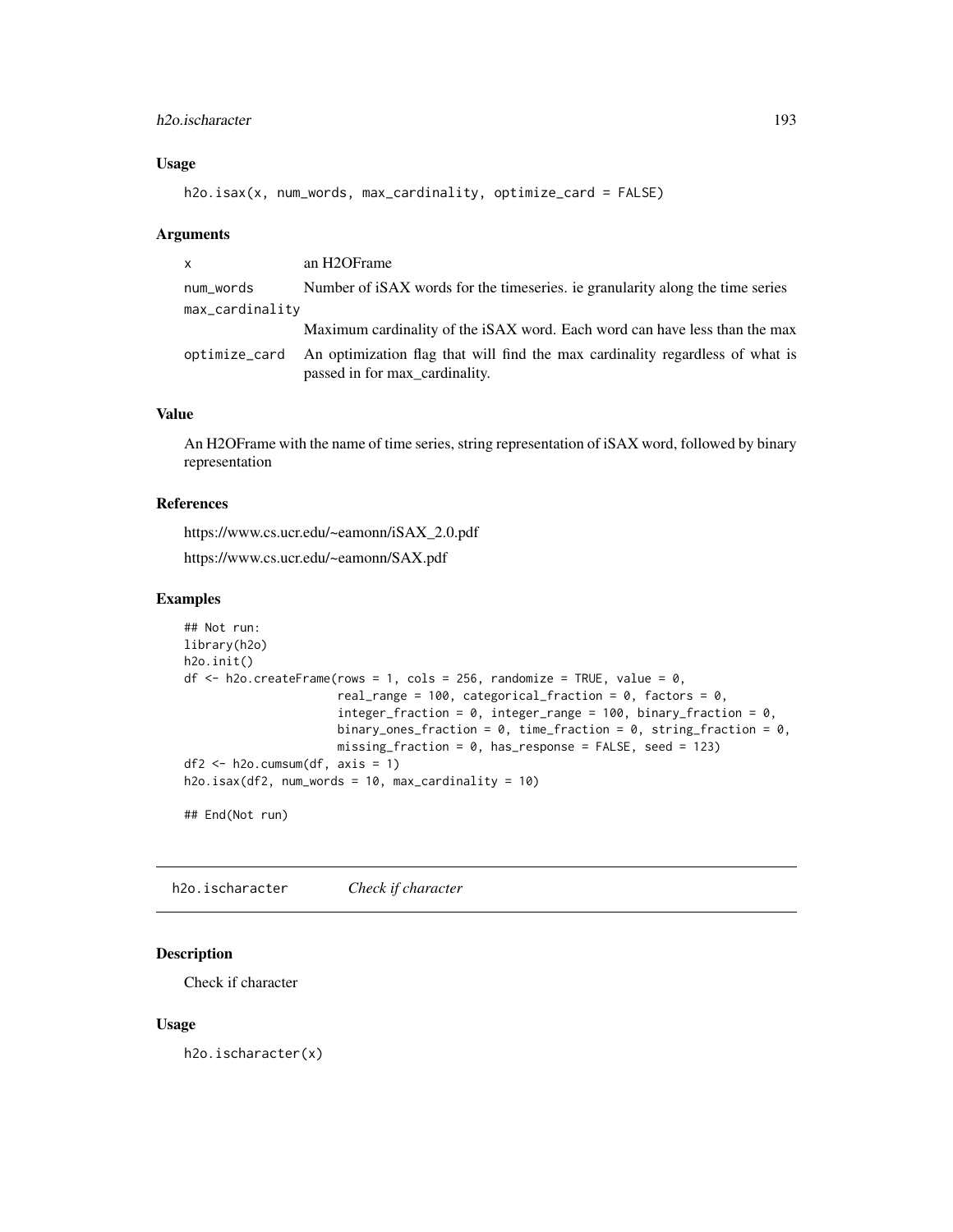### Usage

```
h2o.isax(x, num_words, max_cardinality, optimize_card = FALSE)
```

### Arguments

| | |
|---|---|
| `x` | an H2OFrame |
| `num_words` | Number of iSAX words for the timeseries. ie granularity along the time series |
| `max_cardinality` | Maximum cardinality of the iSAX word. Each word can have less than the max |
| `optimize_card` | An optimization flag that will find the max cardinality regardless of what is passed in for max_cardinality. |

### Value

An H2OFrame with the name of time series, string representation of iSAX word, followed by binary representation

### References

https://www.cs.ucr.edu/~eamonn/iSAX_2.0.pdf

https://www.cs.ucr.edu/~eamonn/SAX.pdf

### Examples

```
## Not run:
library(h2o)
h2o.init()
df <- h2o.createFrame(rows = 1, cols = 256, randomize = TRUE, value = 0,
                      real_range = 100, categorical_fraction = 0, factors = 0,
                      integer_fraction = 0, integer_range = 100, binary_fraction = 0,
                      binary_ones_fraction = 0, time_fraction = 0, string_fraction = 0,
                      missing_fraction = 0, has_response = FALSE, seed = 123)
df2 <- h2o.cumsum(df, axis = 1)
h2o.isax(df2, num_words = 10, max_cardinality = 10)

## End(Not run)
```

---

## h2o.ischaracter *Check if character*

### Description

Check if character

### Usage

```
h2o.ischaracter(x)
```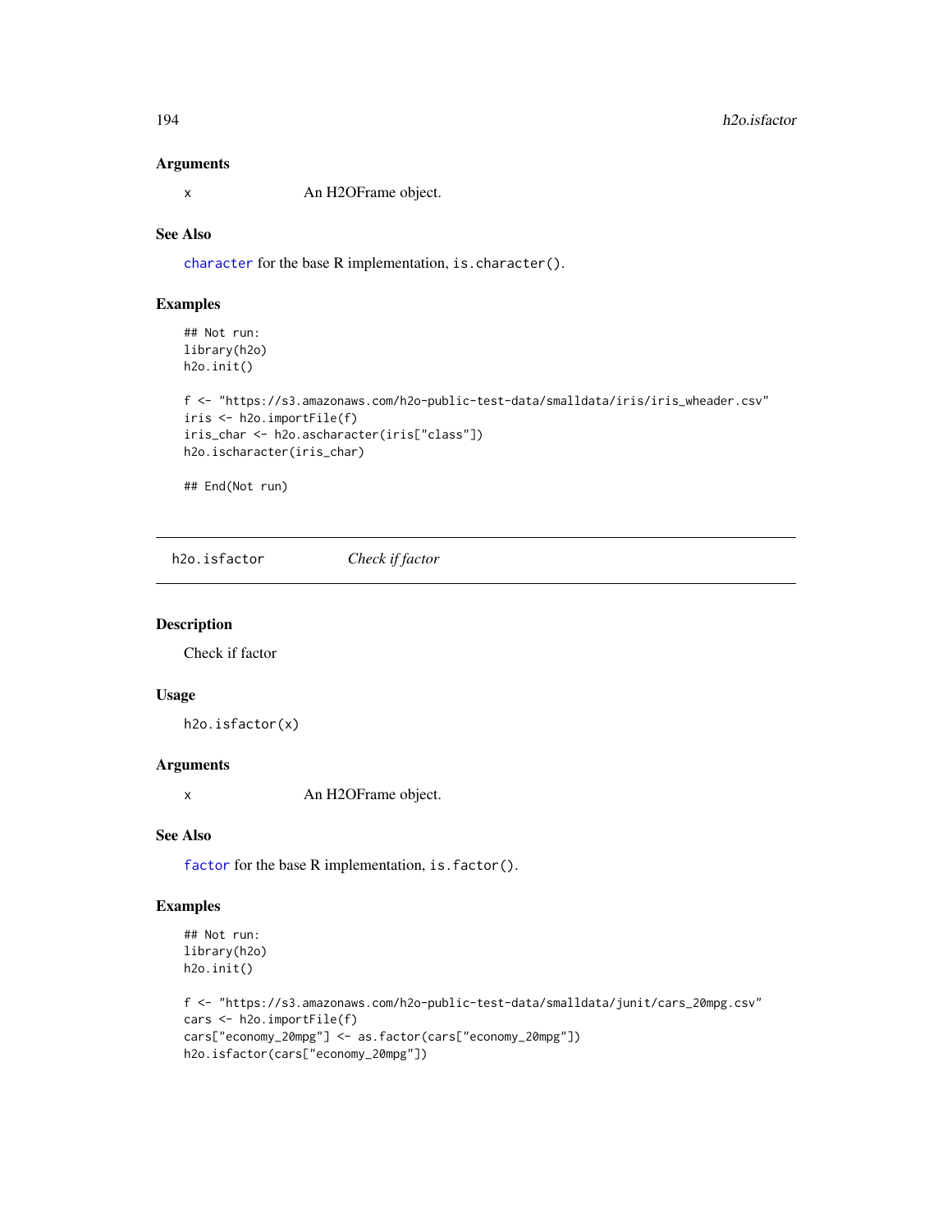### Arguments

x    An H2OFrame object.

### See Also

character for the base R implementation, is.character().

### Examples

```
## Not run:
library(h2o)
h2o.init()

f <- "https://s3.amazonaws.com/h2o-public-test-data/smalldata/iris/iris_wheader.csv"
iris <- h2o.importFile(f)
iris_char <- h2o.ascharacter(iris["class"])
h2o.ischaracter(iris_char)

## End(Not run)
```

---

## h2o.isfactor    *Check if factor*

### Description

Check if factor

### Usage

```
h2o.isfactor(x)
```

### Arguments

x    An H2OFrame object.

### See Also

factor for the base R implementation, is.factor().

### Examples

```
## Not run:
library(h2o)
h2o.init()

f <- "https://s3.amazonaws.com/h2o-public-test-data/smalldata/junit/cars_20mpg.csv"
cars <- h2o.importFile(f)
cars["economy_20mpg"] <- as.factor(cars["economy_20mpg"])
h2o.isfactor(cars["economy_20mpg"])
```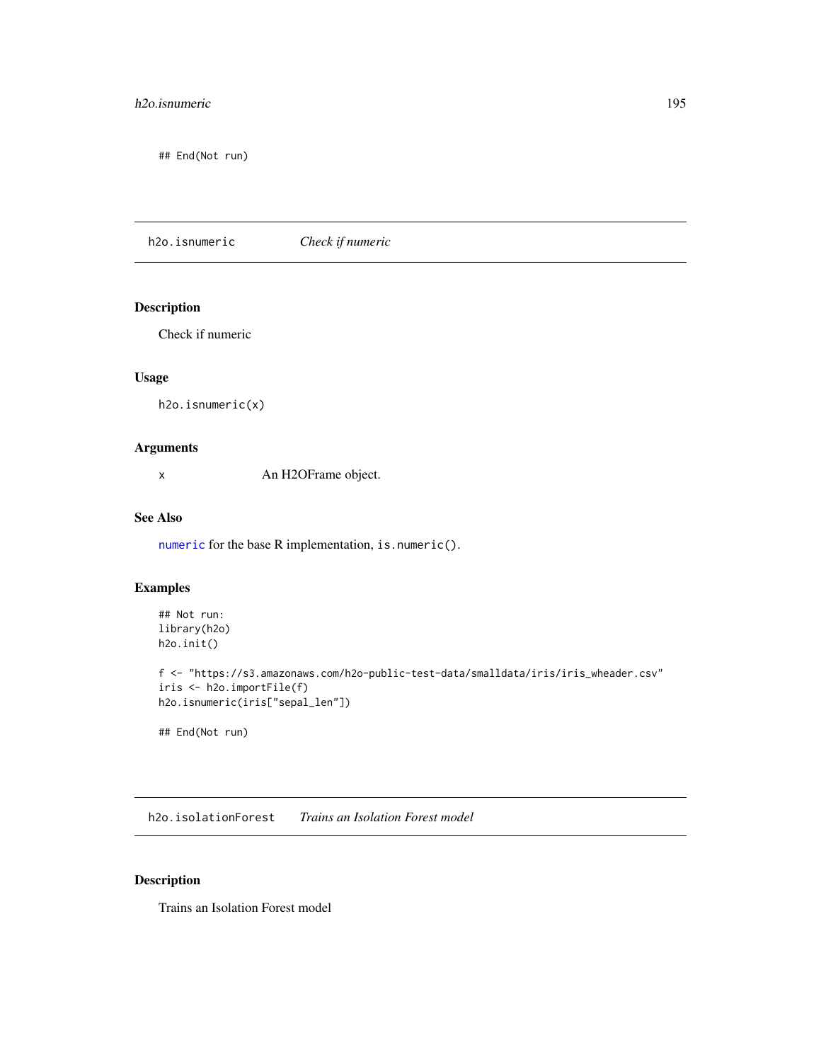```
## End(Not run)
```

## h2o.isnumeric — *Check if numeric*

### Description

Check if numeric

### Usage

```
h2o.isnumeric(x)
```

### Arguments

| | |
|---|---|
| x | An H2OFrame object. |

### See Also

numeric for the base R implementation, `is.numeric()`.

### Examples

```
## Not run:
library(h2o)
h2o.init()

f <- "https://s3.amazonaws.com/h2o-public-test-data/smalldata/iris/iris_wheader.csv"
iris <- h2o.importFile(f)
h2o.isnumeric(iris["sepal_len"])

## End(Not run)
```

## h2o.isolationForest — *Trains an Isolation Forest model*

### Description

Trains an Isolation Forest model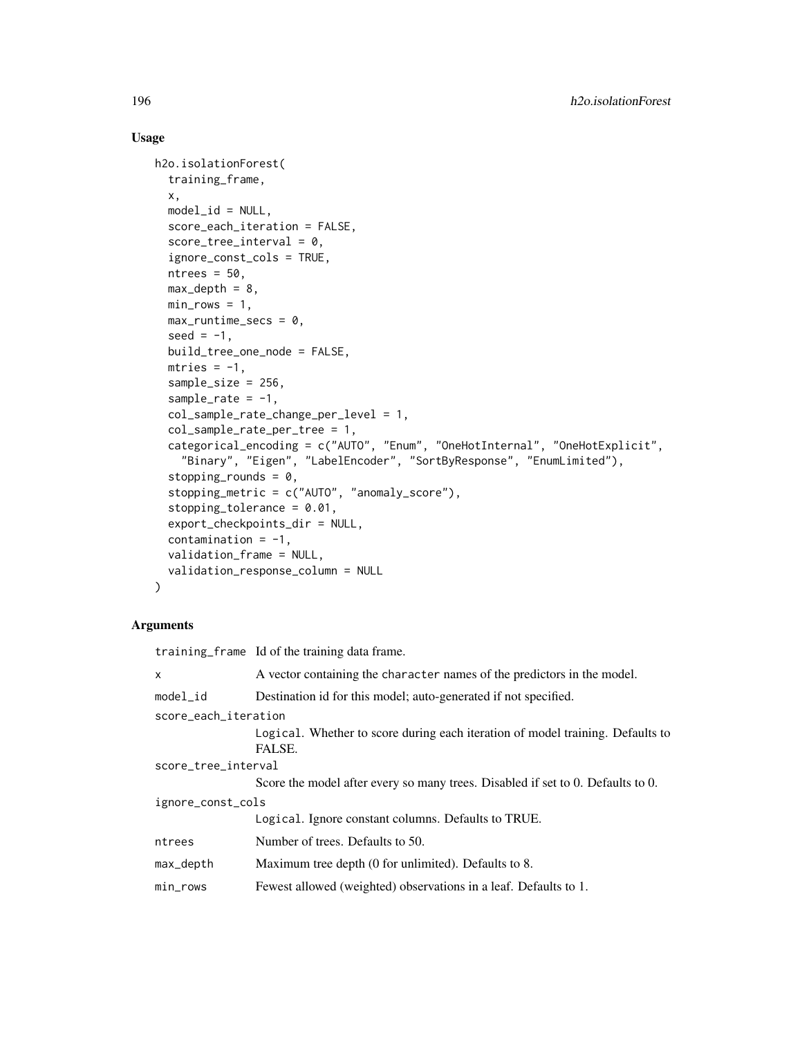## Usage

```
h2o.isolationForest(
  training_frame,
  x,
  model_id = NULL,
  score_each_iteration = FALSE,
  score_tree_interval = 0,
  ignore_const_cols = TRUE,
  ntrees = 50,
  max_depth = 8,
  min_rows = 1,
  max_runtime_secs = 0,
  seed = -1,
  build_tree_one_node = FALSE,
  mtries = -1,
  sample_size = 256,
  sample_rate = -1,
  col_sample_rate_change_per_level = 1,
  col_sample_rate_per_tree = 1,
  categorical_encoding = c("AUTO", "Enum", "OneHotInternal", "OneHotExplicit",
    "Binary", "Eigen", "LabelEncoder", "SortByResponse", "EnumLimited"),
  stopping_rounds = 0,
  stopping_metric = c("AUTO", "anomaly_score"),
  stopping_tolerance = 0.01,
  export_checkpoints_dir = NULL,
  contamination = -1,
  validation_frame = NULL,
  validation_response_column = NULL
)
```

## Arguments

| | |
|---|---|
| training_frame | Id of the training data frame. |
| x | A vector containing the character names of the predictors in the model. |
| model_id | Destination id for this model; auto-generated if not specified. |
| score_each_iteration | Logical. Whether to score during each iteration of model training. Defaults to FALSE. |
| score_tree_interval | Score the model after every so many trees. Disabled if set to 0. Defaults to 0. |
| ignore_const_cols | Logical. Ignore constant columns. Defaults to TRUE. |
| ntrees | Number of trees. Defaults to 50. |
| max_depth | Maximum tree depth (0 for unlimited). Defaults to 8. |
| min_rows | Fewest allowed (weighted) observations in a leaf. Defaults to 1. |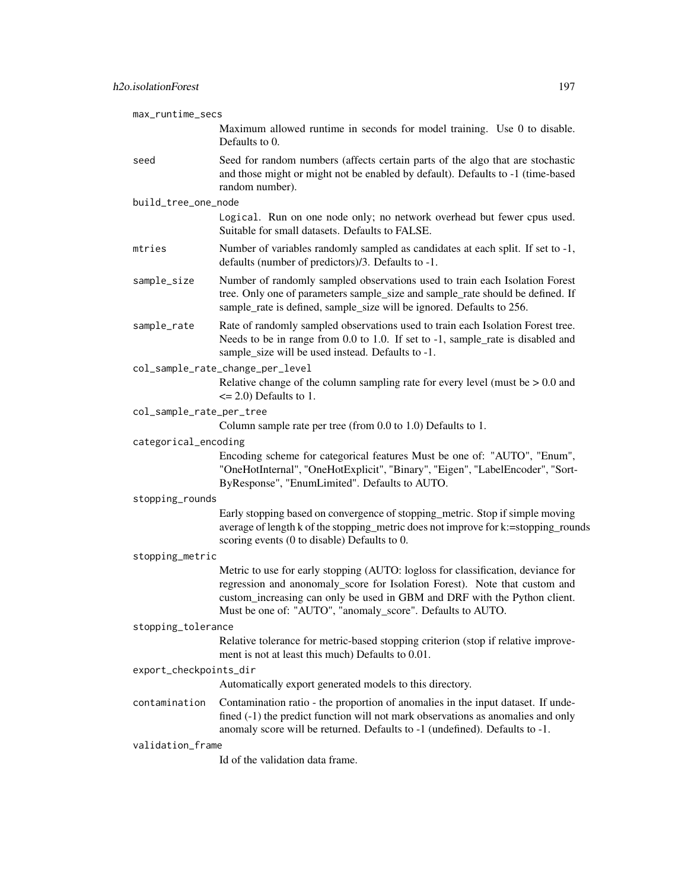max_runtime_secs
: Maximum allowed runtime in seconds for model training. Use 0 to disable. Defaults to 0.

seed
: Seed for random numbers (affects certain parts of the algo that are stochastic and those might or might not be enabled by default). Defaults to -1 (time-based random number).

build_tree_one_node
: Logical. Run on one node only; no network overhead but fewer cpus used. Suitable for small datasets. Defaults to FALSE.

mtries
: Number of variables randomly sampled as candidates at each split. If set to -1, defaults (number of predictors)/3. Defaults to -1.

sample_size
: Number of randomly sampled observations used to train each Isolation Forest tree. Only one of parameters sample_size and sample_rate should be defined. If sample_rate is defined, sample_size will be ignored. Defaults to 256.

sample_rate
: Rate of randomly sampled observations used to train each Isolation Forest tree. Needs to be in range from 0.0 to 1.0. If set to -1, sample_rate is disabled and sample_size will be used instead. Defaults to -1.

col_sample_rate_change_per_level
: Relative change of the column sampling rate for every level (must be > 0.0 and <= 2.0) Defaults to 1.

col_sample_rate_per_tree
: Column sample rate per tree (from 0.0 to 1.0) Defaults to 1.

categorical_encoding
: Encoding scheme for categorical features Must be one of: "AUTO", "Enum", "OneHotInternal", "OneHotExplicit", "Binary", "Eigen", "LabelEncoder", "SortByResponse", "EnumLimited". Defaults to AUTO.

stopping_rounds
: Early stopping based on convergence of stopping_metric. Stop if simple moving average of length k of the stopping_metric does not improve for k:=stopping_rounds scoring events (0 to disable) Defaults to 0.

stopping_metric
: Metric to use for early stopping (AUTO: logloss for classification, deviance for regression and anonomaly_score for Isolation Forest). Note that custom and custom_increasing can only be used in GBM and DRF with the Python client. Must be one of: "AUTO", "anomaly_score". Defaults to AUTO.

stopping_tolerance
: Relative tolerance for metric-based stopping criterion (stop if relative improvement is not at least this much) Defaults to 0.01.

export_checkpoints_dir
: Automatically export generated models to this directory.

contamination
: Contamination ratio - the proportion of anomalies in the input dataset. If undefined (-1) the predict function will not mark observations as anomalies and only anomaly score will be returned. Defaults to -1 (undefined). Defaults to -1.

validation_frame
: Id of the validation data frame.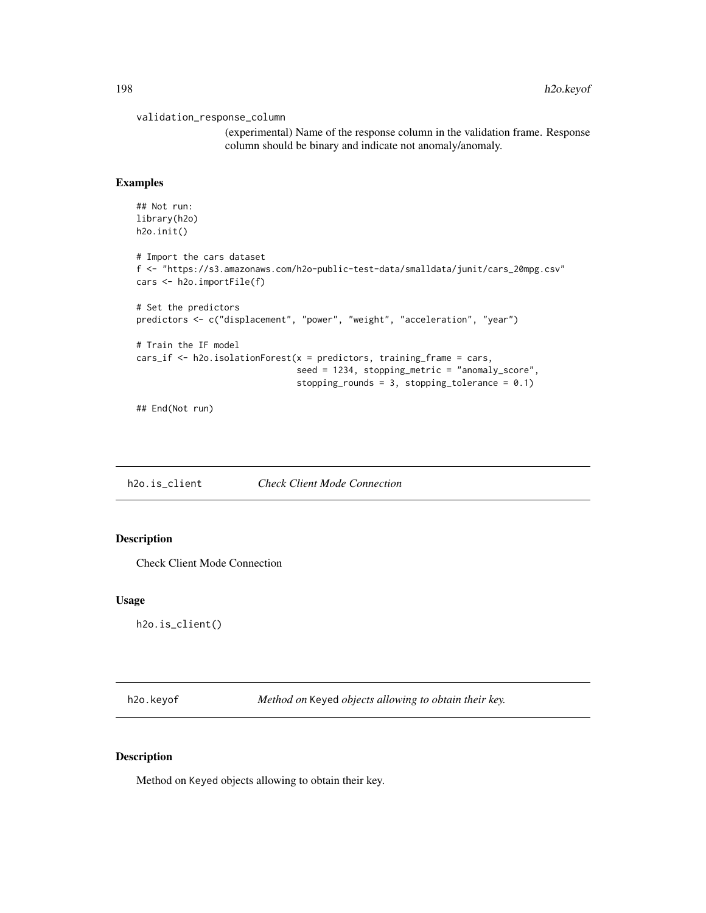validation_response_column

(experimental) Name of the response column in the validation frame. Response column should be binary and indicate not anomaly/anomaly.

### Examples

```
## Not run:
library(h2o)
h2o.init()

# Import the cars dataset
f <- "https://s3.amazonaws.com/h2o-public-test-data/smalldata/junit/cars_20mpg.csv"
cars <- h2o.importFile(f)

# Set the predictors
predictors <- c("displacement", "power", "weight", "acceleration", "year")

# Train the IF model
cars_if <- h2o.isolationForest(x = predictors, training_frame = cars,
                               seed = 1234, stopping_metric = "anomaly_score",
                               stopping_rounds = 3, stopping_tolerance = 0.1)

## End(Not run)
```

## h2o.is_client    *Check Client Mode Connection*

### Description

Check Client Mode Connection

### Usage

```
h2o.is_client()
```

## h2o.keyof    *Method on Keyed objects allowing to obtain their key.*

### Description

Method on Keyed objects allowing to obtain their key.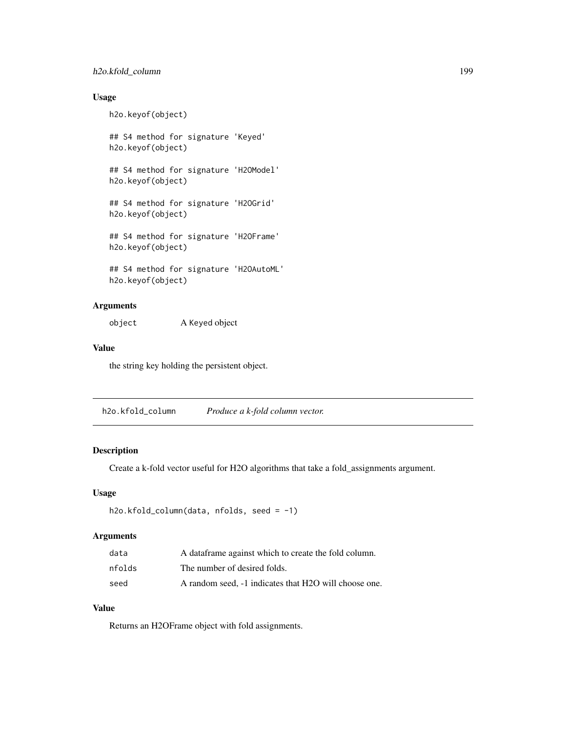### Usage

```
h2o.keyof(object)

## S4 method for signature 'Keyed'
h2o.keyof(object)

## S4 method for signature 'H2OModel'
h2o.keyof(object)

## S4 method for signature 'H2OGrid'
h2o.keyof(object)

## S4 method for signature 'H2OFrame'
h2o.keyof(object)

## S4 method for signature 'H2OAutoML'
h2o.keyof(object)
```

### Arguments

| | |
|---|---|
| object | A Keyed object |

### Value

the string key holding the persistent object.

---

## h2o.kfold_column    *Produce a k-fold column vector.*

---

### Description

Create a k-fold vector useful for H2O algorithms that take a fold_assignments argument.

### Usage

```
h2o.kfold_column(data, nfolds, seed = -1)
```

### Arguments

| | |
|---|---|
| data | A dataframe against which to create the fold column. |
| nfolds | The number of desired folds. |
| seed | A random seed, -1 indicates that H2O will choose one. |

### Value

Returns an H2OFrame object with fold assignments.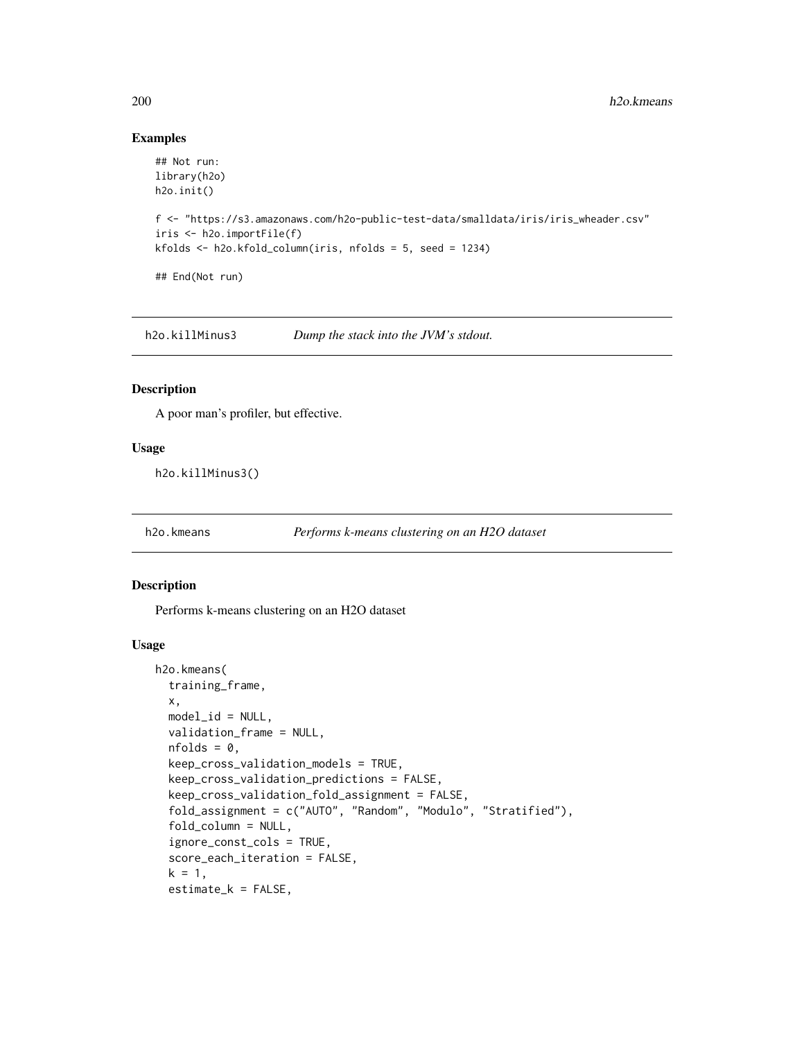## Examples

```
## Not run:
library(h2o)
h2o.init()

f <- "https://s3.amazonaws.com/h2o-public-test-data/smalldata/iris/iris_wheader.csv"
iris <- h2o.importFile(f)
kfolds <- h2o.kfold_column(iris, nfolds = 5, seed = 1234)

## End(Not run)
```

---

# h2o.killMinus3 — *Dump the stack into the JVM's stdout.*

## Description

A poor man's profiler, but effective.

## Usage

```
h2o.killMinus3()
```

---

# h2o.kmeans — *Performs k-means clustering on an H2O dataset*

## Description

Performs k-means clustering on an H2O dataset

## Usage

```
h2o.kmeans(
  training_frame,
  x,
  model_id = NULL,
  validation_frame = NULL,
  nfolds = 0,
  keep_cross_validation_models = TRUE,
  keep_cross_validation_predictions = FALSE,
  keep_cross_validation_fold_assignment = FALSE,
  fold_assignment = c("AUTO", "Random", "Modulo", "Stratified"),
  fold_column = NULL,
  ignore_const_cols = TRUE,
  score_each_iteration = FALSE,
  k = 1,
  estimate_k = FALSE,
```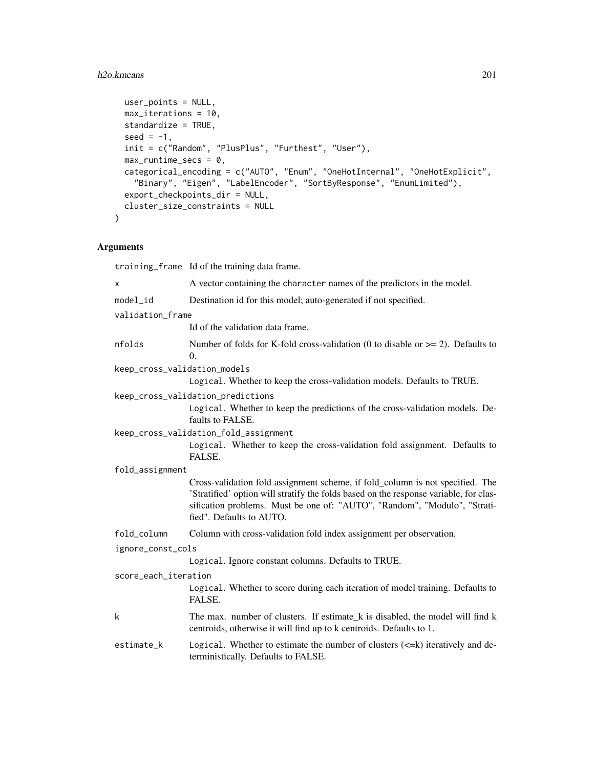```
  user_points = NULL,
  max_iterations = 10,
  standardize = TRUE,
  seed = -1,
  init = c("Random", "PlusPlus", "Furthest", "User"),
  max_runtime_secs = 0,
  categorical_encoding = c("AUTO", "Enum", "OneHotInternal", "OneHotExplicit",
    "Binary", "Eigen", "LabelEncoder", "SortByResponse", "EnumLimited"),
  export_checkpoints_dir = NULL,
  cluster_size_constraints = NULL
)
```

## Arguments

| Argument | Description |
|---|---|
| `training_frame` | Id of the training data frame. |
| `x` | A vector containing the `character` names of the predictors in the model. |
| `model_id` | Destination id for this model; auto-generated if not specified. |
| `validation_frame` | Id of the validation data frame. |
| `nfolds` | Number of folds for K-fold cross-validation (0 to disable or >= 2). Defaults to 0. |
| `keep_cross_validation_models` | `Logical`. Whether to keep the cross-validation models. Defaults to TRUE. |
| `keep_cross_validation_predictions` | `Logical`. Whether to keep the predictions of the cross-validation models. Defaults to FALSE. |
| `keep_cross_validation_fold_assignment` | `Logical`. Whether to keep the cross-validation fold assignment. Defaults to FALSE. |
| `fold_assignment` | Cross-validation fold assignment scheme, if fold_column is not specified. The 'Stratified' option will stratify the folds based on the response variable, for classification problems. Must be one of: "AUTO", "Random", "Modulo", "Stratified". Defaults to AUTO. |
| `fold_column` | Column with cross-validation fold index assignment per observation. |
| `ignore_const_cols` | `Logical`. Ignore constant columns. Defaults to TRUE. |
| `score_each_iteration` | `Logical`. Whether to score during each iteration of model training. Defaults to FALSE. |
| `k` | The max. number of clusters. If estimate_k is disabled, the model will find k centroids, otherwise it will find up to k centroids. Defaults to 1. |
| `estimate_k` | `Logical`. Whether to estimate the number of clusters (<=k) iteratively and deterministically. Defaults to FALSE. |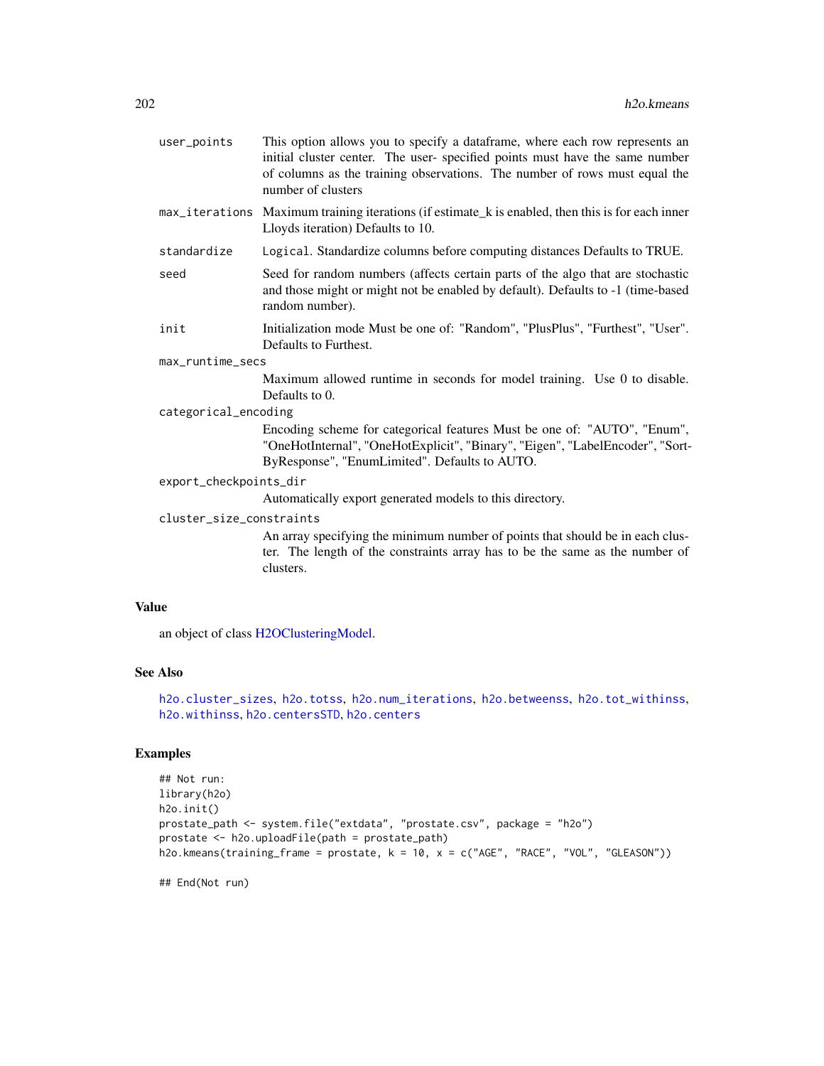user_points
: This option allows you to specify a dataframe, where each row represents an initial cluster center. The user- specified points must have the same number of columns as the training observations. The number of rows must equal the number of clusters

max_iterations
: Maximum training iterations (if estimate_k is enabled, then this is for each inner Lloyds iteration) Defaults to 10.

standardize
: `Logical`. Standardize columns before computing distances Defaults to TRUE.

seed
: Seed for random numbers (affects certain parts of the algo that are stochastic and those might or might not be enabled by default). Defaults to -1 (time-based random number).

init
: Initialization mode Must be one of: "Random", "PlusPlus", "Furthest", "User". Defaults to Furthest.

max_runtime_secs
: Maximum allowed runtime in seconds for model training. Use 0 to disable. Defaults to 0.

categorical_encoding
: Encoding scheme for categorical features Must be one of: "AUTO", "Enum", "OneHotInternal", "OneHotExplicit", "Binary", "Eigen", "LabelEncoder", "SortByResponse", "EnumLimited". Defaults to AUTO.

export_checkpoints_dir
: Automatically export generated models to this directory.

cluster_size_constraints
: An array specifying the minimum number of points that should be in each cluster. The length of the constraints array has to be the same as the number of clusters.

## Value

an object of class H2OClusteringModel.

## See Also

`h2o.cluster_sizes`, `h2o.totss`, `h2o.num_iterations`, `h2o.betweenss`, `h2o.tot_withinss`, `h2o.withinss`, `h2o.centersSTD`, `h2o.centers`

## Examples

```
## Not run:
library(h2o)
h2o.init()
prostate_path <- system.file("extdata", "prostate.csv", package = "h2o")
prostate <- h2o.uploadFile(path = prostate_path)
h2o.kmeans(training_frame = prostate, k = 10, x = c("AGE", "RACE", "VOL", "GLEASON"))

## End(Not run)
```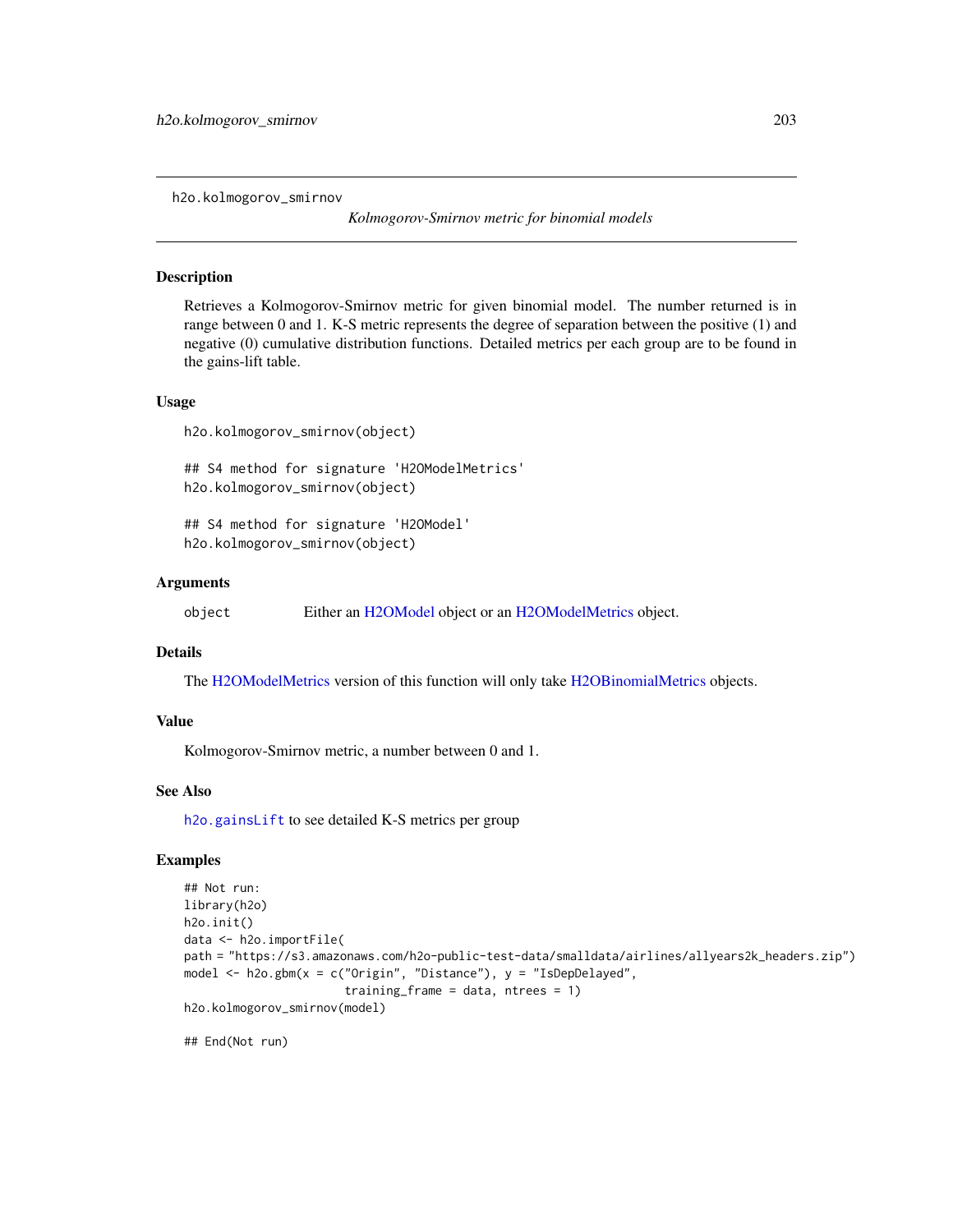h2o.kolmogorov_smirnov

*Kolmogorov-Smirnov metric for binomial models*

## Description

Retrieves a Kolmogorov-Smirnov metric for given binomial model. The number returned is in range between 0 and 1. K-S metric represents the degree of separation between the positive (1) and negative (0) cumulative distribution functions. Detailed metrics per each group are to be found in the gains-lift table.

## Usage

```
h2o.kolmogorov_smirnov(object)

## S4 method for signature 'H2OModelMetrics'
h2o.kolmogorov_smirnov(object)

## S4 method for signature 'H2OModel'
h2o.kolmogorov_smirnov(object)
```

## Arguments

| | |
|---|---|
| object | Either an H2OModel object or an H2OModelMetrics object. |

## Details

The H2OModelMetrics version of this function will only take H2OBinomialMetrics objects.

## Value

Kolmogorov-Smirnov metric, a number between 0 and 1.

## See Also

`h2o.gainsLift` to see detailed K-S metrics per group

## Examples

```
## Not run:
library(h2o)
h2o.init()
data <- h2o.importFile(
path = "https://s3.amazonaws.com/h2o-public-test-data/smalldata/airlines/allyears2k_headers.zip")
model <- h2o.gbm(x = c("Origin", "Distance"), y = "IsDepDelayed",
                        training_frame = data, ntrees = 1)
h2o.kolmogorov_smirnov(model)

## End(Not run)
```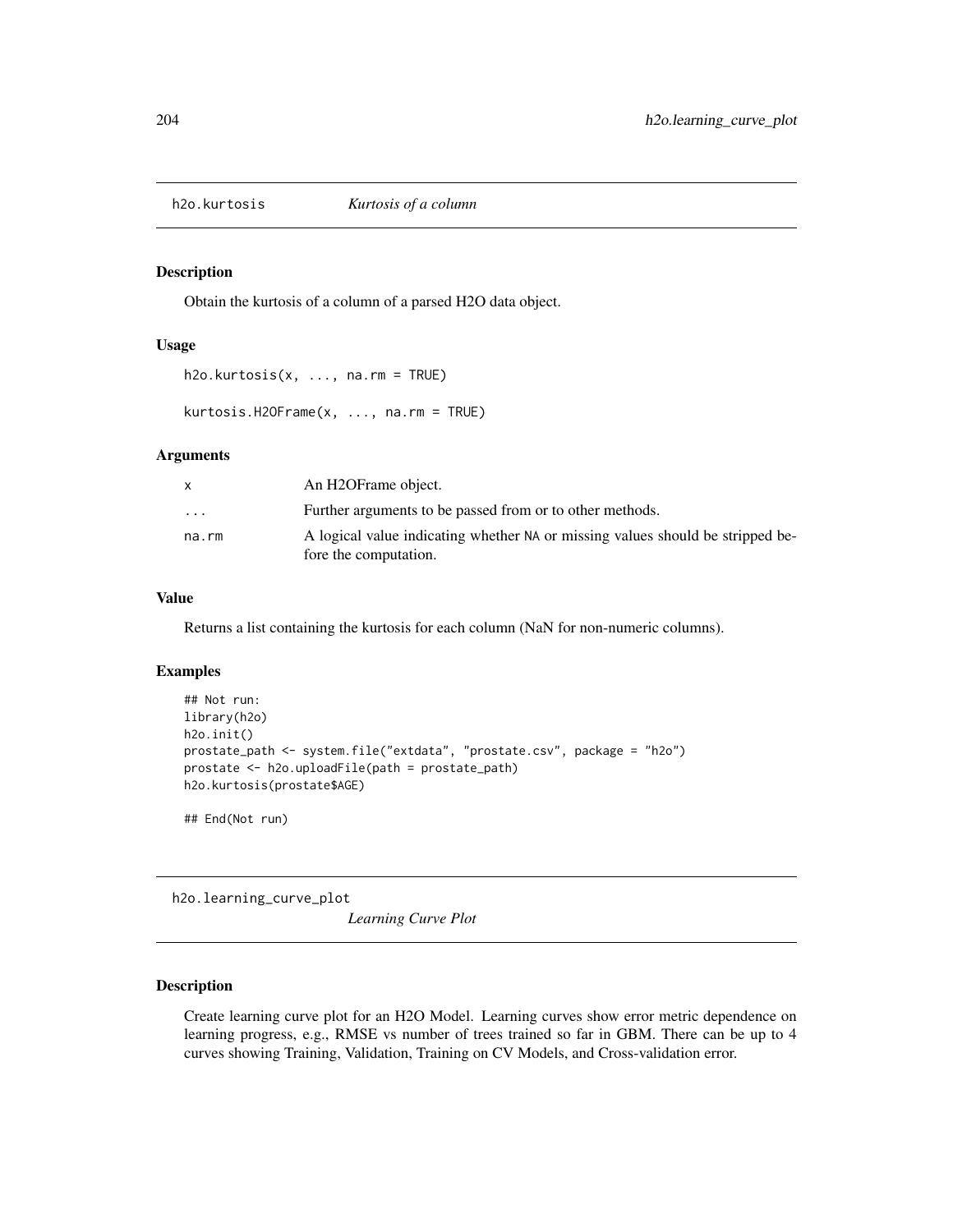## h2o.kurtosis — *Kurtosis of a column*

### Description

Obtain the kurtosis of a column of a parsed H2O data object.

### Usage

```
h2o.kurtosis(x, ..., na.rm = TRUE)

kurtosis.H2OFrame(x, ..., na.rm = TRUE)
```

### Arguments

| | |
|---|---|
| x | An H2OFrame object. |
| ... | Further arguments to be passed from or to other methods. |
| na.rm | A logical value indicating whether NA or missing values should be stripped before the computation. |

### Value

Returns a list containing the kurtosis for each column (NaN for non-numeric columns).

### Examples

```
## Not run:
library(h2o)
h2o.init()
prostate_path <- system.file("extdata", "prostate.csv", package = "h2o")
prostate <- h2o.uploadFile(path = prostate_path)
h2o.kurtosis(prostate$AGE)

## End(Not run)
```

## h2o.learning_curve_plot — *Learning Curve Plot*

### Description

Create learning curve plot for an H2O Model. Learning curves show error metric dependence on learning progress, e.g., RMSE vs number of trees trained so far in GBM. There can be up to 4 curves showing Training, Validation, Training on CV Models, and Cross-validation error.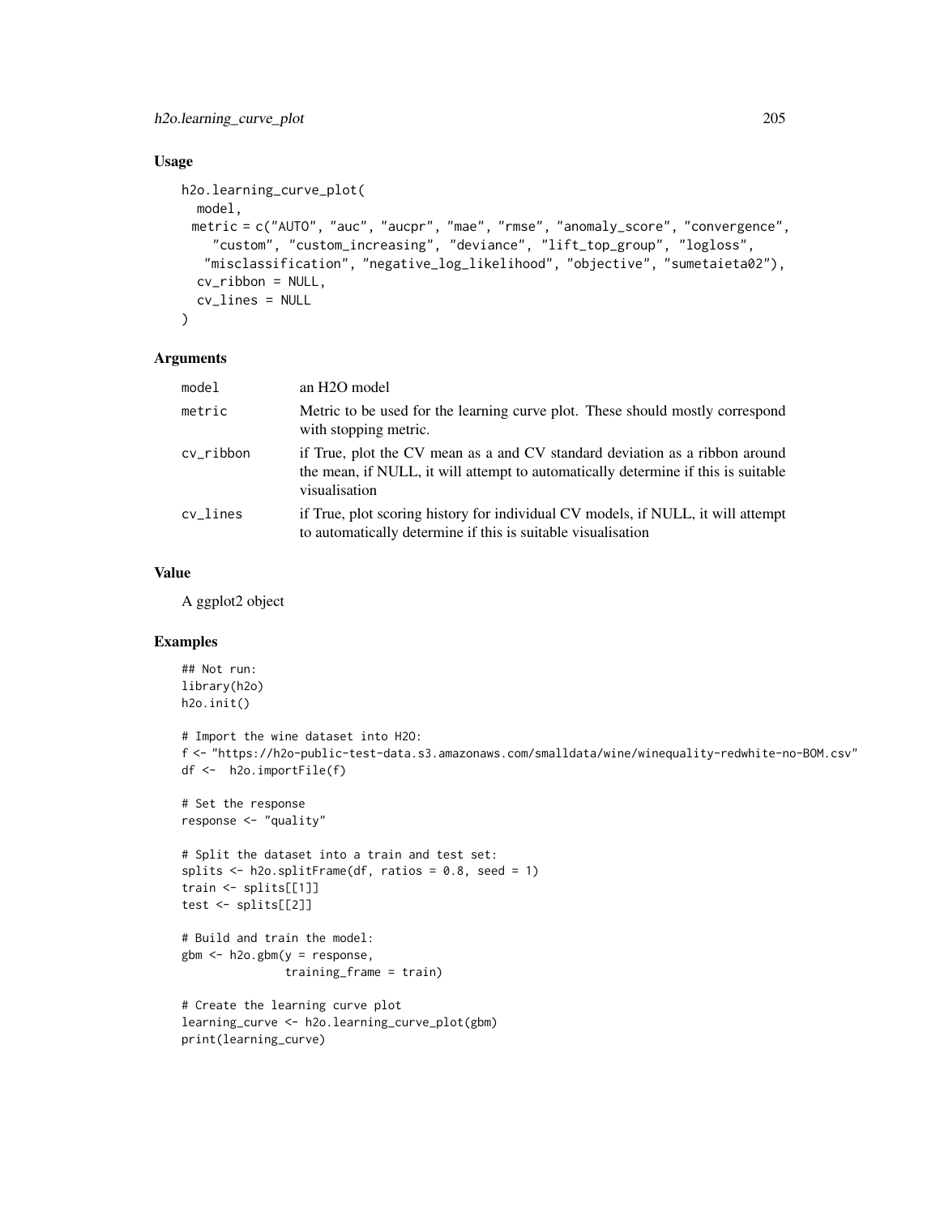## Usage

```
h2o.learning_curve_plot(
  model,
 metric = c("AUTO", "auc", "aucpr", "mae", "rmse", "anomaly_score", "convergence",
    "custom", "custom_increasing", "deviance", "lift_top_group", "logloss",
   "misclassification", "negative_log_likelihood", "objective", "sumetaieta02"),
  cv_ribbon = NULL,
  cv_lines = NULL
)
```

## Arguments

| | |
|---|---|
| model | an H2O model |
| metric | Metric to be used for the learning curve plot. These should mostly correspond with stopping metric. |
| cv_ribbon | if True, plot the CV mean as a and CV standard deviation as a ribbon around the mean, if NULL, it will attempt to automatically determine if this is suitable visualisation |
| cv_lines | if True, plot scoring history for individual CV models, if NULL, it will attempt to automatically determine if this is suitable visualisation |

## Value

A ggplot2 object

## Examples

```
## Not run:
library(h2o)
h2o.init()

# Import the wine dataset into H2O:
f <- "https://h2o-public-test-data.s3.amazonaws.com/smalldata/wine/winequality-redwhite-no-BOM.csv"
df <-  h2o.importFile(f)

# Set the response
response <- "quality"

# Split the dataset into a train and test set:
splits <- h2o.splitFrame(df, ratios = 0.8, seed = 1)
train <- splits[[1]]
test <- splits[[2]]

# Build and train the model:
gbm <- h2o.gbm(y = response,
               training_frame = train)

# Create the learning curve plot
learning_curve <- h2o.learning_curve_plot(gbm)
print(learning_curve)
```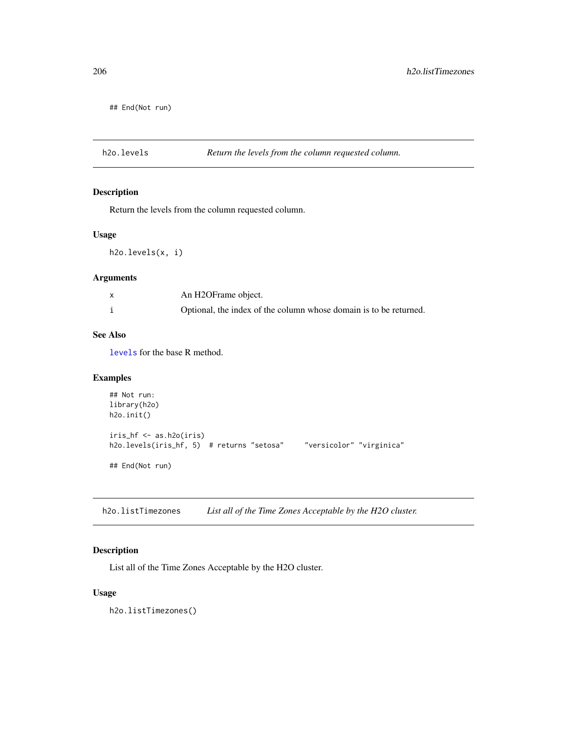```
## End(Not run)
```

## h2o.levels — *Return the levels from the column requested column.*

### Description

Return the levels from the column requested column.

### Usage

```
h2o.levels(x, i)
```

### Arguments

| | |
|---|---|
| x | An H2OFrame object. |
| i | Optional, the index of the column whose domain is to be returned. |

### See Also

levels for the base R method.

### Examples

```
## Not run:
library(h2o)
h2o.init()

iris_hf <- as.h2o(iris)
h2o.levels(iris_hf, 5)  # returns "setosa"     "versicolor" "virginica"

## End(Not run)
```

## h2o.listTimezones — *List all of the Time Zones Acceptable by the H2O cluster.*

### Description

List all of the Time Zones Acceptable by the H2O cluster.

### Usage

```
h2o.listTimezones()
```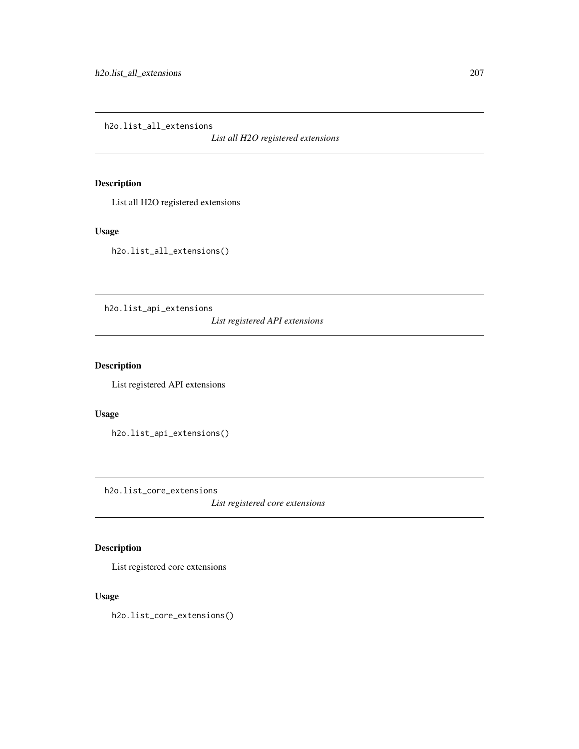## h2o.list_all_extensions

*List all H2O registered extensions*

### Description

List all H2O registered extensions

### Usage

```
h2o.list_all_extensions()
```

## h2o.list_api_extensions

*List registered API extensions*

### Description

List registered API extensions

### Usage

```
h2o.list_api_extensions()
```

## h2o.list_core_extensions

*List registered core extensions*

### Description

List registered core extensions

### Usage

```
h2o.list_core_extensions()
```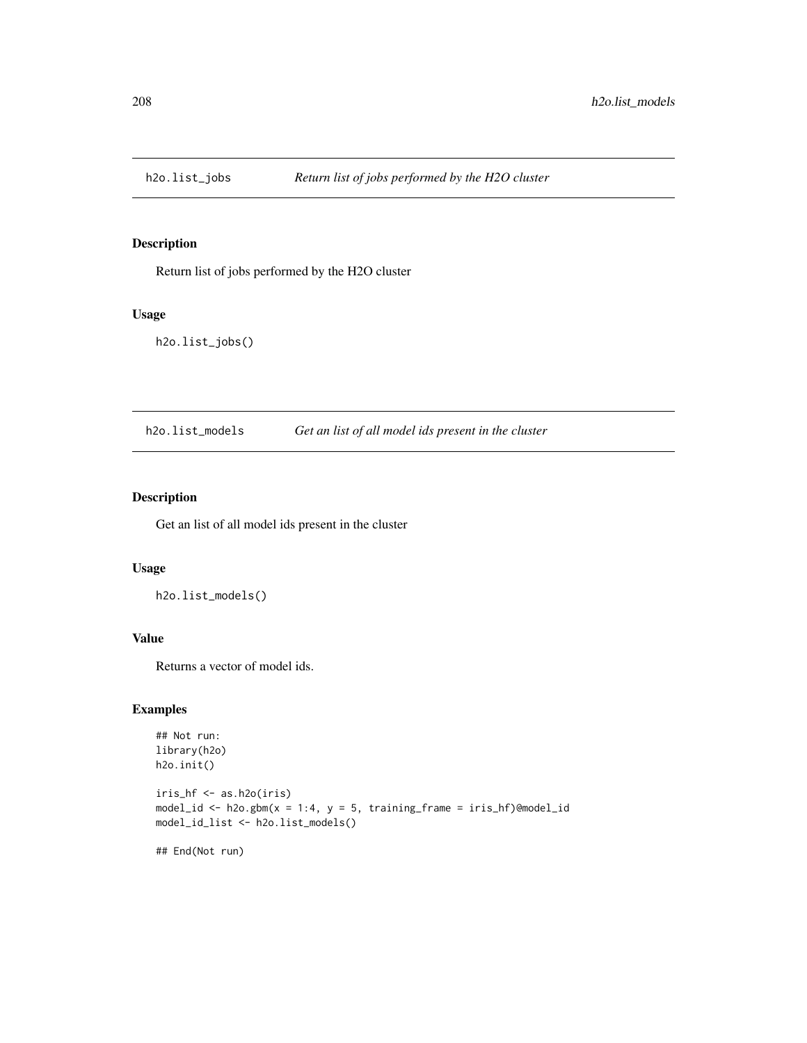## h2o.list_jobs *Return list of jobs performed by the H2O cluster*

### Description

Return list of jobs performed by the H2O cluster

### Usage

```
h2o.list_jobs()
```

## h2o.list_models *Get an list of all model ids present in the cluster*

### Description

Get an list of all model ids present in the cluster

### Usage

```
h2o.list_models()
```

### Value

Returns a vector of model ids.

### Examples

```
## Not run:
library(h2o)
h2o.init()

iris_hf <- as.h2o(iris)
model_id <- h2o.gbm(x = 1:4, y = 5, training_frame = iris_hf)@model_id
model_id_list <- h2o.list_models()

## End(Not run)
```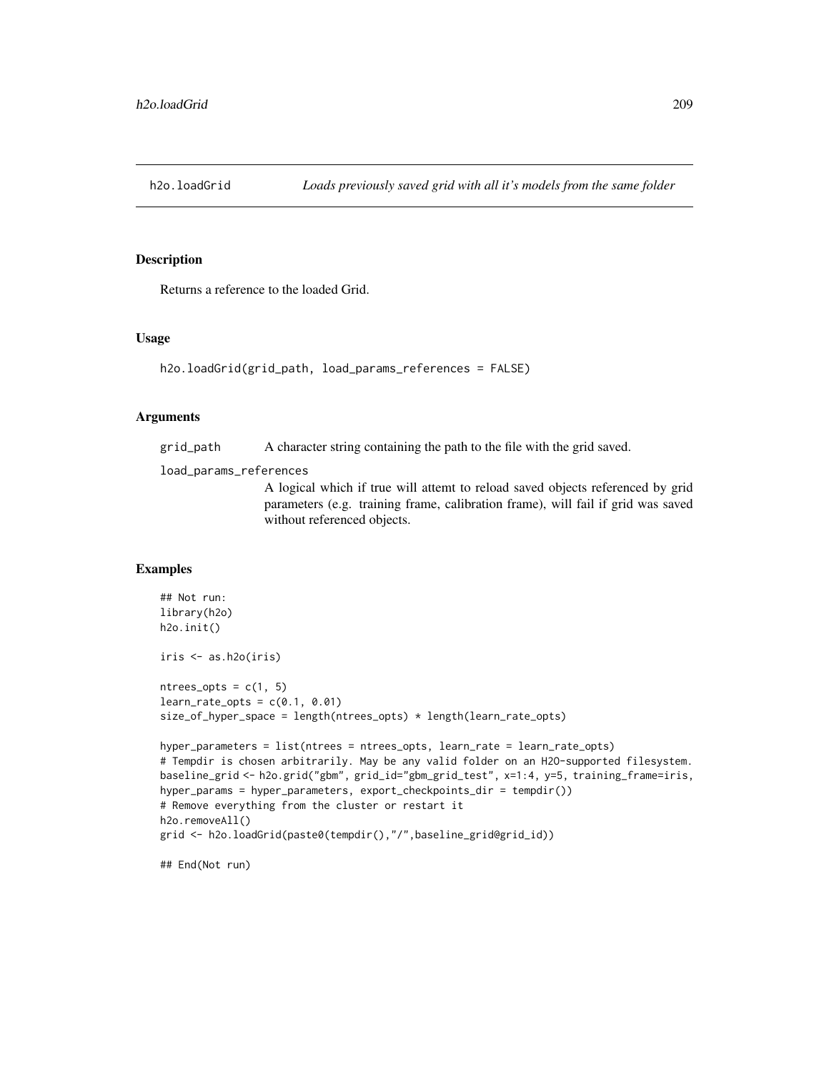# h2o.loadGrid — *Loads previously saved grid with all it's models from the same folder*

## Description

Returns a reference to the loaded Grid.

## Usage

```
h2o.loadGrid(grid_path, load_params_references = FALSE)
```

## Arguments

| | |
|---|---|
| grid_path | A character string containing the path to the file with the grid saved. |
| load_params_references | A logical which if true will attemt to reload saved objects referenced by grid parameters (e.g. training frame, calibration frame), will fail if grid was saved without referenced objects. |

## Examples

```
## Not run:
library(h2o)
h2o.init()

iris <- as.h2o(iris)

ntrees_opts = c(1, 5)
learn_rate_opts = c(0.1, 0.01)
size_of_hyper_space = length(ntrees_opts) * length(learn_rate_opts)

hyper_parameters = list(ntrees = ntrees_opts, learn_rate = learn_rate_opts)
# Tempdir is chosen arbitrarily. May be any valid folder on an H2O-supported filesystem.
baseline_grid <- h2o.grid("gbm", grid_id="gbm_grid_test", x=1:4, y=5, training_frame=iris,
hyper_params = hyper_parameters, export_checkpoints_dir = tempdir())
# Remove everything from the cluster or restart it
h2o.removeAll()
grid <- h2o.loadGrid(paste0(tempdir(),"/",baseline_grid@grid_id))

## End(Not run)
```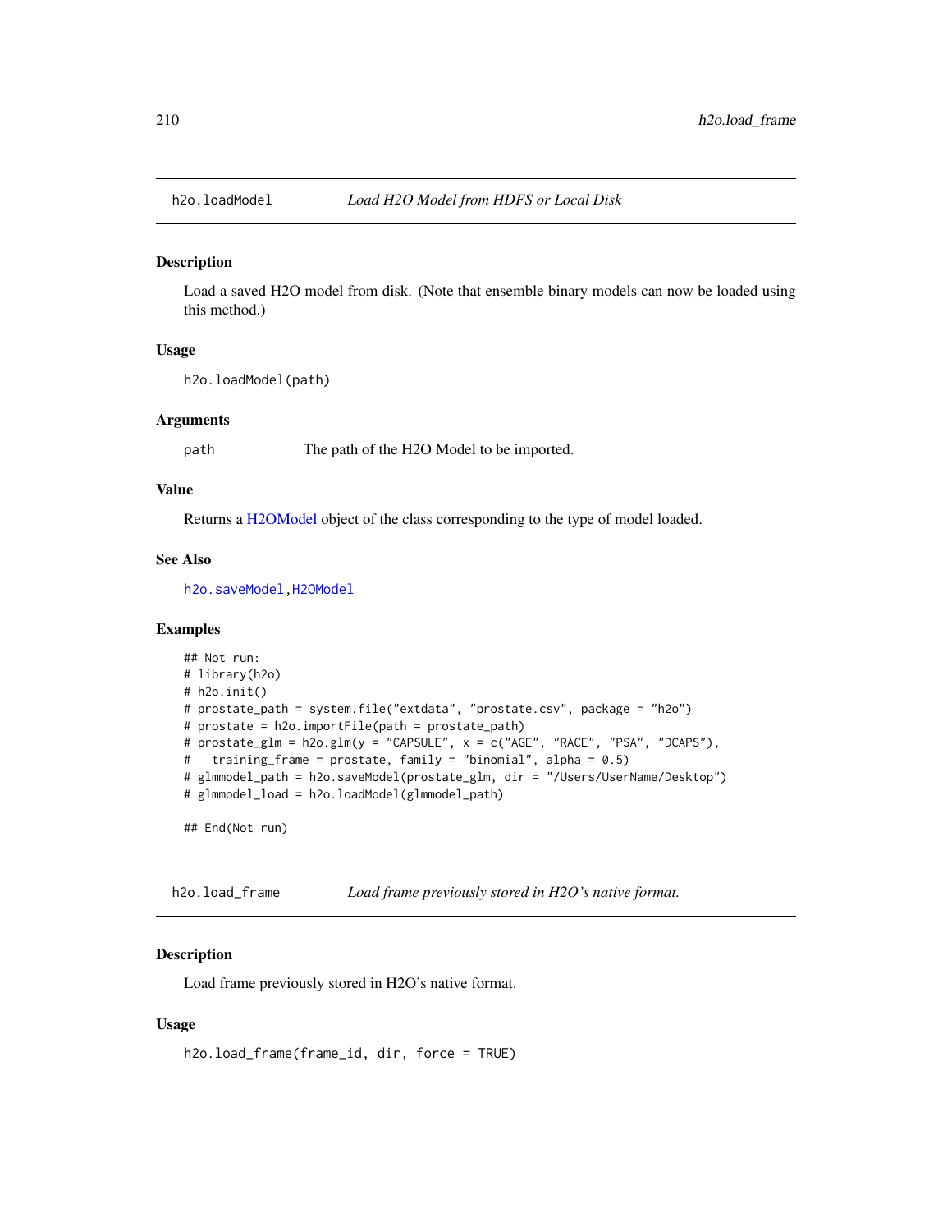## h2o.loadModel — *Load H2O Model from HDFS or Local Disk*

### Description

Load a saved H2O model from disk. (Note that ensemble binary models can now be loaded using this method.)

### Usage

```
h2o.loadModel(path)
```

### Arguments

| | |
|---|---|
| path | The path of the H2O Model to be imported. |

### Value

Returns a H2OModel object of the class corresponding to the type of model loaded.

### See Also

h2o.saveModel, H2OModel

### Examples

```
## Not run:
# library(h2o)
# h2o.init()
# prostate_path = system.file("extdata", "prostate.csv", package = "h2o")
# prostate = h2o.importFile(path = prostate_path)
# prostate_glm = h2o.glm(y = "CAPSULE", x = c("AGE", "RACE", "PSA", "DCAPS"),
#   training_frame = prostate, family = "binomial", alpha = 0.5)
# glmmodel_path = h2o.saveModel(prostate_glm, dir = "/Users/UserName/Desktop")
# glmmodel_load = h2o.loadModel(glmmodel_path)

## End(Not run)
```

## h2o.load_frame — *Load frame previously stored in H2O's native format.*

### Description

Load frame previously stored in H2O's native format.

### Usage

```
h2o.load_frame(frame_id, dir, force = TRUE)
```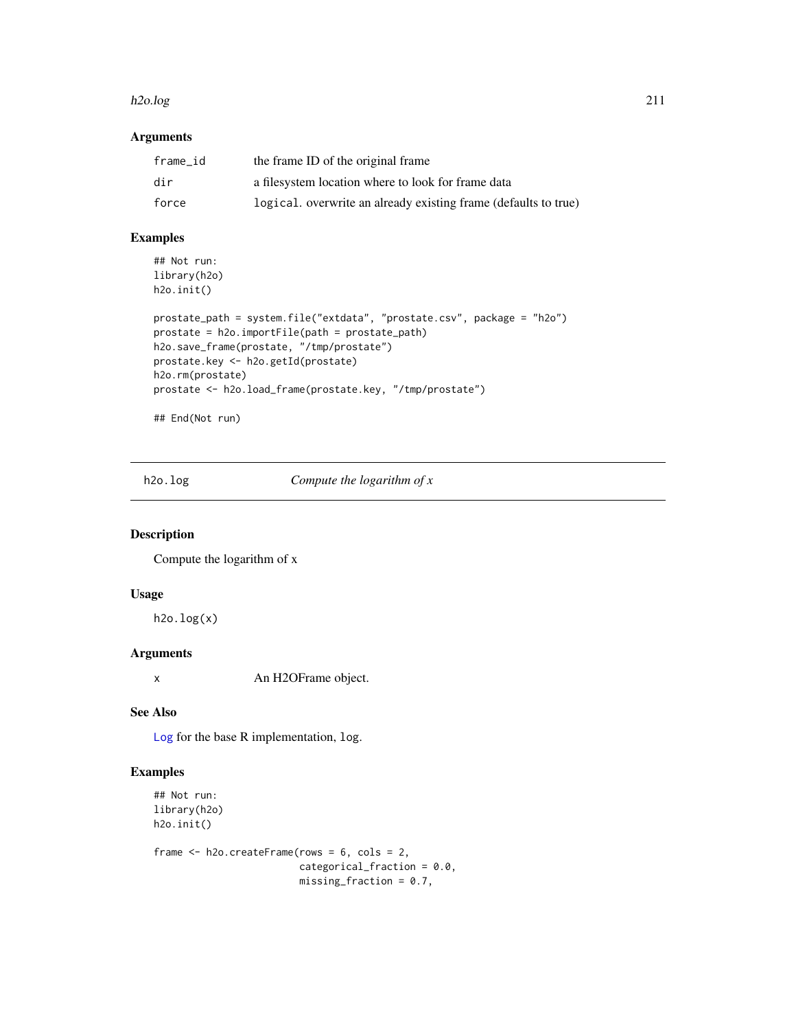## Arguments

| | |
|---|---|
| `frame_id` | the frame ID of the original frame |
| `dir` | a filesystem location where to look for frame data |
| `force` | `logical`. overwrite an already existing frame (defaults to true) |

## Examples

```
## Not run:
library(h2o)
h2o.init()

prostate_path = system.file("extdata", "prostate.csv", package = "h2o")
prostate = h2o.importFile(path = prostate_path)
h2o.save_frame(prostate, "/tmp/prostate")
prostate.key <- h2o.getId(prostate)
h2o.rm(prostate)
prostate <- h2o.load_frame(prostate.key, "/tmp/prostate")

## End(Not run)
```

---

# h2o.log — *Compute the logarithm of x*

## Description

Compute the logarithm of x

## Usage

```
h2o.log(x)
```

## Arguments

| | |
|---|---|
| `x` | An H2OFrame object. |

## See Also

Log for the base R implementation, `log`.

## Examples

```
## Not run:
library(h2o)
h2o.init()

frame <- h2o.createFrame(rows = 6, cols = 2,
                         categorical_fraction = 0.0,
                         missing_fraction = 0.7,
```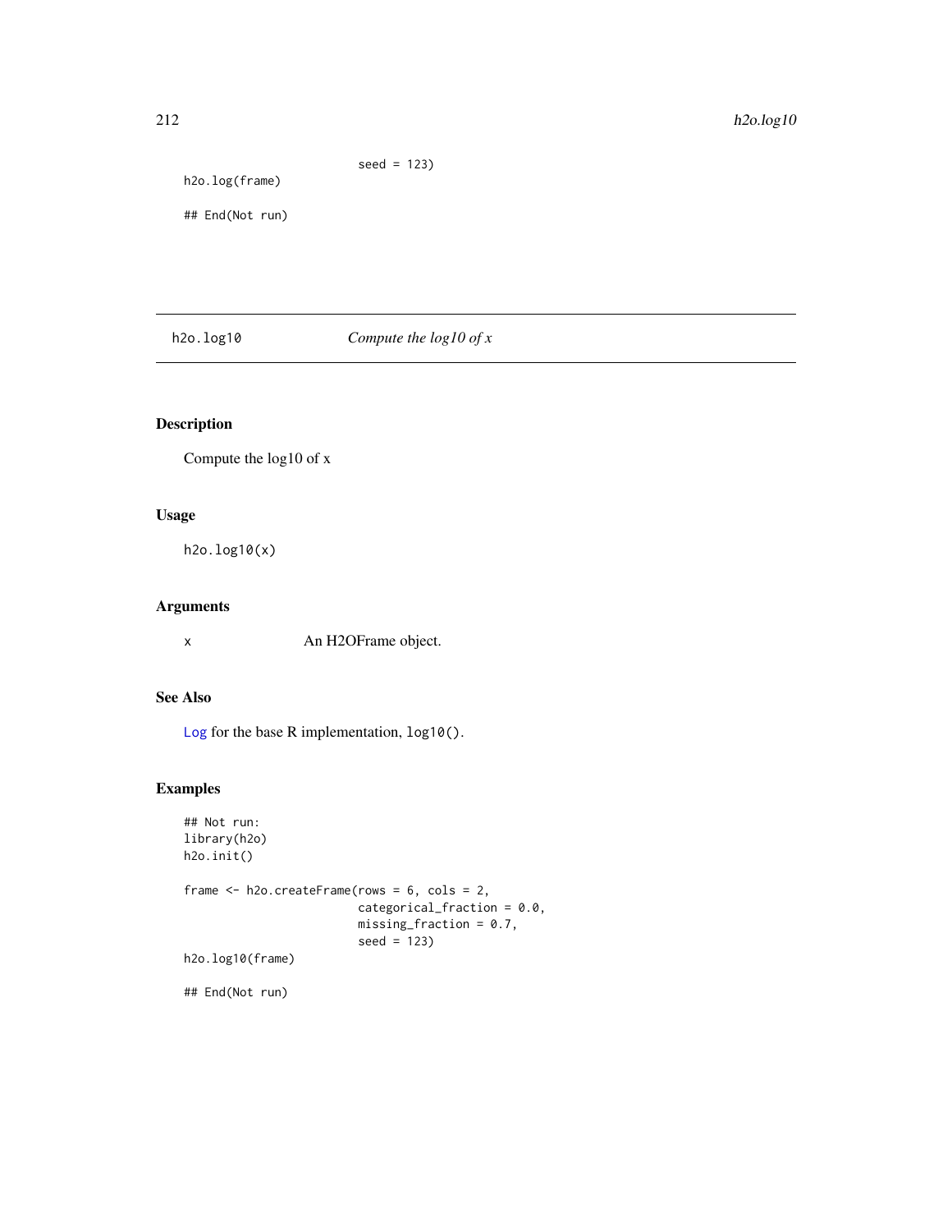```
                        seed = 123)
h2o.log(frame)

## End(Not run)
```

## h2o.log10 — *Compute the log10 of x*

### Description

Compute the log10 of x

### Usage

```
h2o.log10(x)
```

### Arguments

x — An H2OFrame object.

### See Also

Log for the base R implementation, `log10()`.

### Examples

```
## Not run:
library(h2o)
h2o.init()

frame <- h2o.createFrame(rows = 6, cols = 2,
                        categorical_fraction = 0.0,
                        missing_fraction = 0.7,
                        seed = 123)
h2o.log10(frame)

## End(Not run)
```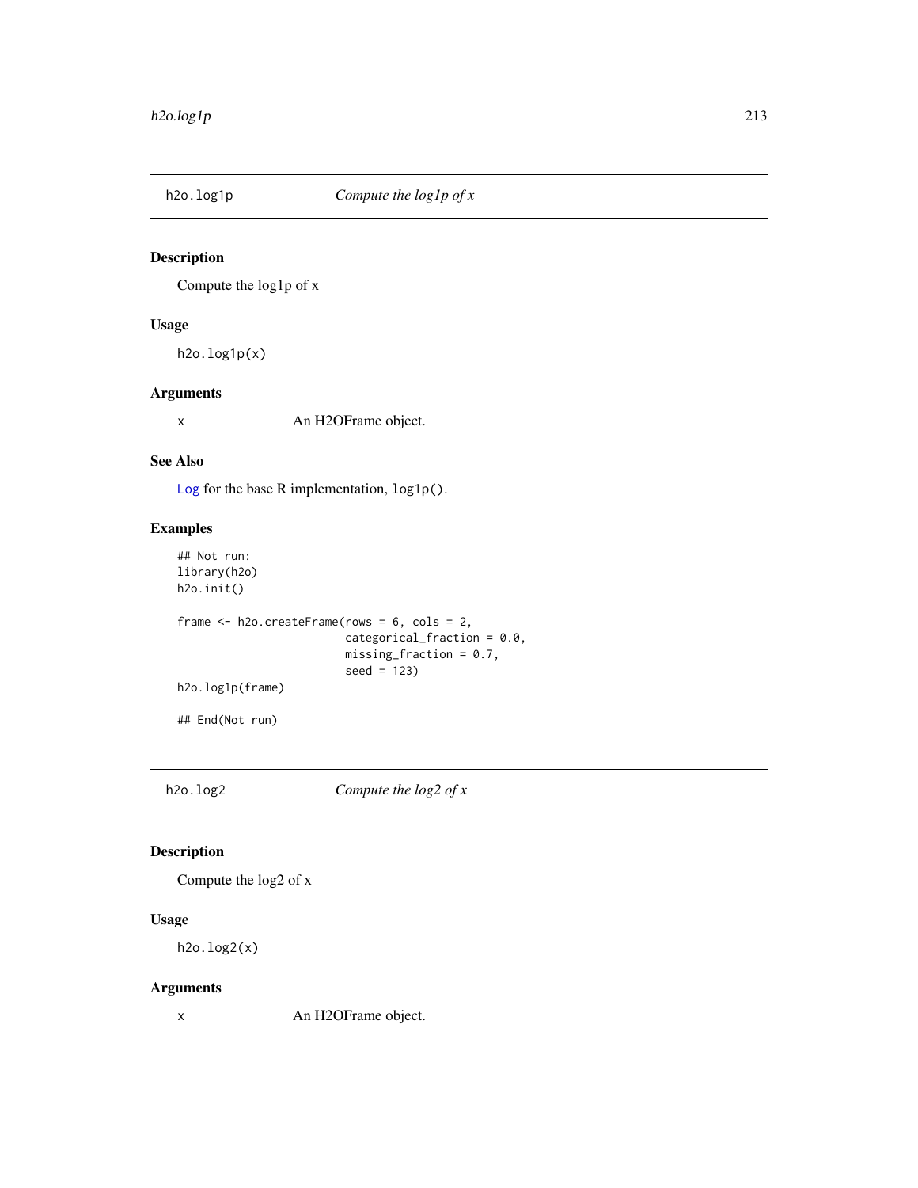## h2o.log1p — *Compute the log1p of x*

### Description

Compute the log1p of x

### Usage

```
h2o.log1p(x)
```

### Arguments

| | |
|---|---|
| x | An H2OFrame object. |

### See Also

Log for the base R implementation, `log1p()`.

### Examples

```
## Not run:
library(h2o)
h2o.init()

frame <- h2o.createFrame(rows = 6, cols = 2,
                         categorical_fraction = 0.0,
                         missing_fraction = 0.7,
                         seed = 123)
h2o.log1p(frame)

## End(Not run)
```

## h2o.log2 — *Compute the log2 of x*

### Description

Compute the log2 of x

### Usage

```
h2o.log2(x)
```

### Arguments

| | |
|---|---|
| x | An H2OFrame object. |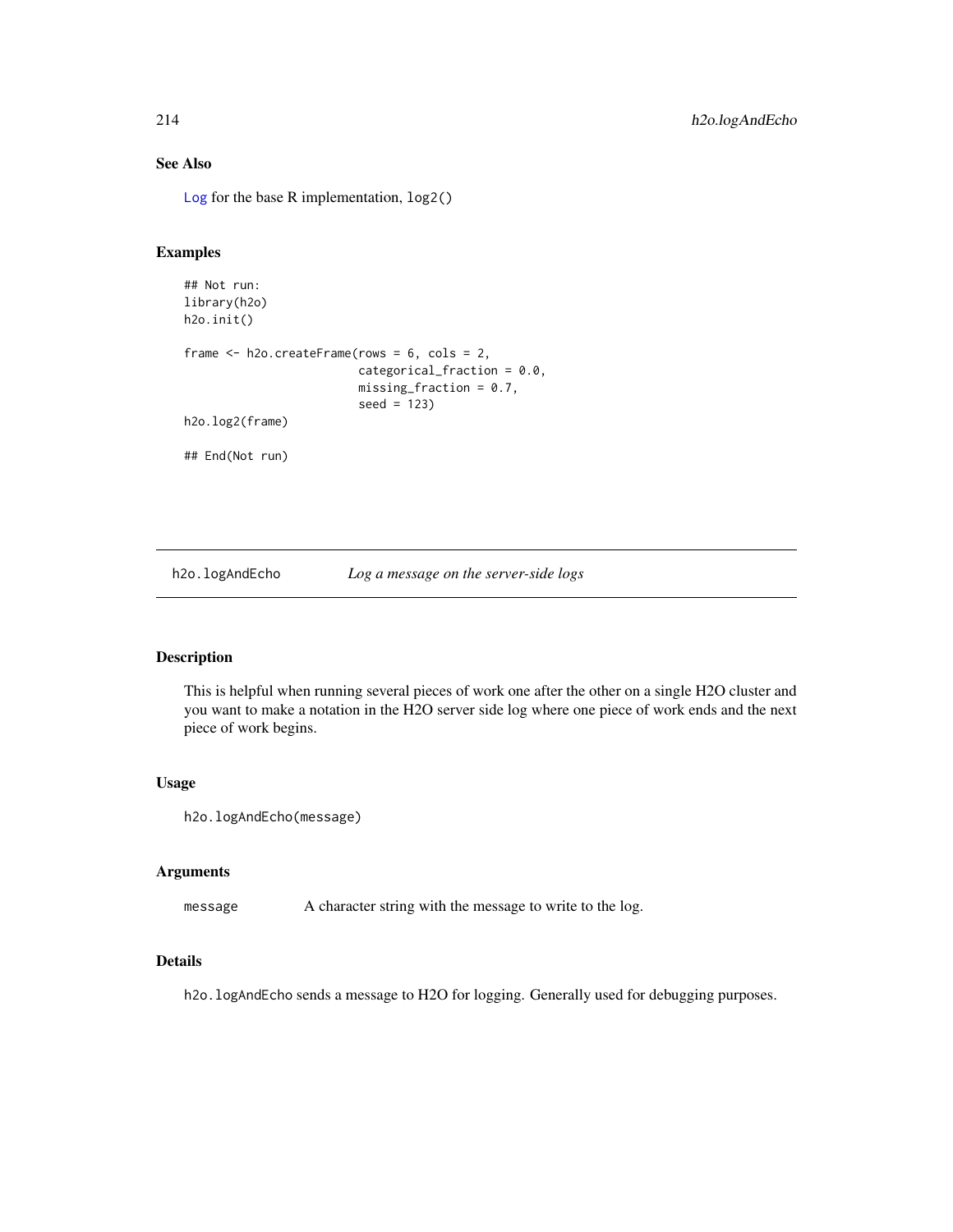### See Also

Log for the base R implementation, log2()

### Examples

```
## Not run:
library(h2o)
h2o.init()

frame <- h2o.createFrame(rows = 6, cols = 2,
                         categorical_fraction = 0.0,
                         missing_fraction = 0.7,
                         seed = 123)
h2o.log2(frame)

## End(Not run)
```

---

## h2o.logAndEcho *Log a message on the server-side logs*

---

### Description

This is helpful when running several pieces of work one after the other on a single H2O cluster and you want to make a notation in the H2O server side log where one piece of work ends and the next piece of work begins.

### Usage

```
h2o.logAndEcho(message)
```

### Arguments

| | |
|---|---|
| message | A character string with the message to write to the log. |

### Details

h2o.logAndEcho sends a message to H2O for logging. Generally used for debugging purposes.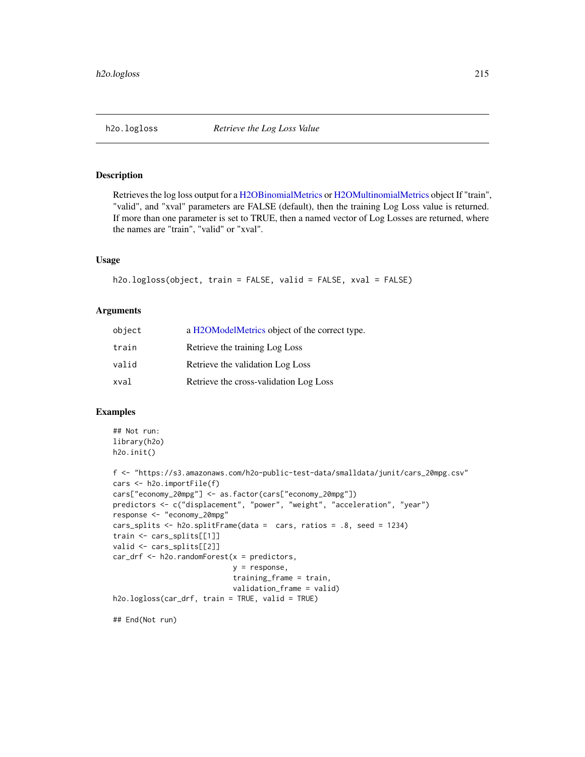## h2o.logloss *Retrieve the Log Loss Value*

### Description

Retrieves the log loss output for a H2OBinomialMetrics or H2OMultinomialMetrics object If "train", "valid", and "xval" parameters are FALSE (default), then the training Log Loss value is returned. If more than one parameter is set to TRUE, then a named vector of Log Losses are returned, where the names are "train", "valid" or "xval".

### Usage

```
h2o.logloss(object, train = FALSE, valid = FALSE, xval = FALSE)
```

### Arguments

| | |
|---|---|
| object | a H2OModelMetrics object of the correct type. |
| train | Retrieve the training Log Loss |
| valid | Retrieve the validation Log Loss |
| xval | Retrieve the cross-validation Log Loss |

### Examples

```
## Not run:
library(h2o)
h2o.init()

f <- "https://s3.amazonaws.com/h2o-public-test-data/smalldata/junit/cars_20mpg.csv"
cars <- h2o.importFile(f)
cars["economy_20mpg"] <- as.factor(cars["economy_20mpg"])
predictors <- c("displacement", "power", "weight", "acceleration", "year")
response <- "economy_20mpg"
cars_splits <- h2o.splitFrame(data =  cars, ratios = .8, seed = 1234)
train <- cars_splits[[1]]
valid <- cars_splits[[2]]
car_drf <- h2o.randomForest(x = predictors,
                            y = response,
                            training_frame = train,
                            validation_frame = valid)
h2o.logloss(car_drf, train = TRUE, valid = TRUE)

## End(Not run)
```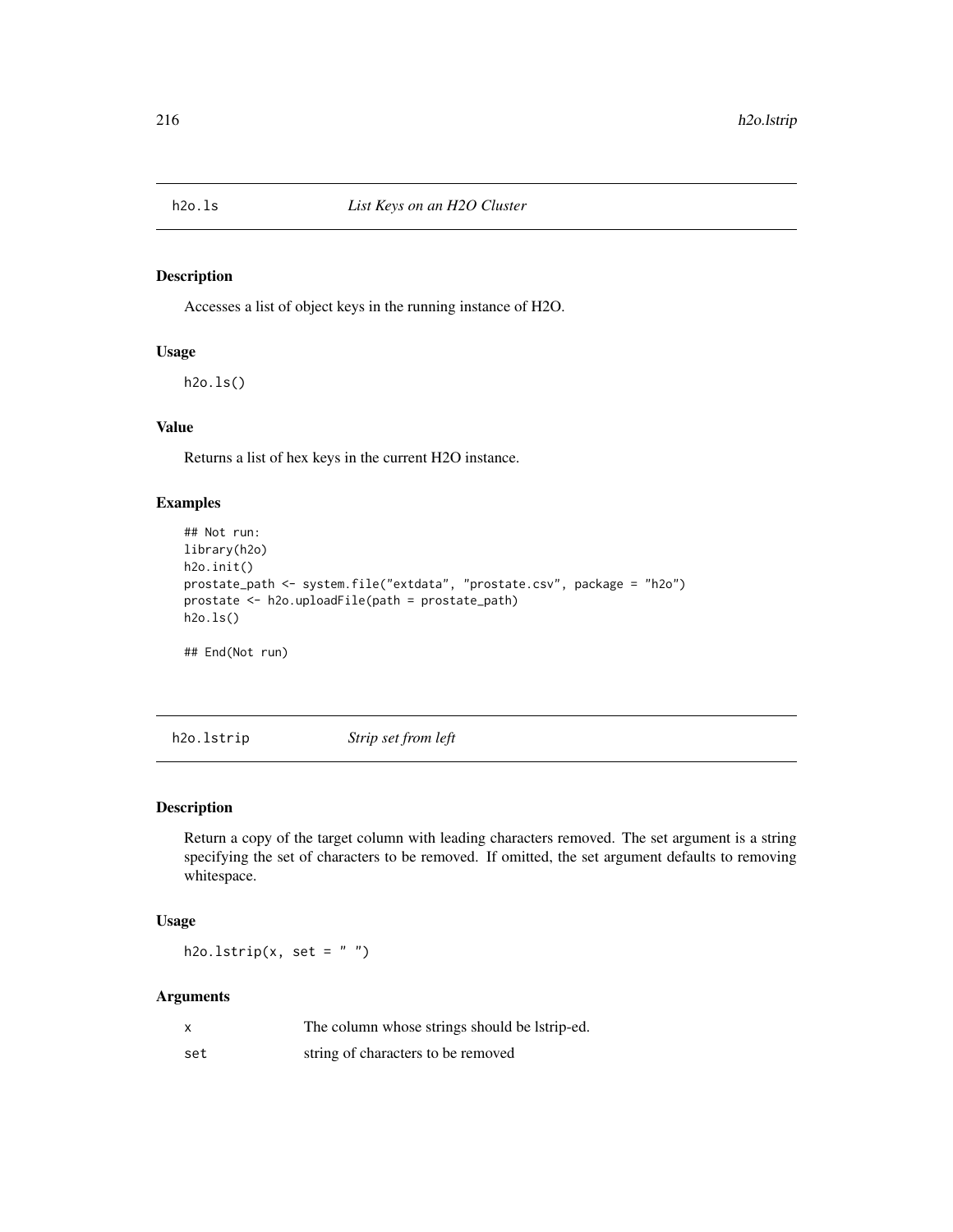## h2o.ls *List Keys on an H2O Cluster*

### Description

Accesses a list of object keys in the running instance of H2O.

### Usage

```
h2o.ls()
```

### Value

Returns a list of hex keys in the current H2O instance.

### Examples

```
## Not run:
library(h2o)
h2o.init()
prostate_path <- system.file("extdata", "prostate.csv", package = "h2o")
prostate <- h2o.uploadFile(path = prostate_path)
h2o.ls()

## End(Not run)
```

## h2o.lstrip *Strip set from left*

### Description

Return a copy of the target column with leading characters removed. The set argument is a string specifying the set of characters to be removed. If omitted, the set argument defaults to removing whitespace.

### Usage

```
h2o.lstrip(x, set = " ")
```

### Arguments

| | |
|---|---|
| x | The column whose strings should be lstrip-ed. |
| set | string of characters to be removed |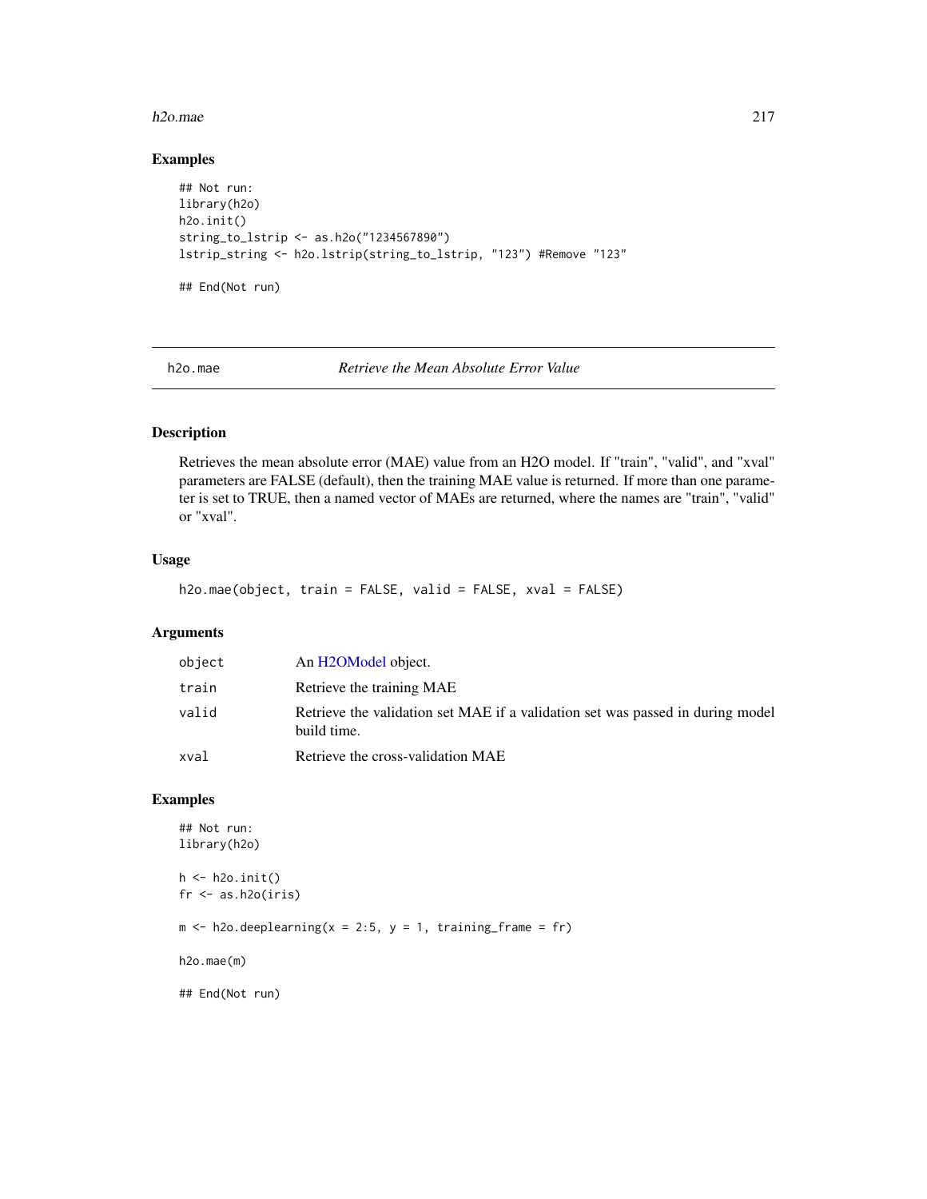### Examples

```
## Not run:
library(h2o)
h2o.init()
string_to_lstrip <- as.h2o("1234567890")
lstrip_string <- h2o.lstrip(string_to_lstrip, "123") #Remove "123"

## End(Not run)
```

---

## h2o.mae — *Retrieve the Mean Absolute Error Value*

### Description

Retrieves the mean absolute error (MAE) value from an H2O model. If "train", "valid", and "xval" parameters are FALSE (default), then the training MAE value is returned. If more than one parameter is set to TRUE, then a named vector of MAEs are returned, where the names are "train", "valid" or "xval".

### Usage

```
h2o.mae(object, train = FALSE, valid = FALSE, xval = FALSE)
```

### Arguments

| | |
|---|---|
| object | An H2OModel object. |
| train | Retrieve the training MAE |
| valid | Retrieve the validation set MAE if a validation set was passed in during model build time. |
| xval | Retrieve the cross-validation MAE |

### Examples

```
## Not run:
library(h2o)

h <- h2o.init()
fr <- as.h2o(iris)

m <- h2o.deeplearning(x = 2:5, y = 1, training_frame = fr)

h2o.mae(m)

## End(Not run)
```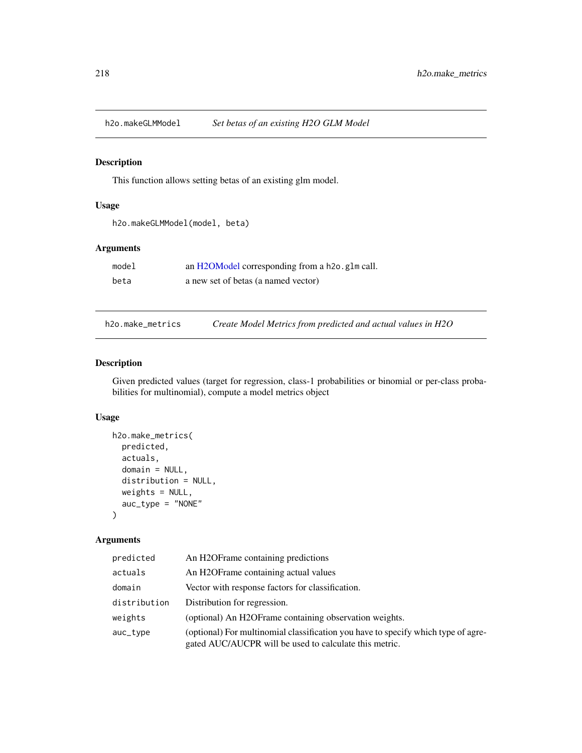## h2o.makeGLMModel *Set betas of an existing H2O GLM Model*

### Description

This function allows setting betas of an existing glm model.

### Usage

```
h2o.makeGLMModel(model, beta)
```

### Arguments

| | |
|---|---|
| model | an H2OModel corresponding from a h2o.glm call. |
| beta | a new set of betas (a named vector) |

## h2o.make_metrics *Create Model Metrics from predicted and actual values in H2O*

### Description

Given predicted values (target for regression, class-1 probabilities or binomial or per-class probabilities for multinomial), compute a model metrics object

### Usage

```
h2o.make_metrics(
  predicted,
  actuals,
  domain = NULL,
  distribution = NULL,
  weights = NULL,
  auc_type = "NONE"
)
```

### Arguments

| | |
|---|---|
| predicted | An H2OFrame containing predictions |
| actuals | An H2OFrame containing actual values |
| domain | Vector with response factors for classification. |
| distribution | Distribution for regression. |
| weights | (optional) An H2OFrame containing observation weights. |
| auc_type | (optional) For multinomial classification you have to specify which type of agregated AUC/AUCPR will be used to calculate this metric. |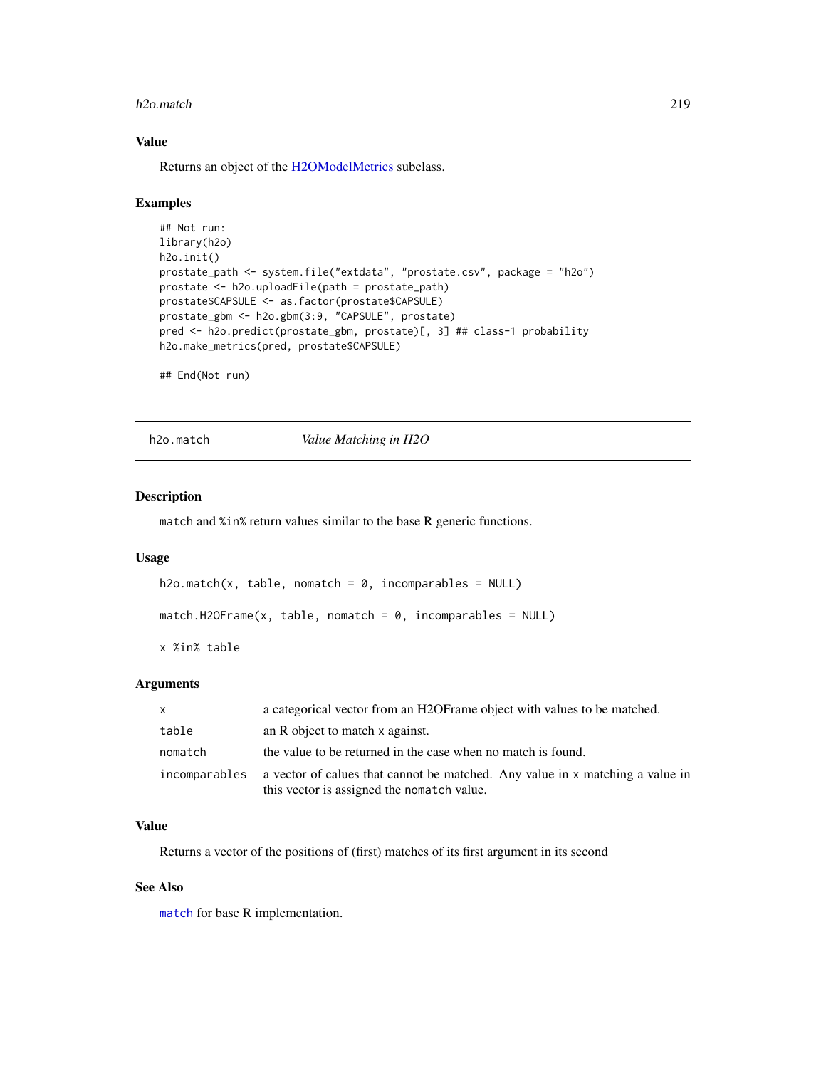## Value

Returns an object of the H2OModelMetrics subclass.

## Examples

```
## Not run:
library(h2o)
h2o.init()
prostate_path <- system.file("extdata", "prostate.csv", package = "h2o")
prostate <- h2o.uploadFile(path = prostate_path)
prostate$CAPSULE <- as.factor(prostate$CAPSULE)
prostate_gbm <- h2o.gbm(3:9, "CAPSULE", prostate)
pred <- h2o.predict(prostate_gbm, prostate)[, 3] ## class-1 probability
h2o.make_metrics(pred, prostate$CAPSULE)

## End(Not run)
```

---

# h2o.match *Value Matching in H2O*

## Description

match and %in% return values similar to the base R generic functions.

## Usage

```
h2o.match(x, table, nomatch = 0, incomparables = NULL)

match.H2OFrame(x, table, nomatch = 0, incomparables = NULL)

x %in% table
```

## Arguments

| | |
|---|---|
| x | a categorical vector from an H2OFrame object with values to be matched. |
| table | an R object to match x against. |
| nomatch | the value to be returned in the case when no match is found. |
| incomparables | a vector of calues that cannot be matched. Any value in x matching a value in this vector is assigned the nomatch value. |

## Value

Returns a vector of the positions of (first) matches of its first argument in its second

## See Also

match for base R implementation.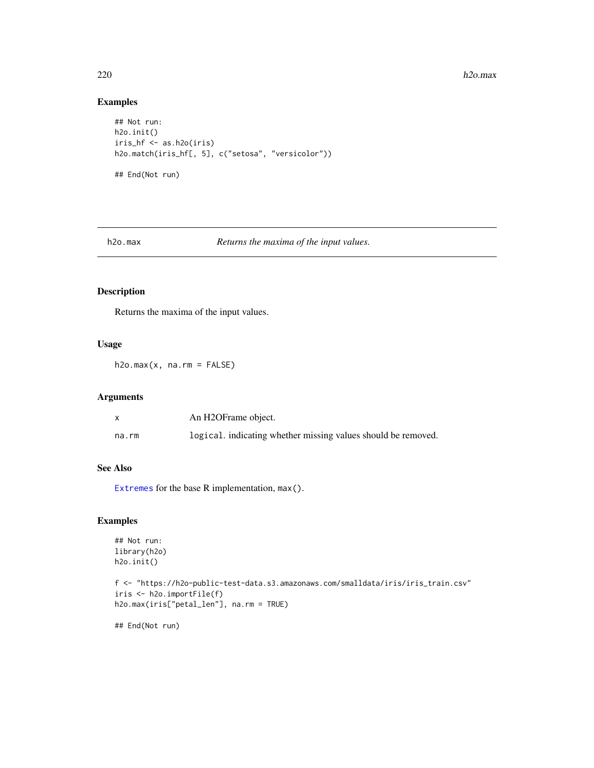## Examples

```
## Not run:
h2o.init()
iris_hf <- as.h2o(iris)
h2o.match(iris_hf[, 5], c("setosa", "versicolor"))

## End(Not run)
```

---

## h2o.max    *Returns the maxima of the input values.*

---

### Description

Returns the maxima of the input values.

### Usage

```
h2o.max(x, na.rm = FALSE)
```

### Arguments

| | |
|---|---|
| x | An H2OFrame object. |
| na.rm | `logical`. indicating whether missing values should be removed. |

### See Also

Extremes for the base R implementation, `max()`.

### Examples

```
## Not run:
library(h2o)
h2o.init()

f <- "https://h2o-public-test-data.s3.amazonaws.com/smalldata/iris/iris_train.csv"
iris <- h2o.importFile(f)
h2o.max(iris["petal_len"], na.rm = TRUE)

## End(Not run)
```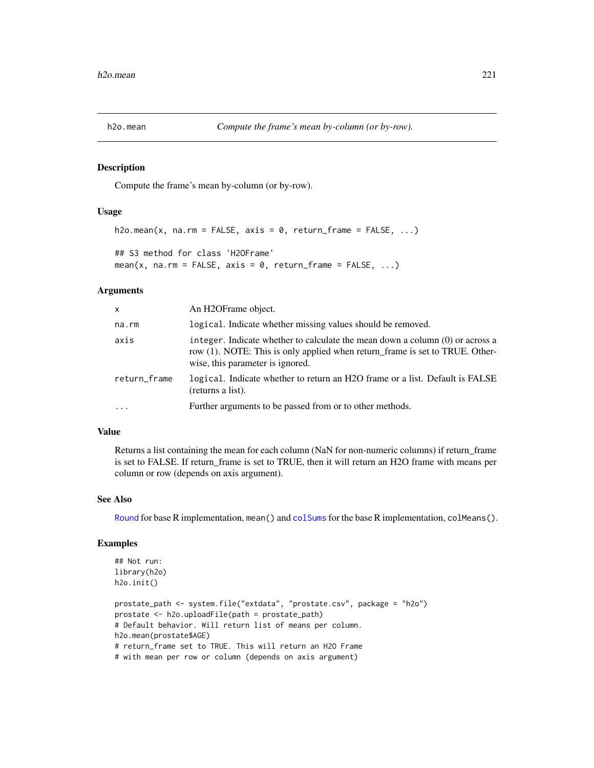## h2o.mean    *Compute the frame's mean by-column (or by-row).*

### Description

Compute the frame's mean by-column (or by-row).

### Usage

```
h2o.mean(x, na.rm = FALSE, axis = 0, return_frame = FALSE, ...)

## S3 method for class 'H2OFrame'
mean(x, na.rm = FALSE, axis = 0, return_frame = FALSE, ...)
```

### Arguments

| | |
|---|---|
| x | An H2OFrame object. |
| na.rm | logical. Indicate whether missing values should be removed. |
| axis | integer. Indicate whether to calculate the mean down a column (0) or across a row (1). NOTE: This is only applied when return_frame is set to TRUE. Otherwise, this parameter is ignored. |
| return_frame | logical. Indicate whether to return an H2O frame or a list. Default is FALSE (returns a list). |
| ... | Further arguments to be passed from or to other methods. |

### Value

Returns a list containing the mean for each column (NaN for non-numeric columns) if return_frame is set to FALSE. If return_frame is set to TRUE, then it will return an H2O frame with means per column or row (depends on axis argument).

### See Also

Round for base R implementation, mean() and colSums for the base R implementation, colMeans().

### Examples

```
## Not run:
library(h2o)
h2o.init()

prostate_path <- system.file("extdata", "prostate.csv", package = "h2o")
prostate <- h2o.uploadFile(path = prostate_path)
# Default behavior. Will return list of means per column.
h2o.mean(prostate$AGE)
# return_frame set to TRUE. This will return an H2O Frame
# with mean per row or column (depends on axis argument)
```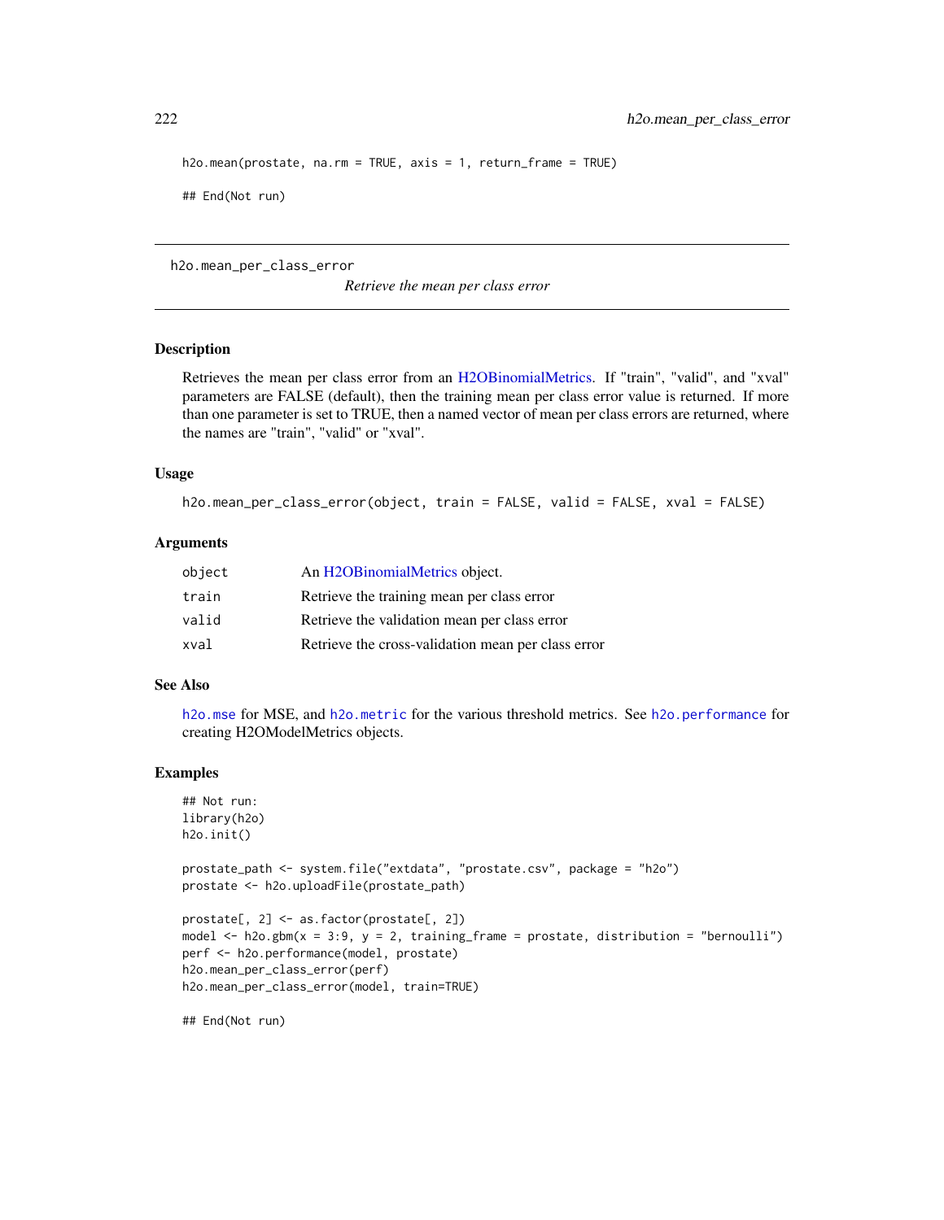```
h2o.mean(prostate, na.rm = TRUE, axis = 1, return_frame = TRUE)

## End(Not run)
```

---

## h2o.mean_per_class_error — *Retrieve the mean per class error*

---

### Description

Retrieves the mean per class error from an H2OBinomialMetrics. If "train", "valid", and "xval" parameters are FALSE (default), then the training mean per class error value is returned. If more than one parameter is set to TRUE, then a named vector of mean per class errors are returned, where the names are "train", "valid" or "xval".

### Usage

```
h2o.mean_per_class_error(object, train = FALSE, valid = FALSE, xval = FALSE)
```

### Arguments

| | |
|---|---|
| object | An H2OBinomialMetrics object. |
| train | Retrieve the training mean per class error |
| valid | Retrieve the validation mean per class error |
| xval | Retrieve the cross-validation mean per class error |

### See Also

`h2o.mse` for MSE, and `h2o.metric` for the various threshold metrics. See `h2o.performance` for creating H2OModelMetrics objects.

### Examples

```
## Not run:
library(h2o)
h2o.init()

prostate_path <- system.file("extdata", "prostate.csv", package = "h2o")
prostate <- h2o.uploadFile(prostate_path)

prostate[, 2] <- as.factor(prostate[, 2])
model <- h2o.gbm(x = 3:9, y = 2, training_frame = prostate, distribution = "bernoulli")
perf <- h2o.performance(model, prostate)
h2o.mean_per_class_error(perf)
h2o.mean_per_class_error(model, train=TRUE)

## End(Not run)
```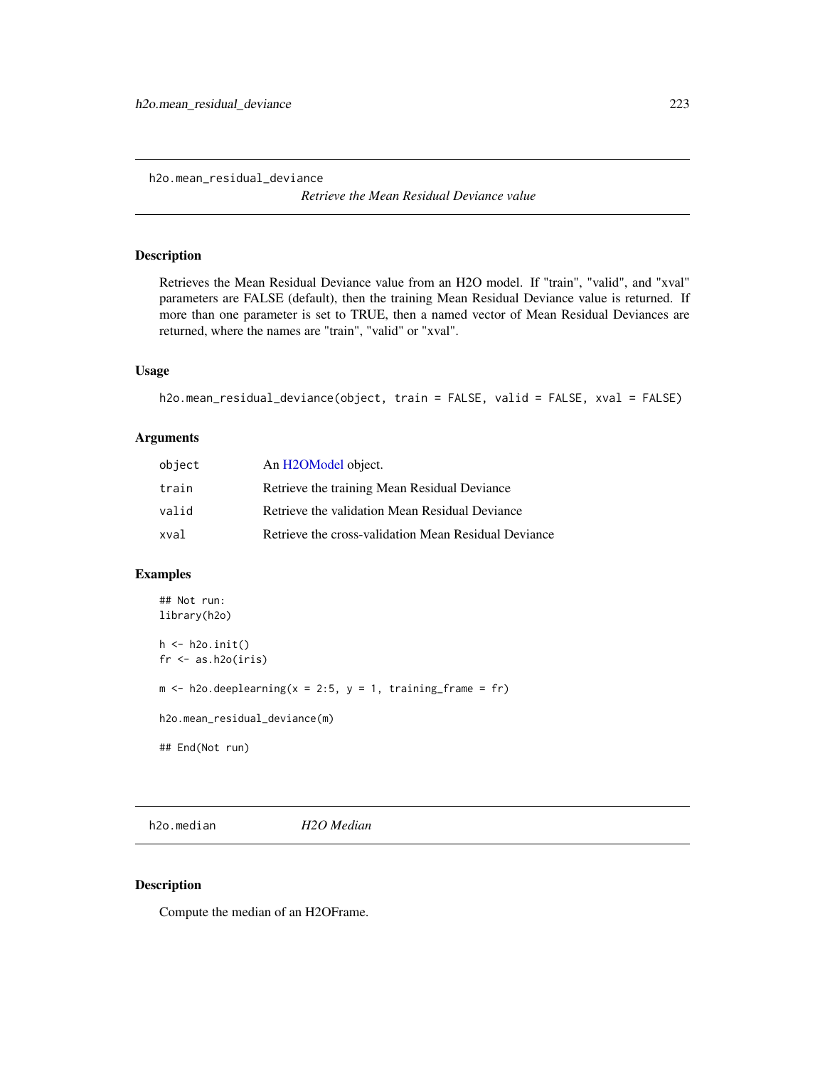## h2o.mean_residual_deviance

*Retrieve the Mean Residual Deviance value*

### Description

Retrieves the Mean Residual Deviance value from an H2O model. If "train", "valid", and "xval" parameters are FALSE (default), then the training Mean Residual Deviance value is returned. If more than one parameter is set to TRUE, then a named vector of Mean Residual Deviances are returned, where the names are "train", "valid" or "xval".

### Usage

```
h2o.mean_residual_deviance(object, train = FALSE, valid = FALSE, xval = FALSE)
```

### Arguments

| | |
|---|---|
| `object` | An H2OModel object. |
| `train` | Retrieve the training Mean Residual Deviance |
| `valid` | Retrieve the validation Mean Residual Deviance |
| `xval` | Retrieve the cross-validation Mean Residual Deviance |

### Examples

```
## Not run:
library(h2o)

h <- h2o.init()
fr <- as.h2o(iris)

m <- h2o.deeplearning(x = 2:5, y = 1, training_frame = fr)

h2o.mean_residual_deviance(m)

## End(Not run)
```

## h2o.median

*H2O Median*

### Description

Compute the median of an H2OFrame.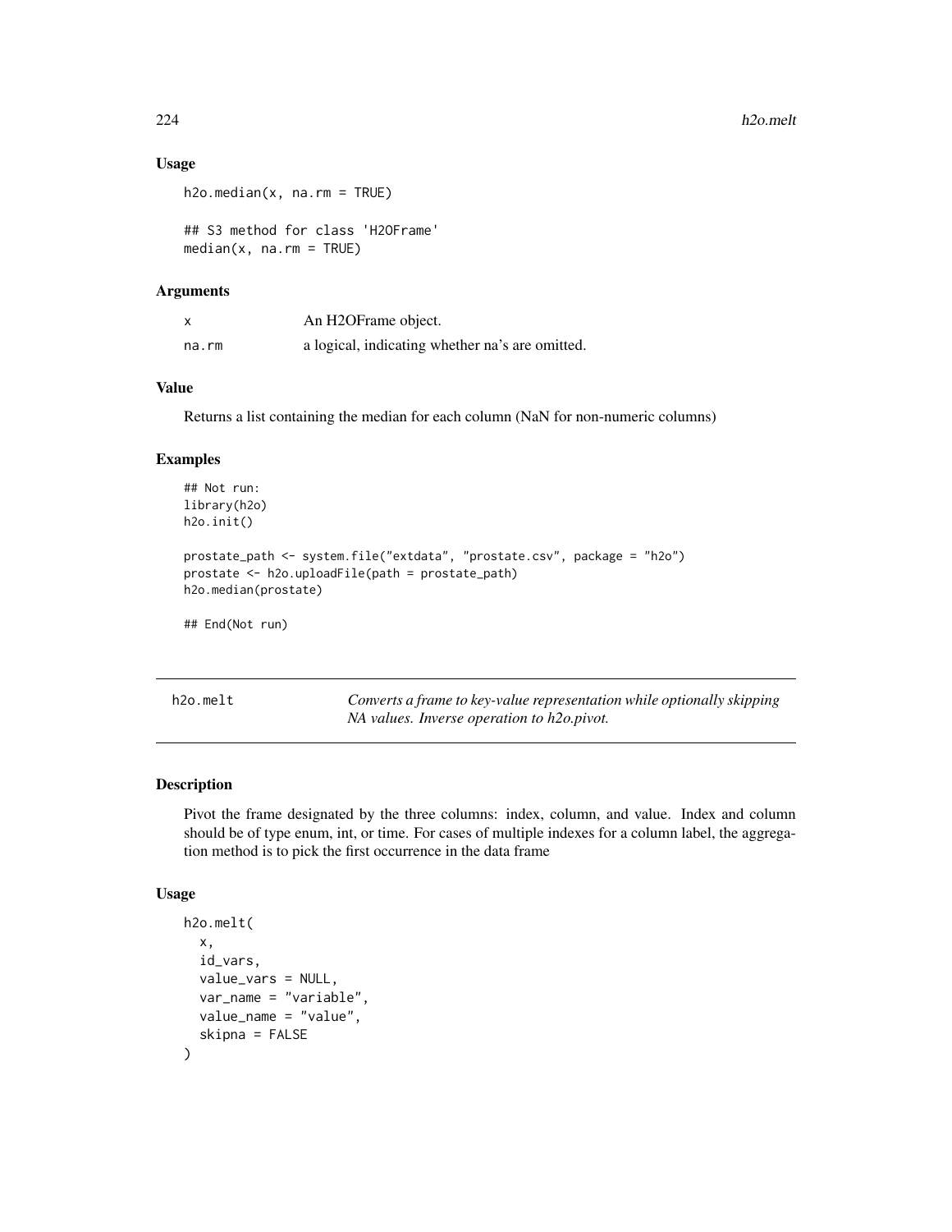### Usage

```
h2o.median(x, na.rm = TRUE)

## S3 method for class 'H2OFrame'
median(x, na.rm = TRUE)
```

### Arguments

| | |
|---|---|
| x | An H2OFrame object. |
| na.rm | a logical, indicating whether na's are omitted. |

### Value

Returns a list containing the median for each column (NaN for non-numeric columns)

### Examples

```
## Not run:
library(h2o)
h2o.init()

prostate_path <- system.file("extdata", "prostate.csv", package = "h2o")
prostate <- h2o.uploadFile(path = prostate_path)
h2o.median(prostate)

## End(Not run)
```

---

## h2o.melt — *Converts a frame to key-value representation while optionally skipping NA values. Inverse operation to h2o.pivot.*

---

### Description

Pivot the frame designated by the three columns: index, column, and value. Index and column should be of type enum, int, or time. For cases of multiple indexes for a column label, the aggregation method is to pick the first occurrence in the data frame

### Usage

```
h2o.melt(
  x,
  id_vars,
  value_vars = NULL,
  var_name = "variable",
  value_name = "value",
  skipna = FALSE
)
```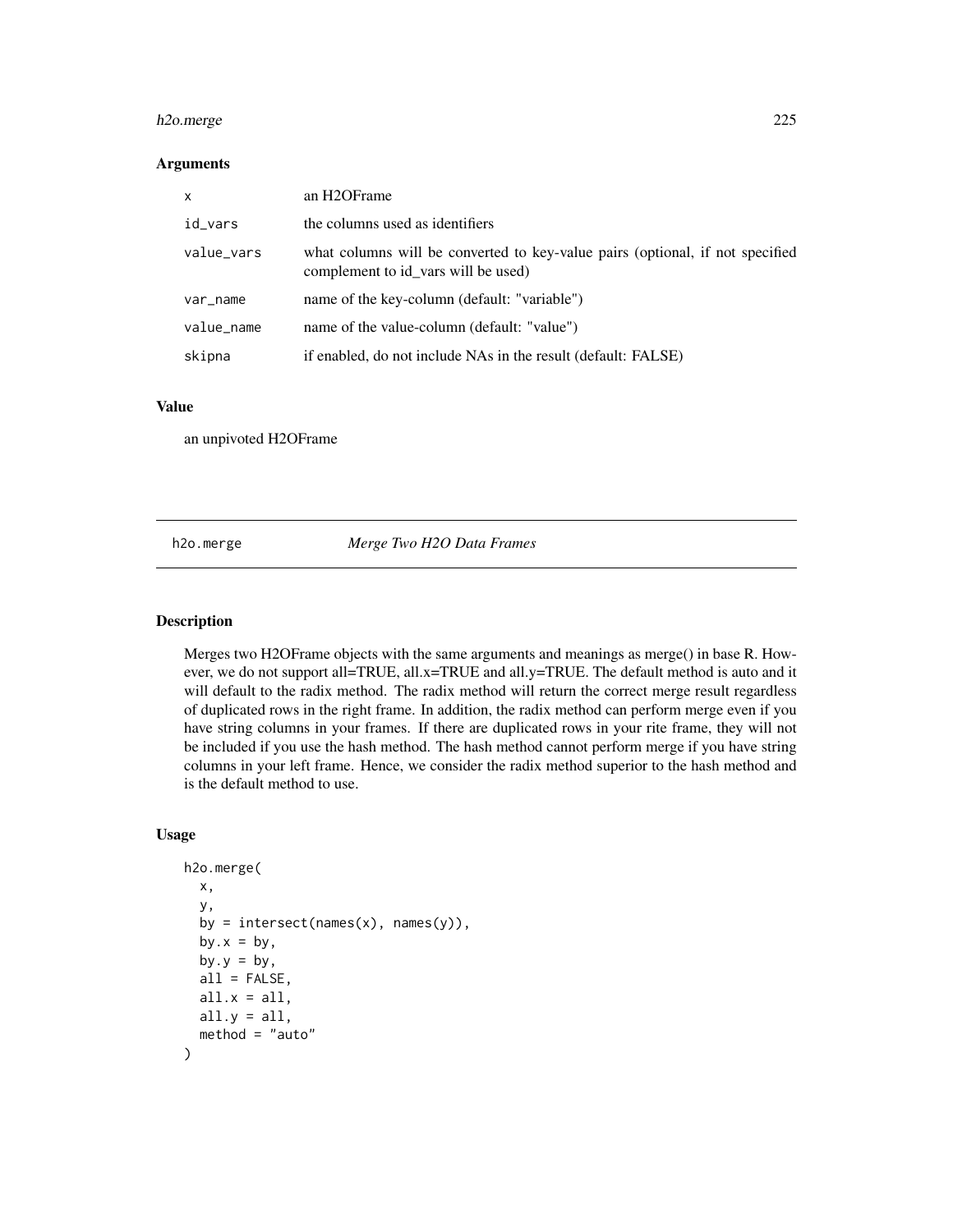### Arguments

| | |
|---|---|
| x | an H2OFrame |
| id_vars | the columns used as identifiers |
| value_vars | what columns will be converted to key-value pairs (optional, if not specified complement to id_vars will be used) |
| var_name | name of the key-column (default: "variable") |
| value_name | name of the value-column (default: "value") |
| skipna | if enabled, do not include NAs in the result (default: FALSE) |

### Value

an unpivoted H2OFrame

---

## h2o.merge *Merge Two H2O Data Frames*

---

### Description

Merges two H2OFrame objects with the same arguments and meanings as merge() in base R. However, we do not support all=TRUE, all.x=TRUE and all.y=TRUE. The default method is auto and it will default to the radix method. The radix method will return the correct merge result regardless of duplicated rows in the right frame. In addition, the radix method can perform merge even if you have string columns in your frames. If there are duplicated rows in your rite frame, they will not be included if you use the hash method. The hash method cannot perform merge if you have string columns in your left frame. Hence, we consider the radix method superior to the hash method and is the default method to use.

### Usage

```
h2o.merge(
  x,
  y,
  by = intersect(names(x), names(y)),
  by.x = by,
  by.y = by,
  all = FALSE,
  all.x = all,
  all.y = all,
  method = "auto"
)
```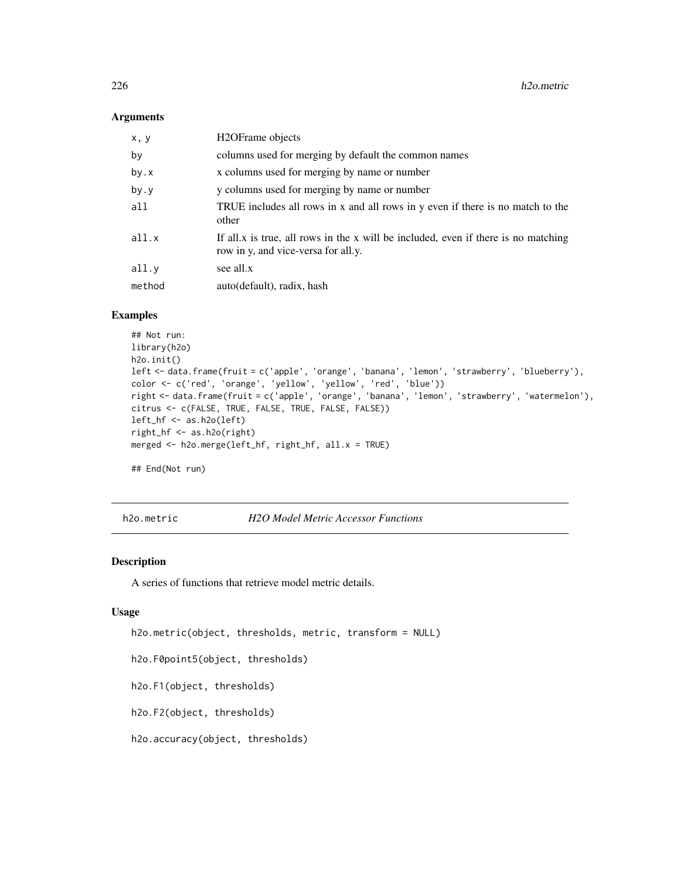### Arguments

| | |
|---|---|
| x, y | H2OFrame objects |
| by | columns used for merging by default the common names |
| by.x | x columns used for merging by name or number |
| by.y | y columns used for merging by name or number |
| all | TRUE includes all rows in x and all rows in y even if there is no match to the other |
| all.x | If all.x is true, all rows in the x will be included, even if there is no matching row in y, and vice-versa for all.y. |
| all.y | see all.x |
| method | auto(default), radix, hash |

### Examples

```
## Not run:
library(h2o)
h2o.init()
left <- data.frame(fruit = c('apple', 'orange', 'banana', 'lemon', 'strawberry', 'blueberry'),
color <- c('red', 'orange', 'yellow', 'yellow', 'red', 'blue'))
right <- data.frame(fruit = c('apple', 'orange', 'banana', 'lemon', 'strawberry', 'watermelon'),
citrus <- c(FALSE, TRUE, FALSE, TRUE, FALSE, FALSE))
left_hf <- as.h2o(left)
right_hf <- as.h2o(right)
merged <- h2o.merge(left_hf, right_hf, all.x = TRUE)

## End(Not run)
```

---

## h2o.metric *H2O Model Metric Accessor Functions*

---

### Description

A series of functions that retrieve model metric details.

### Usage

```
h2o.metric(object, thresholds, metric, transform = NULL)

h2o.F0point5(object, thresholds)

h2o.F1(object, thresholds)

h2o.F2(object, thresholds)

h2o.accuracy(object, thresholds)
```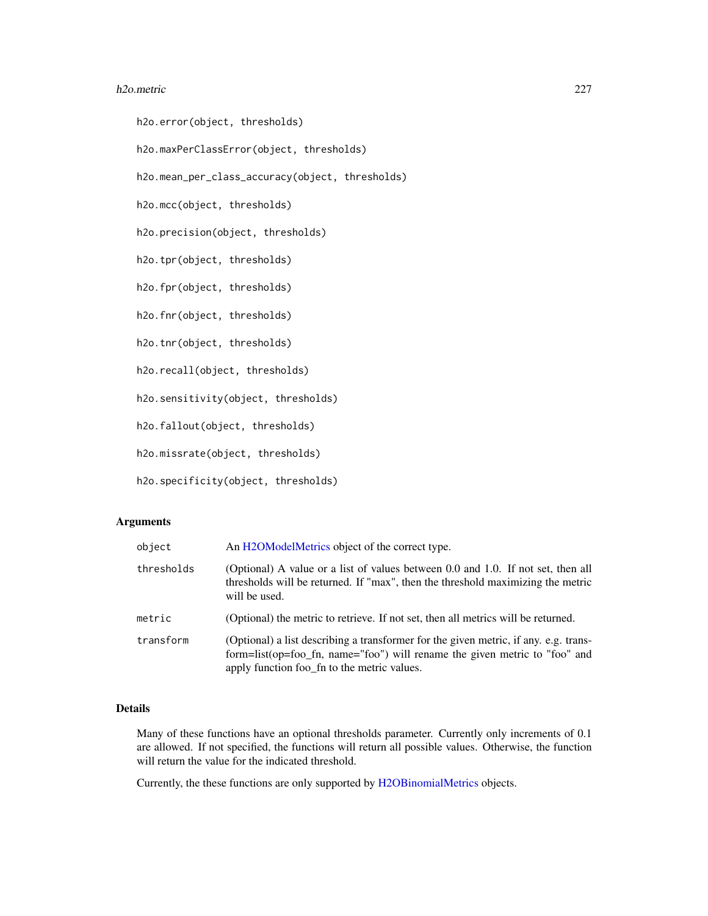```
h2o.error(object, thresholds)

h2o.maxPerClassError(object, thresholds)

h2o.mean_per_class_accuracy(object, thresholds)

h2o.mcc(object, thresholds)

h2o.precision(object, thresholds)

h2o.tpr(object, thresholds)

h2o.fpr(object, thresholds)

h2o.fnr(object, thresholds)

h2o.tnr(object, thresholds)

h2o.recall(object, thresholds)

h2o.sensitivity(object, thresholds)

h2o.fallout(object, thresholds)

h2o.missrate(object, thresholds)

h2o.specificity(object, thresholds)
```

## Arguments

| | |
|---|---|
| `object` | An H2OModelMetrics object of the correct type. |
| `thresholds` | (Optional) A value or a list of values between 0.0 and 1.0. If not set, then all thresholds will be returned. If "max", then the threshold maximizing the metric will be used. |
| `metric` | (Optional) the metric to retrieve. If not set, then all metrics will be returned. |
| `transform` | (Optional) a list describing a transformer for the given metric, if any. e.g. transform=list(op=foo_fn, name="foo") will rename the given metric to "foo" and apply function foo_fn to the metric values. |

## Details

Many of these functions have an optional thresholds parameter. Currently only increments of 0.1 are allowed. If not specified, the functions will return all possible values. Otherwise, the function will return the value for the indicated threshold.

Currently, the these functions are only supported by H2OBinomialMetrics objects.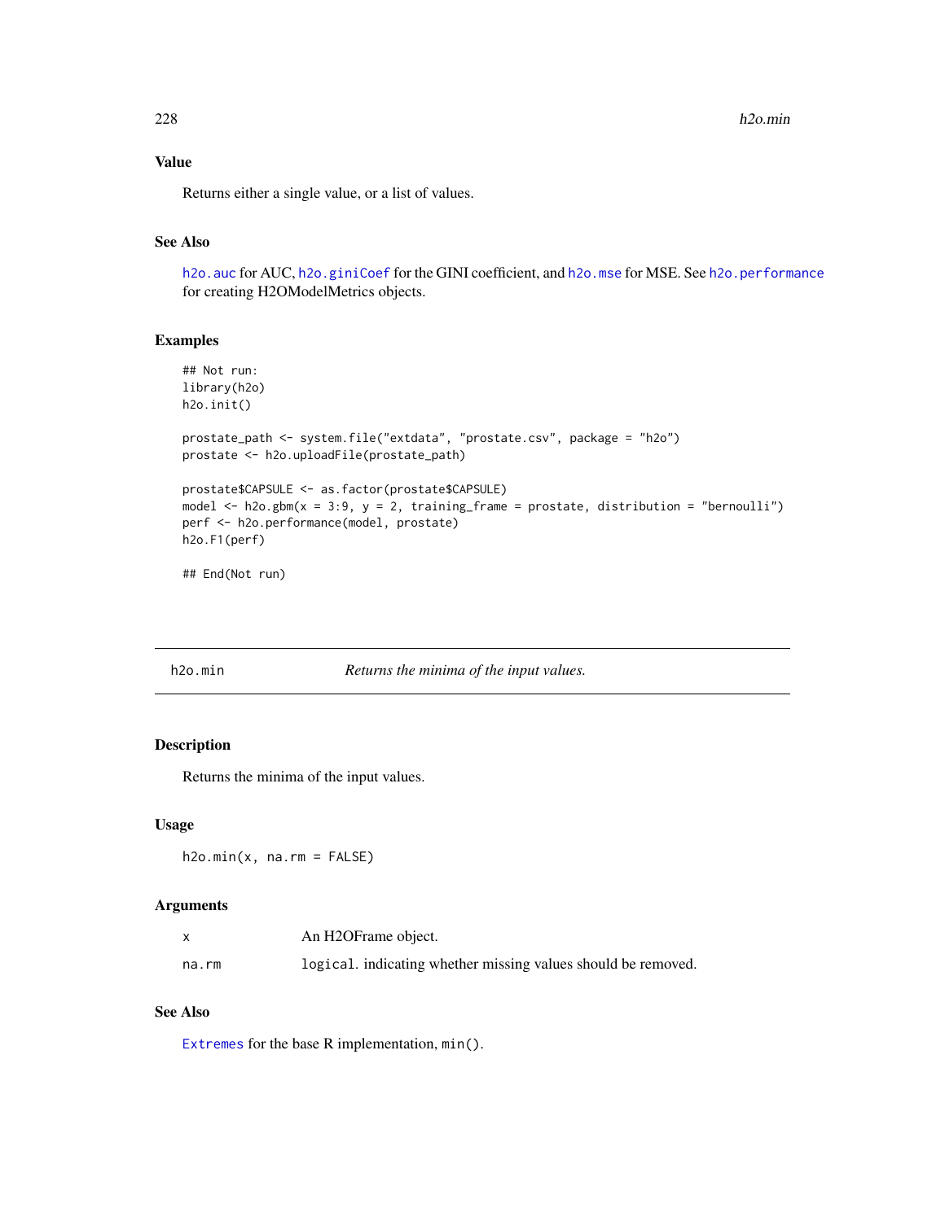### Value

Returns either a single value, or a list of values.

### See Also

h2o.auc for AUC, h2o.giniCoef for the GINI coefficient, and h2o.mse for MSE. See h2o.performance for creating H2OModelMetrics objects.

### Examples

```
## Not run:
library(h2o)
h2o.init()

prostate_path <- system.file("extdata", "prostate.csv", package = "h2o")
prostate <- h2o.uploadFile(prostate_path)

prostate$CAPSULE <- as.factor(prostate$CAPSULE)
model <- h2o.gbm(x = 3:9, y = 2, training_frame = prostate, distribution = "bernoulli")
perf <- h2o.performance(model, prostate)
h2o.F1(perf)

## End(Not run)
```

---

## h2o.min — *Returns the minima of the input values.*

### Description

Returns the minima of the input values.

### Usage

```
h2o.min(x, na.rm = FALSE)
```

### Arguments

| | |
|---|---|
| x | An H2OFrame object. |
| na.rm | logical. indicating whether missing values should be removed. |

### See Also

Extremes for the base R implementation, min().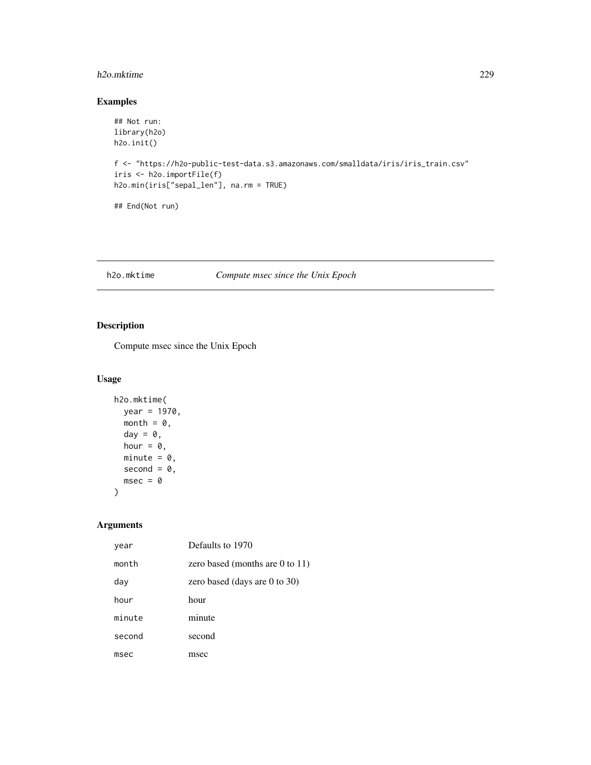## Examples

```
## Not run:
library(h2o)
h2o.init()

f <- "https://h2o-public-test-data.s3.amazonaws.com/smalldata/iris/iris_train.csv"
iris <- h2o.importFile(f)
h2o.min(iris["sepal_len"], na.rm = TRUE)

## End(Not run)
```

---

# h2o.mktime    *Compute msec since the Unix Epoch*

---

## Description

Compute msec since the Unix Epoch

## Usage

```
h2o.mktime(
  year = 1970,
  month = 0,
  day = 0,
  hour = 0,
  minute = 0,
  second = 0,
  msec = 0
)
```

## Arguments

| | |
|---|---|
| `year` | Defaults to 1970 |
| `month` | zero based (months are 0 to 11) |
| `day` | zero based (days are 0 to 30) |
| `hour` | hour |
| `minute` | minute |
| `second` | second |
| `msec` | msec |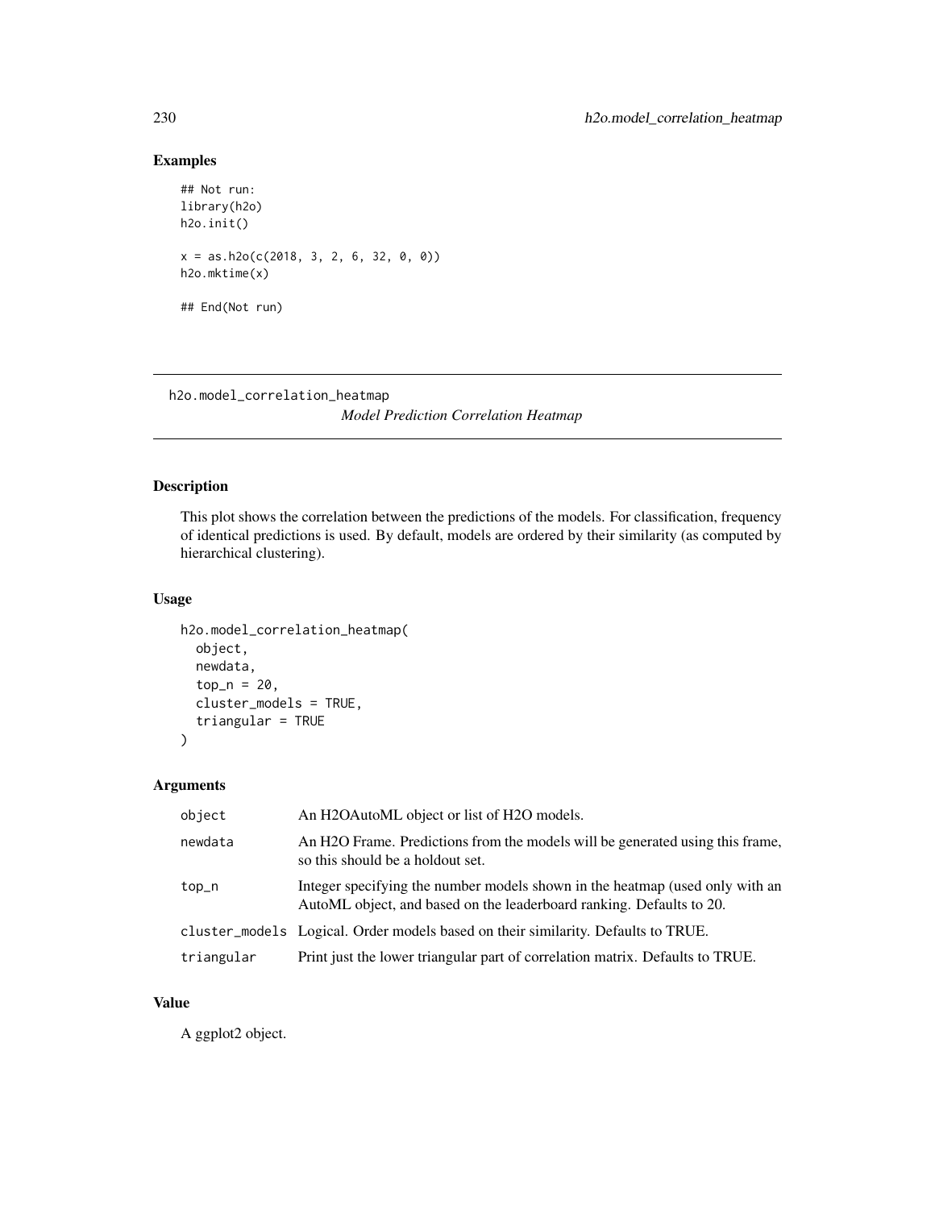## Examples

```
## Not run:
library(h2o)
h2o.init()

x = as.h2o(c(2018, 3, 2, 6, 32, 0, 0))
h2o.mktime(x)

## End(Not run)
```

---

## h2o.model_correlation_heatmap

*Model Prediction Correlation Heatmap*

---

### Description

This plot shows the correlation between the predictions of the models. For classification, frequency of identical predictions is used. By default, models are ordered by their similarity (as computed by hierarchical clustering).

### Usage

```
h2o.model_correlation_heatmap(
  object,
  newdata,
  top_n = 20,
  cluster_models = TRUE,
  triangular = TRUE
)
```

### Arguments

| | |
|---|---|
| object | An H2OAutoML object or list of H2O models. |
| newdata | An H2O Frame. Predictions from the models will be generated using this frame, so this should be a holdout set. |
| top_n | Integer specifying the number models shown in the heatmap (used only with an AutoML object, and based on the leaderboard ranking. Defaults to 20. |
| cluster_models | Logical. Order models based on their similarity. Defaults to TRUE. |
| triangular | Print just the lower triangular part of correlation matrix. Defaults to TRUE. |

### Value

A ggplot2 object.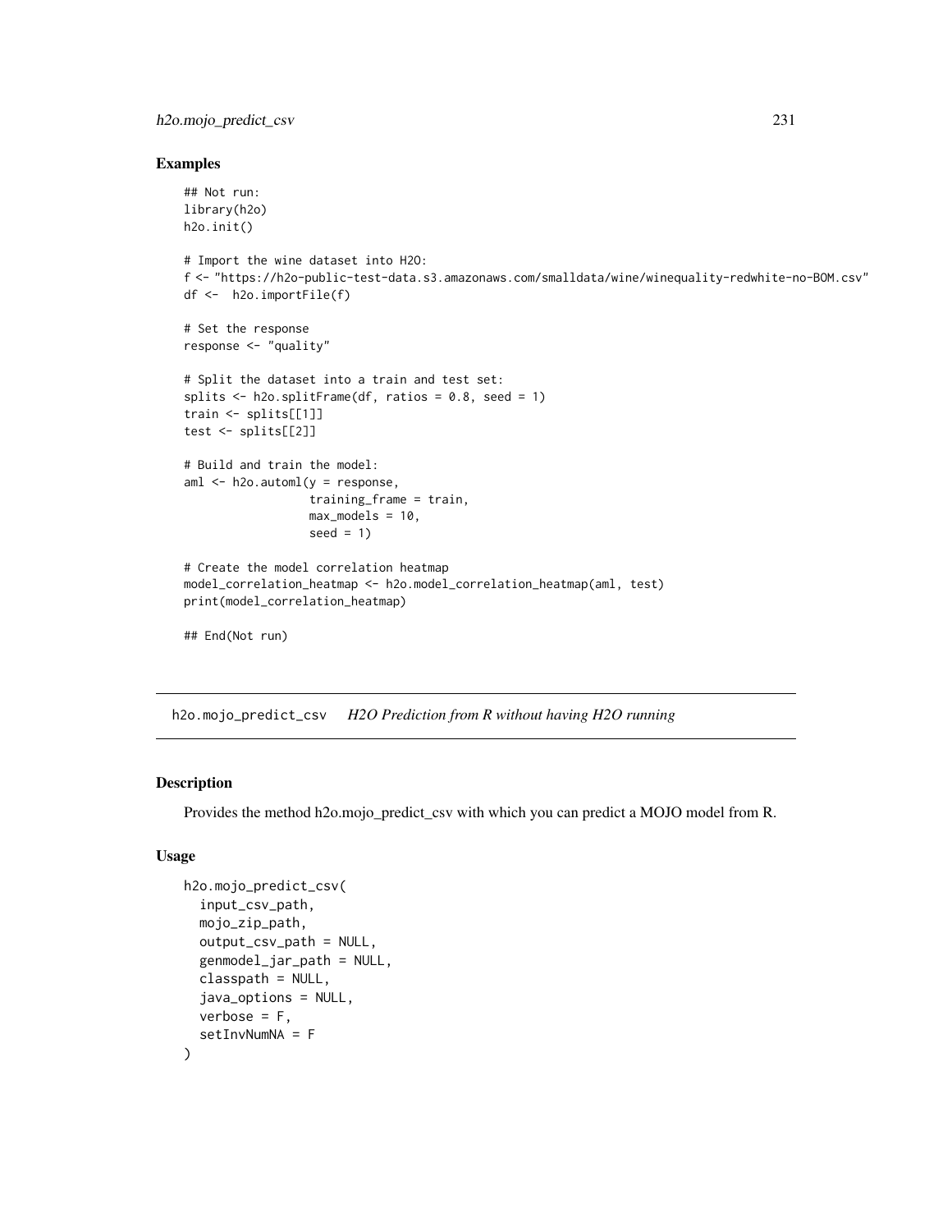### Examples

```
## Not run:
library(h2o)
h2o.init()

# Import the wine dataset into H2O:
f <- "https://h2o-public-test-data.s3.amazonaws.com/smalldata/wine/winequality-redwhite-no-BOM.csv"
df <-  h2o.importFile(f)

# Set the response
response <- "quality"

# Split the dataset into a train and test set:
splits <- h2o.splitFrame(df, ratios = 0.8, seed = 1)
train <- splits[[1]]
test <- splits[[2]]

# Build and train the model:
aml <- h2o.automl(y = response,
                  training_frame = train,
                  max_models = 10,
                  seed = 1)

# Create the model correlation heatmap
model_correlation_heatmap <- h2o.model_correlation_heatmap(aml, test)
print(model_correlation_heatmap)

## End(Not run)
```

---

## h2o.mojo_predict_csv    *H2O Prediction from R without having H2O running*

### Description

Provides the method h2o.mojo_predict_csv with which you can predict a MOJO model from R.

### Usage

```
h2o.mojo_predict_csv(
  input_csv_path,
  mojo_zip_path,
  output_csv_path = NULL,
  genmodel_jar_path = NULL,
  classpath = NULL,
  java_options = NULL,
  verbose = F,
  setInvNumNA = F
)
```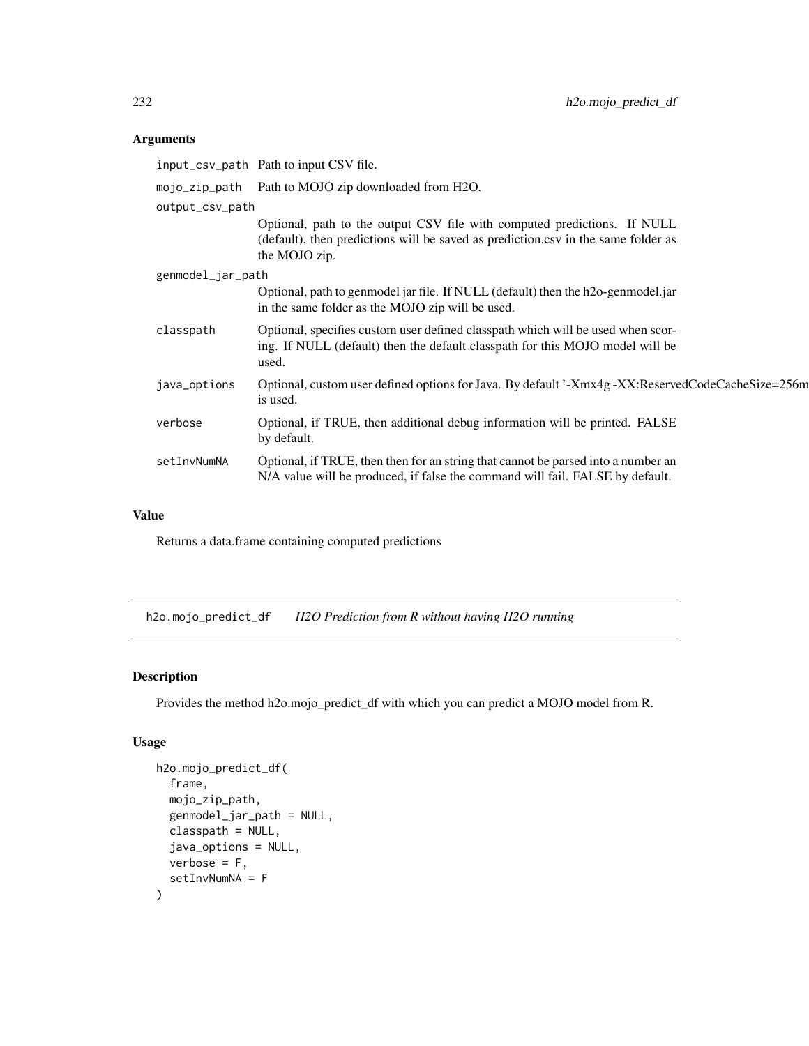## Arguments

| | |
|---|---|
| `input_csv_path` | Path to input CSV file. |
| `mojo_zip_path` | Path to MOJO zip downloaded from H2O. |
| `output_csv_path` | Optional, path to the output CSV file with computed predictions. If NULL (default), then predictions will be saved as prediction.csv in the same folder as the MOJO zip. |
| `genmodel_jar_path` | Optional, path to genmodel jar file. If NULL (default) then the h2o-genmodel.jar in the same folder as the MOJO zip will be used. |
| `classpath` | Optional, specifies custom user defined classpath which will be used when scoring. If NULL (default) then the default classpath for this MOJO model will be used. |
| `java_options` | Optional, custom user defined options for Java. By default '-Xmx4g -XX:ReservedCodeCacheSize=256m is used. |
| `verbose` | Optional, if TRUE, then additional debug information will be printed. FALSE by default. |
| `setInvNumNA` | Optional, if TRUE, then then for an string that cannot be parsed into a number an N/A value will be produced, if false the command will fail. FALSE by default. |

## Value

Returns a data.frame containing computed predictions

---

# h2o.mojo_predict_df *H2O Prediction from R without having H2O running*

---

## Description

Provides the method h2o.mojo_predict_df with which you can predict a MOJO model from R.

## Usage

```
h2o.mojo_predict_df(
  frame,
  mojo_zip_path,
  genmodel_jar_path = NULL,
  classpath = NULL,
  java_options = NULL,
  verbose = F,
  setInvNumNA = F
)
```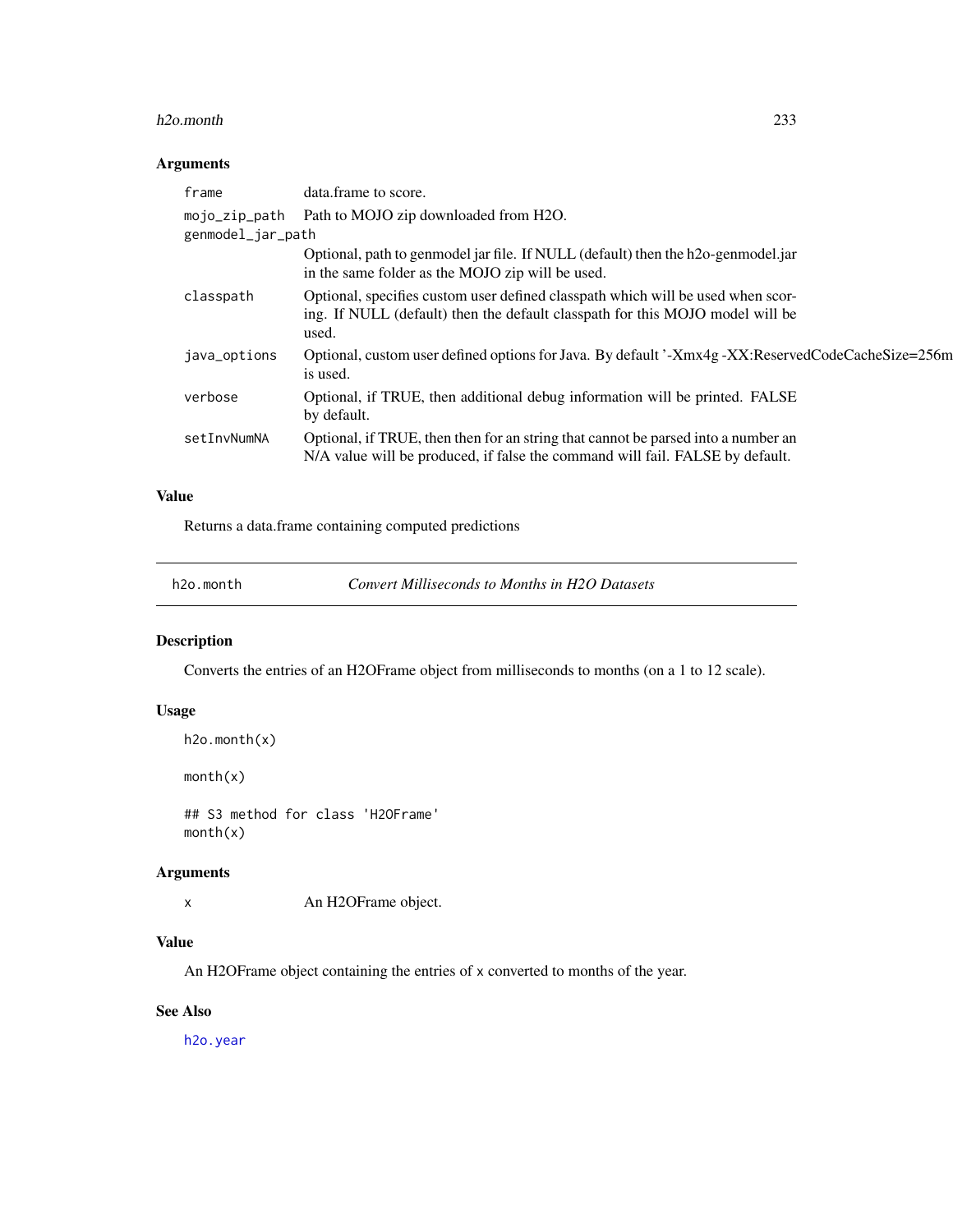## Arguments

| | |
|---|---|
| frame | data.frame to score. |
| mojo_zip_path | Path to MOJO zip downloaded from H2O. |
| genmodel_jar_path | Optional, path to genmodel jar file. If NULL (default) then the h2o-genmodel.jar in the same folder as the MOJO zip will be used. |
| classpath | Optional, specifies custom user defined classpath which will be used when scoring. If NULL (default) then the default classpath for this MOJO model will be used. |
| java_options | Optional, custom user defined options for Java. By default '-Xmx4g -XX:ReservedCodeCacheSize=256m is used. |
| verbose | Optional, if TRUE, then additional debug information will be printed. FALSE by default. |
| setInvNumNA | Optional, if TRUE, then then for an string that cannot be parsed into a number an N/A value will be produced, if false the command will fail. FALSE by default. |

## Value

Returns a data.frame containing computed predictions

---

# h2o.month — *Convert Milliseconds to Months in H2O Datasets*

## Description

Converts the entries of an H2OFrame object from milliseconds to months (on a 1 to 12 scale).

## Usage

```
h2o.month(x)

month(x)

## S3 method for class 'H2OFrame'
month(x)
```

## Arguments

| | |
|---|---|
| x | An H2OFrame object. |

## Value

An H2OFrame object containing the entries of x converted to months of the year.

## See Also

h2o.year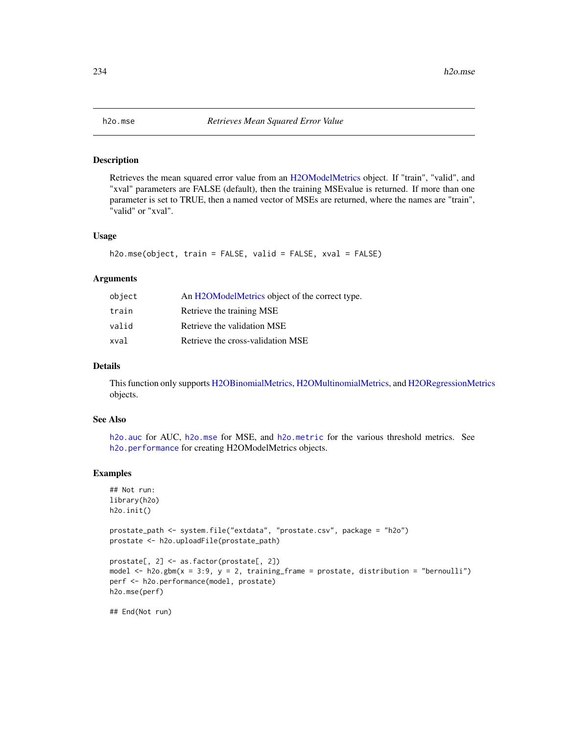# h2o.mse — *Retrieves Mean Squared Error Value*

## Description

Retrieves the mean squared error value from an H2OModelMetrics object. If "train", "valid", and "xval" parameters are FALSE (default), then the training MSEvalue is returned. If more than one parameter is set to TRUE, then a named vector of MSEs are returned, where the names are "train", "valid" or "xval".

## Usage

```
h2o.mse(object, train = FALSE, valid = FALSE, xval = FALSE)
```

## Arguments

| | |
|---|---|
| `object` | An H2OModelMetrics object of the correct type. |
| `train` | Retrieve the training MSE |
| `valid` | Retrieve the validation MSE |
| `xval` | Retrieve the cross-validation MSE |

## Details

This function only supports H2OBinomialMetrics, H2OMultinomialMetrics, and H2ORegressionMetrics objects.

## See Also

`h2o.auc` for AUC, `h2o.mse` for MSE, and `h2o.metric` for the various threshold metrics. See `h2o.performance` for creating H2OModelMetrics objects.

## Examples

```
## Not run:
library(h2o)
h2o.init()

prostate_path <- system.file("extdata", "prostate.csv", package = "h2o")
prostate <- h2o.uploadFile(prostate_path)

prostate[, 2] <- as.factor(prostate[, 2])
model <- h2o.gbm(x = 3:9, y = 2, training_frame = prostate, distribution = "bernoulli")
perf <- h2o.performance(model, prostate)
h2o.mse(perf)

## End(Not run)
```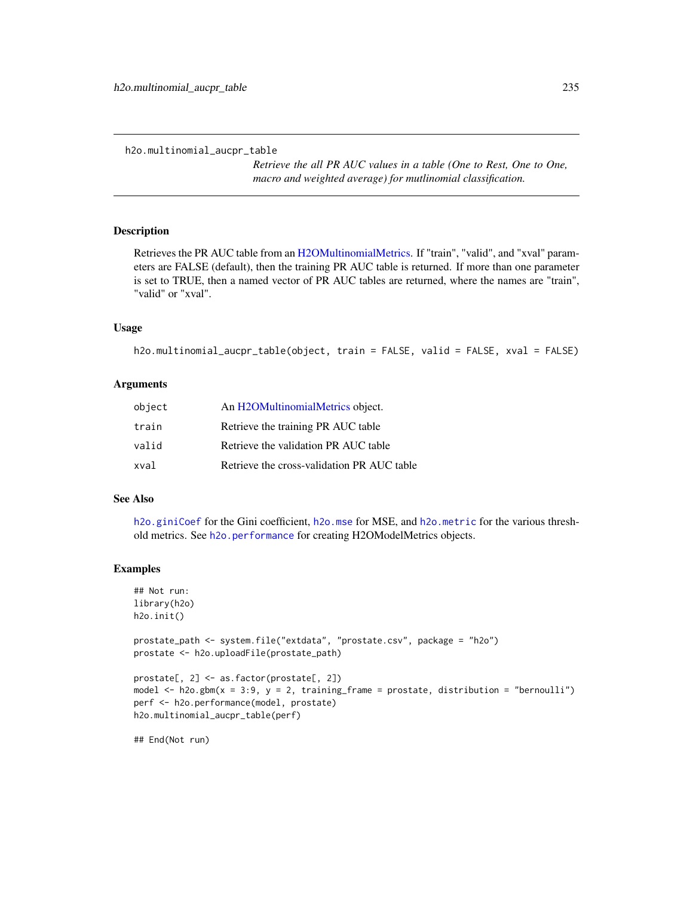# h2o.multinomial_aucpr_table

*Retrieve the all PR AUC values in a table (One to Rest, One to One, macro and weighted average) for mutlinomial classification.*

## Description

Retrieves the PR AUC table from an H2OMultinomialMetrics. If "train", "valid", and "xval" parameters are FALSE (default), then the training PR AUC table is returned. If more than one parameter is set to TRUE, then a named vector of PR AUC tables are returned, where the names are "train", "valid" or "xval".

## Usage

```
h2o.multinomial_aucpr_table(object, train = FALSE, valid = FALSE, xval = FALSE)
```

## Arguments

| | |
|---|---|
| `object` | An H2OMultinomialMetrics object. |
| `train` | Retrieve the training PR AUC table |
| `valid` | Retrieve the validation PR AUC table |
| `xval` | Retrieve the cross-validation PR AUC table |

## See Also

`h2o.giniCoef` for the Gini coefficient, `h2o.mse` for MSE, and `h2o.metric` for the various threshold metrics. See `h2o.performance` for creating H2OModelMetrics objects.

## Examples

```
## Not run:
library(h2o)
h2o.init()

prostate_path <- system.file("extdata", "prostate.csv", package = "h2o")
prostate <- h2o.uploadFile(prostate_path)

prostate[, 2] <- as.factor(prostate[, 2])
model <- h2o.gbm(x = 3:9, y = 2, training_frame = prostate, distribution = "bernoulli")
perf <- h2o.performance(model, prostate)
h2o.multinomial_aucpr_table(perf)

## End(Not run)
```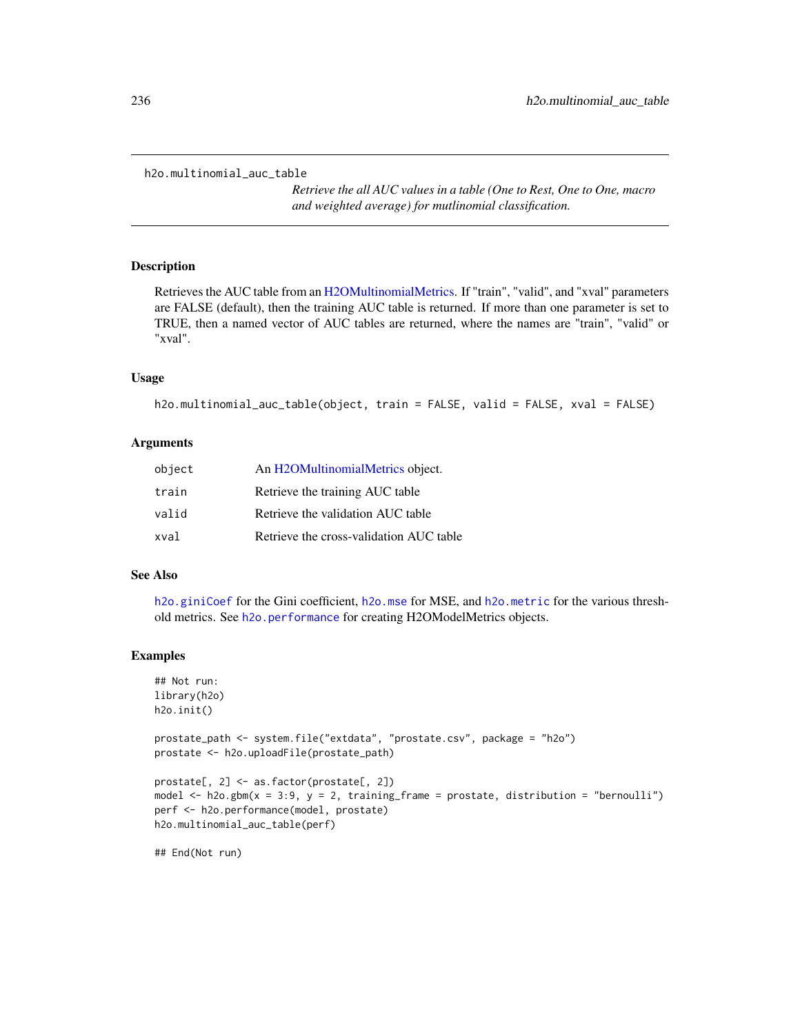```
h2o.multinomial_auc_table
```

*Retrieve the all AUC values in a table (One to Rest, One to One, macro and weighted average) for mutlinomial classification.*

## Description

Retrieves the AUC table from an H2OMultinomialMetrics. If "train", "valid", and "xval" parameters are FALSE (default), then the training AUC table is returned. If more than one parameter is set to TRUE, then a named vector of AUC tables are returned, where the names are "train", "valid" or "xval".

## Usage

```
h2o.multinomial_auc_table(object, train = FALSE, valid = FALSE, xval = FALSE)
```

## Arguments

| | |
|---|---|
| `object` | An H2OMultinomialMetrics object. |
| `train` | Retrieve the training AUC table |
| `valid` | Retrieve the validation AUC table |
| `xval` | Retrieve the cross-validation AUC table |

## See Also

`h2o.giniCoef` for the Gini coefficient, `h2o.mse` for MSE, and `h2o.metric` for the various threshold metrics. See `h2o.performance` for creating H2OModelMetrics objects.

## Examples

```
## Not run:
library(h2o)
h2o.init()

prostate_path <- system.file("extdata", "prostate.csv", package = "h2o")
prostate <- h2o.uploadFile(prostate_path)

prostate[, 2] <- as.factor(prostate[, 2])
model <- h2o.gbm(x = 3:9, y = 2, training_frame = prostate, distribution = "bernoulli")
perf <- h2o.performance(model, prostate)
h2o.multinomial_auc_table(perf)

## End(Not run)
```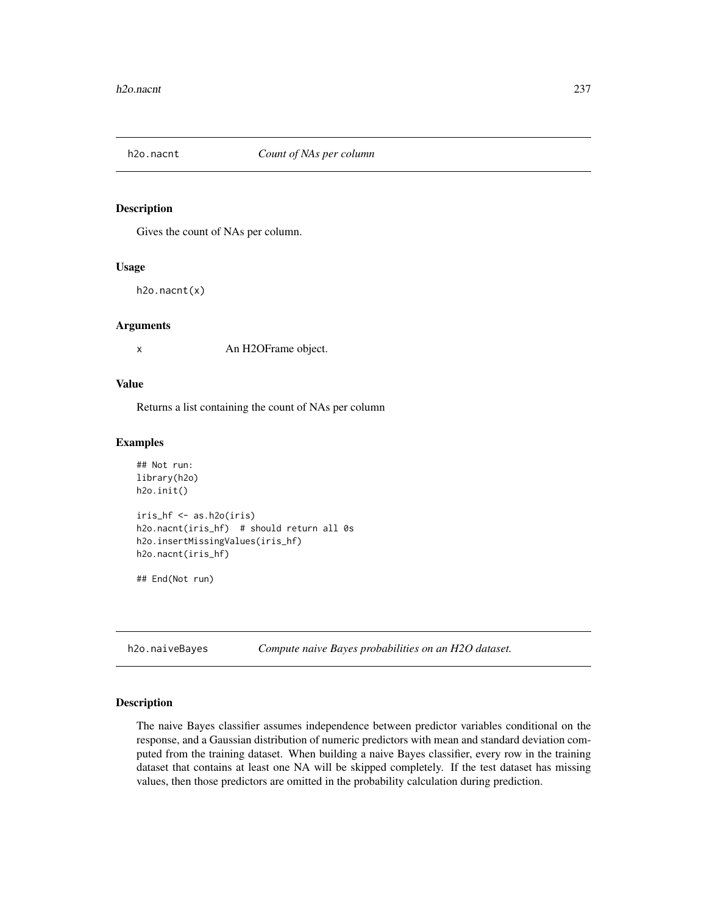## h2o.nacnt *Count of NAs per column*

### Description

Gives the count of NAs per column.

### Usage

```
h2o.nacnt(x)
```

### Arguments

| | |
|---|---|
| x | An H2OFrame object. |

### Value

Returns a list containing the count of NAs per column

### Examples

```
## Not run:
library(h2o)
h2o.init()

iris_hf <- as.h2o(iris)
h2o.nacnt(iris_hf)  # should return all 0s
h2o.insertMissingValues(iris_hf)
h2o.nacnt(iris_hf)

## End(Not run)
```

## h2o.naiveBayes *Compute naive Bayes probabilities on an H2O dataset.*

### Description

The naive Bayes classifier assumes independence between predictor variables conditional on the response, and a Gaussian distribution of numeric predictors with mean and standard deviation computed from the training dataset. When building a naive Bayes classifier, every row in the training dataset that contains at least one NA will be skipped completely. If the test dataset has missing values, then those predictors are omitted in the probability calculation during prediction.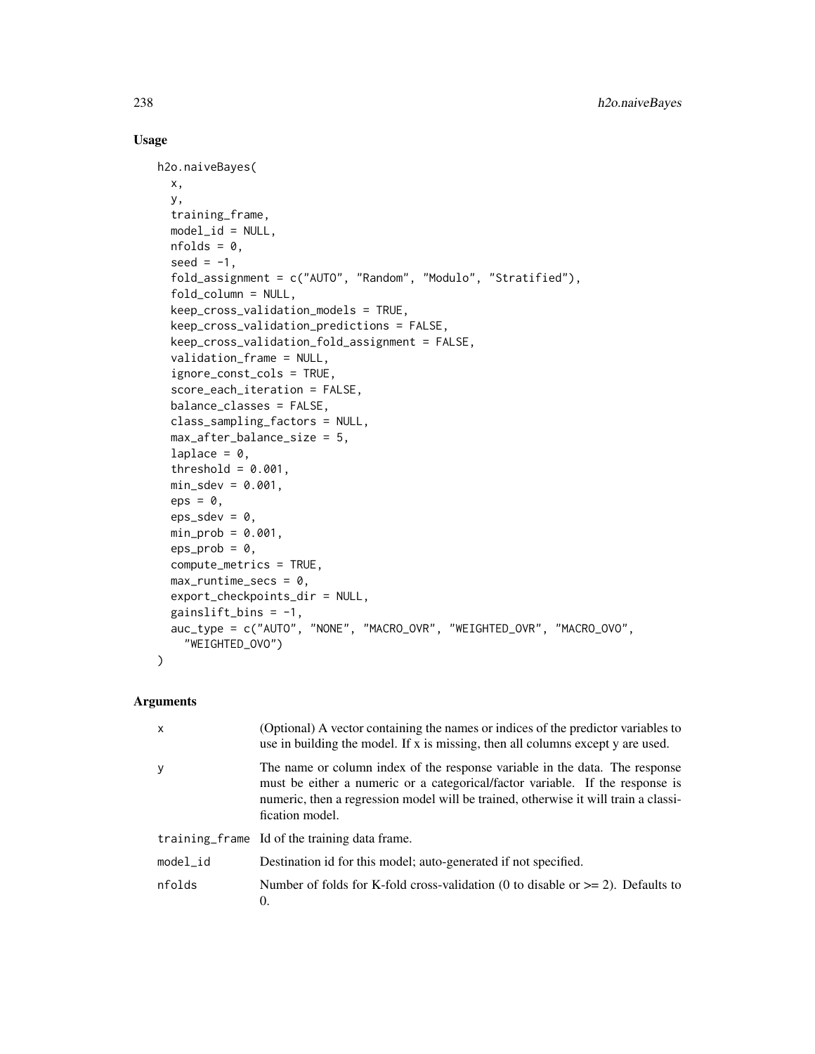## Usage

```
h2o.naiveBayes(
  x,
  y,
  training_frame,
  model_id = NULL,
  nfolds = 0,
  seed = -1,
  fold_assignment = c("AUTO", "Random", "Modulo", "Stratified"),
  fold_column = NULL,
  keep_cross_validation_models = TRUE,
  keep_cross_validation_predictions = FALSE,
  keep_cross_validation_fold_assignment = FALSE,
  validation_frame = NULL,
  ignore_const_cols = TRUE,
  score_each_iteration = FALSE,
  balance_classes = FALSE,
  class_sampling_factors = NULL,
  max_after_balance_size = 5,
  laplace = 0,
  threshold = 0.001,
  min_sdev = 0.001,
  eps = 0,
  eps_sdev = 0,
  min_prob = 0.001,
  eps_prob = 0,
  compute_metrics = TRUE,
  max_runtime_secs = 0,
  export_checkpoints_dir = NULL,
  gainslift_bins = -1,
  auc_type = c("AUTO", "NONE", "MACRO_OVR", "WEIGHTED_OVR", "MACRO_OVO",
    "WEIGHTED_OVO")
)
```

## Arguments

| | |
|---|---|
| x | (Optional) A vector containing the names or indices of the predictor variables to use in building the model. If x is missing, then all columns except y are used. |
| y | The name or column index of the response variable in the data. The response must be either a numeric or a categorical/factor variable. If the response is numeric, then a regression model will be trained, otherwise it will train a classification model. |
| training_frame | Id of the training data frame. |
| model_id | Destination id for this model; auto-generated if not specified. |
| nfolds | Number of folds for K-fold cross-validation (0 to disable or >= 2). Defaults to 0. |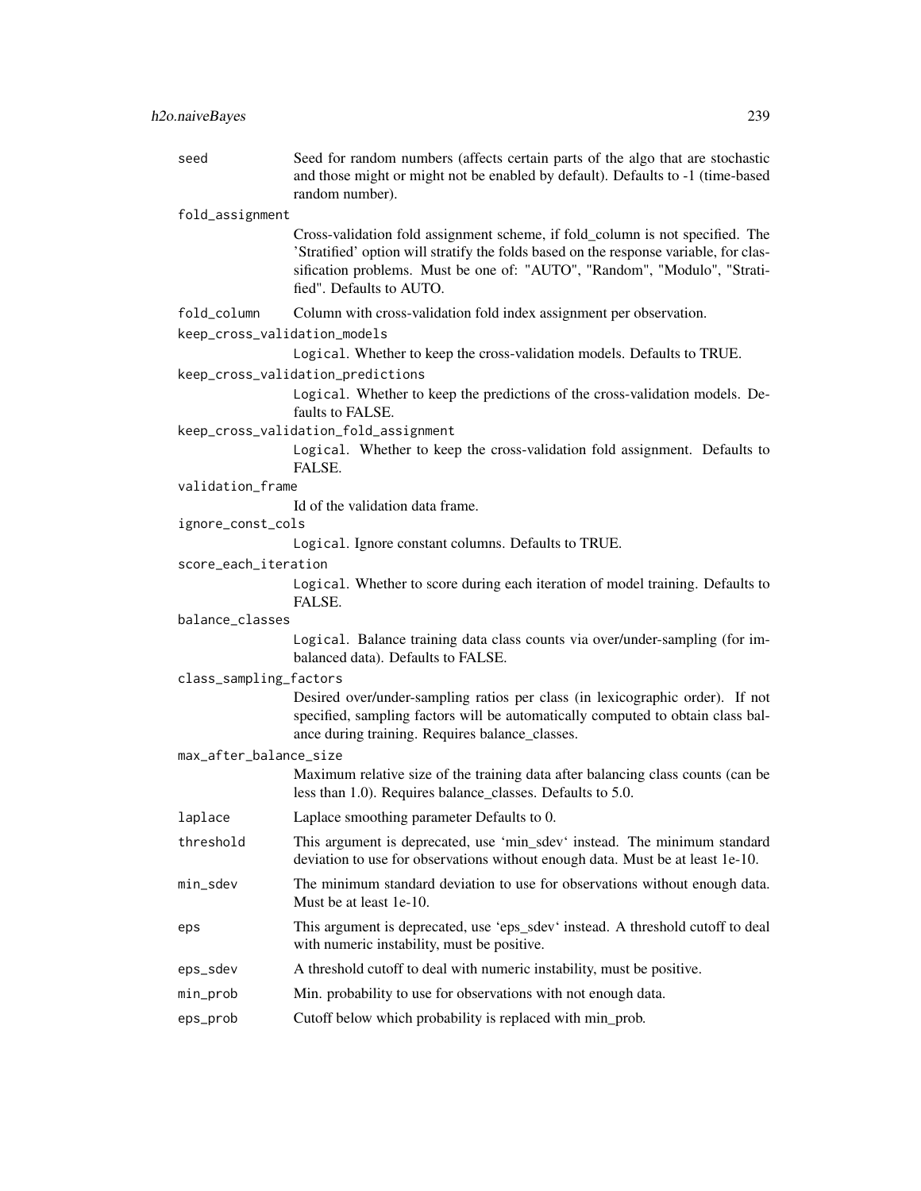| | |
|---|---|
| `seed` | Seed for random numbers (affects certain parts of the algo that are stochastic and those might or might not be enabled by default). Defaults to -1 (time-based random number). |
| `fold_assignment` | Cross-validation fold assignment scheme, if fold_column is not specified. The 'Stratified' option will stratify the folds based on the response variable, for classification problems. Must be one of: "AUTO", "Random", "Modulo", "Stratified". Defaults to AUTO. |
| `fold_column` | Column with cross-validation fold index assignment per observation. |
| `keep_cross_validation_models` | `Logical`. Whether to keep the cross-validation models. Defaults to TRUE. |
| `keep_cross_validation_predictions` | `Logical`. Whether to keep the predictions of the cross-validation models. Defaults to FALSE. |
| `keep_cross_validation_fold_assignment` | `Logical`. Whether to keep the cross-validation fold assignment. Defaults to FALSE. |
| `validation_frame` | Id of the validation data frame. |
| `ignore_const_cols` | `Logical`. Ignore constant columns. Defaults to TRUE. |
| `score_each_iteration` | `Logical`. Whether to score during each iteration of model training. Defaults to FALSE. |
| `balance_classes` | `Logical`. Balance training data class counts via over/under-sampling (for imbalanced data). Defaults to FALSE. |
| `class_sampling_factors` | Desired over/under-sampling ratios per class (in lexicographic order). If not specified, sampling factors will be automatically computed to obtain class balance during training. Requires balance_classes. |
| `max_after_balance_size` | Maximum relative size of the training data after balancing class counts (can be less than 1.0). Requires balance_classes. Defaults to 5.0. |
| `laplace` | Laplace smoothing parameter Defaults to 0. |
| `threshold` | This argument is deprecated, use 'min_sdev' instead. The minimum standard deviation to use for observations without enough data. Must be at least 1e-10. |
| `min_sdev` | The minimum standard deviation to use for observations without enough data. Must be at least 1e-10. |
| `eps` | This argument is deprecated, use 'eps_sdev' instead. A threshold cutoff to deal with numeric instability, must be positive. |
| `eps_sdev` | A threshold cutoff to deal with numeric instability, must be positive. |
| `min_prob` | Min. probability to use for observations with not enough data. |
| `eps_prob` | Cutoff below which probability is replaced with min_prob. |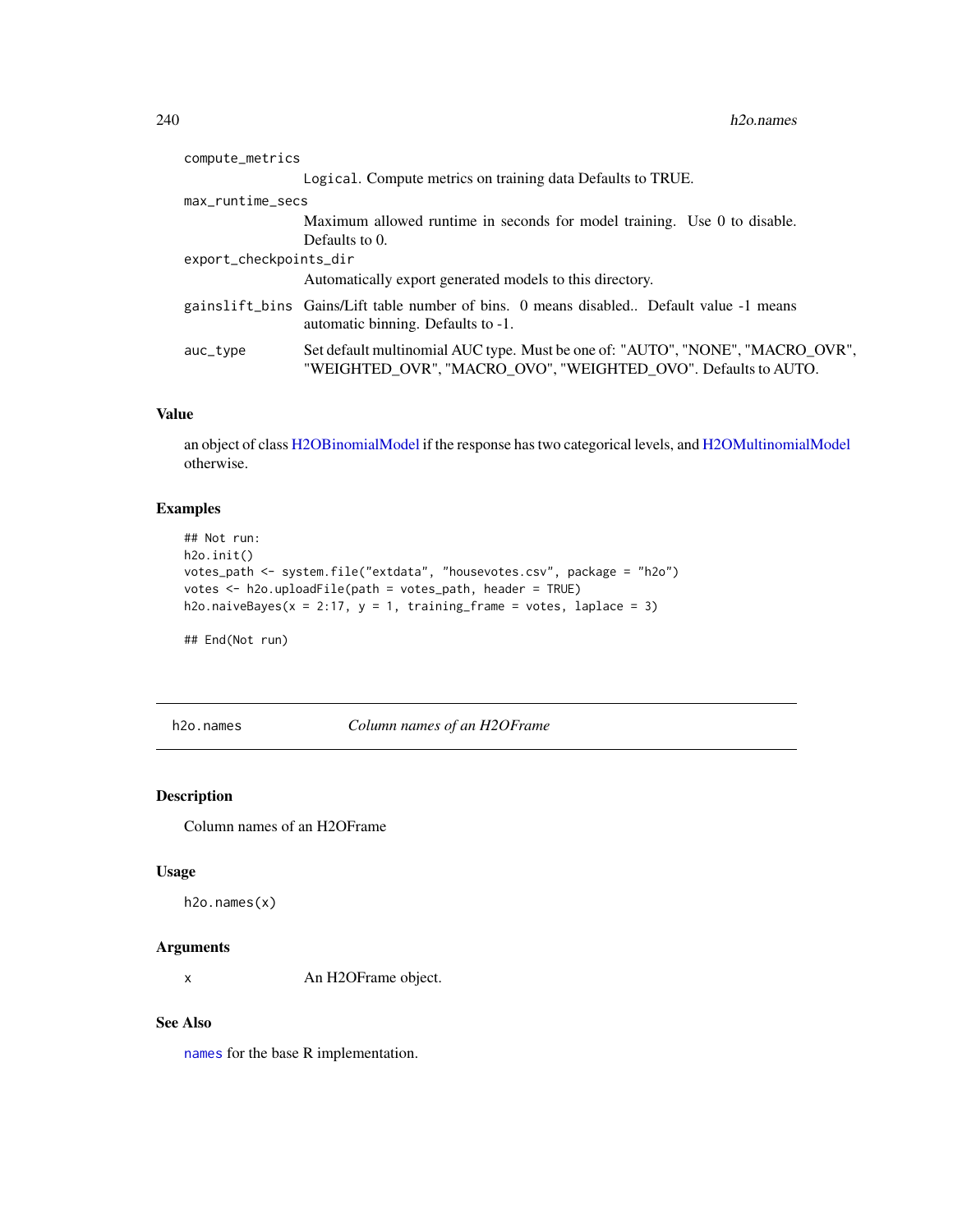compute_metrics
: `Logical`. Compute metrics on training data Defaults to TRUE.

max_runtime_secs
: Maximum allowed runtime in seconds for model training. Use 0 to disable. Defaults to 0.

export_checkpoints_dir
: Automatically export generated models to this directory.

gainslift_bins
: Gains/Lift table number of bins. 0 means disabled.. Default value -1 means automatic binning. Defaults to -1.

auc_type
: Set default multinomial AUC type. Must be one of: "AUTO", "NONE", "MACRO_OVR", "WEIGHTED_OVR", "MACRO_OVO", "WEIGHTED_OVO". Defaults to AUTO.

### Value

an object of class H2OBinomialModel if the response has two categorical levels, and H2OMultinomialModel otherwise.

### Examples

```
## Not run:
h2o.init()
votes_path <- system.file("extdata", "housevotes.csv", package = "h2o")
votes <- h2o.uploadFile(path = votes_path, header = TRUE)
h2o.naiveBayes(x = 2:17, y = 1, training_frame = votes, laplace = 3)

## End(Not run)
```

---

## h2o.names    *Column names of an H2OFrame*

### Description

Column names of an H2OFrame

### Usage

```
h2o.names(x)
```

### Arguments

x
: An H2OFrame object.

### See Also

`names` for the base R implementation.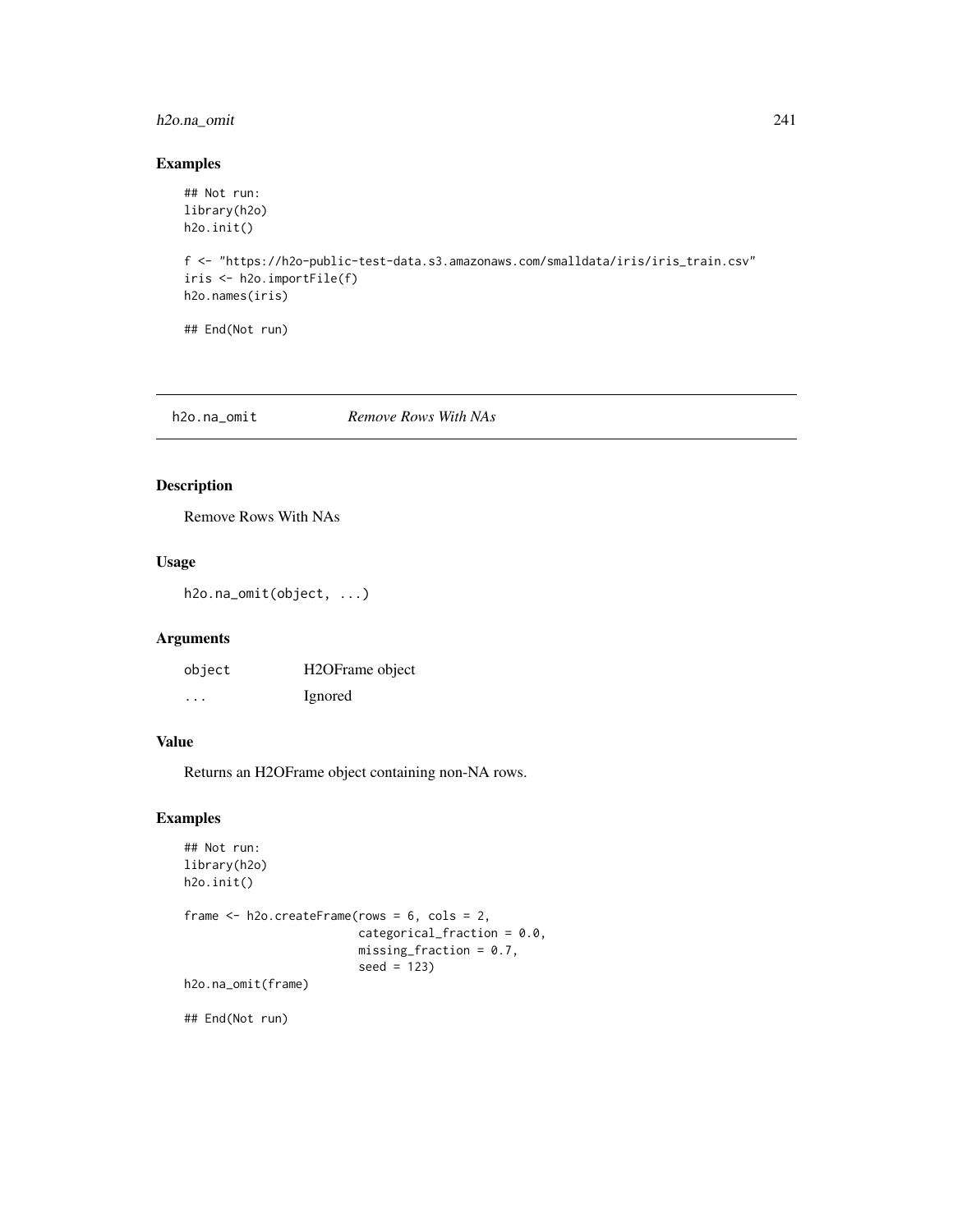## Examples

```
## Not run:
library(h2o)
h2o.init()

f <- "https://h2o-public-test-data.s3.amazonaws.com/smalldata/iris/iris_train.csv"
iris <- h2o.importFile(f)
h2o.names(iris)

## End(Not run)
```

---

# h2o.na_omit *Remove Rows With NAs*

## Description

Remove Rows With NAs

## Usage

```
h2o.na_omit(object, ...)
```

## Arguments

| | |
|---|---|
| object | H2OFrame object |
| ... | Ignored |

## Value

Returns an H2OFrame object containing non-NA rows.

## Examples

```
## Not run:
library(h2o)
h2o.init()

frame <- h2o.createFrame(rows = 6, cols = 2,
                         categorical_fraction = 0.0,
                         missing_fraction = 0.7,
                         seed = 123)
h2o.na_omit(frame)

## End(Not run)
```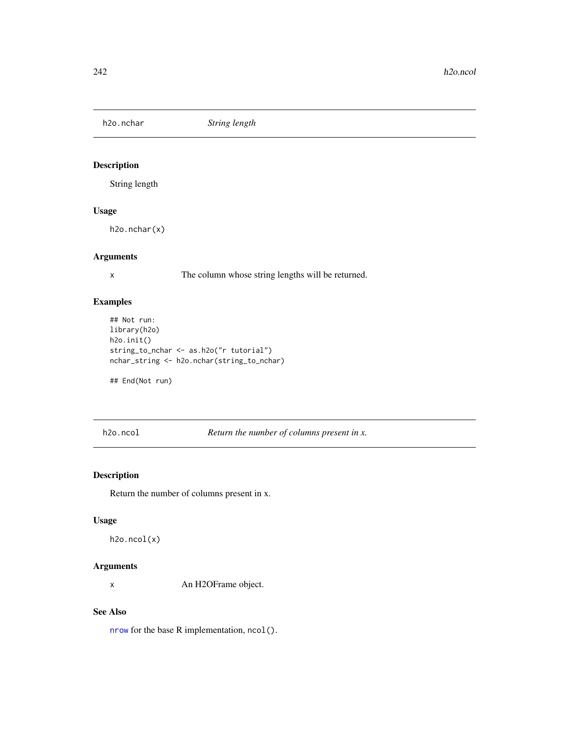## h2o.nchar *String length*

### Description

String length

### Usage

```
h2o.nchar(x)
```

### Arguments

x The column whose string lengths will be returned.

### Examples

```
## Not run:
library(h2o)
h2o.init()
string_to_nchar <- as.h2o("r tutorial")
nchar_string <- h2o.nchar(string_to_nchar)

## End(Not run)
```

## h2o.ncol *Return the number of columns present in x.*

### Description

Return the number of columns present in x.

### Usage

```
h2o.ncol(x)
```

### Arguments

x An H2OFrame object.

### See Also

nrow for the base R implementation, ncol().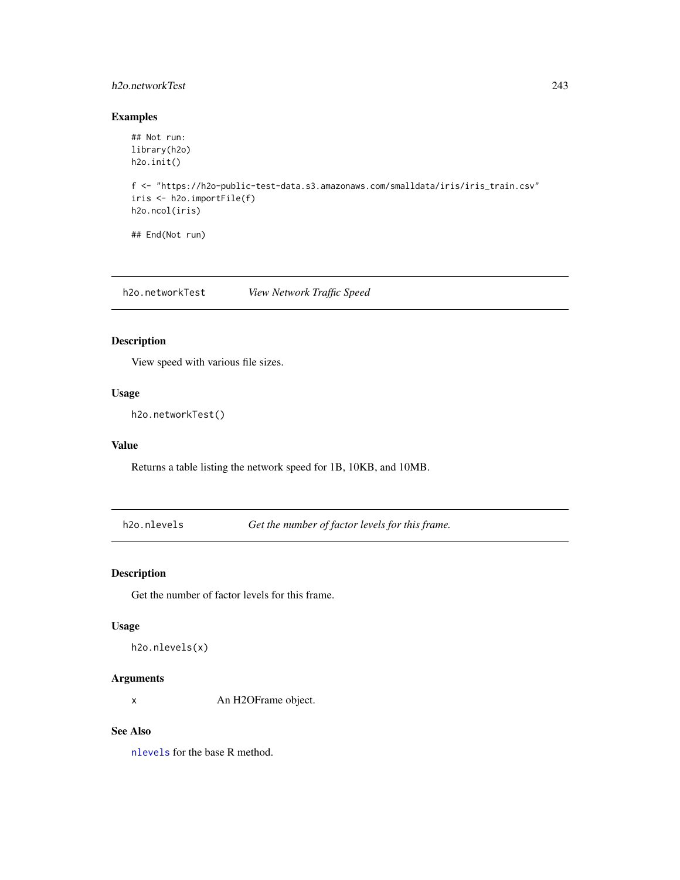### Examples

```
## Not run:
library(h2o)
h2o.init()

f <- "https://h2o-public-test-data.s3.amazonaws.com/smalldata/iris/iris_train.csv"
iris <- h2o.importFile(f)
h2o.ncol(iris)

## End(Not run)
```

## h2o.networkTest *View Network Traffic Speed*

### Description

View speed with various file sizes.

### Usage

```
h2o.networkTest()
```

### Value

Returns a table listing the network speed for 1B, 10KB, and 10MB.

## h2o.nlevels *Get the number of factor levels for this frame.*

### Description

Get the number of factor levels for this frame.

### Usage

```
h2o.nlevels(x)
```

### Arguments

| | |
|---|---|
| x | An H2OFrame object. |

### See Also

nlevels for the base R method.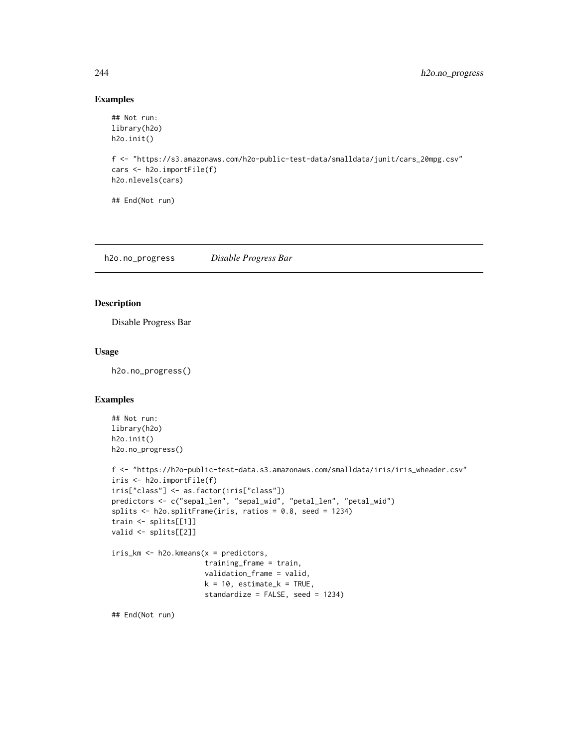## Examples

```
## Not run:
library(h2o)
h2o.init()

f <- "https://s3.amazonaws.com/h2o-public-test-data/smalldata/junit/cars_20mpg.csv"
cars <- h2o.importFile(f)
h2o.nlevels(cars)

## End(Not run)
```

---

h2o.no_progress *Disable Progress Bar*

---

## Description

Disable Progress Bar

## Usage

```
h2o.no_progress()
```

## Examples

```
## Not run:
library(h2o)
h2o.init()
h2o.no_progress()

f <- "https://h2o-public-test-data.s3.amazonaws.com/smalldata/iris/iris_wheader.csv"
iris <- h2o.importFile(f)
iris["class"] <- as.factor(iris["class"])
predictors <- c("sepal_len", "sepal_wid", "petal_len", "petal_wid")
splits <- h2o.splitFrame(iris, ratios = 0.8, seed = 1234)
train <- splits[[1]]
valid <- splits[[2]]

iris_km <- h2o.kmeans(x = predictors,
                      training_frame = train,
                      validation_frame = valid,
                      k = 10, estimate_k = TRUE,
                      standardize = FALSE, seed = 1234)

## End(Not run)
```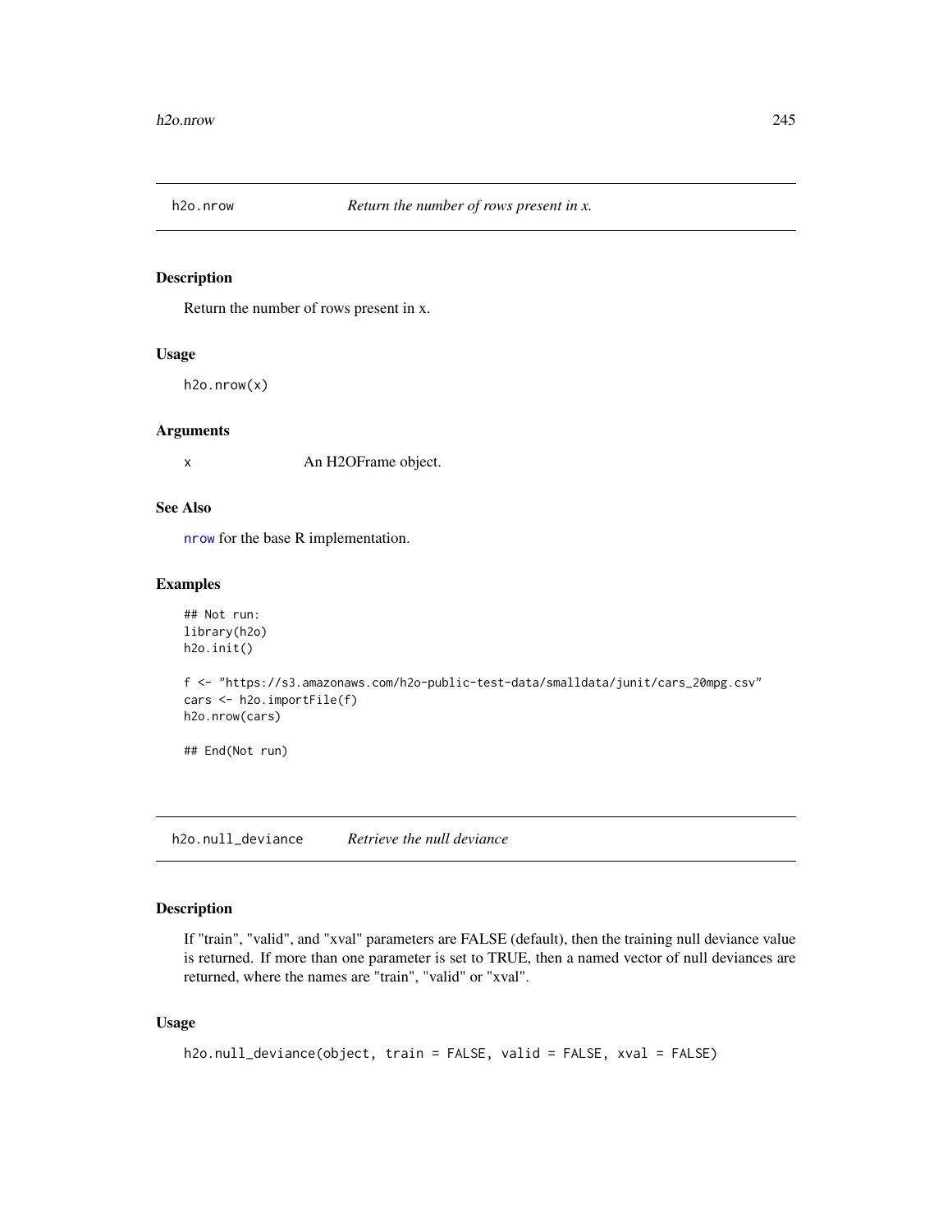## h2o.nrow *Return the number of rows present in x.*

### Description

Return the number of rows present in x.

### Usage

```
h2o.nrow(x)
```

### Arguments

| | |
|---|---|
| x | An H2OFrame object. |

### See Also

nrow for the base R implementation.

### Examples

```
## Not run:
library(h2o)
h2o.init()

f <- "https://s3.amazonaws.com/h2o-public-test-data/smalldata/junit/cars_20mpg.csv"
cars <- h2o.importFile(f)
h2o.nrow(cars)

## End(Not run)
```

## h2o.null_deviance *Retrieve the null deviance*

### Description

If "train", "valid", and "xval" parameters are FALSE (default), then the training null deviance value is returned. If more than one parameter is set to TRUE, then a named vector of null deviances are returned, where the names are "train", "valid" or "xval".

### Usage

```
h2o.null_deviance(object, train = FALSE, valid = FALSE, xval = FALSE)
```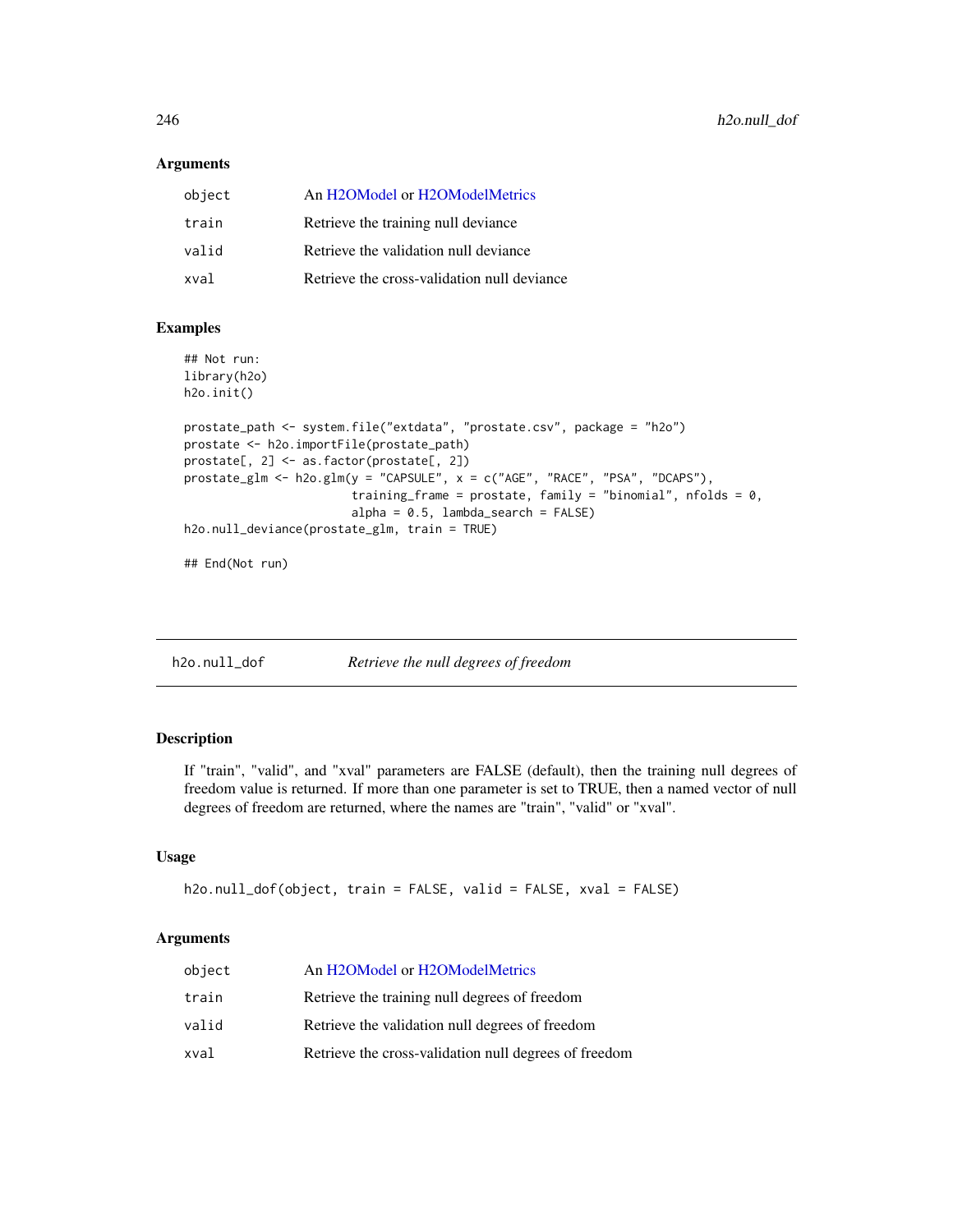### Arguments

| | |
|---|---|
| object | An H2OModel or H2OModelMetrics |
| train | Retrieve the training null deviance |
| valid | Retrieve the validation null deviance |
| xval | Retrieve the cross-validation null deviance |

### Examples

```
## Not run:
library(h2o)
h2o.init()

prostate_path <- system.file("extdata", "prostate.csv", package = "h2o")
prostate <- h2o.importFile(prostate_path)
prostate[, 2] <- as.factor(prostate[, 2])
prostate_glm <- h2o.glm(y = "CAPSULE", x = c("AGE", "RACE", "PSA", "DCAPS"),
                        training_frame = prostate, family = "binomial", nfolds = 0,
                        alpha = 0.5, lambda_search = FALSE)
h2o.null_deviance(prostate_glm, train = TRUE)

## End(Not run)
```

## h2o.null_dof *Retrieve the null degrees of freedom*

### Description

If "train", "valid", and "xval" parameters are FALSE (default), then the training null degrees of freedom value is returned. If more than one parameter is set to TRUE, then a named vector of null degrees of freedom are returned, where the names are "train", "valid" or "xval".

### Usage

```
h2o.null_dof(object, train = FALSE, valid = FALSE, xval = FALSE)
```

### Arguments

| | |
|---|---|
| object | An H2OModel or H2OModelMetrics |
| train | Retrieve the training null degrees of freedom |
| valid | Retrieve the validation null degrees of freedom |
| xval | Retrieve the cross-validation null degrees of freedom |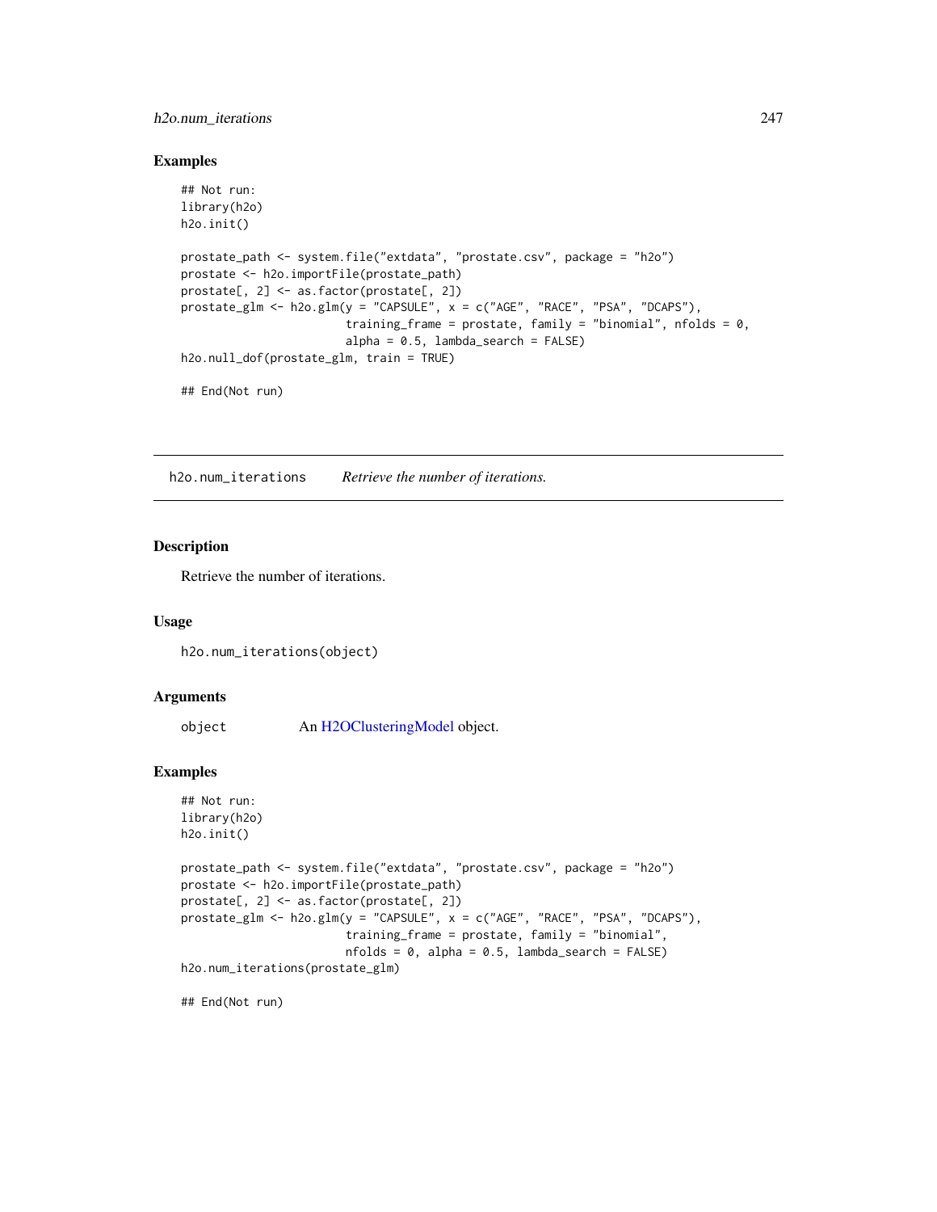### Examples

```
## Not run:
library(h2o)
h2o.init()

prostate_path <- system.file("extdata", "prostate.csv", package = "h2o")
prostate <- h2o.importFile(prostate_path)
prostate[, 2] <- as.factor(prostate[, 2])
prostate_glm <- h2o.glm(y = "CAPSULE", x = c("AGE", "RACE", "PSA", "DCAPS"),
                        training_frame = prostate, family = "binomial", nfolds = 0,
                        alpha = 0.5, lambda_search = FALSE)
h2o.null_dof(prostate_glm, train = TRUE)

## End(Not run)
```

---

## h2o.num_iterations    *Retrieve the number of iterations.*

---

### Description

Retrieve the number of iterations.

### Usage

```
h2o.num_iterations(object)
```

### Arguments

| | |
|---|---|
| object | An H2OClusteringModel object. |

### Examples

```
## Not run:
library(h2o)
h2o.init()

prostate_path <- system.file("extdata", "prostate.csv", package = "h2o")
prostate <- h2o.importFile(prostate_path)
prostate[, 2] <- as.factor(prostate[, 2])
prostate_glm <- h2o.glm(y = "CAPSULE", x = c("AGE", "RACE", "PSA", "DCAPS"),
                        training_frame = prostate, family = "binomial",
                        nfolds = 0, alpha = 0.5, lambda_search = FALSE)
h2o.num_iterations(prostate_glm)

## End(Not run)
```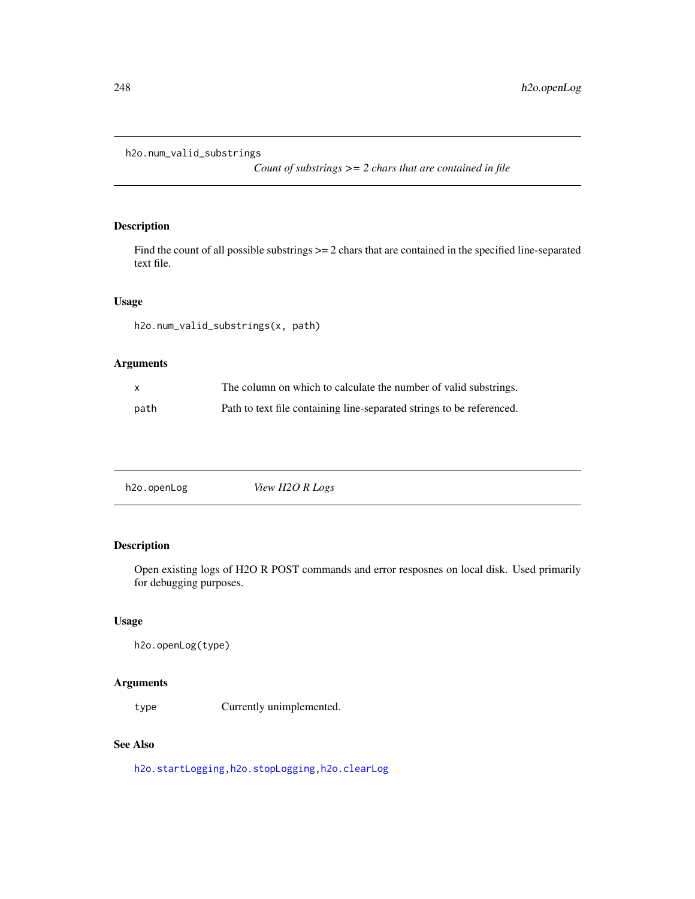## h2o.num_valid_substrings

*Count of substrings >= 2 chars that are contained in file*

### Description

Find the count of all possible substrings >= 2 chars that are contained in the specified line-separated text file.

### Usage

```
h2o.num_valid_substrings(x, path)
```

### Arguments

| | |
|---|---|
| x | The column on which to calculate the number of valid substrings. |
| path | Path to text file containing line-separated strings to be referenced. |

## h2o.openLog

*View H2O R Logs*

### Description

Open existing logs of H2O R POST commands and error resposnes on local disk. Used primarily for debugging purposes.

### Usage

```
h2o.openLog(type)
```

### Arguments

| | |
|---|---|
| type | Currently unimplemented. |

### See Also

h2o.startLogging, h2o.stopLogging, h2o.clearLog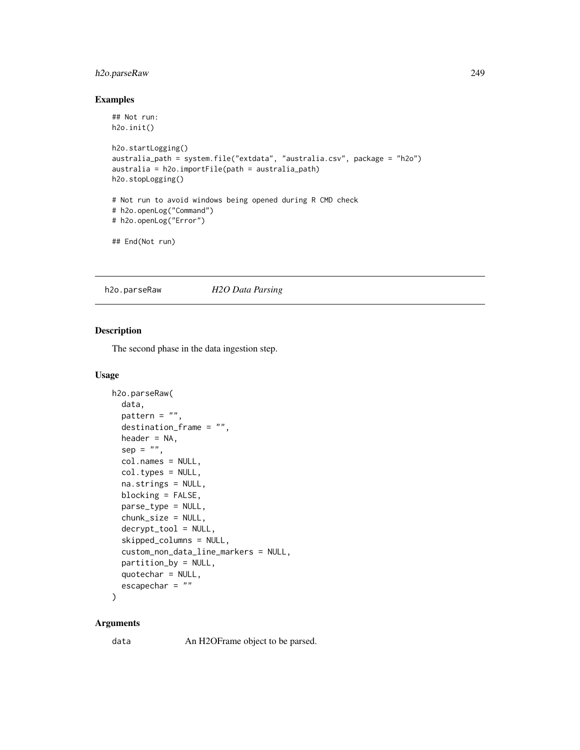### Examples

```
## Not run:
h2o.init()

h2o.startLogging()
australia_path = system.file("extdata", "australia.csv", package = "h2o")
australia = h2o.importFile(path = australia_path)
h2o.stopLogging()

# Not run to avoid windows being opened during R CMD check
# h2o.openLog("Command")
# h2o.openLog("Error")

## End(Not run)
```

---

## h2o.parseRaw &nbsp;&nbsp;&nbsp;&nbsp; *H2O Data Parsing*

---

### Description

The second phase in the data ingestion step.

### Usage

```
h2o.parseRaw(
  data,
  pattern = "",
  destination_frame = "",
  header = NA,
  sep = "",
  col.names = NULL,
  col.types = NULL,
  na.strings = NULL,
  blocking = FALSE,
  parse_type = NULL,
  chunk_size = NULL,
  decrypt_tool = NULL,
  skipped_columns = NULL,
  custom_non_data_line_markers = NULL,
  partition_by = NULL,
  quotechar = NULL,
  escapechar = ""
)
```

### Arguments

`data` &nbsp;&nbsp;&nbsp;&nbsp; An H2OFrame object to be parsed.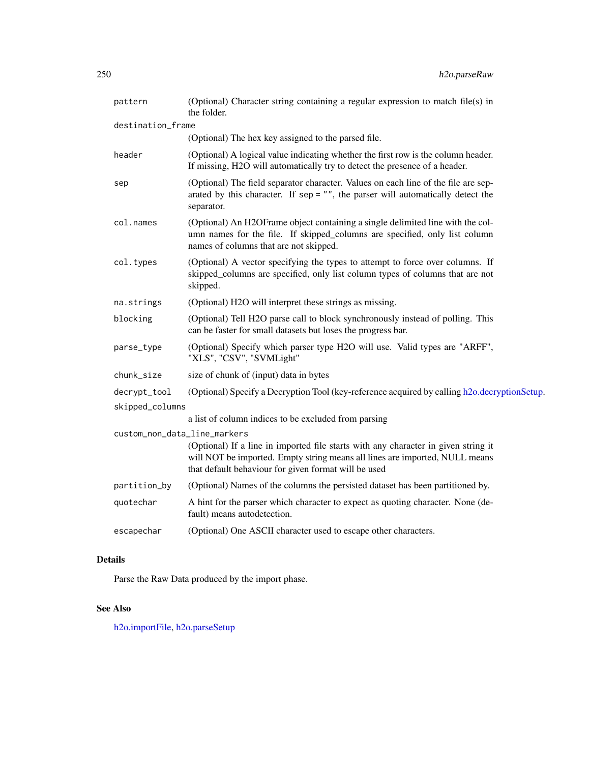| | |
|---|---|
| `pattern` | (Optional) Character string containing a regular expression to match file(s) in the folder. |
| `destination_frame` | (Optional) The hex key assigned to the parsed file. |
| `header` | (Optional) A logical value indicating whether the first row is the column header. If missing, H2O will automatically try to detect the presence of a header. |
| `sep` | (Optional) The field separator character. Values on each line of the file are separated by this character. If `sep = ""`, the parser will automatically detect the separator. |
| `col.names` | (Optional) An H2OFrame object containing a single delimited line with the column names for the file. If skipped_columns are specified, only list column names of columns that are not skipped. |
| `col.types` | (Optional) A vector specifying the types to attempt to force over columns. If skipped_columns are specified, only list column types of columns that are not skipped. |
| `na.strings` | (Optional) H2O will interpret these strings as missing. |
| `blocking` | (Optional) Tell H2O parse call to block synchronously instead of polling. This can be faster for small datasets but loses the progress bar. |
| `parse_type` | (Optional) Specify which parser type H2O will use. Valid types are "ARFF", "XLS", "CSV", "SVMLight" |
| `chunk_size` | size of chunk of (input) data in bytes |
| `decrypt_tool` | (Optional) Specify a Decryption Tool (key-reference acquired by calling h2o.decryptionSetup. |
| `skipped_columns` | a list of column indices to be excluded from parsing |
| `custom_non_data_line_markers` | (Optional) If a line in imported file starts with any character in given string it will NOT be imported. Empty string means all lines are imported, NULL means that default behaviour for given format will be used |
| `partition_by` | (Optional) Names of the columns the persisted dataset has been partitioned by. |
| `quotechar` | A hint for the parser which character to expect as quoting character. None (default) means autodetection. |
| `escapechar` | (Optional) One ASCII character used to escape other characters. |

## Details

Parse the Raw Data produced by the import phase.

## See Also

h2o.importFile, h2o.parseSetup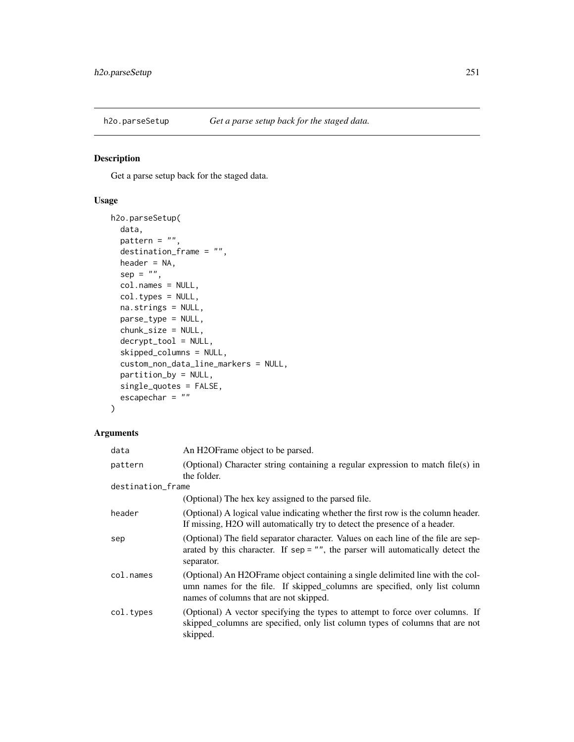## h2o.parseSetup *Get a parse setup back for the staged data.*

### Description

Get a parse setup back for the staged data.

### Usage

```
h2o.parseSetup(
  data,
  pattern = "",
  destination_frame = "",
  header = NA,
  sep = "",
  col.names = NULL,
  col.types = NULL,
  na.strings = NULL,
  parse_type = NULL,
  chunk_size = NULL,
  decrypt_tool = NULL,
  skipped_columns = NULL,
  custom_non_data_line_markers = NULL,
  partition_by = NULL,
  single_quotes = FALSE,
  escapechar = ""
)
```

### Arguments

| Argument | Description |
|---|---|
| data | An H2OFrame object to be parsed. |
| pattern | (Optional) Character string containing a regular expression to match file(s) in the folder. |
| destination_frame | (Optional) The hex key assigned to the parsed file. |
| header | (Optional) A logical value indicating whether the first row is the column header. If missing, H2O will automatically try to detect the presence of a header. |
| sep | (Optional) The field separator character. Values on each line of the file are separated by this character. If sep = "", the parser will automatically detect the separator. |
| col.names | (Optional) An H2OFrame object containing a single delimited line with the column names for the file. If skipped_columns are specified, only list column names of columns that are not skipped. |
| col.types | (Optional) A vector specifying the types to attempt to force over columns. If skipped_columns are specified, only list column types of columns that are not skipped. |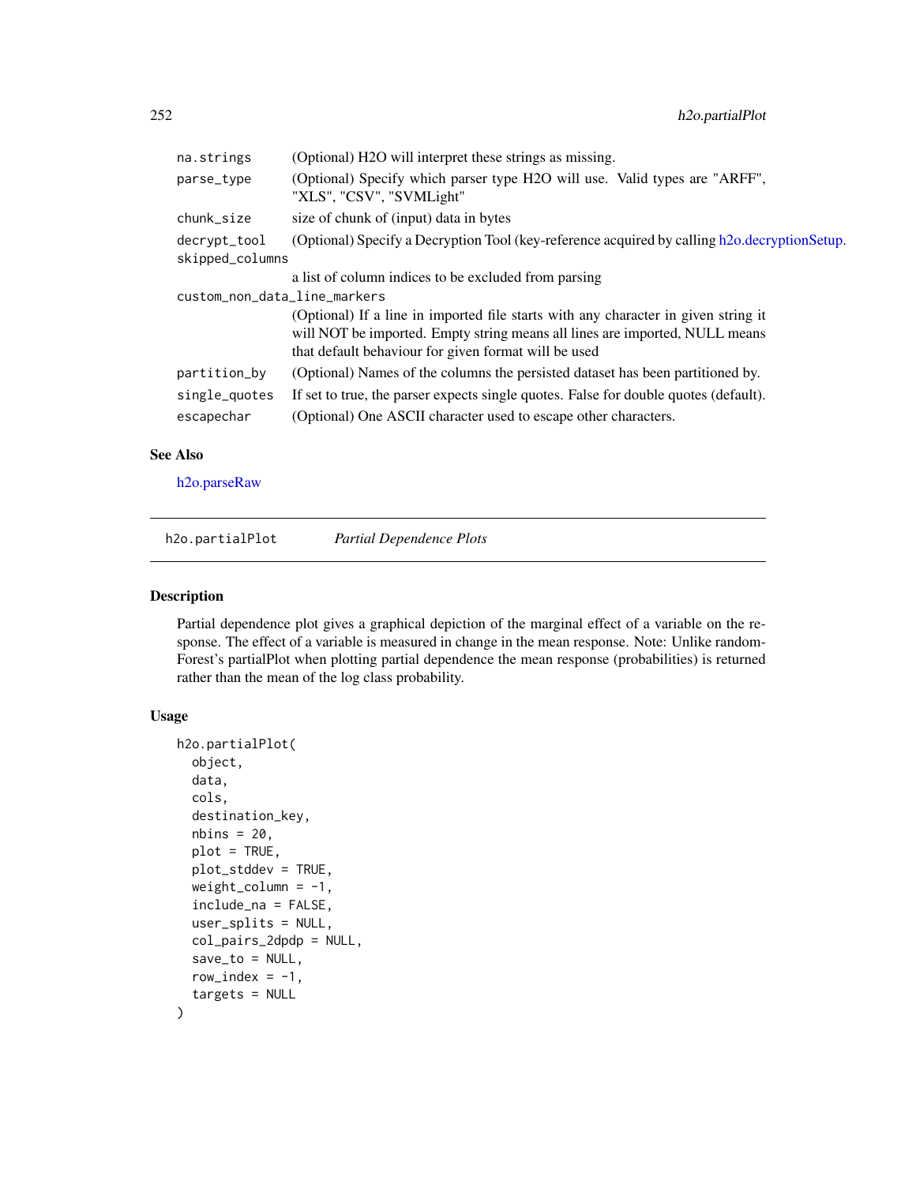| | |
|---|---|
| na.strings | (Optional) H2O will interpret these strings as missing. |
| parse_type | (Optional) Specify which parser type H2O will use. Valid types are "ARFF", "XLS", "CSV", "SVMLight" |
| chunk_size | size of chunk of (input) data in bytes |
| decrypt_tool | (Optional) Specify a Decryption Tool (key-reference acquired by calling h2o.decryptionSetup. |
| skipped_columns | a list of column indices to be excluded from parsing |
| custom_non_data_line_markers | (Optional) If a line in imported file starts with any character in given string it will NOT be imported. Empty string means all lines are imported, NULL means that default behaviour for given format will be used |
| partition_by | (Optional) Names of the columns the persisted dataset has been partitioned by. |
| single_quotes | If set to true, the parser expects single quotes. False for double quotes (default). |
| escapechar | (Optional) One ASCII character used to escape other characters. |

## See Also

h2o.parseRaw

---

# h2o.partialPlot *Partial Dependence Plots*

---

## Description

Partial dependence plot gives a graphical depiction of the marginal effect of a variable on the response. The effect of a variable is measured in change in the mean response. Note: Unlike randomForest's partialPlot when plotting partial dependence the mean response (probabilities) is returned rather than the mean of the log class probability.

## Usage

```
h2o.partialPlot(
  object,
  data,
  cols,
  destination_key,
  nbins = 20,
  plot = TRUE,
  plot_stddev = TRUE,
  weight_column = -1,
  include_na = FALSE,
  user_splits = NULL,
  col_pairs_2dpdp = NULL,
  save_to = NULL,
  row_index = -1,
  targets = NULL
)
```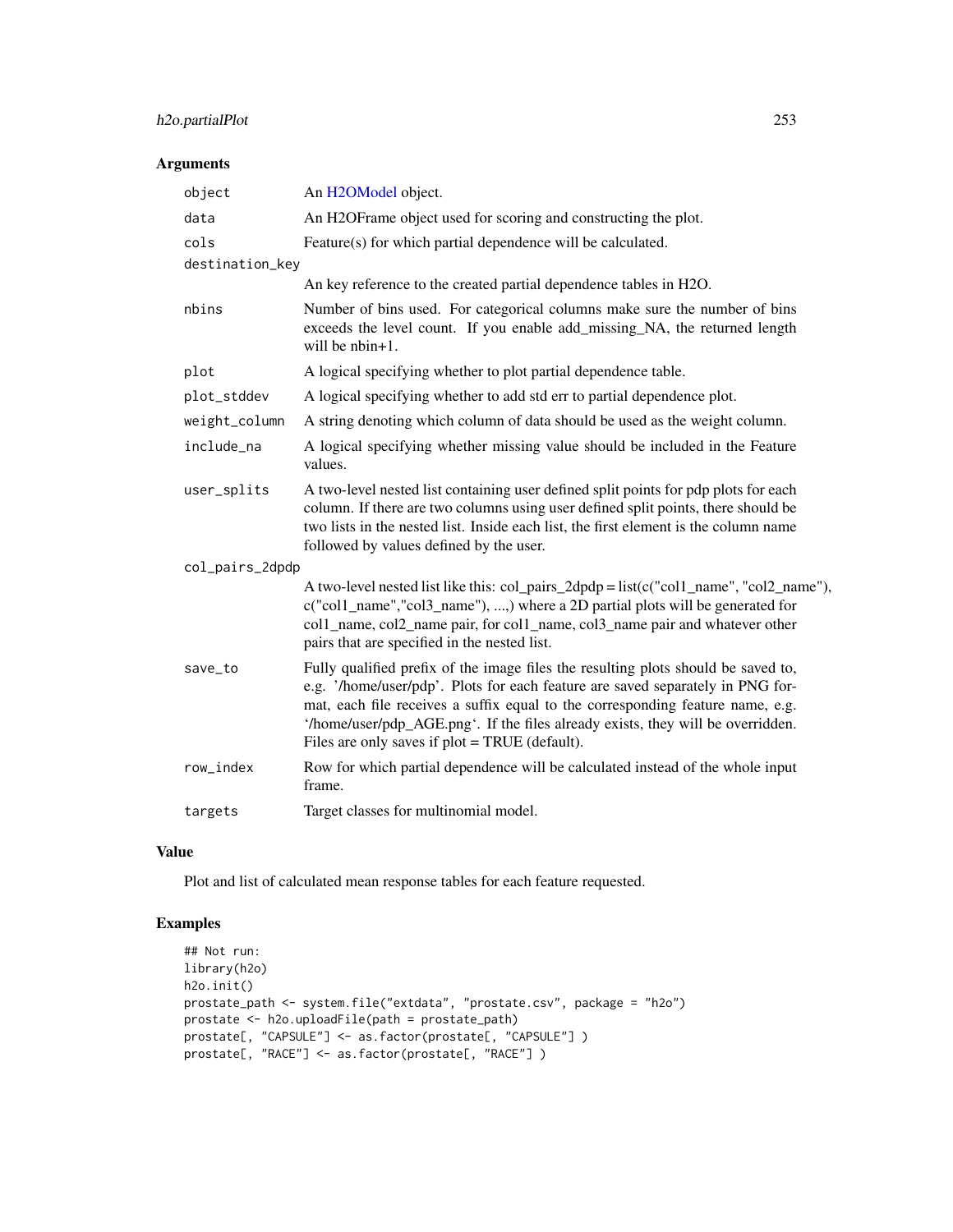### Arguments

| Argument | Description |
| --- | --- |
| `object` | An H2OModel object. |
| `data` | An H2OFrame object used for scoring and constructing the plot. |
| `cols` | Feature(s) for which partial dependence will be calculated. |
| `destination_key` | An key reference to the created partial dependence tables in H2O. |
| `nbins` | Number of bins used. For categorical columns make sure the number of bins exceeds the level count. If you enable add_missing_NA, the returned length will be nbin+1. |
| `plot` | A logical specifying whether to plot partial dependence table. |
| `plot_stddev` | A logical specifying whether to add std err to partial dependence plot. |
| `weight_column` | A string denoting which column of data should be used as the weight column. |
| `include_na` | A logical specifying whether missing value should be included in the Feature values. |
| `user_splits` | A two-level nested list containing user defined split points for pdp plots for each column. If there are two columns using user defined split points, there should be two lists in the nested list. Inside each list, the first element is the column name followed by values defined by the user. |
| `col_pairs_2dpdp` | A two-level nested list like this: col_pairs_2dpdp = list(c("col1_name", "col2_name"), c("col1_name","col3_name"), ...,) where a 2D partial plots will be generated for col1_name, col2_name pair, for col1_name, col3_name pair and whatever other pairs that are specified in the nested list. |
| `save_to` | Fully qualified prefix of the image files the resulting plots should be saved to, e.g. '/home/user/pdp'. Plots for each feature are saved separately in PNG format, each file receives a suffix equal to the corresponding feature name, e.g. '/home/user/pdp_AGE.png'. If the files already exists, they will be overridden. Files are only saves if plot = TRUE (default). |
| `row_index` | Row for which partial dependence will be calculated instead of the whole input frame. |
| `targets` | Target classes for multinomial model. |

### Value

Plot and list of calculated mean response tables for each feature requested.

### Examples

```
## Not run:
library(h2o)
h2o.init()
prostate_path <- system.file("extdata", "prostate.csv", package = "h2o")
prostate <- h2o.uploadFile(path = prostate_path)
prostate[, "CAPSULE"] <- as.factor(prostate[, "CAPSULE"] )
prostate[, "RACE"] <- as.factor(prostate[, "RACE"] )
```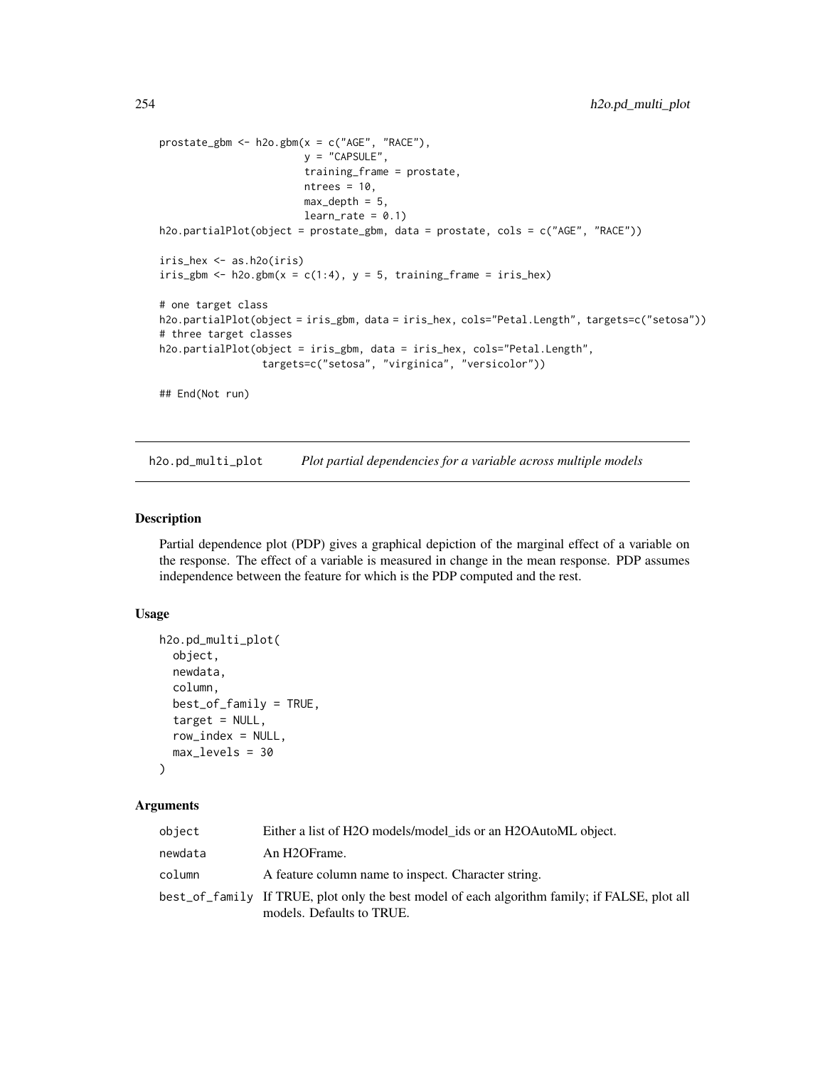```
prostate_gbm <- h2o.gbm(x = c("AGE", "RACE"),
                        y = "CAPSULE",
                        training_frame = prostate,
                        ntrees = 10,
                        max_depth = 5,
                        learn_rate = 0.1)
h2o.partialPlot(object = prostate_gbm, data = prostate, cols = c("AGE", "RACE"))

iris_hex <- as.h2o(iris)
iris_gbm <- h2o.gbm(x = c(1:4), y = 5, training_frame = iris_hex)

# one target class
h2o.partialPlot(object = iris_gbm, data = iris_hex, cols="Petal.Length", targets=c("setosa"))
# three target classes
h2o.partialPlot(object = iris_gbm, data = iris_hex, cols="Petal.Length",
                targets=c("setosa", "virginica", "versicolor"))

## End(Not run)
```

## h2o.pd_multi_plot — *Plot partial dependencies for a variable across multiple models*

### Description

Partial dependence plot (PDP) gives a graphical depiction of the marginal effect of a variable on the response. The effect of a variable is measured in change in the mean response. PDP assumes independence between the feature for which is the PDP computed and the rest.

### Usage

```
h2o.pd_multi_plot(
  object,
  newdata,
  column,
  best_of_family = TRUE,
  target = NULL,
  row_index = NULL,
  max_levels = 30
)
```

### Arguments

| | |
|---|---|
| object | Either a list of H2O models/model_ids or an H2OAutoML object. |
| newdata | An H2OFrame. |
| column | A feature column name to inspect. Character string. |
| best_of_family | If TRUE, plot only the best model of each algorithm family; if FALSE, plot all models. Defaults to TRUE. |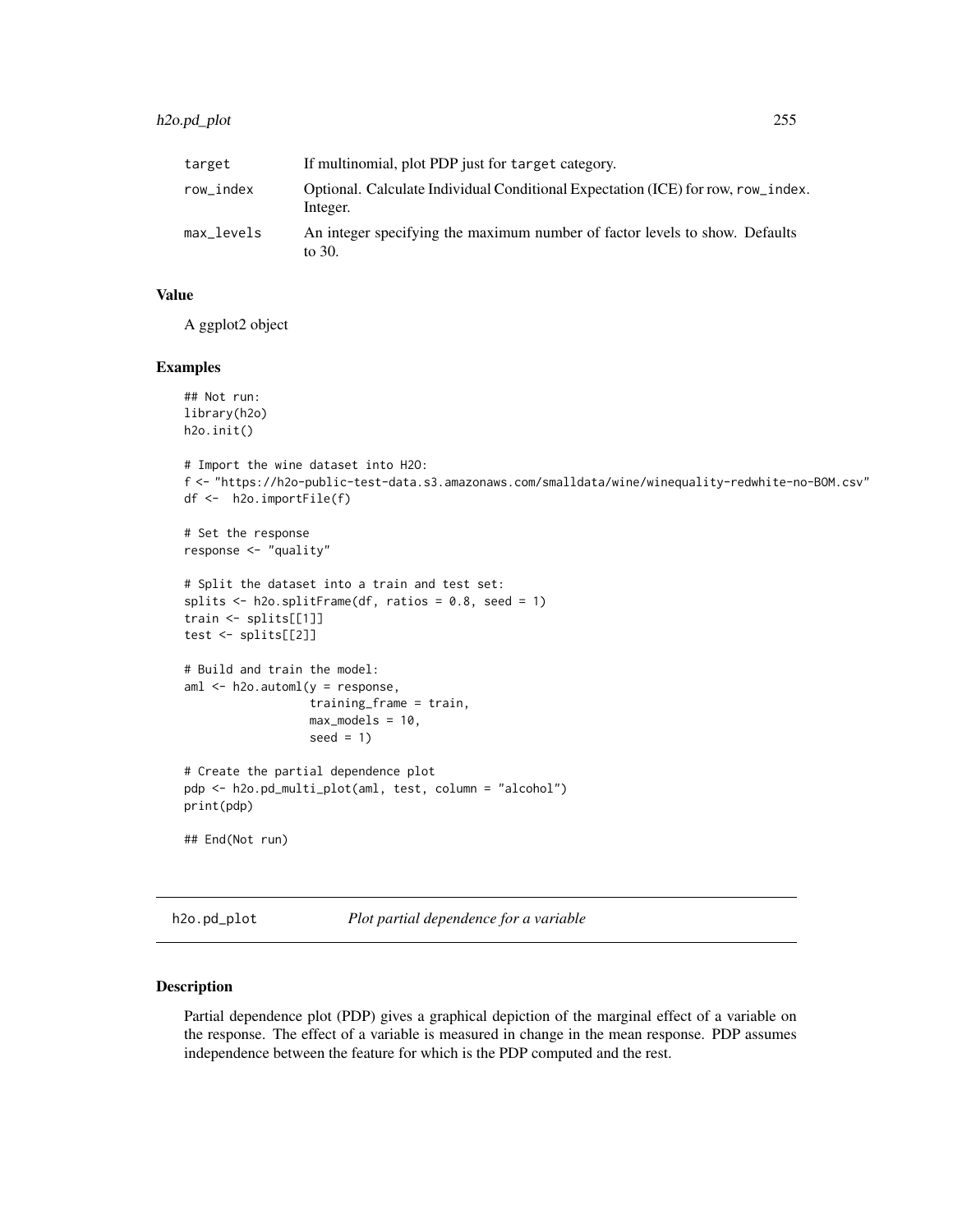| | |
|---|---|
| target | If multinomial, plot PDP just for target category. |
| row_index | Optional. Calculate Individual Conditional Expectation (ICE) for row, row_index. Integer. |
| max_levels | An integer specifying the maximum number of factor levels to show. Defaults to 30. |

### Value

A ggplot2 object

### Examples

```
## Not run:
library(h2o)
h2o.init()

# Import the wine dataset into H2O:
f <- "https://h2o-public-test-data.s3.amazonaws.com/smalldata/wine/winequality-redwhite-no-BOM.csv"
df <-  h2o.importFile(f)

# Set the response
response <- "quality"

# Split the dataset into a train and test set:
splits <- h2o.splitFrame(df, ratios = 0.8, seed = 1)
train <- splits[[1]]
test <- splits[[2]]

# Build and train the model:
aml <- h2o.automl(y = response,
                  training_frame = train,
                  max_models = 10,
                  seed = 1)

# Create the partial dependence plot
pdp <- h2o.pd_multi_plot(aml, test, column = "alcohol")
print(pdp)

## End(Not run)
```

---

## h2o.pd_plot *Plot partial dependence for a variable*

---

### Description

Partial dependence plot (PDP) gives a graphical depiction of the marginal effect of a variable on the response. The effect of a variable is measured in change in the mean response. PDP assumes independence between the feature for which is the PDP computed and the rest.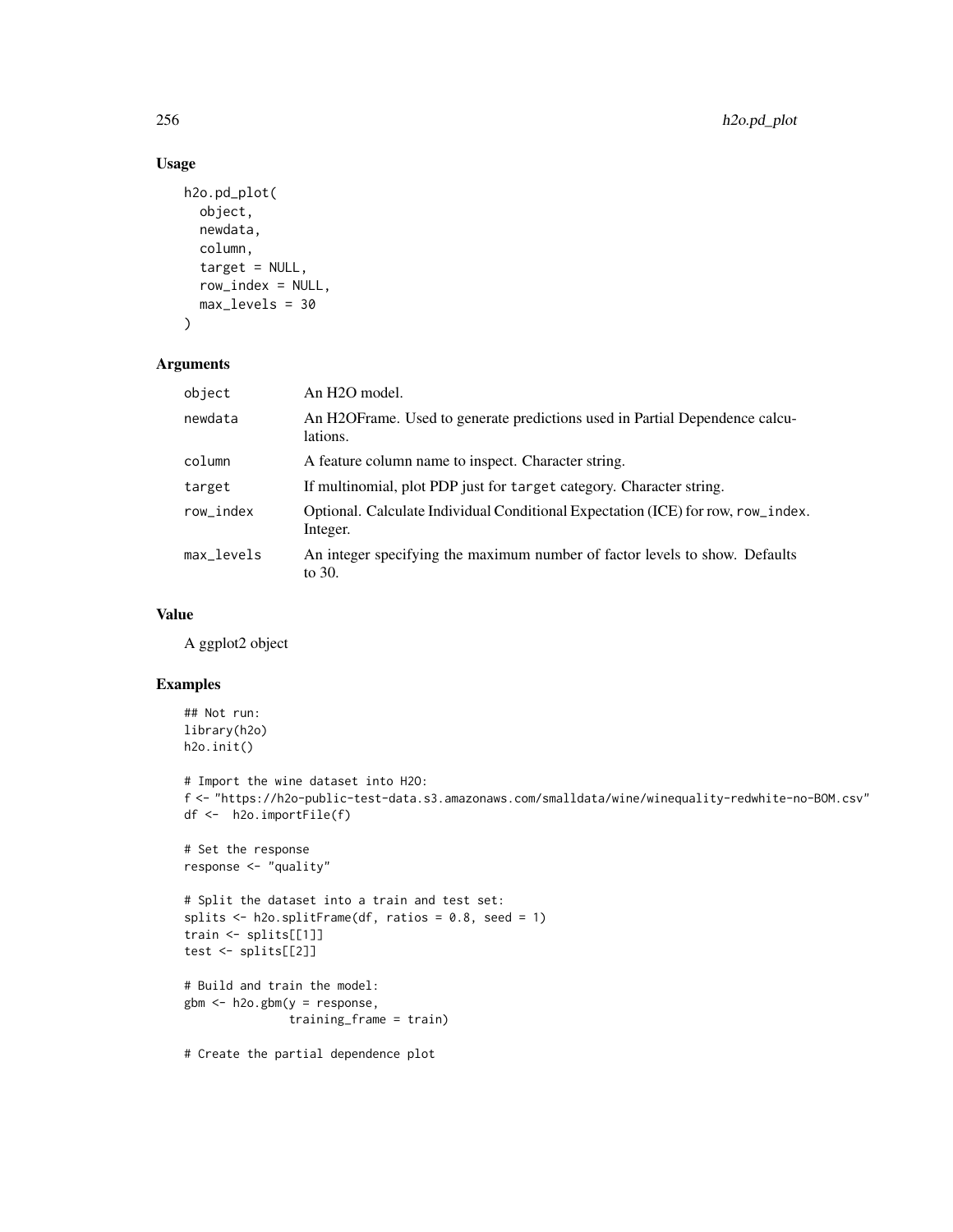## Usage

```
h2o.pd_plot(
  object,
  newdata,
  column,
  target = NULL,
  row_index = NULL,
  max_levels = 30
)
```

## Arguments

| | |
|---|---|
| object | An H2O model. |
| newdata | An H2OFrame. Used to generate predictions used in Partial Dependence calculations. |
| column | A feature column name to inspect. Character string. |
| target | If multinomial, plot PDP just for target category. Character string. |
| row_index | Optional. Calculate Individual Conditional Expectation (ICE) for row, row_index. Integer. |
| max_levels | An integer specifying the maximum number of factor levels to show. Defaults to 30. |

## Value

A ggplot2 object

## Examples

```
## Not run:
library(h2o)
h2o.init()

# Import the wine dataset into H2O:
f <- "https://h2o-public-test-data.s3.amazonaws.com/smalldata/wine/winequality-redwhite-no-BOM.csv"
df <-  h2o.importFile(f)

# Set the response
response <- "quality"

# Split the dataset into a train and test set:
splits <- h2o.splitFrame(df, ratios = 0.8, seed = 1)
train <- splits[[1]]
test <- splits[[2]]

# Build and train the model:
gbm <- h2o.gbm(y = response,
               training_frame = train)

# Create the partial dependence plot
```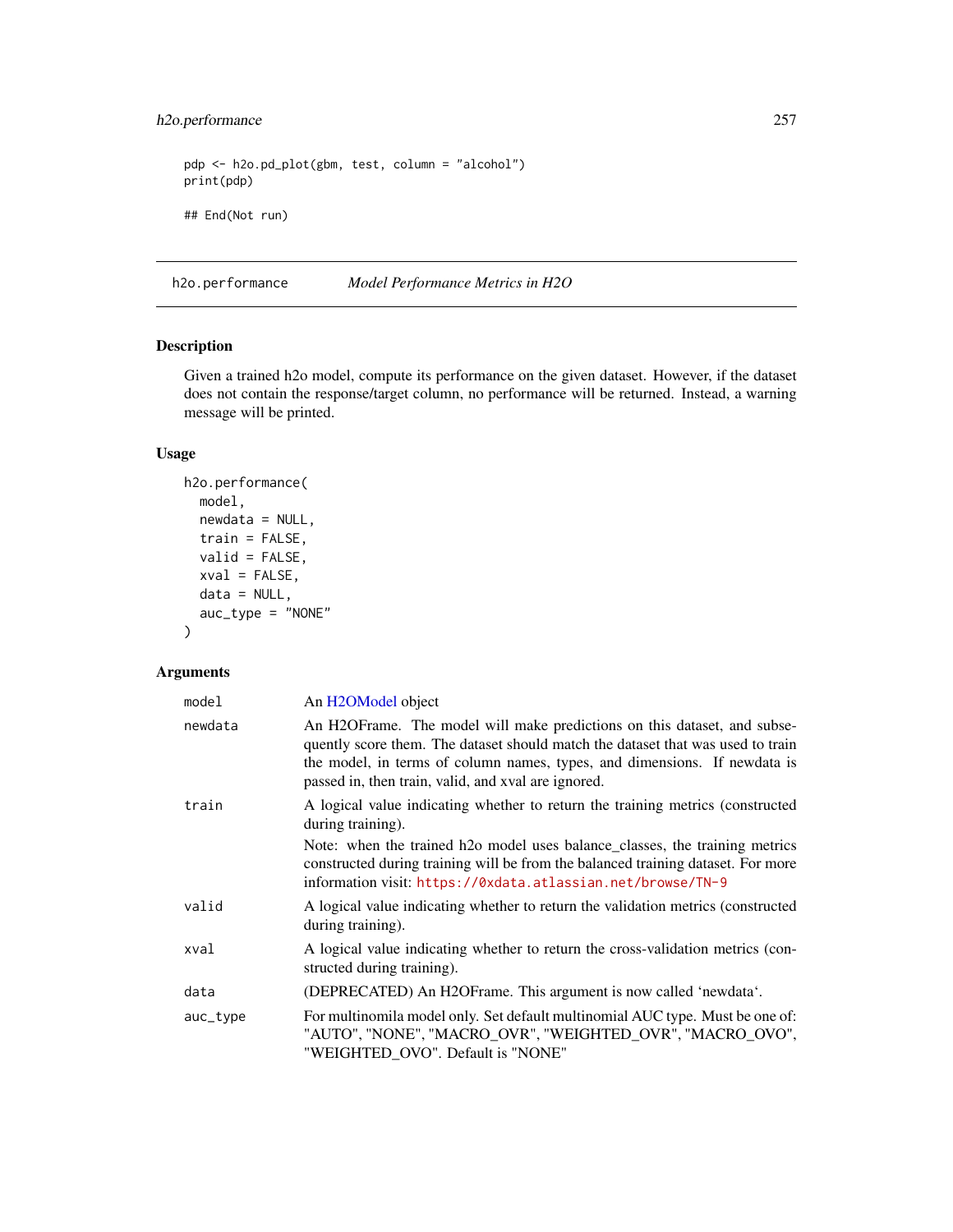```
pdp <- h2o.pd_plot(gbm, test, column = "alcohol")
print(pdp)

## End(Not run)
```

---

## h2o.performance    *Model Performance Metrics in H2O*

---

### Description

Given a trained h2o model, compute its performance on the given dataset. However, if the dataset does not contain the response/target column, no performance will be returned. Instead, a warning message will be printed.

### Usage

```
h2o.performance(
  model,
  newdata = NULL,
  train = FALSE,
  valid = FALSE,
  xval = FALSE,
  data = NULL,
  auc_type = "NONE"
)
```

### Arguments

| | |
|---|---|
| `model` | An H2OModel object |
| `newdata` | An H2OFrame. The model will make predictions on this dataset, and subsequently score them. The dataset should match the dataset that was used to train the model, in terms of column names, types, and dimensions. If newdata is passed in, then train, valid, and xval are ignored. |
| `train` | A logical value indicating whether to return the training metrics (constructed during training).<br>Note: when the trained h2o model uses balance_classes, the training metrics constructed during training will be from the balanced training dataset. For more information visit: https://0xdata.atlassian.net/browse/TN-9 |
| `valid` | A logical value indicating whether to return the validation metrics (constructed during training). |
| `xval` | A logical value indicating whether to return the cross-validation metrics (constructed during training). |
| `data` | (DEPRECATED) An H2OFrame. This argument is now called 'newdata'. |
| `auc_type` | For multinomila model only. Set default multinomial AUC type. Must be one of: "AUTO", "NONE", "MACRO_OVR", "WEIGHTED_OVR", "MACRO_OVO", "WEIGHTED_OVO". Default is "NONE" |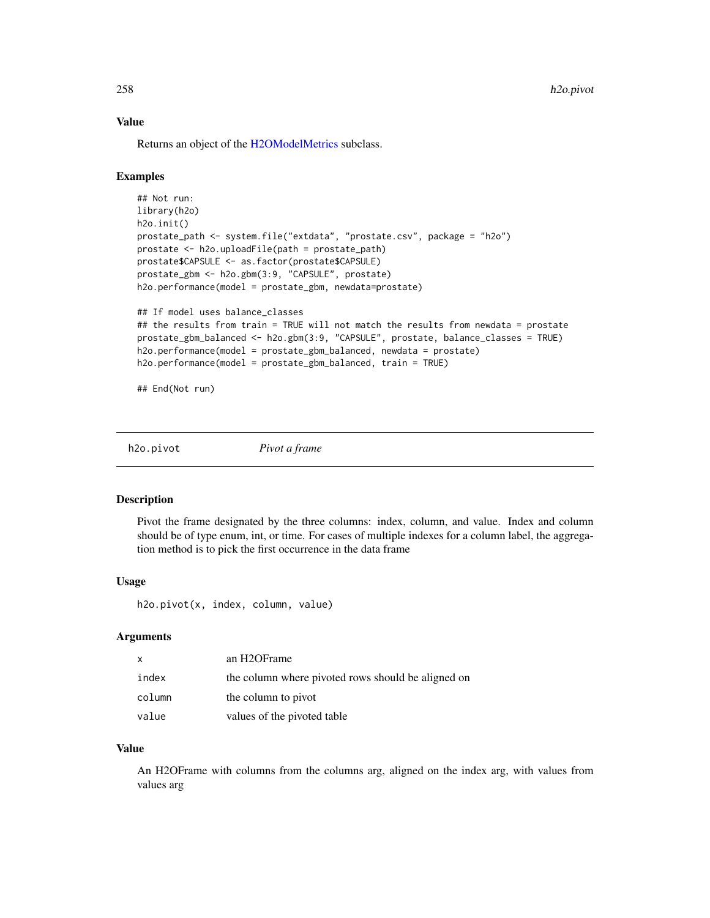## Value

Returns an object of the H2OModelMetrics subclass.

## Examples

```
## Not run:
library(h2o)
h2o.init()
prostate_path <- system.file("extdata", "prostate.csv", package = "h2o")
prostate <- h2o.uploadFile(path = prostate_path)
prostate$CAPSULE <- as.factor(prostate$CAPSULE)
prostate_gbm <- h2o.gbm(3:9, "CAPSULE", prostate)
h2o.performance(model = prostate_gbm, newdata=prostate)

## If model uses balance_classes
## the results from train = TRUE will not match the results from newdata = prostate
prostate_gbm_balanced <- h2o.gbm(3:9, "CAPSULE", prostate, balance_classes = TRUE)
h2o.performance(model = prostate_gbm_balanced, newdata = prostate)
h2o.performance(model = prostate_gbm_balanced, train = TRUE)

## End(Not run)
```

---

# h2o.pivot *Pivot a frame*

## Description

Pivot the frame designated by the three columns: index, column, and value. Index and column should be of type enum, int, or time. For cases of multiple indexes for a column label, the aggregation method is to pick the first occurrence in the data frame

## Usage

```
h2o.pivot(x, index, column, value)
```

## Arguments

| | |
|---|---|
| x | an H2OFrame |
| index | the column where pivoted rows should be aligned on |
| column | the column to pivot |
| value | values of the pivoted table |

## Value

An H2OFrame with columns from the columns arg, aligned on the index arg, with values from values arg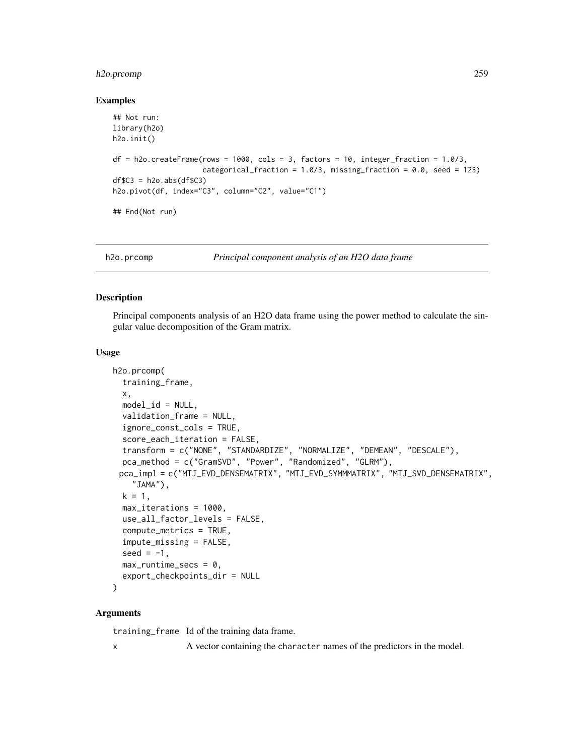### Examples

```
## Not run:
library(h2o)
h2o.init()

df = h2o.createFrame(rows = 1000, cols = 3, factors = 10, integer_fraction = 1.0/3,
                     categorical_fraction = 1.0/3, missing_fraction = 0.0, seed = 123)
df$C3 = h2o.abs(df$C3)
h2o.pivot(df, index="C3", column="C2", value="C1")

## End(Not run)
```

---

## h2o.prcomp — *Principal component analysis of an H2O data frame*

---

### Description

Principal components analysis of an H2O data frame using the power method to calculate the singular value decomposition of the Gram matrix.

### Usage

```
h2o.prcomp(
  training_frame,
  x,
  model_id = NULL,
  validation_frame = NULL,
  ignore_const_cols = TRUE,
  score_each_iteration = FALSE,
  transform = c("NONE", "STANDARDIZE", "NORMALIZE", "DEMEAN", "DESCALE"),
  pca_method = c("GramSVD", "Power", "Randomized", "GLRM"),
 pca_impl = c("MTJ_EVD_DENSEMATRIX", "MTJ_EVD_SYMMMATRIX", "MTJ_SVD_DENSEMATRIX",
    "JAMA"),
  k = 1,
  max_iterations = 1000,
  use_all_factor_levels = FALSE,
  compute_metrics = TRUE,
  impute_missing = FALSE,
  seed = -1,
  max_runtime_secs = 0,
  export_checkpoints_dir = NULL
)
```

### Arguments

| | |
|---|---|
| training_frame | Id of the training data frame. |
| x | A vector containing the character names of the predictors in the model. |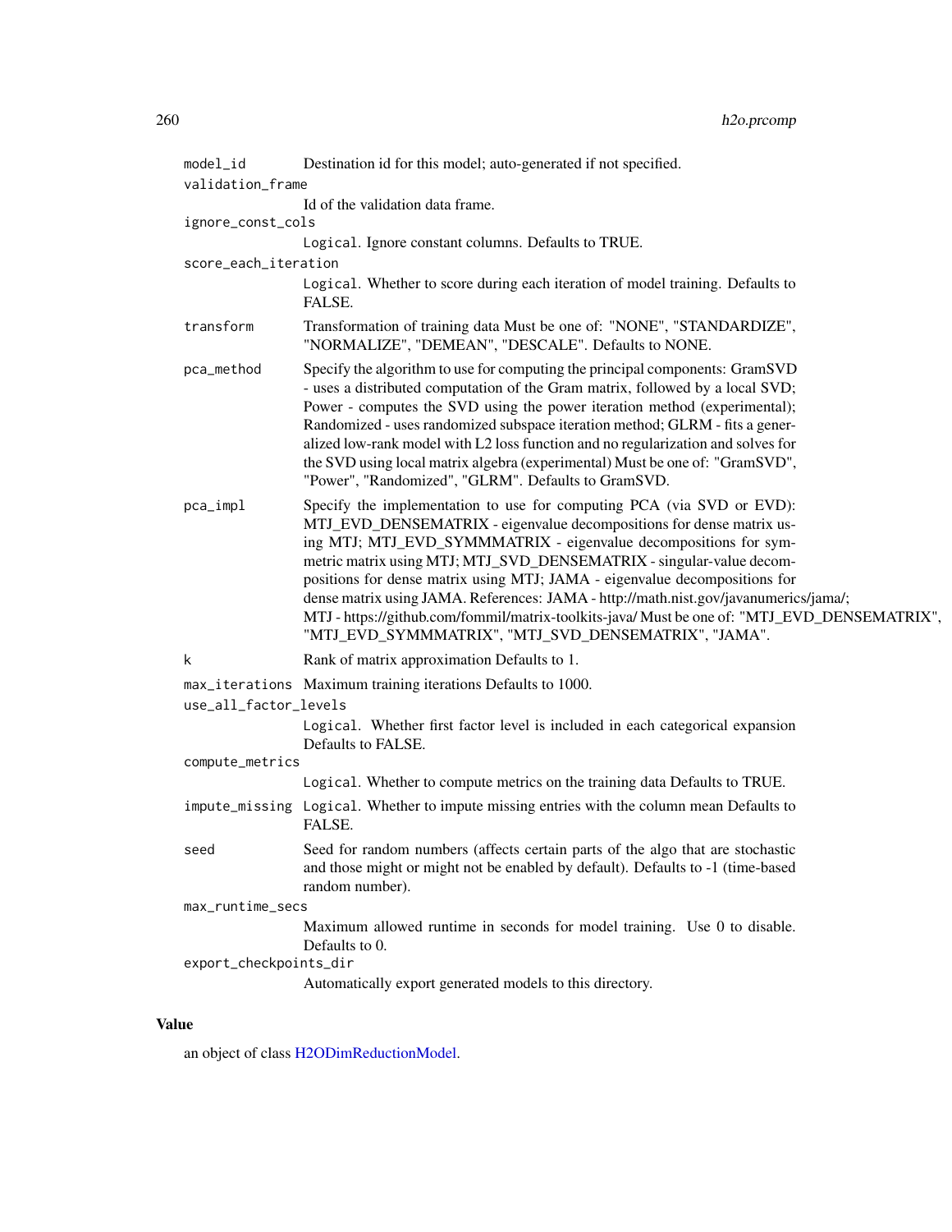`model_id` Destination id for this model; auto-generated if not specified.

`validation_frame`
: Id of the validation data frame.

`ignore_const_cols`
: `Logical`. Ignore constant columns. Defaults to TRUE.

`score_each_iteration`
: `Logical`. Whether to score during each iteration of model training. Defaults to FALSE.

`transform` Transformation of training data Must be one of: "NONE", "STANDARDIZE", "NORMALIZE", "DEMEAN", "DESCALE". Defaults to NONE.

`pca_method` Specify the algorithm to use for computing the principal components: GramSVD - uses a distributed computation of the Gram matrix, followed by a local SVD; Power - computes the SVD using the power iteration method (experimental); Randomized - uses randomized subspace iteration method; GLRM - fits a generalized low-rank model with L2 loss function and no regularization and solves for the SVD using local matrix algebra (experimental) Must be one of: "GramSVD", "Power", "Randomized", "GLRM". Defaults to GramSVD.

`pca_impl` Specify the implementation to use for computing PCA (via SVD or EVD): MTJ_EVD_DENSEMATRIX - eigenvalue decompositions for dense matrix using MTJ; MTJ_EVD_SYMMMATRIX - eigenvalue decompositions for symmetric matrix using MTJ; MTJ_SVD_DENSEMATRIX - singular-value decompositions for dense matrix using MTJ; JAMA - eigenvalue decompositions for dense matrix using JAMA. References: JAMA - http://math.nist.gov/javanumerics/jama/; MTJ - https://github.com/fommil/matrix-toolkits-java/ Must be one of: "MTJ_EVD_DENSEMATRIX", "MTJ_EVD_SYMMMATRIX", "MTJ_SVD_DENSEMATRIX", "JAMA".

`k` Rank of matrix approximation Defaults to 1.

`max_iterations` Maximum training iterations Defaults to 1000.

`use_all_factor_levels`
: `Logical`. Whether first factor level is included in each categorical expansion Defaults to FALSE.

`compute_metrics`
: `Logical`. Whether to compute metrics on the training data Defaults to TRUE.

`impute_missing` `Logical`. Whether to impute missing entries with the column mean Defaults to FALSE.

`seed` Seed for random numbers (affects certain parts of the algo that are stochastic and those might or might not be enabled by default). Defaults to -1 (time-based random number).

`max_runtime_secs`
: Maximum allowed runtime in seconds for model training. Use 0 to disable. Defaults to 0.

`export_checkpoints_dir`
: Automatically export generated models to this directory.

## Value

an object of class H2ODimReductionModel.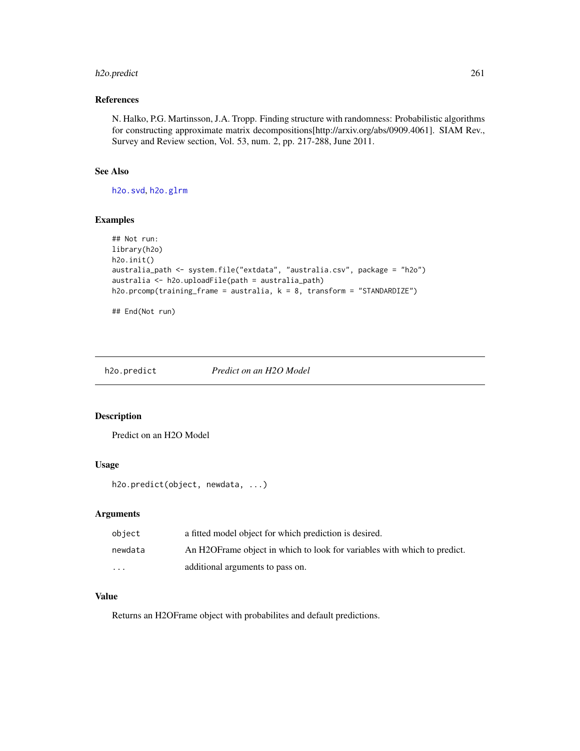### References

N. Halko, P.G. Martinsson, J.A. Tropp. Finding structure with randomness: Probabilistic algorithms for constructing approximate matrix decompositions[http://arxiv.org/abs/0909.4061]. SIAM Rev., Survey and Review section, Vol. 53, num. 2, pp. 217-288, June 2011.

### See Also

h2o.svd, h2o.glrm

### Examples

```
## Not run:
library(h2o)
h2o.init()
australia_path <- system.file("extdata", "australia.csv", package = "h2o")
australia <- h2o.uploadFile(path = australia_path)
h2o.prcomp(training_frame = australia, k = 8, transform = "STANDARDIZE")

## End(Not run)
```

---

## h2o.predict — *Predict on an H2O Model*

### Description

Predict on an H2O Model

### Usage

```
h2o.predict(object, newdata, ...)
```

### Arguments

| | |
|---|---|
| object | a fitted model object for which prediction is desired. |
| newdata | An H2OFrame object in which to look for variables with which to predict. |
| ... | additional arguments to pass on. |

### Value

Returns an H2OFrame object with probabilites and default predictions.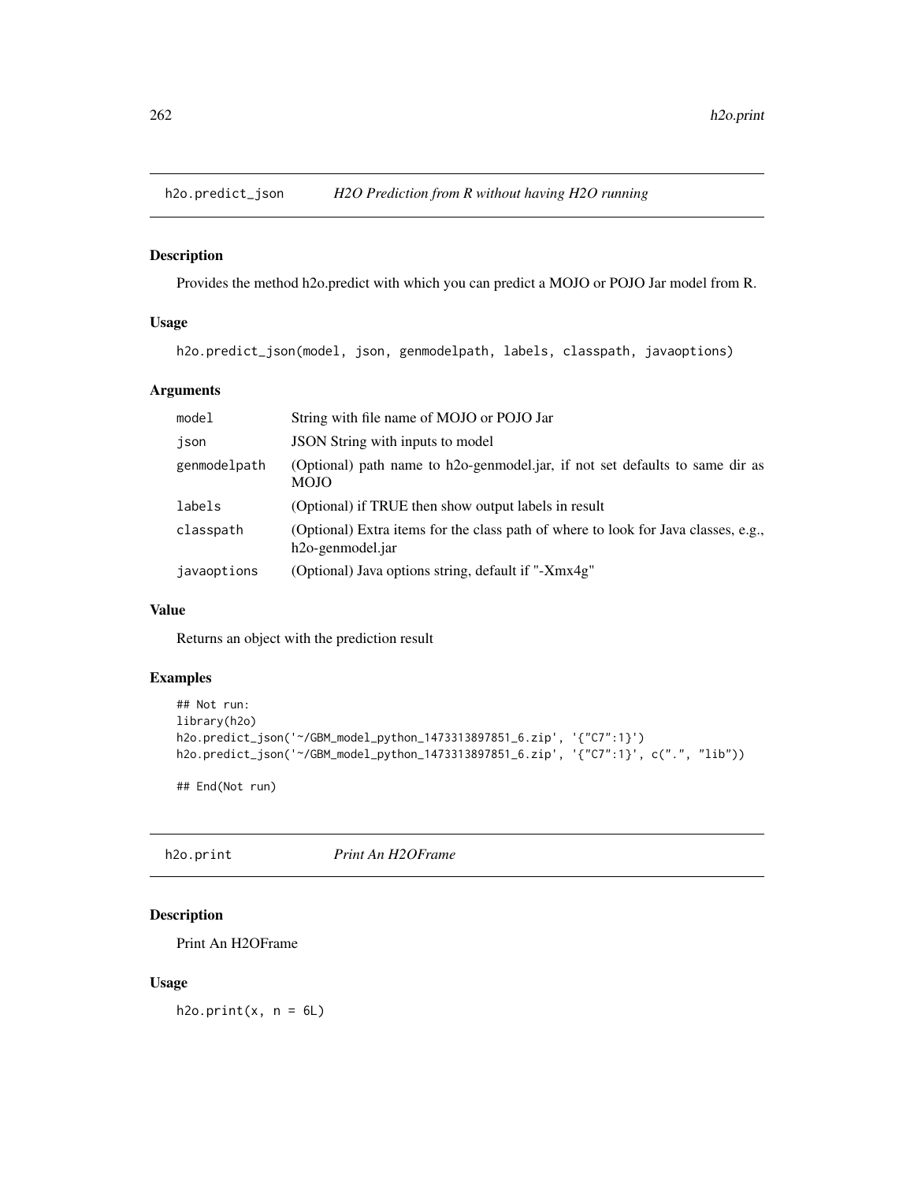## h2o.predict_json — *H2O Prediction from R without having H2O running*

### Description

Provides the method h2o.predict with which you can predict a MOJO or POJO Jar model from R.

### Usage

```
h2o.predict_json(model, json, genmodelpath, labels, classpath, javaoptions)
```

### Arguments

| | |
|---|---|
| `model` | String with file name of MOJO or POJO Jar |
| `json` | JSON String with inputs to model |
| `genmodelpath` | (Optional) path name to h2o-genmodel.jar, if not set defaults to same dir as MOJO |
| `labels` | (Optional) if TRUE then show output labels in result |
| `classpath` | (Optional) Extra items for the class path of where to look for Java classes, e.g., h2o-genmodel.jar |
| `javaoptions` | (Optional) Java options string, default if "-Xmx4g" |

### Value

Returns an object with the prediction result

### Examples

```
## Not run:
library(h2o)
h2o.predict_json('~/GBM_model_python_1473313897851_6.zip', '{"C7":1}')
h2o.predict_json('~/GBM_model_python_1473313897851_6.zip', '{"C7":1}', c(".", "lib"))

## End(Not run)
```

## h2o.print — *Print An H2OFrame*

### Description

Print An H2OFrame

### Usage

```
h2o.print(x, n = 6L)
```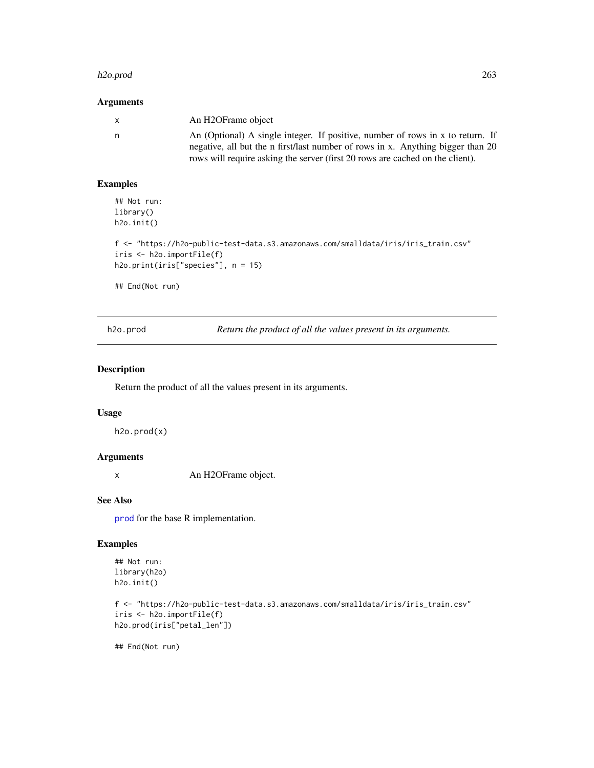### Arguments

| | |
|---|---|
| x | An H2OFrame object |
| n | An (Optional) A single integer. If positive, number of rows in x to return. If negative, all but the n first/last number of rows in x. Anything bigger than 20 rows will require asking the server (first 20 rows are cached on the client). |

### Examples

```
## Not run:
library()
h2o.init()

f <- "https://h2o-public-test-data.s3.amazonaws.com/smalldata/iris/iris_train.csv"
iris <- h2o.importFile(f)
h2o.print(iris["species"], n = 15)

## End(Not run)
```

---

## h2o.prod — *Return the product of all the values present in its arguments.*

---

### Description

Return the product of all the values present in its arguments.

### Usage

```
h2o.prod(x)
```

### Arguments

| | |
|---|---|
| x | An H2OFrame object. |

### See Also

`prod` for the base R implementation.

### Examples

```
## Not run:
library(h2o)
h2o.init()

f <- "https://h2o-public-test-data.s3.amazonaws.com/smalldata/iris/iris_train.csv"
iris <- h2o.importFile(f)
h2o.prod(iris["petal_len"])

## End(Not run)
```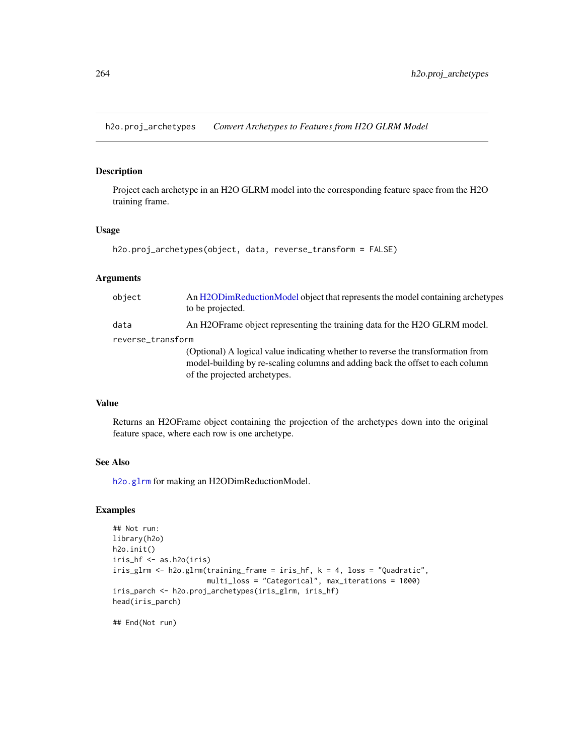## h2o.proj_archetypes — *Convert Archetypes to Features from H2O GLRM Model*

### Description

Project each archetype in an H2O GLRM model into the corresponding feature space from the H2O training frame.

### Usage

```
h2o.proj_archetypes(object, data, reverse_transform = FALSE)
```

### Arguments

| | |
|---|---|
| `object` | An H2ODimReductionModel object that represents the model containing archetypes to be projected. |
| `data` | An H2OFrame object representing the training data for the H2O GLRM model. |
| `reverse_transform` | (Optional) A logical value indicating whether to reverse the transformation from model-building by re-scaling columns and adding back the offset to each column of the projected archetypes. |

### Value

Returns an H2OFrame object containing the projection of the archetypes down into the original feature space, where each row is one archetype.

### See Also

`h2o.glrm` for making an H2ODimReductionModel.

### Examples

```
## Not run:
library(h2o)
h2o.init()
iris_hf <- as.h2o(iris)
iris_glrm <- h2o.glrm(training_frame = iris_hf, k = 4, loss = "Quadratic",
                      multi_loss = "Categorical", max_iterations = 1000)
iris_parch <- h2o.proj_archetypes(iris_glrm, iris_hf)
head(iris_parch)

## End(Not run)
```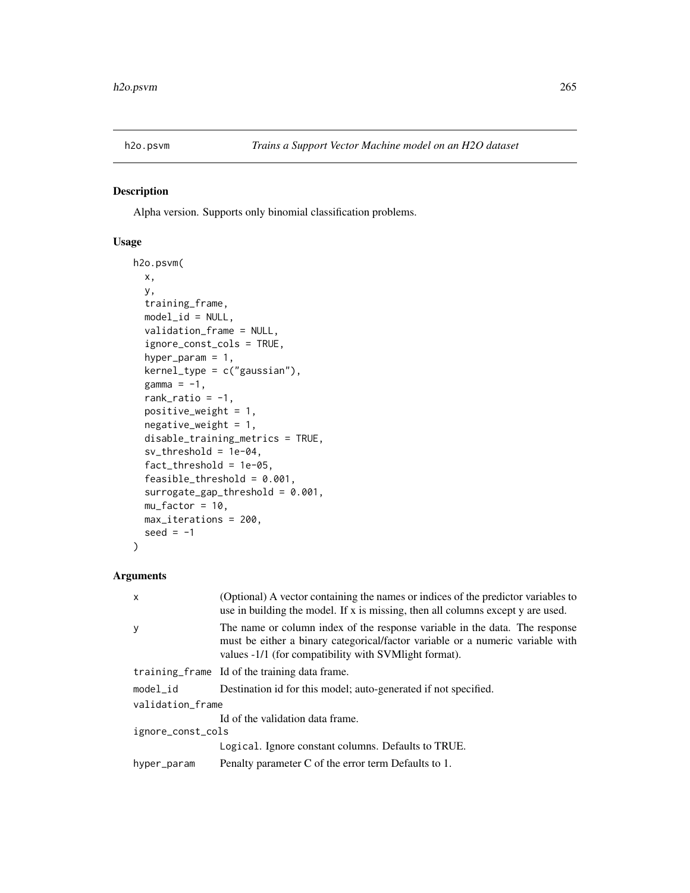## h2o.psvm — *Trains a Support Vector Machine model on an H2O dataset*

### Description

Alpha version. Supports only binomial classification problems.

### Usage

```
h2o.psvm(
  x,
  y,
  training_frame,
  model_id = NULL,
  validation_frame = NULL,
  ignore_const_cols = TRUE,
  hyper_param = 1,
  kernel_type = c("gaussian"),
  gamma = -1,
  rank_ratio = -1,
  positive_weight = 1,
  negative_weight = 1,
  disable_training_metrics = TRUE,
  sv_threshold = 1e-04,
  fact_threshold = 1e-05,
  feasible_threshold = 0.001,
  surrogate_gap_threshold = 0.001,
  mu_factor = 10,
  max_iterations = 200,
  seed = -1
)
```

### Arguments

| | |
|---|---|
| `x` | (Optional) A vector containing the names or indices of the predictor variables to use in building the model. If x is missing, then all columns except y are used. |
| `y` | The name or column index of the response variable in the data. The response must be either a binary categorical/factor variable or a numeric variable with values -1/1 (for compatibility with SVMlight format). |
| `training_frame` | Id of the training data frame. |
| `model_id` | Destination id for this model; auto-generated if not specified. |
| `validation_frame` | Id of the validation data frame. |
| `ignore_const_cols` | `Logical`. Ignore constant columns. Defaults to TRUE. |
| `hyper_param` | Penalty parameter C of the error term Defaults to 1. |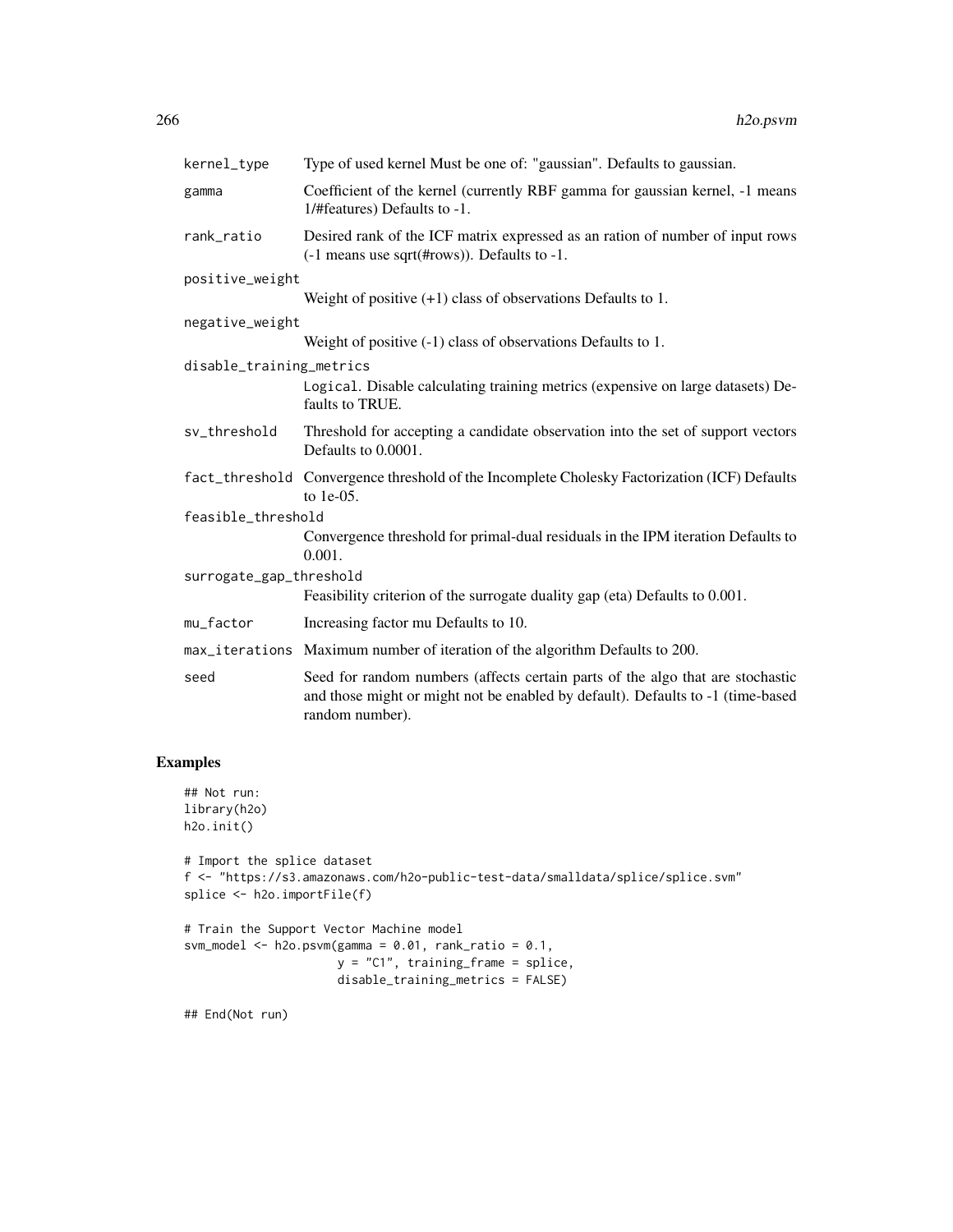| | |
|---|---|
| kernel_type | Type of used kernel Must be one of: "gaussian". Defaults to gaussian. |
| gamma | Coefficient of the kernel (currently RBF gamma for gaussian kernel, -1 means 1/#features) Defaults to -1. |
| rank_ratio | Desired rank of the ICF matrix expressed as an ration of number of input rows (-1 means use sqrt(#rows)). Defaults to -1. |
| positive_weight | Weight of positive (+1) class of observations Defaults to 1. |
| negative_weight | Weight of positive (-1) class of observations Defaults to 1. |
| disable_training_metrics | Logical. Disable calculating training metrics (expensive on large datasets) Defaults to TRUE. |
| sv_threshold | Threshold for accepting a candidate observation into the set of support vectors Defaults to 0.0001. |
| fact_threshold | Convergence threshold of the Incomplete Cholesky Factorization (ICF) Defaults to 1e-05. |
| feasible_threshold | Convergence threshold for primal-dual residuals in the IPM iteration Defaults to 0.001. |
| surrogate_gap_threshold | Feasibility criterion of the surrogate duality gap (eta) Defaults to 0.001. |
| mu_factor | Increasing factor mu Defaults to 10. |
| max_iterations | Maximum number of iteration of the algorithm Defaults to 200. |
| seed | Seed for random numbers (affects certain parts of the algo that are stochastic and those might or might not be enabled by default). Defaults to -1 (time-based random number). |

## Examples

```
## Not run:
library(h2o)
h2o.init()

# Import the splice dataset
f <- "https://s3.amazonaws.com/h2o-public-test-data/smalldata/splice/splice.svm"
splice <- h2o.importFile(f)

# Train the Support Vector Machine model
svm_model <- h2o.psvm(gamma = 0.01, rank_ratio = 0.1,
                      y = "C1", training_frame = splice,
                      disable_training_metrics = FALSE)

## End(Not run)
```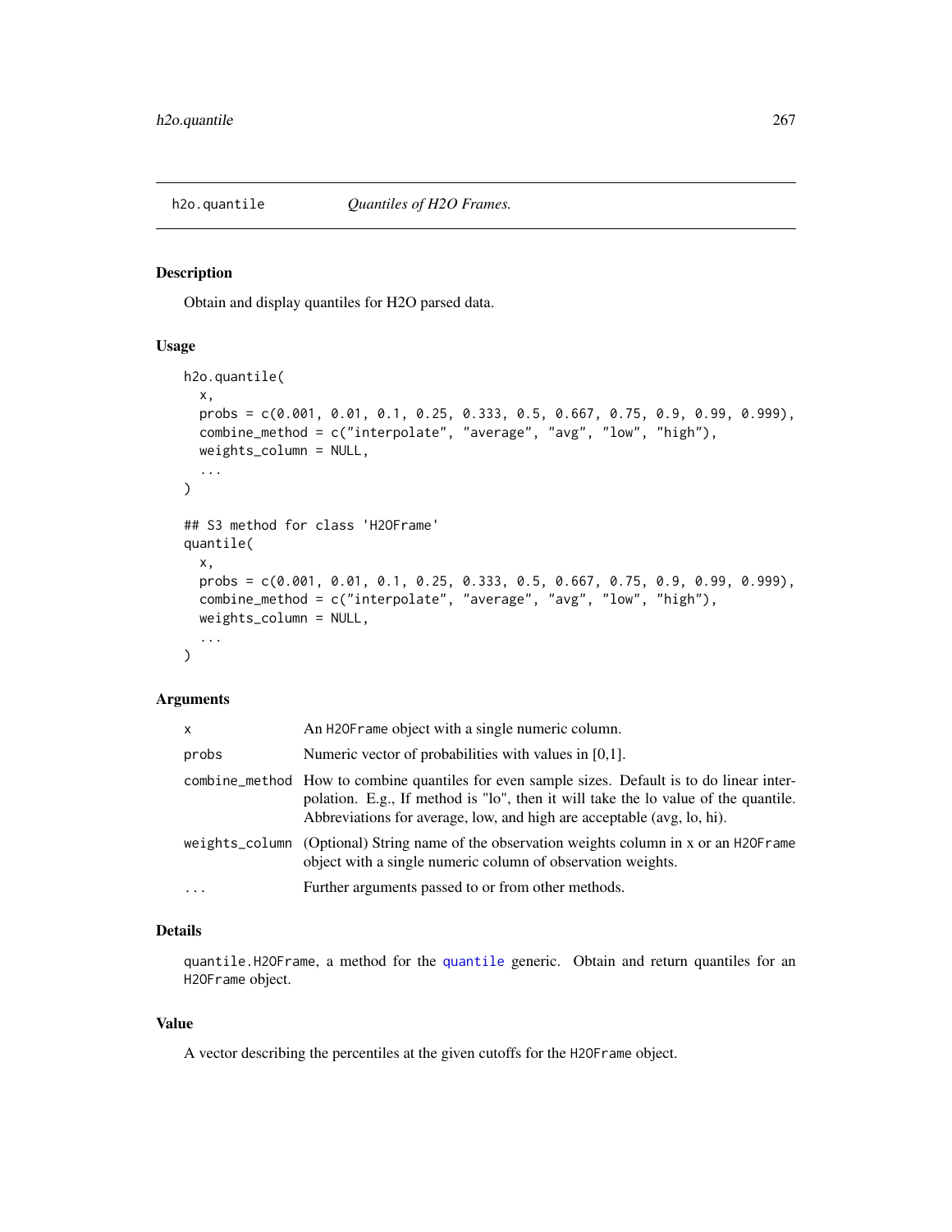## h2o.quantile — *Quantiles of H2O Frames.*

### Description

Obtain and display quantiles for H2O parsed data.

### Usage

```
h2o.quantile(
  x,
  probs = c(0.001, 0.01, 0.1, 0.25, 0.333, 0.5, 0.667, 0.75, 0.9, 0.99, 0.999),
  combine_method = c("interpolate", "average", "avg", "low", "high"),
  weights_column = NULL,
  ...
)

## S3 method for class 'H2OFrame'
quantile(
  x,
  probs = c(0.001, 0.01, 0.1, 0.25, 0.333, 0.5, 0.667, 0.75, 0.9, 0.99, 0.999),
  combine_method = c("interpolate", "average", "avg", "low", "high"),
  weights_column = NULL,
  ...
)
```

### Arguments

| | |
|---|---|
| `x` | An `H2OFrame` object with a single numeric column. |
| `probs` | Numeric vector of probabilities with values in [0,1]. |
| `combine_method` | How to combine quantiles for even sample sizes. Default is to do linear interpolation. E.g., If method is "lo", then it will take the lo value of the quantile. Abbreviations for average, low, and high are acceptable (avg, lo, hi). |
| `weights_column` | (Optional) String name of the observation weights column in x or an `H2OFrame` object with a single numeric column of observation weights. |
| `...` | Further arguments passed to or from other methods. |

### Details

`quantile.H2OFrame`, a method for the `quantile` generic. Obtain and return quantiles for an `H2OFrame` object.

### Value

A vector describing the percentiles at the given cutoffs for the `H2OFrame` object.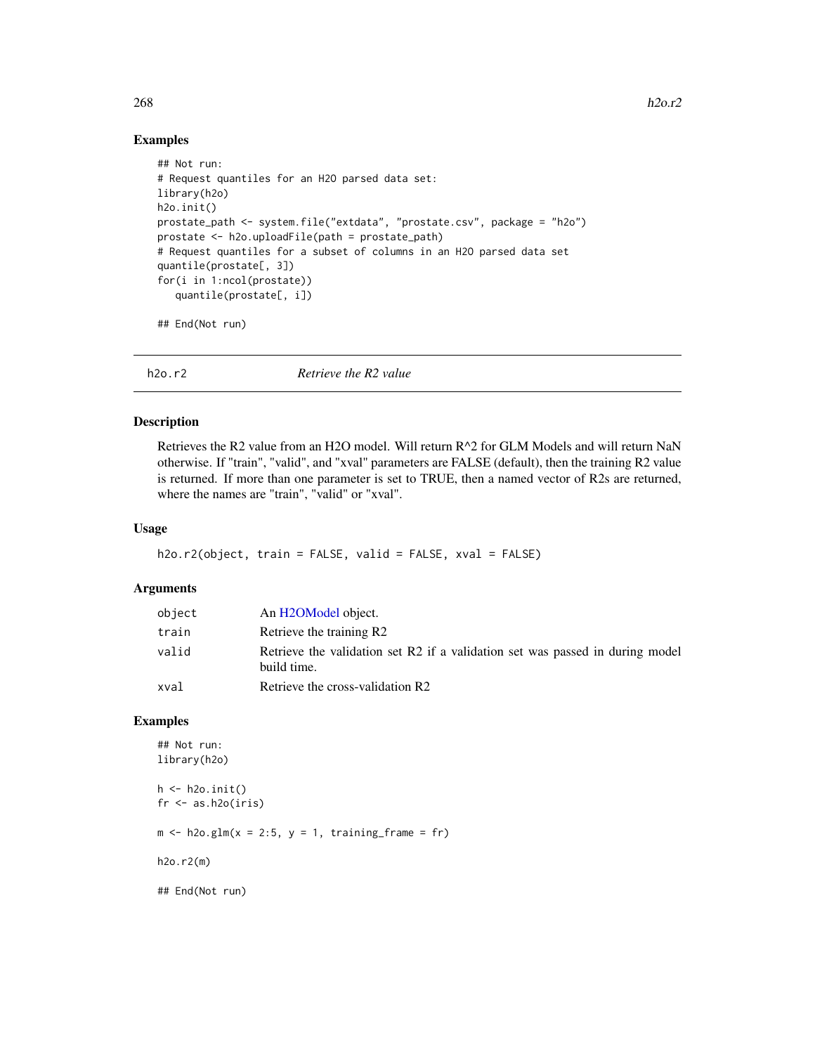## Examples

```
## Not run:
# Request quantiles for an H2O parsed data set:
library(h2o)
h2o.init()
prostate_path <- system.file("extdata", "prostate.csv", package = "h2o")
prostate <- h2o.uploadFile(path = prostate_path)
# Request quantiles for a subset of columns in an H2O parsed data set
quantile(prostate[, 3])
for(i in 1:ncol(prostate))
   quantile(prostate[, i])

## End(Not run)
```

---

# h2o.r2 — *Retrieve the R2 value*

## Description

Retrieves the R2 value from an H2O model. Will return R^2 for GLM Models and will return NaN otherwise. If "train", "valid", and "xval" parameters are FALSE (default), then the training R2 value is returned. If more than one parameter is set to TRUE, then a named vector of R2s are returned, where the names are "train", "valid" or "xval".

## Usage

```
h2o.r2(object, train = FALSE, valid = FALSE, xval = FALSE)
```

## Arguments

| | |
|---|---|
| object | An H2OModel object. |
| train | Retrieve the training R2 |
| valid | Retrieve the validation set R2 if a validation set was passed in during model build time. |
| xval | Retrieve the cross-validation R2 |

## Examples

```
## Not run:
library(h2o)

h <- h2o.init()
fr <- as.h2o(iris)

m <- h2o.glm(x = 2:5, y = 1, training_frame = fr)

h2o.r2(m)

## End(Not run)
```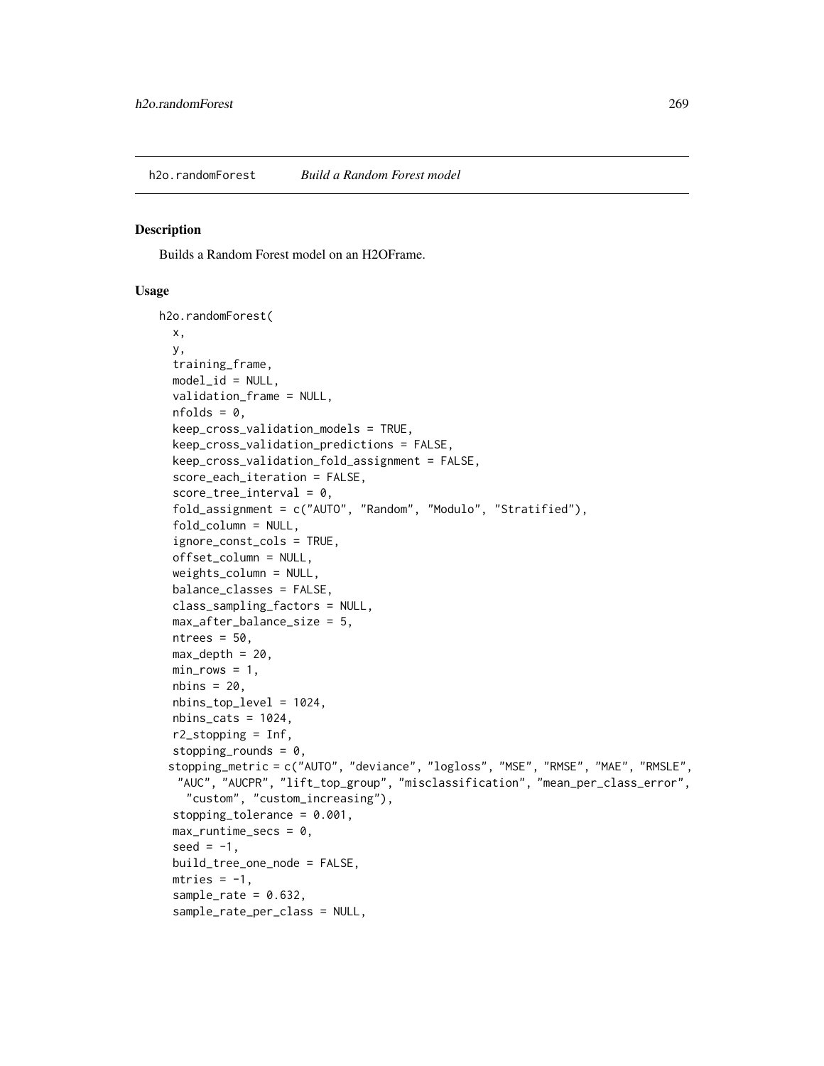h2o.randomForest *Build a Random Forest model*

## Description

Builds a Random Forest model on an H2OFrame.

## Usage

```
h2o.randomForest(
  x,
  y,
  training_frame,
  model_id = NULL,
  validation_frame = NULL,
  nfolds = 0,
  keep_cross_validation_models = TRUE,
  keep_cross_validation_predictions = FALSE,
  keep_cross_validation_fold_assignment = FALSE,
  score_each_iteration = FALSE,
  score_tree_interval = 0,
  fold_assignment = c("AUTO", "Random", "Modulo", "Stratified"),
  fold_column = NULL,
  ignore_const_cols = TRUE,
  offset_column = NULL,
  weights_column = NULL,
  balance_classes = FALSE,
  class_sampling_factors = NULL,
  max_after_balance_size = 5,
  ntrees = 50,
  max_depth = 20,
  min_rows = 1,
  nbins = 20,
  nbins_top_level = 1024,
  nbins_cats = 1024,
  r2_stopping = Inf,
  stopping_rounds = 0,
  stopping_metric = c("AUTO", "deviance", "logloss", "MSE", "RMSE", "MAE", "RMSLE",
    "AUC", "AUCPR", "lift_top_group", "misclassification", "mean_per_class_error",
    "custom", "custom_increasing"),
  stopping_tolerance = 0.001,
  max_runtime_secs = 0,
  seed = -1,
  build_tree_one_node = FALSE,
  mtries = -1,
  sample_rate = 0.632,
  sample_rate_per_class = NULL,
```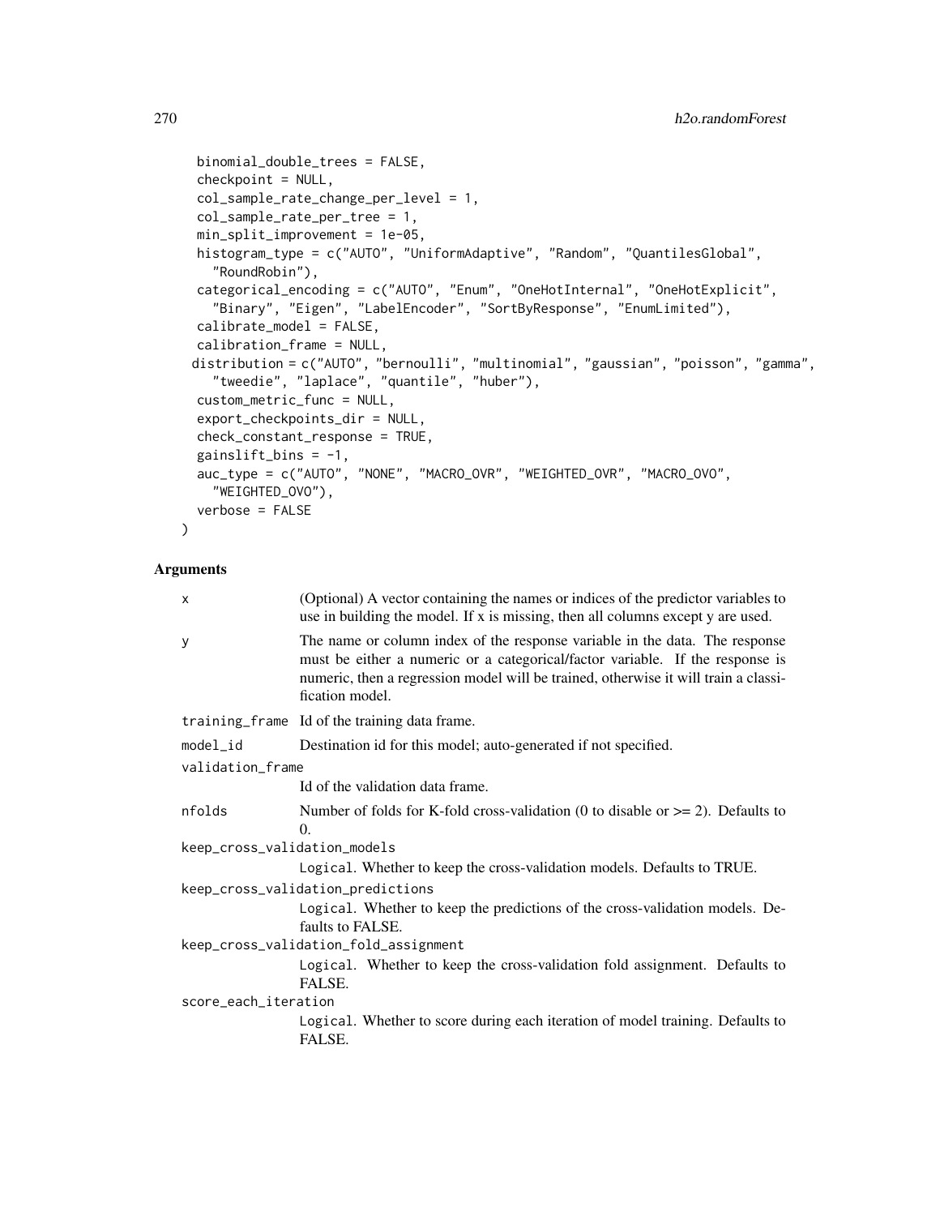```
  binomial_double_trees = FALSE,
  checkpoint = NULL,
  col_sample_rate_change_per_level = 1,
  col_sample_rate_per_tree = 1,
  min_split_improvement = 1e-05,
  histogram_type = c("AUTO", "UniformAdaptive", "Random", "QuantilesGlobal",
    "RoundRobin"),
  categorical_encoding = c("AUTO", "Enum", "OneHotInternal", "OneHotExplicit",
    "Binary", "Eigen", "LabelEncoder", "SortByResponse", "EnumLimited"),
  calibrate_model = FALSE,
  calibration_frame = NULL,
  distribution = c("AUTO", "bernoulli", "multinomial", "gaussian", "poisson", "gamma",
    "tweedie", "laplace", "quantile", "huber"),
  custom_metric_func = NULL,
  export_checkpoints_dir = NULL,
  check_constant_response = TRUE,
  gainslift_bins = -1,
  auc_type = c("AUTO", "NONE", "MACRO_OVR", "WEIGHTED_OVR", "MACRO_OVO",
    "WEIGHTED_OVO"),
  verbose = FALSE
)
```

## Arguments

`x` (Optional) A vector containing the names or indices of the predictor variables to use in building the model. If x is missing, then all columns except y are used.

`y` The name or column index of the response variable in the data. The response must be either a numeric or a categorical/factor variable. If the response is numeric, then a regression model will be trained, otherwise it will train a classification model.

`training_frame` Id of the training data frame.

`model_id` Destination id for this model; auto-generated if not specified.

`validation_frame` Id of the validation data frame.

`nfolds` Number of folds for K-fold cross-validation (0 to disable or >= 2). Defaults to 0.

`keep_cross_validation_models` `Logical`. Whether to keep the cross-validation models. Defaults to TRUE.

`keep_cross_validation_predictions` `Logical`. Whether to keep the predictions of the cross-validation models. Defaults to FALSE.

`keep_cross_validation_fold_assignment` `Logical`. Whether to keep the cross-validation fold assignment. Defaults to FALSE.

`score_each_iteration` `Logical`. Whether to score during each iteration of model training. Defaults to FALSE.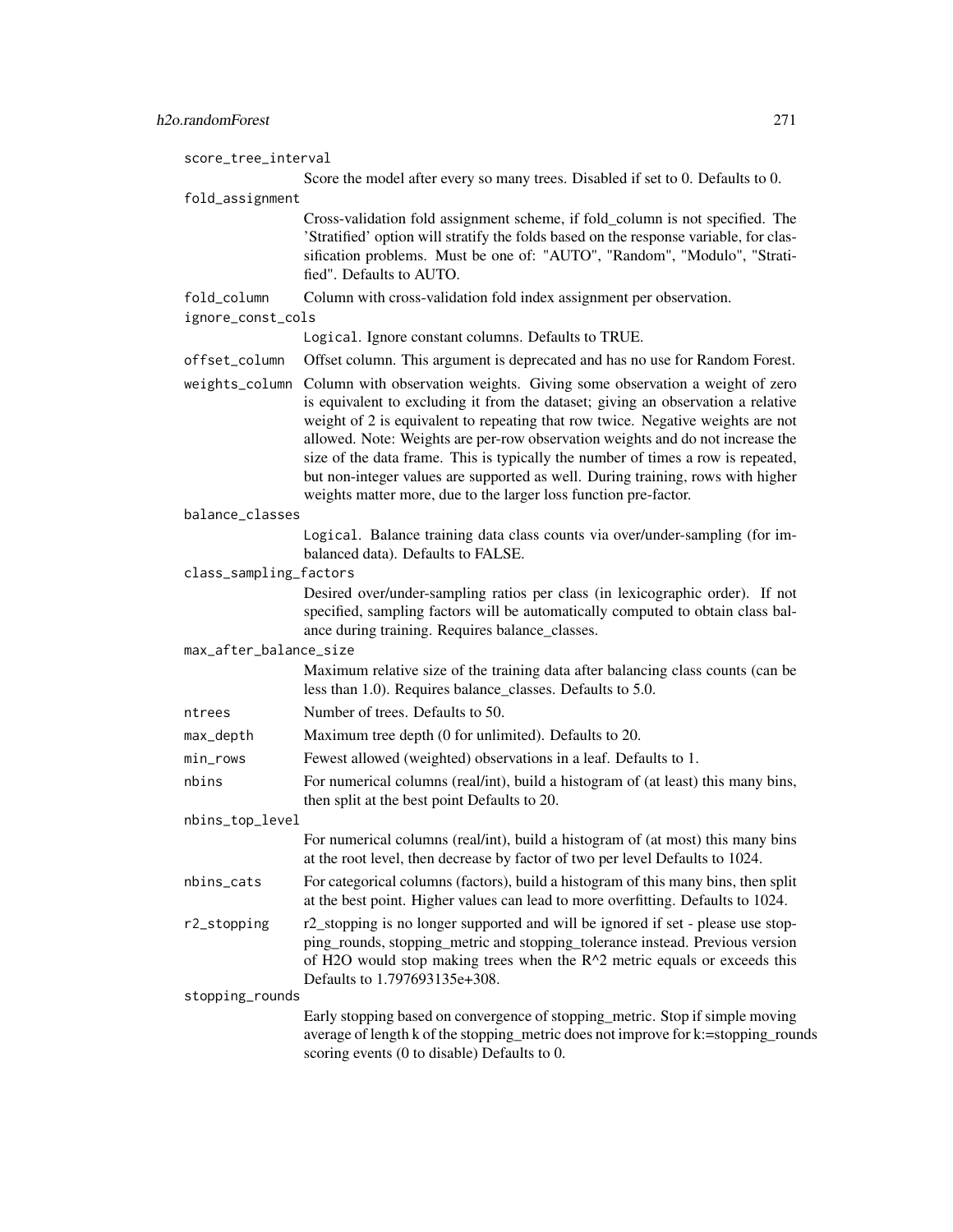`score_tree_interval`
: Score the model after every so many trees. Disabled if set to 0. Defaults to 0.

`fold_assignment`
: Cross-validation fold assignment scheme, if fold_column is not specified. The 'Stratified' option will stratify the folds based on the response variable, for classification problems. Must be one of: "AUTO", "Random", "Modulo", "Stratified". Defaults to AUTO.

`fold_column`
: Column with cross-validation fold index assignment per observation.

`ignore_const_cols`
: `Logical`. Ignore constant columns. Defaults to TRUE.

`offset_column`
: Offset column. This argument is deprecated and has no use for Random Forest.

`weights_column`
: Column with observation weights. Giving some observation a weight of zero is equivalent to excluding it from the dataset; giving an observation a relative weight of 2 is equivalent to repeating that row twice. Negative weights are not allowed. Note: Weights are per-row observation weights and do not increase the size of the data frame. This is typically the number of times a row is repeated, but non-integer values are supported as well. During training, rows with higher weights matter more, due to the larger loss function pre-factor.

`balance_classes`
: `Logical`. Balance training data class counts via over/under-sampling (for imbalanced data). Defaults to FALSE.

`class_sampling_factors`
: Desired over/under-sampling ratios per class (in lexicographic order). If not specified, sampling factors will be automatically computed to obtain class balance during training. Requires balance_classes.

`max_after_balance_size`
: Maximum relative size of the training data after balancing class counts (can be less than 1.0). Requires balance_classes. Defaults to 5.0.

`ntrees`
: Number of trees. Defaults to 50.

`max_depth`
: Maximum tree depth (0 for unlimited). Defaults to 20.

`min_rows`
: Fewest allowed (weighted) observations in a leaf. Defaults to 1.

`nbins`
: For numerical columns (real/int), build a histogram of (at least) this many bins, then split at the best point Defaults to 20.

`nbins_top_level`
: For numerical columns (real/int), build a histogram of (at most) this many bins at the root level, then decrease by factor of two per level Defaults to 1024.

`nbins_cats`
: For categorical columns (factors), build a histogram of this many bins, then split at the best point. Higher values can lead to more overfitting. Defaults to 1024.

`r2_stopping`
: r2_stopping is no longer supported and will be ignored if set - please use stopping_rounds, stopping_metric and stopping_tolerance instead. Previous version of H2O would stop making trees when the R^2 metric equals or exceeds this Defaults to 1.797693135e+308.

`stopping_rounds`
: Early stopping based on convergence of stopping_metric. Stop if simple moving average of length k of the stopping_metric does not improve for k:=stopping_rounds scoring events (0 to disable) Defaults to 0.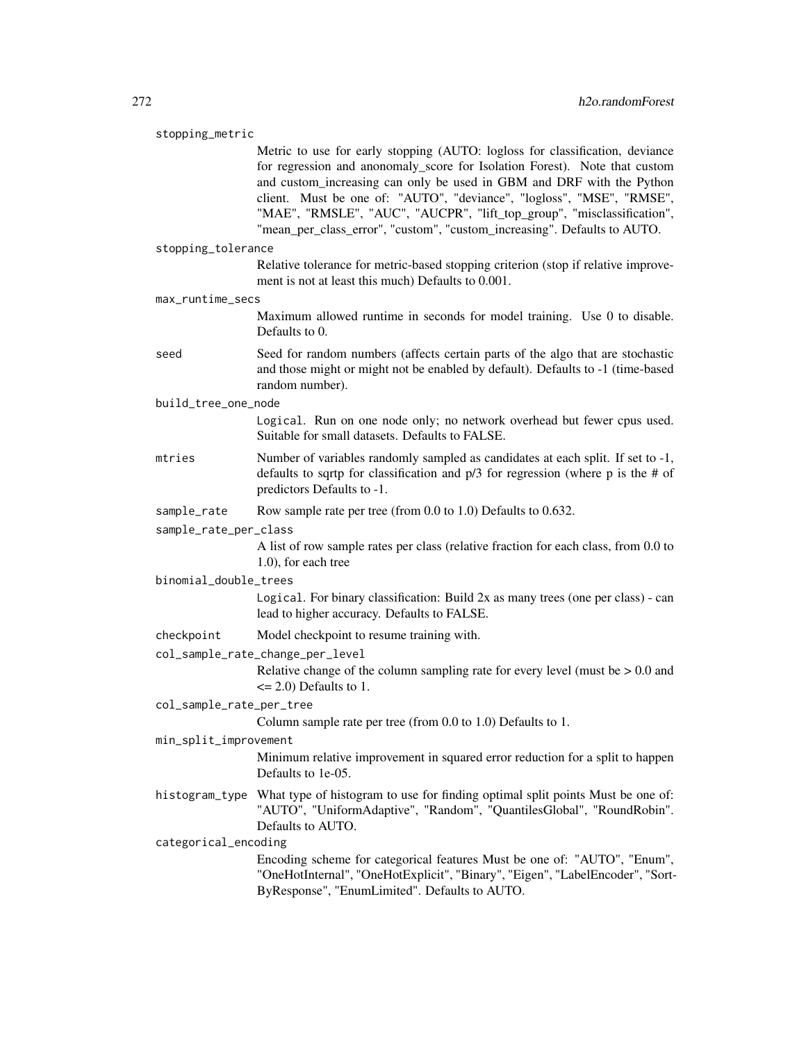`stopping_metric`
: Metric to use for early stopping (AUTO: logloss for classification, deviance for regression and anonomaly_score for Isolation Forest). Note that custom and custom_increasing can only be used in GBM and DRF with the Python client. Must be one of: "AUTO", "deviance", "logloss", "MSE", "RMSE", "MAE", "RMSLE", "AUC", "AUCPR", "lift_top_group", "misclassification", "mean_per_class_error", "custom", "custom_increasing". Defaults to AUTO.

`stopping_tolerance`
: Relative tolerance for metric-based stopping criterion (stop if relative improvement is not at least this much) Defaults to 0.001.

`max_runtime_secs`
: Maximum allowed runtime in seconds for model training. Use 0 to disable. Defaults to 0.

`seed`
: Seed for random numbers (affects certain parts of the algo that are stochastic and those might or might not be enabled by default). Defaults to -1 (time-based random number).

`build_tree_one_node`
: `Logical`. Run on one node only; no network overhead but fewer cpus used. Suitable for small datasets. Defaults to FALSE.

`mtries`
: Number of variables randomly sampled as candidates at each split. If set to -1, defaults to sqrtp for classification and p/3 for regression (where p is the # of predictors Defaults to -1.

`sample_rate`
: Row sample rate per tree (from 0.0 to 1.0) Defaults to 0.632.

`sample_rate_per_class`
: A list of row sample rates per class (relative fraction for each class, from 0.0 to 1.0), for each tree

`binomial_double_trees`
: `Logical`. For binary classification: Build 2x as many trees (one per class) - can lead to higher accuracy. Defaults to FALSE.

`checkpoint`
: Model checkpoint to resume training with.

`col_sample_rate_change_per_level`
: Relative change of the column sampling rate for every level (must be > 0.0 and <= 2.0) Defaults to 1.

`col_sample_rate_per_tree`
: Column sample rate per tree (from 0.0 to 1.0) Defaults to 1.

`min_split_improvement`
: Minimum relative improvement in squared error reduction for a split to happen Defaults to 1e-05.

`histogram_type`
: What type of histogram to use for finding optimal split points Must be one of: "AUTO", "UniformAdaptive", "Random", "QuantilesGlobal", "RoundRobin". Defaults to AUTO.

`categorical_encoding`
: Encoding scheme for categorical features Must be one of: "AUTO", "Enum", "OneHotInternal", "OneHotExplicit", "Binary", "Eigen", "LabelEncoder", "SortByResponse", "EnumLimited". Defaults to AUTO.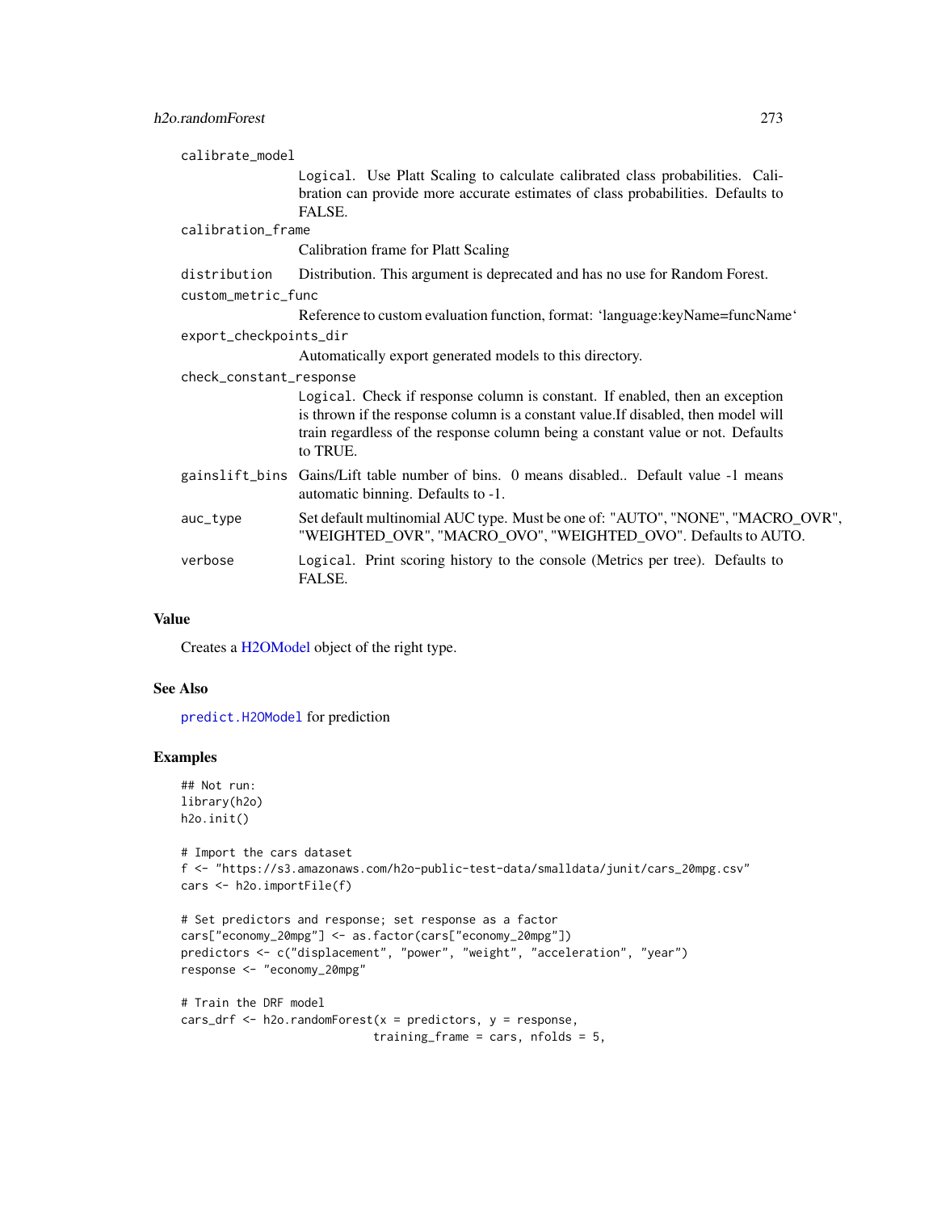calibrate_model
: Logical. Use Platt Scaling to calculate calibrated class probabilities. Calibration can provide more accurate estimates of class probabilities. Defaults to FALSE.

calibration_frame
: Calibration frame for Platt Scaling

distribution
: Distribution. This argument is deprecated and has no use for Random Forest.

custom_metric_func
: Reference to custom evaluation function, format: 'language:keyName=funcName'

export_checkpoints_dir
: Automatically export generated models to this directory.

check_constant_response
: Logical. Check if response column is constant. If enabled, then an exception is thrown if the response column is a constant value.If disabled, then model will train regardless of the response column being a constant value or not. Defaults to TRUE.

gainslift_bins
: Gains/Lift table number of bins. 0 means disabled.. Default value -1 means automatic binning. Defaults to -1.

auc_type
: Set default multinomial AUC type. Must be one of: "AUTO", "NONE", "MACRO_OVR", "WEIGHTED_OVR", "MACRO_OVO", "WEIGHTED_OVO". Defaults to AUTO.

verbose
: Logical. Print scoring history to the console (Metrics per tree). Defaults to FALSE.

## Value

Creates a H2OModel object of the right type.

## See Also

`predict.H2OModel` for prediction

## Examples

```
## Not run:
library(h2o)
h2o.init()

# Import the cars dataset
f <- "https://s3.amazonaws.com/h2o-public-test-data/smalldata/junit/cars_20mpg.csv"
cars <- h2o.importFile(f)

# Set predictors and response; set response as a factor
cars["economy_20mpg"] <- as.factor(cars["economy_20mpg"])
predictors <- c("displacement", "power", "weight", "acceleration", "year")
response <- "economy_20mpg"

# Train the DRF model
cars_drf <- h2o.randomForest(x = predictors, y = response,
                            training_frame = cars, nfolds = 5,
```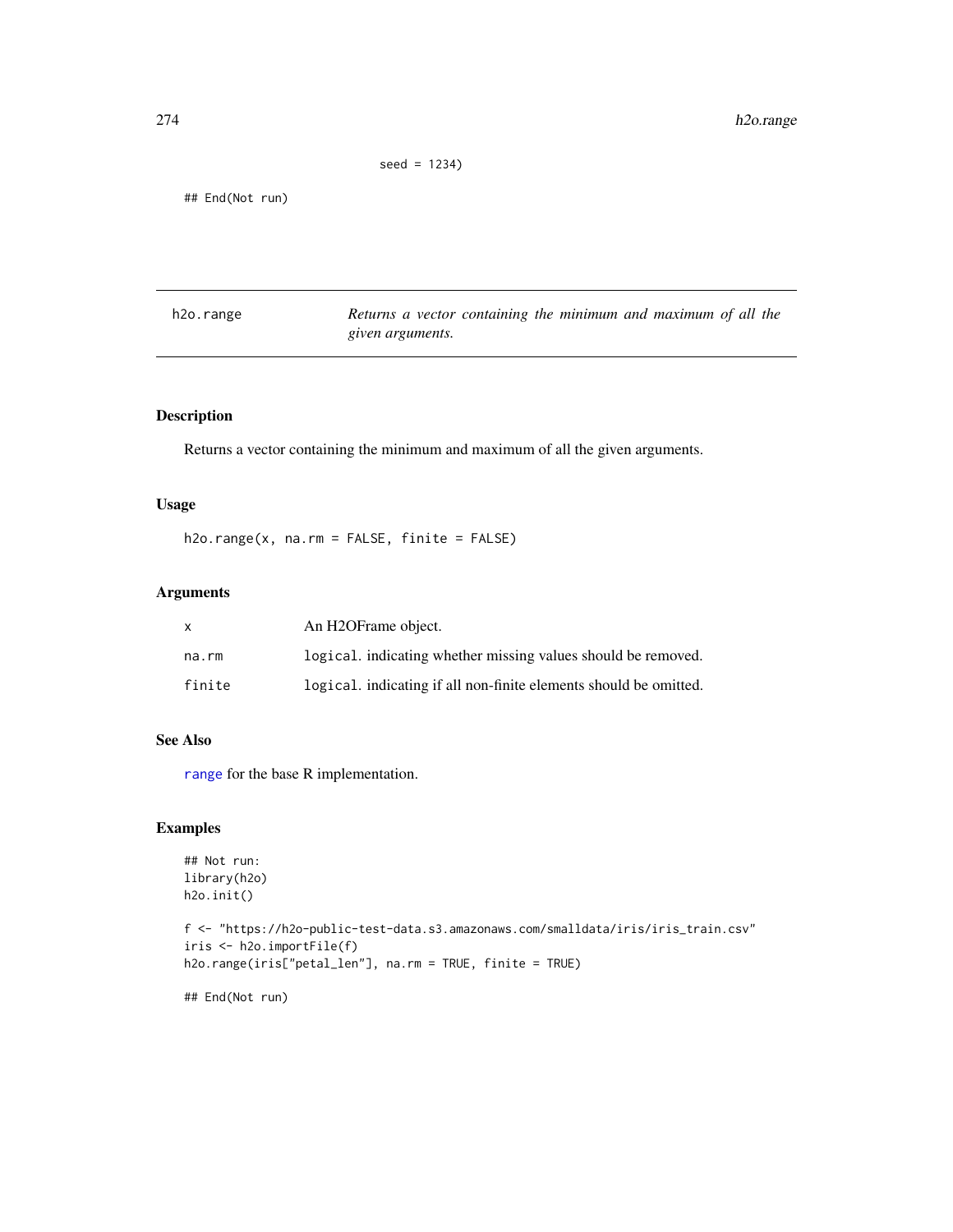```
                         seed = 1234)

## End(Not run)
```

## h2o.range

*Returns a vector containing the minimum and maximum of all the given arguments.*

### Description

Returns a vector containing the minimum and maximum of all the given arguments.

### Usage

```
h2o.range(x, na.rm = FALSE, finite = FALSE)
```

### Arguments

| | |
|---|---|
| x | An H2OFrame object. |
| na.rm | `logical`. indicating whether missing values should be removed. |
| finite | `logical`. indicating if all non-finite elements should be omitted. |

### See Also

range for the base R implementation.

### Examples

```
## Not run:
library(h2o)
h2o.init()

f <- "https://h2o-public-test-data.s3.amazonaws.com/smalldata/iris/iris_train.csv"
iris <- h2o.importFile(f)
h2o.range(iris["petal_len"], na.rm = TRUE, finite = TRUE)

## End(Not run)
```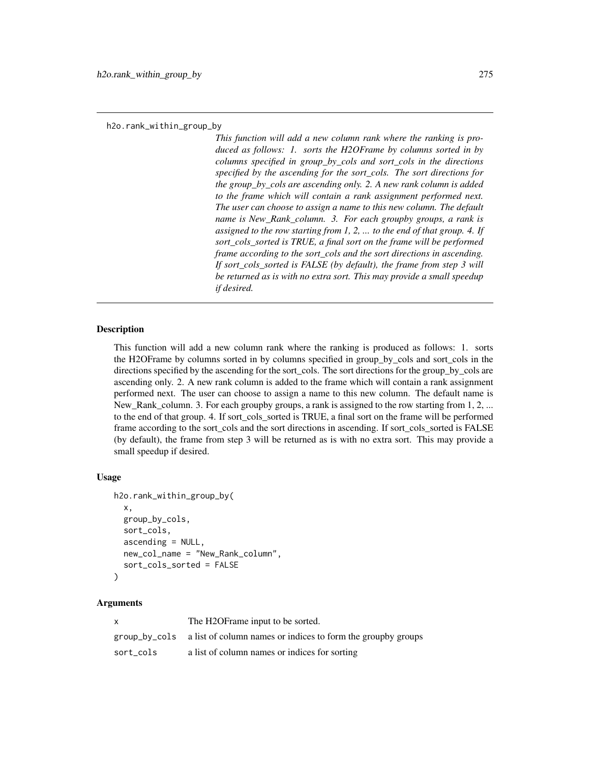h2o.rank_within_group_by

*This function will add a new column rank where the ranking is produced as follows: 1. sorts the H2OFrame by columns sorted in by columns specified in group_by_cols and sort_cols in the directions specified by the ascending for the sort_cols. The sort directions for the group_by_cols are ascending only. 2. A new rank column is added to the frame which will contain a rank assignment performed next. The user can choose to assign a name to this new column. The default name is New_Rank_column. 3. For each groupby groups, a rank is assigned to the row starting from 1, 2, ... to the end of that group. 4. If sort_cols_sorted is TRUE, a final sort on the frame will be performed frame according to the sort_cols and the sort directions in ascending. If sort_cols_sorted is FALSE (by default), the frame from step 3 will be returned as is with no extra sort. This may provide a small speedup if desired.*

### Description

This function will add a new column rank where the ranking is produced as follows: 1. sorts the H2OFrame by columns sorted in by columns specified in group_by_cols and sort_cols in the directions specified by the ascending for the sort_cols. The sort directions for the group_by_cols are ascending only. 2. A new rank column is added to the frame which will contain a rank assignment performed next. The user can choose to assign a name to this new column. The default name is New_Rank_column. 3. For each groupby groups, a rank is assigned to the row starting from 1, 2, ... to the end of that group. 4. If sort_cols_sorted is TRUE, a final sort on the frame will be performed frame according to the sort_cols and the sort directions in ascending. If sort_cols_sorted is FALSE (by default), the frame from step 3 will be returned as is with no extra sort. This may provide a small speedup if desired.

### Usage

```
h2o.rank_within_group_by(
  x,
  group_by_cols,
  sort_cols,
  ascending = NULL,
  new_col_name = "New_Rank_column",
  sort_cols_sorted = FALSE
)
```

### Arguments

| | |
|---|---|
| x | The H2OFrame input to be sorted. |
| group_by_cols | a list of column names or indices to form the groupby groups |
| sort_cols | a list of column names or indices for sorting |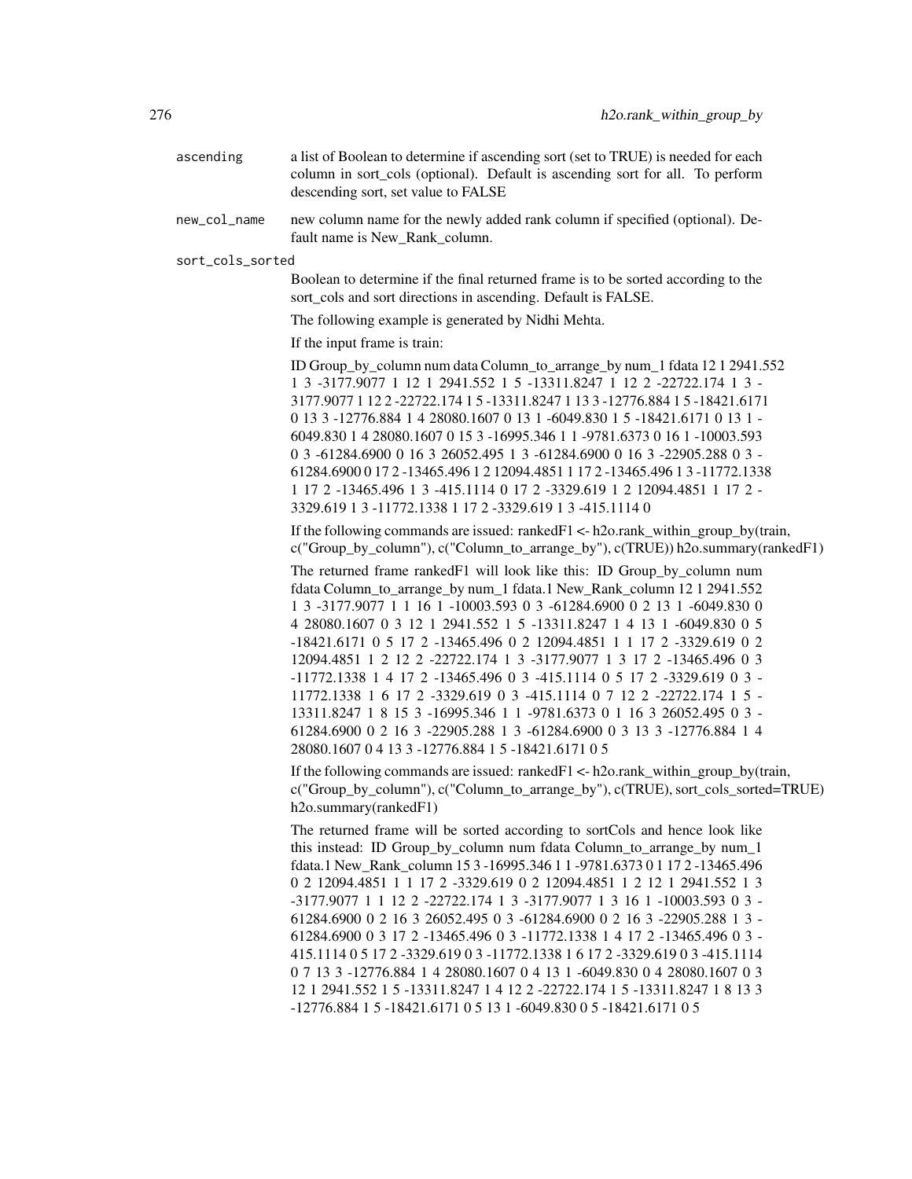ascending
: a list of Boolean to determine if ascending sort (set to TRUE) is needed for each column in sort_cols (optional). Default is ascending sort for all. To perform descending sort, set value to FALSE

new_col_name
: new column name for the newly added rank column if specified (optional). Default name is New_Rank_column.

sort_cols_sorted
: Boolean to determine if the final returned frame is to be sorted according to the sort_cols and sort directions in ascending. Default is FALSE.

  The following example is generated by Nidhi Mehta.

  If the input frame is train:

  ID Group_by_column num data Column_to_arrange_by num_1 fdata 12 1 2941.552 1 3 -3177.9077 1 12 1 2941.552 1 5 -13311.8247 1 12 2 -22722.174 1 3 -3177.9077 1 12 2 -22722.174 1 5 -13311.8247 1 13 3 -12776.884 1 5 -18421.6171 0 13 3 -12776.884 1 4 28080.1607 0 13 1 -6049.830 1 5 -18421.6171 0 13 1 -6049.830 1 4 28080.1607 0 15 3 -16995.346 1 1 -9781.6373 0 16 1 -10003.593 0 3 -61284.6900 0 16 3 26052.495 1 3 -61284.6900 0 16 3 -22905.288 0 3 -61284.6900 0 17 2 -13465.496 1 2 12094.4851 1 17 2 -13465.496 1 3 -11772.1338 1 17 2 -13465.496 1 3 -415.1114 0 17 2 -3329.619 1 2 12094.4851 1 17 2 -3329.619 1 3 -11772.1338 1 17 2 -3329.619 1 3 -415.1114 0

  If the following commands are issued: rankedF1 <- h2o.rank_within_group_by(train, c("Group_by_column"), c("Column_to_arrange_by"), c(TRUE)) h2o.summary(rankedF1)

  The returned frame rankedF1 will look like this: ID Group_by_column num fdata Column_to_arrange_by num_1 fdata.1 New_Rank_column 12 1 2941.552 1 3 -3177.9077 1 1 16 1 -10003.593 0 3 -61284.6900 0 2 13 1 -6049.830 0 4 28080.1607 0 3 12 1 2941.552 1 5 -13311.8247 1 4 13 1 -6049.830 0 5 -18421.6171 0 5 17 2 -13465.496 0 2 12094.4851 1 1 17 2 -3329.619 0 2 12094.4851 1 2 12 2 -22722.174 1 3 -3177.9077 1 3 17 2 -13465.496 0 3 -11772.1338 1 4 17 2 -13465.496 0 3 -415.1114 0 5 17 2 -3329.619 0 3 -11772.1338 1 6 17 2 -3329.619 0 3 -415.1114 0 7 12 2 -22722.174 1 5 -13311.8247 1 8 15 3 -16995.346 1 1 -9781.6373 0 1 16 3 26052.495 0 3 -61284.6900 0 2 16 3 -22905.288 1 3 -61284.6900 0 3 13 3 -12776.884 1 4 28080.1607 0 4 13 3 -12776.884 1 5 -18421.6171 0 5

  If the following commands are issued: rankedF1 <- h2o.rank_within_group_by(train, c("Group_by_column"), c("Column_to_arrange_by"), c(TRUE), sort_cols_sorted=TRUE) h2o.summary(rankedF1)

  The returned frame will be sorted according to sortCols and hence look like this instead: ID Group_by_column num fdata Column_to_arrange_by num_1 fdata.1 New_Rank_column 15 3 -16995.346 1 1 -9781.6373 0 1 17 2 -13465.496 0 2 12094.4851 1 1 17 2 -3329.619 0 2 12094.4851 1 2 12 1 2941.552 1 3 -3177.9077 1 1 12 2 -22722.174 1 3 -3177.9077 1 3 16 1 -10003.593 0 3 -61284.6900 0 2 16 3 26052.495 0 3 -61284.6900 0 2 16 3 -22905.288 1 3 -61284.6900 0 3 17 2 -13465.496 0 3 -11772.1338 1 4 17 2 -13465.496 0 3 -415.1114 0 5 17 2 -3329.619 0 3 -11772.1338 1 6 17 2 -3329.619 0 3 -415.1114 0 7 13 3 -12776.884 1 4 28080.1607 0 4 13 1 -6049.830 0 4 28080.1607 0 3 12 1 2941.552 1 5 -13311.8247 1 4 12 2 -22722.174 1 5 -13311.8247 1 8 13 3 -12776.884 1 5 -18421.6171 0 5 13 1 -6049.830 0 5 -18421.6171 0 5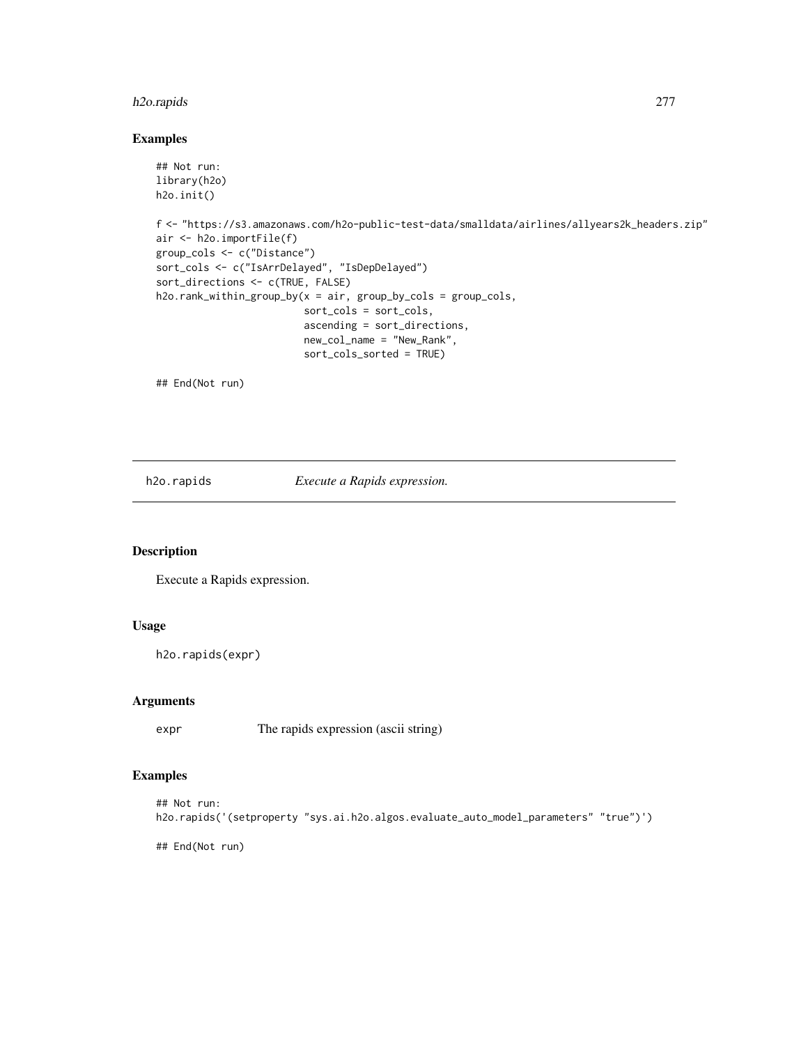## Examples

```
## Not run:
library(h2o)
h2o.init()

f <- "https://s3.amazonaws.com/h2o-public-test-data/smalldata/airlines/allyears2k_headers.zip"
air <- h2o.importFile(f)
group_cols <- c("Distance")
sort_cols <- c("IsArrDelayed", "IsDepDelayed")
sort_directions <- c(TRUE, FALSE)
h2o.rank_within_group_by(x = air, group_by_cols = group_cols,
                         sort_cols = sort_cols,
                         ascending = sort_directions,
                         new_col_name = "New_Rank",
                         sort_cols_sorted = TRUE)

## End(Not run)
```

---

# h2o.rapids *Execute a Rapids expression.*

---

## Description

Execute a Rapids expression.

## Usage

```
h2o.rapids(expr)
```

## Arguments

| | |
|---|---|
| expr | The rapids expression (ascii string) |

## Examples

```
## Not run:
h2o.rapids('(setproperty "sys.ai.h2o.algos.evaluate_auto_model_parameters" "true")')

## End(Not run)
```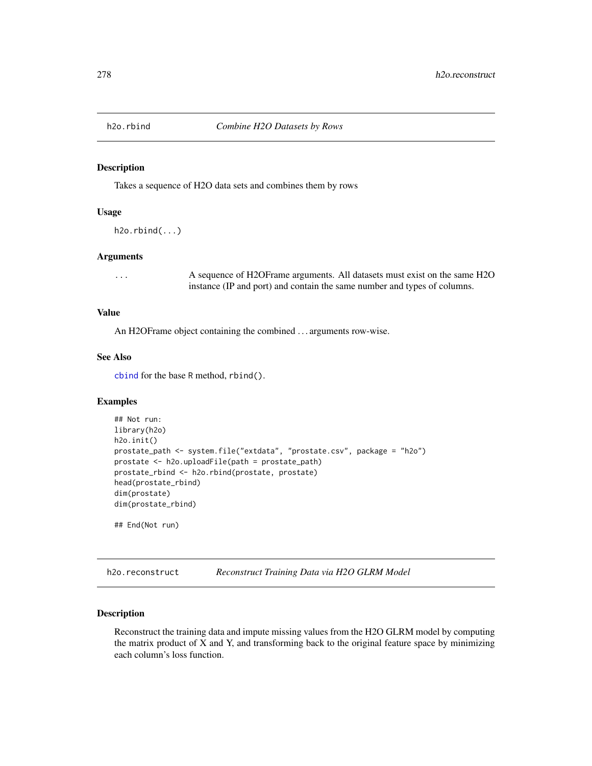## h2o.rbind *Combine H2O Datasets by Rows*

### Description

Takes a sequence of H2O data sets and combines them by rows

### Usage

```
h2o.rbind(...)
```

### Arguments

| | |
|---|---|
| ... | A sequence of H2OFrame arguments. All datasets must exist on the same H2O instance (IP and port) and contain the same number and types of columns. |

### Value

An H2OFrame object containing the combined ... arguments row-wise.

### See Also

`cbind` for the base R method, `rbind()`.

### Examples

```
## Not run:
library(h2o)
h2o.init()
prostate_path <- system.file("extdata", "prostate.csv", package = "h2o")
prostate <- h2o.uploadFile(path = prostate_path)
prostate_rbind <- h2o.rbind(prostate, prostate)
head(prostate_rbind)
dim(prostate)
dim(prostate_rbind)

## End(Not run)
```

## h2o.reconstruct *Reconstruct Training Data via H2O GLRM Model*

### Description

Reconstruct the training data and impute missing values from the H2O GLRM model by computing the matrix product of X and Y, and transforming back to the original feature space by minimizing each column's loss function.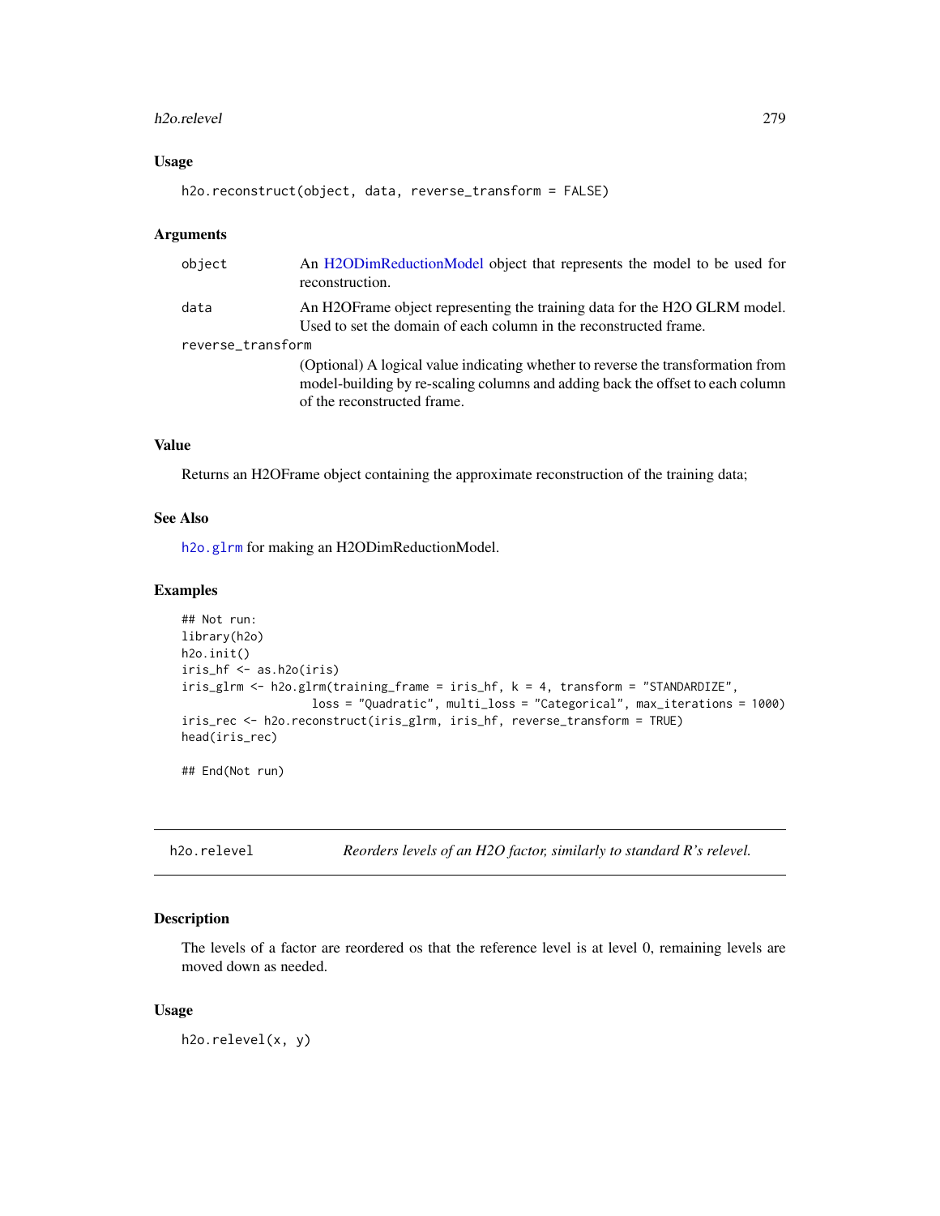### Usage

```
h2o.reconstruct(object, data, reverse_transform = FALSE)
```

### Arguments

| | |
|---|---|
| object | An H2ODimReductionModel object that represents the model to be used for reconstruction. |
| data | An H2OFrame object representing the training data for the H2O GLRM model. Used to set the domain of each column in the reconstructed frame. |
| reverse_transform | (Optional) A logical value indicating whether to reverse the transformation from model-building by re-scaling columns and adding back the offset to each column of the reconstructed frame. |

### Value

Returns an H2OFrame object containing the approximate reconstruction of the training data;

### See Also

`h2o.glrm` for making an H2ODimReductionModel.

### Examples

```
## Not run:
library(h2o)
h2o.init()
iris_hf <- as.h2o(iris)
iris_glrm <- h2o.glrm(training_frame = iris_hf, k = 4, transform = "STANDARDIZE",
                      loss = "Quadratic", multi_loss = "Categorical", max_iterations = 1000)
iris_rec <- h2o.reconstruct(iris_glrm, iris_hf, reverse_transform = TRUE)
head(iris_rec)

## End(Not run)
```

---

## h2o.relevel — *Reorders levels of an H2O factor, similarly to standard R's relevel.*

### Description

The levels of a factor are reordered os that the reference level is at level 0, remaining levels are moved down as needed.

### Usage

```
h2o.relevel(x, y)
```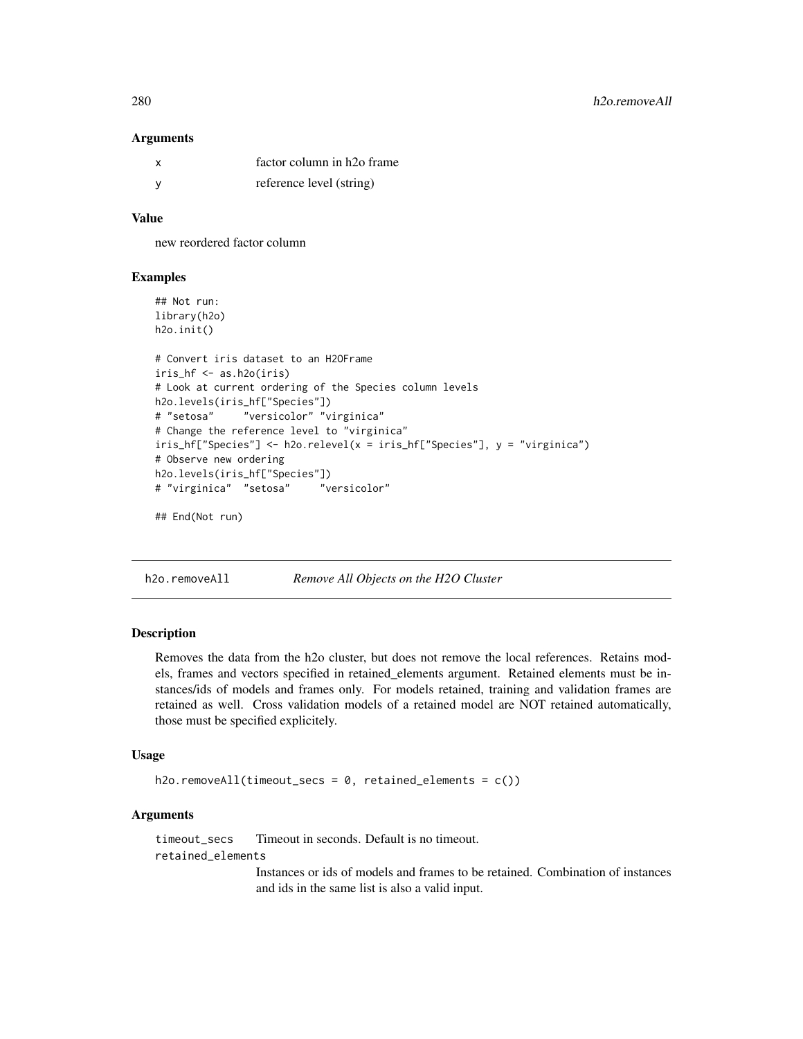### Arguments

| | |
|---|---|
| x | factor column in h2o frame |
| y | reference level (string) |

### Value

new reordered factor column

### Examples

```
## Not run:
library(h2o)
h2o.init()

# Convert iris dataset to an H2OFrame
iris_hf <- as.h2o(iris)
# Look at current ordering of the Species column levels
h2o.levels(iris_hf["Species"])
# "setosa"     "versicolor" "virginica"
# Change the reference level to "virginica"
iris_hf["Species"] <- h2o.relevel(x = iris_hf["Species"], y = "virginica")
# Observe new ordering
h2o.levels(iris_hf["Species"])
# "virginica"  "setosa"     "versicolor"

## End(Not run)
```

---

## h2o.removeAll *Remove All Objects on the H2O Cluster*

### Description

Removes the data from the h2o cluster, but does not remove the local references. Retains models, frames and vectors specified in retained_elements argument. Retained elements must be instances/ids of models and frames only. For models retained, training and validation frames are retained as well. Cross validation models of a retained model are NOT retained automatically, those must be specified explicitely.

### Usage

```
h2o.removeAll(timeout_secs = 0, retained_elements = c())
```

### Arguments

| | |
|---|---|
| timeout_secs | Timeout in seconds. Default is no timeout. |
| retained_elements | Instances or ids of models and frames to be retained. Combination of instances and ids in the same list is also a valid input. |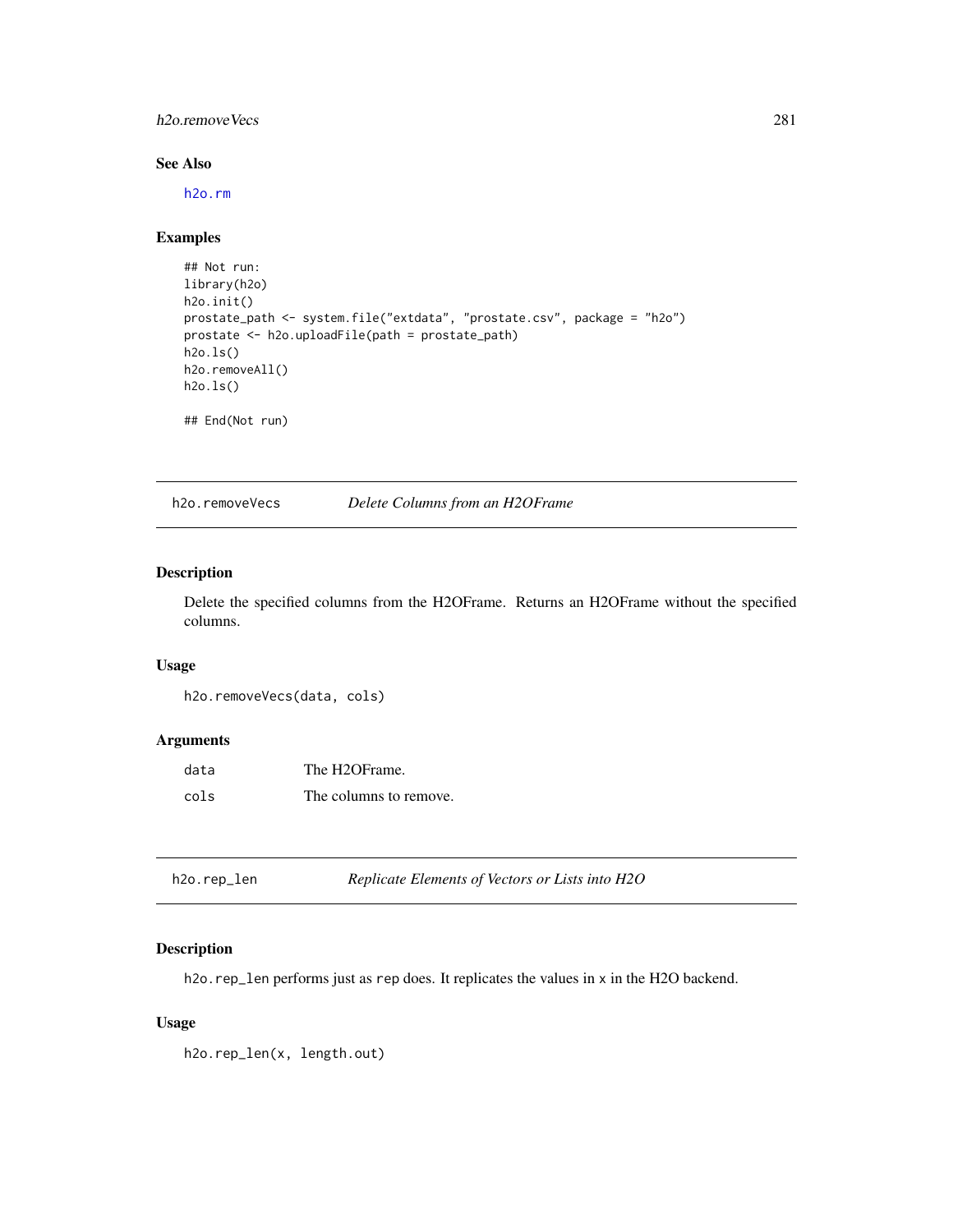### See Also

h2o.rm

### Examples

```
## Not run:
library(h2o)
h2o.init()
prostate_path <- system.file("extdata", "prostate.csv", package = "h2o")
prostate <- h2o.uploadFile(path = prostate_path)
h2o.ls()
h2o.removeAll()
h2o.ls()

## End(Not run)
```

---

## h2o.removeVecs    *Delete Columns from an H2OFrame*

---

### Description

Delete the specified columns from the H2OFrame. Returns an H2OFrame without the specified columns.

### Usage

```
h2o.removeVecs(data, cols)
```

### Arguments

| | |
|---|---|
| data | The H2OFrame. |
| cols | The columns to remove. |

---

## h2o.rep_len    *Replicate Elements of Vectors or Lists into H2O*

---

### Description

`h2o.rep_len` performs just as `rep` does. It replicates the values in `x` in the H2O backend.

### Usage

```
h2o.rep_len(x, length.out)
```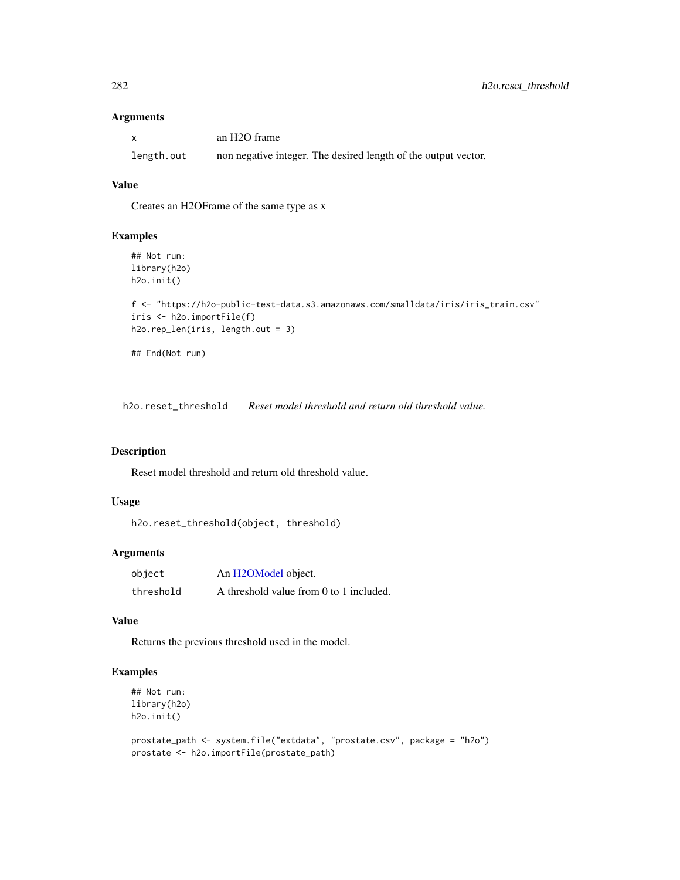### Arguments

| | |
|---|---|
| x | an H2O frame |
| length.out | non negative integer. The desired length of the output vector. |

### Value

Creates an H2OFrame of the same type as x

### Examples

```
## Not run:
library(h2o)
h2o.init()

f <- "https://h2o-public-test-data.s3.amazonaws.com/smalldata/iris/iris_train.csv"
iris <- h2o.importFile(f)
h2o.rep_len(iris, length.out = 3)

## End(Not run)
```

---

## h2o.reset_threshold *Reset model threshold and return old threshold value.*

---

### Description

Reset model threshold and return old threshold value.

### Usage

```
h2o.reset_threshold(object, threshold)
```

### Arguments

| | |
|---|---|
| object | An H2OModel object. |
| threshold | A threshold value from 0 to 1 included. |

### Value

Returns the previous threshold used in the model.

### Examples

```
## Not run:
library(h2o)
h2o.init()

prostate_path <- system.file("extdata", "prostate.csv", package = "h2o")
prostate <- h2o.importFile(prostate_path)
```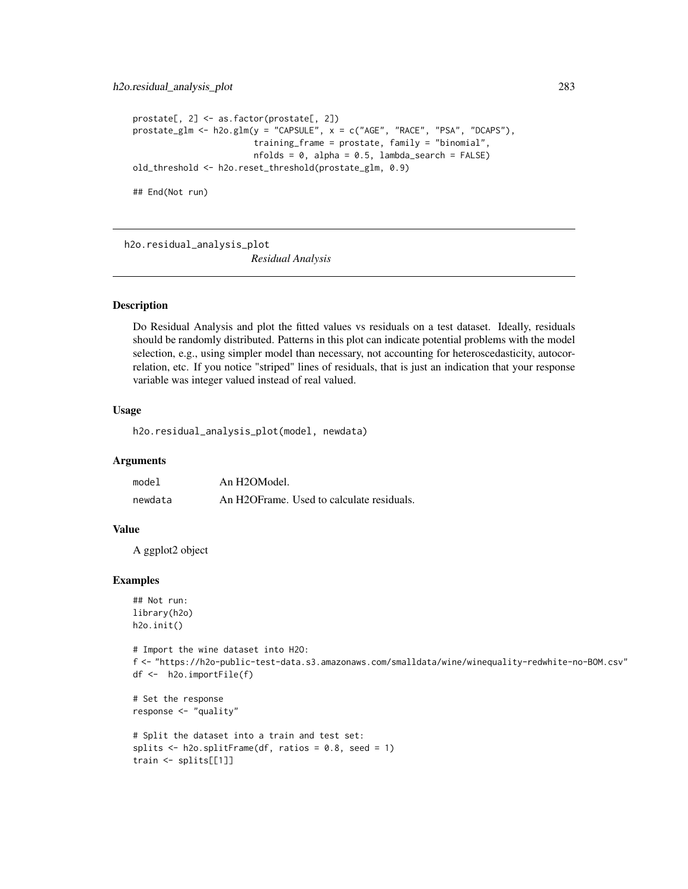```
prostate[, 2] <- as.factor(prostate[, 2])
prostate_glm <- h2o.glm(y = "CAPSULE", x = c("AGE", "RACE", "PSA", "DCAPS"),
                        training_frame = prostate, family = "binomial",
                        nfolds = 0, alpha = 0.5, lambda_search = FALSE)
old_threshold <- h2o.reset_threshold(prostate_glm, 0.9)

## End(Not run)
```

---

## h2o.residual_analysis_plot    *Residual Analysis*

---

### Description

Do Residual Analysis and plot the fitted values vs residuals on a test dataset. Ideally, residuals should be randomly distributed. Patterns in this plot can indicate potential problems with the model selection, e.g., using simpler model than necessary, not accounting for heteroscedasticity, autocorrelation, etc. If you notice "striped" lines of residuals, that is just an indication that your response variable was integer valued instead of real valued.

### Usage

```
h2o.residual_analysis_plot(model, newdata)
```

### Arguments

| | |
|---|---|
| `model` | An H2OModel. |
| `newdata` | An H2OFrame. Used to calculate residuals. |

### Value

A ggplot2 object

### Examples

```
## Not run:
library(h2o)
h2o.init()

# Import the wine dataset into H2O:
f <- "https://h2o-public-test-data.s3.amazonaws.com/smalldata/wine/winequality-redwhite-no-BOM.csv"
df <-  h2o.importFile(f)

# Set the response
response <- "quality"

# Split the dataset into a train and test set:
splits <- h2o.splitFrame(df, ratios = 0.8, seed = 1)
train <- splits[[1]]
```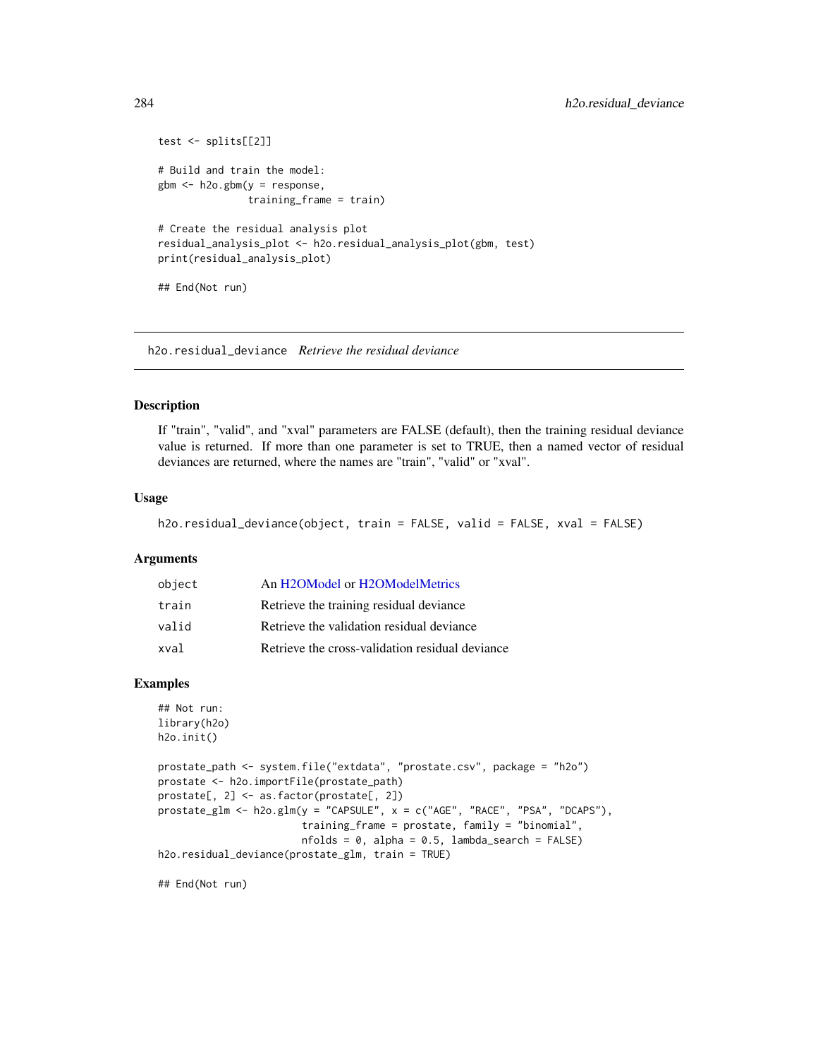```
test <- splits[[2]]

# Build and train the model:
gbm <- h2o.gbm(y = response,
               training_frame = train)

# Create the residual analysis plot
residual_analysis_plot <- h2o.residual_analysis_plot(gbm, test)
print(residual_analysis_plot)

## End(Not run)
```

---

## h2o.residual_deviance *Retrieve the residual deviance*

### Description

If "train", "valid", and "xval" parameters are FALSE (default), then the training residual deviance value is returned. If more than one parameter is set to TRUE, then a named vector of residual deviances are returned, where the names are "train", "valid" or "xval".

### Usage

```
h2o.residual_deviance(object, train = FALSE, valid = FALSE, xval = FALSE)
```

### Arguments

| | |
|---|---|
| object | An H2OModel or H2OModelMetrics |
| train | Retrieve the training residual deviance |
| valid | Retrieve the validation residual deviance |
| xval | Retrieve the cross-validation residual deviance |

### Examples

```
## Not run:
library(h2o)
h2o.init()

prostate_path <- system.file("extdata", "prostate.csv", package = "h2o")
prostate <- h2o.importFile(prostate_path)
prostate[, 2] <- as.factor(prostate[, 2])
prostate_glm <- h2o.glm(y = "CAPSULE", x = c("AGE", "RACE", "PSA", "DCAPS"),
                        training_frame = prostate, family = "binomial",
                        nfolds = 0, alpha = 0.5, lambda_search = FALSE)
h2o.residual_deviance(prostate_glm, train = TRUE)

## End(Not run)
```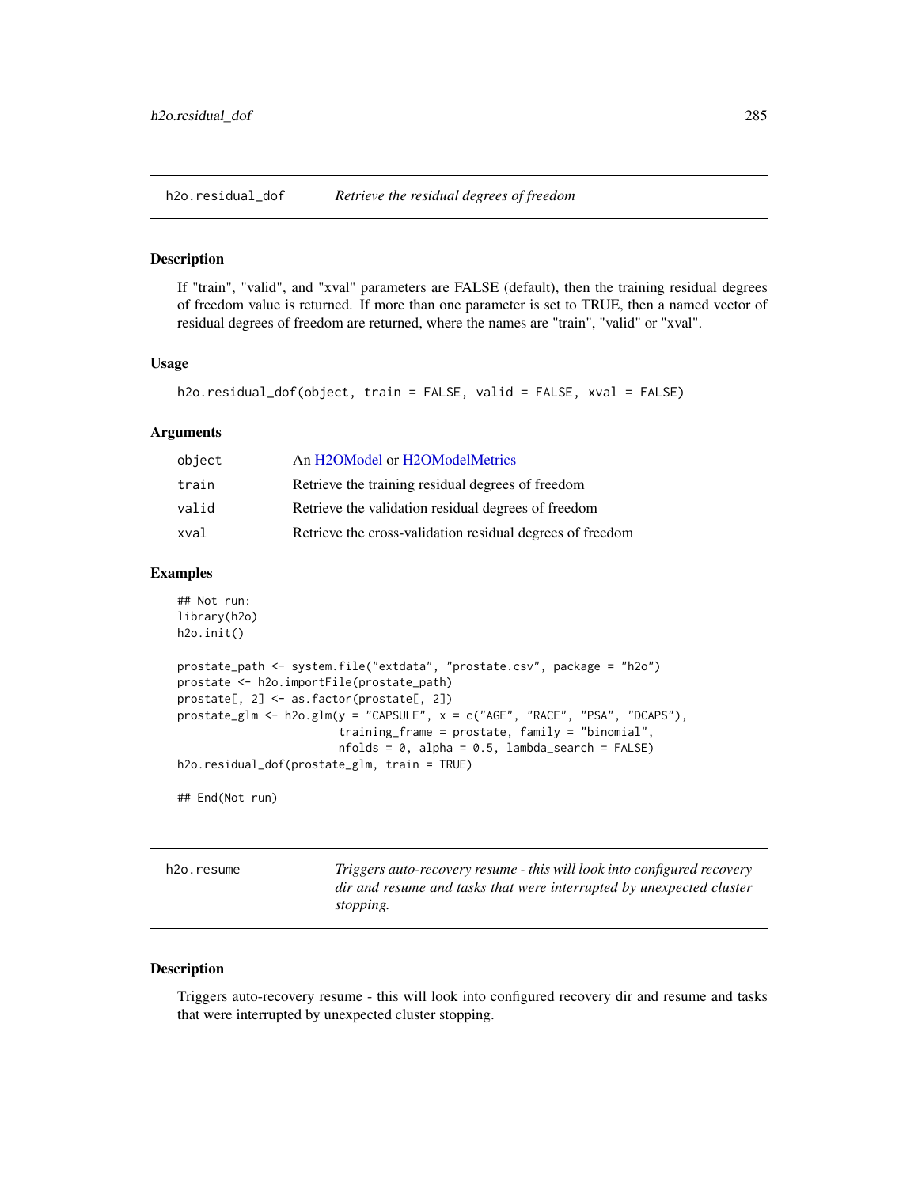## h2o.residual_dof — *Retrieve the residual degrees of freedom*

### Description

If "train", "valid", and "xval" parameters are FALSE (default), then the training residual degrees of freedom value is returned. If more than one parameter is set to TRUE, then a named vector of residual degrees of freedom are returned, where the names are "train", "valid" or "xval".

### Usage

```
h2o.residual_dof(object, train = FALSE, valid = FALSE, xval = FALSE)
```

### Arguments

| | |
|---|---|
| object | An H2OModel or H2OModelMetrics |
| train | Retrieve the training residual degrees of freedom |
| valid | Retrieve the validation residual degrees of freedom |
| xval | Retrieve the cross-validation residual degrees of freedom |

### Examples

```
## Not run:
library(h2o)
h2o.init()

prostate_path <- system.file("extdata", "prostate.csv", package = "h2o")
prostate <- h2o.importFile(prostate_path)
prostate[, 2] <- as.factor(prostate[, 2])
prostate_glm <- h2o.glm(y = "CAPSULE", x = c("AGE", "RACE", "PSA", "DCAPS"),
                        training_frame = prostate, family = "binomial",
                        nfolds = 0, alpha = 0.5, lambda_search = FALSE)
h2o.residual_dof(prostate_glm, train = TRUE)

## End(Not run)
```

## h2o.resume — *Triggers auto-recovery resume - this will look into configured recovery dir and resume and tasks that were interrupted by unexpected cluster stopping.*

### Description

Triggers auto-recovery resume - this will look into configured recovery dir and resume and tasks that were interrupted by unexpected cluster stopping.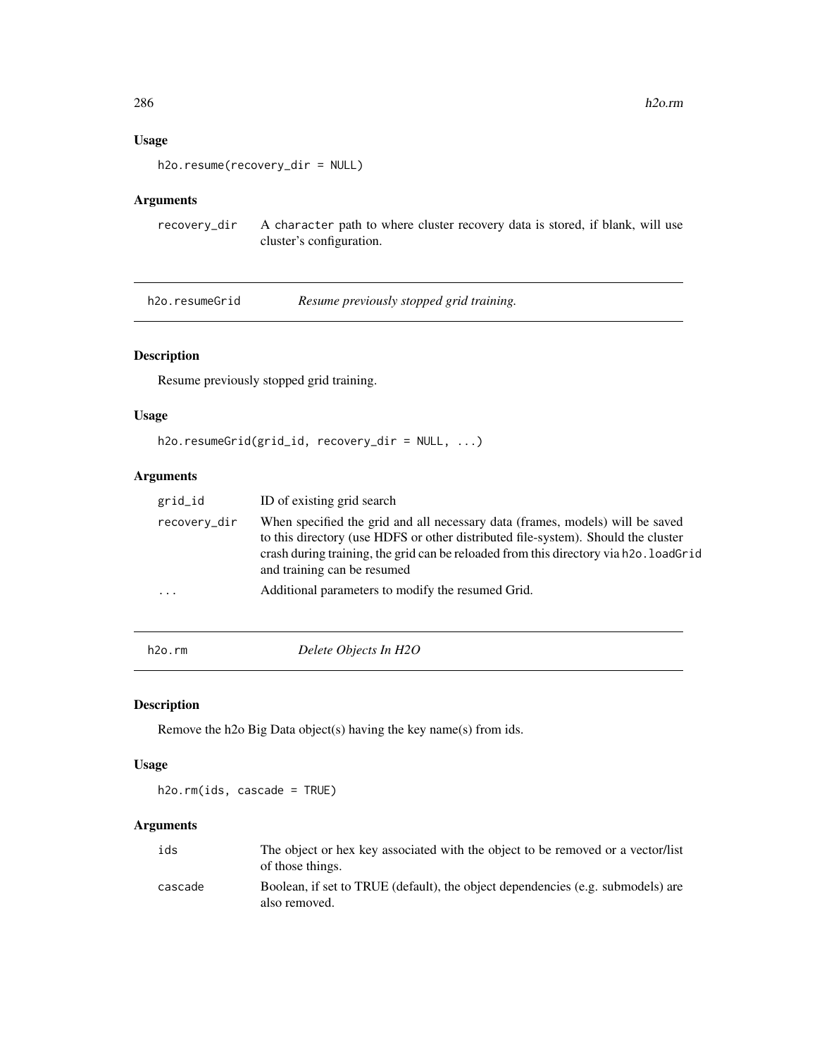### Usage

```
h2o.resume(recovery_dir = NULL)
```

### Arguments

recovery_dir — A character path to where cluster recovery data is stored, if blank, will use cluster's configuration.

## h2o.resumeGrid — *Resume previously stopped grid training.*

### Description

Resume previously stopped grid training.

### Usage

```
h2o.resumeGrid(grid_id, recovery_dir = NULL, ...)
```

### Arguments

| | |
|---|---|
| grid_id | ID of existing grid search |
| recovery_dir | When specified the grid and all necessary data (frames, models) will be saved to this directory (use HDFS or other distributed file-system). Should the cluster crash during training, the grid can be reloaded from this directory via h2o.loadGrid and training can be resumed |
| ... | Additional parameters to modify the resumed Grid. |

## h2o.rm — *Delete Objects In H2O*

### Description

Remove the h2o Big Data object(s) having the key name(s) from ids.

### Usage

```
h2o.rm(ids, cascade = TRUE)
```

### Arguments

| | |
|---|---|
| ids | The object or hex key associated with the object to be removed or a vector/list of those things. |
| cascade | Boolean, if set to TRUE (default), the object dependencies (e.g. submodels) are also removed. |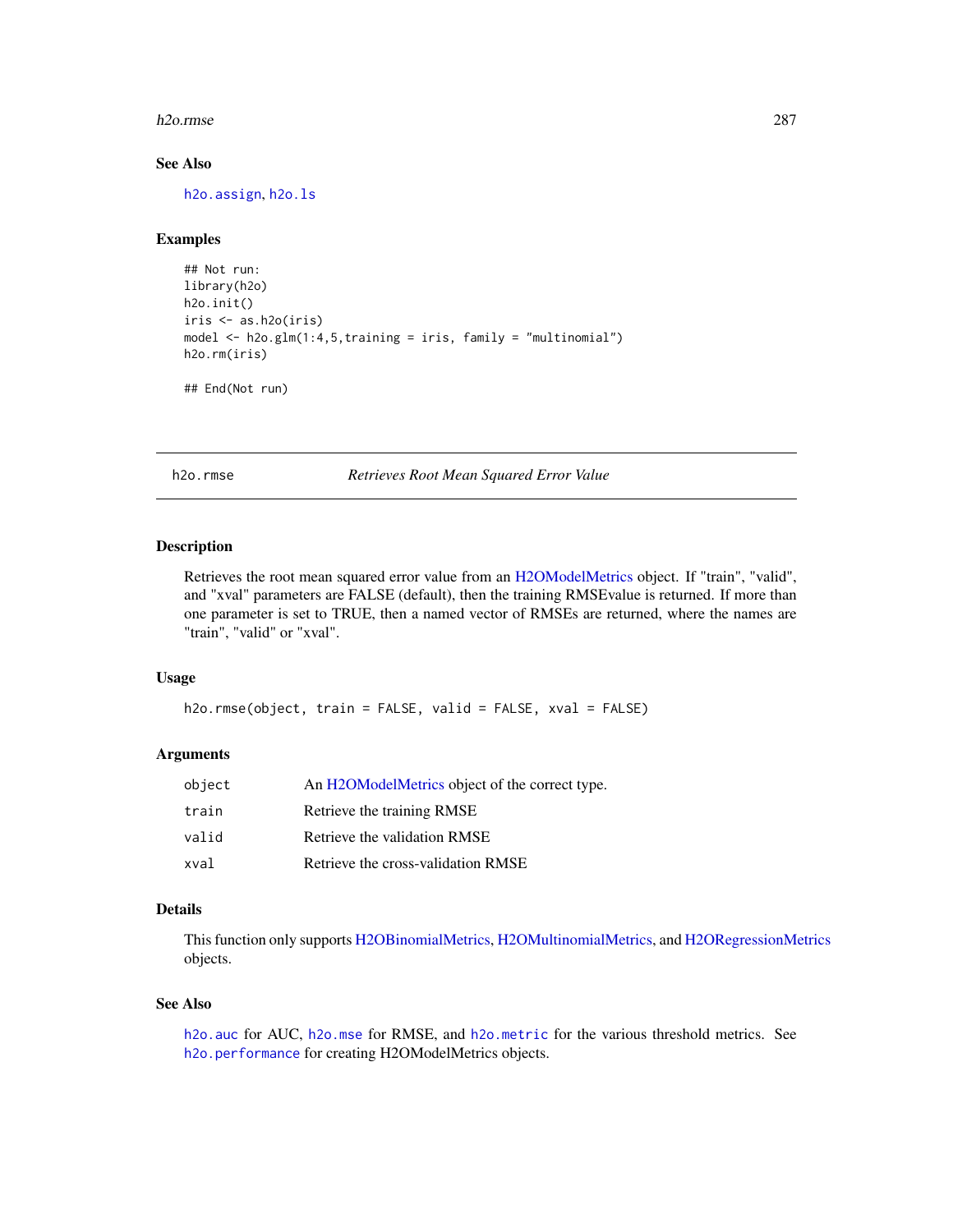### See Also

h2o.assign, h2o.ls

### Examples

```
## Not run:
library(h2o)
h2o.init()
iris <- as.h2o(iris)
model <- h2o.glm(1:4,5,training = iris, family = "multinomial")
h2o.rm(iris)

## End(Not run)
```

---

## h2o.rmse    *Retrieves Root Mean Squared Error Value*

---

### Description

Retrieves the root mean squared error value from an H2OModelMetrics object. If "train", "valid", and "xval" parameters are FALSE (default), then the training RMSEvalue is returned. If more than one parameter is set to TRUE, then a named vector of RMSEs are returned, where the names are "train", "valid" or "xval".

### Usage

```
h2o.rmse(object, train = FALSE, valid = FALSE, xval = FALSE)
```

### Arguments

| | |
|---|---|
| object | An H2OModelMetrics object of the correct type. |
| train | Retrieve the training RMSE |
| valid | Retrieve the validation RMSE |
| xval | Retrieve the cross-validation RMSE |

### Details

This function only supports H2OBinomialMetrics, H2OMultinomialMetrics, and H2ORegressionMetrics objects.

### See Also

h2o.auc for AUC, h2o.mse for RMSE, and h2o.metric for the various threshold metrics. See h2o.performance for creating H2OModelMetrics objects.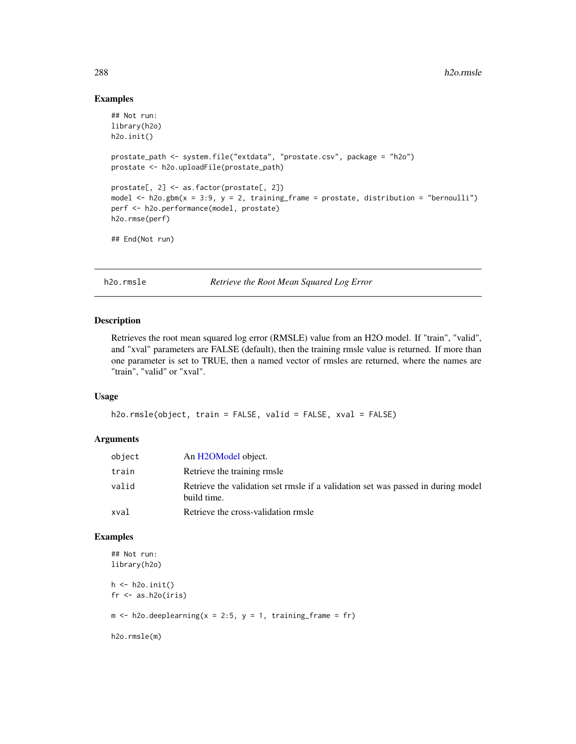## Examples

```
## Not run:
library(h2o)
h2o.init()

prostate_path <- system.file("extdata", "prostate.csv", package = "h2o")
prostate <- h2o.uploadFile(prostate_path)

prostate[, 2] <- as.factor(prostate[, 2])
model <- h2o.gbm(x = 3:9, y = 2, training_frame = prostate, distribution = "bernoulli")
perf <- h2o.performance(model, prostate)
h2o.rmse(perf)

## End(Not run)
```

---

## h2o.rmsle — *Retrieve the Root Mean Squared Log Error*

---

### Description

Retrieves the root mean squared log error (RMSLE) value from an H2O model. If "train", "valid", and "xval" parameters are FALSE (default), then the training rmsle value is returned. If more than one parameter is set to TRUE, then a named vector of rmsles are returned, where the names are "train", "valid" or "xval".

### Usage

```
h2o.rmsle(object, train = FALSE, valid = FALSE, xval = FALSE)
```

### Arguments

| | |
|---|---|
| object | An H2OModel object. |
| train | Retrieve the training rmsle |
| valid | Retrieve the validation set rmsle if a validation set was passed during model build time. |
| xval | Retrieve the cross-validation rmsle |

### Examples

```
## Not run:
library(h2o)

h <- h2o.init()
fr <- as.h2o(iris)

m <- h2o.deeplearning(x = 2:5, y = 1, training_frame = fr)

h2o.rmsle(m)
```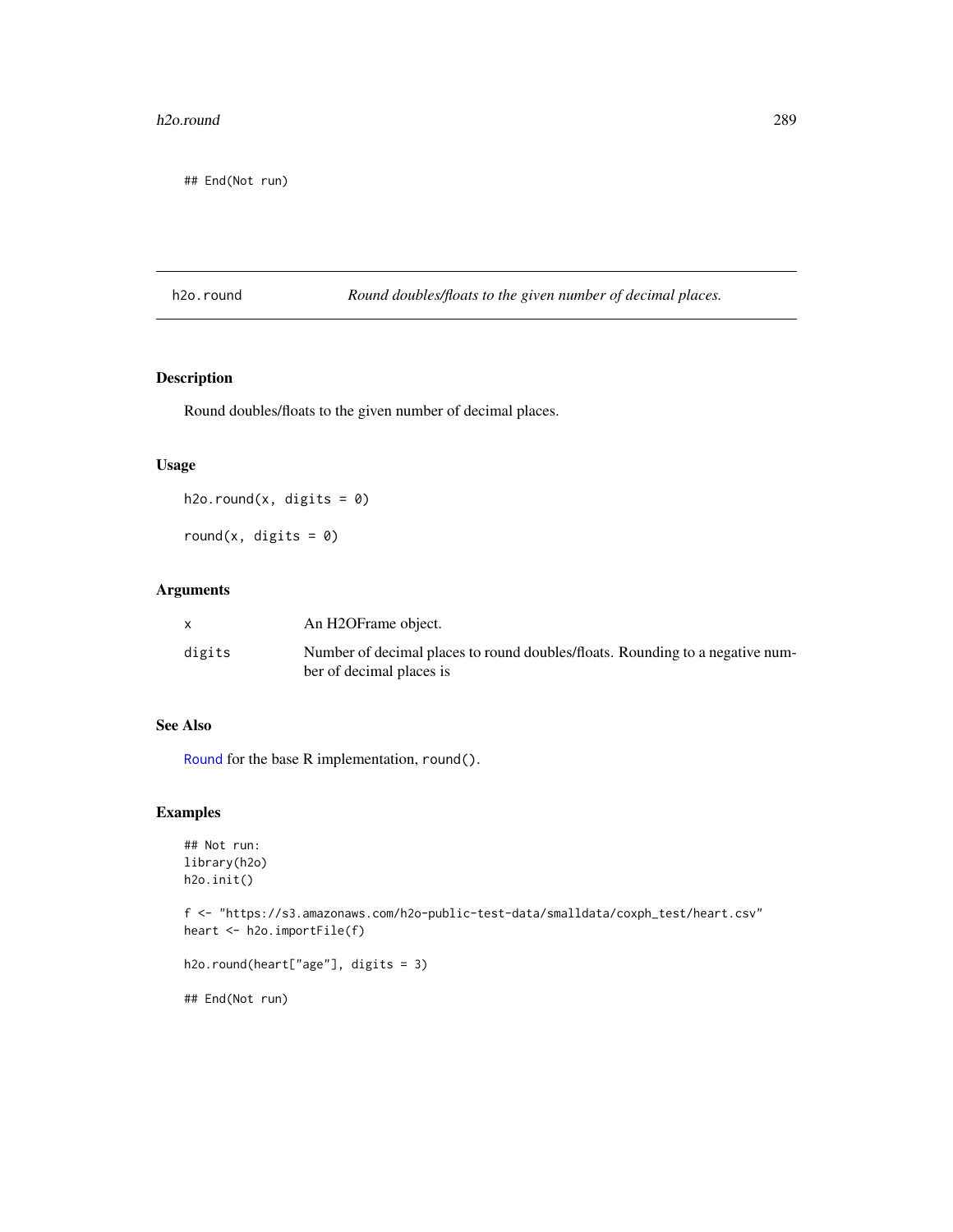```
## End(Not run)
```

## h2o.round — *Round doubles/floats to the given number of decimal places.*

### Description

Round doubles/floats to the given number of decimal places.

### Usage

```
h2o.round(x, digits = 0)

round(x, digits = 0)
```

### Arguments

| | |
|---|---|
| x | An H2OFrame object. |
| digits | Number of decimal places to round doubles/floats. Rounding to a negative number of decimal places is |

### See Also

Round for the base R implementation, round().

### Examples

```
## Not run:
library(h2o)
h2o.init()

f <- "https://s3.amazonaws.com/h2o-public-test-data/smalldata/coxph_test/heart.csv"
heart <- h2o.importFile(f)

h2o.round(heart["age"], digits = 3)

## End(Not run)
```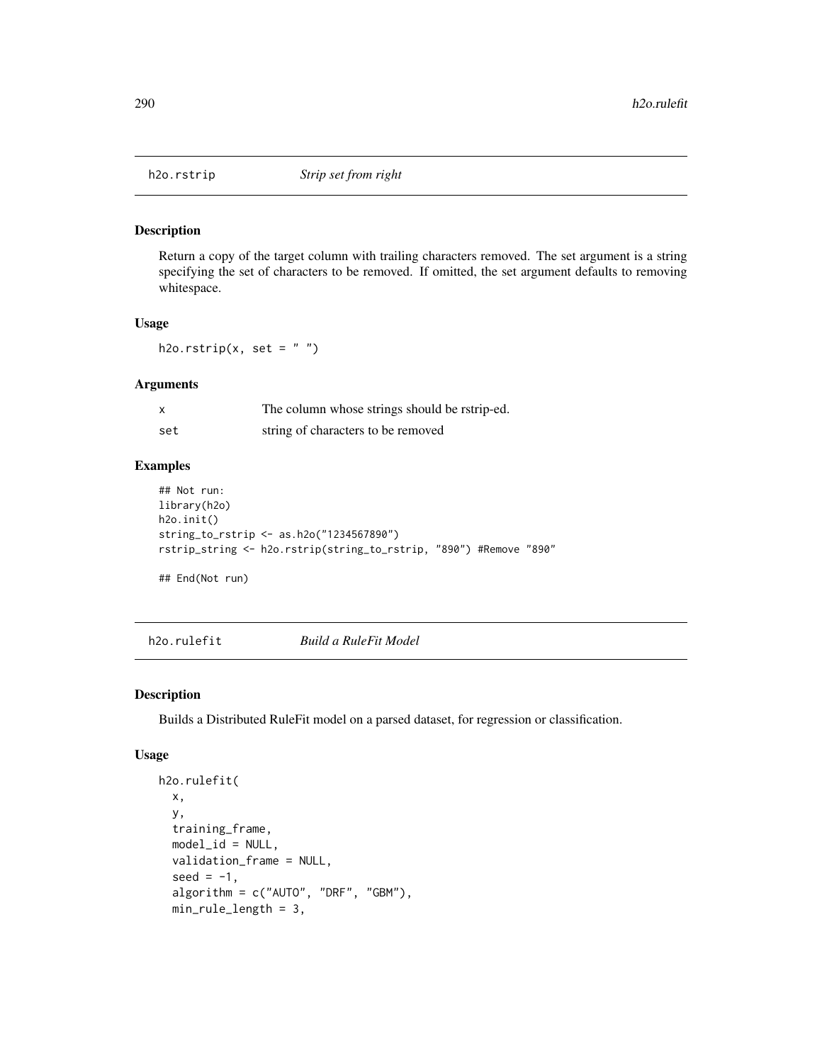## h2o.rstrip *Strip set from right*

### Description

Return a copy of the target column with trailing characters removed. The set argument is a string specifying the set of characters to be removed. If omitted, the set argument defaults to removing whitespace.

### Usage

```
h2o.rstrip(x, set = " ")
```

### Arguments

| | |
|---|---|
| x | The column whose strings should be rstrip-ed. |
| set | string of characters to be removed |

### Examples

```
## Not run:
library(h2o)
h2o.init()
string_to_rstrip <- as.h2o("1234567890")
rstrip_string <- h2o.rstrip(string_to_rstrip, "890") #Remove "890"

## End(Not run)
```

## h2o.rulefit *Build a RuleFit Model*

### Description

Builds a Distributed RuleFit model on a parsed dataset, for regression or classification.

### Usage

```
h2o.rulefit(
  x,
  y,
  training_frame,
  model_id = NULL,
  validation_frame = NULL,
  seed = -1,
  algorithm = c("AUTO", "DRF", "GBM"),
  min_rule_length = 3,
```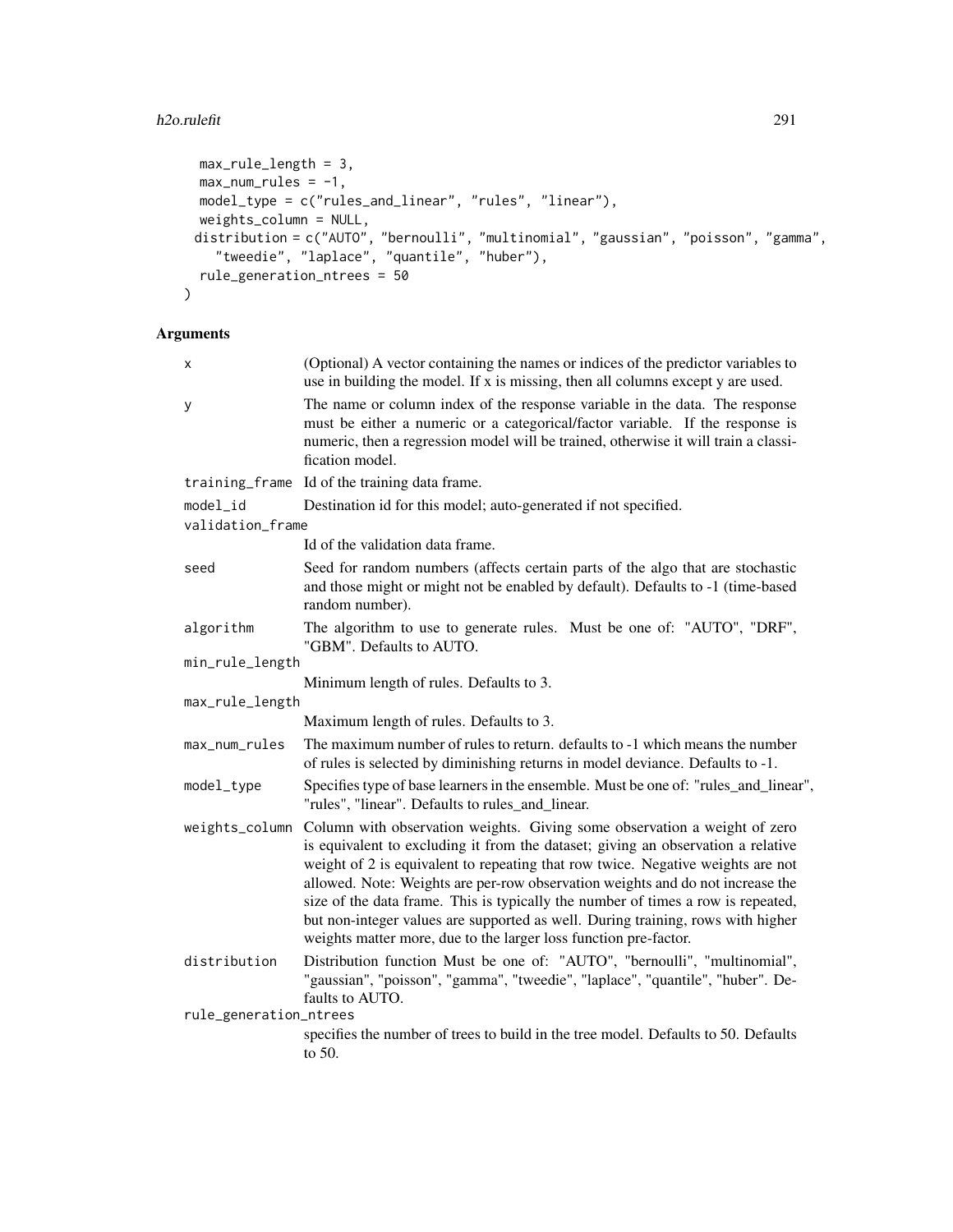```
  max_rule_length = 3,
  max_num_rules = -1,
  model_type = c("rules_and_linear", "rules", "linear"),
  weights_column = NULL,
  distribution = c("AUTO", "bernoulli", "multinomial", "gaussian", "poisson", "gamma",
    "tweedie", "laplace", "quantile", "huber"),
  rule_generation_ntrees = 50
)
```

## Arguments

| | |
|---|---|
| x | (Optional) A vector containing the names or indices of the predictor variables to use in building the model. If x is missing, then all columns except y are used. |
| y | The name or column index of the response variable in the data. The response must be either a numeric or a categorical/factor variable. If the response is numeric, then a regression model will be trained, otherwise it will train a classification model. |
| training_frame | Id of the training data frame. |
| model_id | Destination id for this model; auto-generated if not specified. |
| validation_frame | Id of the validation data frame. |
| seed | Seed for random numbers (affects certain parts of the algo that are stochastic and those might or might not be enabled by default). Defaults to -1 (time-based random number). |
| algorithm | The algorithm to use to generate rules. Must be one of: "AUTO", "DRF", "GBM". Defaults to AUTO. |
| min_rule_length | Minimum length of rules. Defaults to 3. |
| max_rule_length | Maximum length of rules. Defaults to 3. |
| max_num_rules | The maximum number of rules to return. defaults to -1 which means the number of rules is selected by diminishing returns in model deviance. Defaults to -1. |
| model_type | Specifies type of base learners in the ensemble. Must be one of: "rules_and_linear", "rules", "linear". Defaults to rules_and_linear. |
| weights_column | Column with observation weights. Giving some observation a weight of zero is equivalent to excluding it from the dataset; giving an observation a relative weight of 2 is equivalent to repeating that row twice. Negative weights are not allowed. Note: Weights are per-row observation weights and do not increase the size of the data frame. This is typically the number of times a row is repeated, but non-integer values are supported as well. During training, rows with higher weights matter more, due to the larger loss function pre-factor. |
| distribution | Distribution function Must be one of: "AUTO", "bernoulli", "multinomial", "gaussian", "poisson", "gamma", "tweedie", "laplace", "quantile", "huber". Defaults to AUTO. |
| rule_generation_ntrees | specifies the number of trees to build in the tree model. Defaults to 50. Defaults to 50. |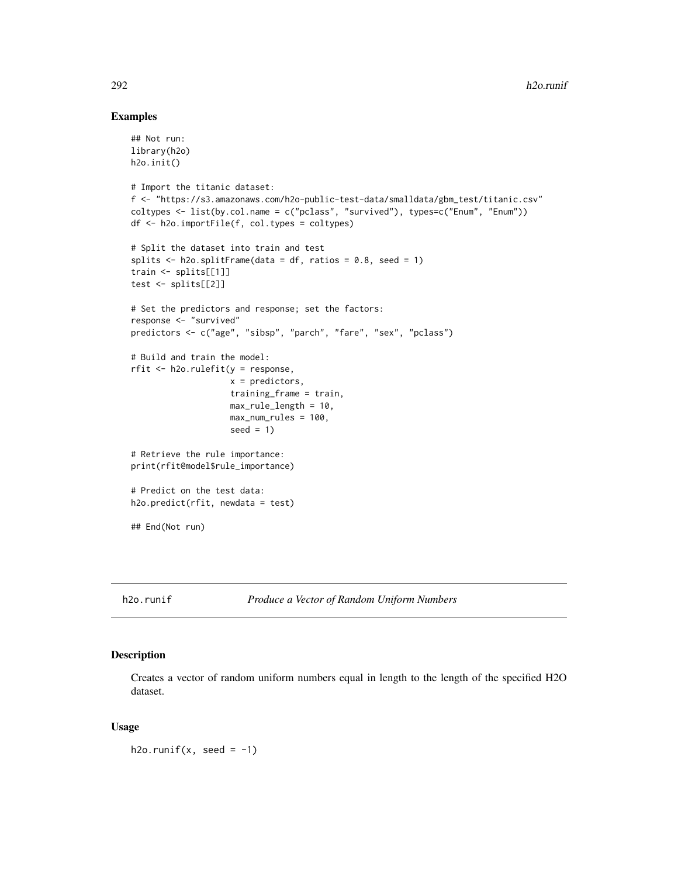## Examples

```
## Not run:
library(h2o)
h2o.init()

# Import the titanic dataset:
f <- "https://s3.amazonaws.com/h2o-public-test-data/smalldata/gbm_test/titanic.csv"
coltypes <- list(by.col.name = c("pclass", "survived"), types=c("Enum", "Enum"))
df <- h2o.importFile(f, col.types = coltypes)

# Split the dataset into train and test
splits <- h2o.splitFrame(data = df, ratios = 0.8, seed = 1)
train <- splits[[1]]
test <- splits[[2]]

# Set the predictors and response; set the factors:
response <- "survived"
predictors <- c("age", "sibsp", "parch", "fare", "sex", "pclass")

# Build and train the model:
rfit <- h2o.rulefit(y = response,
                    x = predictors,
                    training_frame = train,
                    max_rule_length = 10,
                    max_num_rules = 100,
                    seed = 1)

# Retrieve the rule importance:
print(rfit@model$rule_importance)

# Predict on the test data:
h2o.predict(rfit, newdata = test)

## End(Not run)
```

---

## h2o.runif *Produce a Vector of Random Uniform Numbers*

---

### Description

Creates a vector of random uniform numbers equal in length to the length of the specified H2O dataset.

### Usage

```
h2o.runif(x, seed = -1)
```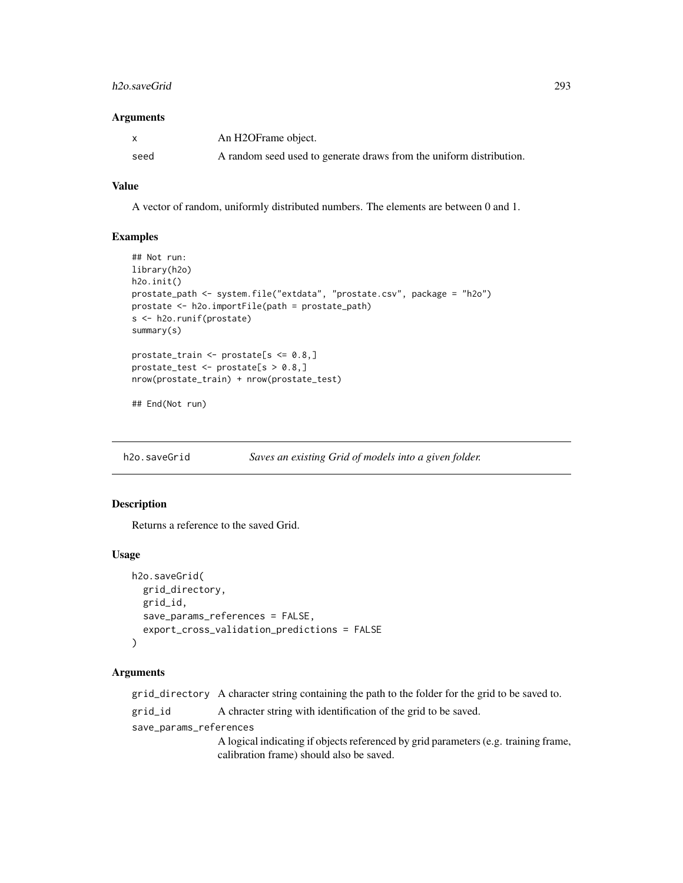### Arguments

| | |
|---|---|
| x | An H2OFrame object. |
| seed | A random seed used to generate draws from the uniform distribution. |

### Value

A vector of random, uniformly distributed numbers. The elements are between 0 and 1.

### Examples

```
## Not run:
library(h2o)
h2o.init()
prostate_path <- system.file("extdata", "prostate.csv", package = "h2o")
prostate <- h2o.importFile(path = prostate_path)
s <- h2o.runif(prostate)
summary(s)

prostate_train <- prostate[s <= 0.8,]
prostate_test <- prostate[s > 0.8,]
nrow(prostate_train) + nrow(prostate_test)

## End(Not run)
```

---

## h2o.saveGrid — *Saves an existing Grid of models into a given folder.*

### Description

Returns a reference to the saved Grid.

### Usage

```
h2o.saveGrid(
  grid_directory,
  grid_id,
  save_params_references = FALSE,
  export_cross_validation_predictions = FALSE
)
```

### Arguments

| | |
|---|---|
| grid_directory | A character string containing the path to the folder for the grid to be saved to. |
| grid_id | A chracter string with identification of the grid to be saved. |
| save_params_references | A logical indicating if objects referenced by grid parameters (e.g. training frame, calibration frame) should also be saved. |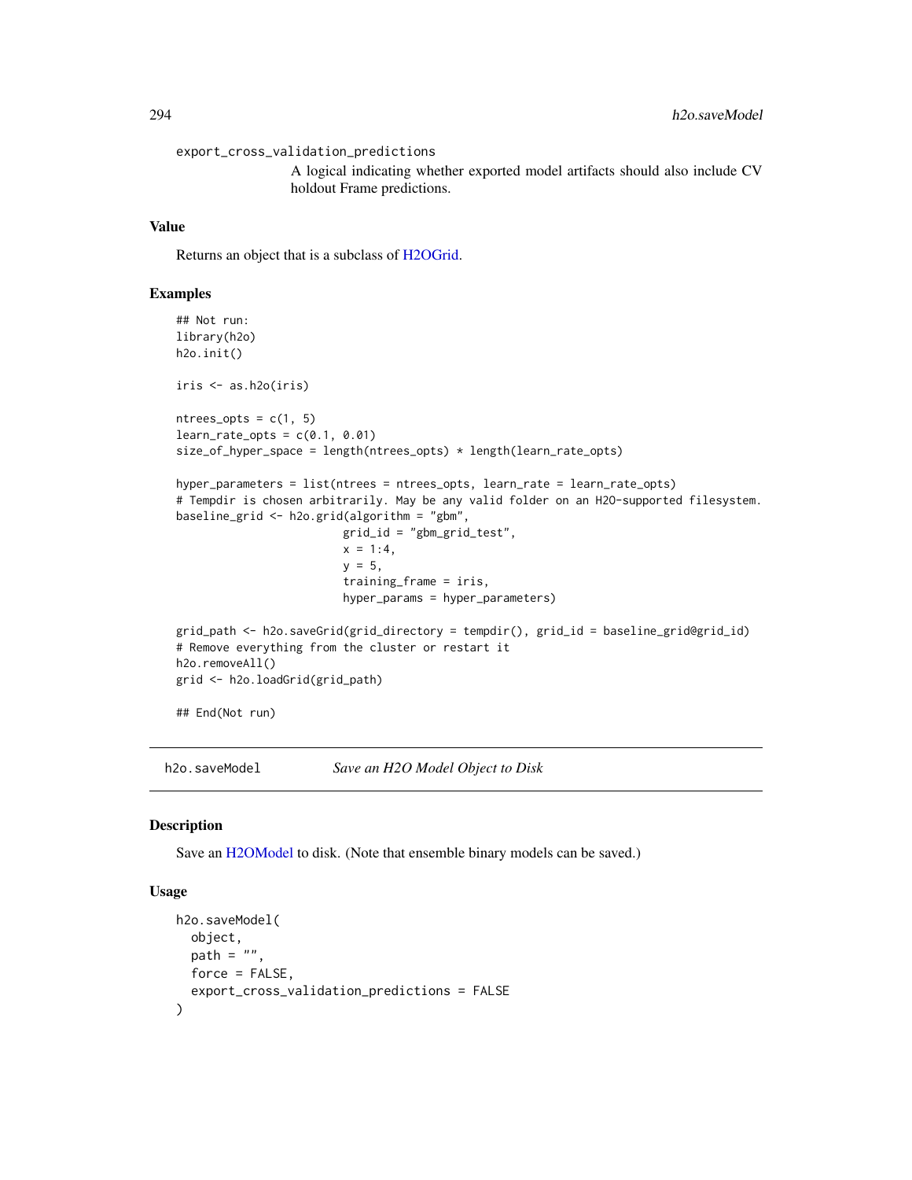export_cross_validation_predictions
A logical indicating whether exported model artifacts should also include CV holdout Frame predictions.

### Value

Returns an object that is a subclass of H2OGrid.

### Examples

```
## Not run:
library(h2o)
h2o.init()

iris <- as.h2o(iris)

ntrees_opts = c(1, 5)
learn_rate_opts = c(0.1, 0.01)
size_of_hyper_space = length(ntrees_opts) * length(learn_rate_opts)

hyper_parameters = list(ntrees = ntrees_opts, learn_rate = learn_rate_opts)
# Tempdir is chosen arbitrarily. May be any valid folder on an H2O-supported filesystem.
baseline_grid <- h2o.grid(algorithm = "gbm",
                         grid_id = "gbm_grid_test",
                         x = 1:4,
                         y = 5,
                         training_frame = iris,
                         hyper_params = hyper_parameters)

grid_path <- h2o.saveGrid(grid_directory = tempdir(), grid_id = baseline_grid@grid_id)
# Remove everything from the cluster or restart it
h2o.removeAll()
grid <- h2o.loadGrid(grid_path)

## End(Not run)
```

---

## h2o.saveModel *Save an H2O Model Object to Disk*

### Description

Save an H2OModel to disk. (Note that ensemble binary models can be saved.)

### Usage

```
h2o.saveModel(
  object,
  path = "",
  force = FALSE,
  export_cross_validation_predictions = FALSE
)
```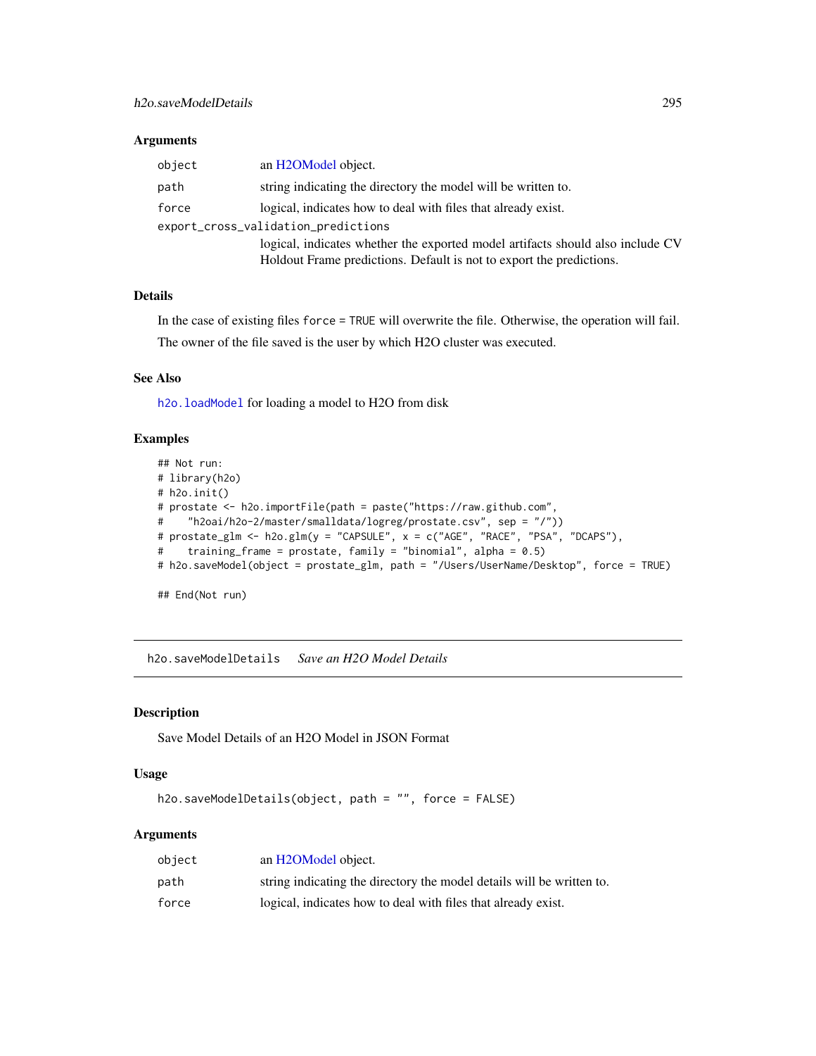### Arguments

| | |
|---|---|
| object | an H2OModel object. |
| path | string indicating the directory the model will be written to. |
| force | logical, indicates how to deal with files that already exist. |
| export_cross_validation_predictions | logical, indicates whether the exported model artifacts should also include CV Holdout Frame predictions. Default is not to export the predictions. |

### Details

In the case of existing files `force = TRUE` will overwrite the file. Otherwise, the operation will fail.

The owner of the file saved is the user by which H2O cluster was executed.

### See Also

`h2o.loadModel` for loading a model to H2O from disk

### Examples

```
## Not run:
# library(h2o)
# h2o.init()
# prostate <- h2o.importFile(path = paste("https://raw.github.com",
#    "h2oai/h2o-2/master/smalldata/logreg/prostate.csv", sep = "/"))
# prostate_glm <- h2o.glm(y = "CAPSULE", x = c("AGE", "RACE", "PSA", "DCAPS"),
#    training_frame = prostate, family = "binomial", alpha = 0.5)
# h2o.saveModel(object = prostate_glm, path = "/Users/UserName/Desktop", force = TRUE)

## End(Not run)
```

---

## h2o.saveModelDetails *Save an H2O Model Details*

### Description

Save Model Details of an H2O Model in JSON Format

### Usage

```
h2o.saveModelDetails(object, path = "", force = FALSE)
```

### Arguments

| | |
|---|---|
| object | an H2OModel object. |
| path | string indicating the directory the model details will be written to. |
| force | logical, indicates how to deal with files that already exist. |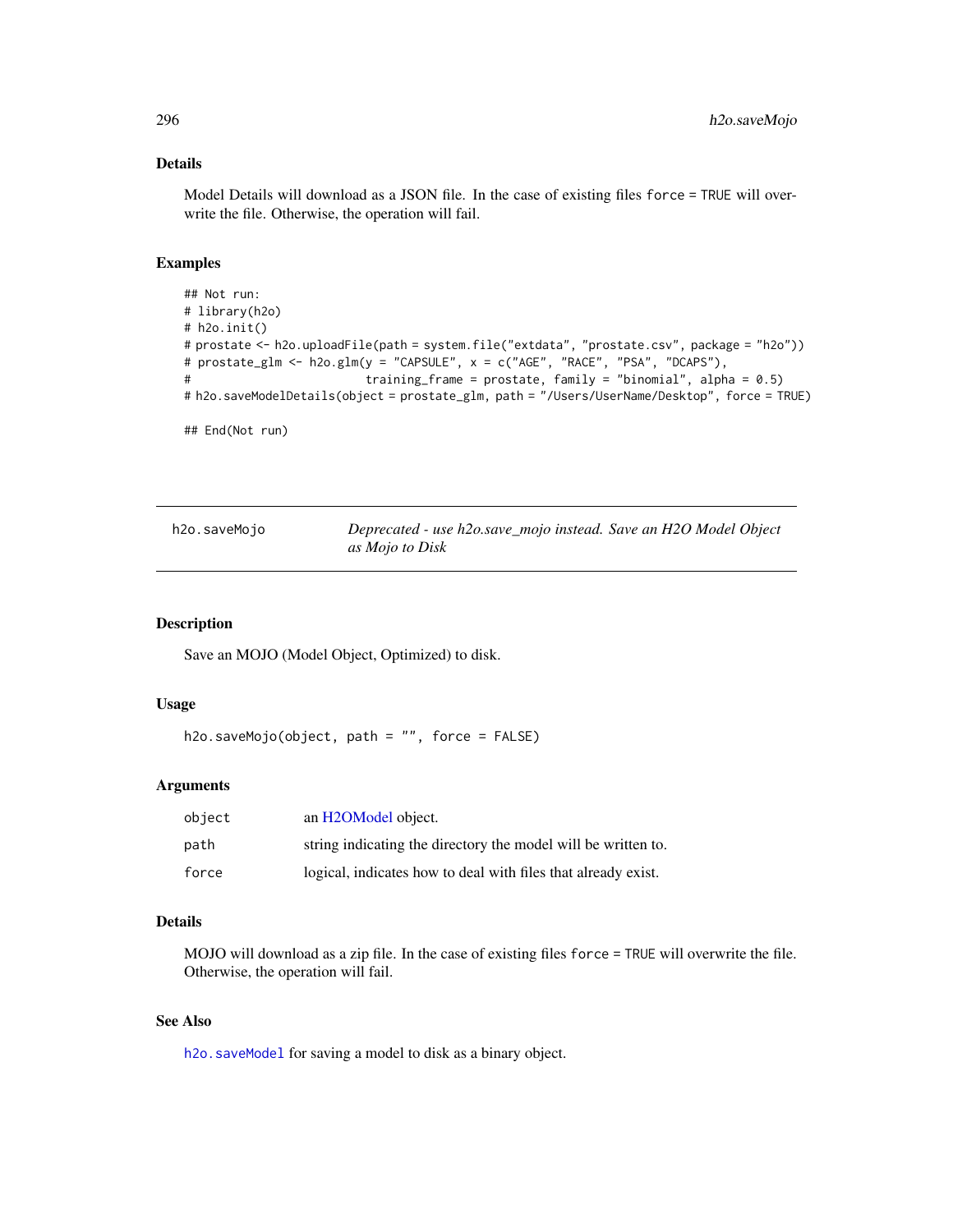### Details

Model Details will download as a JSON file. In the case of existing files `force = TRUE` will overwrite the file. Otherwise, the operation will fail.

### Examples

```
## Not run:
# library(h2o)
# h2o.init()
# prostate <- h2o.uploadFile(path = system.file("extdata", "prostate.csv", package = "h2o"))
# prostate_glm <- h2o.glm(y = "CAPSULE", x = c("AGE", "RACE", "PSA", "DCAPS"),
#                         training_frame = prostate, family = "binomial", alpha = 0.5)
# h2o.saveModelDetails(object = prostate_glm, path = "/Users/UserName/Desktop", force = TRUE)

## End(Not run)
```

---

## h2o.saveMojo — *Deprecated - use h2o.save_mojo instead. Save an H2O Model Object as Mojo to Disk*

---

### Description

Save an MOJO (Model Object, Optimized) to disk.

### Usage

```
h2o.saveMojo(object, path = "", force = FALSE)
```

### Arguments

| | |
|---|---|
| `object` | an H2OModel object. |
| `path` | string indicating the directory the model will be written to. |
| `force` | logical, indicates how to deal with files that already exist. |

### Details

MOJO will download as a zip file. In the case of existing files `force = TRUE` will overwrite the file. Otherwise, the operation will fail.

### See Also

`h2o.saveModel` for saving a model to disk as a binary object.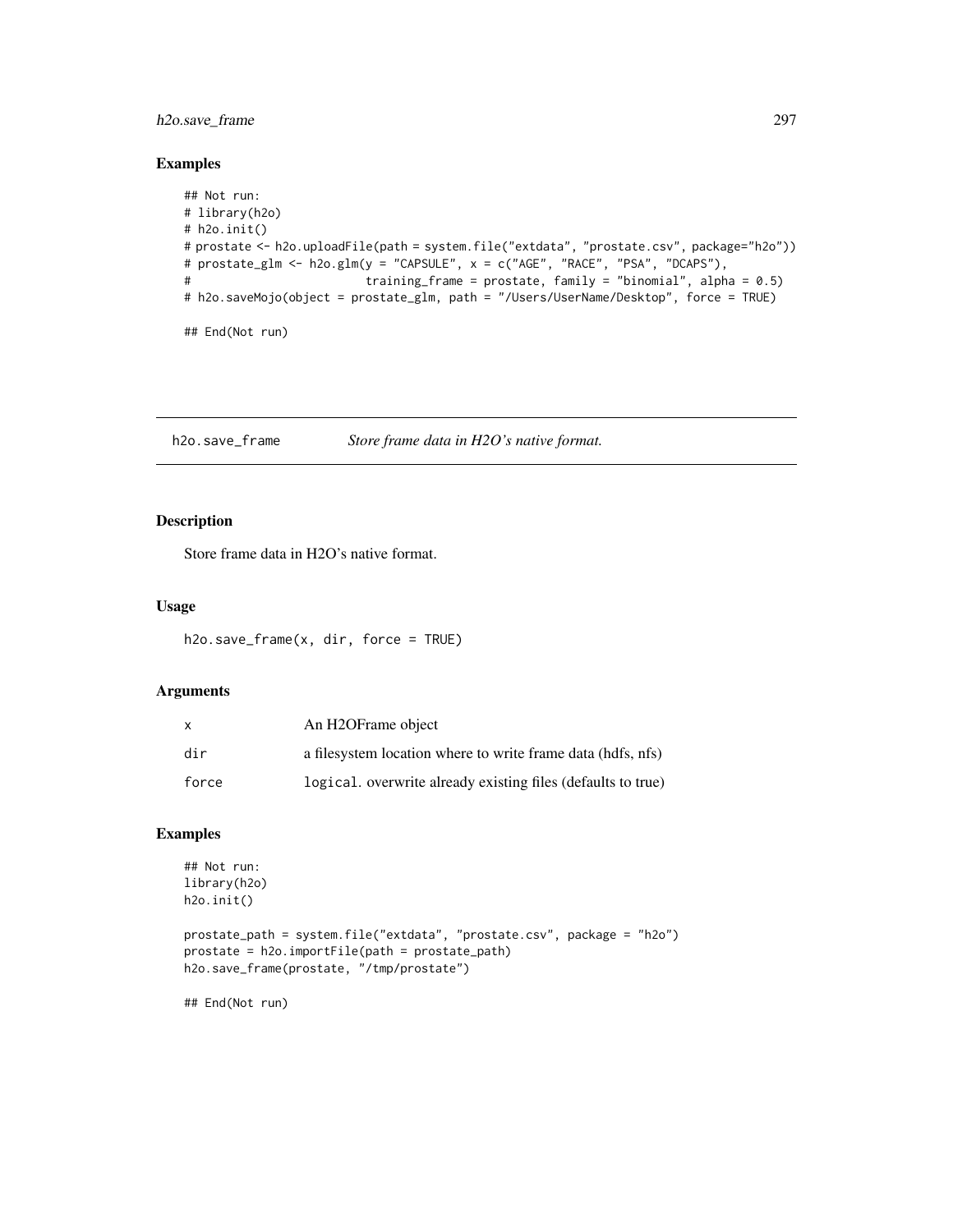## Examples

```
## Not run:
# library(h2o)
# h2o.init()
# prostate <- h2o.uploadFile(path = system.file("extdata", "prostate.csv", package="h2o"))
# prostate_glm <- h2o.glm(y = "CAPSULE", x = c("AGE", "RACE", "PSA", "DCAPS"),
#                         training_frame = prostate, family = "binomial", alpha = 0.5)
# h2o.saveMojo(object = prostate_glm, path = "/Users/UserName/Desktop", force = TRUE)

## End(Not run)
```

---

# h2o.save_frame    *Store frame data in H2O's native format.*

---

## Description

Store frame data in H2O's native format.

## Usage

```
h2o.save_frame(x, dir, force = TRUE)
```

## Arguments

| | |
|---|---|
| x | An H2OFrame object |
| dir | a filesystem location where to write frame data (hdfs, nfs) |
| force | `logical`. overwrite already existing files (defaults to true) |

## Examples

```
## Not run:
library(h2o)
h2o.init()

prostate_path = system.file("extdata", "prostate.csv", package = "h2o")
prostate = h2o.importFile(path = prostate_path)
h2o.save_frame(prostate, "/tmp/prostate")

## End(Not run)
```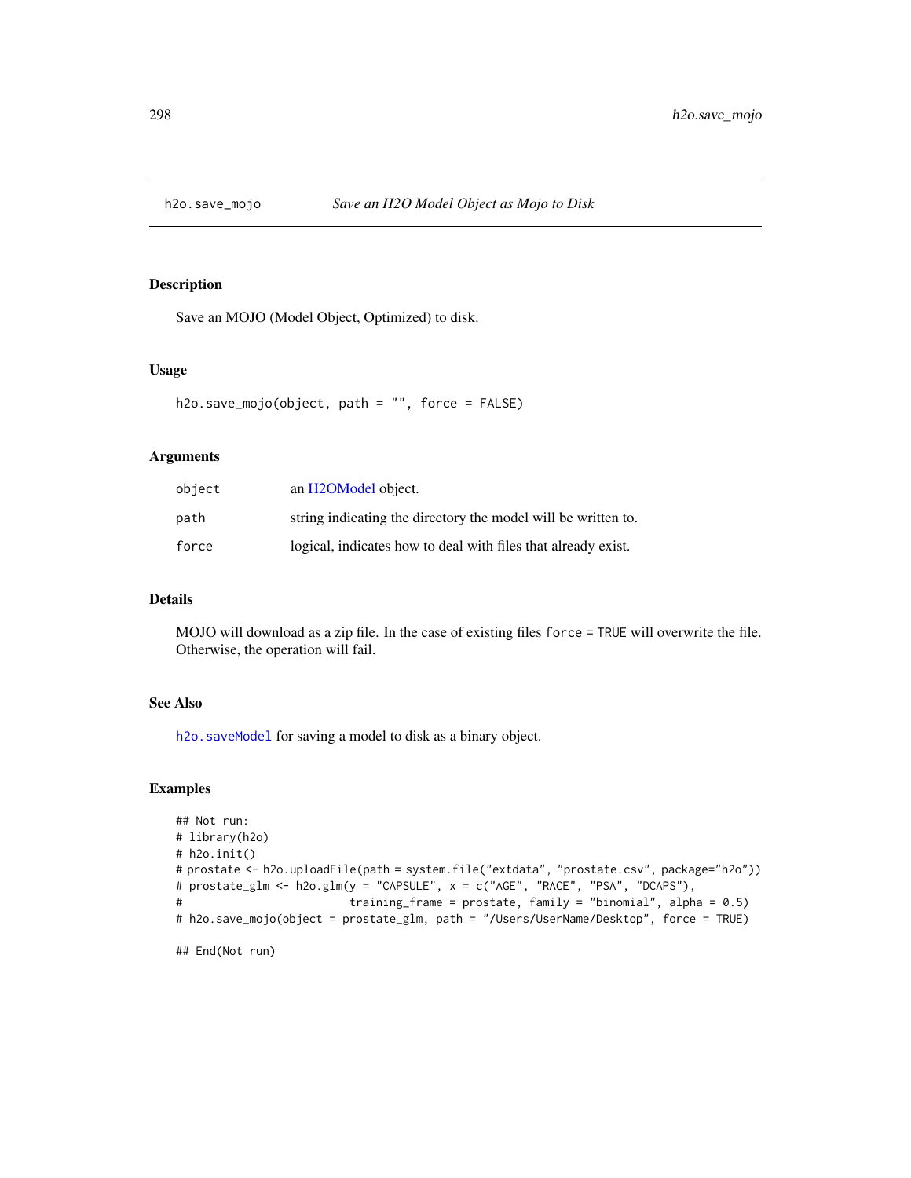## h2o.save_mojo — *Save an H2O Model Object as Mojo to Disk*

### Description

Save an MOJO (Model Object, Optimized) to disk.

### Usage

```
h2o.save_mojo(object, path = "", force = FALSE)
```

### Arguments

| | |
|---|---|
| object | an H2OModel object. |
| path | string indicating the directory the model will be written to. |
| force | logical, indicates how to deal with files that already exist. |

### Details

MOJO will download as a zip file. In the case of existing files `force = TRUE` will overwrite the file. Otherwise, the operation will fail.

### See Also

`h2o.saveModel` for saving a model to disk as a binary object.

### Examples

```
## Not run:
# library(h2o)
# h2o.init()
# prostate <- h2o.uploadFile(path = system.file("extdata", "prostate.csv", package="h2o"))
# prostate_glm <- h2o.glm(y = "CAPSULE", x = c("AGE", "RACE", "PSA", "DCAPS"),
#                         training_frame = prostate, family = "binomial", alpha = 0.5)
# h2o.save_mojo(object = prostate_glm, path = "/Users/UserName/Desktop", force = TRUE)

## End(Not run)
```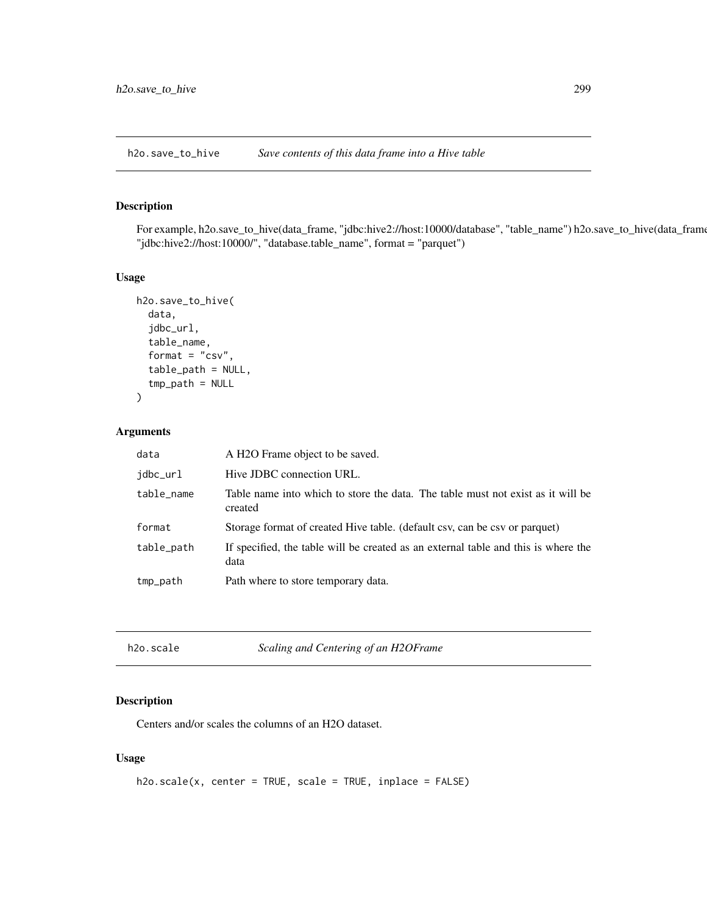## h2o.save_to_hive — *Save contents of this data frame into a Hive table*

### Description

For example, h2o.save_to_hive(data_frame, "jdbc:hive2://host:10000/database", "table_name") h2o.save_to_hive(data_frame "jdbc:hive2://host:10000/", "database.table_name", format = "parquet")

### Usage

```
h2o.save_to_hive(
  data,
  jdbc_url,
  table_name,
  format = "csv",
  table_path = NULL,
  tmp_path = NULL
)
```

### Arguments

| Argument | Description |
| --- | --- |
| data | A H2O Frame object to be saved. |
| jdbc_url | Hive JDBC connection URL. |
| table_name | Table name into which to store the data. The table must not exist as it will be created |
| format | Storage format of created Hive table. (default csv, can be csv or parquet) |
| table_path | If specified, the table will be created as an external table and this is where the data |
| tmp_path | Path where to store temporary data. |

## h2o.scale — *Scaling and Centering of an H2OFrame*

### Description

Centers and/or scales the columns of an H2O dataset.

### Usage

```
h2o.scale(x, center = TRUE, scale = TRUE, inplace = FALSE)
```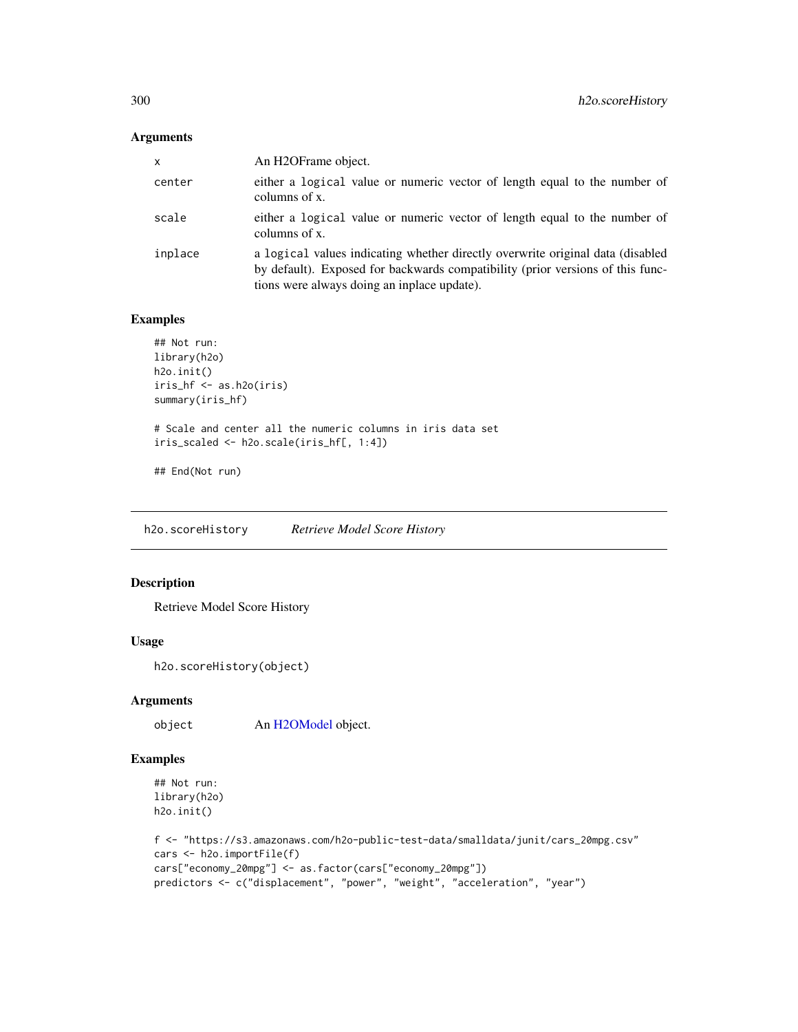## Arguments

| | |
|---|---|
| x | An H2OFrame object. |
| center | either a logical value or numeric vector of length equal to the number of columns of x. |
| scale | either a logical value or numeric vector of length equal to the number of columns of x. |
| inplace | a logical values indicating whether directly overwrite original data (disabled by default). Exposed for backwards compatibility (prior versions of this functions were always doing an inplace update). |

## Examples

```
## Not run:
library(h2o)
h2o.init()
iris_hf <- as.h2o(iris)
summary(iris_hf)

# Scale and center all the numeric columns in iris data set
iris_scaled <- h2o.scale(iris_hf[, 1:4])

## End(Not run)
```

---

# h2o.scoreHistory *Retrieve Model Score History*

## Description

Retrieve Model Score History

## Usage

```
h2o.scoreHistory(object)
```

## Arguments

| | |
|---|---|
| object | An H2OModel object. |

## Examples

```
## Not run:
library(h2o)
h2o.init()

f <- "https://s3.amazonaws.com/h2o-public-test-data/smalldata/junit/cars_20mpg.csv"
cars <- h2o.importFile(f)
cars["economy_20mpg"] <- as.factor(cars["economy_20mpg"])
predictors <- c("displacement", "power", "weight", "acceleration", "year")
```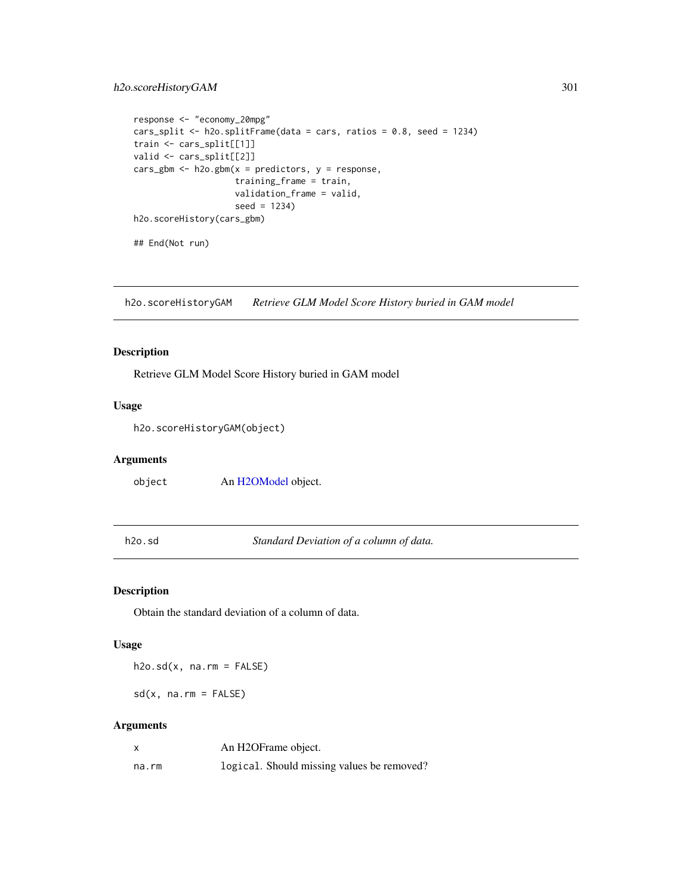```
response <- "economy_20mpg"
cars_split <- h2o.splitFrame(data = cars, ratios = 0.8, seed = 1234)
train <- cars_split[[1]]
valid <- cars_split[[2]]
cars_gbm <- h2o.gbm(x = predictors, y = response,
                    training_frame = train,
                    validation_frame = valid,
                    seed = 1234)
h2o.scoreHistory(cars_gbm)

## End(Not run)
```

## h2o.scoreHistoryGAM *Retrieve GLM Model Score History buried in GAM model*

### Description

Retrieve GLM Model Score History buried in GAM model

### Usage

```
h2o.scoreHistoryGAM(object)
```

### Arguments

| | |
|---|---|
| object | An H2OModel object. |

## h2o.sd *Standard Deviation of a column of data.*

### Description

Obtain the standard deviation of a column of data.

### Usage

```
h2o.sd(x, na.rm = FALSE)

sd(x, na.rm = FALSE)
```

### Arguments

| | |
|---|---|
| x | An H2OFrame object. |
| na.rm | logical. Should missing values be removed? |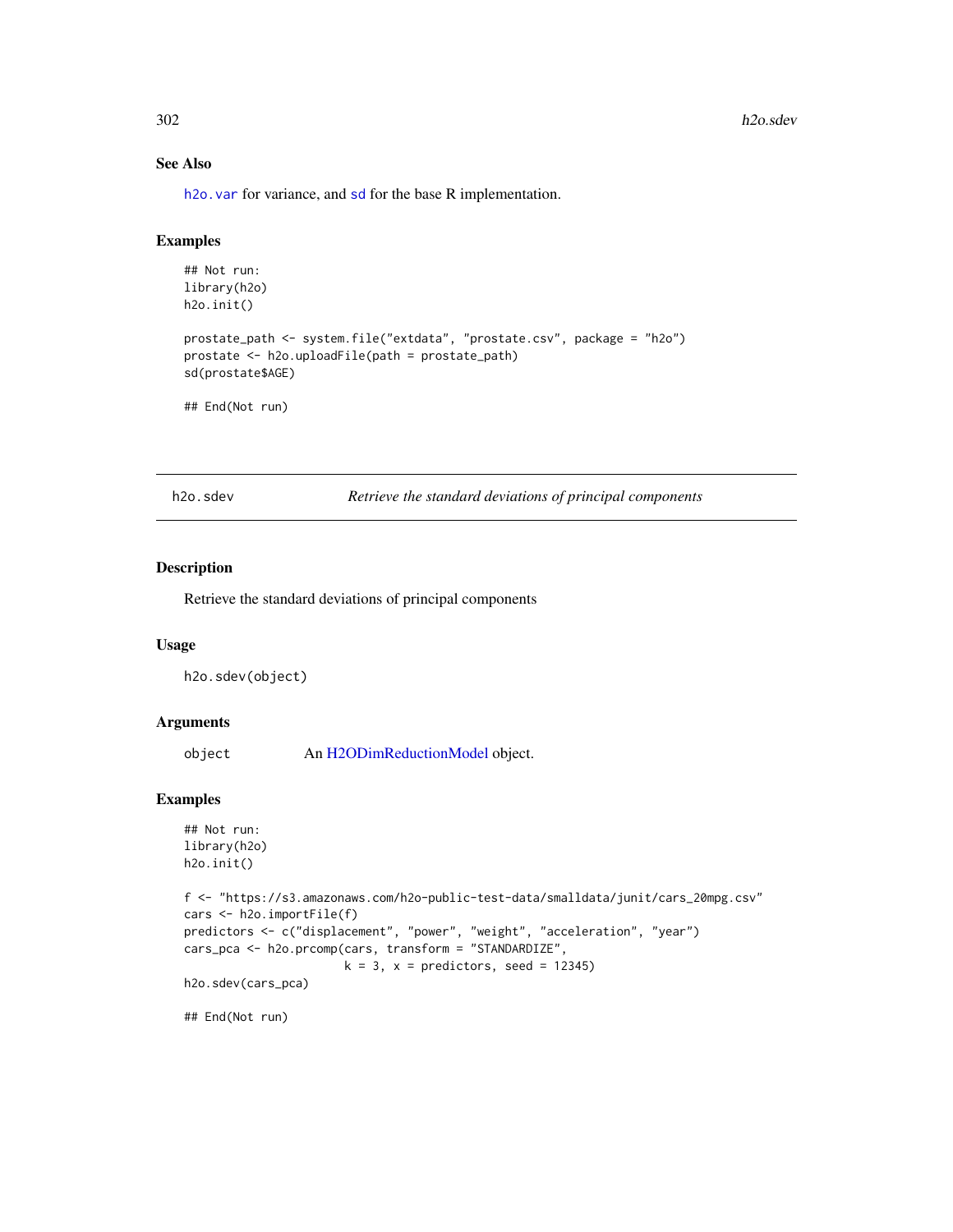### See Also

h2o.var for variance, and sd for the base R implementation.

### Examples

```
## Not run:
library(h2o)
h2o.init()

prostate_path <- system.file("extdata", "prostate.csv", package = "h2o")
prostate <- h2o.uploadFile(path = prostate_path)
sd(prostate$AGE)

## End(Not run)
```

---

## h2o.sdev *Retrieve the standard deviations of principal components*

### Description

Retrieve the standard deviations of principal components

### Usage

```
h2o.sdev(object)
```

### Arguments

| | |
|---|---|
| object | An H2ODimReductionModel object. |

### Examples

```
## Not run:
library(h2o)
h2o.init()

f <- "https://s3.amazonaws.com/h2o-public-test-data/smalldata/junit/cars_20mpg.csv"
cars <- h2o.importFile(f)
predictors <- c("displacement", "power", "weight", "acceleration", "year")
cars_pca <- h2o.prcomp(cars, transform = "STANDARDIZE",
                       k = 3, x = predictors, seed = 12345)
h2o.sdev(cars_pca)

## End(Not run)
```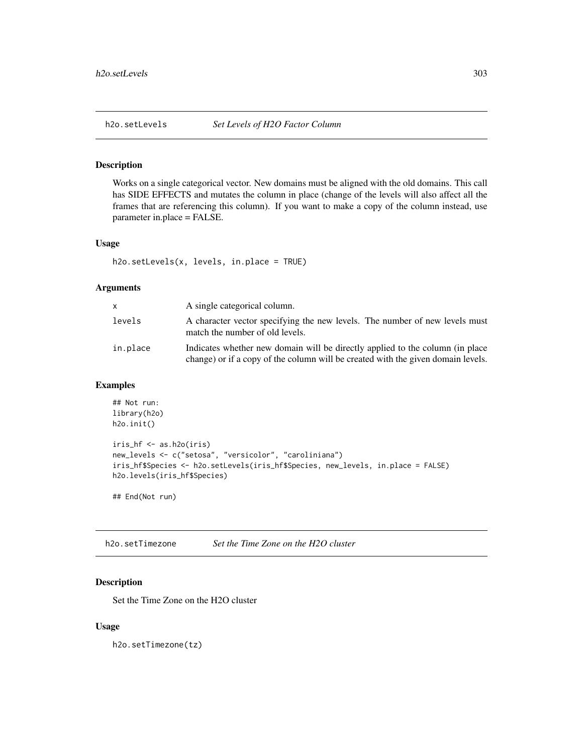## h2o.setLevels — *Set Levels of H2O Factor Column*

### Description

Works on a single categorical vector. New domains must be aligned with the old domains. This call has SIDE EFFECTS and mutates the column in place (change of the levels will also affect all the frames that are referencing this column). If you want to make a copy of the column instead, use parameter in.place = FALSE.

### Usage

```
h2o.setLevels(x, levels, in.place = TRUE)
```

### Arguments

| | |
|---|---|
| x | A single categorical column. |
| levels | A character vector specifying the new levels. The number of new levels must match the number of old levels. |
| in.place | Indicates whether new domain will be directly applied to the column (in place change) or if a copy of the column will be created with the given domain levels. |

### Examples

```
## Not run:
library(h2o)
h2o.init()

iris_hf <- as.h2o(iris)
new_levels <- c("setosa", "versicolor", "caroliniana")
iris_hf$Species <- h2o.setLevels(iris_hf$Species, new_levels, in.place = FALSE)
h2o.levels(iris_hf$Species)

## End(Not run)
```

## h2o.setTimezone — *Set the Time Zone on the H2O cluster*

### Description

Set the Time Zone on the H2O cluster

### Usage

```
h2o.setTimezone(tz)
```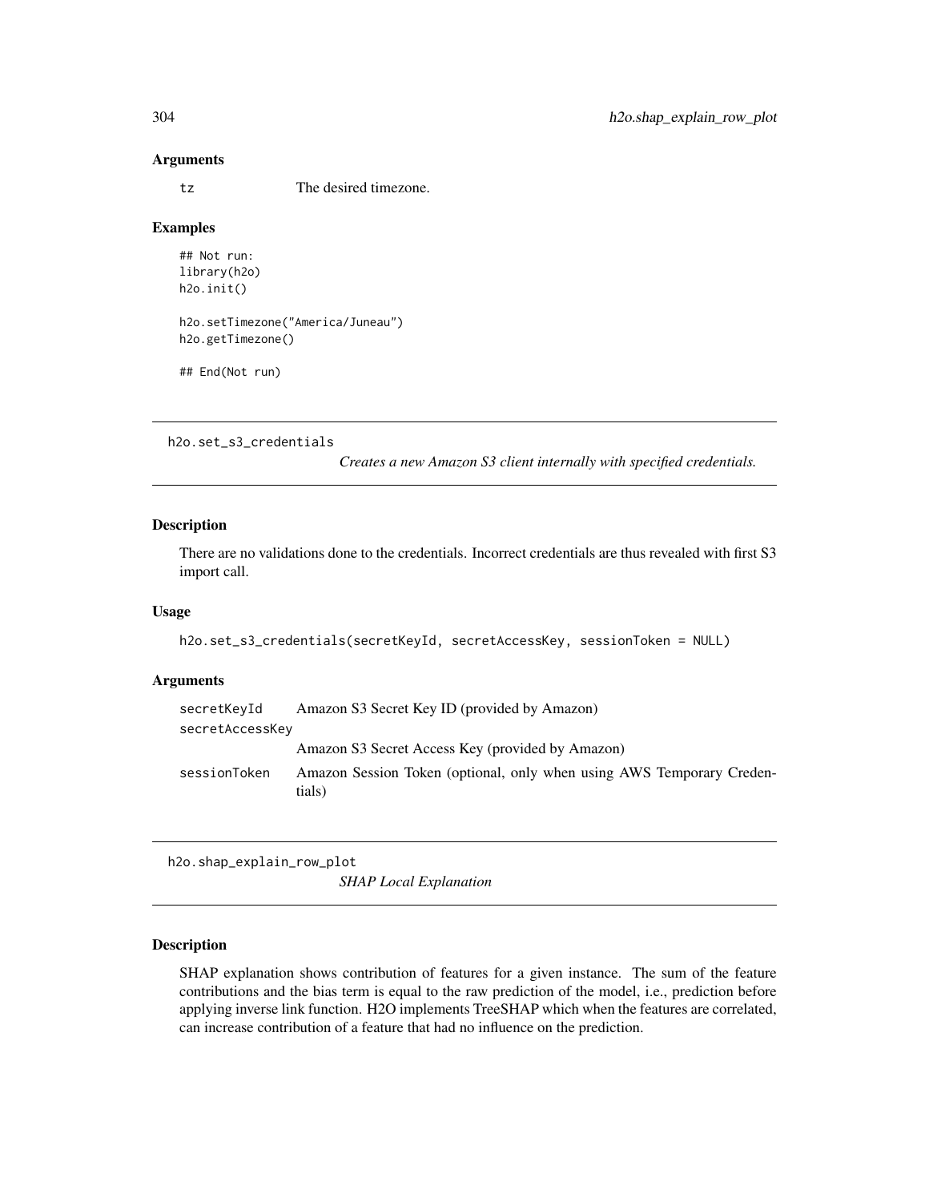### Arguments

| | |
|---|---|
| tz | The desired timezone. |

### Examples

```
## Not run:
library(h2o)
h2o.init()

h2o.setTimezone("America/Juneau")
h2o.getTimezone()

## End(Not run)
```

---

## h2o.set_s3_credentials

*Creates a new Amazon S3 client internally with specified credentials.*

### Description

There are no validations done to the credentials. Incorrect credentials are thus revealed with first S3 import call.

### Usage

```
h2o.set_s3_credentials(secretKeyId, secretAccessKey, sessionToken = NULL)
```

### Arguments

| | |
|---|---|
| secretKeyId | Amazon S3 Secret Key ID (provided by Amazon) |
| secretAccessKey | Amazon S3 Secret Access Key (provided by Amazon) |
| sessionToken | Amazon Session Token (optional, only when using AWS Temporary Credentials) |

---

## h2o.shap_explain_row_plot

*SHAP Local Explanation*

### Description

SHAP explanation shows contribution of features for a given instance. The sum of the feature contributions and the bias term is equal to the raw prediction of the model, i.e., prediction before applying inverse link function. H2O implements TreeSHAP which when the features are correlated, can increase contribution of a feature that had no influence on the prediction.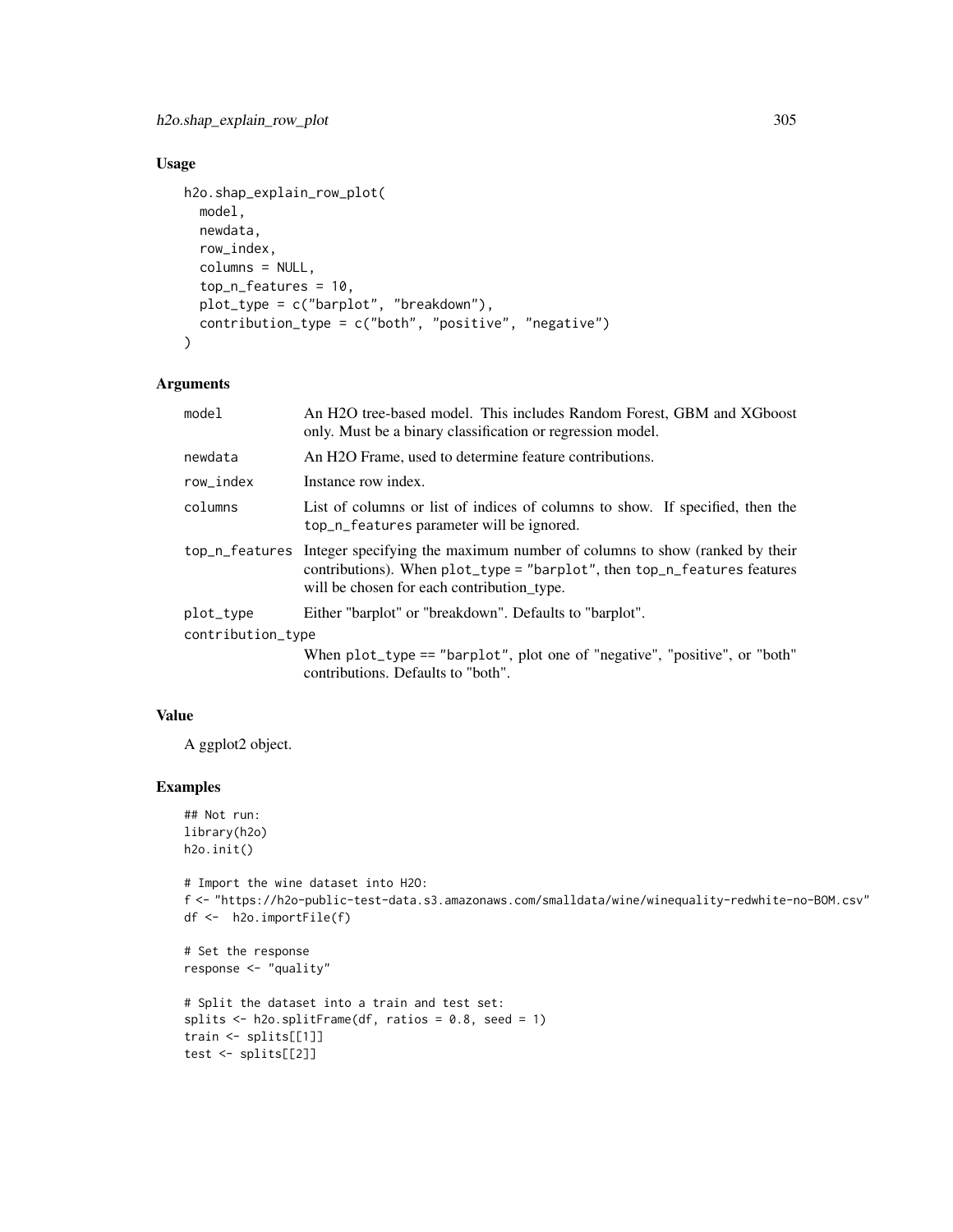## Usage

```
h2o.shap_explain_row_plot(
  model,
  newdata,
  row_index,
  columns = NULL,
  top_n_features = 10,
  plot_type = c("barplot", "breakdown"),
  contribution_type = c("both", "positive", "negative")
)
```

## Arguments

| | |
|---|---|
| model | An H2O tree-based model. This includes Random Forest, GBM and XGboost only. Must be a binary classification or regression model. |
| newdata | An H2O Frame, used to determine feature contributions. |
| row_index | Instance row index. |
| columns | List of columns or list of indices of columns to show. If specified, then the top_n_features parameter will be ignored. |
| top_n_features | Integer specifying the maximum number of columns to show (ranked by their contributions). When plot_type = "barplot", then top_n_features features will be chosen for each contribution_type. |
| plot_type | Either "barplot" or "breakdown". Defaults to "barplot". |
| contribution_type | When plot_type == "barplot", plot one of "negative", "positive", or "both" contributions. Defaults to "both". |

## Value

A ggplot2 object.

## Examples

```
## Not run:
library(h2o)
h2o.init()

# Import the wine dataset into H2O:
f <- "https://h2o-public-test-data.s3.amazonaws.com/smalldata/wine/winequality-redwhite-no-BOM.csv"
df <-  h2o.importFile(f)

# Set the response
response <- "quality"

# Split the dataset into a train and test set:
splits <- h2o.splitFrame(df, ratios = 0.8, seed = 1)
train <- splits[[1]]
test <- splits[[2]]
```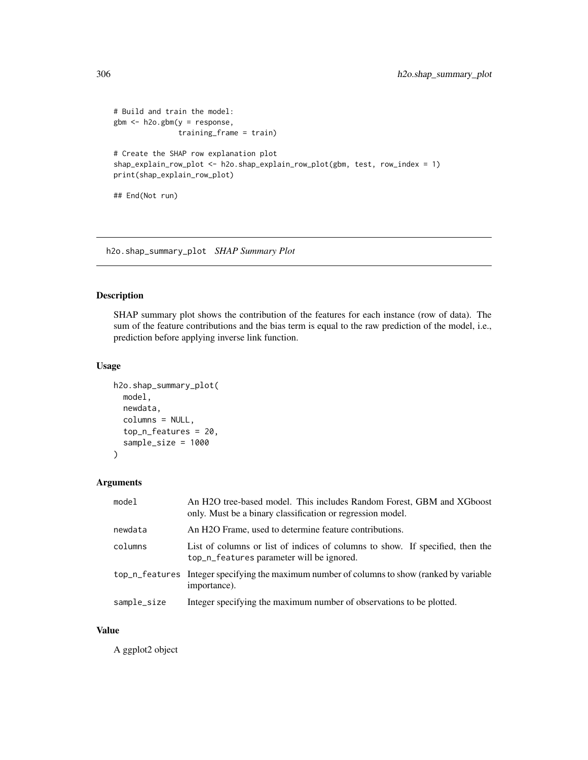```
# Build and train the model:
gbm <- h2o.gbm(y = response,
               training_frame = train)

# Create the SHAP row explanation plot
shap_explain_row_plot <- h2o.shap_explain_row_plot(gbm, test, row_index = 1)
print(shap_explain_row_plot)

## End(Not run)
```

## h2o.shap_summary_plot *SHAP Summary Plot*

### Description

SHAP summary plot shows the contribution of the features for each instance (row of data). The sum of the feature contributions and the bias term is equal to the raw prediction of the model, i.e., prediction before applying inverse link function.

### Usage

```
h2o.shap_summary_plot(
  model,
  newdata,
  columns = NULL,
  top_n_features = 20,
  sample_size = 1000
)
```

### Arguments

| | |
|---|---|
| model | An H2O tree-based model. This includes Random Forest, GBM and XGboost only. Must be a binary classification or regression model. |
| newdata | An H2O Frame, used to determine feature contributions. |
| columns | List of columns or list of indices of columns to show. If specified, then the top_n_features parameter will be ignored. |
| top_n_features | Integer specifying the maximum number of columns to show (ranked by variable importance). |
| sample_size | Integer specifying the maximum number of observations to be plotted. |

### Value

A ggplot2 object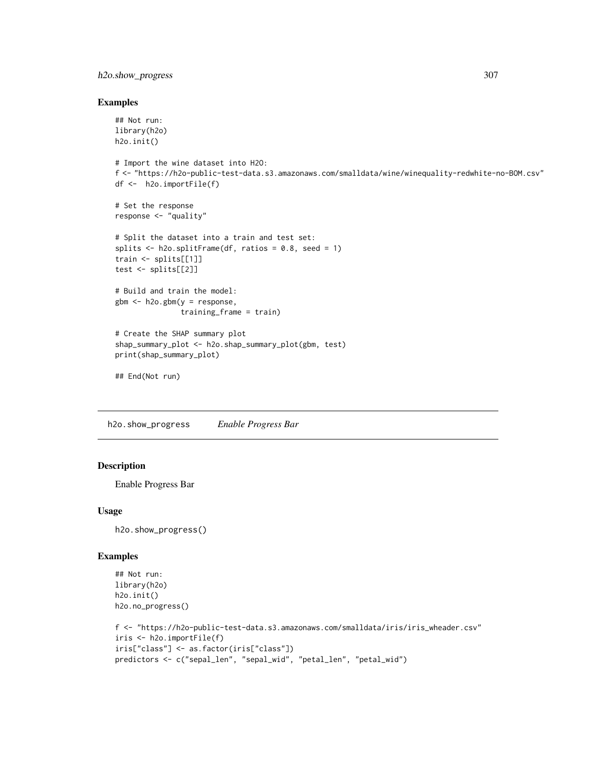## Examples

```
## Not run:
library(h2o)
h2o.init()

# Import the wine dataset into H2O:
f <- "https://h2o-public-test-data.s3.amazonaws.com/smalldata/wine/winequality-redwhite-no-BOM.csv"
df <-  h2o.importFile(f)

# Set the response
response <- "quality"

# Split the dataset into a train and test set:
splits <- h2o.splitFrame(df, ratios = 0.8, seed = 1)
train <- splits[[1]]
test <- splits[[2]]

# Build and train the model:
gbm <- h2o.gbm(y = response,
               training_frame = train)

# Create the SHAP summary plot
shap_summary_plot <- h2o.shap_summary_plot(gbm, test)
print(shap_summary_plot)

## End(Not run)
```

---

# h2o.show_progress *Enable Progress Bar*

---

## Description

Enable Progress Bar

## Usage

```
h2o.show_progress()
```

## Examples

```
## Not run:
library(h2o)
h2o.init()
h2o.no_progress()

f <- "https://h2o-public-test-data.s3.amazonaws.com/smalldata/iris/iris_wheader.csv"
iris <- h2o.importFile(f)
iris["class"] <- as.factor(iris["class"])
predictors <- c("sepal_len", "sepal_wid", "petal_len", "petal_wid")
```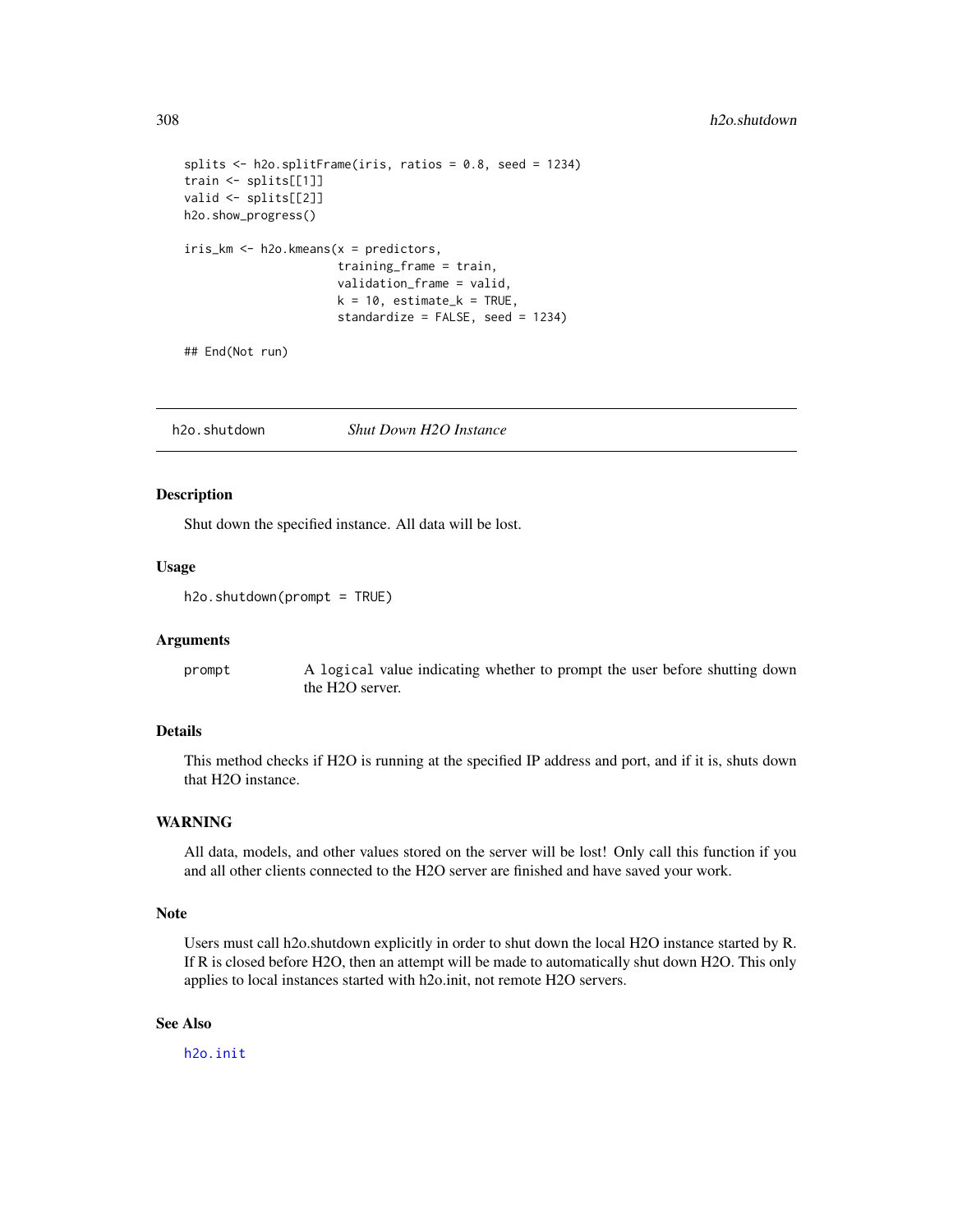```
splits <- h2o.splitFrame(iris, ratios = 0.8, seed = 1234)
train <- splits[[1]]
valid <- splits[[2]]
h2o.show_progress()

iris_km <- h2o.kmeans(x = predictors,
                      training_frame = train,
                      validation_frame = valid,
                      k = 10, estimate_k = TRUE,
                      standardize = FALSE, seed = 1234)

## End(Not run)
```

---

## h2o.shutdown — *Shut Down H2O Instance*

### Description

Shut down the specified instance. All data will be lost.

### Usage

```
h2o.shutdown(prompt = TRUE)
```

### Arguments

| | |
|---|---|
| prompt | A `logical` value indicating whether to prompt the user before shutting down the H2O server. |

### Details

This method checks if H2O is running at the specified IP address and port, and if it is, shuts down that H2O instance.

### WARNING

All data, models, and other values stored on the server will be lost! Only call this function if you and all other clients connected to the H2O server are finished and have saved your work.

### Note

Users must call h2o.shutdown explicitly in order to shut down the local H2O instance started by R. If R is closed before H2O, then an attempt will be made to automatically shut down H2O. This only applies to local instances started with h2o.init, not remote H2O servers.

### See Also

`h2o.init`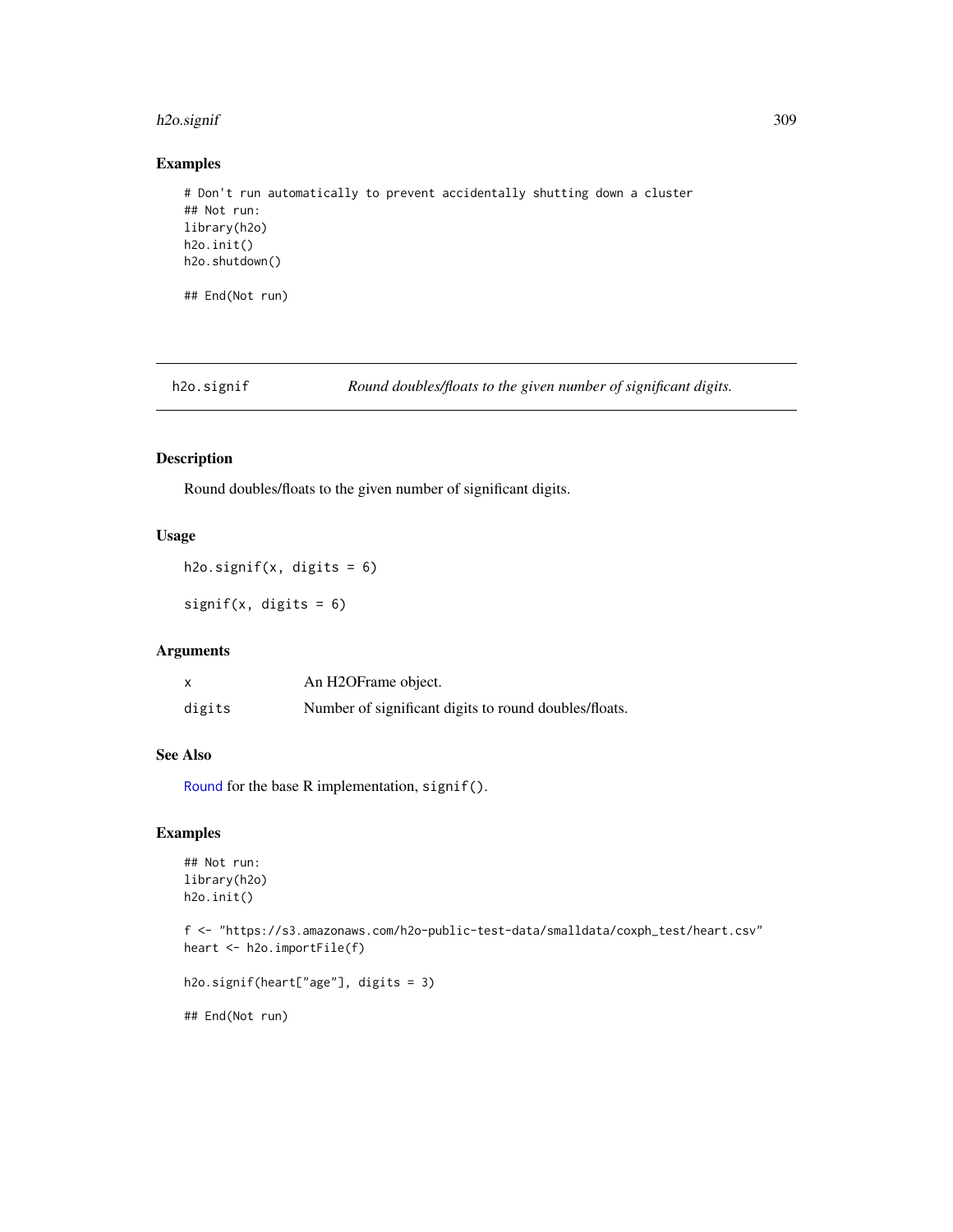## Examples

```
# Don't run automatically to prevent accidentally shutting down a cluster
## Not run:
library(h2o)
h2o.init()
h2o.shutdown()

## End(Not run)
```

---

# h2o.signif — *Round doubles/floats to the given number of significant digits.*

## Description

Round doubles/floats to the given number of significant digits.

## Usage

```
h2o.signif(x, digits = 6)

signif(x, digits = 6)
```

## Arguments

| | |
|---|---|
| x | An H2OFrame object. |
| digits | Number of significant digits to round doubles/floats. |

## See Also

Round for the base R implementation, `signif()`.

## Examples

```
## Not run:
library(h2o)
h2o.init()

f <- "https://s3.amazonaws.com/h2o-public-test-data/smalldata/coxph_test/heart.csv"
heart <- h2o.importFile(f)

h2o.signif(heart["age"], digits = 3)

## End(Not run)
```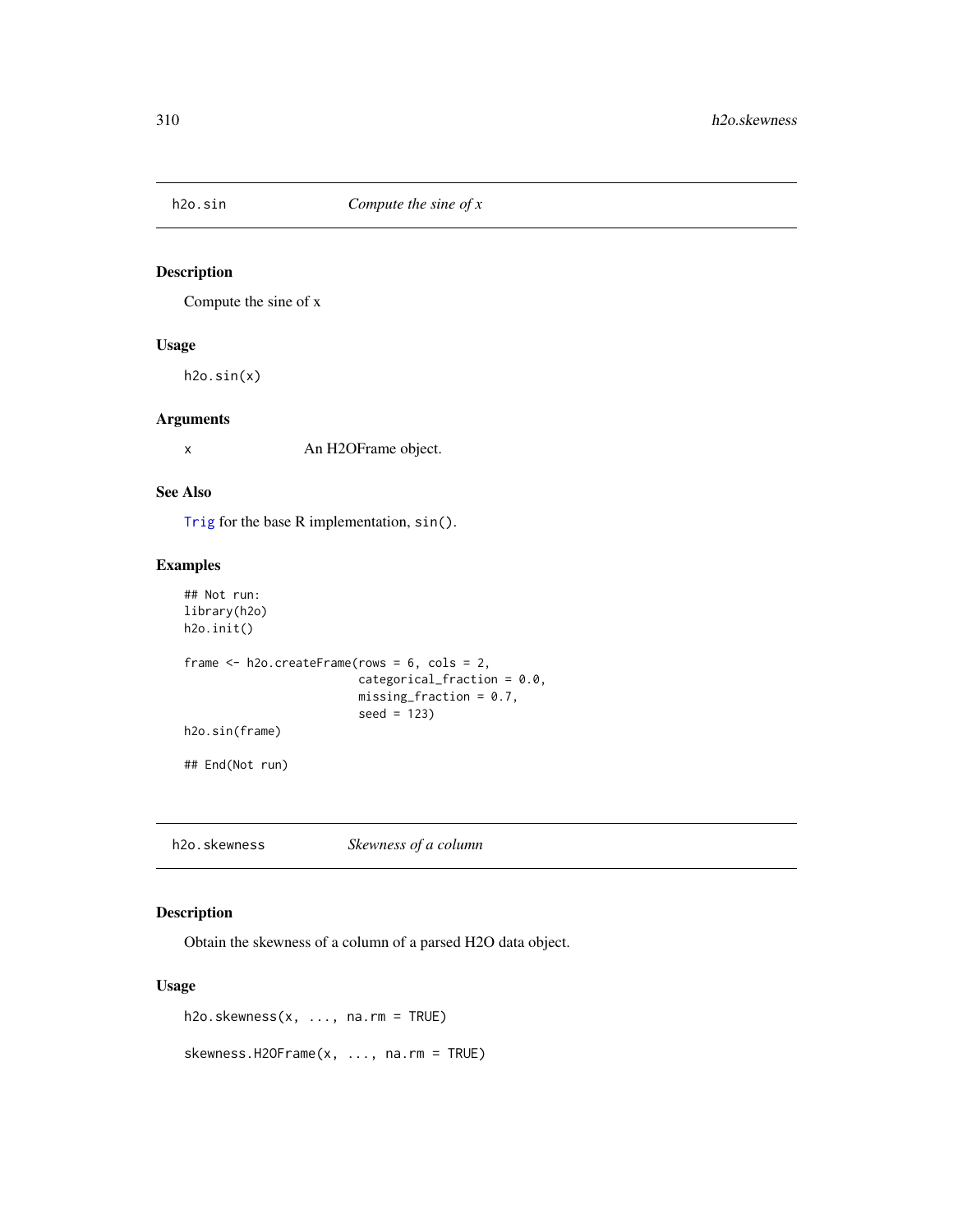## h2o.sin *Compute the sine of x*

### Description

Compute the sine of x

### Usage

```
h2o.sin(x)
```

### Arguments

| | |
|---|---|
| x | An H2OFrame object. |

### See Also

Trig for the base R implementation, `sin()`.

### Examples

```
## Not run:
library(h2o)
h2o.init()

frame <- h2o.createFrame(rows = 6, cols = 2,
                         categorical_fraction = 0.0,
                         missing_fraction = 0.7,
                         seed = 123)
h2o.sin(frame)

## End(Not run)
```

## h2o.skewness *Skewness of a column*

### Description

Obtain the skewness of a column of a parsed H2O data object.

### Usage

```
h2o.skewness(x, ..., na.rm = TRUE)

skewness.H2OFrame(x, ..., na.rm = TRUE)
```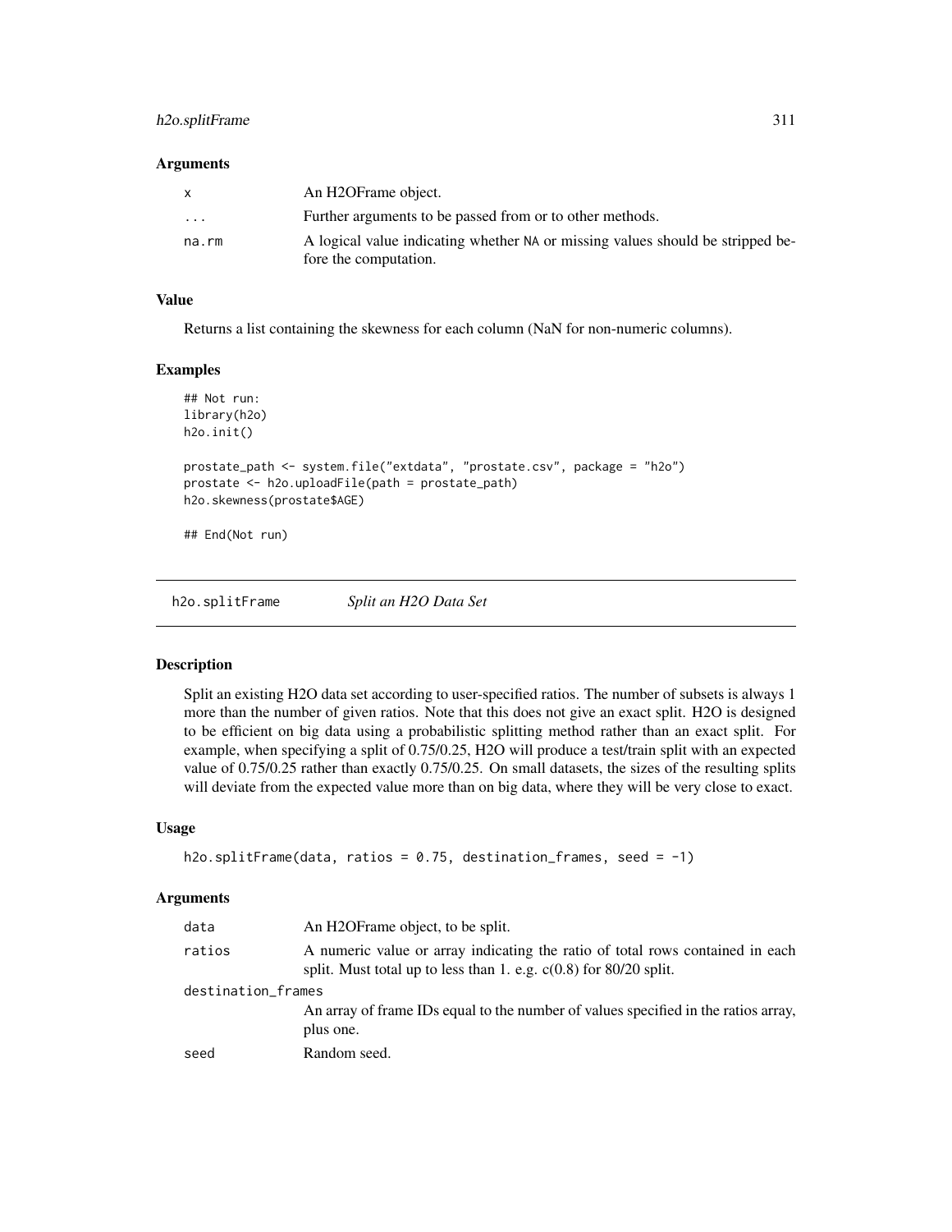### Arguments

| | |
|---|---|
| x | An H2OFrame object. |
| ... | Further arguments to be passed from or to other methods. |
| na.rm | A logical value indicating whether NA or missing values should be stripped before the computation. |

### Value

Returns a list containing the skewness for each column (NaN for non-numeric columns).

### Examples

```
## Not run:
library(h2o)
h2o.init()

prostate_path <- system.file("extdata", "prostate.csv", package = "h2o")
prostate <- h2o.uploadFile(path = prostate_path)
h2o.skewness(prostate$AGE)

## End(Not run)
```

---

## h2o.splitFrame *Split an H2O Data Set*

### Description

Split an existing H2O data set according to user-specified ratios. The number of subsets is always 1 more than the number of given ratios. Note that this does not give an exact split. H2O is designed to be efficient on big data using a probabilistic splitting method rather than an exact split. For example, when specifying a split of 0.75/0.25, H2O will produce a test/train split with an expected value of 0.75/0.25 rather than exactly 0.75/0.25. On small datasets, the sizes of the resulting splits will deviate from the expected value more than on big data, where they will be very close to exact.

### Usage

```
h2o.splitFrame(data, ratios = 0.75, destination_frames, seed = -1)
```

### Arguments

| | |
|---|---|
| data | An H2OFrame object, to be split. |
| ratios | A numeric value or array indicating the ratio of total rows contained in each split. Must total up to less than 1. e.g. c(0.8) for 80/20 split. |
| destination_frames | An array of frame IDs equal to the number of values specified in the ratios array, plus one. |
| seed | Random seed. |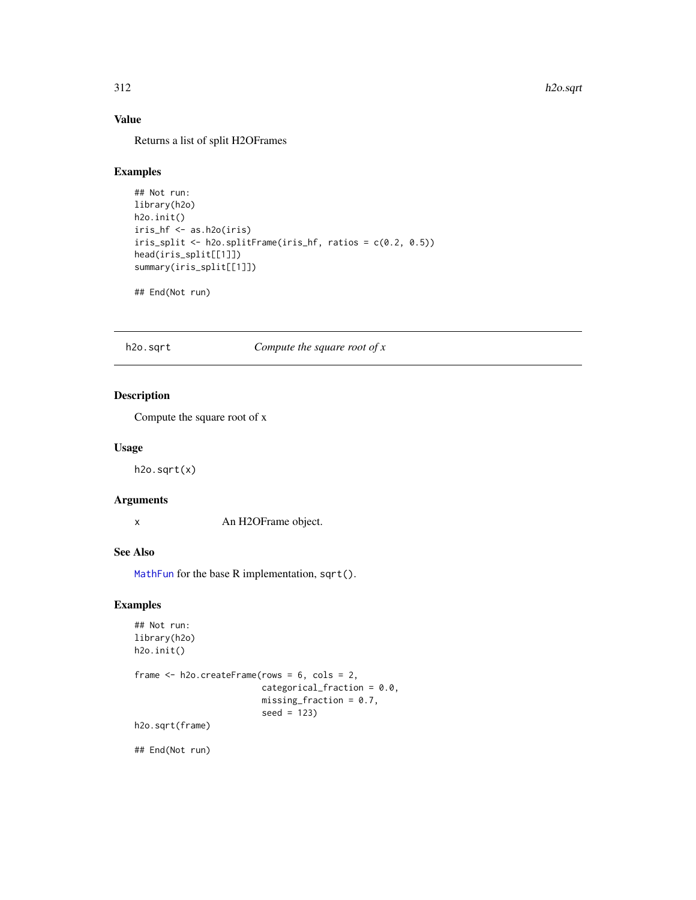## Value

Returns a list of split H2OFrames

## Examples

```
## Not run:
library(h2o)
h2o.init()
iris_hf <- as.h2o(iris)
iris_split <- h2o.splitFrame(iris_hf, ratios = c(0.2, 0.5))
head(iris_split[[1]])
summary(iris_split[[1]])

## End(Not run)
```

---

# h2o.sqrt *Compute the square root of x*

---

## Description

Compute the square root of x

## Usage

```
h2o.sqrt(x)
```

## Arguments

x An H2OFrame object.

## See Also

MathFun for the base R implementation, sqrt().

## Examples

```
## Not run:
library(h2o)
h2o.init()

frame <- h2o.createFrame(rows = 6, cols = 2,
                         categorical_fraction = 0.0,
                         missing_fraction = 0.7,
                         seed = 123)
h2o.sqrt(frame)

## End(Not run)
```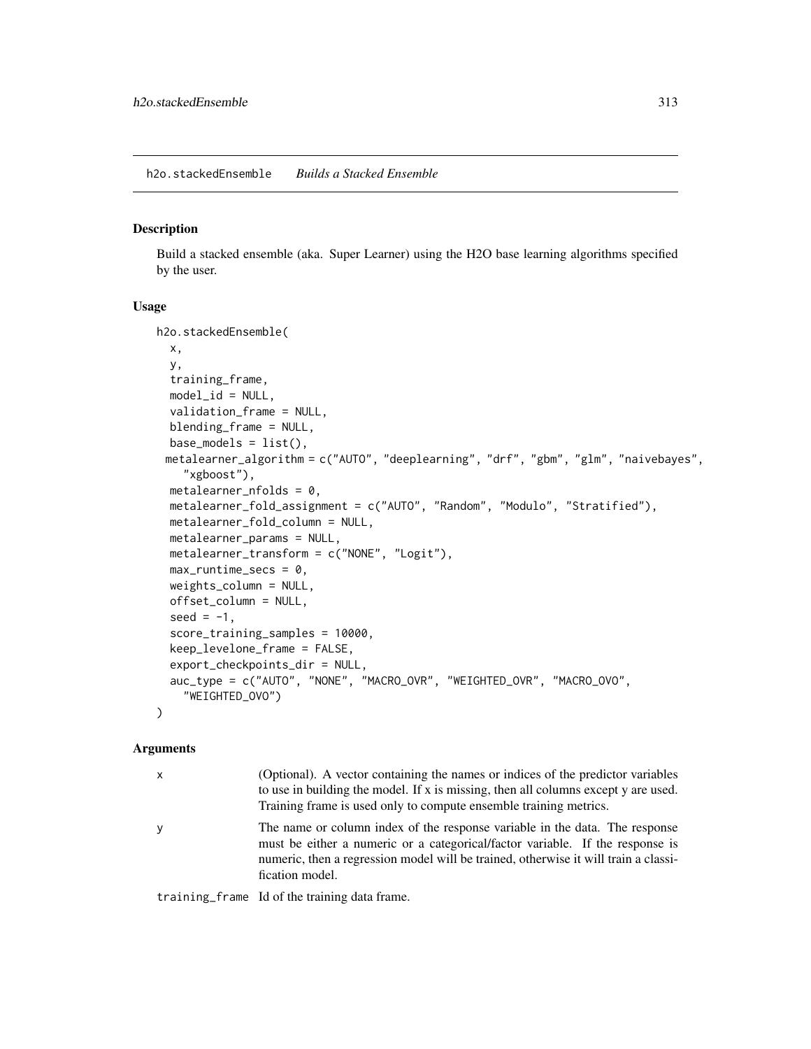## h2o.stackedEnsemble *Builds a Stacked Ensemble*

### Description

Build a stacked ensemble (aka. Super Learner) using the H2O base learning algorithms specified by the user.

### Usage

```
h2o.stackedEnsemble(
  x,
  y,
  training_frame,
  model_id = NULL,
  validation_frame = NULL,
  blending_frame = NULL,
  base_models = list(),
 metalearner_algorithm = c("AUTO", "deeplearning", "drf", "gbm", "glm", "naivebayes",
    "xgboost"),
  metalearner_nfolds = 0,
  metalearner_fold_assignment = c("AUTO", "Random", "Modulo", "Stratified"),
  metalearner_fold_column = NULL,
  metalearner_params = NULL,
  metalearner_transform = c("NONE", "Logit"),
  max_runtime_secs = 0,
  weights_column = NULL,
  offset_column = NULL,
  seed = -1,
  score_training_samples = 10000,
  keep_levelone_frame = FALSE,
  export_checkpoints_dir = NULL,
  auc_type = c("AUTO", "NONE", "MACRO_OVR", "WEIGHTED_OVR", "MACRO_OVO",
    "WEIGHTED_OVO")
)
```

### Arguments

| | |
|---|---|
| x | (Optional). A vector containing the names or indices of the predictor variables to use in building the model. If x is missing, then all columns except y are used. Training frame is used only to compute ensemble training metrics. |
| y | The name or column index of the response variable in the data. The response must be either a numeric or a categorical/factor variable. If the response is numeric, then a regression model will be trained, otherwise it will train a classification model. |
| training_frame | Id of the training data frame. |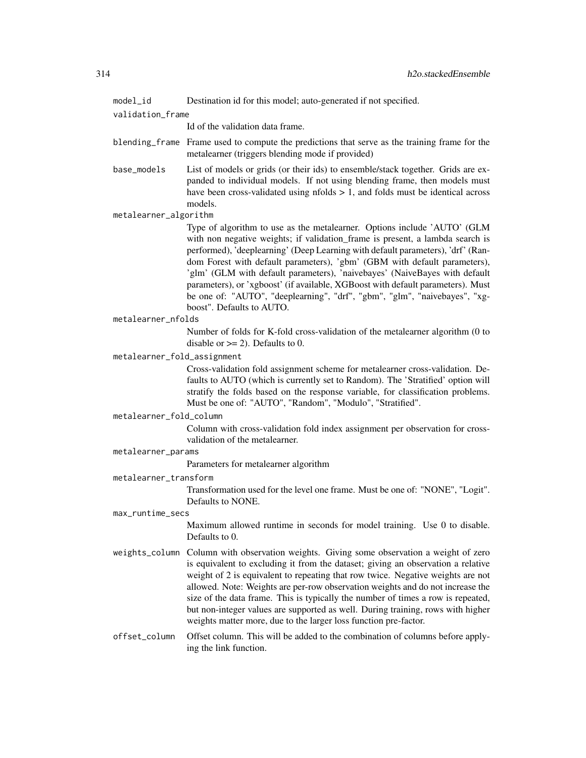model_id Destination id for this model; auto-generated if not specified.

validation_frame
Id of the validation data frame.

blending_frame Frame used to compute the predictions that serve as the training frame for the metalearner (triggers blending mode if provided)

base_models List of models or grids (or their ids) to ensemble/stack together. Grids are expanded to individual models. If not using blending frame, then models must have been cross-validated using nfolds > 1, and folds must be identical across models.

metalearner_algorithm
Type of algorithm to use as the metalearner. Options include 'AUTO' (GLM with non negative weights; if validation_frame is present, a lambda search is performed), 'deeplearning' (Deep Learning with default parameters), 'drf' (Random Forest with default parameters), 'gbm' (GBM with default parameters), 'glm' (GLM with default parameters), 'naivebayes' (NaiveBayes with default parameters), or 'xgboost' (if available, XGBoost with default parameters). Must be one of: "AUTO", "deeplearning", "drf", "gbm", "glm", "naivebayes", "xgboost". Defaults to AUTO.

metalearner_nfolds
Number of folds for K-fold cross-validation of the metalearner algorithm (0 to disable or >= 2). Defaults to 0.

metalearner_fold_assignment
Cross-validation fold assignment scheme for metalearner cross-validation. Defaults to AUTO (which is currently set to Random). The 'Stratified' option will stratify the folds based on the response variable, for classification problems. Must be one of: "AUTO", "Random", "Modulo", "Stratified".

metalearner_fold_column
Column with cross-validation fold index assignment per observation for cross-validation of the metalearner.

metalearner_params
Parameters for metalearner algorithm

metalearner_transform
Transformation used for the level one frame. Must be one of: "NONE", "Logit". Defaults to NONE.

max_runtime_secs
Maximum allowed runtime in seconds for model training. Use 0 to disable. Defaults to 0.

weights_column Column with observation weights. Giving some observation a weight of zero is equivalent to excluding it from the dataset; giving an observation a relative weight of 2 is equivalent to repeating that row twice. Negative weights are not allowed. Note: Weights are per-row observation weights and do not increase the size of the data frame. This is typically the number of times a row is repeated, but non-integer values are supported as well. During training, rows with higher weights matter more, due to the larger loss function pre-factor.

offset_column Offset column. This will be added to the combination of columns before applying the link function.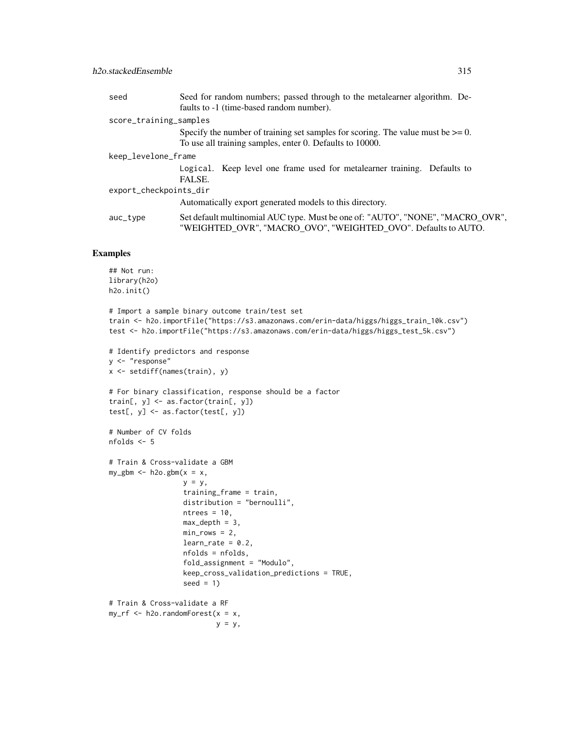| | |
|---|---|
| seed | Seed for random numbers; passed through to the metalearner algorithm. Defaults to -1 (time-based random number). |
| score_training_samples | Specify the number of training set samples for scoring. The value must be >= 0. To use all training samples, enter 0. Defaults to 10000. |
| keep_levelone_frame | Logical. Keep level one frame used for metalearner training. Defaults to FALSE. |
| export_checkpoints_dir | Automatically export generated models to this directory. |
| auc_type | Set default multinomial AUC type. Must be one of: "AUTO", "NONE", "MACRO_OVR", "WEIGHTED_OVR", "MACRO_OVO", "WEIGHTED_OVO". Defaults to AUTO. |

## Examples

```
## Not run:
library(h2o)
h2o.init()

# Import a sample binary outcome train/test set
train <- h2o.importFile("https://s3.amazonaws.com/erin-data/higgs/higgs_train_10k.csv")
test <- h2o.importFile("https://s3.amazonaws.com/erin-data/higgs/higgs_test_5k.csv")

# Identify predictors and response
y <- "response"
x <- setdiff(names(train), y)

# For binary classification, response should be a factor
train[, y] <- as.factor(train[, y])
test[, y] <- as.factor(test[, y])

# Number of CV folds
nfolds <- 5

# Train & Cross-validate a GBM
my_gbm <- h2o.gbm(x = x,
                  y = y,
                  training_frame = train,
                  distribution = "bernoulli",
                  ntrees = 10,
                  max_depth = 3,
                  min_rows = 2,
                  learn_rate = 0.2,
                  nfolds = nfolds,
                  fold_assignment = "Modulo",
                  keep_cross_validation_predictions = TRUE,
                  seed = 1)

# Train & Cross-validate a RF
my_rf <- h2o.randomForest(x = x,
                          y = y,
```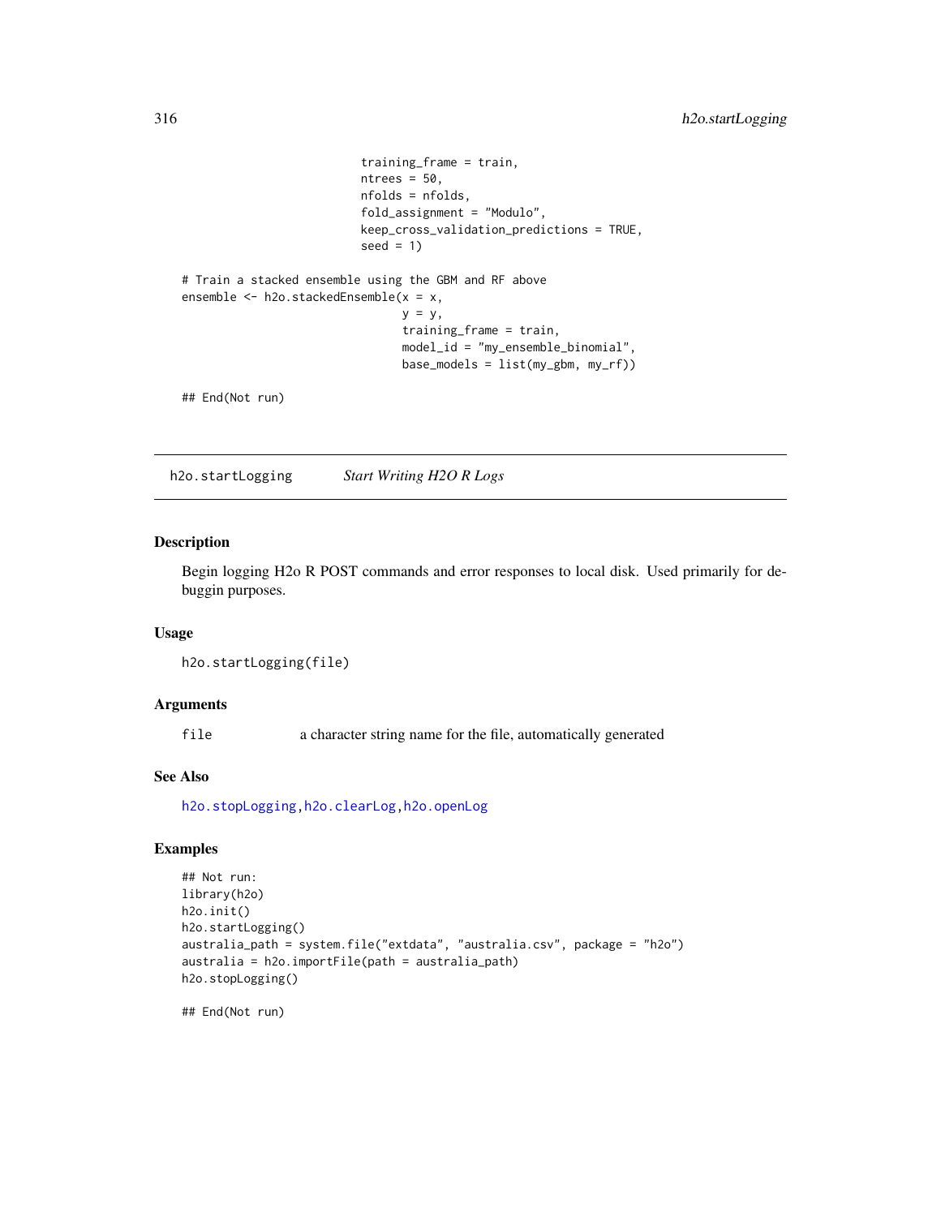```
                         training_frame = train,
                         ntrees = 50,
                         nfolds = nfolds,
                         fold_assignment = "Modulo",
                         keep_cross_validation_predictions = TRUE,
                         seed = 1)

# Train a stacked ensemble using the GBM and RF above
ensemble <- h2o.stackedEnsemble(x = x,
                                y = y,
                                training_frame = train,
                                model_id = "my_ensemble_binomial",
                                base_models = list(my_gbm, my_rf))

## End(Not run)
```

## h2o.startLogging — *Start Writing H2O R Logs*

### Description

Begin logging H2o R POST commands and error responses to local disk. Used primarily for debuggin purposes.

### Usage

```
h2o.startLogging(file)
```

### Arguments

| | |
|---|---|
| file | a character string name for the file, automatically generated |

### See Also

h2o.stopLogging, h2o.clearLog, h2o.openLog

### Examples

```
## Not run:
library(h2o)
h2o.init()
h2o.startLogging()
australia_path = system.file("extdata", "australia.csv", package = "h2o")
australia = h2o.importFile(path = australia_path)
h2o.stopLogging()

## End(Not run)
```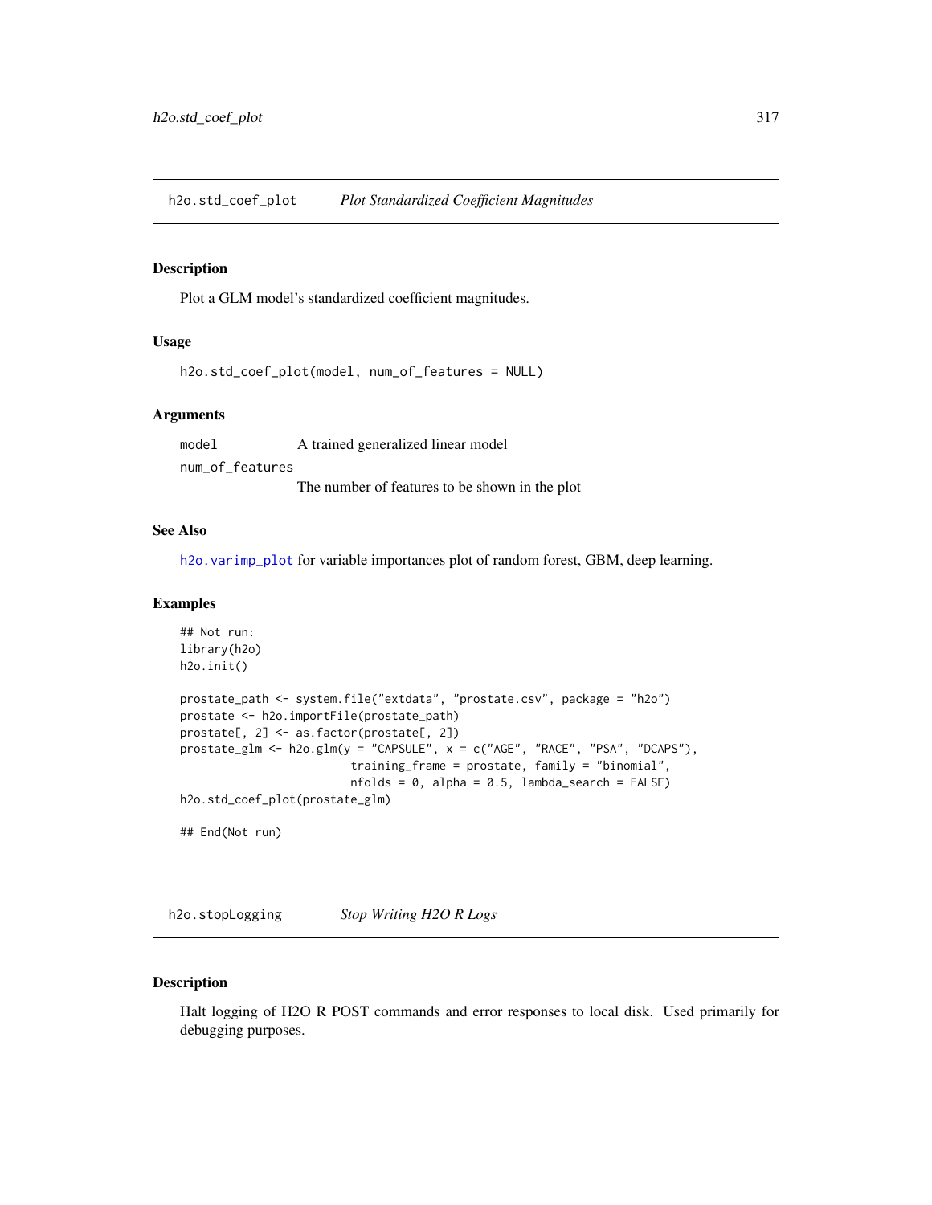## h2o.std_coef_plot — *Plot Standardized Coefficient Magnitudes*

### Description

Plot a GLM model's standardized coefficient magnitudes.

### Usage

```
h2o.std_coef_plot(model, num_of_features = NULL)
```

### Arguments

| | |
|---|---|
| `model` | A trained generalized linear model |
| `num_of_features` | The number of features to be shown in the plot |

### See Also

`h2o.varimp_plot` for variable importances plot of random forest, GBM, deep learning.

### Examples

```
## Not run:
library(h2o)
h2o.init()

prostate_path <- system.file("extdata", "prostate.csv", package = "h2o")
prostate <- h2o.importFile(prostate_path)
prostate[, 2] <- as.factor(prostate[, 2])
prostate_glm <- h2o.glm(y = "CAPSULE", x = c("AGE", "RACE", "PSA", "DCAPS"),
                        training_frame = prostate, family = "binomial",
                        nfolds = 0, alpha = 0.5, lambda_search = FALSE)
h2o.std_coef_plot(prostate_glm)

## End(Not run)
```

## h2o.stopLogging — *Stop Writing H2O R Logs*

### Description

Halt logging of H2O R POST commands and error responses to local disk. Used primarily for debugging purposes.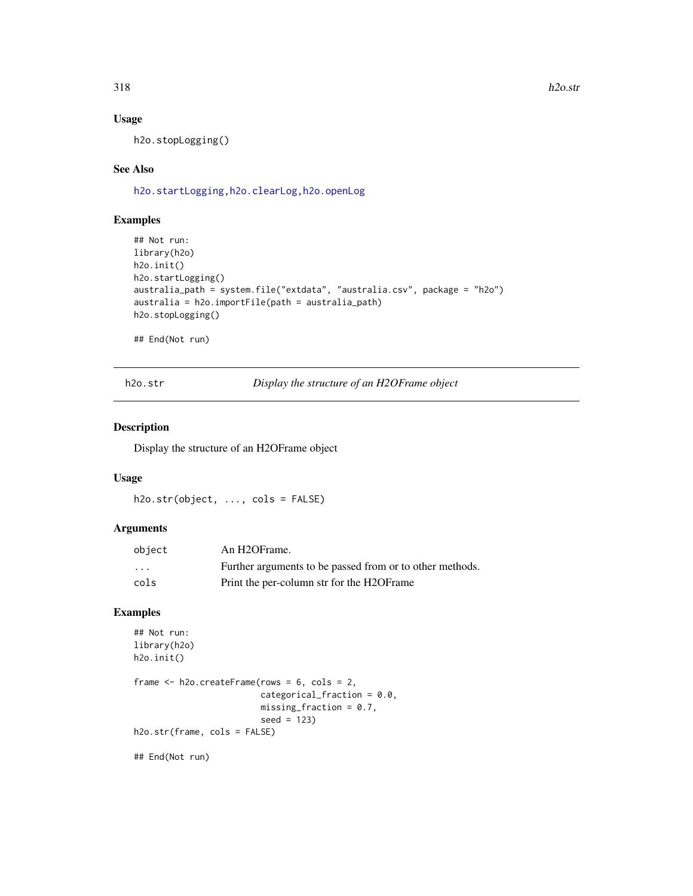### Usage

```
h2o.stopLogging()
```

### See Also

h2o.startLogging, h2o.clearLog, h2o.openLog

### Examples

```
## Not run:
library(h2o)
h2o.init()
h2o.startLogging()
australia_path = system.file("extdata", "australia.csv", package = "h2o")
australia = h2o.importFile(path = australia_path)
h2o.stopLogging()

## End(Not run)
```

---

## h2o.str — *Display the structure of an H2OFrame object*

### Description

Display the structure of an H2OFrame object

### Usage

```
h2o.str(object, ..., cols = FALSE)
```

### Arguments

| | |
|---|---|
| object | An H2OFrame. |
| ... | Further arguments to be passed from or to other methods. |
| cols | Print the per-column str for the H2OFrame |

### Examples

```
## Not run:
library(h2o)
h2o.init()

frame <- h2o.createFrame(rows = 6, cols = 2,
                         categorical_fraction = 0.0,
                         missing_fraction = 0.7,
                         seed = 123)
h2o.str(frame, cols = FALSE)

## End(Not run)
```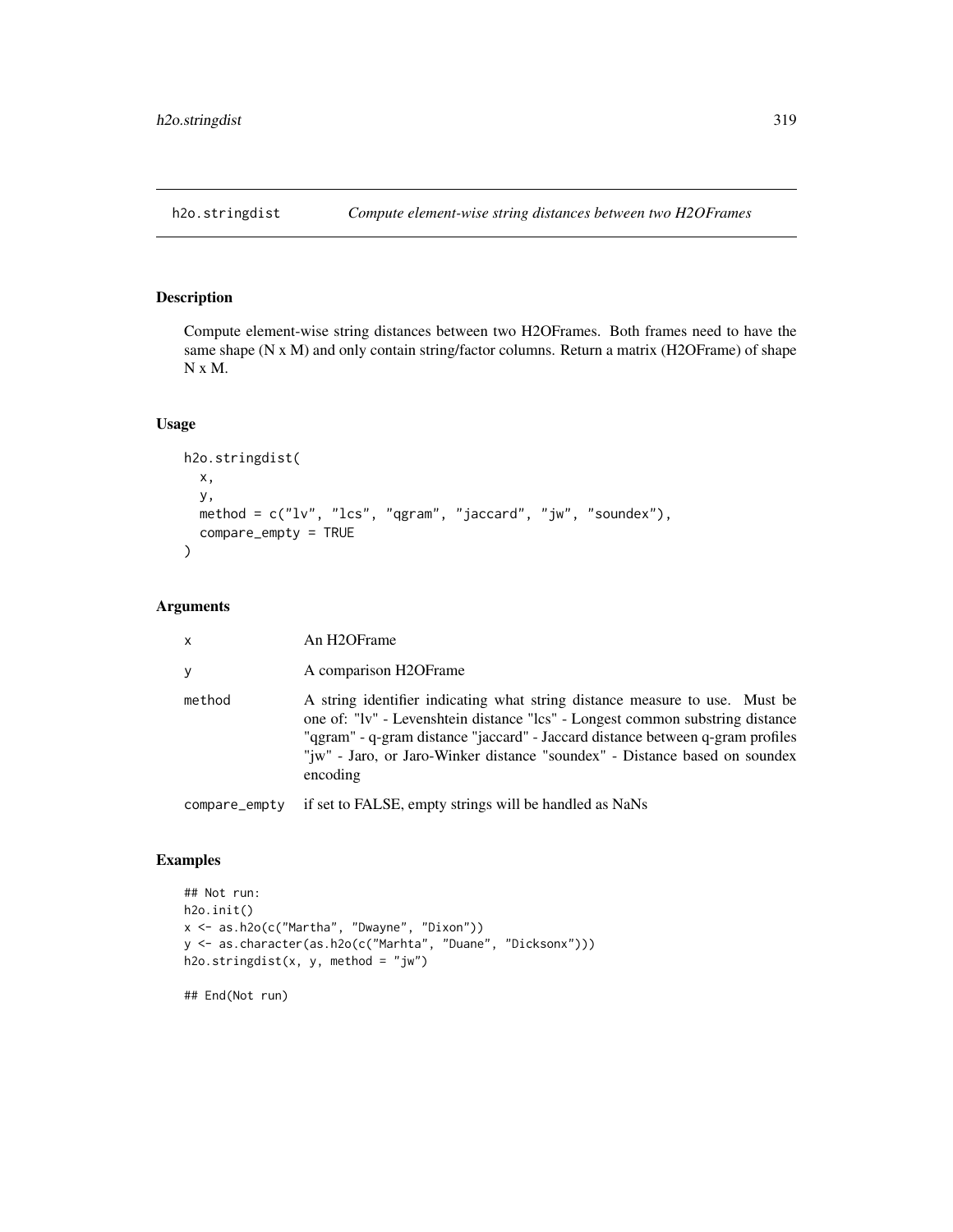# h2o.stringdist

*Compute element-wise string distances between two H2OFrames*

## Description

Compute element-wise string distances between two H2OFrames. Both frames need to have the same shape (N x M) and only contain string/factor columns. Return a matrix (H2OFrame) of shape N x M.

## Usage

```
h2o.stringdist(
  x,
  y,
  method = c("lv", "lcs", "qgram", "jaccard", "jw", "soundex"),
  compare_empty = TRUE
)
```

## Arguments

| | |
|---|---|
| x | An H2OFrame |
| y | A comparison H2OFrame |
| method | A string identifier indicating what string distance measure to use. Must be one of: "lv" - Levenshtein distance "lcs" - Longest common substring distance "qgram" - q-gram distance "jaccard" - Jaccard distance between q-gram profiles "jw" - Jaro, or Jaro-Winker distance "soundex" - Distance based on soundex encoding |
| compare_empty | if set to FALSE, empty strings will be handled as NaNs |

## Examples

```
## Not run:
h2o.init()
x <- as.h2o(c("Martha", "Dwayne", "Dixon"))
y <- as.character(as.h2o(c("Marhta", "Duane", "Dicksonx")))
h2o.stringdist(x, y, method = "jw")

## End(Not run)
```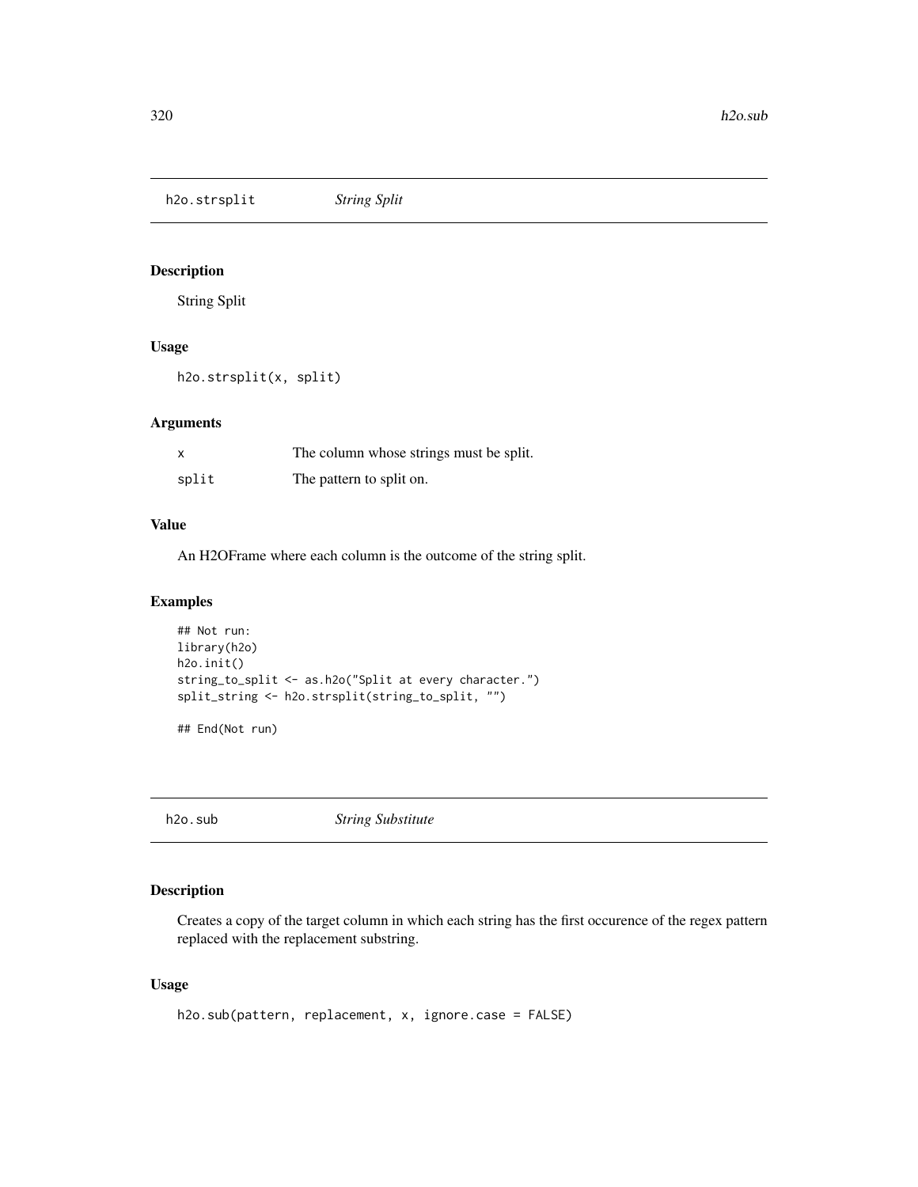## h2o.strsplit *String Split*

### Description

String Split

### Usage

```
h2o.strsplit(x, split)
```

### Arguments

| | |
|---|---|
| x | The column whose strings must be split. |
| split | The pattern to split on. |

### Value

An H2OFrame where each column is the outcome of the string split.

### Examples

```
## Not run:
library(h2o)
h2o.init()
string_to_split <- as.h2o("Split at every character.")
split_string <- h2o.strsplit(string_to_split, "")

## End(Not run)
```

## h2o.sub *String Substitute*

### Description

Creates a copy of the target column in which each string has the first occurence of the regex pattern replaced with the replacement substring.

### Usage

```
h2o.sub(pattern, replacement, x, ignore.case = FALSE)
```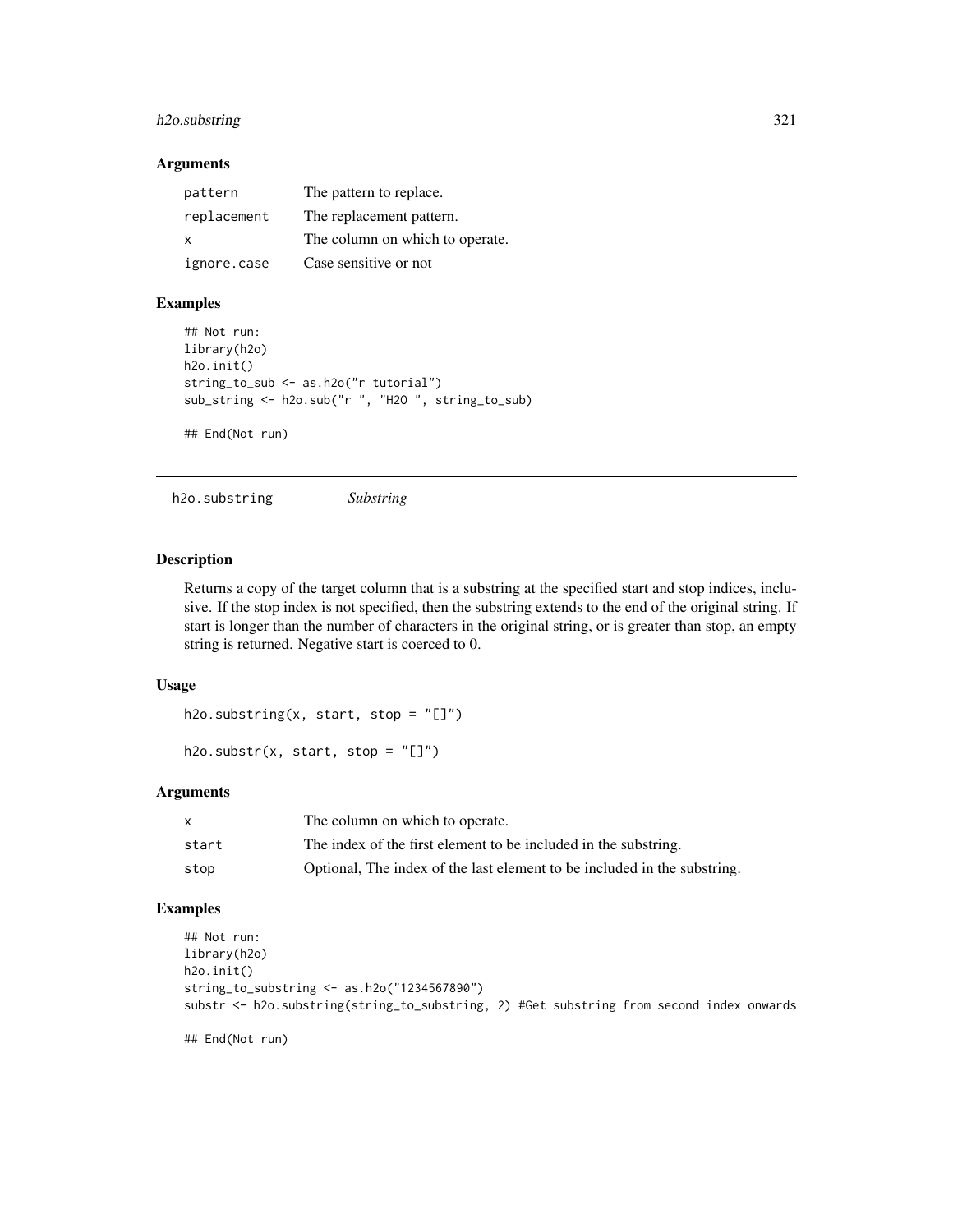### Arguments

| | |
|---|---|
| pattern | The pattern to replace. |
| replacement | The replacement pattern. |
| x | The column on which to operate. |
| ignore.case | Case sensitive or not |

### Examples

```
## Not run:
library(h2o)
h2o.init()
string_to_sub <- as.h2o("r tutorial")
sub_string <- h2o.sub("r ", "H2O ", string_to_sub)

## End(Not run)
```

---

## h2o.substring *Substring*

### Description

Returns a copy of the target column that is a substring at the specified start and stop indices, inclusive. If the stop index is not specified, then the substring extends to the end of the original string. If start is longer than the number of characters in the original string, or is greater than stop, an empty string is returned. Negative start is coerced to 0.

### Usage

```
h2o.substring(x, start, stop = "[]")

h2o.substr(x, start, stop = "[]")
```

### Arguments

| | |
|---|---|
| x | The column on which to operate. |
| start | The index of the first element to be included in the substring. |
| stop | Optional, The index of the last element to be included in the substring. |

### Examples

```
## Not run:
library(h2o)
h2o.init()
string_to_substring <- as.h2o("1234567890")
substr <- h2o.substring(string_to_substring, 2) #Get substring from second index onwards

## End(Not run)
```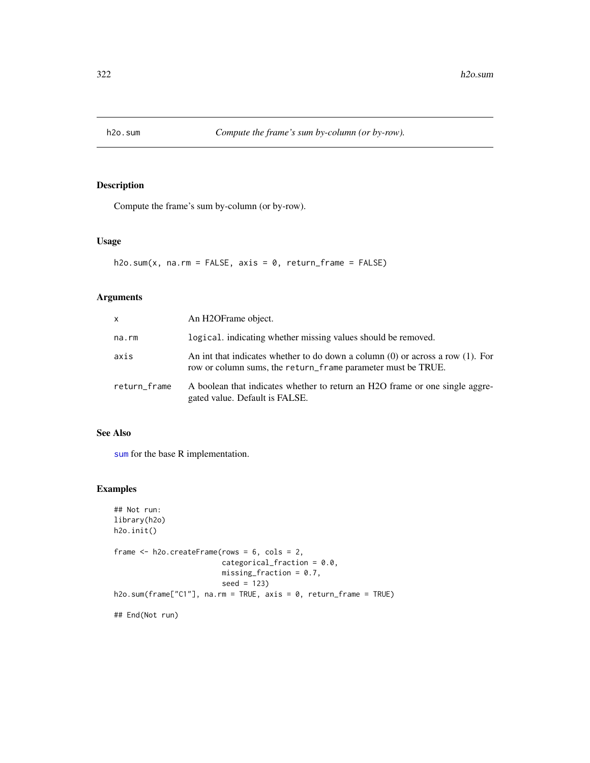# h2o.sum

*Compute the frame's sum by-column (or by-row).*

## Description

Compute the frame's sum by-column (or by-row).

## Usage

```
h2o.sum(x, na.rm = FALSE, axis = 0, return_frame = FALSE)
```

## Arguments

| | |
|---|---|
| x | An H2OFrame object. |
| na.rm | `logical`. indicating whether missing values should be removed. |
| axis | An int that indicates whether to do down a column (0) or across a row (1). For row or column sums, the `return_frame` parameter must be TRUE. |
| return_frame | A boolean that indicates whether to return an H2O frame or one single aggregated value. Default is FALSE. |

## See Also

`sum` for the base R implementation.

## Examples

```
## Not run:
library(h2o)
h2o.init()

frame <- h2o.createFrame(rows = 6, cols = 2,
                         categorical_fraction = 0.0,
                         missing_fraction = 0.7,
                         seed = 123)
h2o.sum(frame["C1"], na.rm = TRUE, axis = 0, return_frame = TRUE)

## End(Not run)
```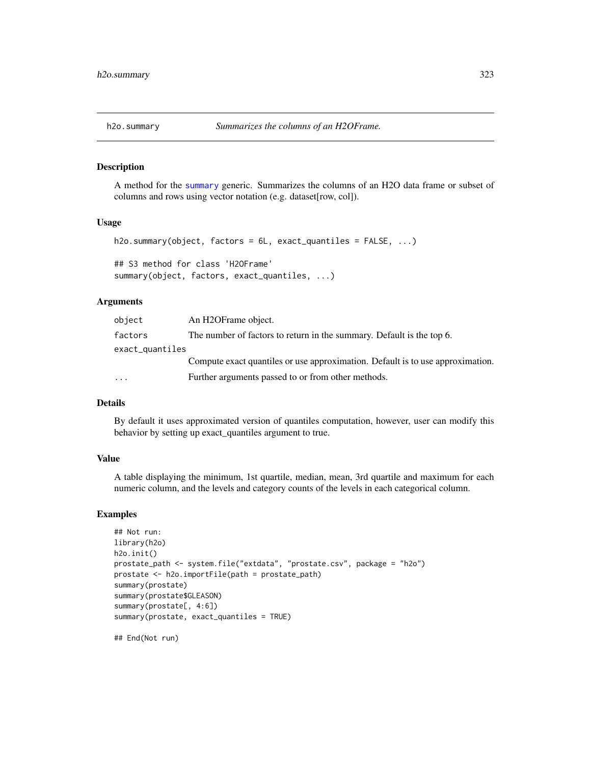## h2o.summary — *Summarizes the columns of an H2OFrame.*

### Description

A method for the summary generic. Summarizes the columns of an H2O data frame or subset of columns and rows using vector notation (e.g. dataset[row, col]).

### Usage

```
h2o.summary(object, factors = 6L, exact_quantiles = FALSE, ...)

## S3 method for class 'H2OFrame'
summary(object, factors, exact_quantiles, ...)
```

### Arguments

| Argument | Description |
|---|---|
| `object` | An H2OFrame object. |
| `factors` | The number of factors to return in the summary. Default is the top 6. |
| `exact_quantiles` | Compute exact quantiles or use approximation. Default is to use approximation. |
| `...` | Further arguments passed to or from other methods. |

### Details

By default it uses approximated version of quantiles computation, however, user can modify this behavior by setting up exact_quantiles argument to true.

### Value

A table displaying the minimum, 1st quartile, median, mean, 3rd quartile and maximum for each numeric column, and the levels and category counts of the levels in each categorical column.

### Examples

```
## Not run:
library(h2o)
h2o.init()
prostate_path <- system.file("extdata", "prostate.csv", package = "h2o")
prostate <- h2o.importFile(path = prostate_path)
summary(prostate)
summary(prostate$GLEASON)
summary(prostate[, 4:6])
summary(prostate, exact_quantiles = TRUE)

## End(Not run)
```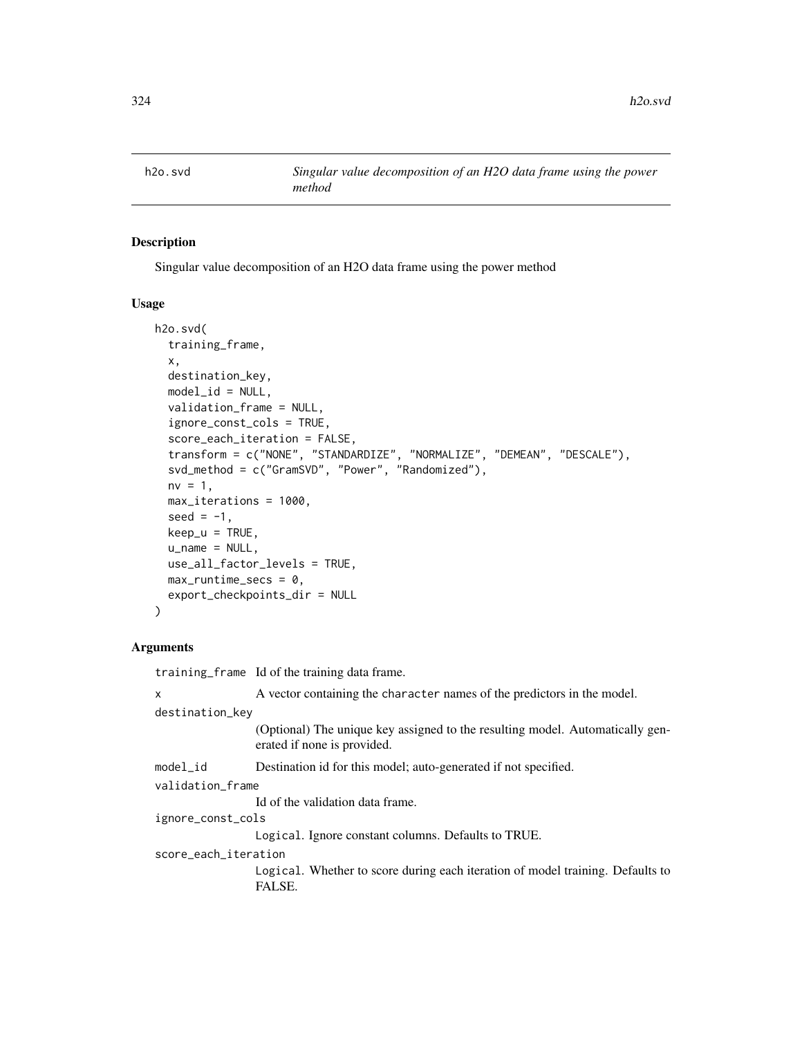## h2o.svd — *Singular value decomposition of an H2O data frame using the power method*

### Description

Singular value decomposition of an H2O data frame using the power method

### Usage

```
h2o.svd(
  training_frame,
  x,
  destination_key,
  model_id = NULL,
  validation_frame = NULL,
  ignore_const_cols = TRUE,
  score_each_iteration = FALSE,
  transform = c("NONE", "STANDARDIZE", "NORMALIZE", "DEMEAN", "DESCALE"),
  svd_method = c("GramSVD", "Power", "Randomized"),
  nv = 1,
  max_iterations = 1000,
  seed = -1,
  keep_u = TRUE,
  u_name = NULL,
  use_all_factor_levels = TRUE,
  max_runtime_secs = 0,
  export_checkpoints_dir = NULL
)
```

### Arguments

| | |
|---|---|
| `training_frame` | Id of the training data frame. |
| `x` | A vector containing the `character` names of the predictors in the model. |
| `destination_key` | (Optional) The unique key assigned to the resulting model. Automatically generated if none is provided. |
| `model_id` | Destination id for this model; auto-generated if not specified. |
| `validation_frame` | Id of the validation data frame. |
| `ignore_const_cols` | `Logical`. Ignore constant columns. Defaults to TRUE. |
| `score_each_iteration` | `Logical`. Whether to score during each iteration of model training. Defaults to FALSE. |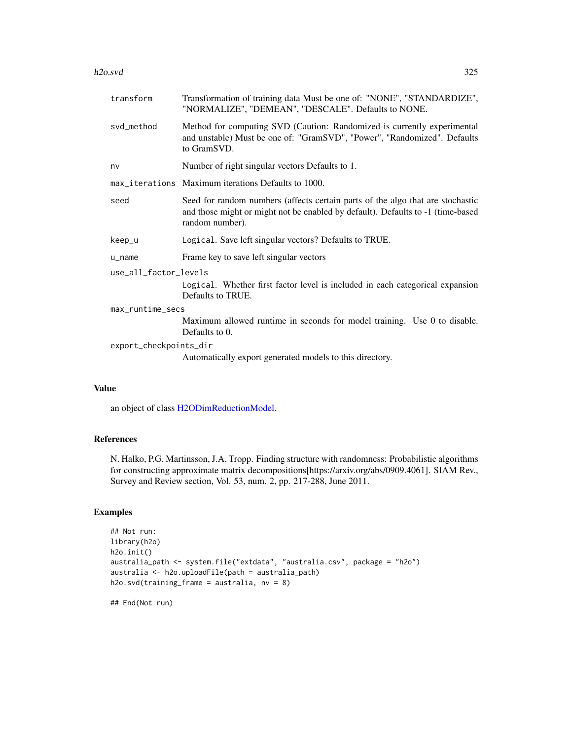| | |
|---|---|
| transform | Transformation of training data Must be one of: "NONE", "STANDARDIZE", "NORMALIZE", "DEMEAN", "DESCALE". Defaults to NONE. |
| svd_method | Method for computing SVD (Caution: Randomized is currently experimental and unstable) Must be one of: "GramSVD", "Power", "Randomized". Defaults to GramSVD. |
| nv | Number of right singular vectors Defaults to 1. |
| max_iterations | Maximum iterations Defaults to 1000. |
| seed | Seed for random numbers (affects certain parts of the algo that are stochastic and those might or might not be enabled by default). Defaults to -1 (time-based random number). |
| keep_u | Logical. Save left singular vectors? Defaults to TRUE. |
| u_name | Frame key to save left singular vectors |
| use_all_factor_levels | Logical. Whether first factor level is included in each categorical expansion Defaults to TRUE. |
| max_runtime_secs | Maximum allowed runtime in seconds for model training. Use 0 to disable. Defaults to 0. |
| export_checkpoints_dir | Automatically export generated models to this directory. |

## Value

an object of class H2ODimReductionModel.

## References

N. Halko, P.G. Martinsson, J.A. Tropp. Finding structure with randomness: Probabilistic algorithms for constructing approximate matrix decompositions[https://arxiv.org/abs/0909.4061]. SIAM Rev., Survey and Review section, Vol. 53, num. 2, pp. 217-288, June 2011.

## Examples

```
## Not run:
library(h2o)
h2o.init()
australia_path <- system.file("extdata", "australia.csv", package = "h2o")
australia <- h2o.uploadFile(path = australia_path)
h2o.svd(training_frame = australia, nv = 8)

## End(Not run)
```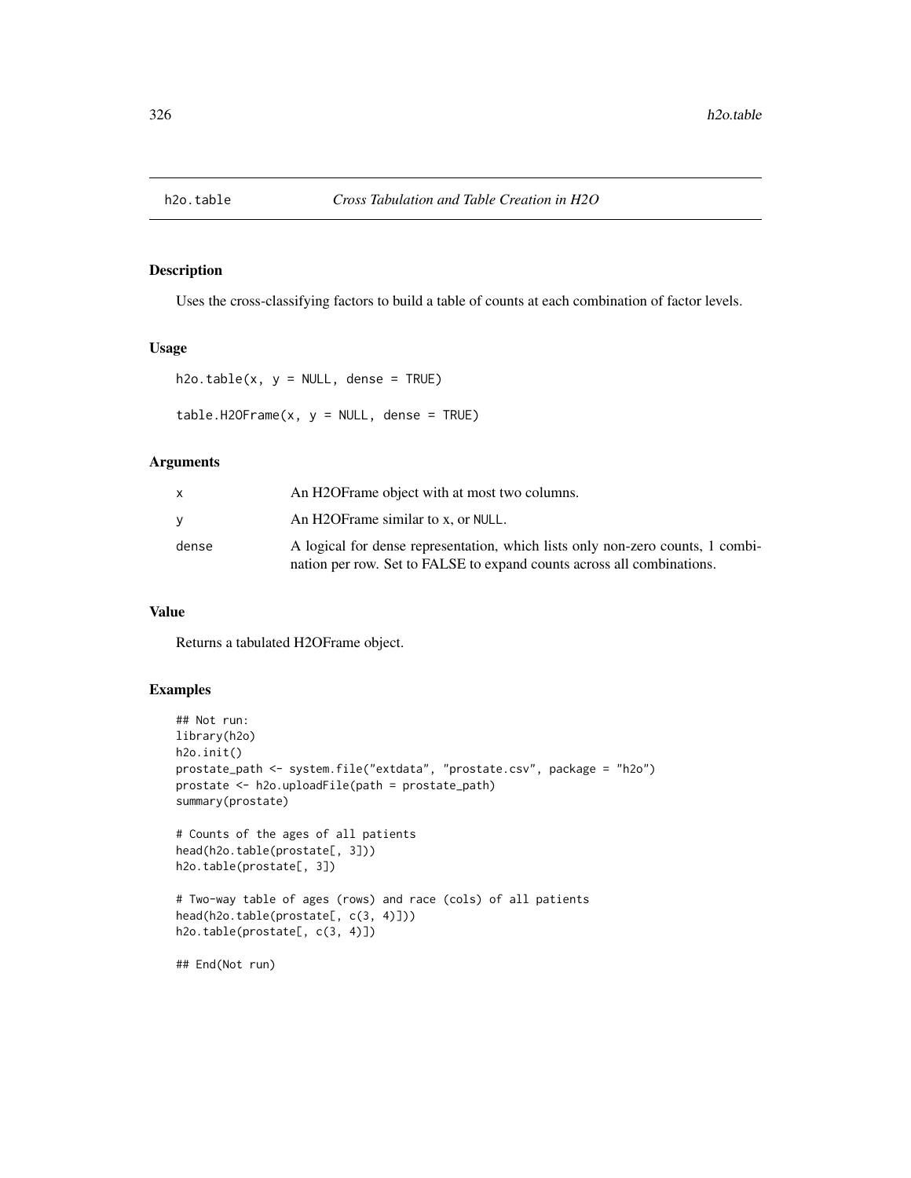# h2o.table    *Cross Tabulation and Table Creation in H2O*

## Description

Uses the cross-classifying factors to build a table of counts at each combination of factor levels.

## Usage

```
h2o.table(x, y = NULL, dense = TRUE)

table.H2OFrame(x, y = NULL, dense = TRUE)
```

## Arguments

| | |
|---|---|
| x | An H2OFrame object with at most two columns. |
| y | An H2OFrame similar to x, or NULL. |
| dense | A logical for dense representation, which lists only non-zero counts, 1 combination per row. Set to FALSE to expand counts across all combinations. |

## Value

Returns a tabulated H2OFrame object.

## Examples

```
## Not run:
library(h2o)
h2o.init()
prostate_path <- system.file("extdata", "prostate.csv", package = "h2o")
prostate <- h2o.uploadFile(path = prostate_path)
summary(prostate)

# Counts of the ages of all patients
head(h2o.table(prostate[, 3]))
h2o.table(prostate[, 3])

# Two-way table of ages (rows) and race (cols) of all patients
head(h2o.table(prostate[, c(3, 4)]))
h2o.table(prostate[, c(3, 4)])

## End(Not run)
```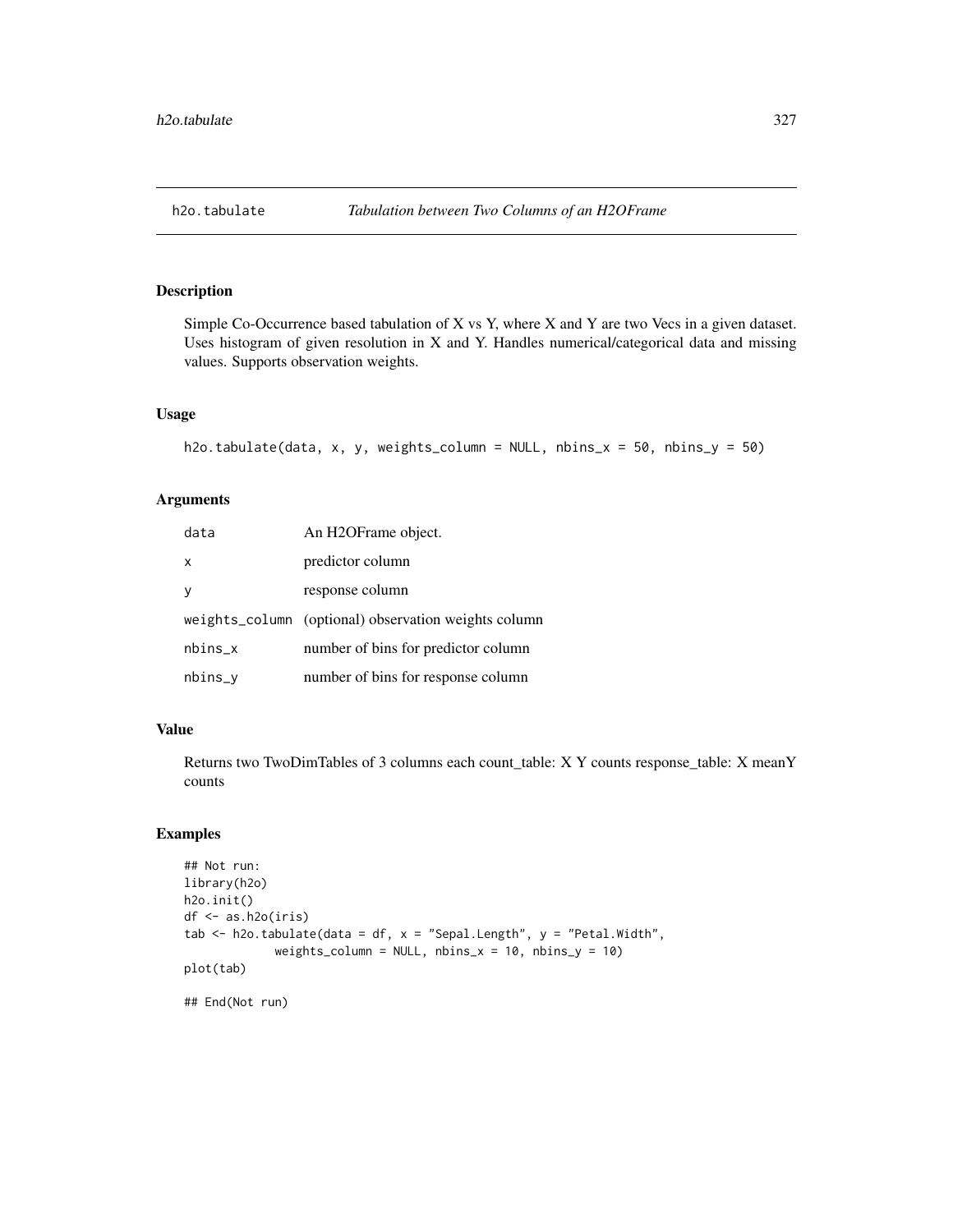# h2o.tabulate — *Tabulation between Two Columns of an H2OFrame*

## Description

Simple Co-Occurrence based tabulation of X vs Y, where X and Y are two Vecs in a given dataset. Uses histogram of given resolution in X and Y. Handles numerical/categorical data and missing values. Supports observation weights.

## Usage

```
h2o.tabulate(data, x, y, weights_column = NULL, nbins_x = 50, nbins_y = 50)
```

## Arguments

| | |
|---|---|
| data | An H2OFrame object. |
| x | predictor column |
| y | response column |
| weights_column | (optional) observation weights column |
| nbins_x | number of bins for predictor column |
| nbins_y | number of bins for response column |

## Value

Returns two TwoDimTables of 3 columns each count_table: X Y counts response_table: X meanY counts

## Examples

```
## Not run:
library(h2o)
h2o.init()
df <- as.h2o(iris)
tab <- h2o.tabulate(data = df, x = "Sepal.Length", y = "Petal.Width",
             weights_column = NULL, nbins_x = 10, nbins_y = 10)
plot(tab)

## End(Not run)
```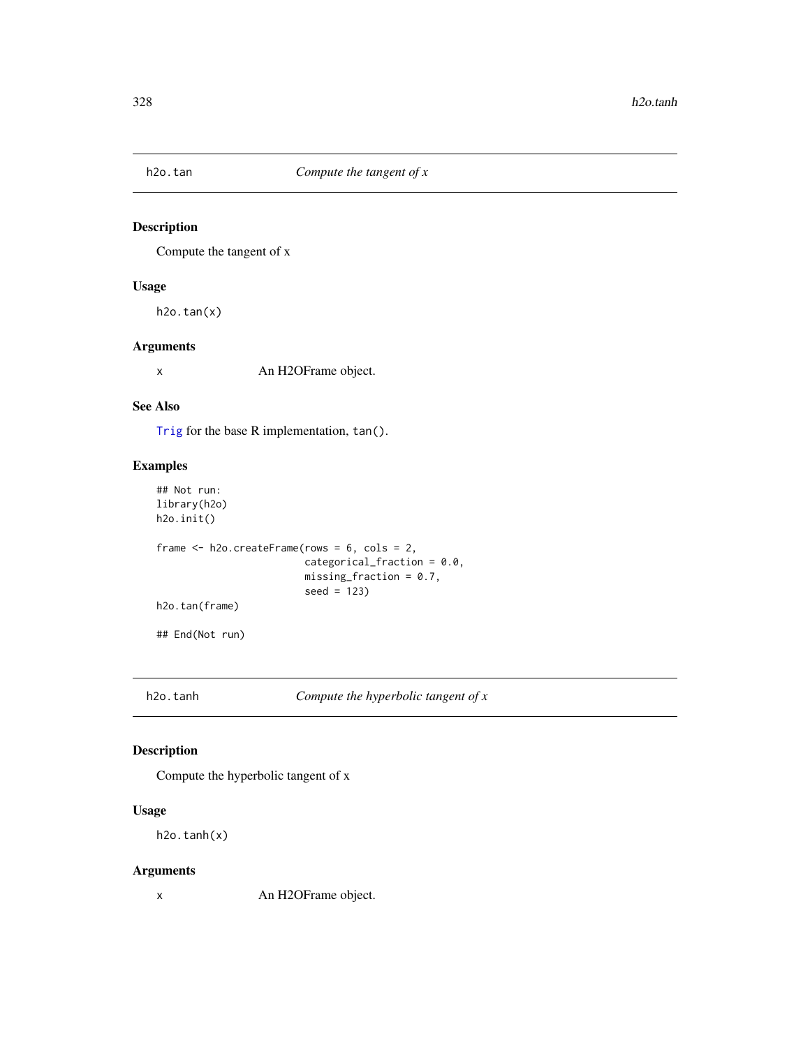## h2o.tan — *Compute the tangent of x*

### Description

Compute the tangent of x

### Usage

```
h2o.tan(x)
```

### Arguments

| | |
|---|---|
| x | An H2OFrame object. |

### See Also

Trig for the base R implementation, `tan()`.

### Examples

```
## Not run:
library(h2o)
h2o.init()

frame <- h2o.createFrame(rows = 6, cols = 2,
                         categorical_fraction = 0.0,
                         missing_fraction = 0.7,
                         seed = 123)
h2o.tan(frame)

## End(Not run)
```

## h2o.tanh — *Compute the hyperbolic tangent of x*

### Description

Compute the hyperbolic tangent of x

### Usage

```
h2o.tanh(x)
```

### Arguments

| | |
|---|---|
| x | An H2OFrame object. |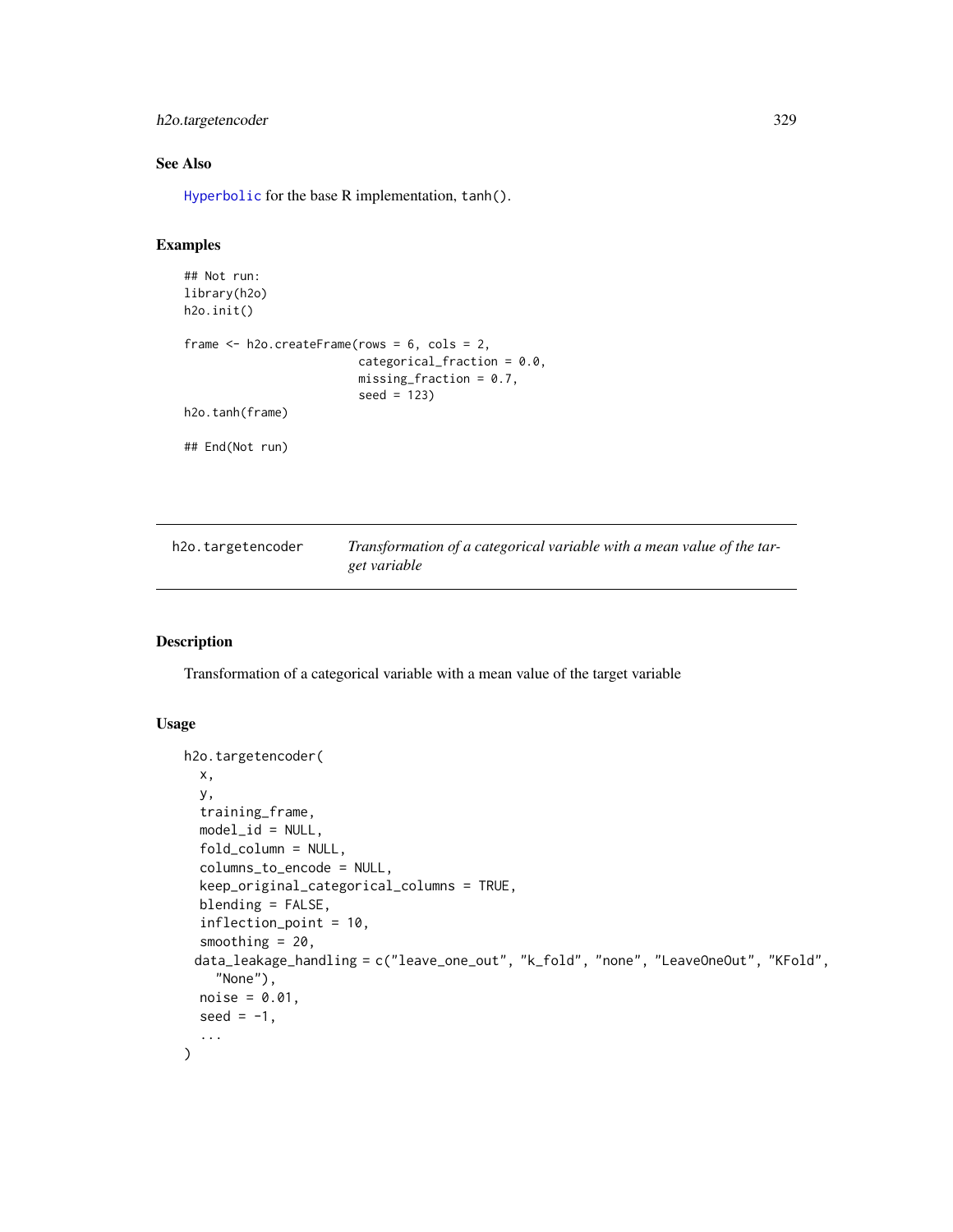## See Also

Hyperbolic for the base R implementation, tanh().

## Examples

```
## Not run:
library(h2o)
h2o.init()

frame <- h2o.createFrame(rows = 6, cols = 2,
                         categorical_fraction = 0.0,
                         missing_fraction = 0.7,
                         seed = 123)
h2o.tanh(frame)

## End(Not run)
```

---

| h2o.targetencoder | *Transformation of a categorical variable with a mean value of the target variable* |
|---|---|

## Description

Transformation of a categorical variable with a mean value of the target variable

## Usage

```
h2o.targetencoder(
  x,
  y,
  training_frame,
  model_id = NULL,
  fold_column = NULL,
  columns_to_encode = NULL,
  keep_original_categorical_columns = TRUE,
  blending = FALSE,
  inflection_point = 10,
  smoothing = 20,
 data_leakage_handling = c("leave_one_out", "k_fold", "none", "LeaveOneOut", "KFold",
    "None"),
  noise = 0.01,
  seed = -1,
  ...
)
```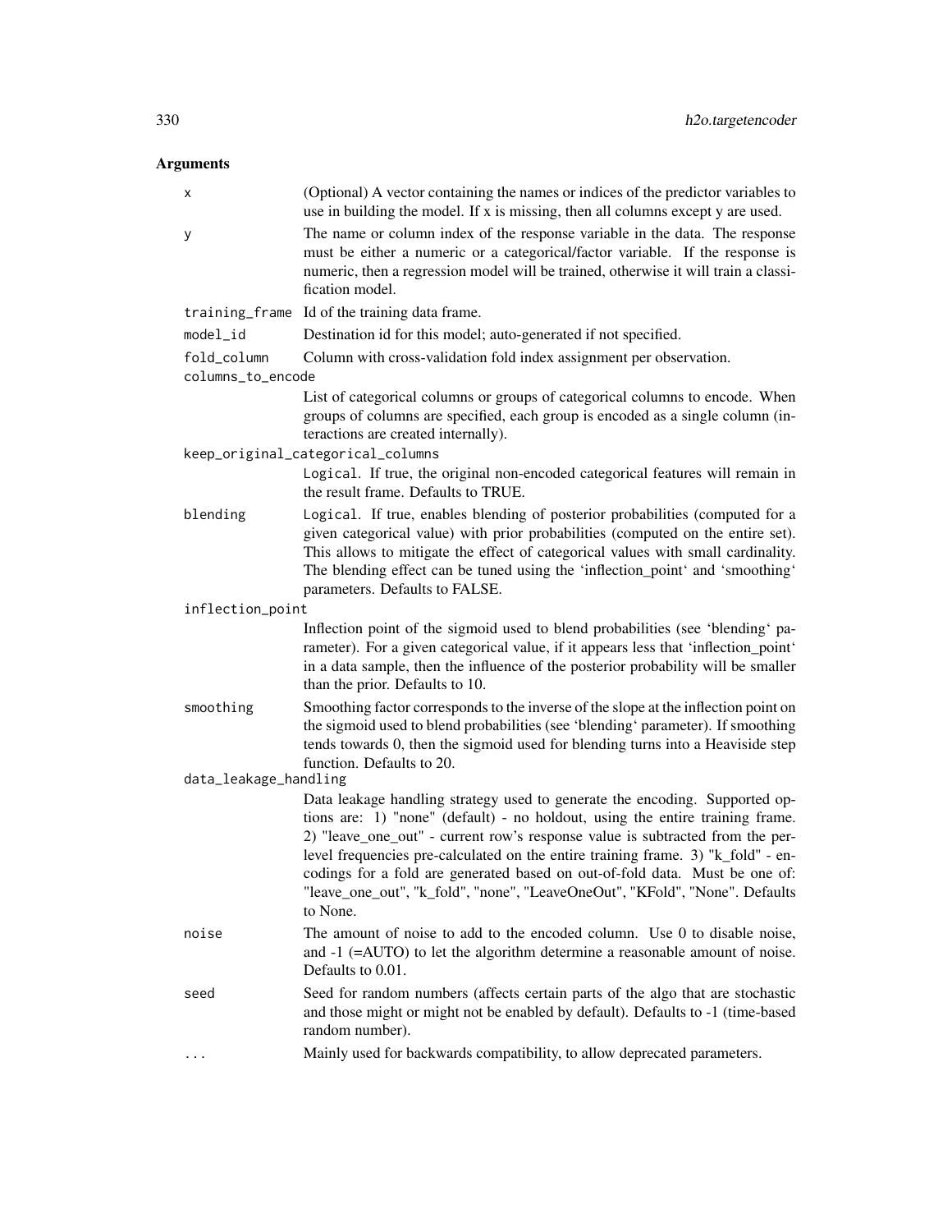## Arguments

| | |
|---|---|
| `x` | (Optional) A vector containing the names or indices of the predictor variables to use in building the model. If x is missing, then all columns except y are used. |
| `y` | The name or column index of the response variable in the data. The response must be either a numeric or a categorical/factor variable. If the response is numeric, then a regression model will be trained, otherwise it will train a classification model. |
| `training_frame` | Id of the training data frame. |
| `model_id` | Destination id for this model; auto-generated if not specified. |
| `fold_column` | Column with cross-validation fold index assignment per observation. |
| `columns_to_encode` | List of categorical columns or groups of categorical columns to encode. When groups of columns are specified, each group is encoded as a single column (interactions are created internally). |
| `keep_original_categorical_columns` | `Logical`. If true, the original non-encoded categorical features will remain in the result frame. Defaults to TRUE. |
| `blending` | `Logical`. If true, enables blending of posterior probabilities (computed for a given categorical value) with prior probabilities (computed on the entire set). This allows to mitigate the effect of categorical values with small cardinality. The blending effect can be tuned using the 'inflection_point' and 'smoothing' parameters. Defaults to FALSE. |
| `inflection_point` | Inflection point of the sigmoid used to blend probabilities (see 'blending' parameter). For a given categorical value, if it appears less that 'inflection_point' in a data sample, then the influence of the posterior probability will be smaller than the prior. Defaults to 10. |
| `smoothing` | Smoothing factor corresponds to the inverse of the slope at the inflection point on the sigmoid used to blend probabilities (see 'blending' parameter). If smoothing tends towards 0, then the sigmoid used for blending turns into a Heaviside step function. Defaults to 20. |
| `data_leakage_handling` | Data leakage handling strategy used to generate the encoding. Supported options are: 1) "none" (default) - no holdout, using the entire training frame. 2) "leave_one_out" - current row's response value is subtracted from the per-level frequencies pre-calculated on the entire training frame. 3) "k_fold" - encodings for a fold are generated based on out-of-fold data. Must be one of: "leave_one_out", "k_fold", "none", "LeaveOneOut", "KFold", "None". Defaults to None. |
| `noise` | The amount of noise to add to the encoded column. Use 0 to disable noise, and -1 (=AUTO) to let the algorithm determine a reasonable amount of noise. Defaults to 0.01. |
| `seed` | Seed for random numbers (affects certain parts of the algo that are stochastic and those might or might not be enabled by default). Defaults to -1 (time-based random number). |
| `...` | Mainly used for backwards compatibility, to allow deprecated parameters. |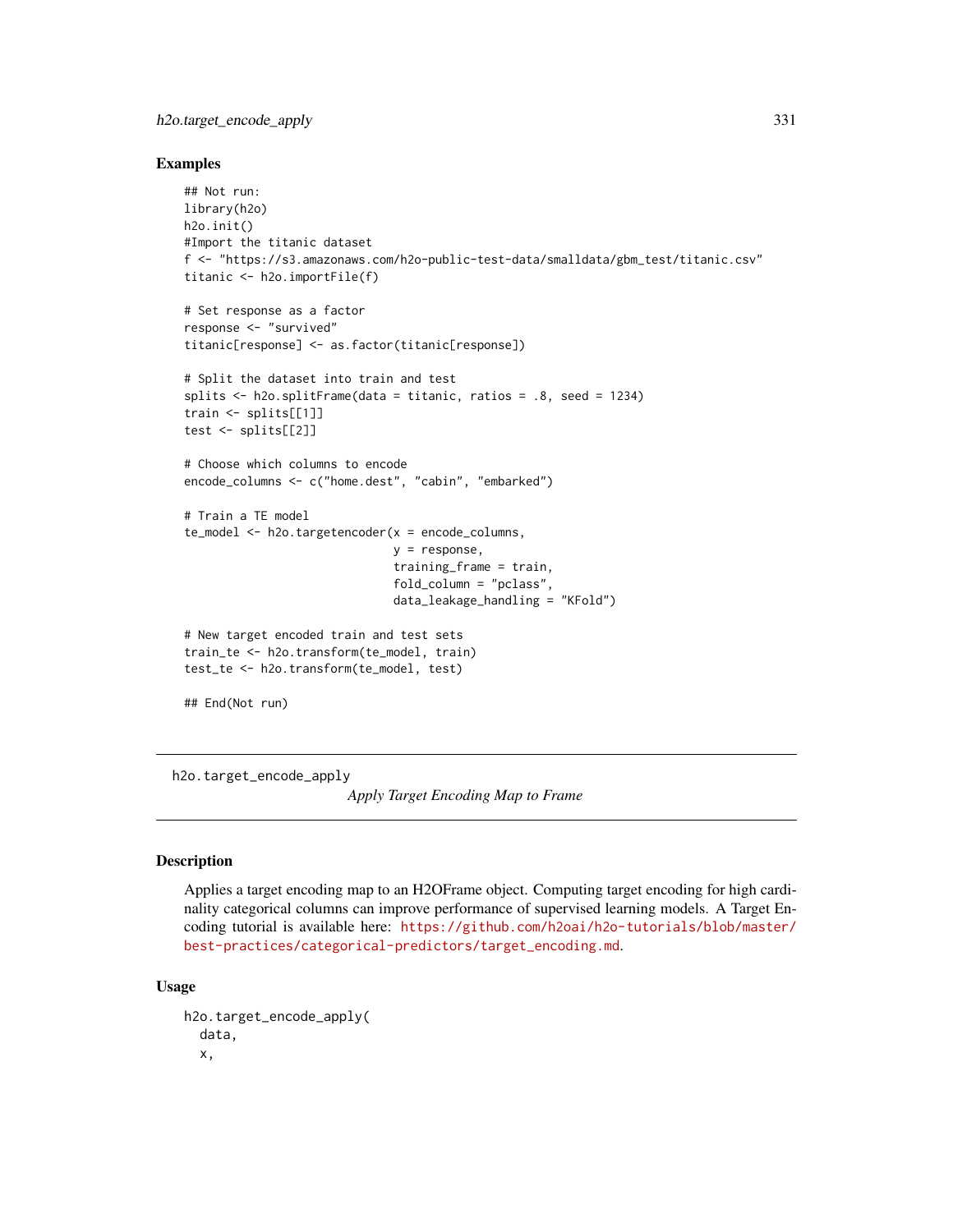## Examples

```
## Not run:
library(h2o)
h2o.init()
#Import the titanic dataset
f <- "https://s3.amazonaws.com/h2o-public-test-data/smalldata/gbm_test/titanic.csv"
titanic <- h2o.importFile(f)

# Set response as a factor
response <- "survived"
titanic[response] <- as.factor(titanic[response])

# Split the dataset into train and test
splits <- h2o.splitFrame(data = titanic, ratios = .8, seed = 1234)
train <- splits[[1]]
test <- splits[[2]]

# Choose which columns to encode
encode_columns <- c("home.dest", "cabin", "embarked")

# Train a TE model
te_model <- h2o.targetencoder(x = encode_columns,
                              y = response,
                              training_frame = train,
                              fold_column = "pclass",
                              data_leakage_handling = "KFold")

# New target encoded train and test sets
train_te <- h2o.transform(te_model, train)
test_te <- h2o.transform(te_model, test)

## End(Not run)
```

---

`h2o.target_encode_apply` *Apply Target Encoding Map to Frame*

---

## Description

Applies a target encoding map to an H2OFrame object. Computing target encoding for high cardinality categorical columns can improve performance of supervised learning models. A Target Encoding tutorial is available here: https://github.com/h2oai/h2o-tutorials/blob/master/best-practices/categorical-predictors/target_encoding.md.

## Usage

```
h2o.target_encode_apply(
  data,
  x,
```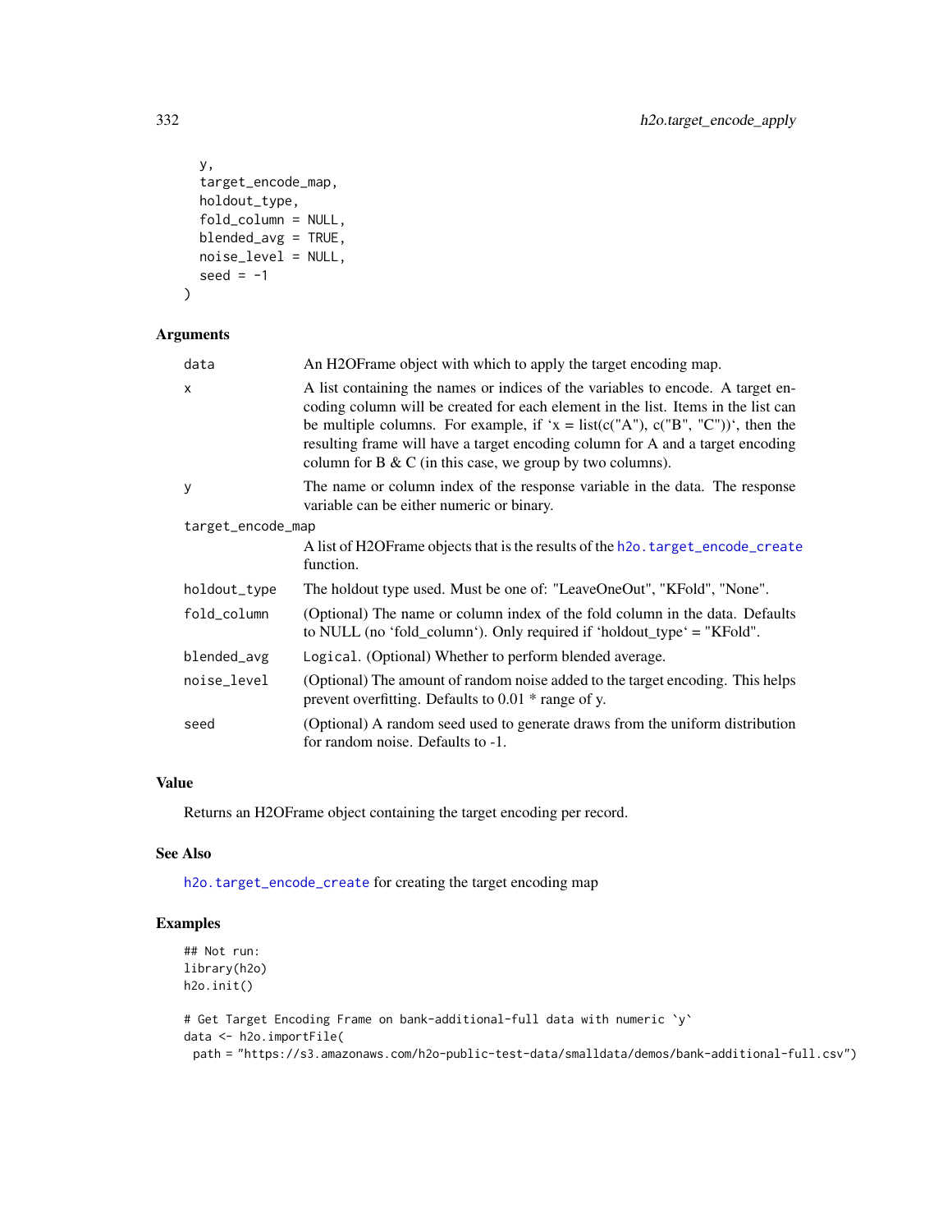```
  y,
  target_encode_map,
  holdout_type,
  fold_column = NULL,
  blended_avg = TRUE,
  noise_level = NULL,
  seed = -1
)
```

### Arguments

| | |
|---|---|
| data | An H2OFrame object with which to apply the target encoding map. |
| x | A list containing the names or indices of the variables to encode. A target encoding column will be created for each element in the list. Items in the list can be multiple columns. For example, if 'x = list(c("A"), c("B", "C"))', then the resulting frame will have a target encoding column for A and a target encoding column for B & C (in this case, we group by two columns). |
| y | The name or column index of the response variable in the data. The response variable can be either numeric or binary. |
| target_encode_map | A list of H2OFrame objects that is the results of the h2o.target_encode_create function. |
| holdout_type | The holdout type used. Must be one of: "LeaveOneOut", "KFold", "None". |
| fold_column | (Optional) The name or column index of the fold column in the data. Defaults to NULL (no 'fold_column'). Only required if 'holdout_type' = "KFold". |
| blended_avg | Logical. (Optional) Whether to perform blended average. |
| noise_level | (Optional) The amount of random noise added to the target encoding. This helps prevent overfitting. Defaults to 0.01 * range of y. |
| seed | (Optional) A random seed used to generate draws from the uniform distribution for random noise. Defaults to -1. |

### Value

Returns an H2OFrame object containing the target encoding per record.

### See Also

h2o.target_encode_create for creating the target encoding map

### Examples

```
## Not run:
library(h2o)
h2o.init()

# Get Target Encoding Frame on bank-additional-full data with numeric `y`
data <- h2o.importFile(
  path = "https://s3.amazonaws.com/h2o-public-test-data/smalldata/demos/bank-additional-full.csv")
```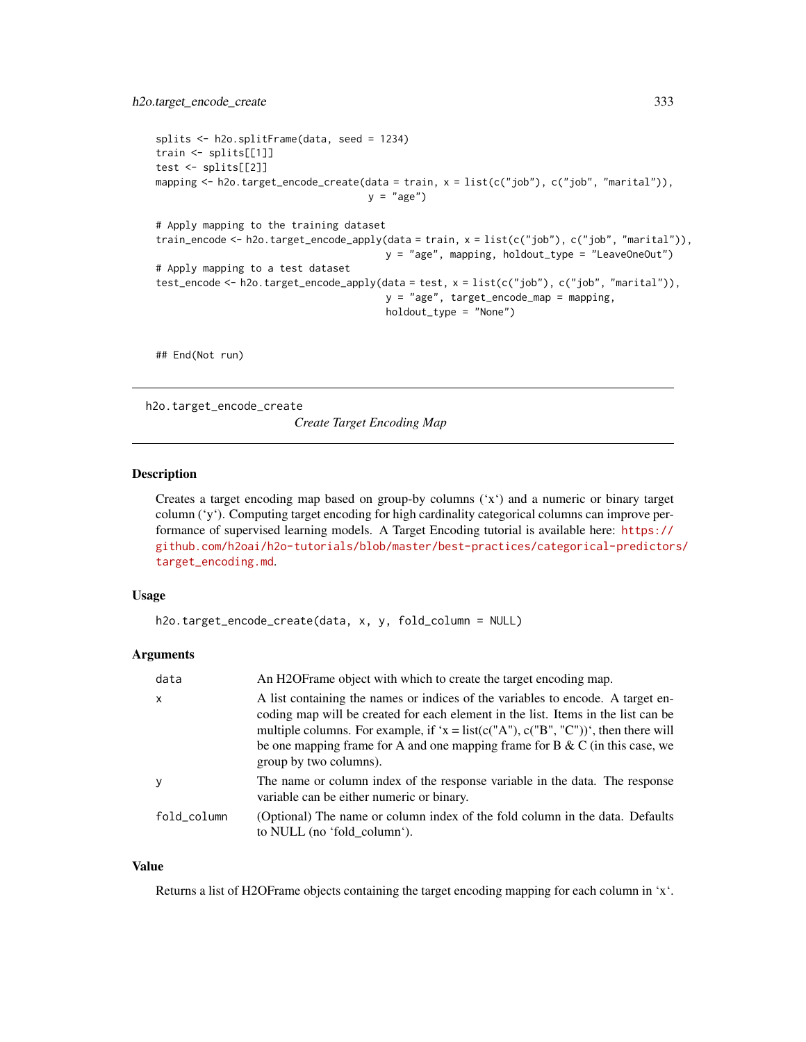```
splits <- h2o.splitFrame(data, seed = 1234)
train <- splits[[1]]
test <- splits[[2]]
mapping <- h2o.target_encode_create(data = train, x = list(c("job"), c("job", "marital")),
                                    y = "age")

# Apply mapping to the training dataset
train_encode <- h2o.target_encode_apply(data = train, x = list(c("job"), c("job", "marital")),
                                        y = "age", mapping, holdout_type = "LeaveOneOut")
# Apply mapping to a test dataset
test_encode <- h2o.target_encode_apply(data = test, x = list(c("job"), c("job", "marital")),
                                       y = "age", target_encode_map = mapping,
                                       holdout_type = "None")


## End(Not run)
```

---

h2o.target_encode_create    *Create Target Encoding Map*

---

## Description

Creates a target encoding map based on group-by columns (‘x‘) and a numeric or binary target column (‘y‘). Computing target encoding for high cardinality categorical columns can improve performance of supervised learning models. A Target Encoding tutorial is available here: https://github.com/h2oai/h2o-tutorials/blob/master/best-practices/categorical-predictors/target_encoding.md.

## Usage

```
h2o.target_encode_create(data, x, y, fold_column = NULL)
```

## Arguments

| | |
|---|---|
| `data` | An H2OFrame object with which to create the target encoding map. |
| `x` | A list containing the names or indices of the variables to encode. A target encoding map will be created for each element in the list. Items in the list can be multiple columns. For example, if ‘x = list(c("A"), c("B", "C"))‘, then there will be one mapping frame for A and one mapping frame for B & C (in this case, we group by two columns). |
| `y` | The name or column index of the response variable in the data. The response variable can be either numeric or binary. |
| `fold_column` | (Optional) The name or column index of the fold column in the data. Defaults to NULL (no ‘fold_column‘). |

## Value

Returns a list of H2OFrame objects containing the target encoding mapping for each column in ‘x‘.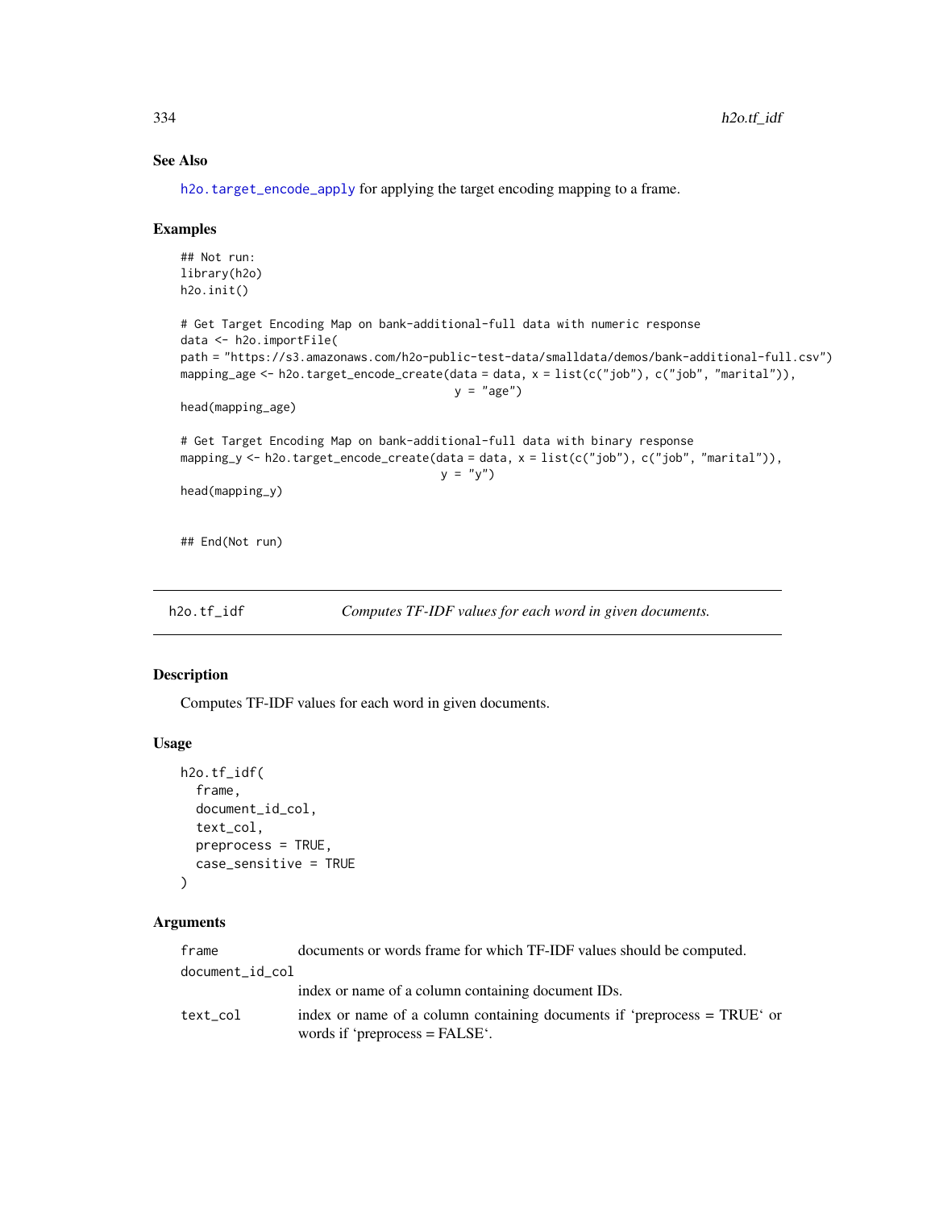### See Also

h2o.target_encode_apply for applying the target encoding mapping to a frame.

### Examples

```
## Not run:
library(h2o)
h2o.init()

# Get Target Encoding Map on bank-additional-full data with numeric response
data <- h2o.importFile(
path = "https://s3.amazonaws.com/h2o-public-test-data/smalldata/demos/bank-additional-full.csv")
mapping_age <- h2o.target_encode_create(data = data, x = list(c("job"), c("job", "marital")),
                                        y = "age")
head(mapping_age)

# Get Target Encoding Map on bank-additional-full data with binary response
mapping_y <- h2o.target_encode_create(data = data, x = list(c("job"), c("job", "marital")),
                                      y = "y")
head(mapping_y)


## End(Not run)
```

## h2o.tf_idf &nbsp;&nbsp;&nbsp;&nbsp; *Computes TF-IDF values for each word in given documents.*

### Description

Computes TF-IDF values for each word in given documents.

### Usage

```
h2o.tf_idf(
  frame,
  document_id_col,
  text_col,
  preprocess = TRUE,
  case_sensitive = TRUE
)
```

### Arguments

| | |
|---|---|
| frame | documents or words frame for which TF-IDF values should be computed. |
| document_id_col | index or name of a column containing document IDs. |
| text_col | index or name of a column containing documents if 'preprocess = TRUE' or words if 'preprocess = FALSE'. |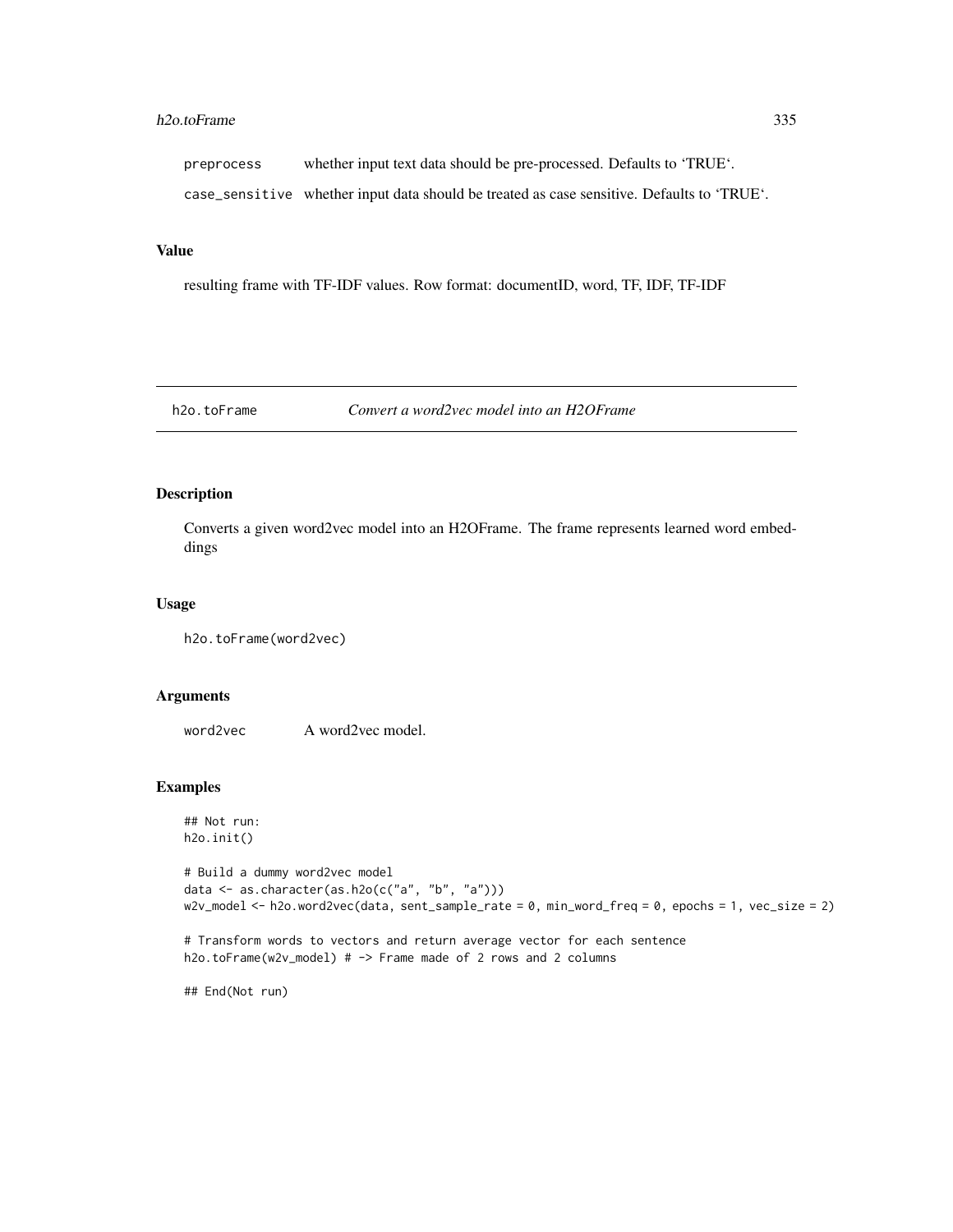| | |
|---|---|
| preprocess | whether input text data should be pre-processed. Defaults to ‘TRUE‘. |
| case_sensitive | whether input data should be treated as case sensitive. Defaults to ‘TRUE‘. |

### Value

resulting frame with TF-IDF values. Row format: documentID, word, TF, IDF, TF-IDF

---

## h2o.toFrame — *Convert a word2vec model into an H2OFrame*

---

### Description

Converts a given word2vec model into an H2OFrame. The frame represents learned word embeddings

### Usage

```
h2o.toFrame(word2vec)
```

### Arguments

| | |
|---|---|
| word2vec | A word2vec model. |

### Examples

```
## Not run:
h2o.init()

# Build a dummy word2vec model
data <- as.character(as.h2o(c("a", "b", "a")))
w2v_model <- h2o.word2vec(data, sent_sample_rate = 0, min_word_freq = 0, epochs = 1, vec_size = 2)

# Transform words to vectors and return average vector for each sentence
h2o.toFrame(w2v_model) # -> Frame made of 2 rows and 2 columns

## End(Not run)
```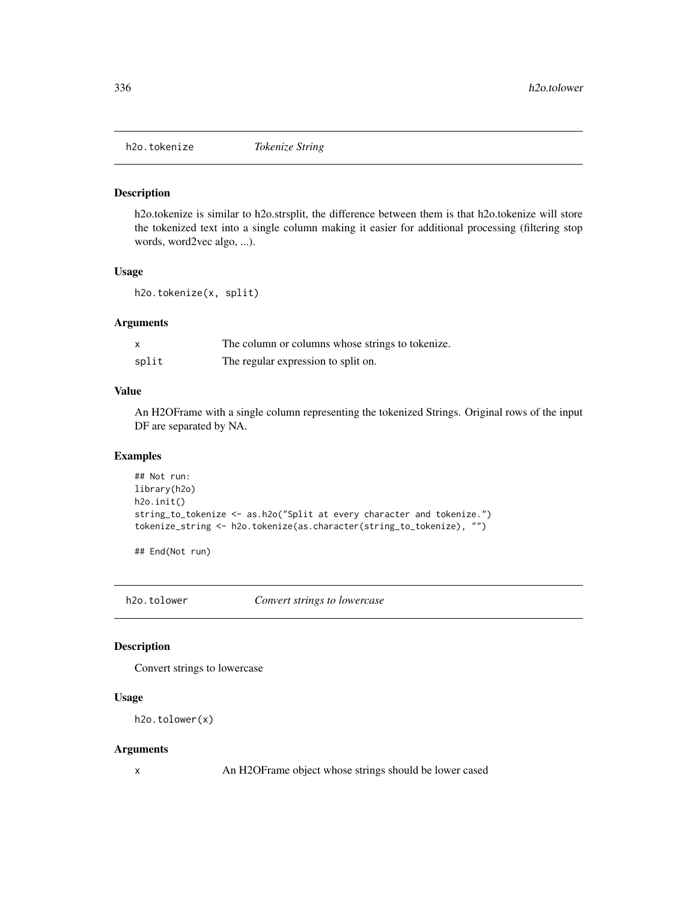## h2o.tokenize *Tokenize String*

### Description

h2o.tokenize is similar to h2o.strsplit, the difference between them is that h2o.tokenize will store the tokenized text into a single column making it easier for additional processing (filtering stop words, word2vec algo, ...).

### Usage

```
h2o.tokenize(x, split)
```

### Arguments

| | |
|---|---|
| x | The column or columns whose strings to tokenize. |
| split | The regular expression to split on. |

### Value

An H2OFrame with a single column representing the tokenized Strings. Original rows of the input DF are separated by NA.

### Examples

```
## Not run:
library(h2o)
h2o.init()
string_to_tokenize <- as.h2o("Split at every character and tokenize.")
tokenize_string <- h2o.tokenize(as.character(string_to_tokenize), "")

## End(Not run)
```

## h2o.tolower *Convert strings to lowercase*

### Description

Convert strings to lowercase

### Usage

```
h2o.tolower(x)
```

### Arguments

| | |
|---|---|
| x | An H2OFrame object whose strings should be lower cased |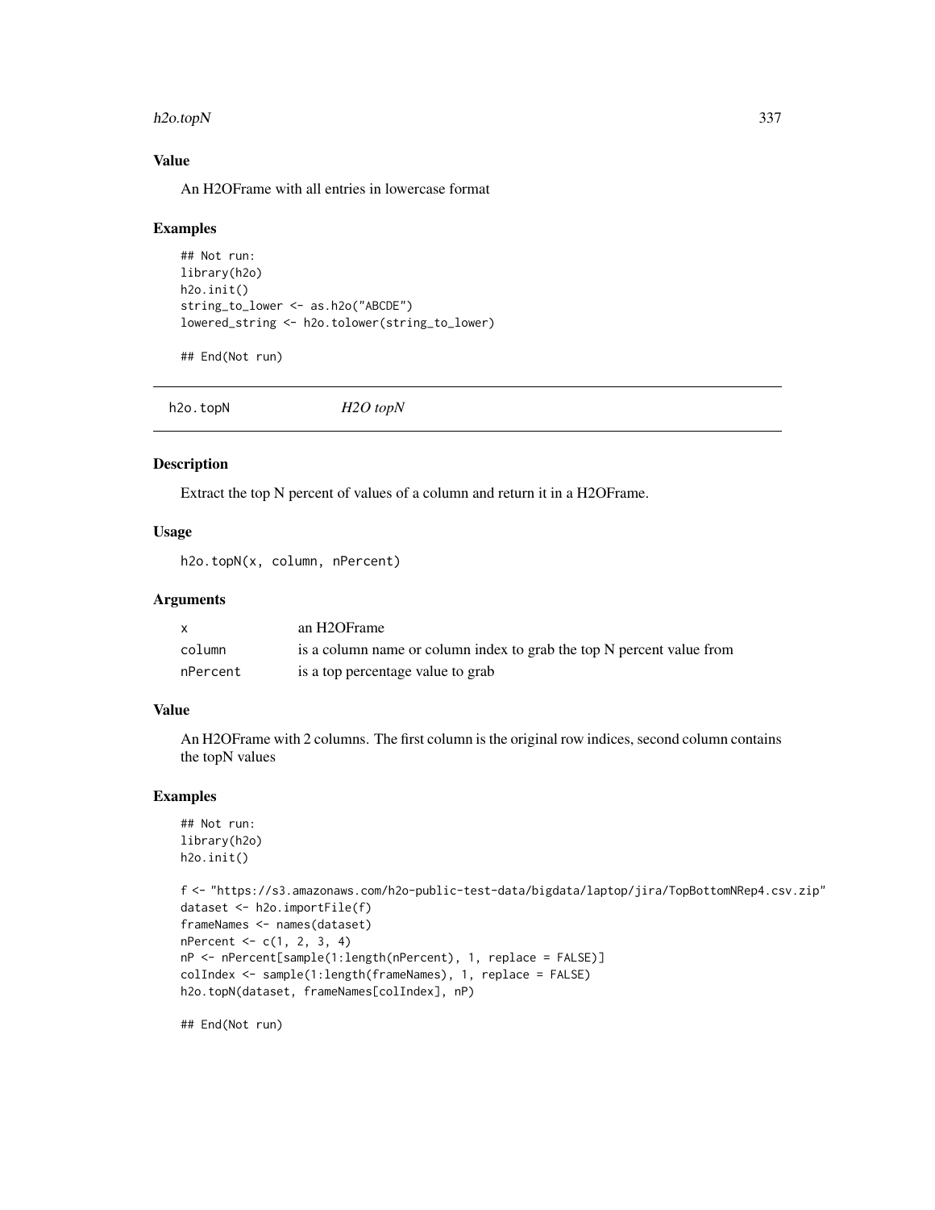### Value

An H2OFrame with all entries in lowercase format

### Examples

```
## Not run:
library(h2o)
h2o.init()
string_to_lower <- as.h2o("ABCDE")
lowered_string <- h2o.tolower(string_to_lower)

## End(Not run)
```

---

## h2o.topN *H2O topN*

---

### Description

Extract the top N percent of values of a column and return it in a H2OFrame.

### Usage

```
h2o.topN(x, column, nPercent)
```

### Arguments

| | |
|---|---|
| x | an H2OFrame |
| column | is a column name or column index to grab the top N percent value from |
| nPercent | is a top percentage value to grab |

### Value

An H2OFrame with 2 columns. The first column is the original row indices, second column contains the topN values

### Examples

```
## Not run:
library(h2o)
h2o.init()

f <- "https://s3.amazonaws.com/h2o-public-test-data/bigdata/laptop/jira/TopBottomNRep4.csv.zip"
dataset <- h2o.importFile(f)
frameNames <- names(dataset)
nPercent <- c(1, 2, 3, 4)
nP <- nPercent[sample(1:length(nPercent), 1, replace = FALSE)]
colIndex <- sample(1:length(frameNames), 1, replace = FALSE)
h2o.topN(dataset, frameNames[colIndex], nP)

## End(Not run)
```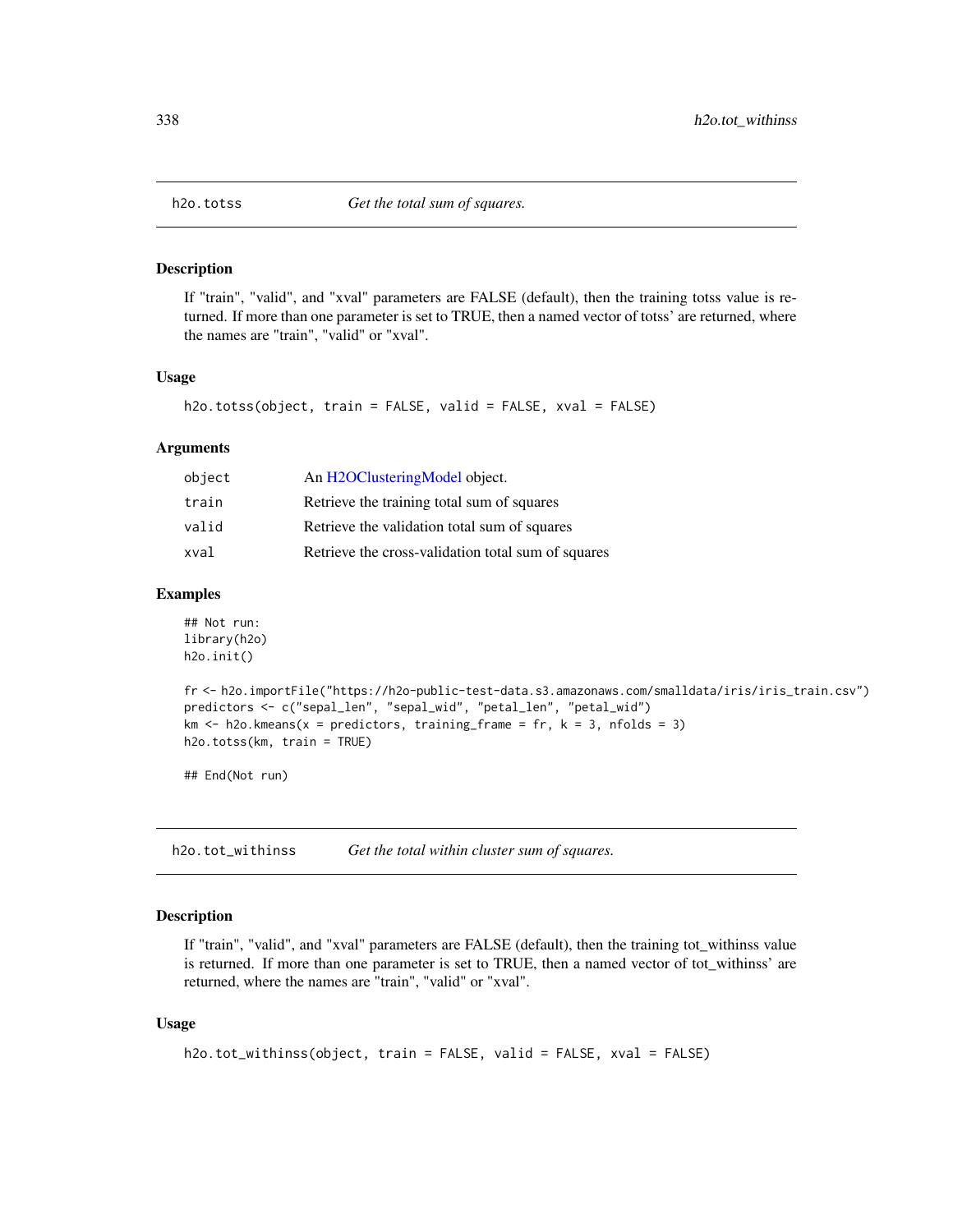## h2o.totss — *Get the total sum of squares.*

### Description

If "train", "valid", and "xval" parameters are FALSE (default), then the training totss value is returned. If more than one parameter is set to TRUE, then a named vector of totss' are returned, where the names are "train", "valid" or "xval".

### Usage

```
h2o.totss(object, train = FALSE, valid = FALSE, xval = FALSE)
```

### Arguments

| | |
|---|---|
| object | An H2OClusteringModel object. |
| train | Retrieve the training total sum of squares |
| valid | Retrieve the validation total sum of squares |
| xval | Retrieve the cross-validation total sum of squares |

### Examples

```
## Not run:
library(h2o)
h2o.init()

fr <- h2o.importFile("https://h2o-public-test-data.s3.amazonaws.com/smalldata/iris/iris_train.csv")
predictors <- c("sepal_len", "sepal_wid", "petal_len", "petal_wid")
km <- h2o.kmeans(x = predictors, training_frame = fr, k = 3, nfolds = 3)
h2o.totss(km, train = TRUE)

## End(Not run)
```

## h2o.tot_withinss — *Get the total within cluster sum of squares.*

### Description

If "train", "valid", and "xval" parameters are FALSE (default), then the training tot_withinss value is returned. If more than one parameter is set to TRUE, then a named vector of tot_withinss' are returned, where the names are "train", "valid" or "xval".

### Usage

```
h2o.tot_withinss(object, train = FALSE, valid = FALSE, xval = FALSE)
```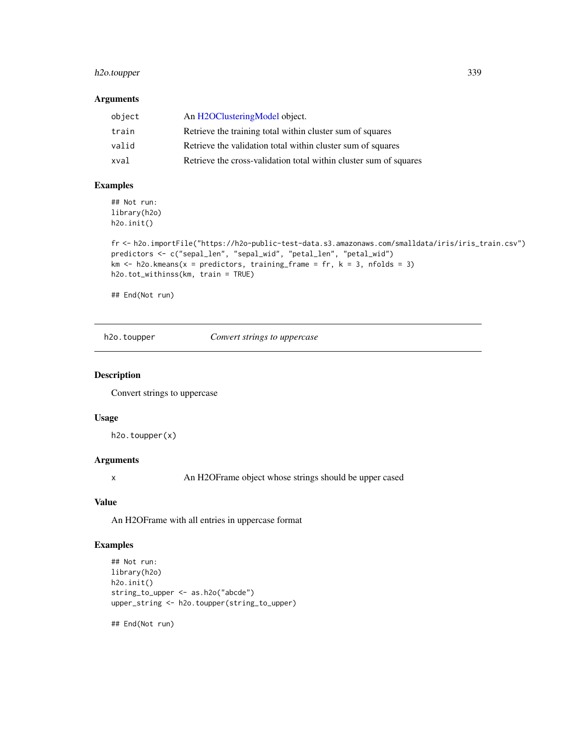### Arguments

| | |
|---|---|
| object | An H2OClusteringModel object. |
| train | Retrieve the training total within cluster sum of squares |
| valid | Retrieve the validation total within cluster sum of squares |
| xval | Retrieve the cross-validation total within cluster sum of squares |

### Examples

```
## Not run:
library(h2o)
h2o.init()

fr <- h2o.importFile("https://h2o-public-test-data.s3.amazonaws.com/smalldata/iris/iris_train.csv")
predictors <- c("sepal_len", "sepal_wid", "petal_len", "petal_wid")
km <- h2o.kmeans(x = predictors, training_frame = fr, k = 3, nfolds = 3)
h2o.tot_withinss(km, train = TRUE)

## End(Not run)
```

---

## h2o.toupper *Convert strings to uppercase*

### Description

Convert strings to uppercase

### Usage

```
h2o.toupper(x)
```

### Arguments

| | |
|---|---|
| x | An H2OFrame object whose strings should be upper cased |

### Value

An H2OFrame with all entries in uppercase format

### Examples

```
## Not run:
library(h2o)
h2o.init()
string_to_upper <- as.h2o("abcde")
upper_string <- h2o.toupper(string_to_upper)

## End(Not run)
```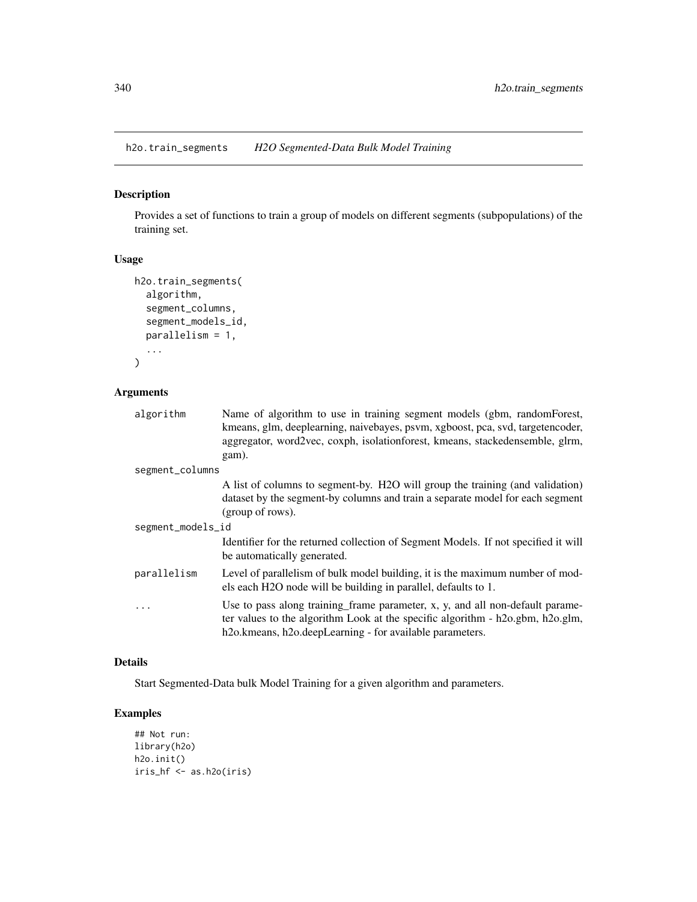## h2o.train_segments *H2O Segmented-Data Bulk Model Training*

### Description

Provides a set of functions to train a group of models on different segments (subpopulations) of the training set.

### Usage

```
h2o.train_segments(
  algorithm,
  segment_columns,
  segment_models_id,
  parallelism = 1,
  ...
)
```

### Arguments

| Argument | Description |
|---|---|
| `algorithm` | Name of algorithm to use in training segment models (gbm, randomForest, kmeans, glm, deeplearning, naivebayes, psvm, xgboost, pca, svd, targetencoder, aggregator, word2vec, coxph, isolationforest, kmeans, stackedensemble, glrm, gam). |
| `segment_columns` | A list of columns to segment-by. H2O will group the training (and validation) dataset by the segment-by columns and train a separate model for each segment (group of rows). |
| `segment_models_id` | Identifier for the returned collection of Segment Models. If not specified it will be automatically generated. |
| `parallelism` | Level of parallelism of bulk model building, it is the maximum number of models each H2O node will be building in parallel, defaults to 1. |
| `...` | Use to pass along training_frame parameter, x, y, and all non-default parameter values to the algorithm Look at the specific algorithm - h2o.gbm, h2o.glm, h2o.kmeans, h2o.deepLearning - for available parameters. |

### Details

Start Segmented-Data bulk Model Training for a given algorithm and parameters.

### Examples

```
## Not run:
library(h2o)
h2o.init()
iris_hf <- as.h2o(iris)
```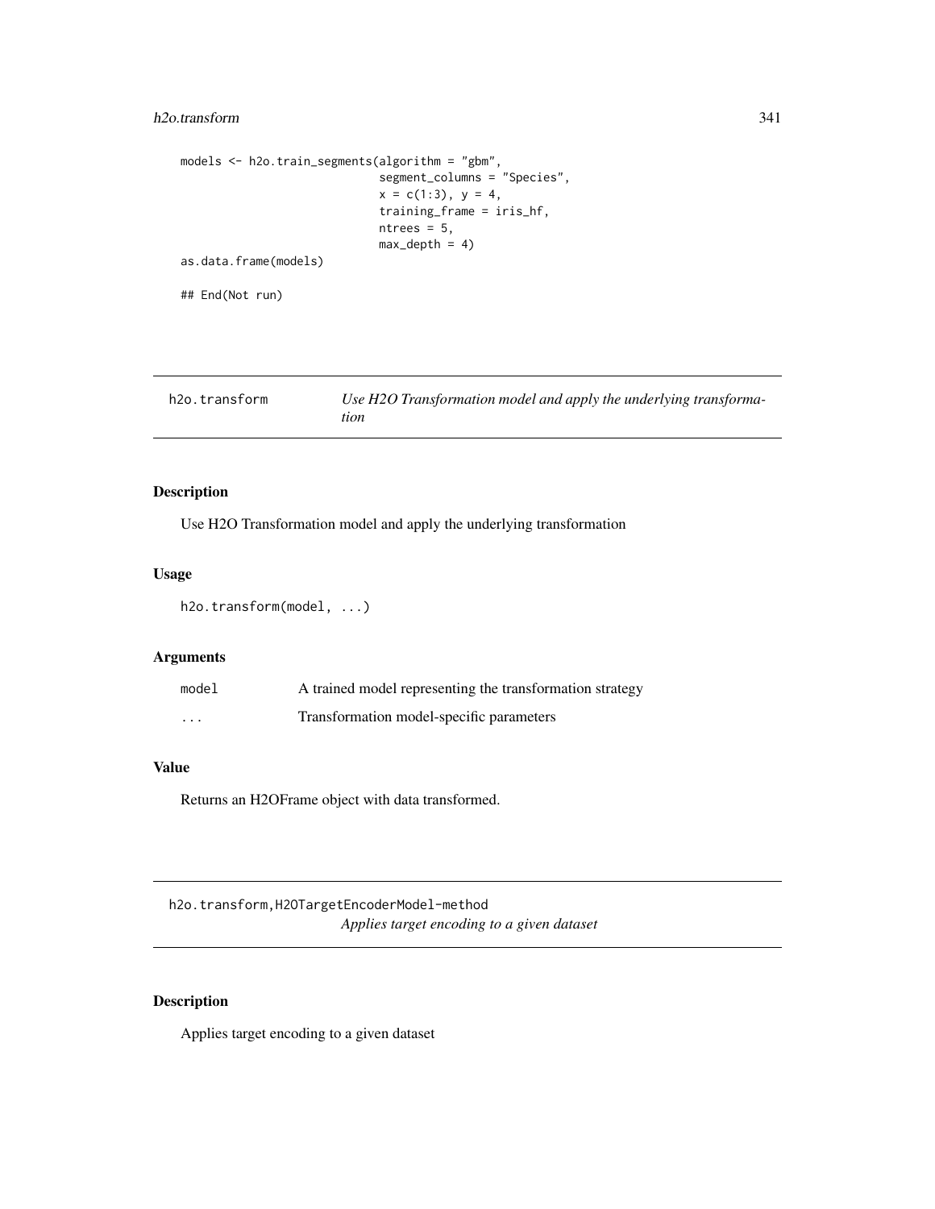```
models <- h2o.train_segments(algorithm = "gbm",
                             segment_columns = "Species",
                             x = c(1:3), y = 4,
                             training_frame = iris_hf,
                             ntrees = 5,
                             max_depth = 4)
as.data.frame(models)

## End(Not run)
```

## h2o.transform — *Use H2O Transformation model and apply the underlying transformation*

### Description

Use H2O Transformation model and apply the underlying transformation

### Usage

```
h2o.transform(model, ...)
```

### Arguments

| | |
|---|---|
| `model` | A trained model representing the transformation strategy |
| `...` | Transformation model-specific parameters |

### Value

Returns an H2OFrame object with data transformed.

## h2o.transform,H2OTargetEncoderModel-method — *Applies target encoding to a given dataset*

### Description

Applies target encoding to a given dataset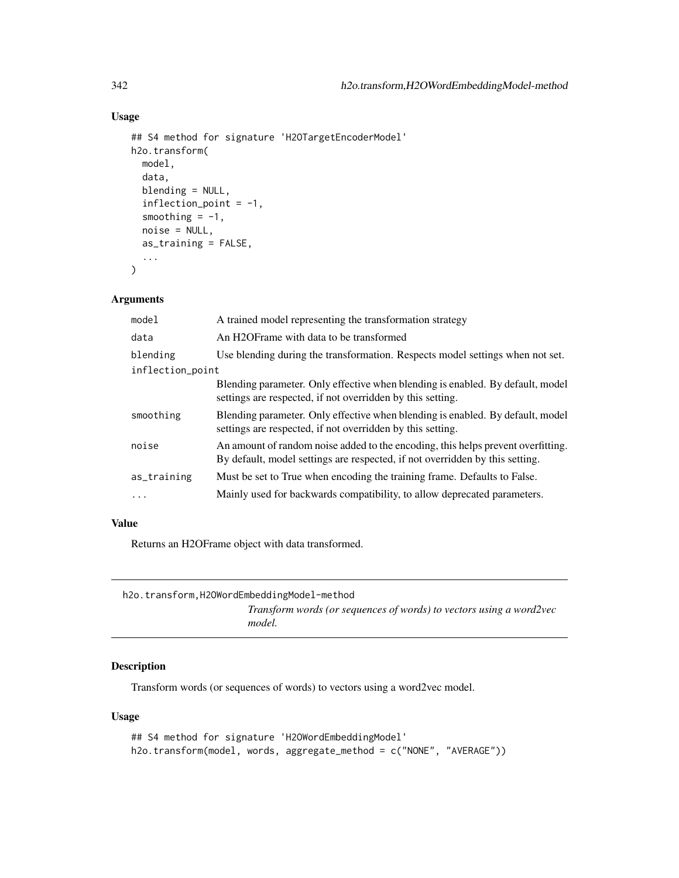### Usage

```
## S4 method for signature 'H2OTargetEncoderModel'
h2o.transform(
  model,
  data,
  blending = NULL,
  inflection_point = -1,
  smoothing = -1,
  noise = NULL,
  as_training = FALSE,
  ...
)
```

### Arguments

| | |
|---|---|
| model | A trained model representing the transformation strategy |
| data | An H2OFrame with data to be transformed |
| blending | Use blending during the transformation. Respects model settings when not set. |
| inflection_point | Blending parameter. Only effective when blending is enabled. By default, model settings are respected, if not overridden by this setting. |
| smoothing | Blending parameter. Only effective when blending is enabled. By default, model settings are respected, if not overridden by this setting. |
| noise | An amount of random noise added to the encoding, this helps prevent overfitting. By default, model settings are respected, if not overridden by this setting. |
| as_training | Must be set to True when encoding the training frame. Defaults to False. |
| ... | Mainly used for backwards compatibility, to allow deprecated parameters. |

### Value

Returns an H2OFrame object with data transformed.

---

## h2o.transform,H2OWordEmbeddingModel-method

*Transform words (or sequences of words) to vectors using a word2vec model.*

---

### Description

Transform words (or sequences of words) to vectors using a word2vec model.

### Usage

```
## S4 method for signature 'H2OWordEmbeddingModel'
h2o.transform(model, words, aggregate_method = c("NONE", "AVERAGE"))
```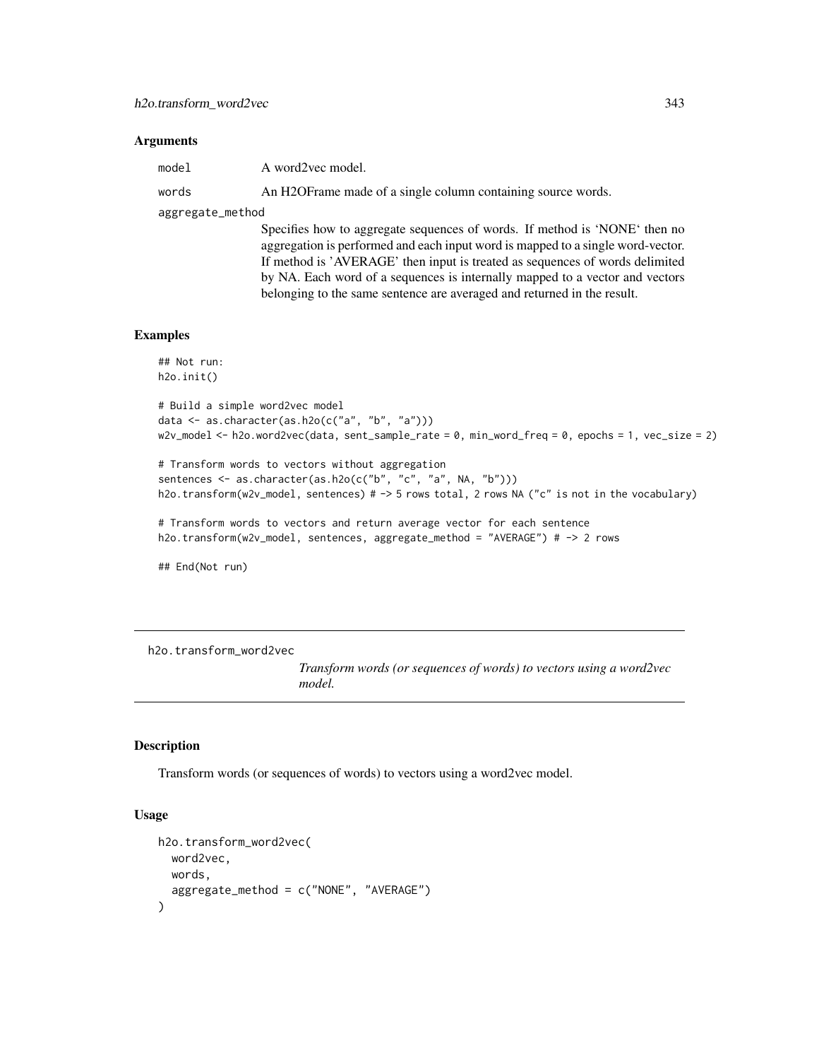### Arguments

model A word2vec model.

words An H2OFrame made of a single column containing source words.

aggregate_method
Specifies how to aggregate sequences of words. If method is 'NONE' then no aggregation is performed and each input word is mapped to a single word-vector. If method is 'AVERAGE' then input is treated as sequences of words delimited by NA. Each word of a sequences is internally mapped to a vector and vectors belonging to the same sentence are averaged and returned in the result.

### Examples

```
## Not run:
h2o.init()

# Build a simple word2vec model
data <- as.character(as.h2o(c("a", "b", "a")))
w2v_model <- h2o.word2vec(data, sent_sample_rate = 0, min_word_freq = 0, epochs = 1, vec_size = 2)

# Transform words to vectors without aggregation
sentences <- as.character(as.h2o(c("b", "c", "a", NA, "b")))
h2o.transform(w2v_model, sentences) # -> 5 rows total, 2 rows NA ("c" is not in the vocabulary)

# Transform words to vectors and return average vector for each sentence
h2o.transform(w2v_model, sentences, aggregate_method = "AVERAGE") # -> 2 rows

## End(Not run)
```

---

## h2o.transform_word2vec

*Transform words (or sequences of words) to vectors using a word2vec model.*

### Description

Transform words (or sequences of words) to vectors using a word2vec model.

### Usage

```
h2o.transform_word2vec(
  word2vec,
  words,
  aggregate_method = c("NONE", "AVERAGE")
)
```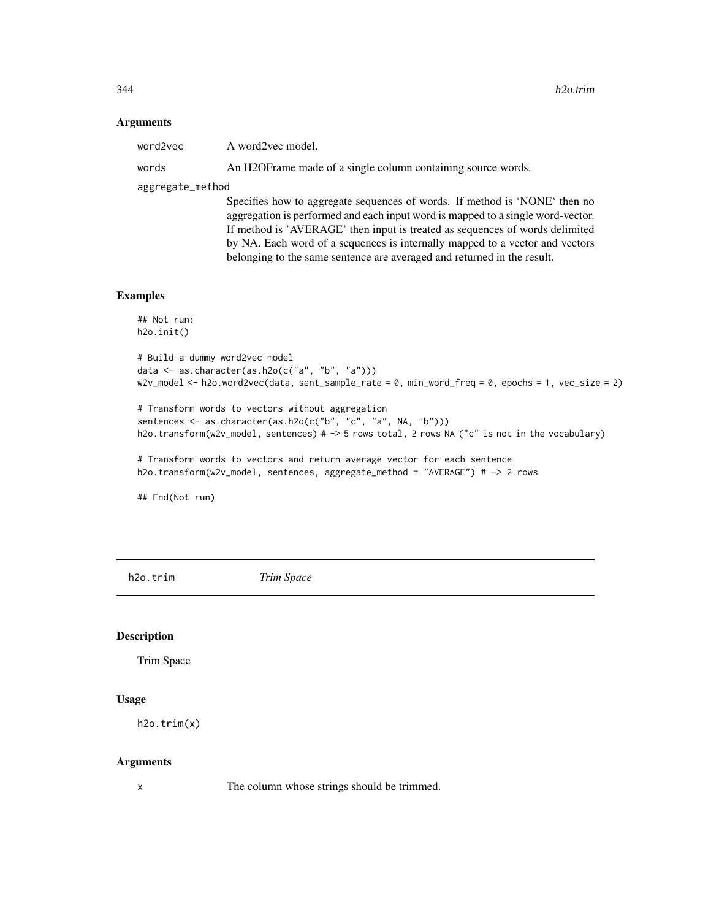### Arguments

| | |
|---|---|
| `word2vec` | A word2vec model. |
| `words` | An H2OFrame made of a single column containing source words. |
| `aggregate_method` | Specifies how to aggregate sequences of words. If method is 'NONE' then no aggregation is performed and each input word is mapped to a single word-vector. If method is 'AVERAGE' then input is treated as sequences of words delimited by NA. Each word of a sequences is internally mapped to a vector and vectors belonging to the same sentence are averaged and returned in the result. |

### Examples

```
## Not run:
h2o.init()

# Build a dummy word2vec model
data <- as.character(as.h2o(c("a", "b", "a")))
w2v_model <- h2o.word2vec(data, sent_sample_rate = 0, min_word_freq = 0, epochs = 1, vec_size = 2)

# Transform words to vectors without aggregation
sentences <- as.character(as.h2o(c("b", "c", "a", NA, "b")))
h2o.transform(w2v_model, sentences) # -> 5 rows total, 2 rows NA ("c" is not in the vocabulary)

# Transform words to vectors and return average vector for each sentence
h2o.transform(w2v_model, sentences, aggregate_method = "AVERAGE") # -> 2 rows

## End(Not run)
```

---

## h2o.trim *Trim Space*

### Description

Trim Space

### Usage

```
h2o.trim(x)
```

### Arguments

| | |
|---|---|
| `x` | The column whose strings should be trimmed. |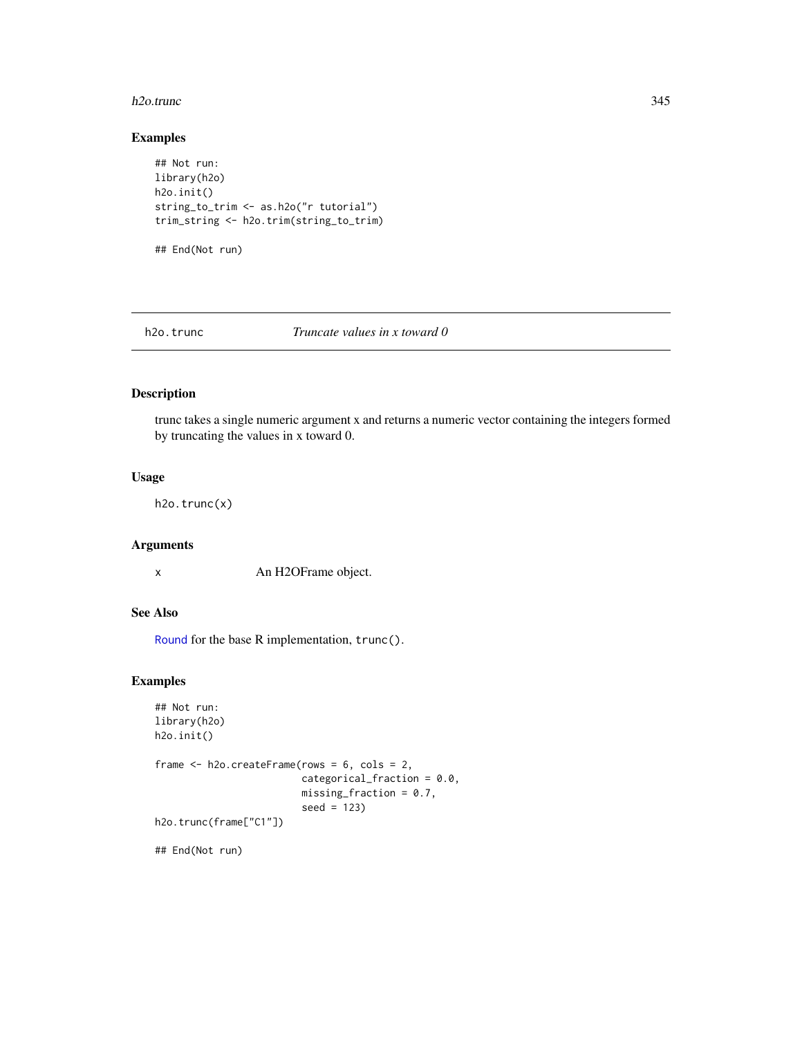## Examples

```
## Not run:
library(h2o)
h2o.init()
string_to_trim <- as.h2o("r tutorial")
trim_string <- h2o.trim(string_to_trim)

## End(Not run)
```

---

## h2o.trunc    *Truncate values in x toward 0*

---

### Description

trunc takes a single numeric argument x and returns a numeric vector containing the integers formed by truncating the values in x toward 0.

### Usage

```
h2o.trunc(x)
```

### Arguments

| | |
|---|---|
| x | An H2OFrame object. |

### See Also

Round for the base R implementation, `trunc()`.

### Examples

```
## Not run:
library(h2o)
h2o.init()

frame <- h2o.createFrame(rows = 6, cols = 2,
                         categorical_fraction = 0.0,
                         missing_fraction = 0.7,
                         seed = 123)
h2o.trunc(frame["C1"])

## End(Not run)
```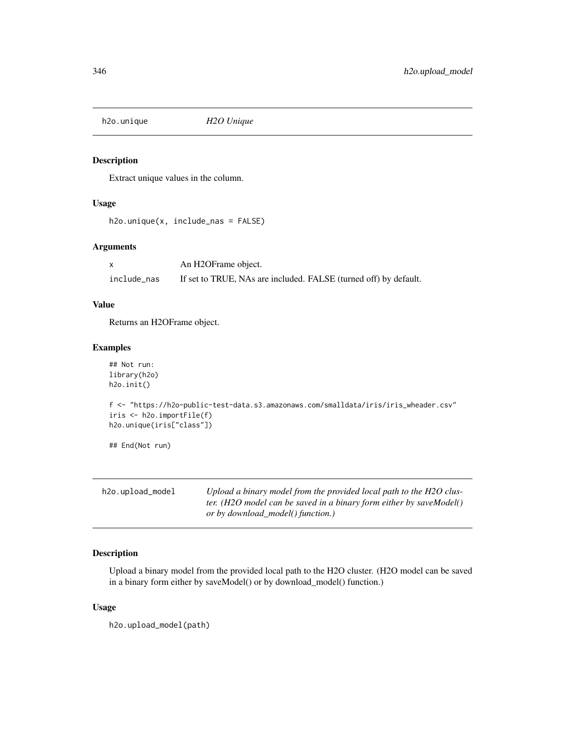## h2o.unique *H2O Unique*

### Description

Extract unique values in the column.

### Usage

```
h2o.unique(x, include_nas = FALSE)
```

### Arguments

| | |
|---|---|
| x | An H2OFrame object. |
| include_nas | If set to TRUE, NAs are included. FALSE (turned off) by default. |

### Value

Returns an H2OFrame object.

### Examples

```
## Not run:
library(h2o)
h2o.init()

f <- "https://h2o-public-test-data.s3.amazonaws.com/smalldata/iris/iris_wheader.csv"
iris <- h2o.importFile(f)
h2o.unique(iris["class"])

## End(Not run)
```

## h2o.upload_model *Upload a binary model from the provided local path to the H2O cluster. (H2O model can be saved in a binary form either by saveModel() or by download_model() function.)*

### Description

Upload a binary model from the provided local path to the H2O cluster. (H2O model can be saved in a binary form either by saveModel() or by download_model() function.)

### Usage

```
h2o.upload_model(path)
```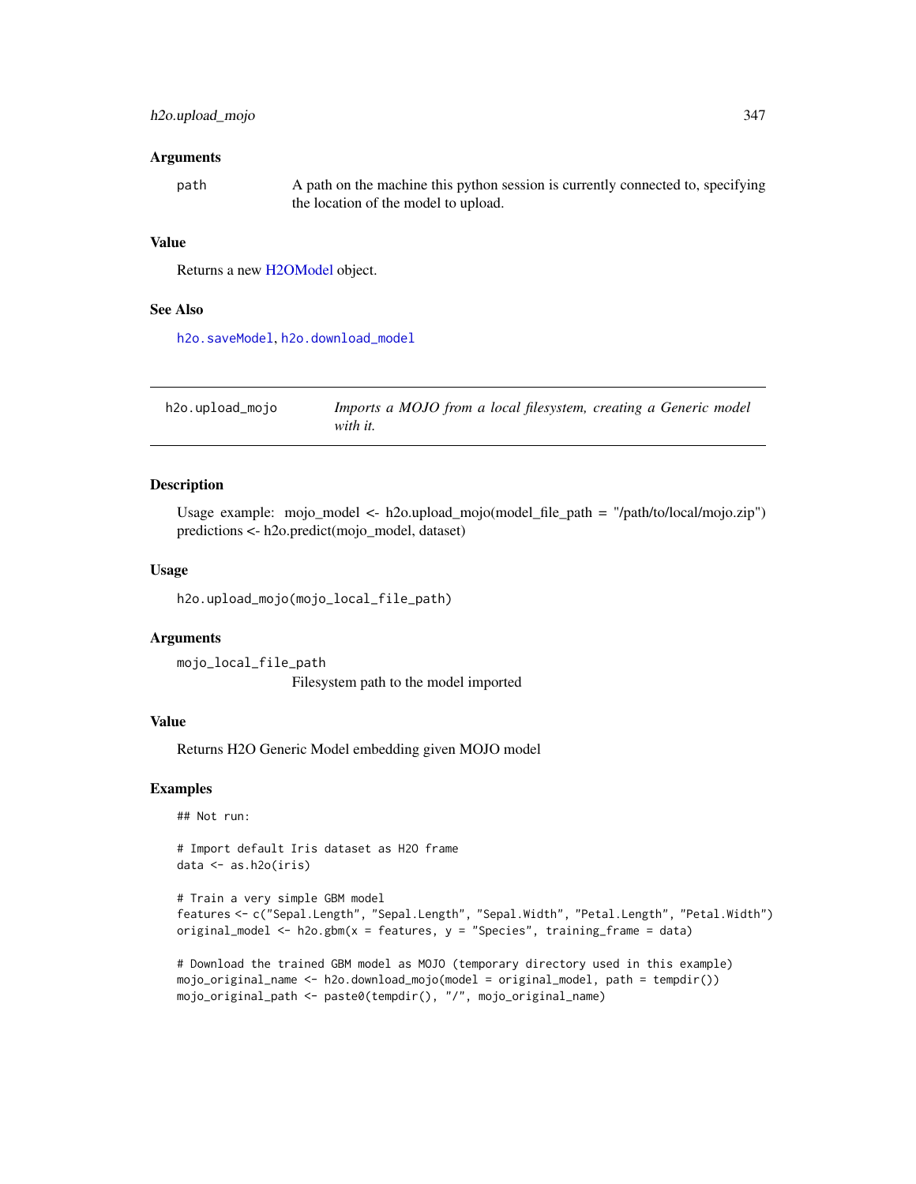### Arguments

`path` A path on the machine this python session is currently connected to, specifying the location of the model to upload.

### Value

Returns a new H2OModel object.

### See Also

`h2o.saveModel`, `h2o.download_model`

---

## h2o.upload_mojo *Imports a MOJO from a local filesystem, creating a Generic model with it.*

---

### Description

Usage example: mojo_model <- h2o.upload_mojo(model_file_path = "/path/to/local/mojo.zip") predictions <- h2o.predict(mojo_model, dataset)

### Usage

```
h2o.upload_mojo(mojo_local_file_path)
```

### Arguments

`mojo_local_file_path`
Filesystem path to the model imported

### Value

Returns H2O Generic Model embedding given MOJO model

### Examples

```
## Not run:

# Import default Iris dataset as H2O frame
data <- as.h2o(iris)

# Train a very simple GBM model
features <- c("Sepal.Length", "Sepal.Length", "Sepal.Width", "Petal.Length", "Petal.Width")
original_model <- h2o.gbm(x = features, y = "Species", training_frame = data)

# Download the trained GBM model as MOJO (temporary directory used in this example)
mojo_original_name <- h2o.download_mojo(model = original_model, path = tempdir())
mojo_original_path <- paste0(tempdir(), "/", mojo_original_name)
```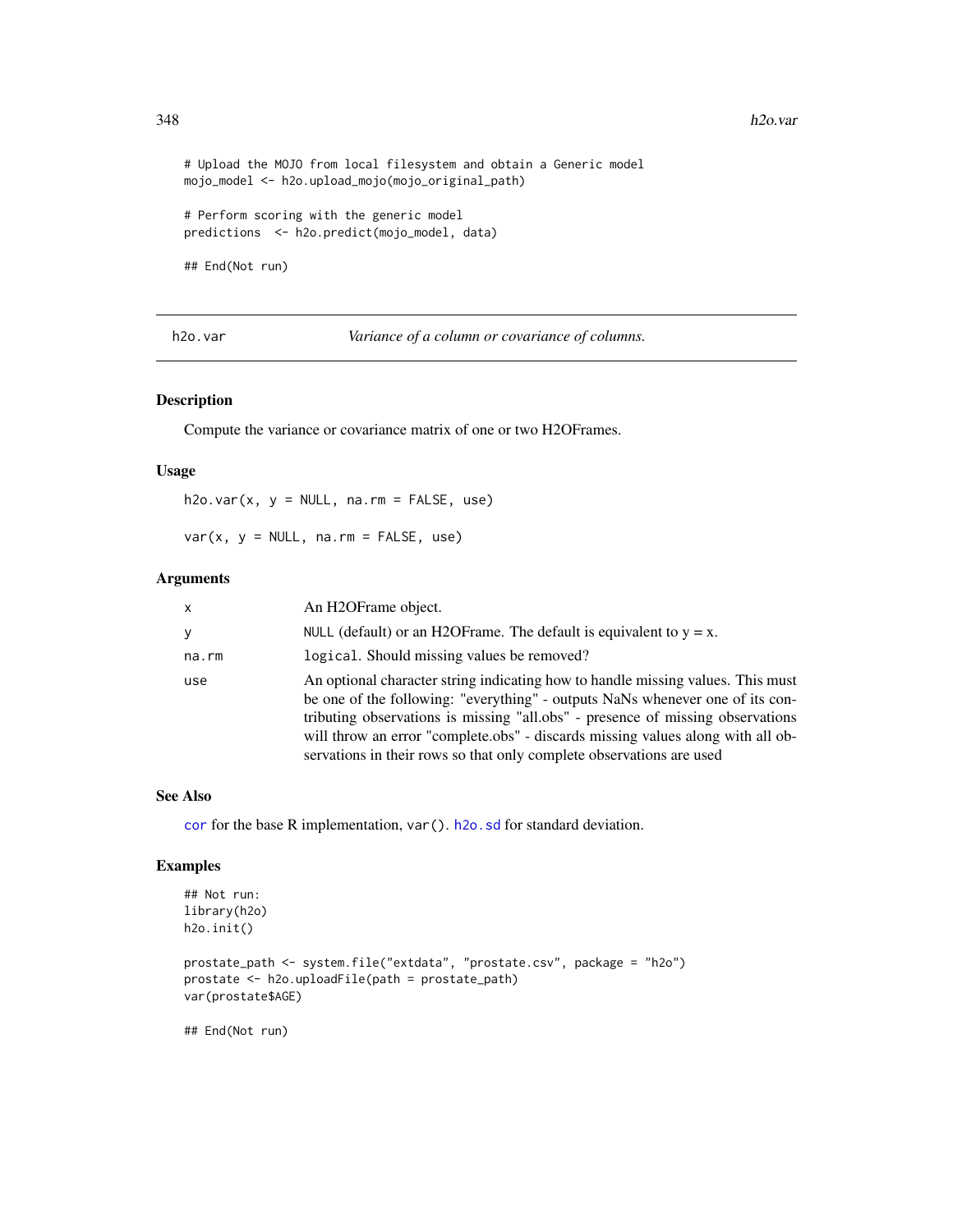```
# Upload the MOJO from local filesystem and obtain a Generic model
mojo_model <- h2o.upload_mojo(mojo_original_path)

# Perform scoring with the generic model
predictions  <- h2o.predict(mojo_model, data)

## End(Not run)
```

## h2o.var — *Variance of a column or covariance of columns.*

### Description

Compute the variance or covariance matrix of one or two H2OFrames.

### Usage

```
h2o.var(x, y = NULL, na.rm = FALSE, use)

var(x, y = NULL, na.rm = FALSE, use)
```

### Arguments

| | |
|---|---|
| x | An H2OFrame object. |
| y | NULL (default) or an H2OFrame. The default is equivalent to y = x. |
| na.rm | logical. Should missing values be removed? |
| use | An optional character string indicating how to handle missing values. This must be one of the following: "everything" - outputs NaNs whenever one of its contributing observations is missing "all.obs" - presence of missing observations will throw an error "complete.obs" - discards missing values along with all observations in their rows so that only complete observations are used |

### See Also

cor for the base R implementation, var(). h2o.sd for standard deviation.

### Examples

```
## Not run:
library(h2o)
h2o.init()

prostate_path <- system.file("extdata", "prostate.csv", package = "h2o")
prostate <- h2o.uploadFile(path = prostate_path)
var(prostate$AGE)

## End(Not run)
```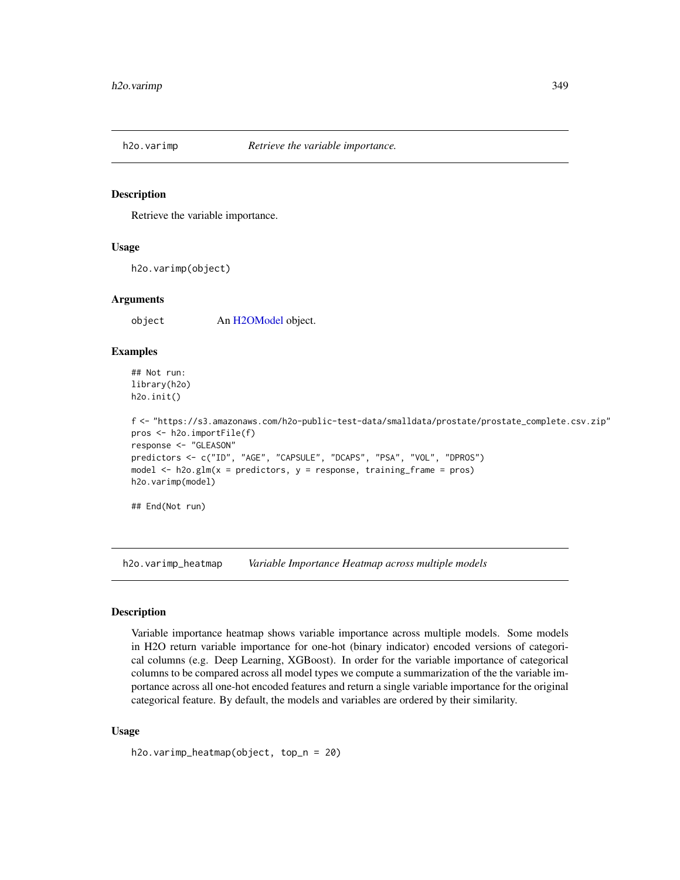## h2o.varimp    *Retrieve the variable importance.*

### Description

Retrieve the variable importance.

### Usage

```
h2o.varimp(object)
```

### Arguments

| | |
|---|---|
| object | An H2OModel object. |

### Examples

```
## Not run:
library(h2o)
h2o.init()

f <- "https://s3.amazonaws.com/h2o-public-test-data/smalldata/prostate/prostate_complete.csv.zip"
pros <- h2o.importFile(f)
response <- "GLEASON"
predictors <- c("ID", "AGE", "CAPSULE", "DCAPS", "PSA", "VOL", "DPROS")
model <- h2o.glm(x = predictors, y = response, training_frame = pros)
h2o.varimp(model)

## End(Not run)
```

## h2o.varimp_heatmap    *Variable Importance Heatmap across multiple models*

### Description

Variable importance heatmap shows variable importance across multiple models. Some models in H2O return variable importance for one-hot (binary indicator) encoded versions of categorical columns (e.g. Deep Learning, XGBoost). In order for the variable importance of categorical columns to be compared across all model types we compute a summarization of the the the variable importance across all one-hot encoded features and return a single variable importance for the original categorical feature. By default, the models and variables are ordered by their similarity.

### Usage

```
h2o.varimp_heatmap(object, top_n = 20)
```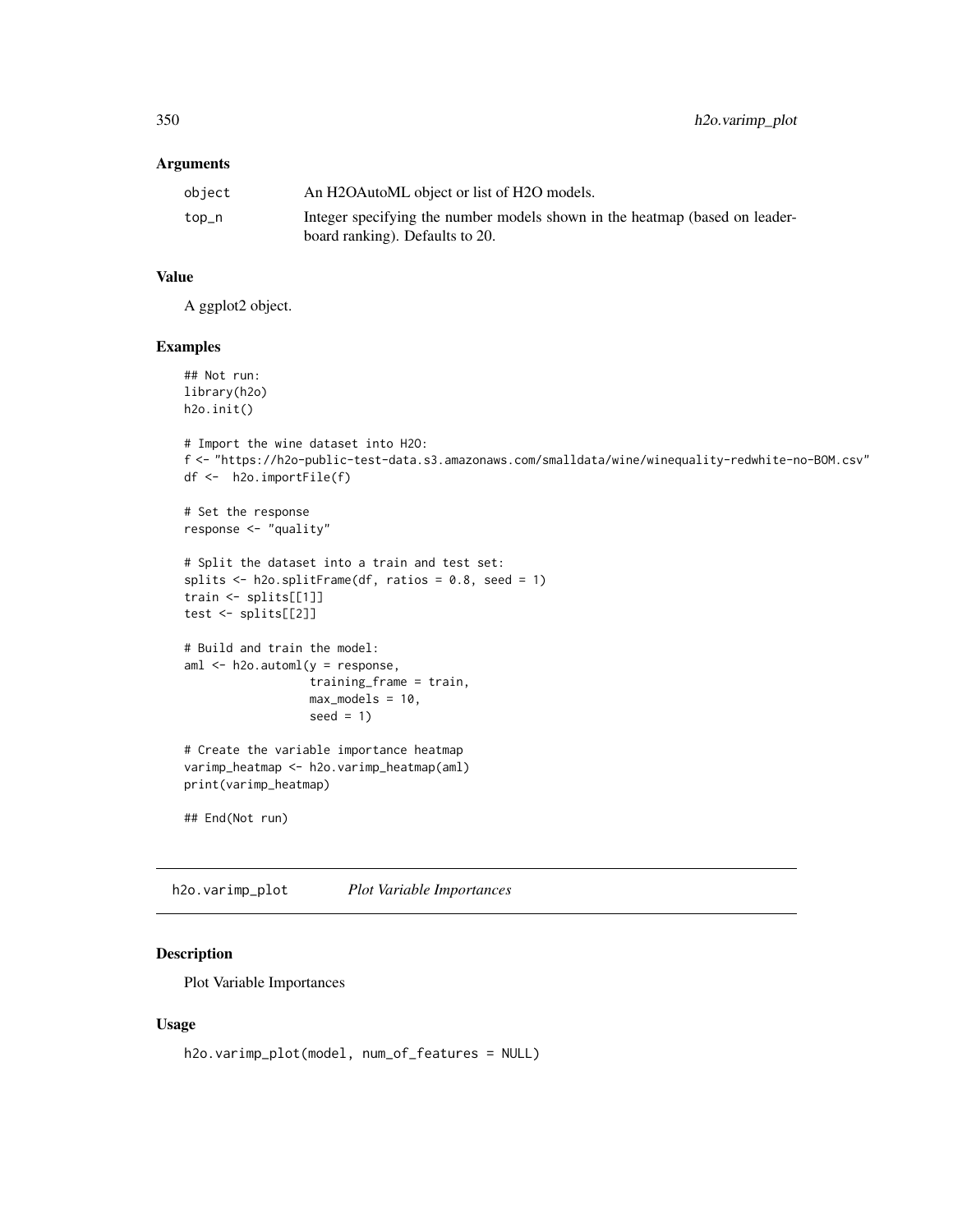## Arguments

| | |
|---|---|
| object | An H2OAutoML object or list of H2O models. |
| top_n | Integer specifying the number models shown in the heatmap (based on leaderboard ranking). Defaults to 20. |

## Value

A ggplot2 object.

## Examples

```
## Not run:
library(h2o)
h2o.init()

# Import the wine dataset into H2O:
f <- "https://h2o-public-test-data.s3.amazonaws.com/smalldata/wine/winequality-redwhite-no-BOM.csv"
df <-  h2o.importFile(f)

# Set the response
response <- "quality"

# Split the dataset into a train and test set:
splits <- h2o.splitFrame(df, ratios = 0.8, seed = 1)
train <- splits[[1]]
test <- splits[[2]]

# Build and train the model:
aml <- h2o.automl(y = response,
                  training_frame = train,
                  max_models = 10,
                  seed = 1)

# Create the variable importance heatmap
varimp_heatmap <- h2o.varimp_heatmap(aml)
print(varimp_heatmap)

## End(Not run)
```

---

# h2o.varimp_plot *Plot Variable Importances*

## Description

Plot Variable Importances

## Usage

```
h2o.varimp_plot(model, num_of_features = NULL)
```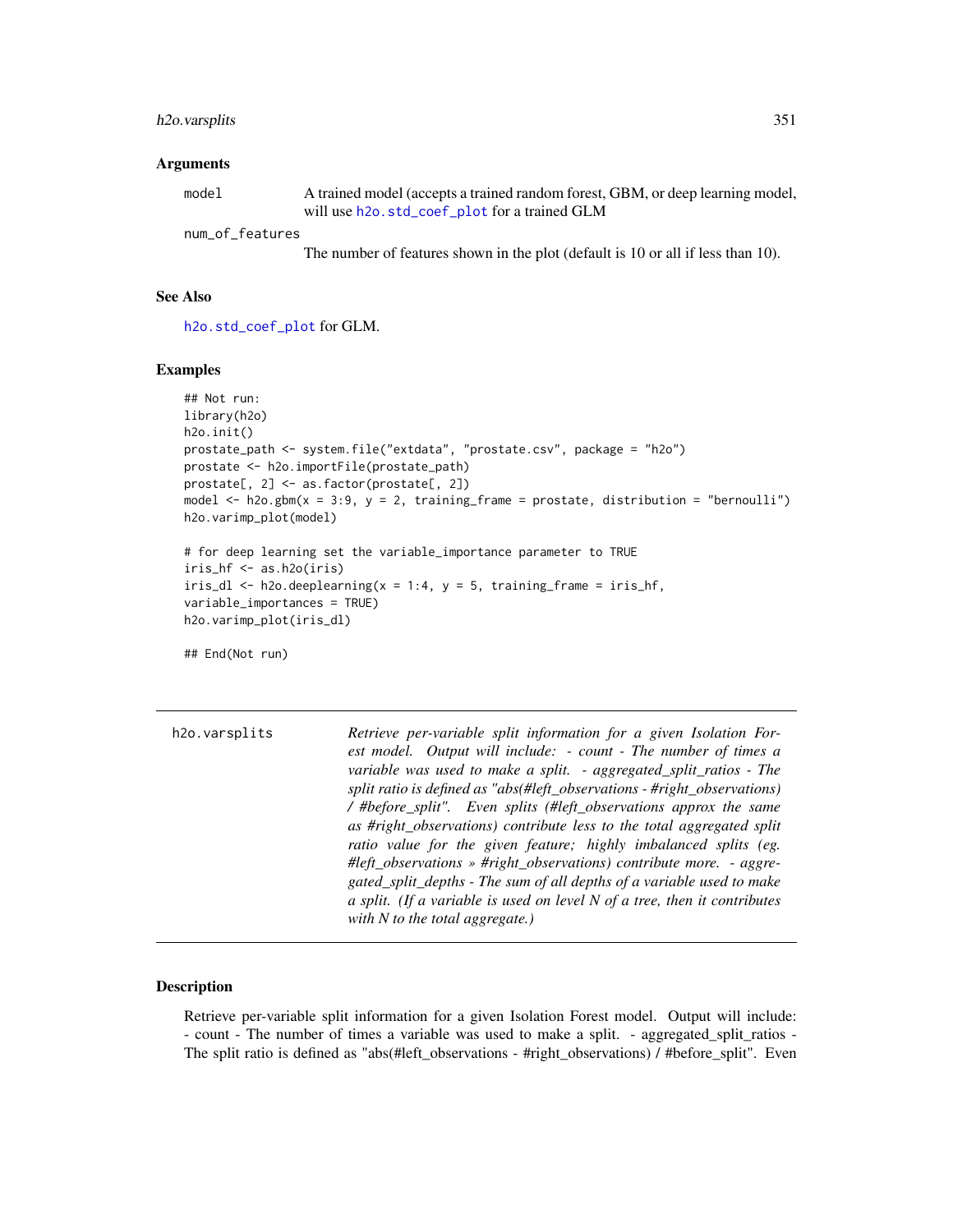### Arguments

`model` A trained model (accepts a trained random forest, GBM, or deep learning model, will use `h2o.std_coef_plot` for a trained GLM

`num_of_features` The number of features shown in the plot (default is 10 or all if less than 10).

### See Also

`h2o.std_coef_plot` for GLM.

### Examples

```
## Not run:
library(h2o)
h2o.init()
prostate_path <- system.file("extdata", "prostate.csv", package = "h2o")
prostate <- h2o.importFile(prostate_path)
prostate[, 2] <- as.factor(prostate[, 2])
model <- h2o.gbm(x = 3:9, y = 2, training_frame = prostate, distribution = "bernoulli")
h2o.varimp_plot(model)

# for deep learning set the variable_importance parameter to TRUE
iris_hf <- as.h2o(iris)
iris_dl <- h2o.deeplearning(x = 1:4, y = 5, training_frame = iris_hf,
variable_importances = TRUE)
h2o.varimp_plot(iris_dl)

## End(Not run)
```

---

`h2o.varsplits` *Retrieve per-variable split information for a given Isolation Forest model. Output will include: - count - The number of times a variable was used to make a split. - aggregated_split_ratios - The split ratio is defined as "abs(#left_observations - #right_observations) / #before_split". Even splits (#left_observations approx the same as #right_observations) contribute less to the total aggregated split ratio value for the given feature; highly imbalanced splits (eg. #left_observations » #right_observations) contribute more. - aggregated_split_depths - The sum of all depths of a variable used to make a split. (If a variable is used on level N of a tree, then it contributes with N to the total aggregate.)*

---

### Description

Retrieve per-variable split information for a given Isolation Forest model. Output will include: - count - The number of times a variable was used to make a split. - aggregated_split_ratios - The split ratio is defined as "abs(#left_observations - #right_observations) / #before_split". Even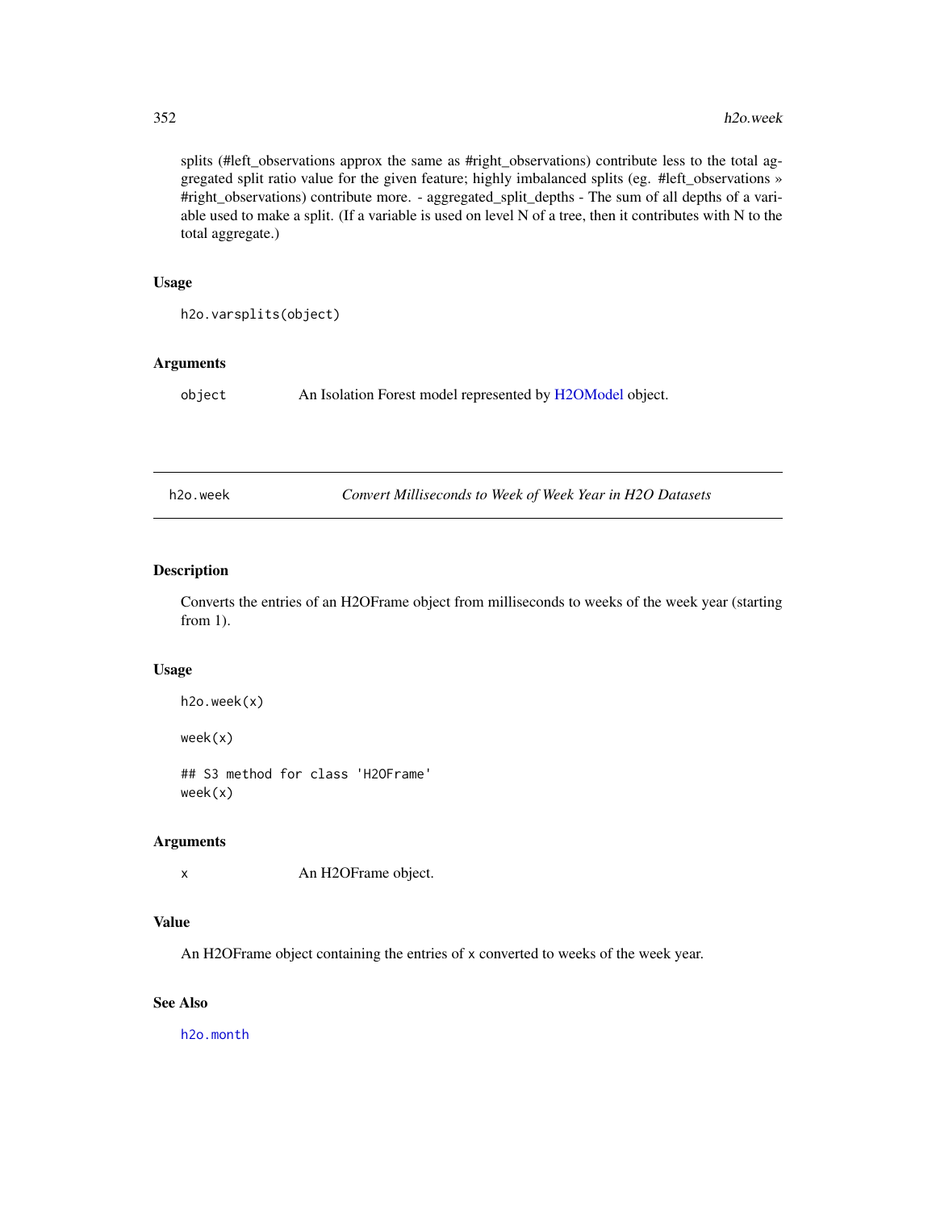splits (#left_observations approx the same as #right_observations) contribute less to the total aggregated split ratio value for the given feature; highly imbalanced splits (eg. #left_observations » #right_observations) contribute more. - aggregated_split_depths - The sum of all depths of a variable used to make a split. (If a variable is used on level N of a tree, then it contributes with N to the total aggregate.)

### Usage

```
h2o.varsplits(object)
```

### Arguments

| | |
|---|---|
| `object` | An Isolation Forest model represented by H2OModel object. |

---

## h2o.week — *Convert Milliseconds to Week of Week Year in H2O Datasets*

---

### Description

Converts the entries of an H2OFrame object from milliseconds to weeks of the week year (starting from 1).

### Usage

```
h2o.week(x)

week(x)

## S3 method for class 'H2OFrame'
week(x)
```

### Arguments

| | |
|---|---|
| `x` | An H2OFrame object. |

### Value

An H2OFrame object containing the entries of `x` converted to weeks of the week year.

### See Also

`h2o.month`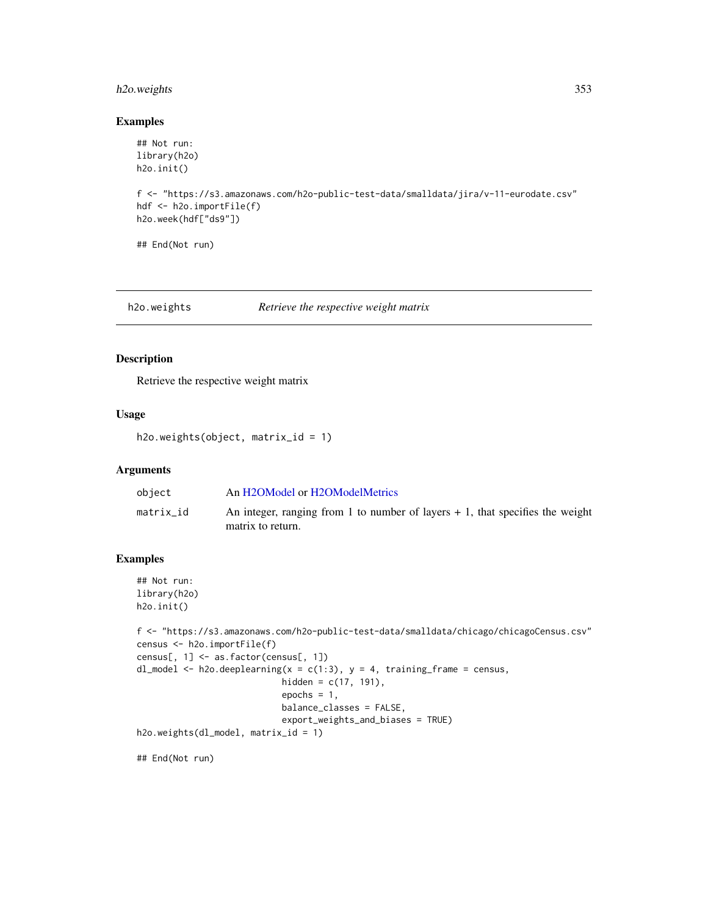## Examples

```
## Not run:
library(h2o)
h2o.init()

f <- "https://s3.amazonaws.com/h2o-public-test-data/smalldata/jira/v-11-eurodate.csv"
hdf <- h2o.importFile(f)
h2o.week(hdf["ds9"])

## End(Not run)
```

---

# h2o.weights *Retrieve the respective weight matrix*

## Description

Retrieve the respective weight matrix

## Usage

```
h2o.weights(object, matrix_id = 1)
```

## Arguments

| | |
|---|---|
| object | An H2OModel or H2OModelMetrics |
| matrix_id | An integer, ranging from 1 to number of layers + 1, that specifies the weight matrix to return. |

## Examples

```
## Not run:
library(h2o)
h2o.init()

f <- "https://s3.amazonaws.com/h2o-public-test-data/smalldata/chicago/chicagoCensus.csv"
census <- h2o.importFile(f)
census[, 1] <- as.factor(census[, 1])
dl_model <- h2o.deeplearning(x = c(1:3), y = 4, training_frame = census,
                             hidden = c(17, 191),
                             epochs = 1,
                             balance_classes = FALSE,
                             export_weights_and_biases = TRUE)
h2o.weights(dl_model, matrix_id = 1)

## End(Not run)
```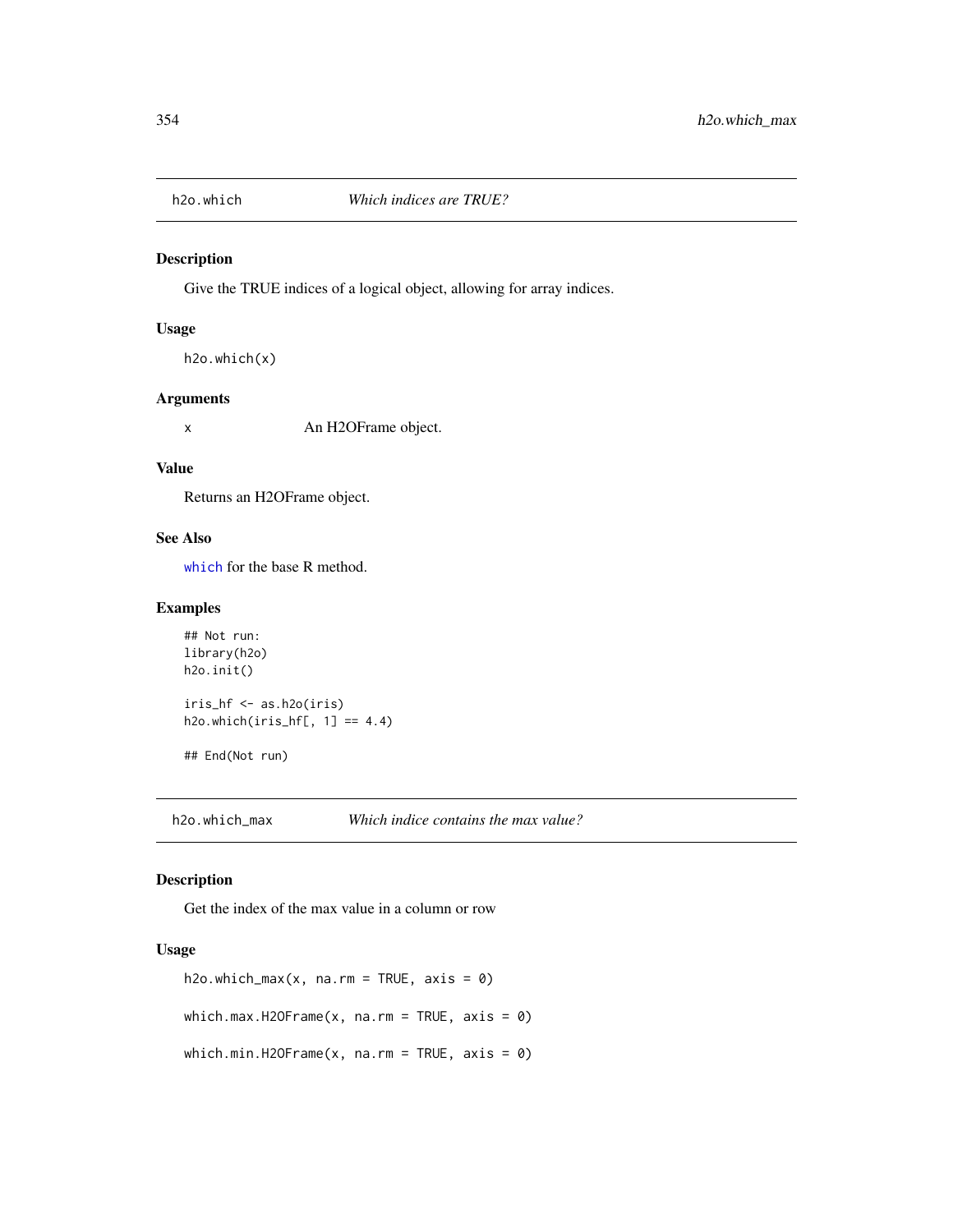## h2o.which *Which indices are TRUE?*

### Description

Give the TRUE indices of a logical object, allowing for array indices.

### Usage

```
h2o.which(x)
```

### Arguments

x An H2OFrame object.

### Value

Returns an H2OFrame object.

### See Also

`which` for the base R method.

### Examples

```
## Not run:
library(h2o)
h2o.init()

iris_hf <- as.h2o(iris)
h2o.which(iris_hf[, 1] == 4.4)

## End(Not run)
```

## h2o.which_max *Which indice contains the max value?*

### Description

Get the index of the max value in a column or row

### Usage

```
h2o.which_max(x, na.rm = TRUE, axis = 0)

which.max.H2OFrame(x, na.rm = TRUE, axis = 0)

which.min.H2OFrame(x, na.rm = TRUE, axis = 0)
```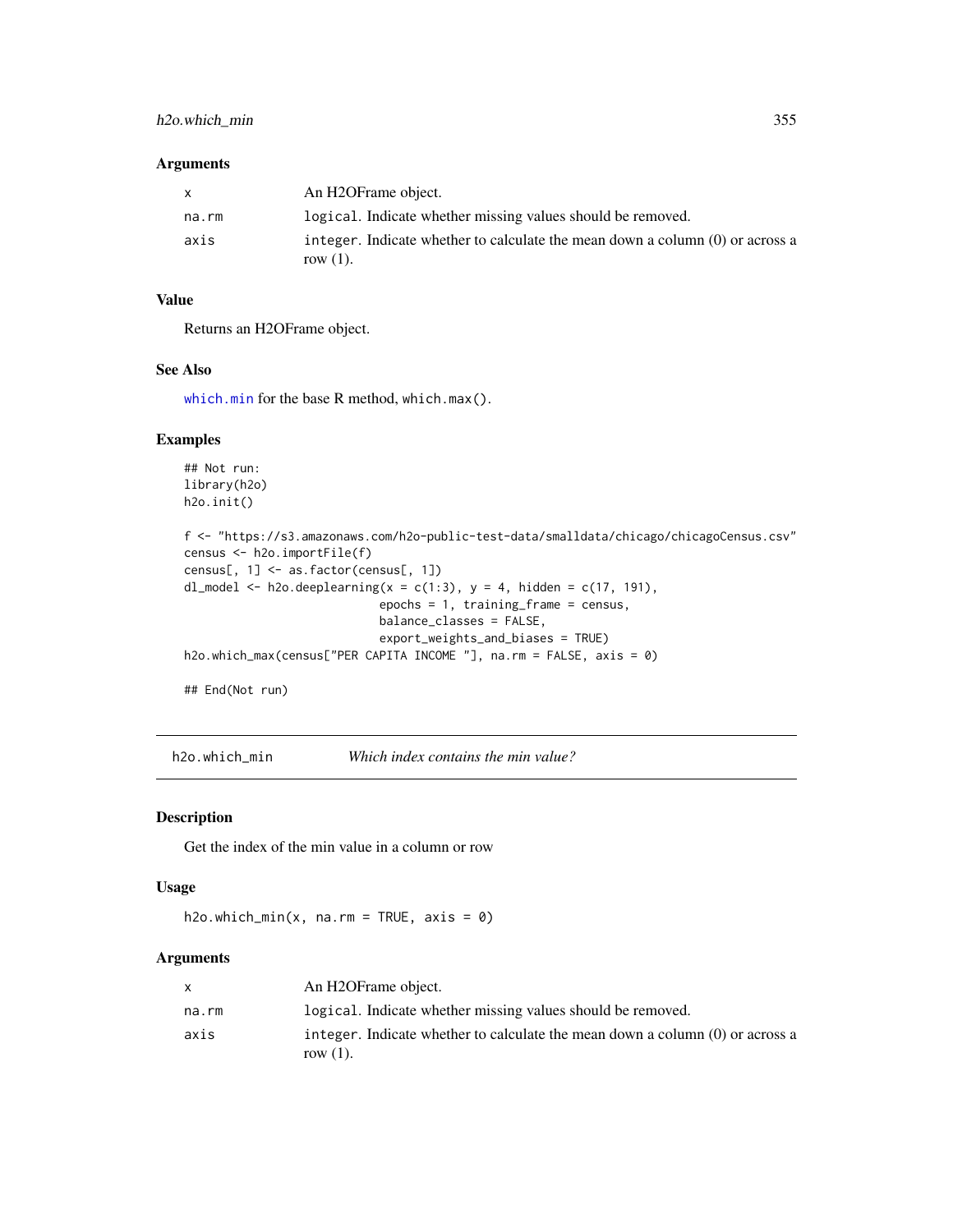## Arguments

| | |
|---|---|
| x | An H2OFrame object. |
| na.rm | logical. Indicate whether missing values should be removed. |
| axis | integer. Indicate whether to calculate the mean down a column (0) or across a row (1). |

## Value

Returns an H2OFrame object.

## See Also

which.min for the base R method, which.max().

## Examples

```
## Not run:
library(h2o)
h2o.init()

f <- "https://s3.amazonaws.com/h2o-public-test-data/smalldata/chicago/chicagoCensus.csv"
census <- h2o.importFile(f)
census[, 1] <- as.factor(census[, 1])
dl_model <- h2o.deeplearning(x = c(1:3), y = 4, hidden = c(17, 191),
                             epochs = 1, training_frame = census,
                             balance_classes = FALSE,
                             export_weights_and_biases = TRUE)
h2o.which_max(census["PER CAPITA INCOME "], na.rm = FALSE, axis = 0)

## End(Not run)
```

---

# h2o.which_min *Which index contains the min value?*

## Description

Get the index of the min value in a column or row

## Usage

```
h2o.which_min(x, na.rm = TRUE, axis = 0)
```

## Arguments

| | |
|---|---|
| x | An H2OFrame object. |
| na.rm | logical. Indicate whether missing values should be removed. |
| axis | integer. Indicate whether to calculate the mean down a column (0) or across a row (1). |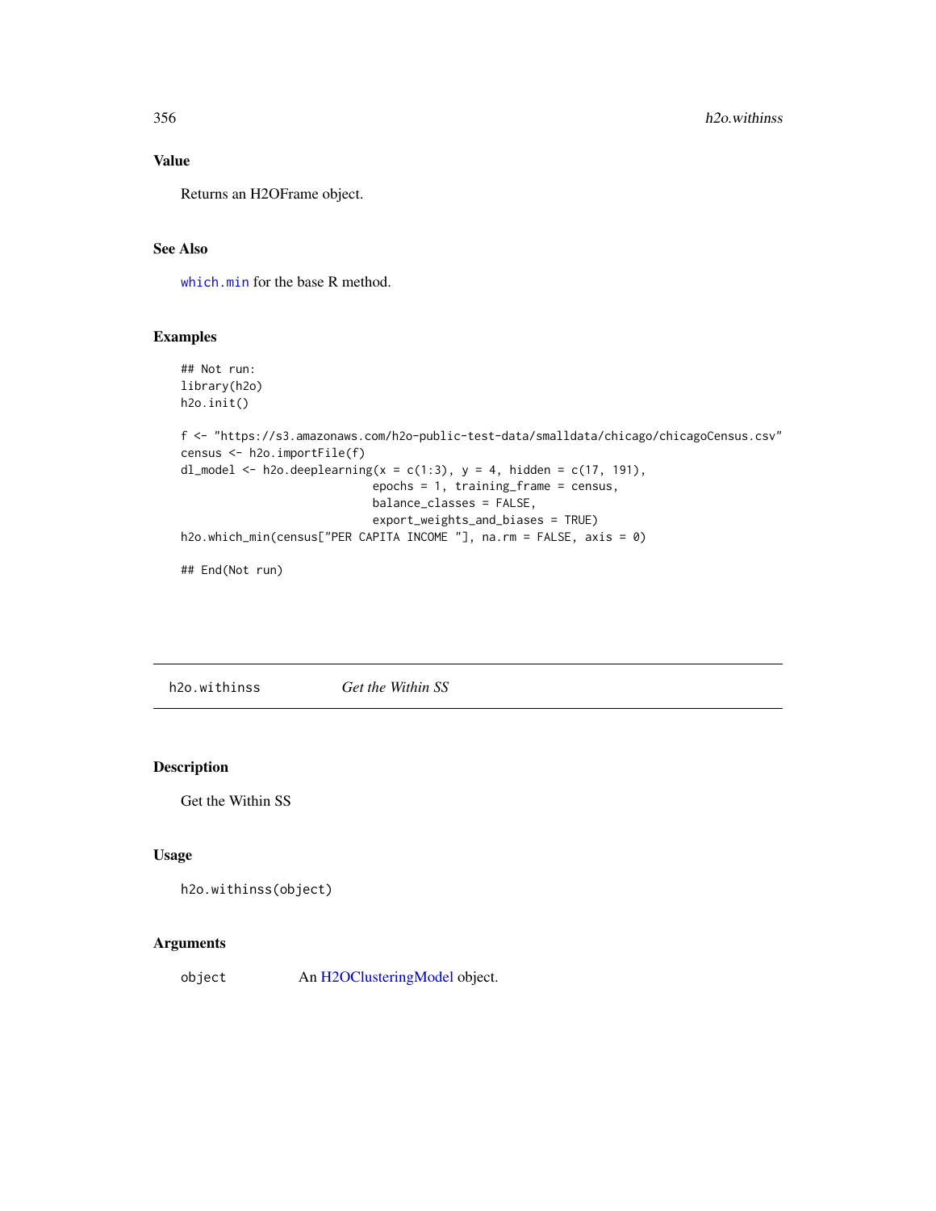## Value

Returns an H2OFrame object.

## See Also

`which.min` for the base R method.

## Examples

```
## Not run:
library(h2o)
h2o.init()

f <- "https://s3.amazonaws.com/h2o-public-test-data/smalldata/chicago/chicagoCensus.csv"
census <- h2o.importFile(f)
dl_model <- h2o.deeplearning(x = c(1:3), y = 4, hidden = c(17, 191),
                             epochs = 1, training_frame = census,
                             balance_classes = FALSE,
                             export_weights_and_biases = TRUE)
h2o.which_min(census["PER CAPITA INCOME "], na.rm = FALSE, axis = 0)

## End(Not run)
```

---

# h2o.withinss *Get the Within SS*

## Description

Get the Within SS

## Usage

```
h2o.withinss(object)
```

## Arguments

| | |
|---|---|
| object | An H2OClusteringModel object. |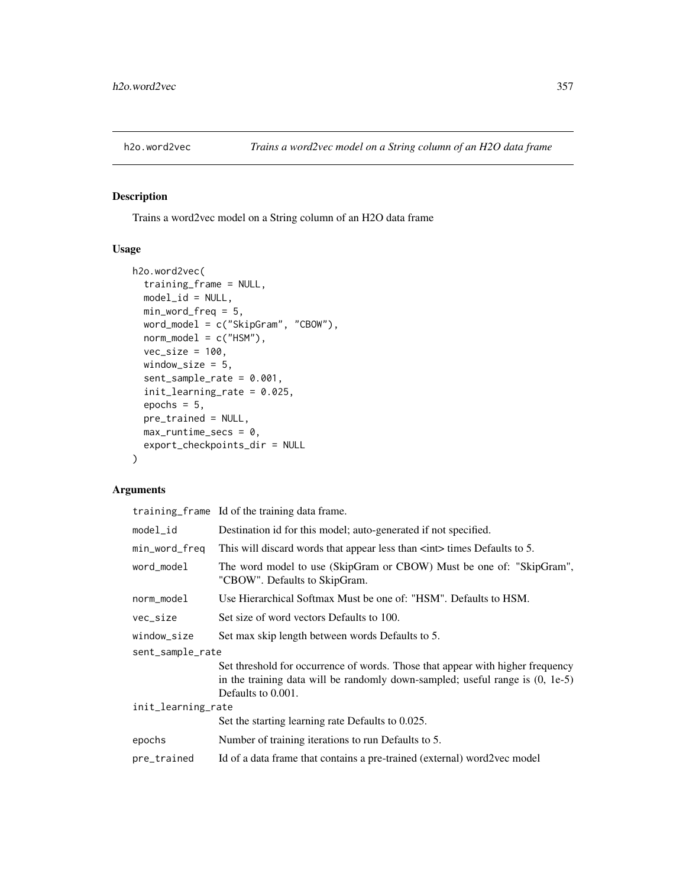# h2o.word2vec

*Trains a word2vec model on a String column of an H2O data frame*

## Description

Trains a word2vec model on a String column of an H2O data frame

## Usage

```
h2o.word2vec(
  training_frame = NULL,
  model_id = NULL,
  min_word_freq = 5,
  word_model = c("SkipGram", "CBOW"),
  norm_model = c("HSM"),
  vec_size = 100,
  window_size = 5,
  sent_sample_rate = 0.001,
  init_learning_rate = 0.025,
  epochs = 5,
  pre_trained = NULL,
  max_runtime_secs = 0,
  export_checkpoints_dir = NULL
)
```

## Arguments

| | |
|---|---|
| `training_frame` | Id of the training data frame. |
| `model_id` | Destination id for this model; auto-generated if not specified. |
| `min_word_freq` | This will discard words that appear less than <int> times Defaults to 5. |
| `word_model` | The word model to use (SkipGram or CBOW) Must be one of: "SkipGram", "CBOW". Defaults to SkipGram. |
| `norm_model` | Use Hierarchical Softmax Must be one of: "HSM". Defaults to HSM. |
| `vec_size` | Set size of word vectors Defaults to 100. |
| `window_size` | Set max skip length between words Defaults to 5. |
| `sent_sample_rate` | Set threshold for occurrence of words. Those that appear with higher frequency in the training data will be randomly down-sampled; useful range is (0, 1e-5) Defaults to 0.001. |
| `init_learning_rate` | Set the starting learning rate Defaults to 0.025. |
| `epochs` | Number of training iterations to run Defaults to 5. |
| `pre_trained` | Id of a data frame that contains a pre-trained (external) word2vec model |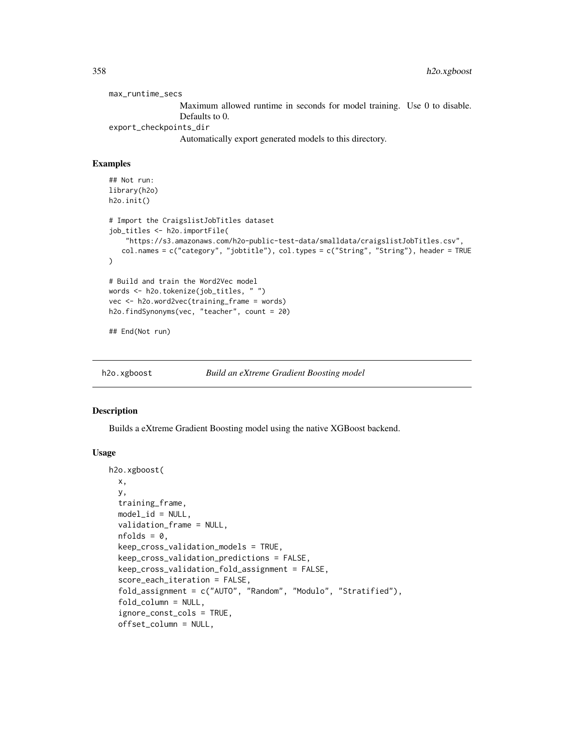max_runtime_secs
: Maximum allowed runtime in seconds for model training. Use 0 to disable. Defaults to 0.

export_checkpoints_dir
: Automatically export generated models to this directory.

### Examples

```
## Not run:
library(h2o)
h2o.init()

# Import the CraigslistJobTitles dataset
job_titles <- h2o.importFile(
    "https://s3.amazonaws.com/h2o-public-test-data/smalldata/craigslistJobTitles.csv",
   col.names = c("category", "jobtitle"), col.types = c("String", "String"), header = TRUE
)

# Build and train the Word2Vec model
words <- h2o.tokenize(job_titles, " ")
vec <- h2o.word2vec(training_frame = words)
h2o.findSynonyms(vec, "teacher", count = 20)

## End(Not run)
```

---

## h2o.xgboost    *Build an eXtreme Gradient Boosting model*

---

### Description

Builds a eXtreme Gradient Boosting model using the native XGBoost backend.

### Usage

```
h2o.xgboost(
  x,
  y,
  training_frame,
  model_id = NULL,
  validation_frame = NULL,
  nfolds = 0,
  keep_cross_validation_models = TRUE,
  keep_cross_validation_predictions = FALSE,
  keep_cross_validation_fold_assignment = FALSE,
  score_each_iteration = FALSE,
  fold_assignment = c("AUTO", "Random", "Modulo", "Stratified"),
  fold_column = NULL,
  ignore_const_cols = TRUE,
  offset_column = NULL,
```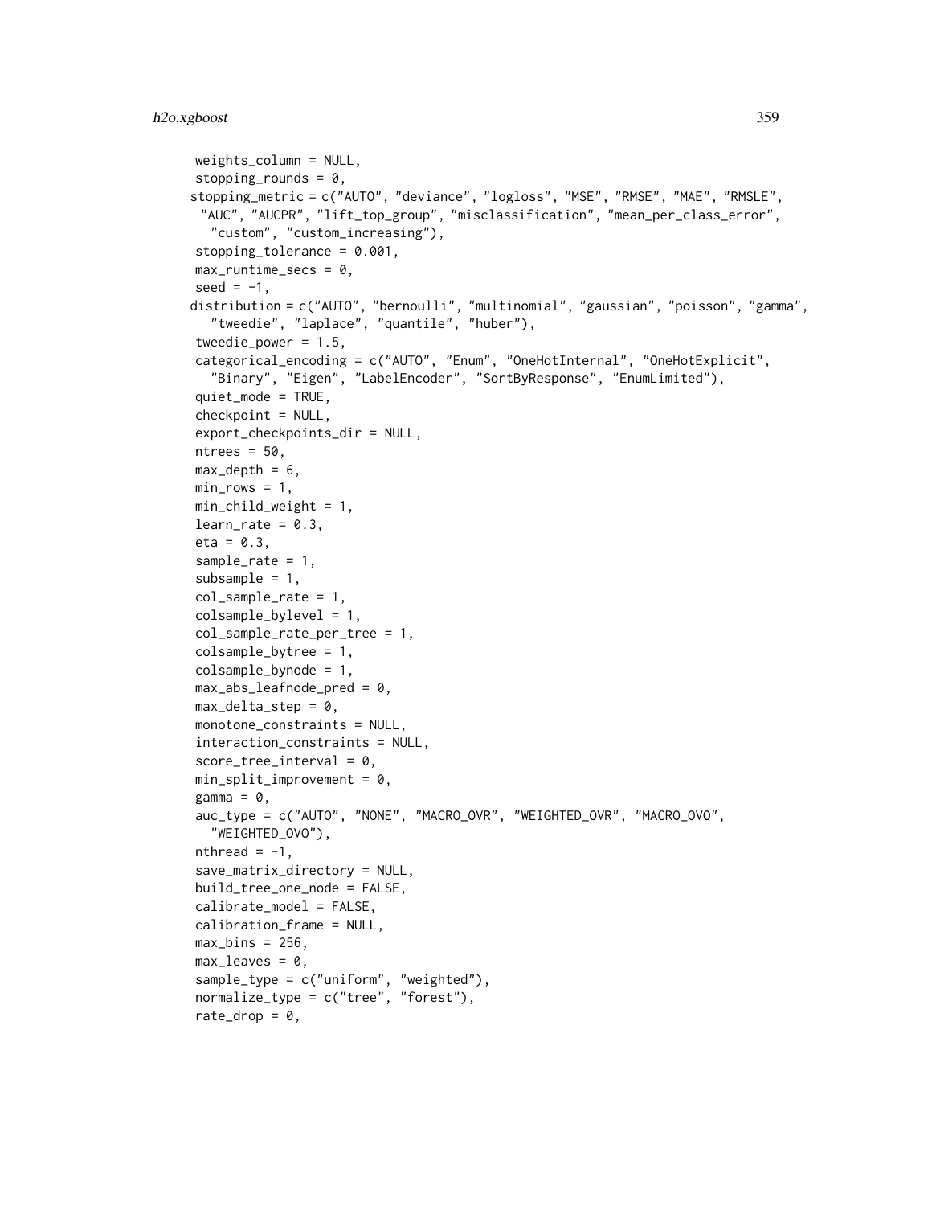```
  weights_column = NULL,
  stopping_rounds = 0,
  stopping_metric = c("AUTO", "deviance", "logloss", "MSE", "RMSE", "MAE", "RMSLE",
    "AUC", "AUCPR", "lift_top_group", "misclassification", "mean_per_class_error",
    "custom", "custom_increasing"),
  stopping_tolerance = 0.001,
  max_runtime_secs = 0,
  seed = -1,
  distribution = c("AUTO", "bernoulli", "multinomial", "gaussian", "poisson", "gamma",
    "tweedie", "laplace", "quantile", "huber"),
  tweedie_power = 1.5,
  categorical_encoding = c("AUTO", "Enum", "OneHotInternal", "OneHotExplicit",
    "Binary", "Eigen", "LabelEncoder", "SortByResponse", "EnumLimited"),
  quiet_mode = TRUE,
  checkpoint = NULL,
  export_checkpoints_dir = NULL,
  ntrees = 50,
  max_depth = 6,
  min_rows = 1,
  min_child_weight = 1,
  learn_rate = 0.3,
  eta = 0.3,
  sample_rate = 1,
  subsample = 1,
  col_sample_rate = 1,
  colsample_bylevel = 1,
  col_sample_rate_per_tree = 1,
  colsample_bytree = 1,
  colsample_bynode = 1,
  max_abs_leafnode_pred = 0,
  max_delta_step = 0,
  monotone_constraints = NULL,
  interaction_constraints = NULL,
  score_tree_interval = 0,
  min_split_improvement = 0,
  gamma = 0,
  auc_type = c("AUTO", "NONE", "MACRO_OVR", "WEIGHTED_OVR", "MACRO_OVO",
    "WEIGHTED_OVO"),
  nthread = -1,
  save_matrix_directory = NULL,
  build_tree_one_node = FALSE,
  calibrate_model = FALSE,
  calibration_frame = NULL,
  max_bins = 256,
  max_leaves = 0,
  sample_type = c("uniform", "weighted"),
  normalize_type = c("tree", "forest"),
  rate_drop = 0,
```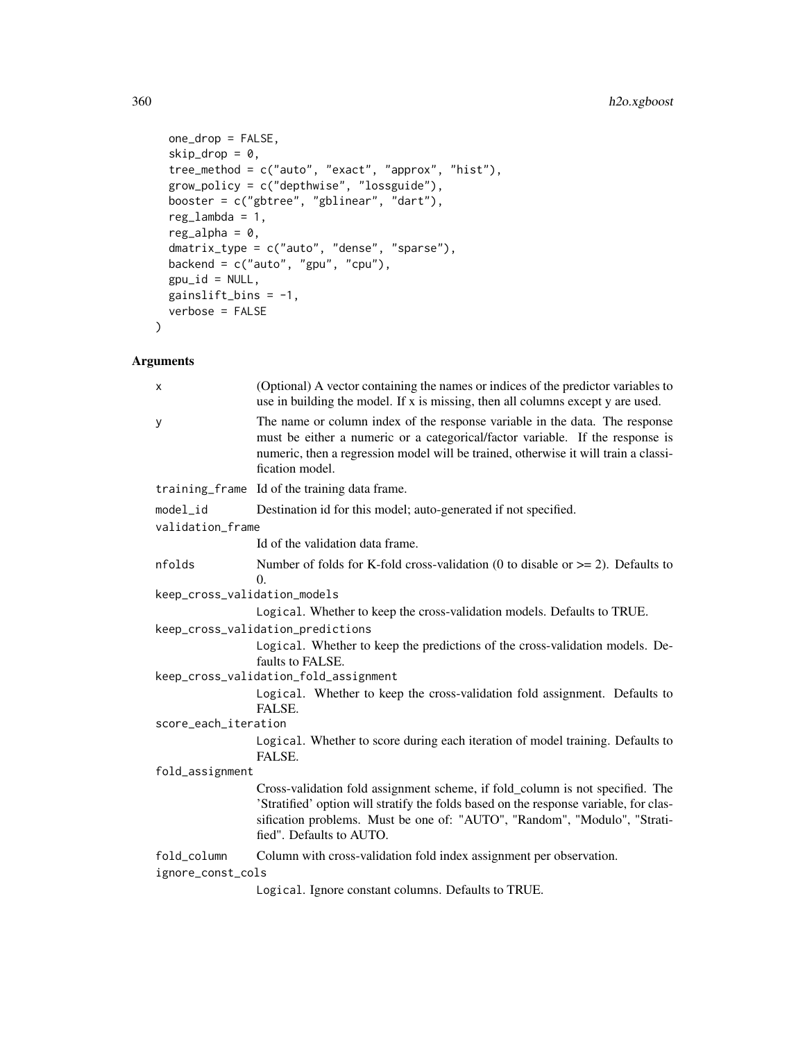```
  one_drop = FALSE,
  skip_drop = 0,
  tree_method = c("auto", "exact", "approx", "hist"),
  grow_policy = c("depthwise", "lossguide"),
  booster = c("gbtree", "gblinear", "dart"),
  reg_lambda = 1,
  reg_alpha = 0,
  dmatrix_type = c("auto", "dense", "sparse"),
  backend = c("auto", "gpu", "cpu"),
  gpu_id = NULL,
  gainslift_bins = -1,
  verbose = FALSE
)
```

## Arguments

| | |
|---|---|
| x | (Optional) A vector containing the names or indices of the predictor variables to use in building the model. If x is missing, then all columns except y are used. |
| y | The name or column index of the response variable in the data. The response must be either a numeric or a categorical/factor variable. If the response is numeric, then a regression model will be trained, otherwise it will train a classification model. |
| training_frame | Id of the training data frame. |
| model_id | Destination id for this model; auto-generated if not specified. |
| validation_frame | Id of the validation data frame. |
| nfolds | Number of folds for K-fold cross-validation (0 to disable or >= 2). Defaults to 0. |
| keep_cross_validation_models | `Logical`. Whether to keep the cross-validation models. Defaults to TRUE. |
| keep_cross_validation_predictions | `Logical`. Whether to keep the predictions of the cross-validation models. Defaults to FALSE. |
| keep_cross_validation_fold_assignment | `Logical`. Whether to keep the cross-validation fold assignment. Defaults to FALSE. |
| score_each_iteration | `Logical`. Whether to score during each iteration of model training. Defaults to FALSE. |
| fold_assignment | Cross-validation fold assignment scheme, if fold_column is not specified. The 'Stratified' option will stratify the folds based on the response variable, for classification problems. Must be one of: "AUTO", "Random", "Modulo", "Stratified". Defaults to AUTO. |
| fold_column | Column with cross-validation fold index assignment per observation. |
| ignore_const_cols | `Logical`. Ignore constant columns. Defaults to TRUE. |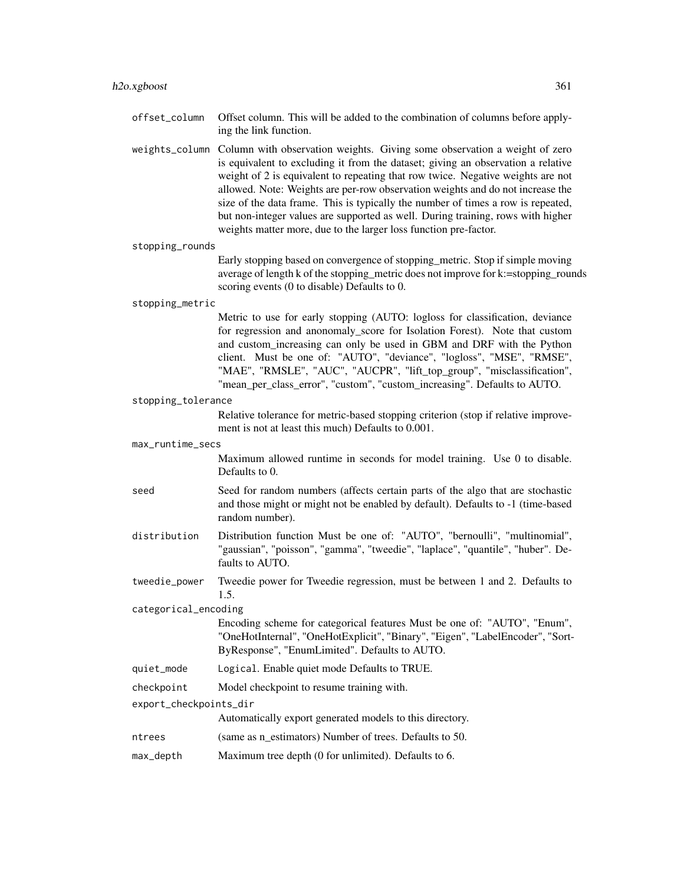offset_column
: Offset column. This will be added to the combination of columns before applying the link function.

weights_column
: Column with observation weights. Giving some observation a weight of zero is equivalent to excluding it from the dataset; giving an observation a relative weight of 2 is equivalent to repeating that row twice. Negative weights are not allowed. Note: Weights are per-row observation weights and do not increase the size of the data frame. This is typically the number of times a row is repeated, but non-integer values are supported as well. During training, rows with higher weights matter more, due to the larger loss function pre-factor.

stopping_rounds
: Early stopping based on convergence of stopping_metric. Stop if simple moving average of length k of the stopping_metric does not improve for k:=stopping_rounds scoring events (0 to disable) Defaults to 0.

stopping_metric
: Metric to use for early stopping (AUTO: logloss for classification, deviance for regression and anonomaly_score for Isolation Forest). Note that custom and custom_increasing can only be used in GBM and DRF with the Python client. Must be one of: "AUTO", "deviance", "logloss", "MSE", "RMSE", "MAE", "RMSLE", "AUC", "AUCPR", "lift_top_group", "misclassification", "mean_per_class_error", "custom", "custom_increasing". Defaults to AUTO.

stopping_tolerance
: Relative tolerance for metric-based stopping criterion (stop if relative improvement is not at least this much) Defaults to 0.001.

max_runtime_secs
: Maximum allowed runtime in seconds for model training. Use 0 to disable. Defaults to 0.

seed
: Seed for random numbers (affects certain parts of the algo that are stochastic and those might or might not be enabled by default). Defaults to -1 (time-based random number).

distribution
: Distribution function Must be one of: "AUTO", "bernoulli", "multinomial", "gaussian", "poisson", "gamma", "tweedie", "laplace", "quantile", "huber". Defaults to AUTO.

tweedie_power
: Tweedie power for Tweedie regression, must be between 1 and 2. Defaults to 1.5.

categorical_encoding
: Encoding scheme for categorical features Must be one of: "AUTO", "Enum", "OneHotInternal", "OneHotExplicit", "Binary", "Eigen", "LabelEncoder", "SortByResponse", "EnumLimited". Defaults to AUTO.

quiet_mode
: Logical. Enable quiet mode Defaults to TRUE.

checkpoint
: Model checkpoint to resume training with.

export_checkpoints_dir
: Automatically export generated models to this directory.

ntrees
: (same as n_estimators) Number of trees. Defaults to 50.

max_depth
: Maximum tree depth (0 for unlimited). Defaults to 6.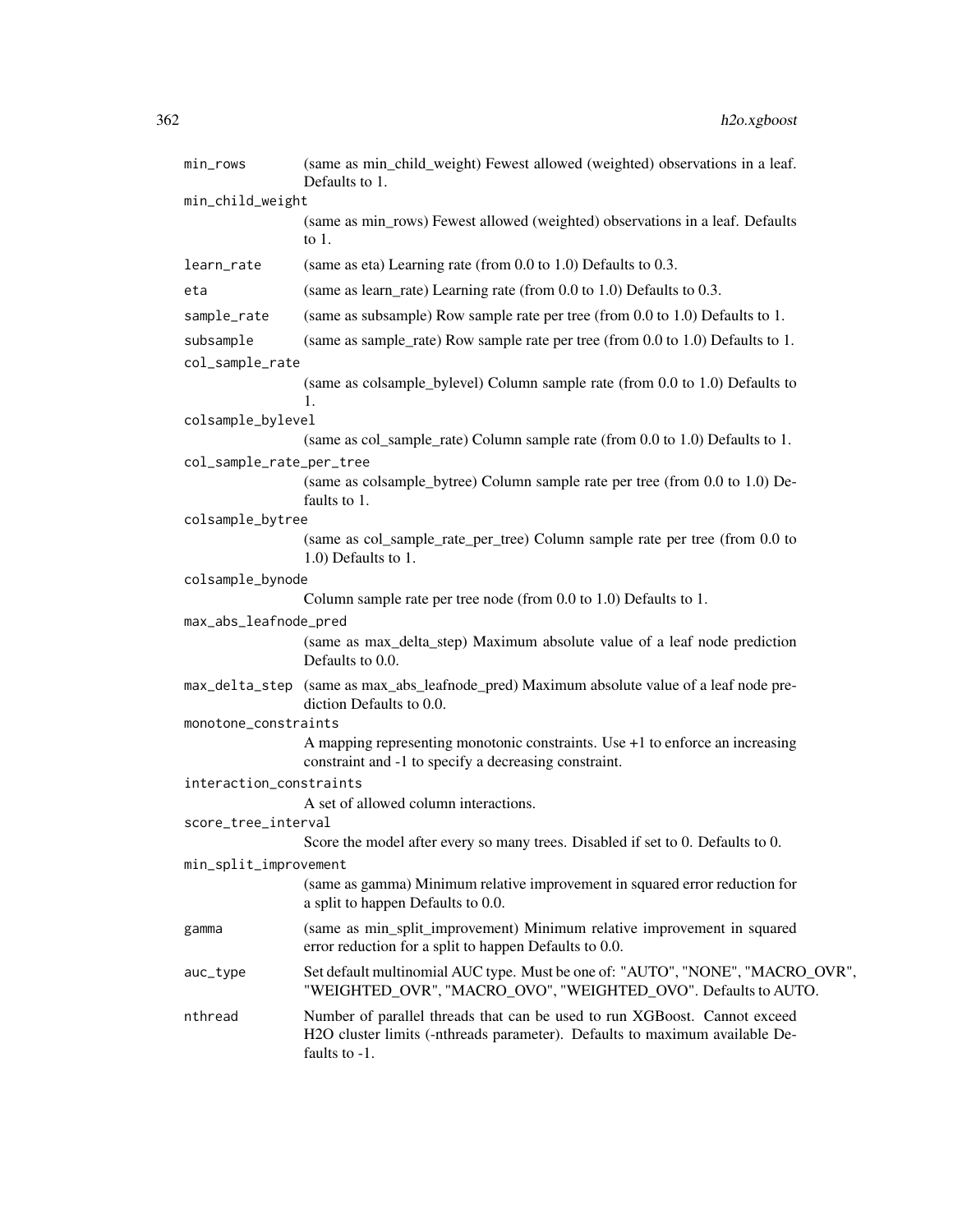`min_rows` (same as min_child_weight) Fewest allowed (weighted) observations in a leaf. Defaults to 1.

`min_child_weight` (same as min_rows) Fewest allowed (weighted) observations in a leaf. Defaults to 1.

`learn_rate` (same as eta) Learning rate (from 0.0 to 1.0) Defaults to 0.3.

`eta` (same as learn_rate) Learning rate (from 0.0 to 1.0) Defaults to 0.3.

`sample_rate` (same as subsample) Row sample rate per tree (from 0.0 to 1.0) Defaults to 1.

`subsample` (same as sample_rate) Row sample rate per tree (from 0.0 to 1.0) Defaults to 1.

`col_sample_rate` (same as colsample_bylevel) Column sample rate (from 0.0 to 1.0) Defaults to 1.

`colsample_bylevel` (same as col_sample_rate) Column sample rate (from 0.0 to 1.0) Defaults to 1.

`col_sample_rate_per_tree` (same as colsample_bytree) Column sample rate per tree (from 0.0 to 1.0) Defaults to 1.

`colsample_bytree` (same as col_sample_rate_per_tree) Column sample rate per tree (from 0.0 to 1.0) Defaults to 1.

`colsample_bynode` Column sample rate per tree node (from 0.0 to 1.0) Defaults to 1.

`max_abs_leafnode_pred` (same as max_delta_step) Maximum absolute value of a leaf node prediction Defaults to 0.0.

`max_delta_step` (same as max_abs_leafnode_pred) Maximum absolute value of a leaf node prediction Defaults to 0.0.

`monotone_constraints` A mapping representing monotonic constraints. Use +1 to enforce an increasing constraint and -1 to specify a decreasing constraint.

`interaction_constraints` A set of allowed column interactions.

`score_tree_interval` Score the model after every so many trees. Disabled if set to 0. Defaults to 0.

`min_split_improvement` (same as gamma) Minimum relative improvement in squared error reduction for a split to happen Defaults to 0.0.

`gamma` (same as min_split_improvement) Minimum relative improvement in squared error reduction for a split to happen Defaults to 0.0.

`auc_type` Set default multinomial AUC type. Must be one of: "AUTO", "NONE", "MACRO_OVR", "WEIGHTED_OVR", "MACRO_OVO", "WEIGHTED_OVO". Defaults to AUTO.

`nthread` Number of parallel threads that can be used to run XGBoost. Cannot exceed H2O cluster limits (-nthreads parameter). Defaults to maximum available Defaults to -1.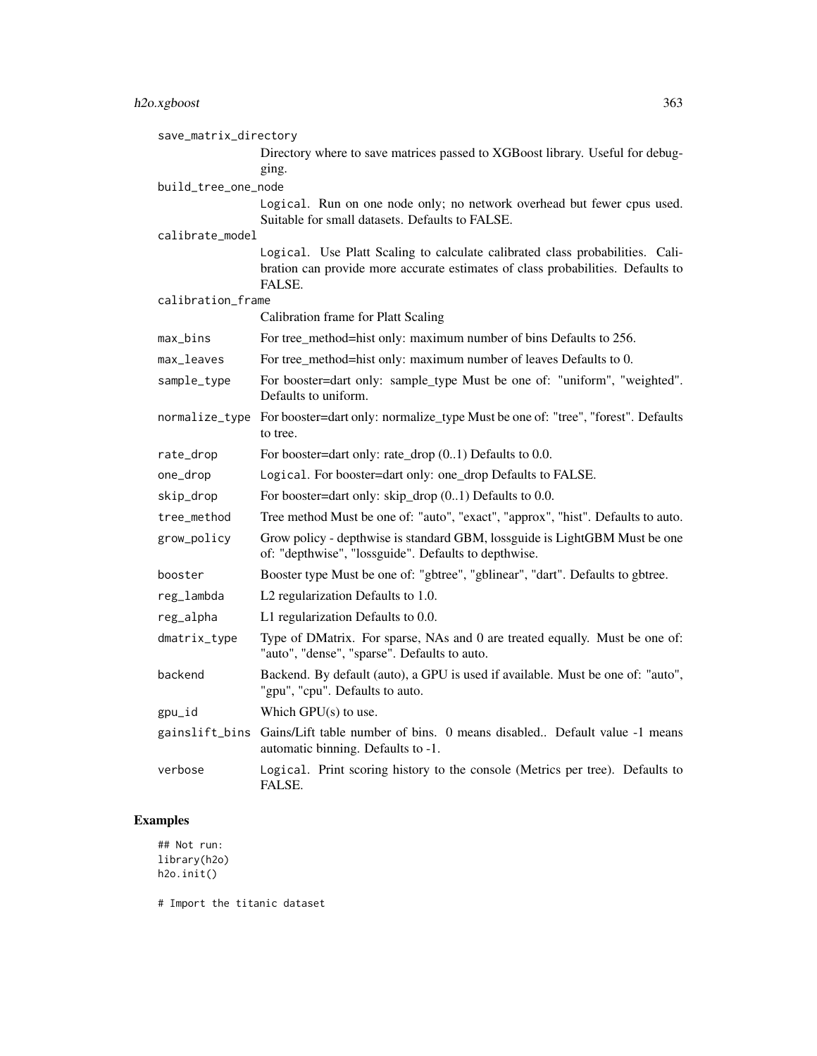save_matrix_directory
: Directory where to save matrices passed to XGBoost library. Useful for debugging.

build_tree_one_node
: `Logical`. Run on one node only; no network overhead but fewer cpus used. Suitable for small datasets. Defaults to FALSE.

calibrate_model
: `Logical`. Use Platt Scaling to calculate calibrated class probabilities. Calibration can provide more accurate estimates of class probabilities. Defaults to FALSE.

calibration_frame
: Calibration frame for Platt Scaling

max_bins
: For tree_method=hist only: maximum number of bins Defaults to 256.

max_leaves
: For tree_method=hist only: maximum number of leaves Defaults to 0.

sample_type
: For booster=dart only: sample_type Must be one of: "uniform", "weighted". Defaults to uniform.

normalize_type
: For booster=dart only: normalize_type Must be one of: "tree", "forest". Defaults to tree.

rate_drop
: For booster=dart only: rate_drop (0..1) Defaults to 0.0.

one_drop
: `Logical`. For booster=dart only: one_drop Defaults to FALSE.

skip_drop
: For booster=dart only: skip_drop (0..1) Defaults to 0.0.

tree_method
: Tree method Must be one of: "auto", "exact", "approx", "hist". Defaults to auto.

grow_policy
: Grow policy - depthwise is standard GBM, lossguide is LightGBM Must be one of: "depthwise", "lossguide". Defaults to depthwise.

booster
: Booster type Must be one of: "gbtree", "gblinear", "dart". Defaults to gbtree.

reg_lambda
: L2 regularization Defaults to 1.0.

reg_alpha
: L1 regularization Defaults to 0.0.

dmatrix_type
: Type of DMatrix. For sparse, NAs and 0 are treated equally. Must be one of: "auto", "dense", "sparse". Defaults to auto.

backend
: Backend. By default (auto), a GPU is used if available. Must be one of: "auto", "gpu", "cpu". Defaults to auto.

gpu_id
: Which GPU(s) to use.

gainslift_bins
: Gains/Lift table number of bins. 0 means disabled.. Default value -1 means automatic binning. Defaults to -1.

verbose
: `Logical`. Print scoring history to the console (Metrics per tree). Defaults to FALSE.

## Examples

```
## Not run:
library(h2o)
h2o.init()

# Import the titanic dataset
```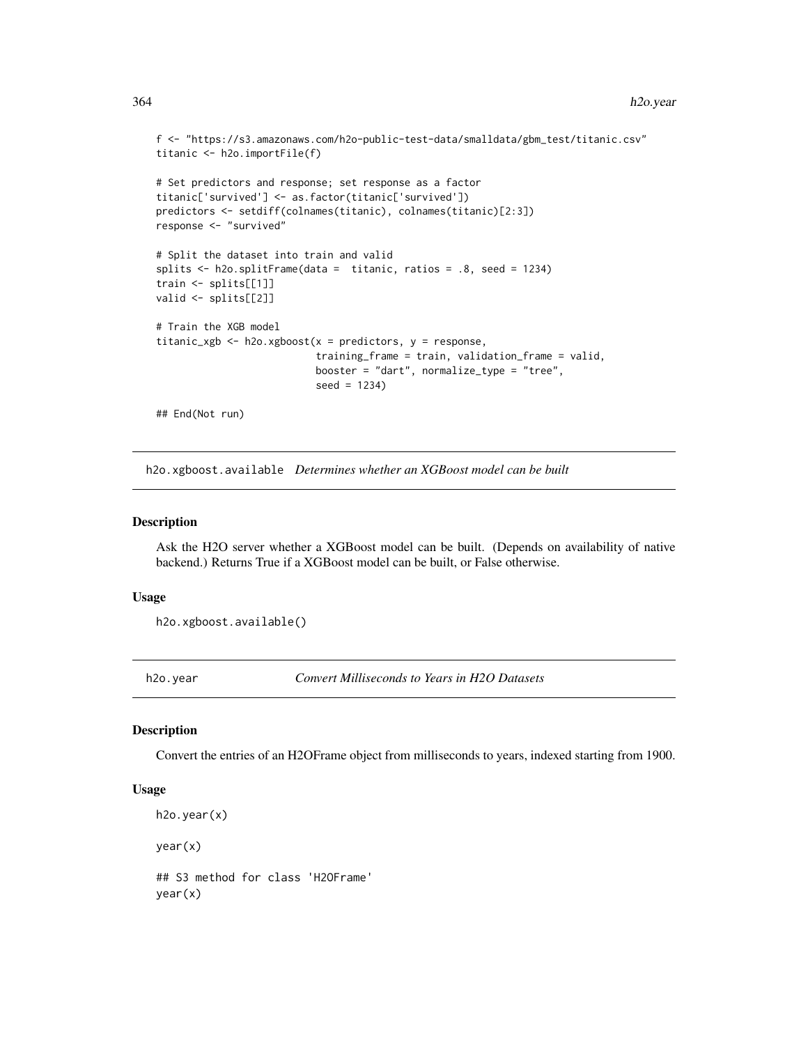```
f <- "https://s3.amazonaws.com/h2o-public-test-data/smalldata/gbm_test/titanic.csv"
titanic <- h2o.importFile(f)

# Set predictors and response; set response as a factor
titanic['survived'] <- as.factor(titanic['survived'])
predictors <- setdiff(colnames(titanic), colnames(titanic)[2:3])
response <- "survived"

# Split the dataset into train and valid
splits <- h2o.splitFrame(data =  titanic, ratios = .8, seed = 1234)
train <- splits[[1]]
valid <- splits[[2]]

# Train the XGB model
titanic_xgb <- h2o.xgboost(x = predictors, y = response,
                           training_frame = train, validation_frame = valid,
                           booster = "dart", normalize_type = "tree",
                           seed = 1234)

## End(Not run)
```

## h2o.xgboost.available *Determines whether an XGBoost model can be built*

### Description

Ask the H2O server whether a XGBoost model can be built. (Depends on availability of native backend.) Returns True if a XGBoost model can be built, or False otherwise.

### Usage

```
h2o.xgboost.available()
```

## h2o.year *Convert Milliseconds to Years in H2O Datasets*

### Description

Convert the entries of an H2OFrame object from milliseconds to years, indexed starting from 1900.

### Usage

```
h2o.year(x)

year(x)

## S3 method for class 'H2OFrame'
year(x)
```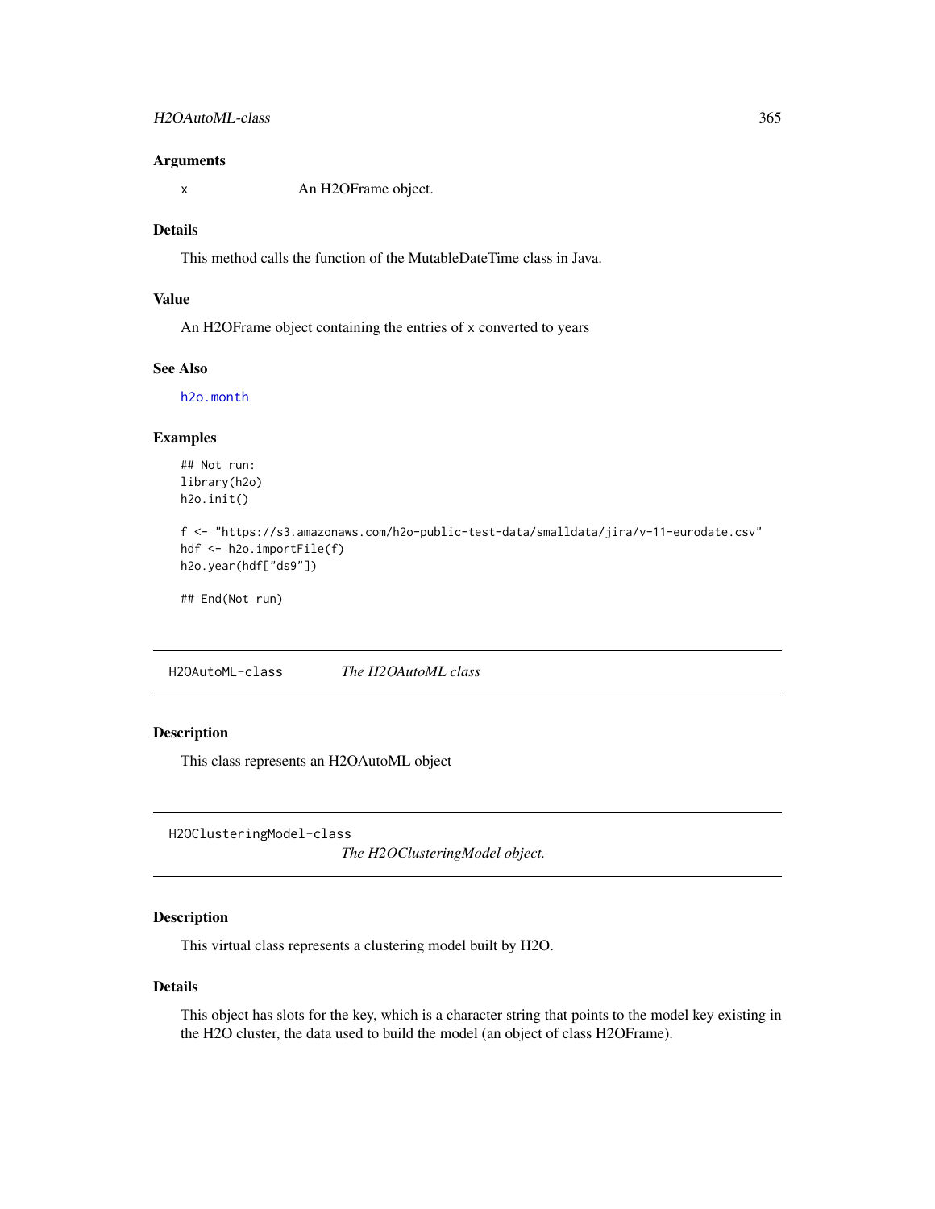### Arguments

x        An H2OFrame object.

### Details

This method calls the function of the MutableDateTime class in Java.

### Value

An H2OFrame object containing the entries of x converted to years

### See Also

h2o.month

### Examples

```
## Not run:
library(h2o)
h2o.init()

f <- "https://s3.amazonaws.com/h2o-public-test-data/smalldata/jira/v-11-eurodate.csv"
hdf <- h2o.importFile(f)
h2o.year(hdf["ds9"])

## End(Not run)
```

---

## H2OAutoML-class    *The H2OAutoML class*

### Description

This class represents an H2OAutoML object

---

## H2OClusteringModel-class    *The H2OClusteringModel object.*

### Description

This virtual class represents a clustering model built by H2O.

### Details

This object has slots for the key, which is a character string that points to the model key existing in the H2O cluster, the data used to build the model (an object of class H2OFrame).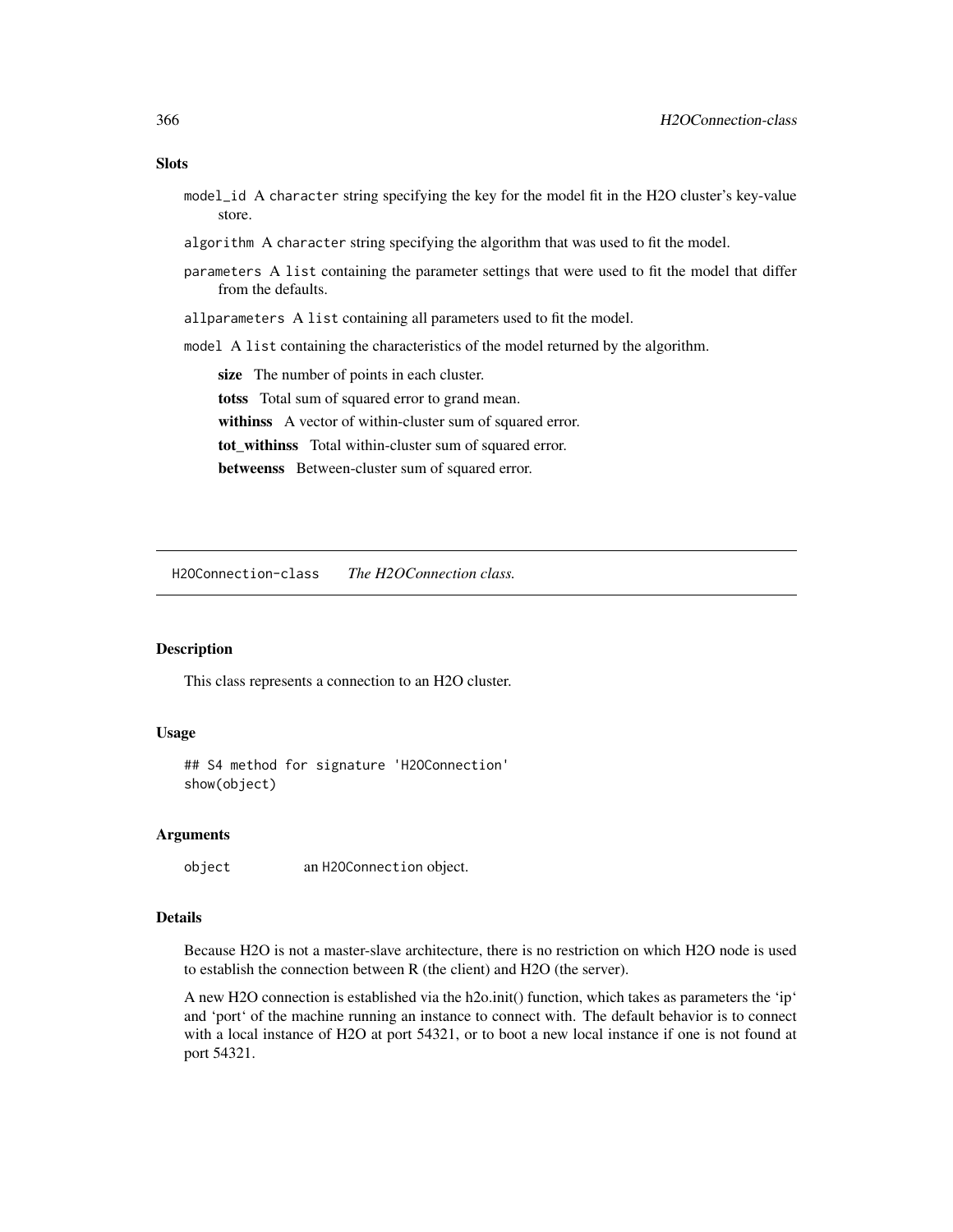### Slots

`model_id` A `character` string specifying the key for the model fit in the H2O cluster's key-value store.

`algorithm` A `character` string specifying the algorithm that was used to fit the model.

`parameters` A `list` containing the parameter settings that were used to fit the model that differ from the defaults.

`allparameters` A `list` containing all parameters used to fit the model.

`model` A `list` containing the characteristics of the model returned by the algorithm.

- **size** The number of points in each cluster.
- **totss** Total sum of squared error to grand mean.
- **withinss** A vector of within-cluster sum of squared error.
- **tot_withinss** Total within-cluster sum of squared error.
- **betweenss** Between-cluster sum of squared error.

---

## H2OConnection-class *The H2OConnection class.*

### Description

This class represents a connection to an H2O cluster.

### Usage

```
## S4 method for signature 'H2OConnection'
show(object)
```

### Arguments

`object` an `H2OConnection` object.

### Details

Because H2O is not a master-slave architecture, there is no restriction on which H2O node is used to establish the connection between R (the client) and H2O (the server).

A new H2O connection is established via the h2o.init() function, which takes as parameters the 'ip' and 'port' of the machine running an instance to connect with. The default behavior is to connect with a local instance of H2O at port 54321, or to boot a new local instance if one is not found at port 54321.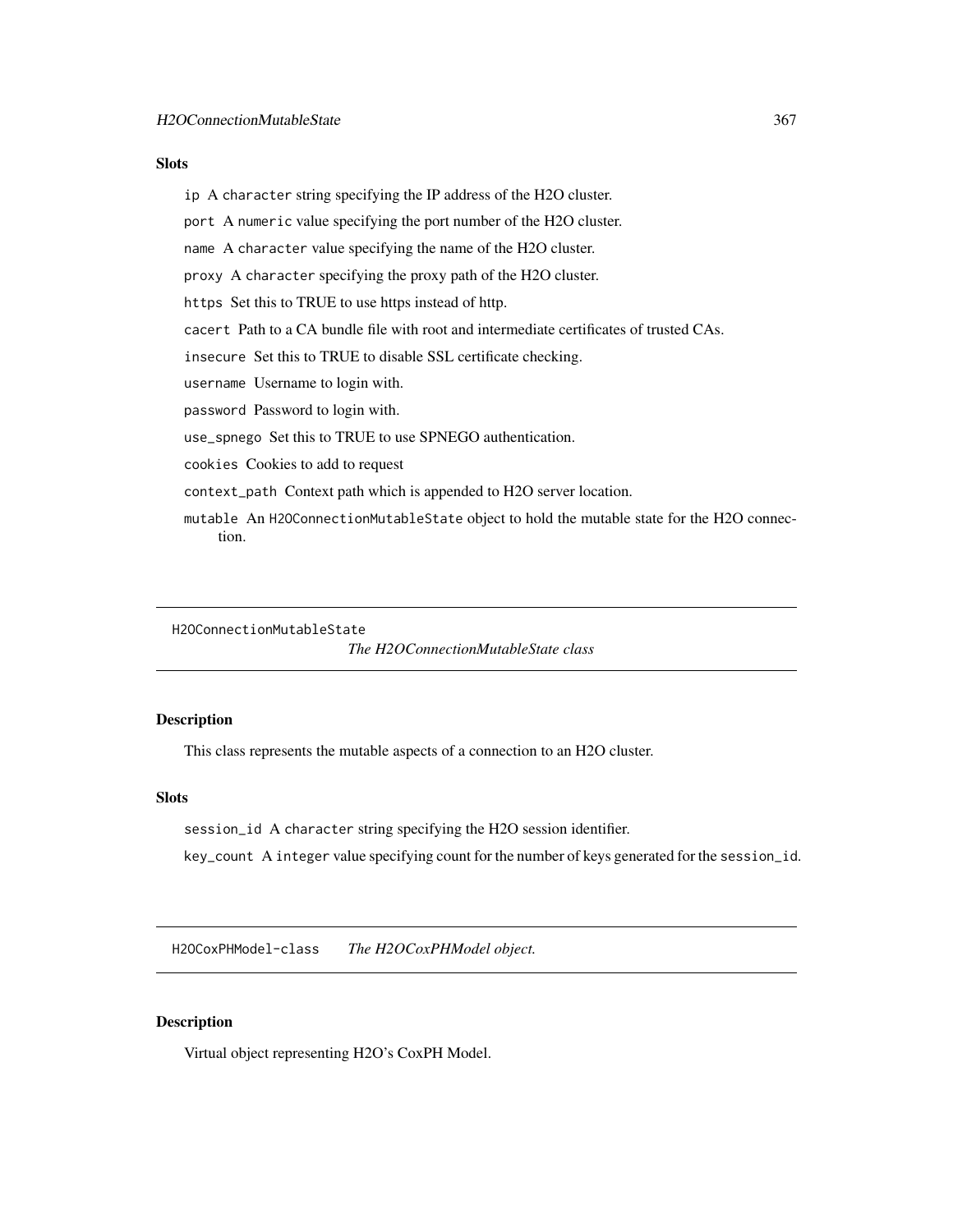### Slots

- `ip` A `character` string specifying the IP address of the H2O cluster.
- `port` A `numeric` value specifying the port number of the H2O cluster.
- `name` A `character` value specifying the name of the H2O cluster.
- `proxy` A `character` specifying the proxy path of the H2O cluster.
- `https` Set this to TRUE to use https instead of http.
- `cacert` Path to a CA bundle file with root and intermediate certificates of trusted CAs.
- `insecure` Set this to TRUE to disable SSL certificate checking.
- `username` Username to login with.
- `password` Password to login with.
- `use_spnego` Set this to TRUE to use SPNEGO authentication.
- `cookies` Cookies to add to request
- `context_path` Context path which is appended to H2O server location.
- `mutable` An `H2OConnectionMutableState` object to hold the mutable state for the H2O connection.

---

## H2OConnectionMutableState — *The H2OConnectionMutableState class*

---

### Description

This class represents the mutable aspects of a connection to an H2O cluster.

### Slots

- `session_id` A `character` string specifying the H2O session identifier.
- `key_count` A `integer` value specifying count for the number of keys generated for the `session_id`.

---

## H2OCoxPHModel-class — *The H2OCoxPHModel object.*

---

### Description

Virtual object representing H2O's CoxPH Model.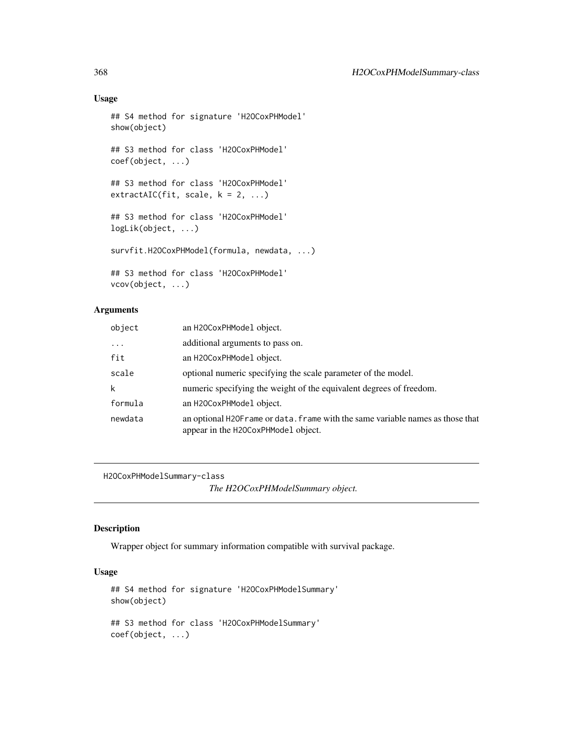### Usage

```
## S4 method for signature 'H2OCoxPHModel'
show(object)

## S3 method for class 'H2OCoxPHModel'
coef(object, ...)

## S3 method for class 'H2OCoxPHModel'
extractAIC(fit, scale, k = 2, ...)

## S3 method for class 'H2OCoxPHModel'
logLik(object, ...)

survfit.H2OCoxPHModel(formula, newdata, ...)

## S3 method for class 'H2OCoxPHModel'
vcov(object, ...)
```

### Arguments

| | |
|---|---|
| `object` | an `H2OCoxPHModel` object. |
| `...` | additional arguments to pass on. |
| `fit` | an `H2OCoxPHModel` object. |
| `scale` | optional numeric specifying the scale parameter of the model. |
| `k` | numeric specifying the weight of the equivalent degrees of freedom. |
| `formula` | an `H2OCoxPHModel` object. |
| `newdata` | an optional `H2OFrame` or `data.frame` with the same variable names as those that appear in the `H2OCoxPHModel` object. |

---

## H2OCoxPHModelSummary-class

*The H2OCoxPHModelSummary object.*

---

### Description

Wrapper object for summary information compatible with survival package.

### Usage

```
## S4 method for signature 'H2OCoxPHModelSummary'
show(object)

## S3 method for class 'H2OCoxPHModelSummary'
coef(object, ...)
```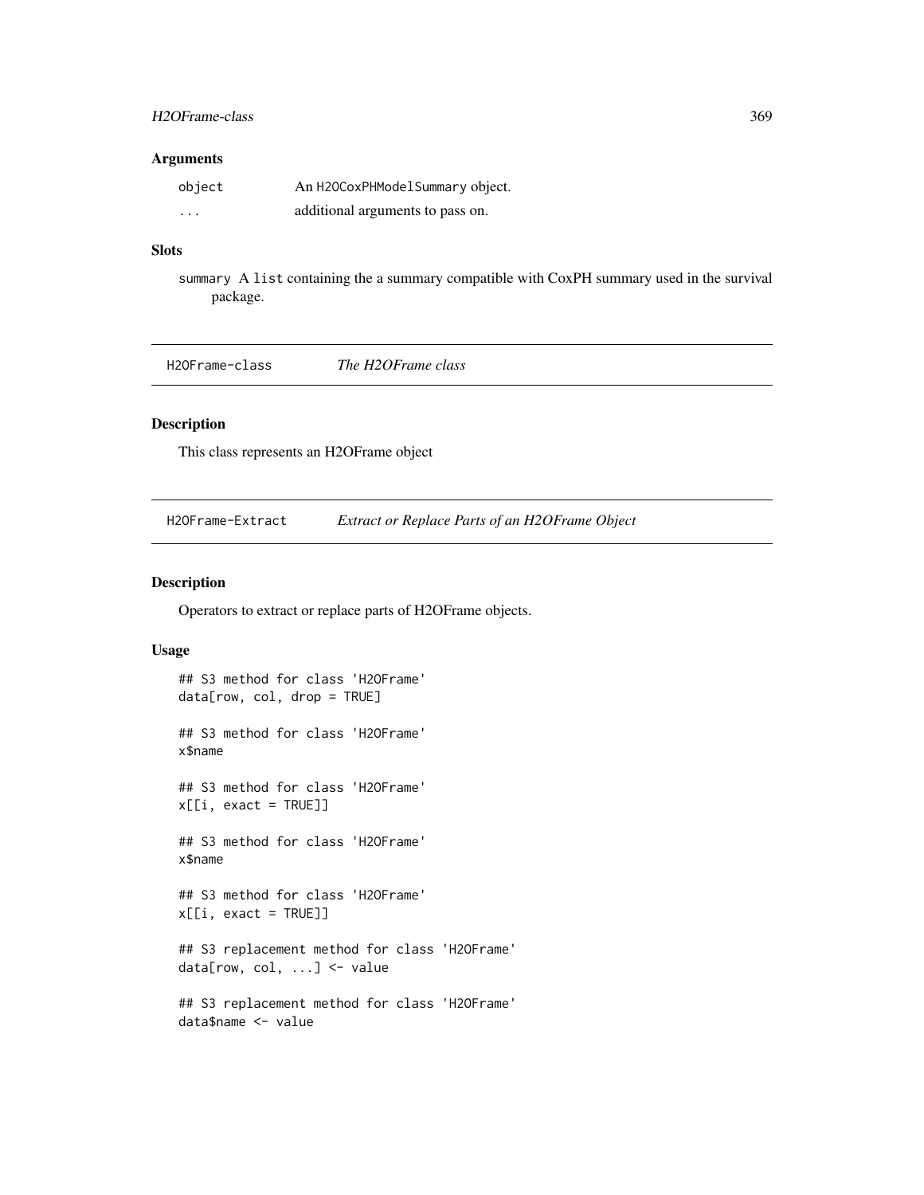### Arguments

| | |
|---|---|
| `object` | An `H2OCoxPHModelSummary` object. |
| `...` | additional arguments to pass on. |

### Slots

`summary` A `list` containing the a summary compatible with CoxPH summary used in the survival package.

---

## H2OFrame-class *The H2OFrame class*

---

### Description

This class represents an H2OFrame object

---

## H2OFrame-Extract *Extract or Replace Parts of an H2OFrame Object*

---

### Description

Operators to extract or replace parts of H2OFrame objects.

### Usage

```
## S3 method for class 'H2OFrame'
data[row, col, drop = TRUE]

## S3 method for class 'H2OFrame'
x$name

## S3 method for class 'H2OFrame'
x[[i, exact = TRUE]]

## S3 method for class 'H2OFrame'
x$name

## S3 method for class 'H2OFrame'
x[[i, exact = TRUE]]

## S3 replacement method for class 'H2OFrame'
data[row, col, ...] <- value

## S3 replacement method for class 'H2OFrame'
data$name <- value
```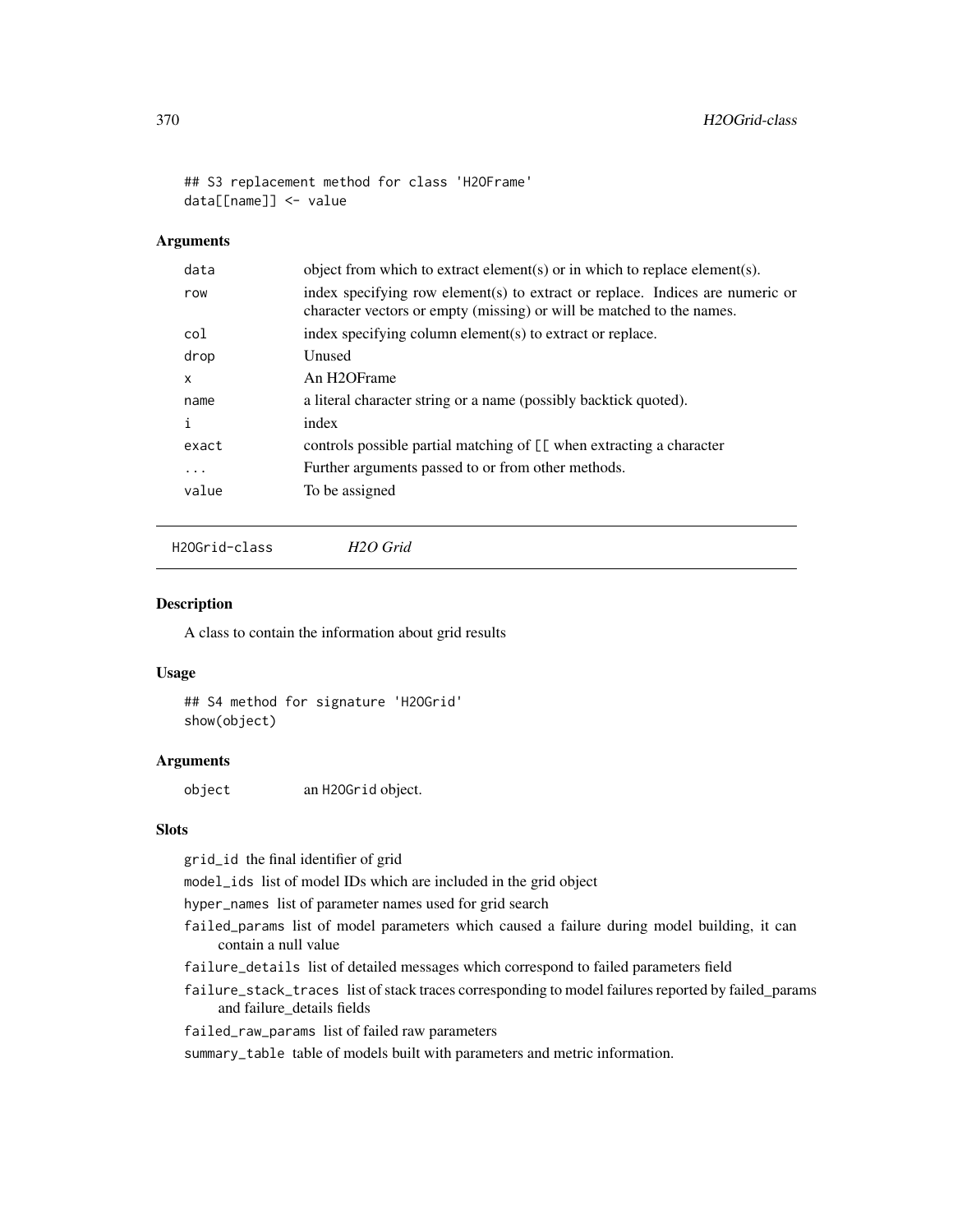```
## S3 replacement method for class 'H2OFrame'
data[[name]] <- value
```

### Arguments

| | |
|---|---|
| data | object from which to extract element(s) or in which to replace element(s). |
| row | index specifying row element(s) to extract or replace. Indices are numeric or character vectors or empty (missing) or will be matched to the names. |
| col | index specifying column element(s) to extract or replace. |
| drop | Unused |
| x | An H2OFrame |
| name | a literal character string or a name (possibly backtick quoted). |
| i | index |
| exact | controls possible partial matching of [[ when extracting a character |
| ... | Further arguments passed to or from other methods. |
| value | To be assigned |

---

## H2OGrid-class *H2O Grid*

### Description

A class to contain the information about grid results

### Usage

```
## S4 method for signature 'H2OGrid'
show(object)
```

### Arguments

| | |
|---|---|
| object | an H2OGrid object. |

### Slots

- `grid_id` the final identifier of grid
- `model_ids` list of model IDs which are included in the grid object
- `hyper_names` list of parameter names used for grid search
- `failed_params` list of model parameters which caused a failure during model building, it can contain a null value
- `failure_details` list of detailed messages which correspond to failed parameters field
- `failure_stack_traces` list of stack traces corresponding to model failures reported by failed_params and failure_details fields
- `failed_raw_params` list of failed raw parameters
- `summary_table` table of models built with parameters and metric information.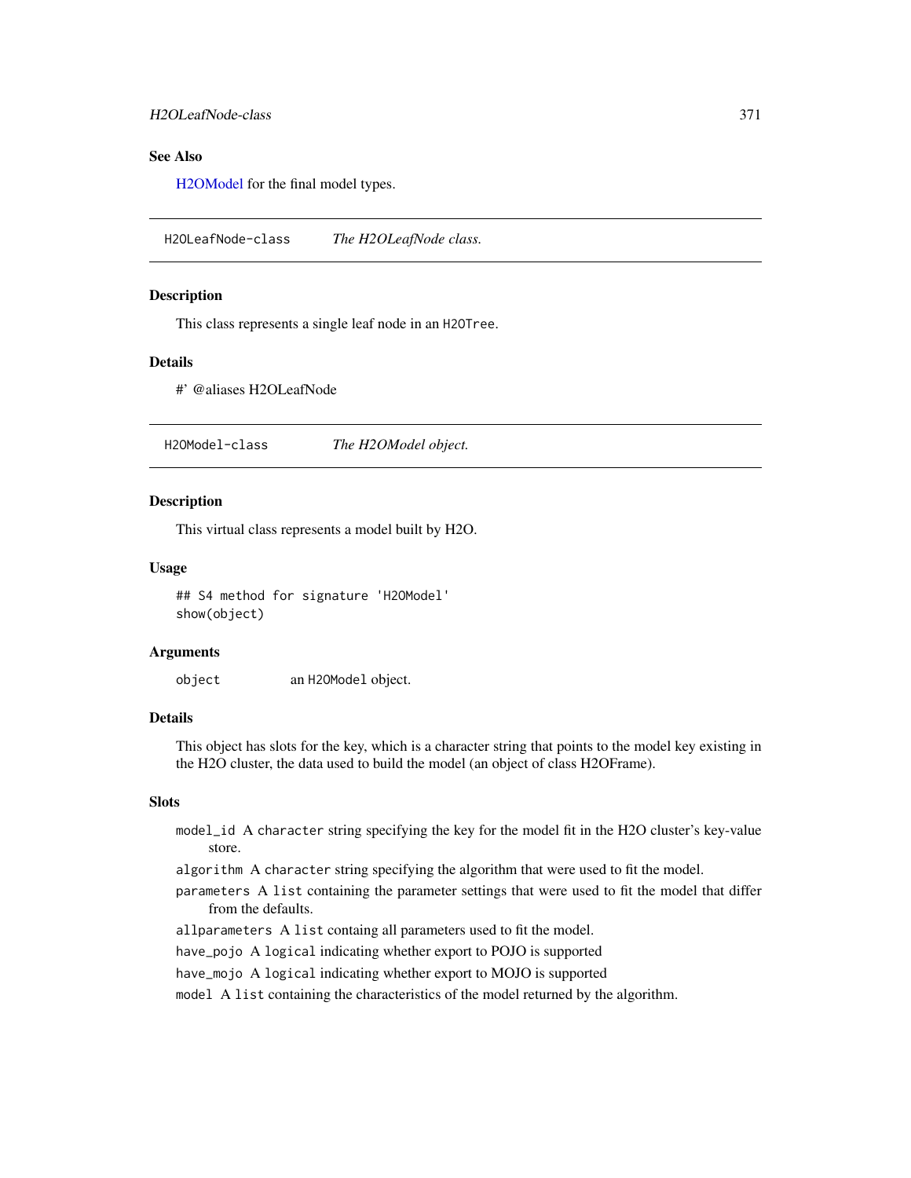## See Also

H2OModel for the final model types.

---

# H2OLeafNode-class *The H2OLeafNode class.*

### Description

This class represents a single leaf node in an `H2OTree`.

### Details

#' @aliases H2OLeafNode

---

# H2OModel-class *The H2OModel object.*

### Description

This virtual class represents a model built by H2O.

### Usage

```
## S4 method for signature 'H2OModel'
show(object)
```

### Arguments

| | |
|---|---|
| `object` | an `H2OModel` object. |

### Details

This object has slots for the key, which is a character string that points to the model key existing in the H2O cluster, the data used to build the model (an object of class H2OFrame).

### Slots

`model_id` A `character` string specifying the key for the model fit in the H2O cluster's key-value store.

`algorithm` A `character` string specifying the algorithm that were used to fit the model.

`parameters` A `list` containing the parameter settings that were used to fit the model that differ from the defaults.

`allparameters` A `list` containg all parameters used to fit the model.

`have_pojo` A `logical` indicating whether export to POJO is supported

`have_mojo` A `logical` indicating whether export to MOJO is supported

`model` A `list` containing the characteristics of the model returned by the algorithm.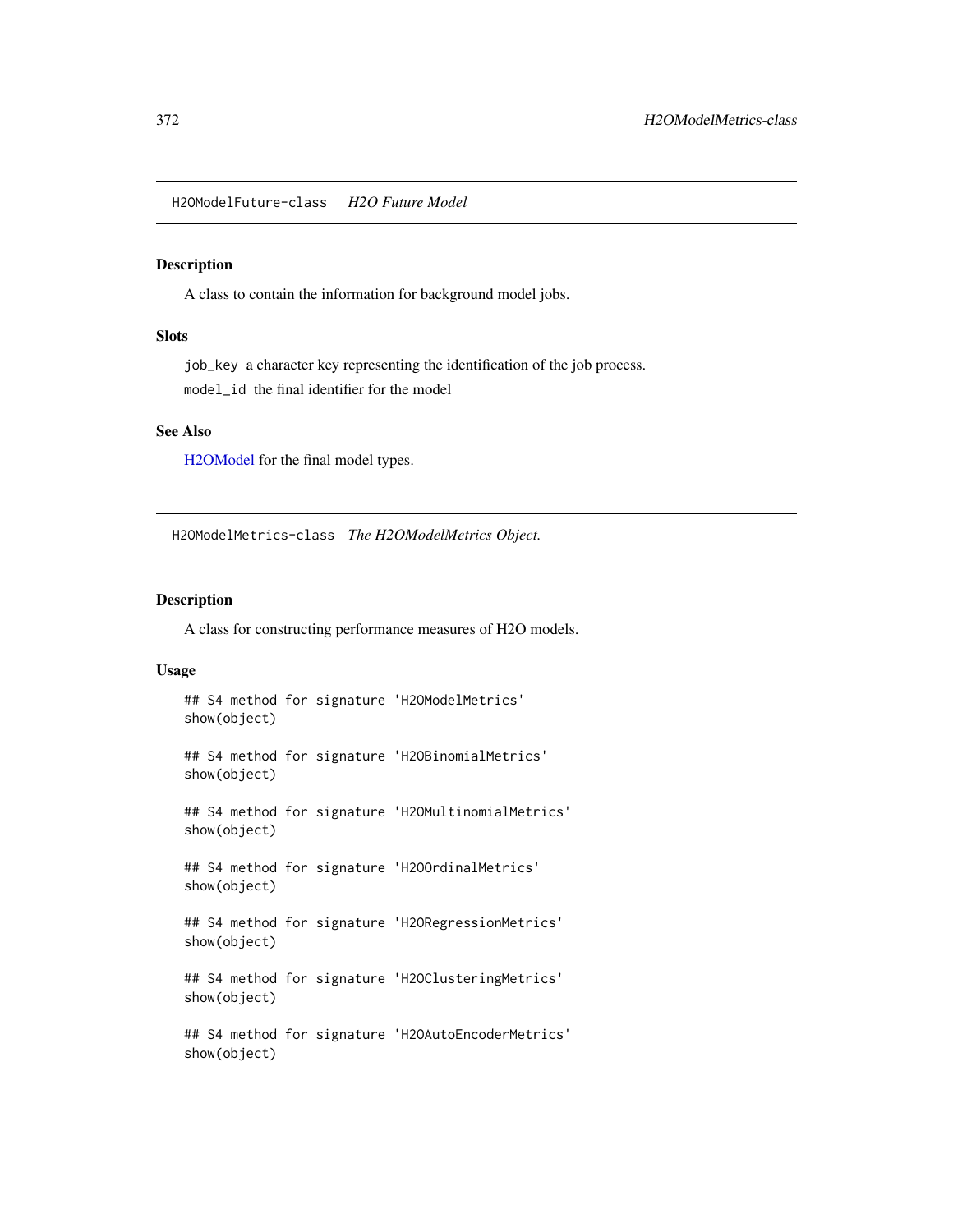## H2OModelFuture-class *H2O Future Model*

### Description

A class to contain the information for background model jobs.

### Slots

`job_key` a character key representing the identification of the job process.

`model_id` the final identifier for the model

### See Also

H2OModel for the final model types.

## H2OModelMetrics-class *The H2OModelMetrics Object.*

### Description

A class for constructing performance measures of H2O models.

### Usage

```
## S4 method for signature 'H2OModelMetrics'
show(object)

## S4 method for signature 'H2OBinomialMetrics'
show(object)

## S4 method for signature 'H2OMultinomialMetrics'
show(object)

## S4 method for signature 'H2OOrdinalMetrics'
show(object)

## S4 method for signature 'H2ORegressionMetrics'
show(object)

## S4 method for signature 'H2OClusteringMetrics'
show(object)

## S4 method for signature 'H2OAutoEncoderMetrics'
show(object)
```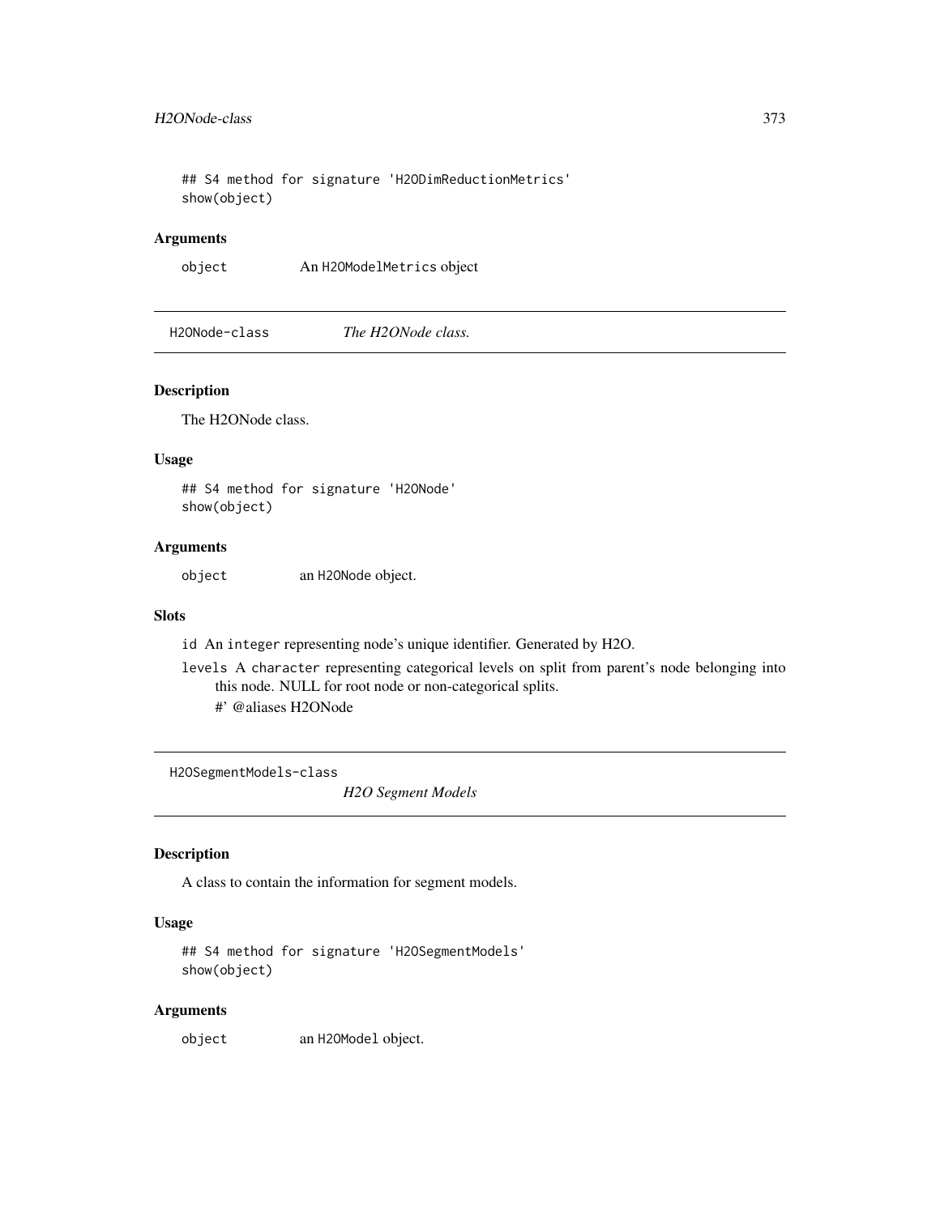```
## S4 method for signature 'H2ODimReductionMetrics'
show(object)
```

### Arguments

object An H2OModelMetrics object

## H2ONode-class *The H2ONode class.*

### Description

The H2ONode class.

### Usage

```
## S4 method for signature 'H2ONode'
show(object)
```

### Arguments

object an H2ONode object.

### Slots

id An integer representing node's unique identifier. Generated by H2O.

levels A character representing categorical levels on split from parent's node belonging into this node. NULL for root node or non-categorical splits.

#' @aliases H2ONode

## H2OSegmentModels-class *H2O Segment Models*

### Description

A class to contain the information for segment models.

### Usage

```
## S4 method for signature 'H2OSegmentModels'
show(object)
```

### Arguments

object an H2OModel object.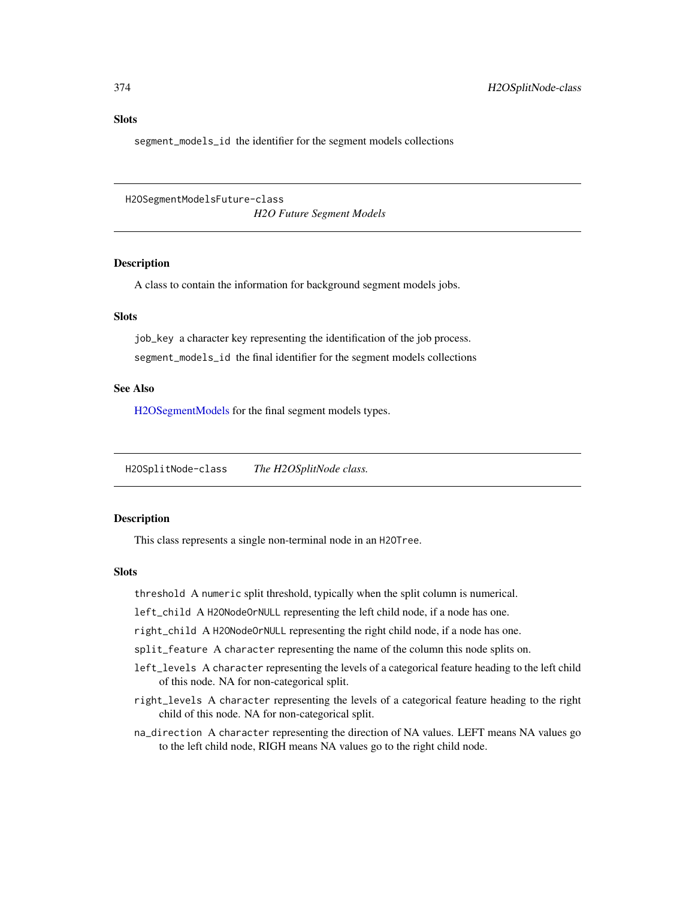### Slots

`segment_models_id` the identifier for the segment models collections

---

## H2OSegmentModelsFuture-class — *H2O Future Segment Models*

### Description

A class to contain the information for background segment models jobs.

### Slots

`job_key` a character key representing the identification of the job process.

`segment_models_id` the final identifier for the segment models collections

### See Also

H2OSegmentModels for the final segment models types.

---

## H2OSplitNode-class — *The H2OSplitNode class.*

### Description

This class represents a single non-terminal node in an `H2OTree`.

### Slots

`threshold` A `numeric` split threshold, typically when the split column is numerical.

`left_child` A `H2ONodeOrNULL` representing the left child node, if a node has one.

`right_child` A `H2ONodeOrNULL` representing the right child node, if a node has one.

`split_feature` A `character` representing the name of the column this node splits on.

`left_levels` A `character` representing the levels of a categorical feature heading to the left child of this node. NA for non-categorical split.

`right_levels` A `character` representing the levels of a categorical feature heading to the right child of this node. NA for non-categorical split.

`na_direction` A `character` representing the direction of NA values. LEFT means NA values go to the left child node, RIGH means NA values go to the right child node.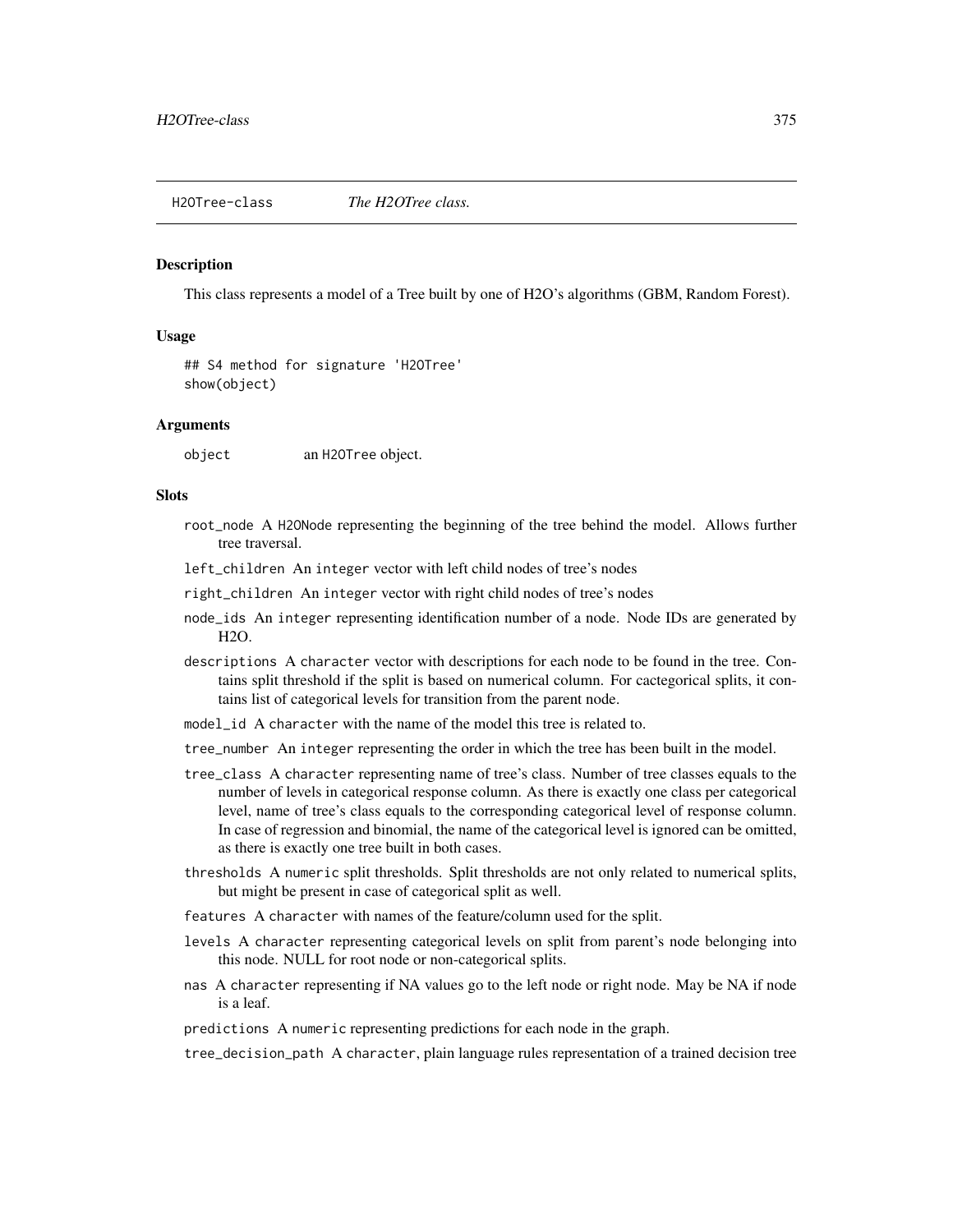H2OTree-class *The H2OTree class.*

### Description

This class represents a model of a Tree built by one of H2O's algorithms (GBM, Random Forest).

### Usage

```
## S4 method for signature 'H2OTree'
show(object)
```

### Arguments

`object` an `H2OTree` object.

### Slots

- `root_node` A `H2ONode` representing the beginning of the tree behind the model. Allows further tree traversal.
- `left_children` An `integer` vector with left child nodes of tree's nodes
- `right_children` An `integer` vector with right child nodes of tree's nodes
- `node_ids` An `integer` representing identification number of a node. Node IDs are generated by H2O.
- `descriptions` A `character` vector with descriptions for each node to be found in the tree. Contains split threshold if the split is based on numerical column. For cactegorical splits, it contains list of categorical levels for transition from the parent node.
- `model_id` A `character` with the name of the model this tree is related to.
- `tree_number` An `integer` representing the order in which the tree has been built in the model.
- `tree_class` A `character` representing name of tree's class. Number of tree classes equals to the number of levels in categorical response column. As there is exactly one class per categorical level, name of tree's class equals to the corresponding categorical level of response column. In case of regression and binomial, the name of the categorical level is ignored can be omitted, as there is exactly one tree built in both cases.
- `thresholds` A `numeric` split thresholds. Split thresholds are not only related to numerical splits, but might be present in case of categorical split as well.
- `features` A `character` with names of the feature/column used for the split.
- `levels` A `character` representing categorical levels on split from parent's node belonging into this node. NULL for root node or non-categorical splits.
- `nas` A `character` representing if NA values go to the left node or right node. May be NA if node is a leaf.
- `predictions` A `numeric` representing predictions for each node in the graph.
- `tree_decision_path` A `character`, plain language rules representation of a trained decision tree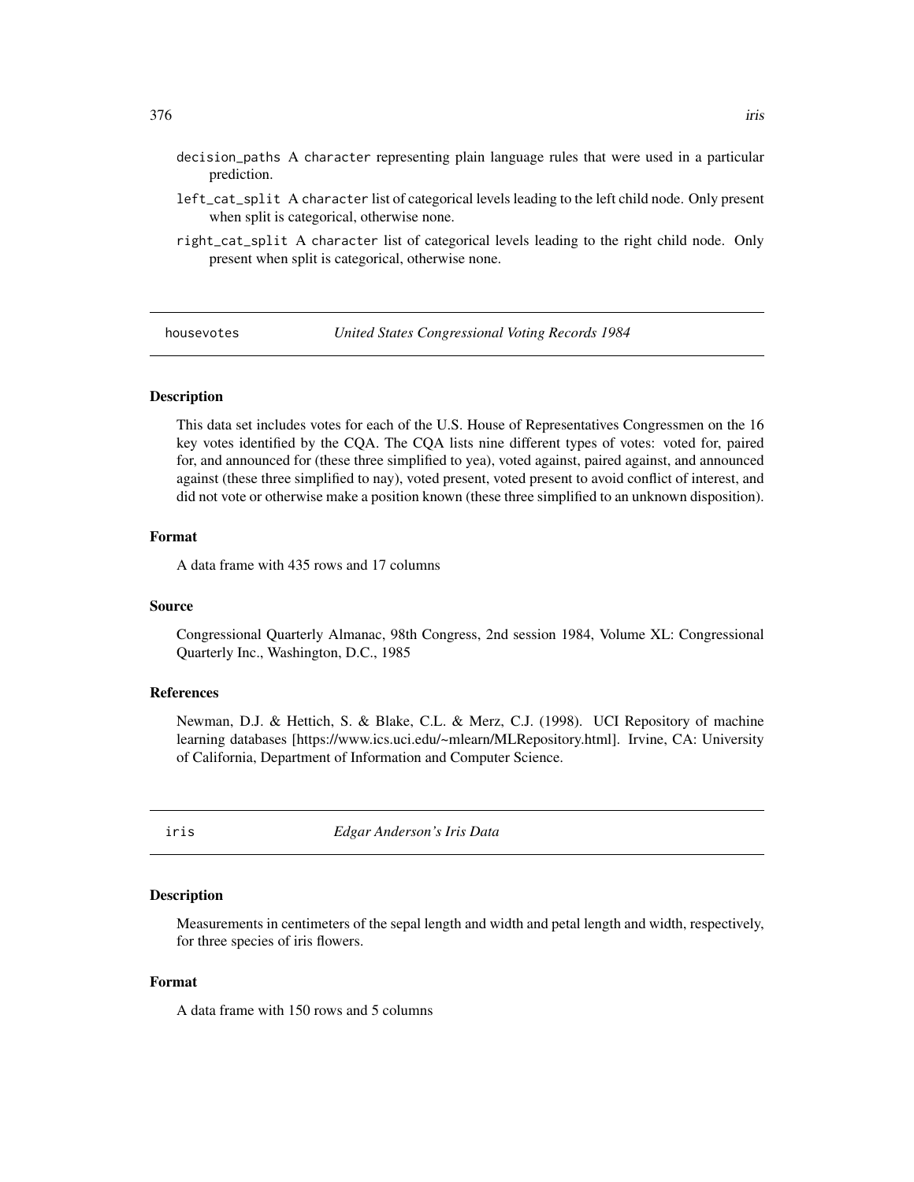- `decision_paths` A `character` representing plain language rules that were used in a particular prediction.
- `left_cat_split` A `character` list of categorical levels leading to the left child node. Only present when split is categorical, otherwise none.
- `right_cat_split` A `character` list of categorical levels leading to the right child node. Only present when split is categorical, otherwise none.

---

## housevotes — *United States Congressional Voting Records 1984*

### Description

This data set includes votes for each of the U.S. House of Representatives Congressmen on the 16 key votes identified by the CQA. The CQA lists nine different types of votes: voted for, paired for, and announced for (these three simplified to yea), voted against, paired against, and announced against (these three simplified to nay), voted present, voted present to avoid conflict of interest, and did not vote or otherwise make a position known (these three simplified to an unknown disposition).

### Format

A data frame with 435 rows and 17 columns

### Source

Congressional Quarterly Almanac, 98th Congress, 2nd session 1984, Volume XL: Congressional Quarterly Inc., Washington, D.C., 1985

### References

Newman, D.J. & Hettich, S. & Blake, C.L. & Merz, C.J. (1998). UCI Repository of machine learning databases [https://www.ics.uci.edu/~mlearn/MLRepository.html]. Irvine, CA: University of California, Department of Information and Computer Science.

---

## iris — *Edgar Anderson's Iris Data*

### Description

Measurements in centimeters of the sepal length and width and petal length and width, respectively, for three species of iris flowers.

### Format

A data frame with 150 rows and 5 columns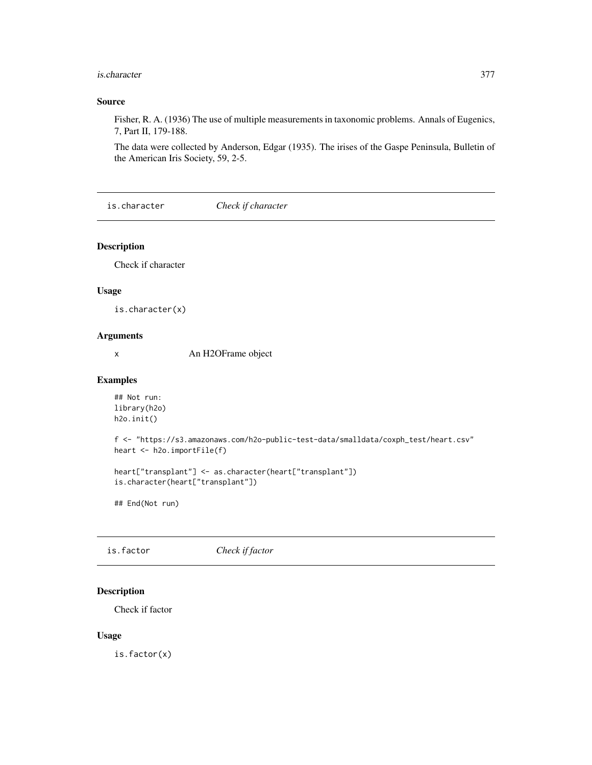### Source

Fisher, R. A. (1936) The use of multiple measurements in taxonomic problems. Annals of Eugenics, 7, Part II, 179-188.

The data were collected by Anderson, Edgar (1935). The irises of the Gaspe Peninsula, Bulletin of the American Iris Society, 59, 2-5.

## is.character *Check if character*

### Description

Check if character

### Usage

```
is.character(x)
```

### Arguments

| | |
|---|---|
| x | An H2OFrame object |

### Examples

```
## Not run:
library(h2o)
h2o.init()

f <- "https://s3.amazonaws.com/h2o-public-test-data/smalldata/coxph_test/heart.csv"
heart <- h2o.importFile(f)

heart["transplant"] <- as.character(heart["transplant"])
is.character(heart["transplant"])

## End(Not run)
```

## is.factor *Check if factor*

### Description

Check if factor

### Usage

```
is.factor(x)
```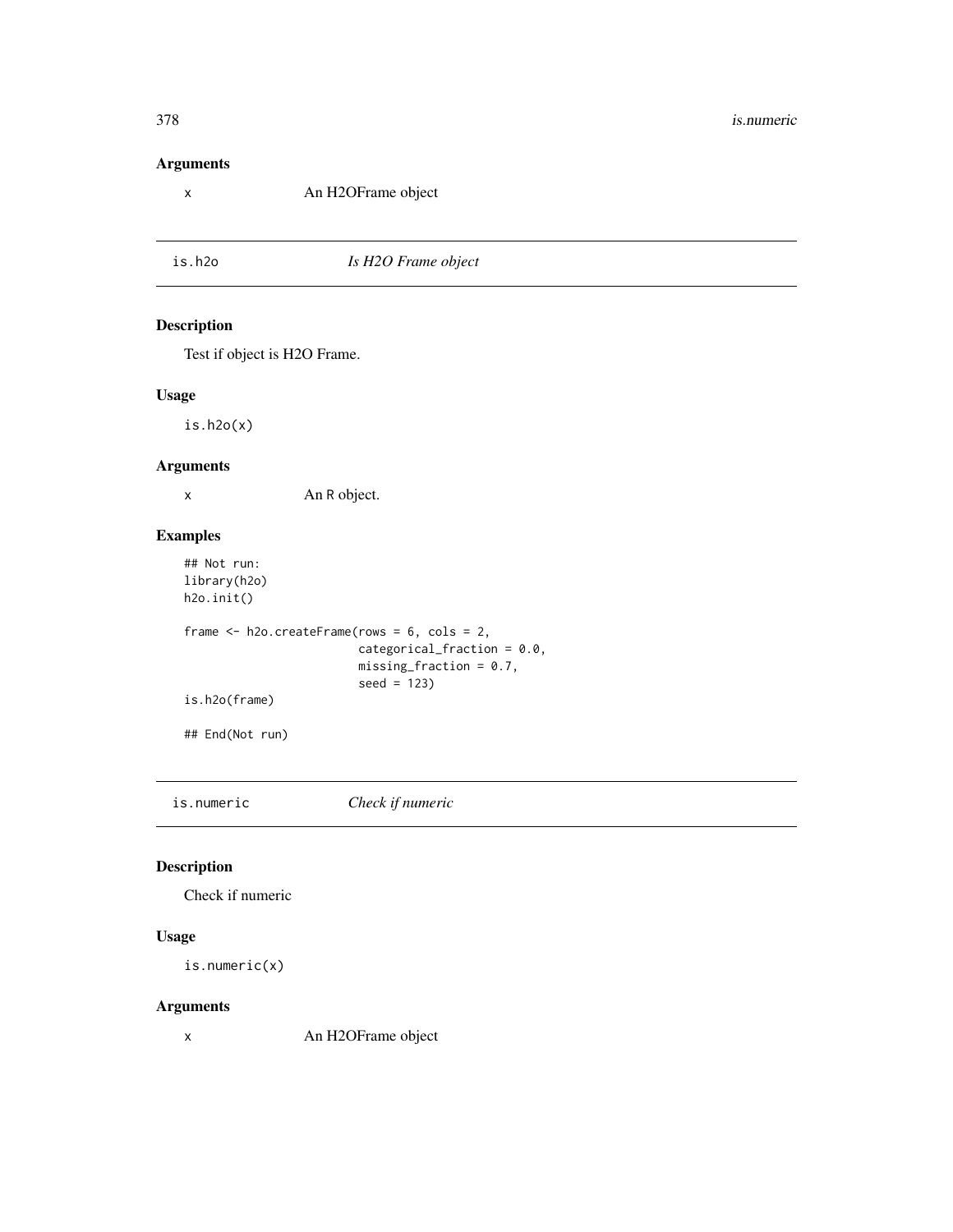### Arguments

x An H2OFrame object

---

## is.h2o *Is H2O Frame object*

### Description

Test if object is H2O Frame.

### Usage

```
is.h2o(x)
```

### Arguments

x An R object.

### Examples

```
## Not run:
library(h2o)
h2o.init()

frame <- h2o.createFrame(rows = 6, cols = 2,
                         categorical_fraction = 0.0,
                         missing_fraction = 0.7,
                         seed = 123)
is.h2o(frame)

## End(Not run)
```

---

## is.numeric *Check if numeric*

### Description

Check if numeric

### Usage

```
is.numeric(x)
```

### Arguments

x An H2OFrame object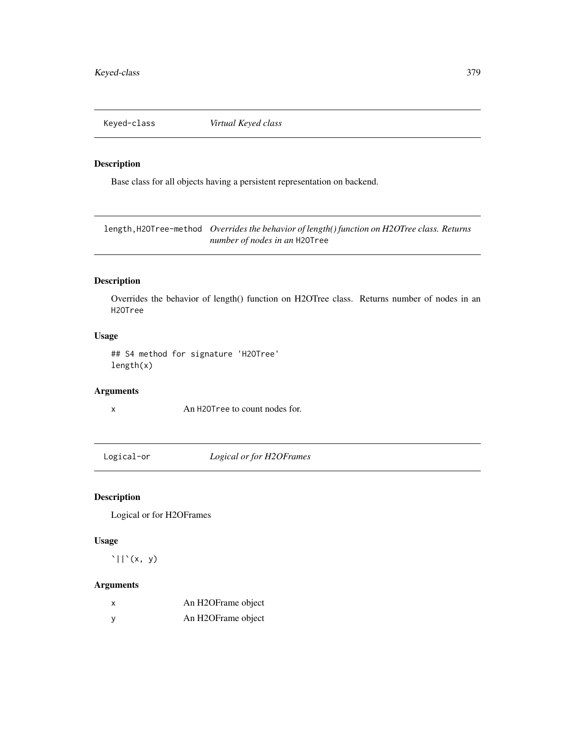## Keyed-class *Virtual Keyed class*

### Description

Base class for all objects having a persistent representation on backend.

## length,H2OTree-method *Overrides the behavior of length() function on H2OTree class. Returns number of nodes in an* `H2OTree`

### Description

Overrides the behavior of length() function on H2OTree class. Returns number of nodes in an `H2OTree`

### Usage

```
## S4 method for signature 'H2OTree'
length(x)
```

### Arguments

| | |
|---|---|
| x | An `H2OTree` to count nodes for. |

## Logical-or *Logical or for H2OFrames*

### Description

Logical or for H2OFrames

### Usage

```
`||`(x, y)
```

### Arguments

| | |
|---|---|
| x | An H2OFrame object |
| y | An H2OFrame object |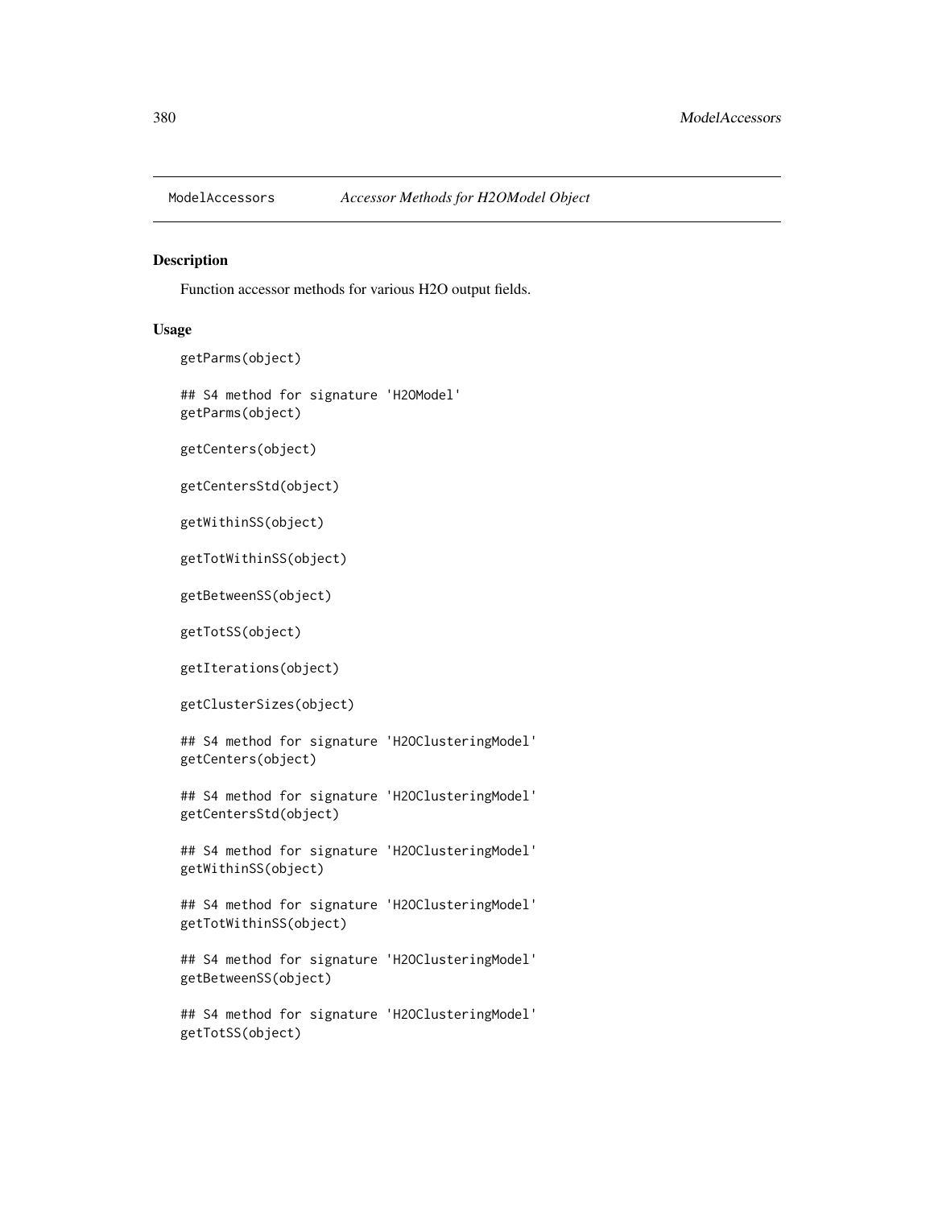# ModelAccessors *Accessor Methods for H2OModel Object*

## Description

Function accessor methods for various H2O output fields.

## Usage

```
getParms(object)

## S4 method for signature 'H2OModel'
getParms(object)

getCenters(object)

getCentersStd(object)

getWithinSS(object)

getTotWithinSS(object)

getBetweenSS(object)

getTotSS(object)

getIterations(object)

getClusterSizes(object)

## S4 method for signature 'H2OClusteringModel'
getCenters(object)

## S4 method for signature 'H2OClusteringModel'
getCentersStd(object)

## S4 method for signature 'H2OClusteringModel'
getWithinSS(object)

## S4 method for signature 'H2OClusteringModel'
getTotWithinSS(object)

## S4 method for signature 'H2OClusteringModel'
getBetweenSS(object)

## S4 method for signature 'H2OClusteringModel'
getTotSS(object)
```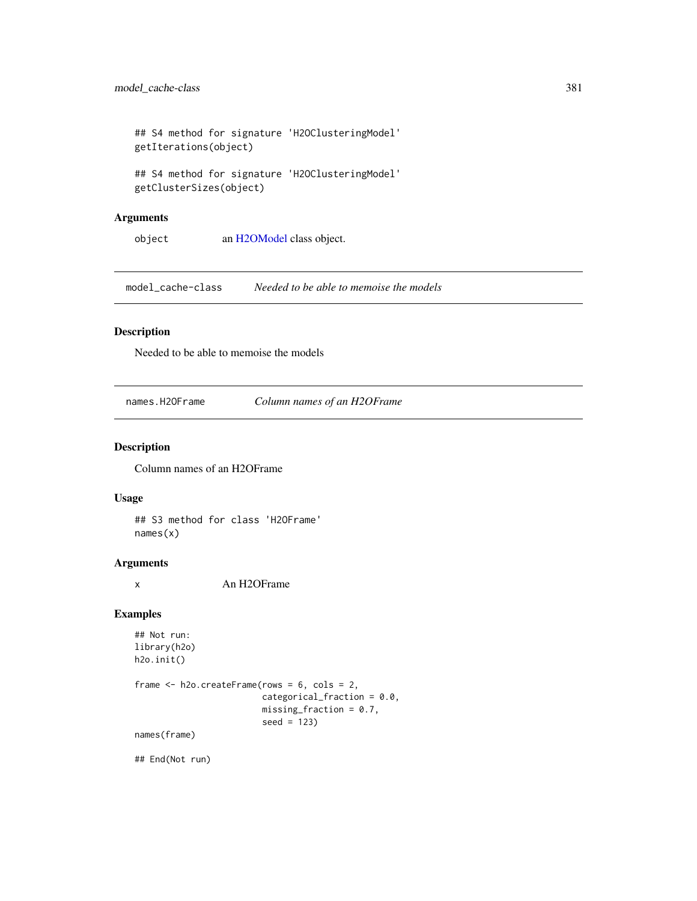```
## S4 method for signature 'H2OClusteringModel'
getIterations(object)

## S4 method for signature 'H2OClusteringModel'
getClusterSizes(object)
```

### Arguments

object — an H2OModel class object.

---

## model_cache-class — *Needed to be able to memoise the models*

### Description

Needed to be able to memoise the models

---

## names.H2OFrame — *Column names of an H2OFrame*

### Description

Column names of an H2OFrame

### Usage

```
## S3 method for class 'H2OFrame'
names(x)
```

### Arguments

x — An H2OFrame

### Examples

```
## Not run:
library(h2o)
h2o.init()

frame <- h2o.createFrame(rows = 6, cols = 2,
                         categorical_fraction = 0.0,
                         missing_fraction = 0.7,
                         seed = 123)
names(frame)

## End(Not run)
```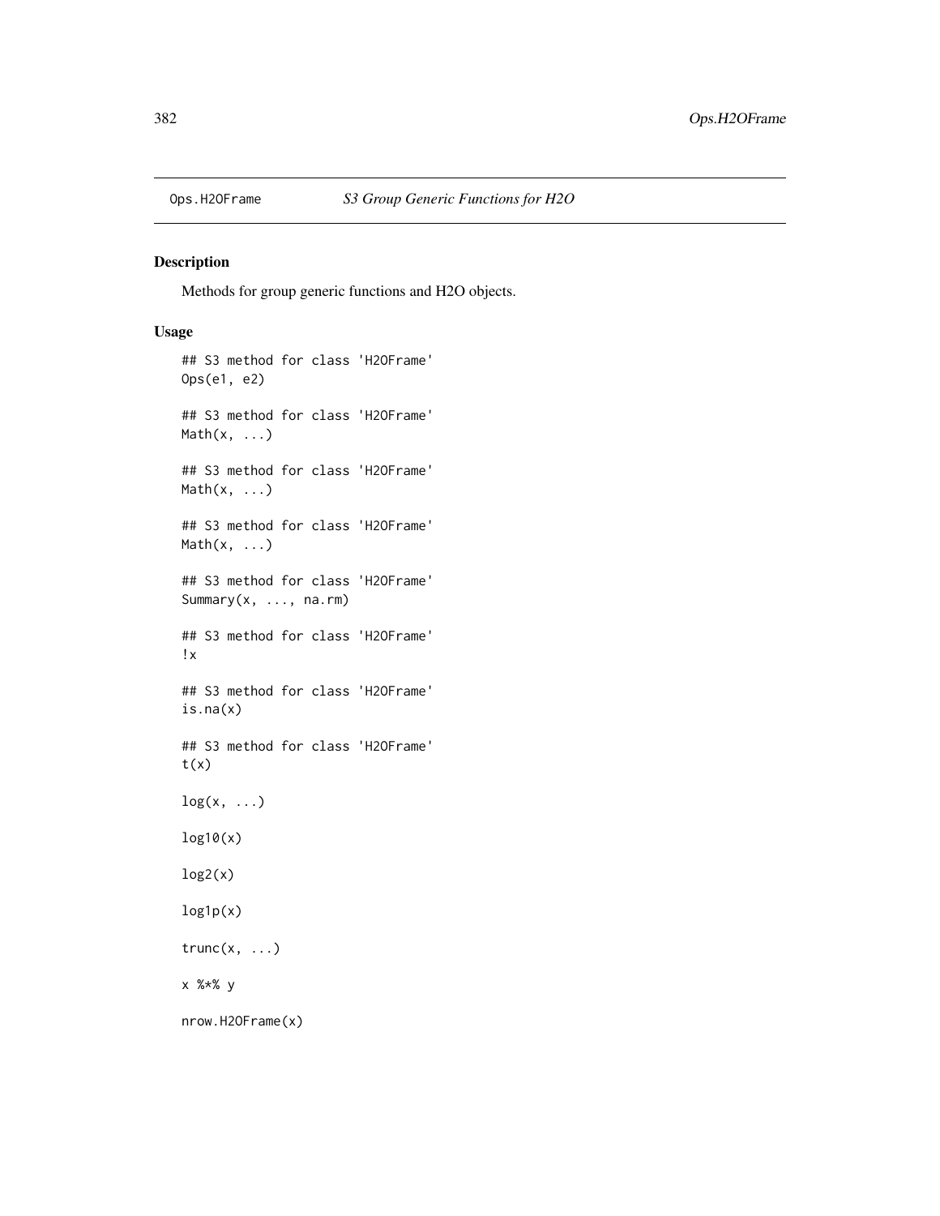Ops.H2OFrame *S3 Group Generic Functions for H2O*

## Description

Methods for group generic functions and H2O objects.

## Usage

```
## S3 method for class 'H2OFrame'
Ops(e1, e2)

## S3 method for class 'H2OFrame'
Math(x, ...)

## S3 method for class 'H2OFrame'
Math(x, ...)

## S3 method for class 'H2OFrame'
Math(x, ...)

## S3 method for class 'H2OFrame'
Summary(x, ..., na.rm)

## S3 method for class 'H2OFrame'
!x

## S3 method for class 'H2OFrame'
is.na(x)

## S3 method for class 'H2OFrame'
t(x)

log(x, ...)

log10(x)

log2(x)

log1p(x)

trunc(x, ...)

x %*% y

nrow.H2OFrame(x)
```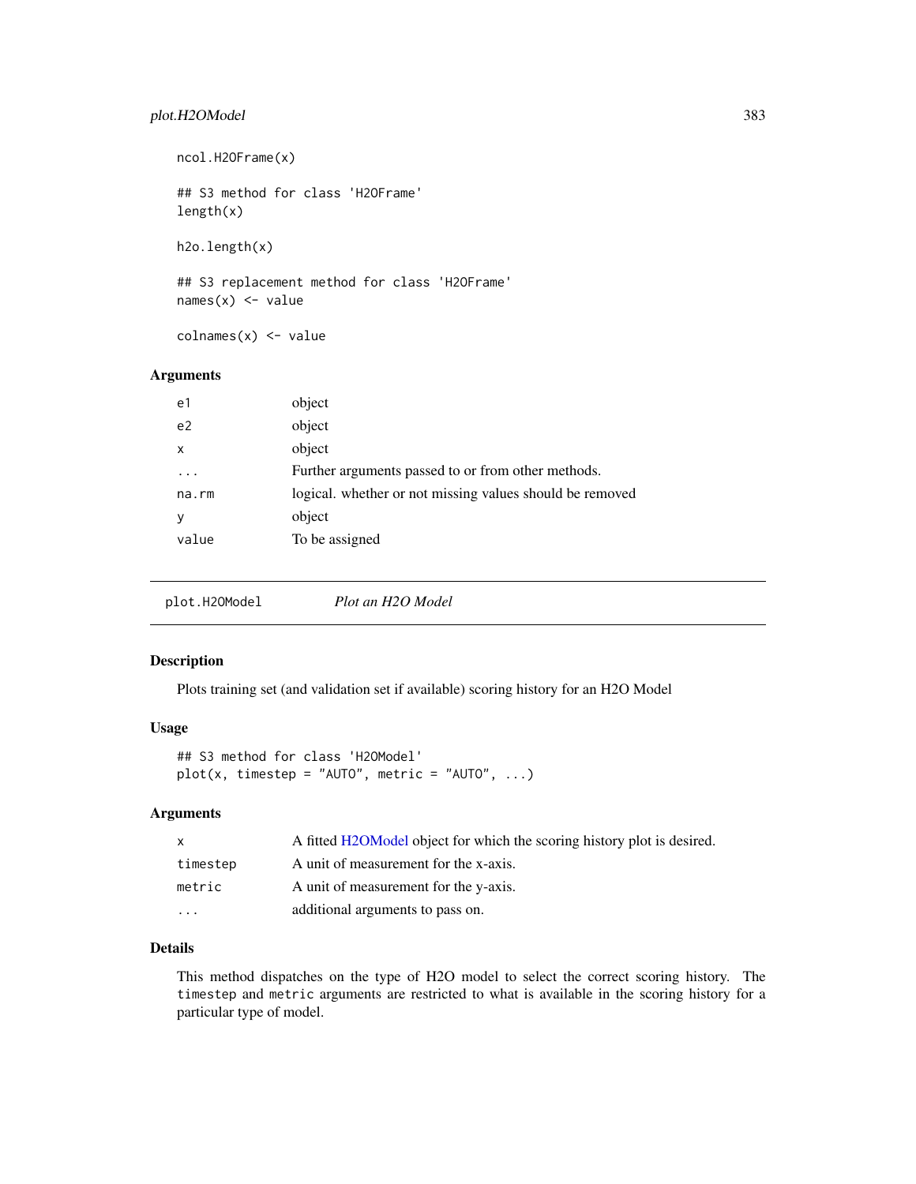```
ncol.H2OFrame(x)

## S3 method for class 'H2OFrame'
length(x)

h2o.length(x)

## S3 replacement method for class 'H2OFrame'
names(x) <- value

colnames(x) <- value
```

### Arguments

| | |
|---|---|
| e1 | object |
| e2 | object |
| x | object |
| ... | Further arguments passed to or from other methods. |
| na.rm | logical. whether or not missing values should be removed |
| y | object |
| value | To be assigned |

---

## plot.H2OModel    *Plot an H2O Model*

---

### Description

Plots training set (and validation set if available) scoring history for an H2O Model

### Usage

```
## S3 method for class 'H2OModel'
plot(x, timestep = "AUTO", metric = "AUTO", ...)
```

### Arguments

| | |
|---|---|
| x | A fitted H2OModel object for which the scoring history plot is desired. |
| timestep | A unit of measurement for the x-axis. |
| metric | A unit of measurement for the y-axis. |
| ... | additional arguments to pass on. |

### Details

This method dispatches on the type of H2O model to select the correct scoring history. The `timestep` and `metric` arguments are restricted to what is available in the scoring history for a particular type of model.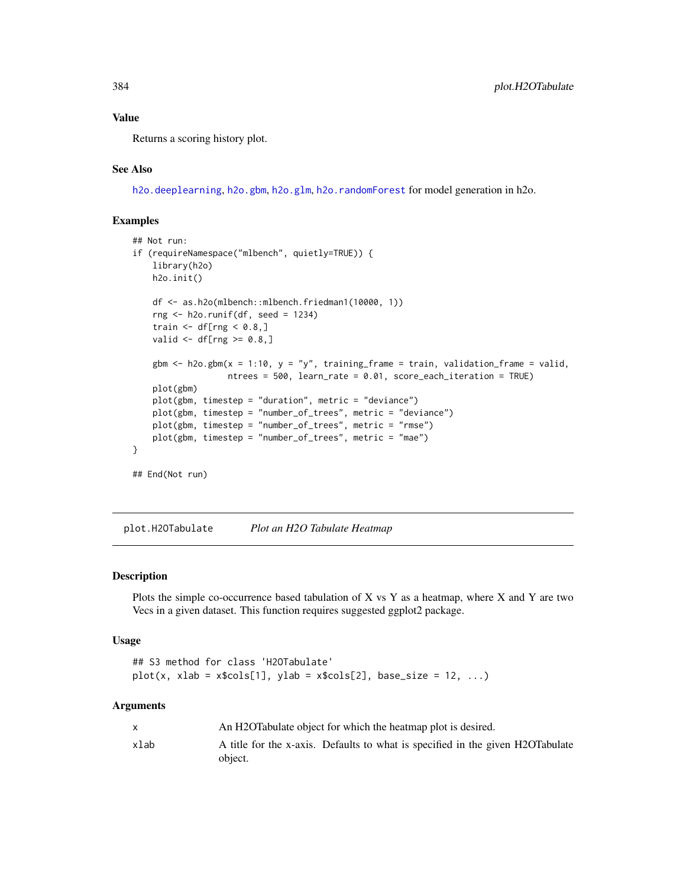### Value

Returns a scoring history plot.

### See Also

h2o.deeplearning, h2o.gbm, h2o.glm, h2o.randomForest for model generation in h2o.

### Examples

```
## Not run:
if (requireNamespace("mlbench", quietly=TRUE)) {
    library(h2o)
    h2o.init()

    df <- as.h2o(mlbench::mlbench.friedman1(10000, 1))
    rng <- h2o.runif(df, seed = 1234)
    train <- df[rng < 0.8,]
    valid <- df[rng >= 0.8,]

    gbm <- h2o.gbm(x = 1:10, y = "y", training_frame = train, validation_frame = valid,
                   ntrees = 500, learn_rate = 0.01, score_each_iteration = TRUE)
    plot(gbm)
    plot(gbm, timestep = "duration", metric = "deviance")
    plot(gbm, timestep = "number_of_trees", metric = "deviance")
    plot(gbm, timestep = "number_of_trees", metric = "rmse")
    plot(gbm, timestep = "number_of_trees", metric = "mae")
}

## End(Not run)
```

---

## plot.H2OTabulate — *Plot an H2O Tabulate Heatmap*

### Description

Plots the simple co-occurrence based tabulation of X vs Y as a heatmap, where X and Y are two Vecs in a given dataset. This function requires suggested ggplot2 package.

### Usage

```
## S3 method for class 'H2OTabulate'
plot(x, xlab = x$cols[1], ylab = x$cols[2], base_size = 12, ...)
```

### Arguments

| | |
|---|---|
| x | An H2OTabulate object for which the heatmap plot is desired. |
| xlab | A title for the x-axis. Defaults to what is specified in the given H2OTabulate object. |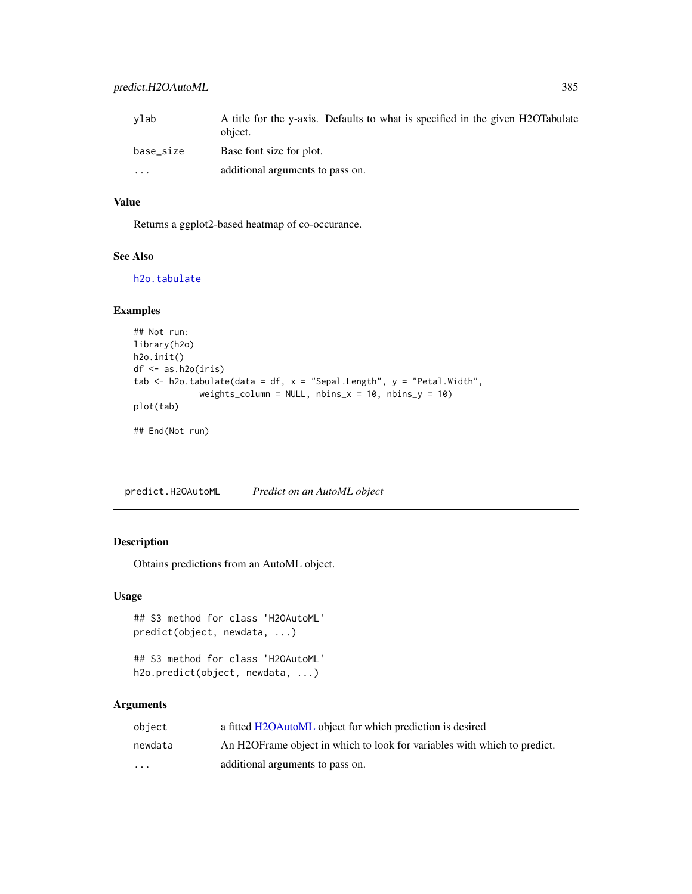| | |
|---|---|
| ylab | A title for the y-axis. Defaults to what is specified in the given H2OTabulate object. |
| base_size | Base font size for plot. |
| ... | additional arguments to pass on. |

### Value

Returns a ggplot2-based heatmap of co-occurance.

### See Also

h2o.tabulate

### Examples

```
## Not run:
library(h2o)
h2o.init()
df <- as.h2o(iris)
tab <- h2o.tabulate(data = df, x = "Sepal.Length", y = "Petal.Width",
             weights_column = NULL, nbins_x = 10, nbins_y = 10)
plot(tab)

## End(Not run)
```

---

## predict.H2OAutoML    *Predict on an AutoML object*

### Description

Obtains predictions from an AutoML object.

### Usage

```
## S3 method for class 'H2OAutoML'
predict(object, newdata, ...)

## S3 method for class 'H2OAutoML'
h2o.predict(object, newdata, ...)
```

### Arguments

| | |
|---|---|
| object | a fitted H2OAutoML object for which prediction is desired |
| newdata | An H2OFrame object in which to look for variables with which to predict. |
| ... | additional arguments to pass on. |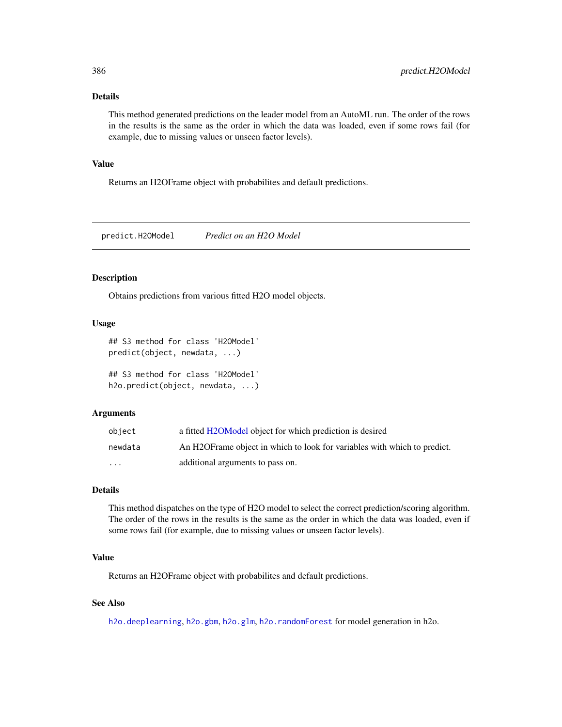### Details

This method generated predictions on the leader model from an AutoML run. The order of the rows in the results is the same as the order in which the data was loaded, even if some rows fail (for example, due to missing values or unseen factor levels).

### Value

Returns an H2OFrame object with probabilites and default predictions.

---

## predict.H2OModel    *Predict on an H2O Model*

---

### Description

Obtains predictions from various fitted H2O model objects.

### Usage

```
## S3 method for class 'H2OModel'
predict(object, newdata, ...)

## S3 method for class 'H2OModel'
h2o.predict(object, newdata, ...)
```

### Arguments

| | |
|---|---|
| object | a fitted H2OModel object for which prediction is desired |
| newdata | An H2OFrame object in which to look for variables with which to predict. |
| ... | additional arguments to pass on. |

### Details

This method dispatches on the type of H2O model to select the correct prediction/scoring algorithm. The order of the rows in the results is the same as the order in which the data was loaded, even if some rows fail (for example, due to missing values or unseen factor levels).

### Value

Returns an H2OFrame object with probabilites and default predictions.

### See Also

`h2o.deeplearning`, `h2o.gbm`, `h2o.glm`, `h2o.randomForest` for model generation in h2o.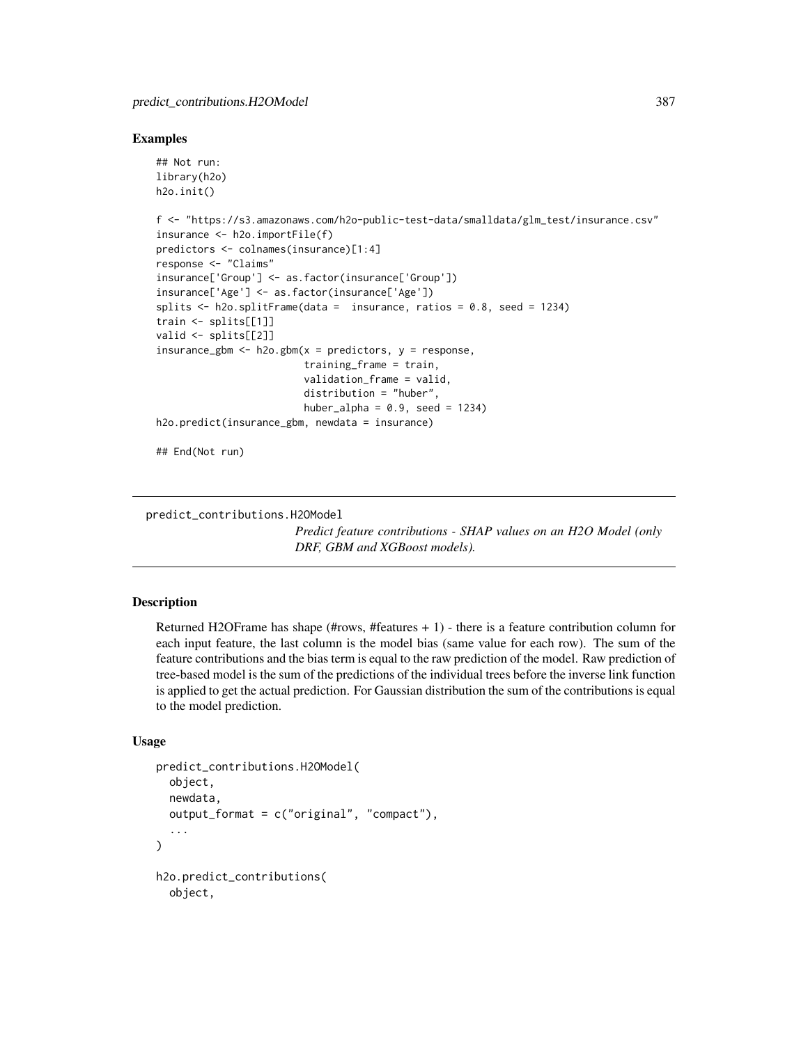### Examples

```
## Not run:
library(h2o)
h2o.init()

f <- "https://s3.amazonaws.com/h2o-public-test-data/smalldata/glm_test/insurance.csv"
insurance <- h2o.importFile(f)
predictors <- colnames(insurance)[1:4]
response <- "Claims"
insurance['Group'] <- as.factor(insurance['Group'])
insurance['Age'] <- as.factor(insurance['Age'])
splits <- h2o.splitFrame(data =  insurance, ratios = 0.8, seed = 1234)
train <- splits[[1]]
valid <- splits[[2]]
insurance_gbm <- h2o.gbm(x = predictors, y = response,
                         training_frame = train,
                         validation_frame = valid,
                         distribution = "huber",
                         huber_alpha = 0.9, seed = 1234)
h2o.predict(insurance_gbm, newdata = insurance)

## End(Not run)
```

---

## predict_contributions.H2OModel

*Predict feature contributions - SHAP values on an H2O Model (only DRF, GBM and XGBoost models).*

---

### Description

Returned H2OFrame has shape (#rows, #features + 1) - there is a feature contribution column for each input feature, the last column is the model bias (same value for each row). The sum of the feature contributions and the bias term is equal to the raw prediction of the model. Raw prediction of tree-based model is the sum of the predictions of the individual trees before the inverse link function is applied to get the actual prediction. For Gaussian distribution the sum of the contributions is equal to the model prediction.

### Usage

```
predict_contributions.H2OModel(
  object,
  newdata,
  output_format = c("original", "compact"),
  ...
)

h2o.predict_contributions(
  object,
```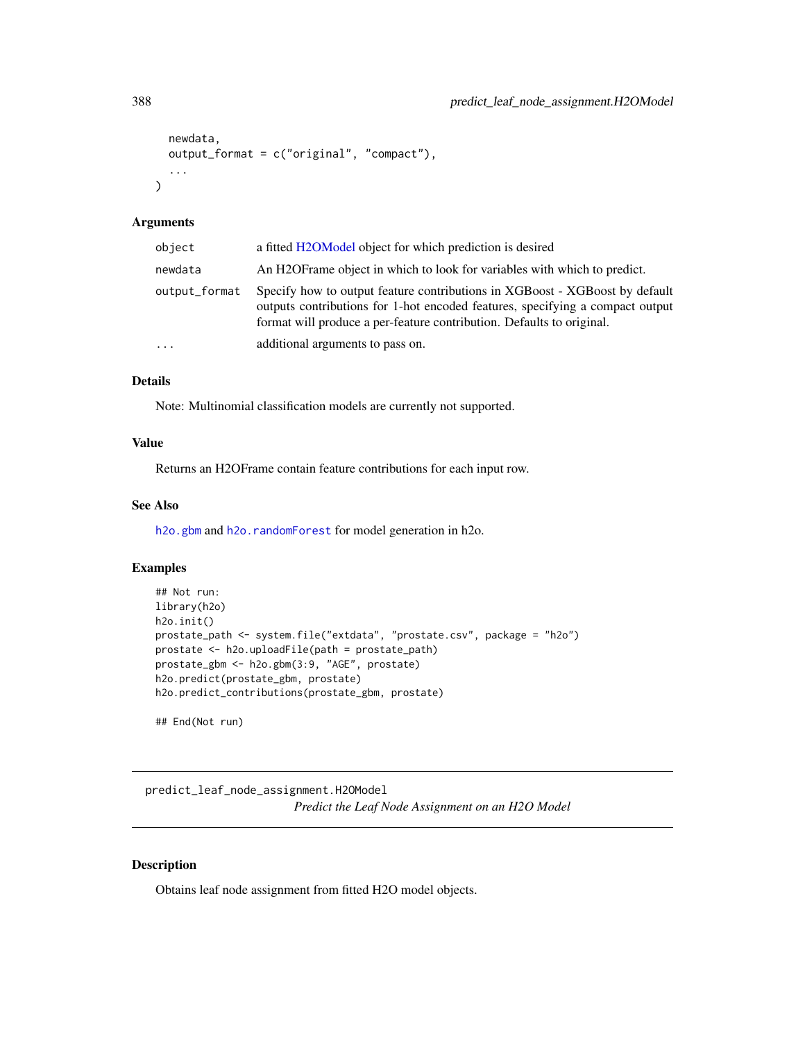```
  newdata,
  output_format = c("original", "compact"),
  ...
)
```

### Arguments

| | |
|---|---|
| object | a fitted H2OModel object for which prediction is desired |
| newdata | An H2OFrame object in which to look for variables with which to predict. |
| output_format | Specify how to output feature contributions in XGBoost - XGBoost by default outputs contributions for 1-hot encoded features, specifying a compact output format will produce a per-feature contribution. Defaults to original. |
| ... | additional arguments to pass on. |

### Details

Note: Multinomial classification models are currently not supported.

### Value

Returns an H2OFrame contain feature contributions for each input row.

### See Also

`h2o.gbm` and `h2o.randomForest` for model generation in h2o.

### Examples

```
## Not run:
library(h2o)
h2o.init()
prostate_path <- system.file("extdata", "prostate.csv", package = "h2o")
prostate <- h2o.uploadFile(path = prostate_path)
prostate_gbm <- h2o.gbm(3:9, "AGE", prostate)
h2o.predict(prostate_gbm, prostate)
h2o.predict_contributions(prostate_gbm, prostate)

## End(Not run)
```

---

## predict_leaf_node_assignment.H2OModel

*Predict the Leaf Node Assignment on an H2O Model*

### Description

Obtains leaf node assignment from fitted H2O model objects.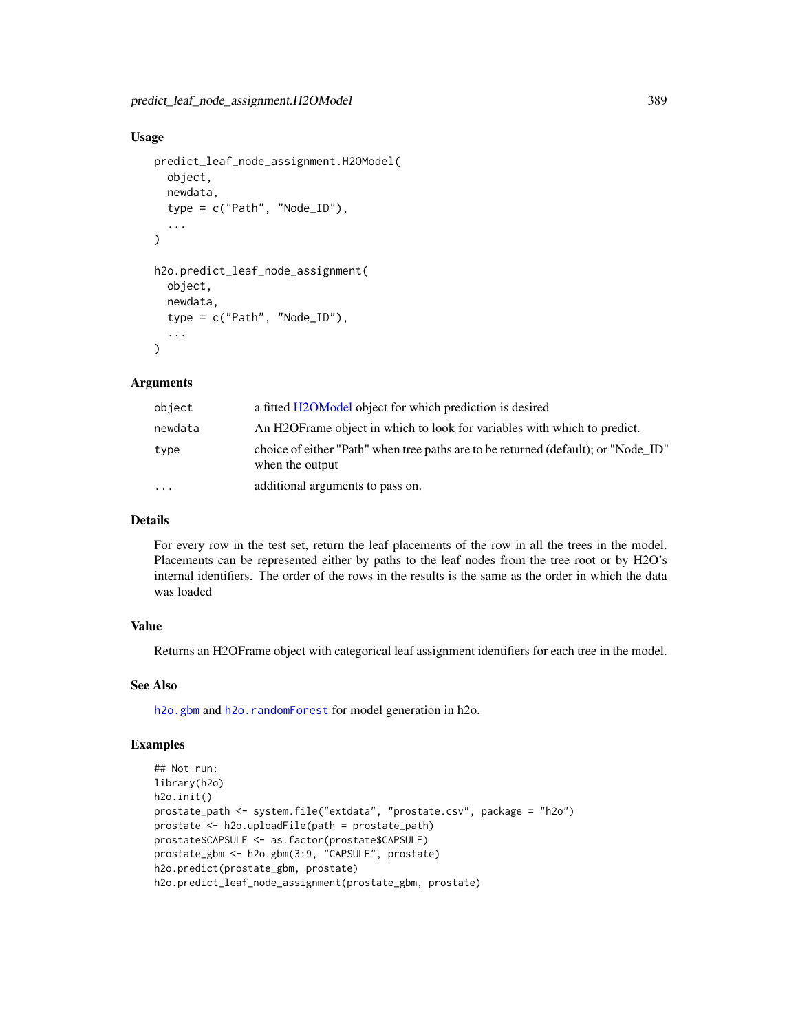## Usage

```
predict_leaf_node_assignment.H2OModel(
  object,
  newdata,
  type = c("Path", "Node_ID"),
  ...
)

h2o.predict_leaf_node_assignment(
  object,
  newdata,
  type = c("Path", "Node_ID"),
  ...
)
```

## Arguments

| | |
|---|---|
| object | a fitted H2OModel object for which prediction is desired |
| newdata | An H2OFrame object in which to look for variables with which to predict. |
| type | choice of either "Path" when tree paths are to be returned (default); or "Node_ID" when the output |
| ... | additional arguments to pass on. |

## Details

For every row in the test set, return the leaf placements of the row in all the trees in the model. Placements can be represented either by paths to the leaf nodes from the tree root or by H2O's internal identifiers. The order of the rows in the results is the same as the order in which the data was loaded

## Value

Returns an H2OFrame object with categorical leaf assignment identifiers for each tree in the model.

## See Also

`h2o.gbm` and `h2o.randomForest` for model generation in h2o.

## Examples

```
## Not run:
library(h2o)
h2o.init()
prostate_path <- system.file("extdata", "prostate.csv", package = "h2o")
prostate <- h2o.uploadFile(path = prostate_path)
prostate$CAPSULE <- as.factor(prostate$CAPSULE)
prostate_gbm <- h2o.gbm(3:9, "CAPSULE", prostate)
h2o.predict(prostate_gbm, prostate)
h2o.predict_leaf_node_assignment(prostate_gbm, prostate)
```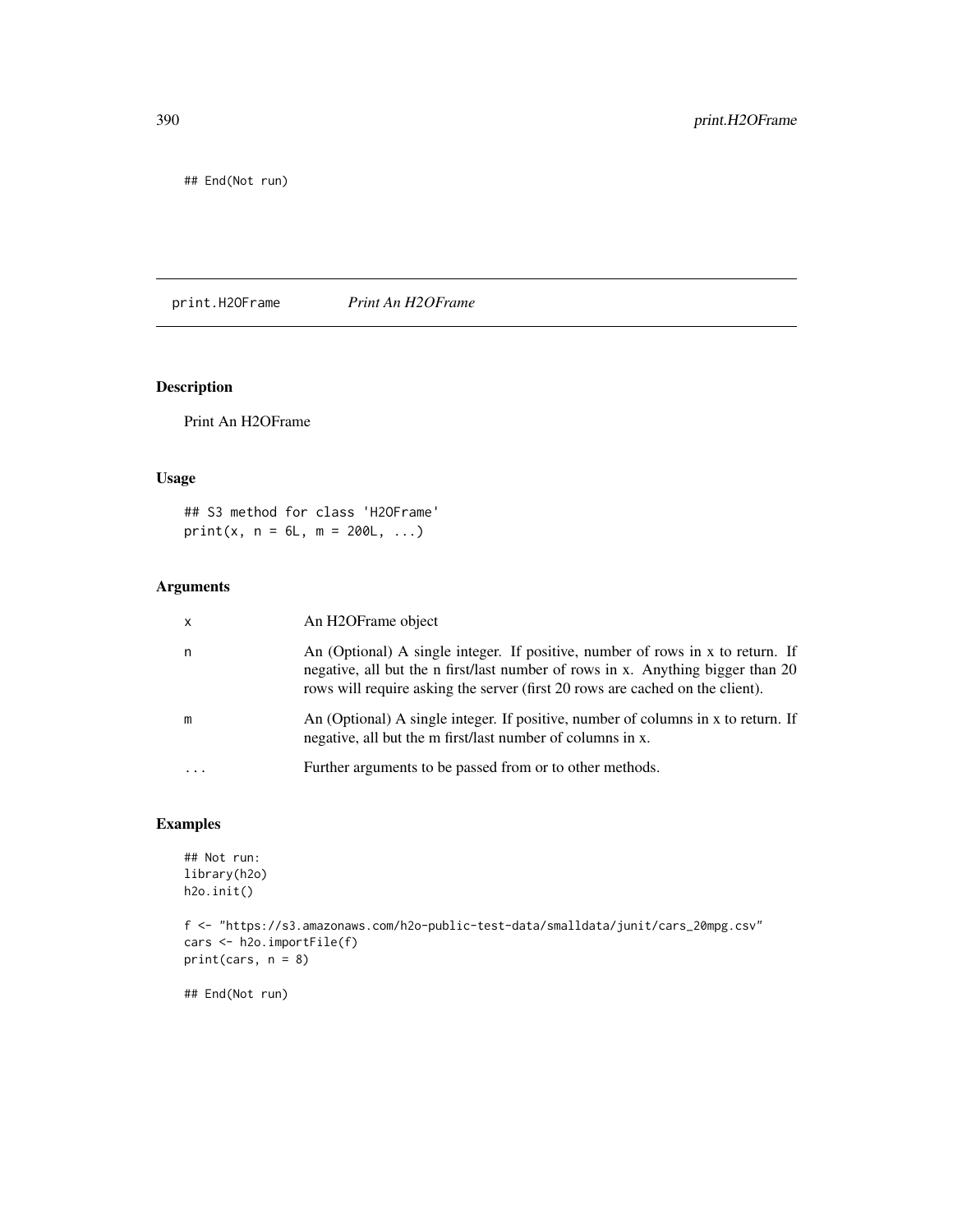```
## End(Not run)
```

## print.H2OFrame    *Print An H2OFrame*

### Description

Print An H2OFrame

### Usage

```
## S3 method for class 'H2OFrame'
print(x, n = 6L, m = 200L, ...)
```

### Arguments

| | |
|---|---|
| x | An H2OFrame object |
| n | An (Optional) A single integer. If positive, number of rows in x to return. If negative, all but the n first/last number of rows in x. Anything bigger than 20 rows will require asking the server (first 20 rows are cached on the client). |
| m | An (Optional) A single integer. If positive, number of columns in x to return. If negative, all but the m first/last number of columns in x. |
| ... | Further arguments to be passed from or to other methods. |

### Examples

```
## Not run:
library(h2o)
h2o.init()

f <- "https://s3.amazonaws.com/h2o-public-test-data/smalldata/junit/cars_20mpg.csv"
cars <- h2o.importFile(f)
print(cars, n = 8)

## End(Not run)
```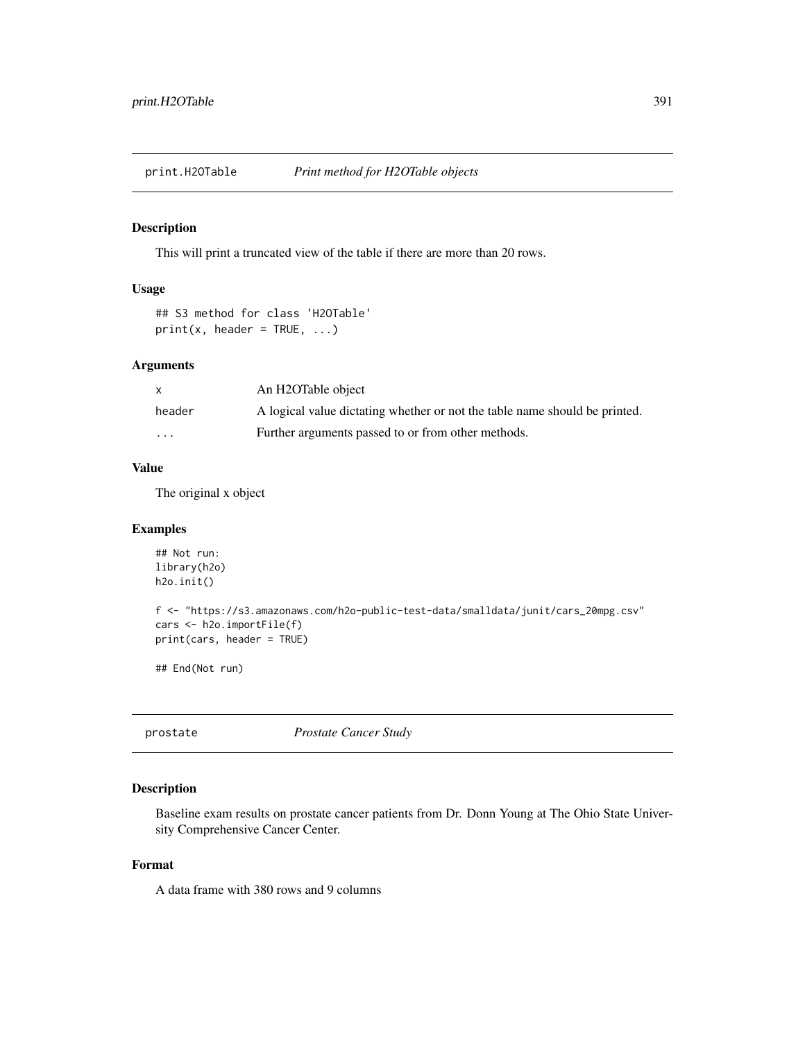## print.H2OTable — *Print method for H2OTable objects*

### Description

This will print a truncated view of the table if there are more than 20 rows.

### Usage

```
## S3 method for class 'H2OTable'
print(x, header = TRUE, ...)
```

### Arguments

| | |
|---|---|
| x | An H2OTable object |
| header | A logical value dictating whether or not the table name should be printed. |
| ... | Further arguments passed to or from other methods. |

### Value

The original x object

### Examples

```
## Not run:
library(h2o)
h2o.init()

f <- "https://s3.amazonaws.com/h2o-public-test-data/smalldata/junit/cars_20mpg.csv"
cars <- h2o.importFile(f)
print(cars, header = TRUE)

## End(Not run)
```

## prostate — *Prostate Cancer Study*

### Description

Baseline exam results on prostate cancer patients from Dr. Donn Young at The Ohio State University Comprehensive Cancer Center.

### Format

A data frame with 380 rows and 9 columns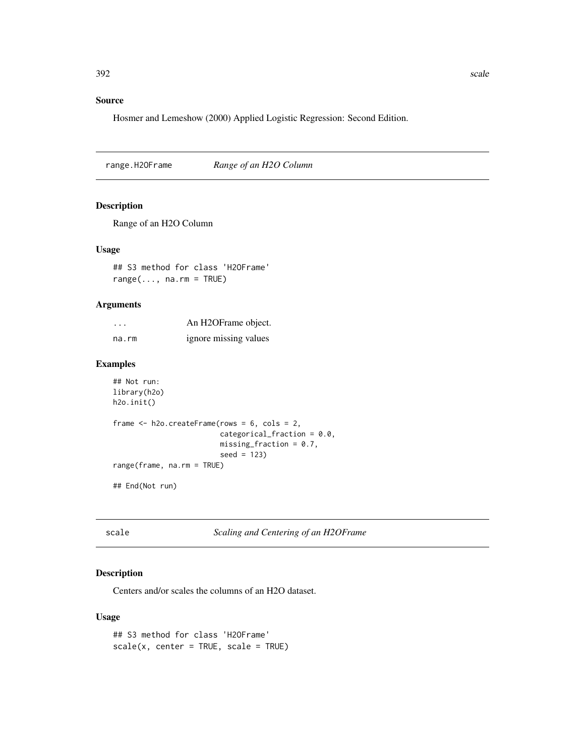### Source

Hosmer and Lemeshow (2000) Applied Logistic Regression: Second Edition.

---

## range.H2OFrame — *Range of an H2O Column*

### Description

Range of an H2O Column

### Usage

```
## S3 method for class 'H2OFrame'
range(..., na.rm = TRUE)
```

### Arguments

| | |
|---|---|
| ... | An H2OFrame object. |
| na.rm | ignore missing values |

### Examples

```
## Not run:
library(h2o)
h2o.init()

frame <- h2o.createFrame(rows = 6, cols = 2,
                         categorical_fraction = 0.0,
                         missing_fraction = 0.7,
                         seed = 123)
range(frame, na.rm = TRUE)

## End(Not run)
```

---

## scale — *Scaling and Centering of an H2OFrame*

### Description

Centers and/or scales the columns of an H2O dataset.

### Usage

```
## S3 method for class 'H2OFrame'
scale(x, center = TRUE, scale = TRUE)
```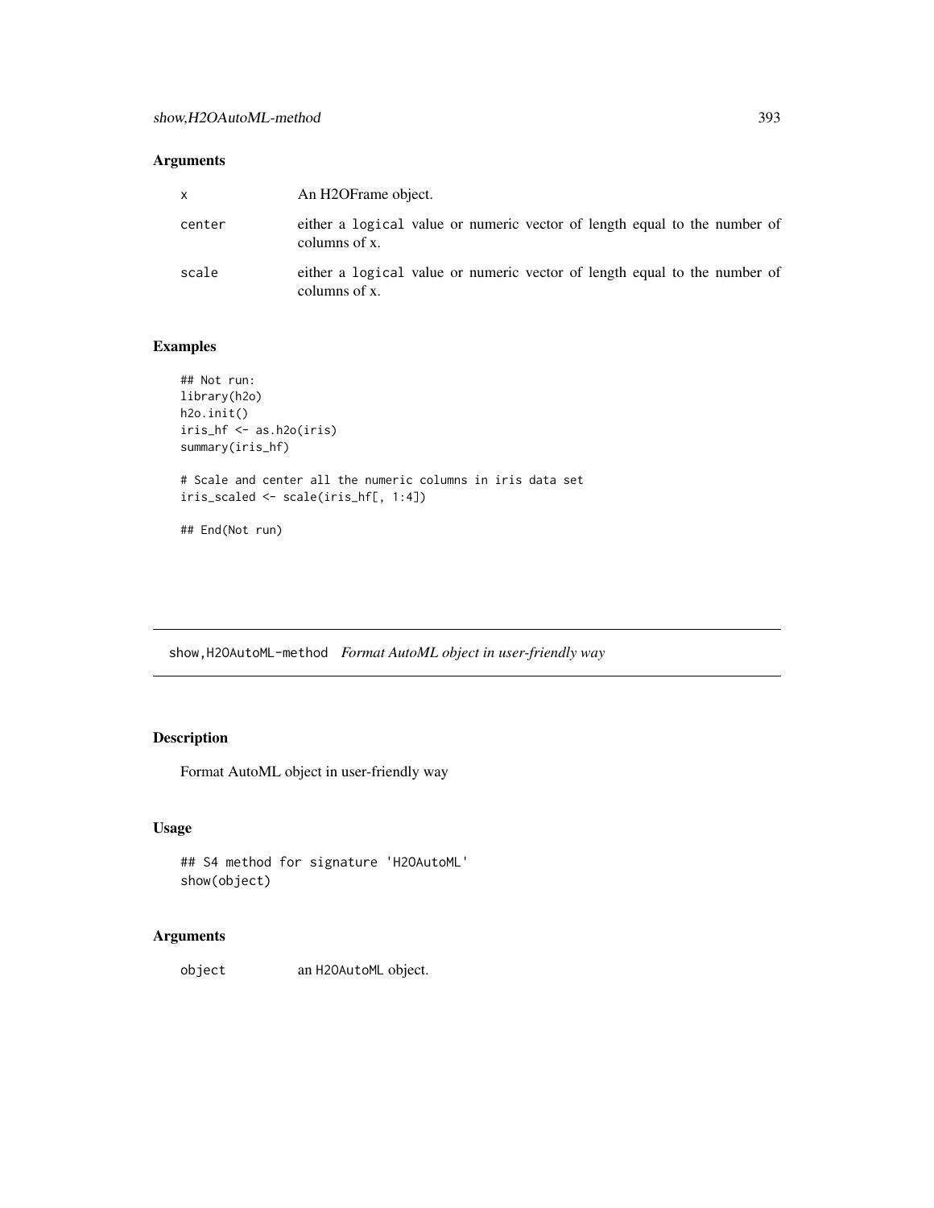### Arguments

| | |
|---|---|
| x | An H2OFrame object. |
| center | either a `logical` value or numeric vector of length equal to the number of columns of x. |
| scale | either a `logical` value or numeric vector of length equal to the number of columns of x. |

### Examples

```
## Not run:
library(h2o)
h2o.init()
iris_hf <- as.h2o(iris)
summary(iris_hf)

# Scale and center all the numeric columns in iris data set
iris_scaled <- scale(iris_hf[, 1:4])

## End(Not run)
```

---

## show,H2OAutoML-method *Format AutoML object in user-friendly way*

---

### Description

Format AutoML object in user-friendly way

### Usage

```
## S4 method for signature 'H2OAutoML'
show(object)
```

### Arguments

| | |
|---|---|
| object | an `H2OAutoML` object. |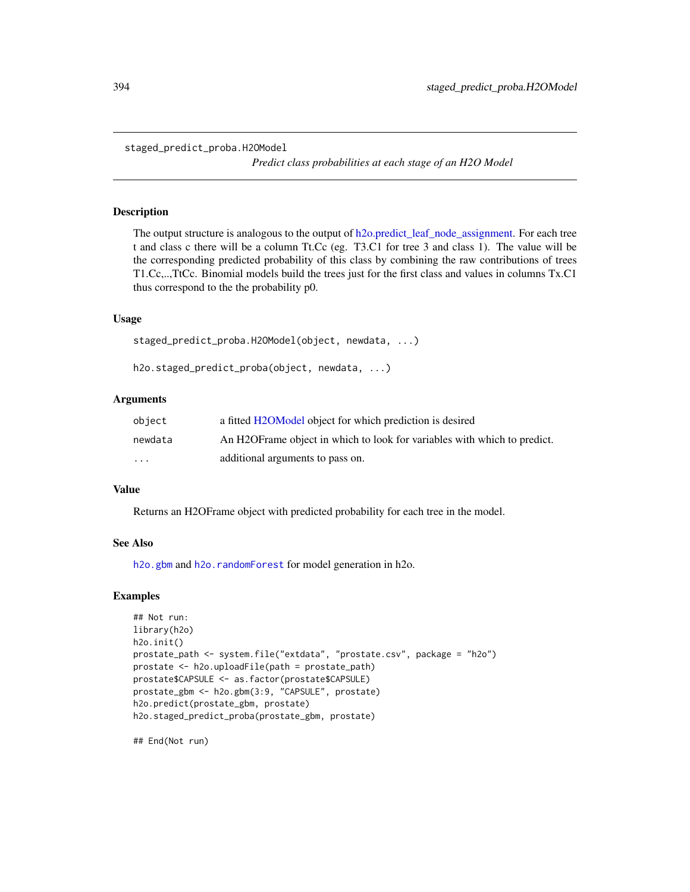staged_predict_proba.H2OModel

*Predict class probabilities at each stage of an H2O Model*

## Description

The output structure is analogous to the output of h2o.predict_leaf_node_assignment. For each tree t and class c there will be a column Tt.Cc (eg. T3.C1 for tree 3 and class 1). The value will be the corresponding predicted probability of this class by combining the raw contributions of trees T1.Cc,..,TtCc. Binomial models build the trees just for the first class and values in columns Tx.C1 thus correspond to the the probability p0.

## Usage

```
staged_predict_proba.H2OModel(object, newdata, ...)

h2o.staged_predict_proba(object, newdata, ...)
```

## Arguments

| | |
|---|---|
| object | a fitted H2OModel object for which prediction is desired |
| newdata | An H2OFrame object in which to look for variables with which to predict. |
| ... | additional arguments to pass on. |

## Value

Returns an H2OFrame object with predicted probability for each tree in the model.

## See Also

h2o.gbm and h2o.randomForest for model generation in h2o.

## Examples

```
## Not run:
library(h2o)
h2o.init()
prostate_path <- system.file("extdata", "prostate.csv", package = "h2o")
prostate <- h2o.uploadFile(path = prostate_path)
prostate$CAPSULE <- as.factor(prostate$CAPSULE)
prostate_gbm <- h2o.gbm(3:9, "CAPSULE", prostate)
h2o.predict(prostate_gbm, prostate)
h2o.staged_predict_proba(prostate_gbm, prostate)

## End(Not run)
```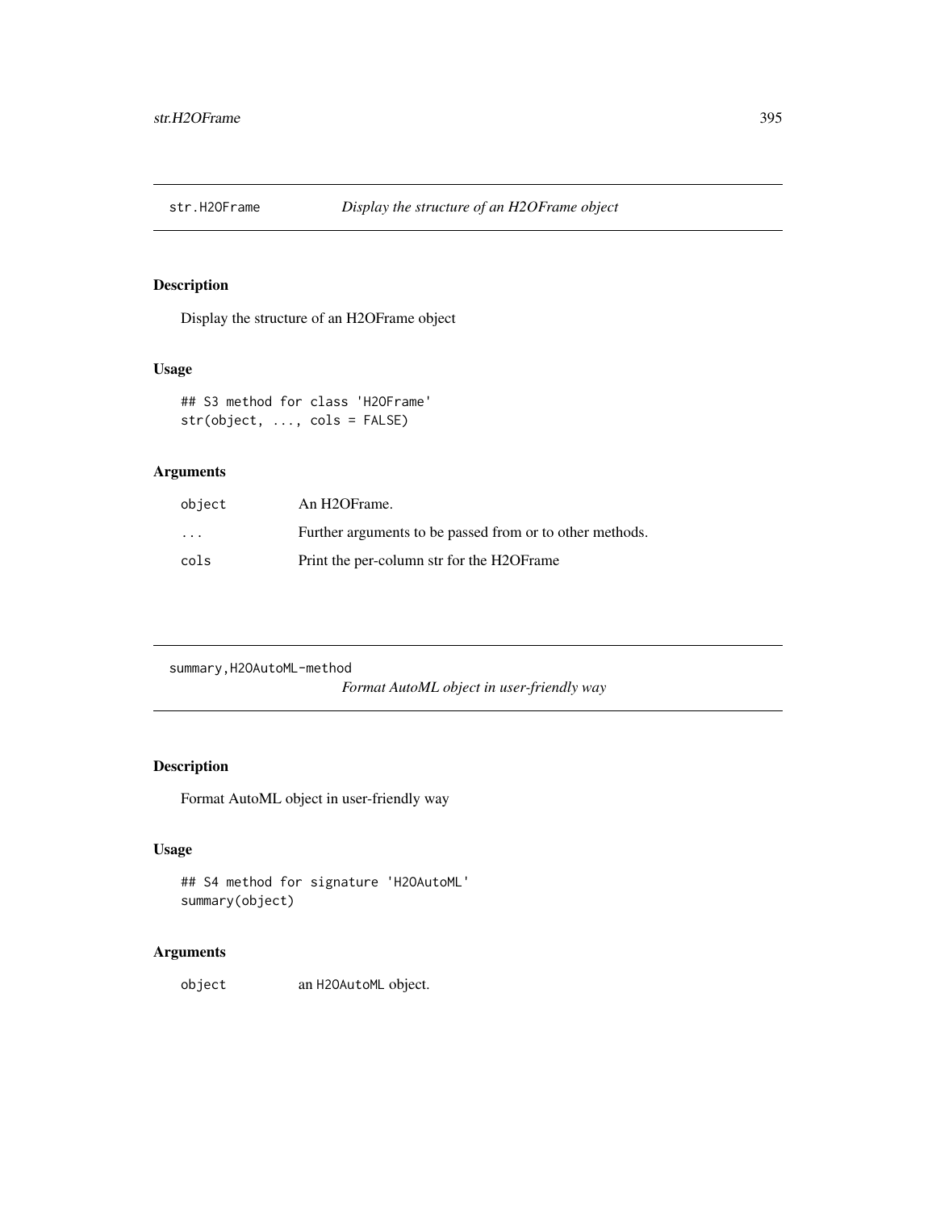## str.H2OFrame *Display the structure of an H2OFrame object*

### Description

Display the structure of an H2OFrame object

### Usage

```
## S3 method for class 'H2OFrame'
str(object, ..., cols = FALSE)
```

### Arguments

| | |
|---|---|
| object | An H2OFrame. |
| ... | Further arguments to be passed from or to other methods. |
| cols | Print the per-column str for the H2OFrame |

## summary,H2OAutoML-method *Format AutoML object in user-friendly way*

### Description

Format AutoML object in user-friendly way

### Usage

```
## S4 method for signature 'H2OAutoML'
summary(object)
```

### Arguments

| | |
|---|---|
| object | an H2OAutoML object. |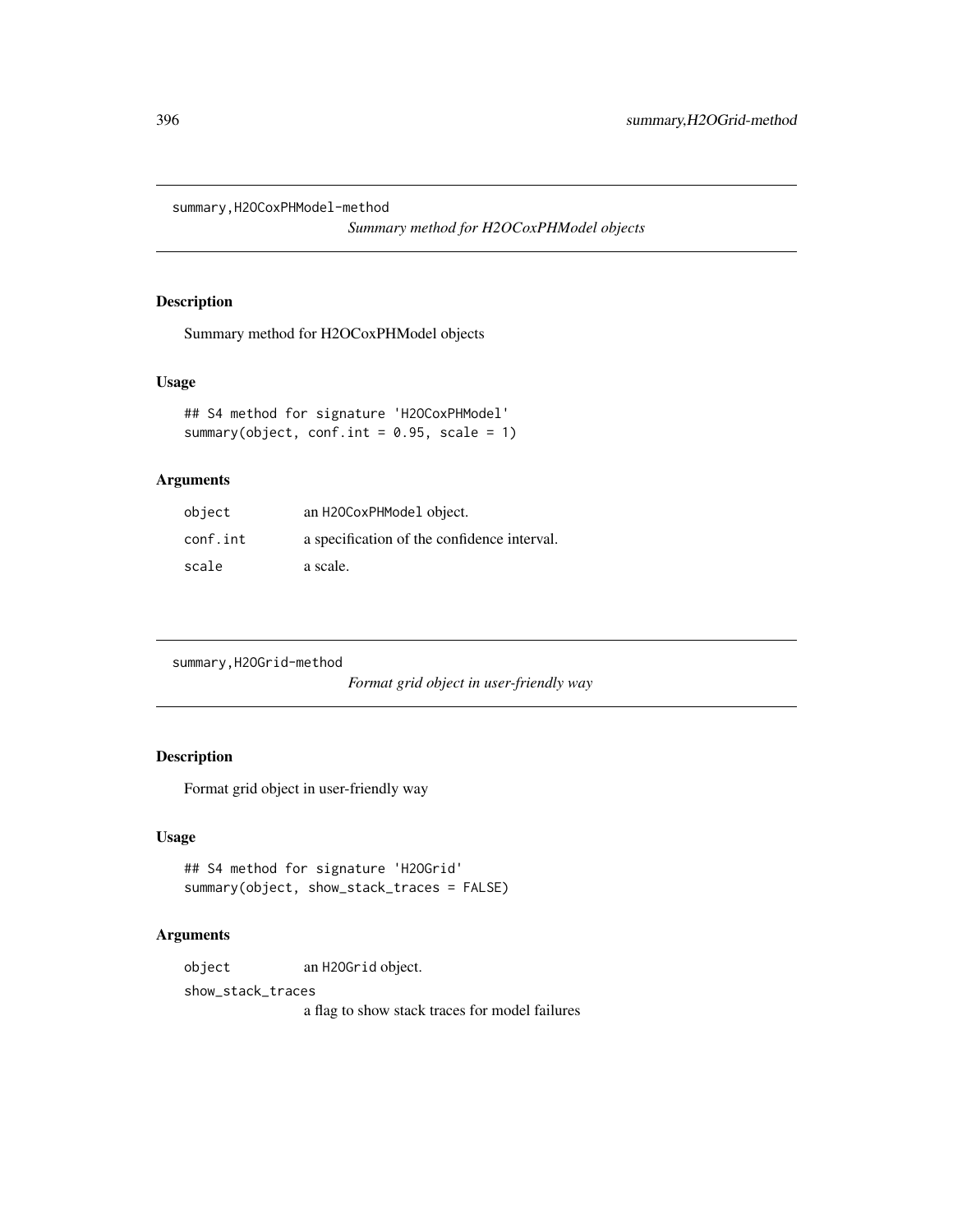summary,H2OCoxPHModel-method

*Summary method for H2OCoxPHModel objects*

## Description

Summary method for H2OCoxPHModel objects

## Usage

```
## S4 method for signature 'H2OCoxPHModel'
summary(object, conf.int = 0.95, scale = 1)
```

## Arguments

| | |
|---|---|
| object | an H2OCoxPHModel object. |
| conf.int | a specification of the confidence interval. |
| scale | a scale. |

summary,H2OGrid-method

*Format grid object in user-friendly way*

## Description

Format grid object in user-friendly way

## Usage

```
## S4 method for signature 'H2OGrid'
summary(object, show_stack_traces = FALSE)
```

## Arguments

| | |
|---|---|
| object | an H2OGrid object. |
| show_stack_traces | a flag to show stack traces for model failures |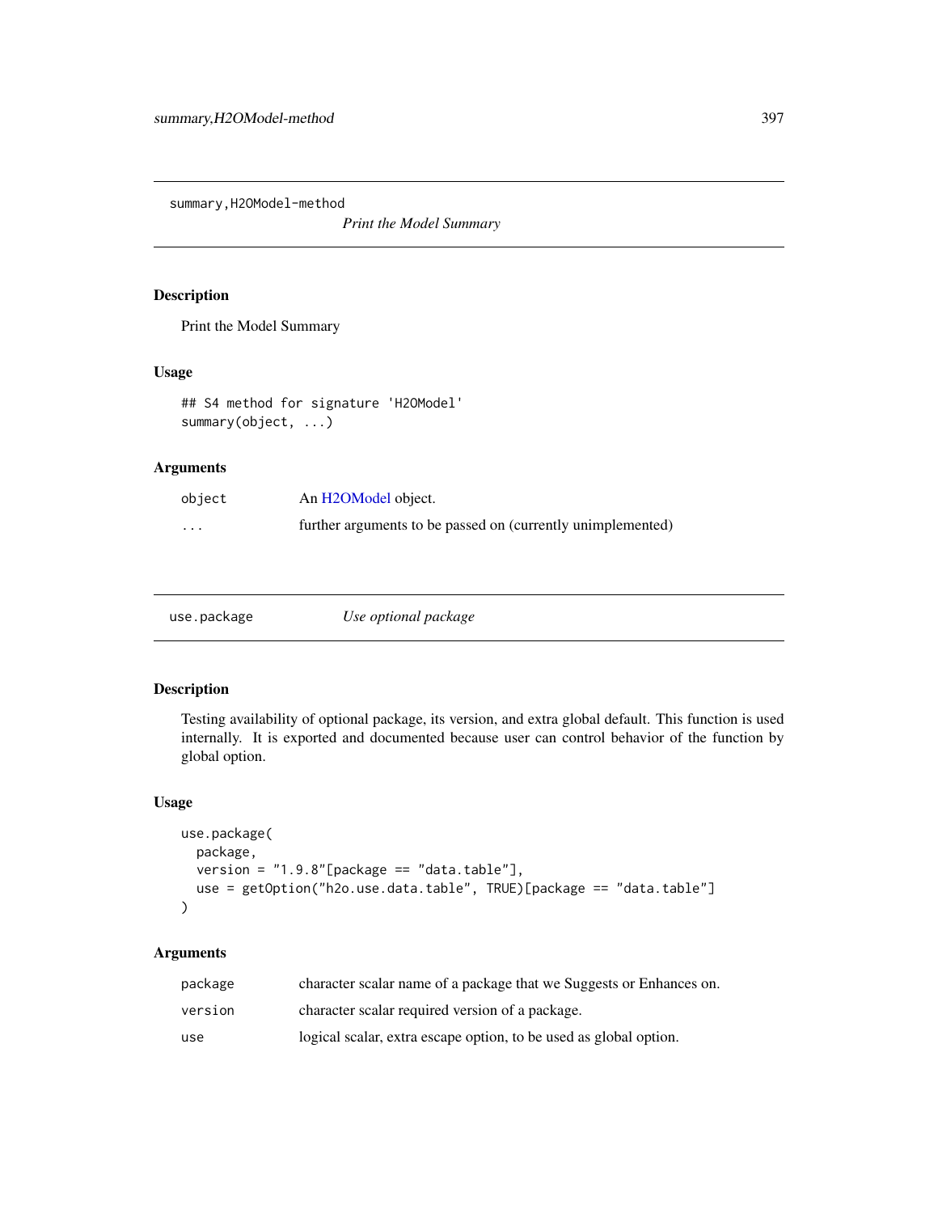## summary,H2OModel-method

*Print the Model Summary*

### Description

Print the Model Summary

### Usage

```
## S4 method for signature 'H2OModel'
summary(object, ...)
```

### Arguments

| | |
|---|---|
| `object` | An H2OModel object. |
| `...` | further arguments to be passed on (currently unimplemented) |

## use.package

*Use optional package*

### Description

Testing availability of optional package, its version, and extra global default. This function is used internally. It is exported and documented because user can control behavior of the function by global option.

### Usage

```
use.package(
  package,
  version = "1.9.8"[package == "data.table"],
  use = getOption("h2o.use.data.table", TRUE)[package == "data.table"]
)
```

### Arguments

| | |
|---|---|
| `package` | character scalar name of a package that we Suggests or Enhances on. |
| `version` | character scalar required version of a package. |
| `use` | logical scalar, extra escape option, to be used as global option. |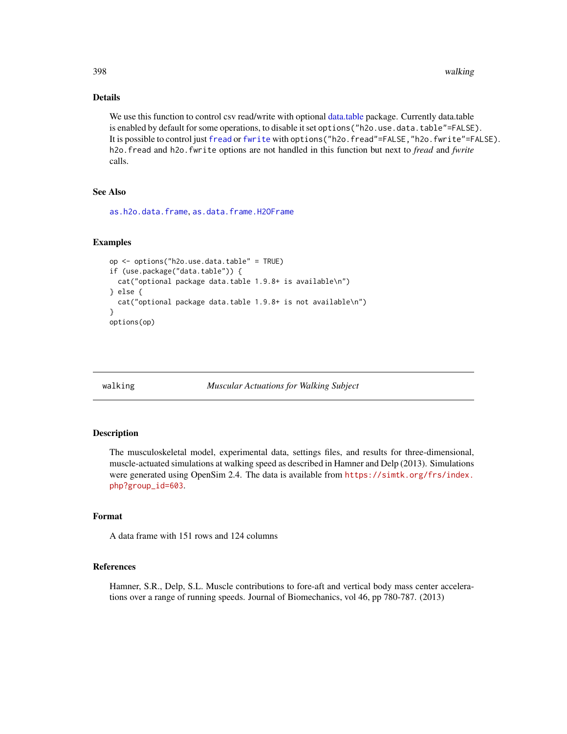### Details

We use this function to control csv read/write with optional data.table package. Currently data.table is enabled by default for some operations, to disable it set `options("h2o.use.data.table"=FALSE)`. It is possible to control just fread or fwrite with `options("h2o.fread"=FALSE,"h2o.fwrite"=FALSE)`. `h2o.fread` and `h2o.fwrite` options are not handled in this function but next to *fread* and *fwrite* calls.

### See Also

as.h2o.data.frame, as.data.frame.H2OFrame

### Examples

```
op <- options("h2o.use.data.table" = TRUE)
if (use.package("data.table")) {
  cat("optional package data.table 1.9.8+ is available\n")
} else {
  cat("optional package data.table 1.9.8+ is not available\n")
}
options(op)
```

---

## walking — *Muscular Actuations for Walking Subject*

### Description

The musculoskeletal model, experimental data, settings files, and results for three-dimensional, muscle-actuated simulations at walking speed as described in Hamner and Delp (2013). Simulations were generated using OpenSim 2.4. The data is available from https://simtk.org/frs/index.php?group_id=603.

### Format

A data frame with 151 rows and 124 columns

### References

Hamner, S.R., Delp, S.L. Muscle contributions to fore-aft and vertical body mass center accelerations over a range of running speeds. Journal of Biomechanics, vol 46, pp 780-787. (2013)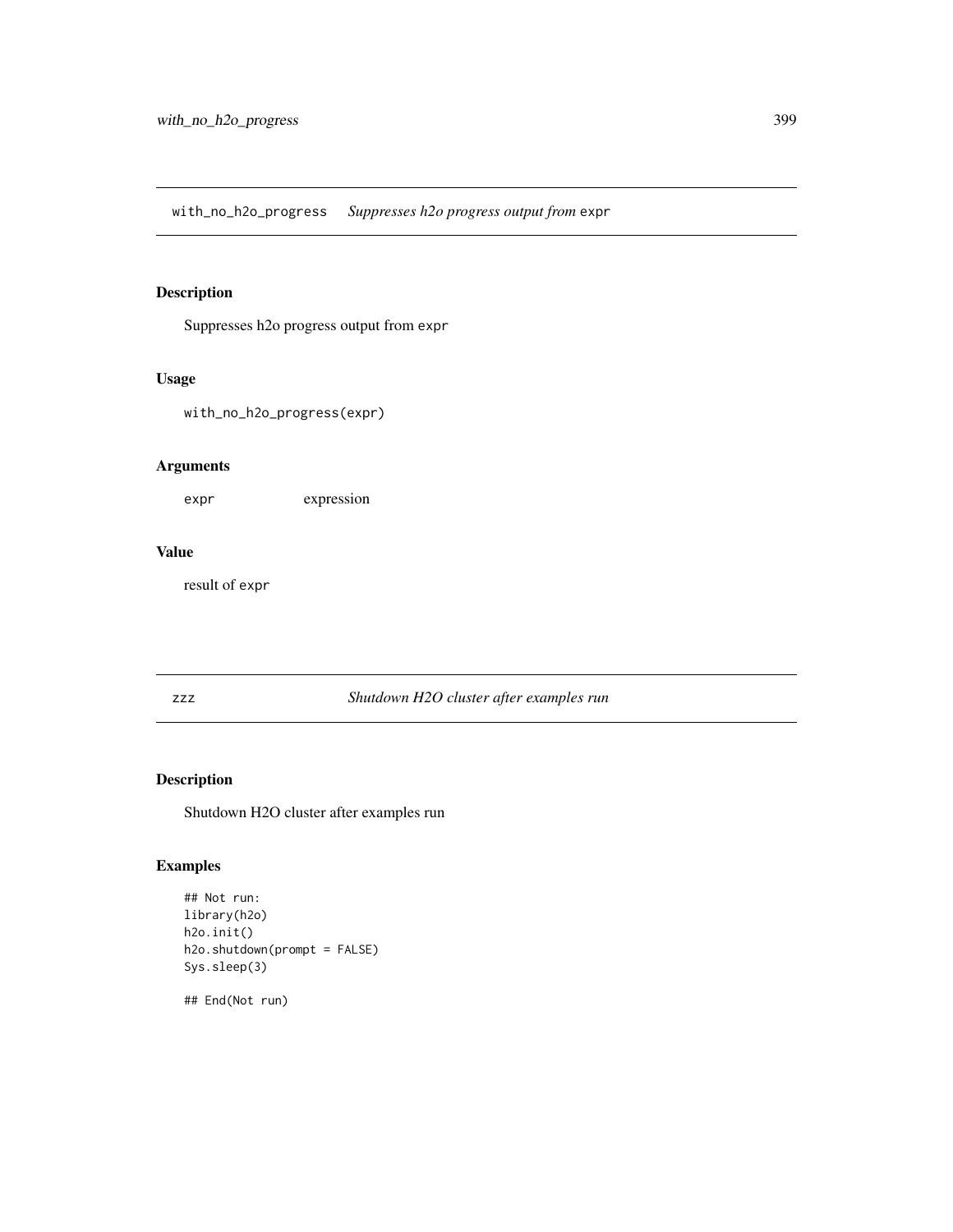## with_no_h2o_progress — *Suppresses h2o progress output from* `expr`

### Description

Suppresses h2o progress output from `expr`

### Usage

```
with_no_h2o_progress(expr)
```

### Arguments

| | |
|---|---|
| `expr` | expression |

### Value

result of `expr`

## zzz — *Shutdown H2O cluster after examples run*

### Description

Shutdown H2O cluster after examples run

### Examples

```
## Not run:
library(h2o)
h2o.init()
h2o.shutdown(prompt = FALSE)
Sys.sleep(3)

## End(Not run)
```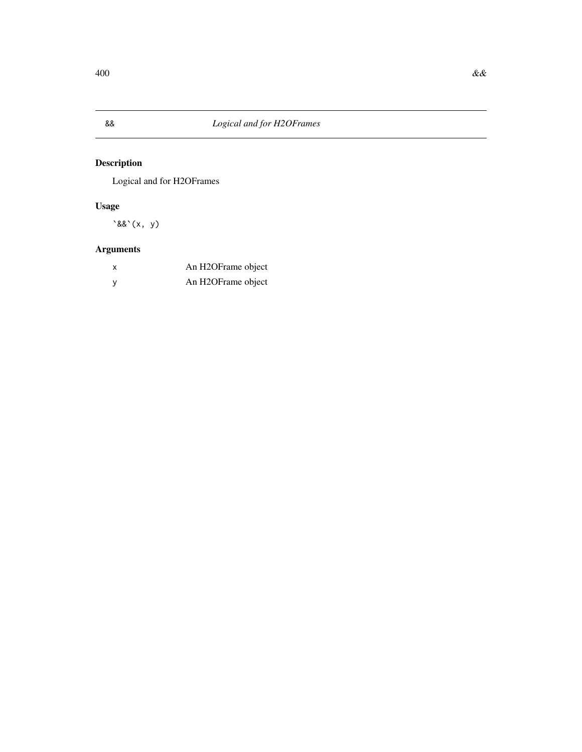## && — *Logical and for H2OFrames*

### Description

Logical and for H2OFrames

### Usage

```
`&&`(x, y)
```

### Arguments

| | |
|---|---|
| x | An H2OFrame object |
| y | An H2OFrame object |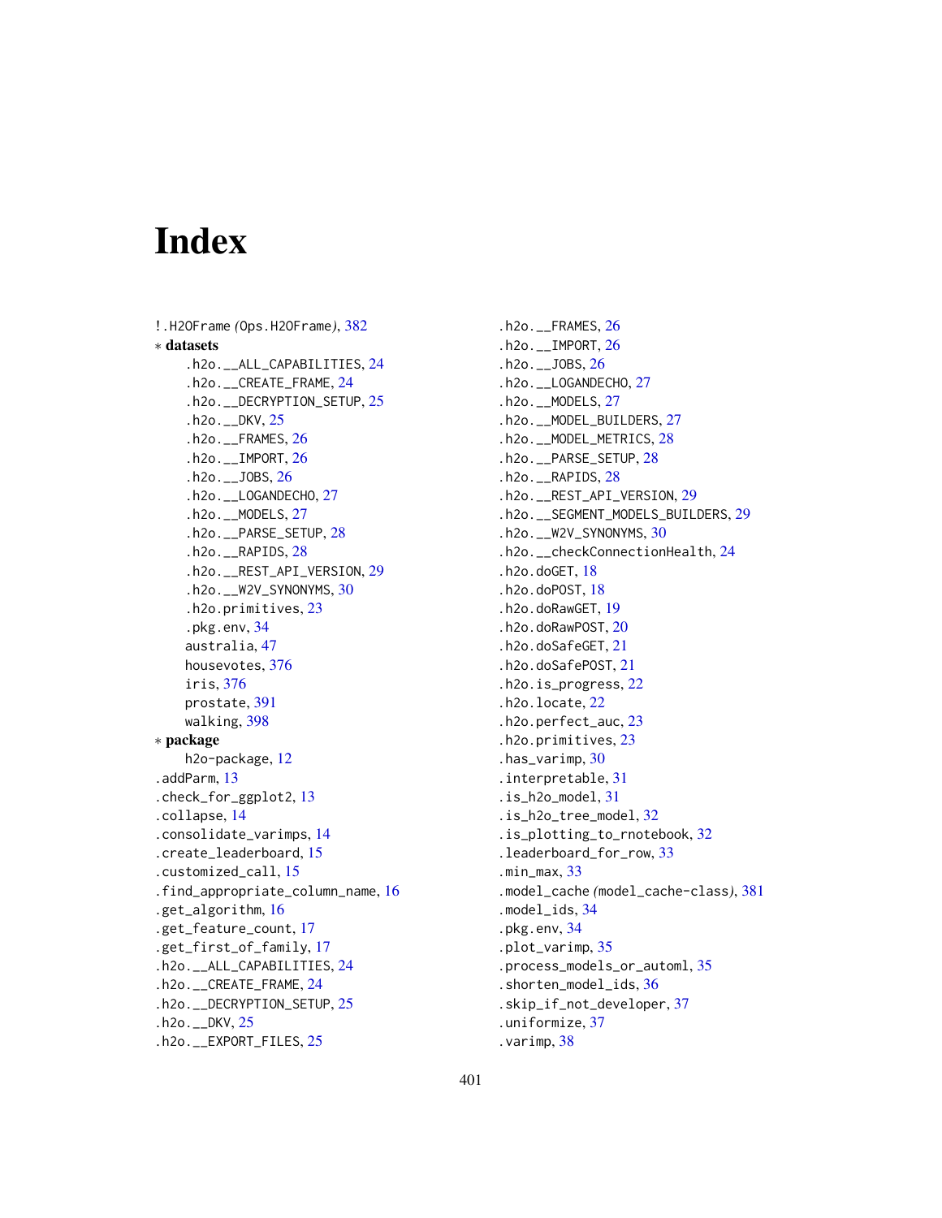# Index

!.H2OFrame (Ops.H2OFrame), 382
∗ datasets
  .h2o.__ALL_CAPABILITIES, 24
  .h2o.__CREATE_FRAME, 24
  .h2o.__DECRYPTION_SETUP, 25
  .h2o.__DKV, 25
  .h2o.__FRAMES, 26
  .h2o.__IMPORT, 26
  .h2o.__JOBS, 26
  .h2o.__LOGANDECHO, 27
  .h2o.__MODELS, 27
  .h2o.__PARSE_SETUP, 28
  .h2o.__RAPIDS, 28
  .h2o.__REST_API_VERSION, 29
  .h2o.__W2V_SYNONYMS, 30
  .h2o.primitives, 23
  .pkg.env, 34
  australia, 47
  housevotes, 376
  iris, 376
  prostate, 391
  walking, 398
∗ package
  h2o-package, 12
.addParm, 13
.check_for_ggplot2, 13
.collapse, 14
.consolidate_varimps, 14
.create_leaderboard, 15
.customized_call, 15
.find_appropriate_column_name, 16
.get_algorithm, 16
.get_feature_count, 17
.get_first_of_family, 17
.h2o.__ALL_CAPABILITIES, 24
.h2o.__CREATE_FRAME, 24
.h2o.__DECRYPTION_SETUP, 25
.h2o.__DKV, 25
.h2o.__EXPORT_FILES, 25
.h2o.__FRAMES, 26
.h2o.__IMPORT, 26
.h2o.__JOBS, 26
.h2o.__LOGANDECHO, 27
.h2o.__MODELS, 27
.h2o.__MODEL_BUILDERS, 27
.h2o.__MODEL_METRICS, 28
.h2o.__PARSE_SETUP, 28
.h2o.__RAPIDS, 28
.h2o.__REST_API_VERSION, 29
.h2o.__SEGMENT_MODELS_BUILDERS, 29
.h2o.__W2V_SYNONYMS, 30
.h2o.__checkConnectionHealth, 24
.h2o.doGET, 18
.h2o.doPOST, 18
.h2o.doRawGET, 19
.h2o.doRawPOST, 20
.h2o.doSafeGET, 21
.h2o.doSafePOST, 21
.h2o.is_progress, 22
.h2o.locate, 22
.h2o.perfect_auc, 23
.h2o.primitives, 23
.has_varimp, 30
.interpretable, 31
.is_h2o_model, 31
.is_h2o_tree_model, 32
.is_plotting_to_rnotebook, 32
.leaderboard_for_row, 33
.min_max, 33
.model_cache (model_cache-class), 381
.model_ids, 34
.pkg.env, 34
.plot_varimp, 35
.process_models_or_automl, 35
.shorten_model_ids, 36
.skip_if_not_developer, 37
.uniformize, 37
.varimp, 38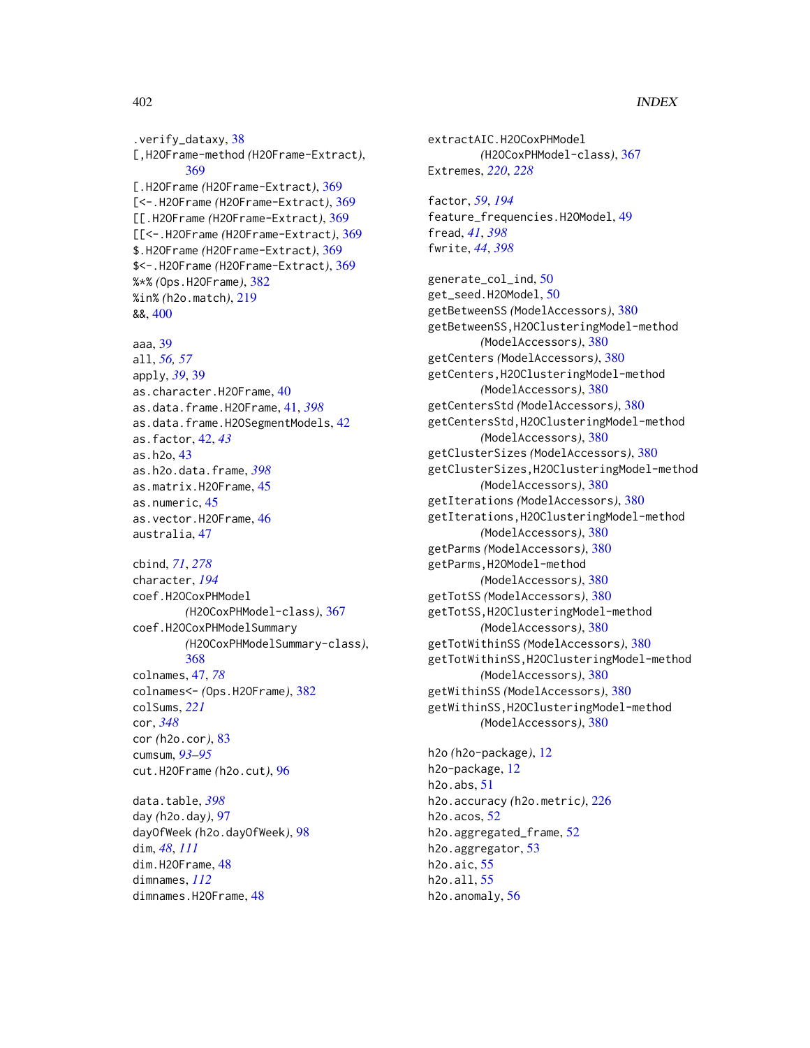.verify_dataxy, 38
[,H2OFrame-method *(H2OFrame-Extract)*, 369
[.H2OFrame *(H2OFrame-Extract)*, 369
[<-.H2OFrame *(H2OFrame-Extract)*, 369
[[.H2OFrame *(H2OFrame-Extract)*, 369
[[<-.H2OFrame *(H2OFrame-Extract)*, 369
$.H2OFrame *(H2OFrame-Extract)*, 369
$<-.H2OFrame *(H2OFrame-Extract)*, 369
%*% *(Ops.H2OFrame)*, 382
%in% *(h2o.match)*, 219
&&, 400

aaa, 39
all, *56, 57*
apply, *39*, 39
as.character.H2OFrame, 40
as.data.frame.H2OFrame, 41, *398*
as.data.frame.H2OSegmentModels, 42
as.factor, 42, *43*
as.h2o, 43
as.h2o.data.frame, *398*
as.matrix.H2OFrame, 45
as.numeric, 45
as.vector.H2OFrame, 46
australia, 47

cbind, *71*, *278*
character, *194*
coef.H2OCoxPHModel *(H2OCoxPHModel-class)*, 367
coef.H2OCoxPHModelSummary *(H2OCoxPHModelSummary-class)*, 368
colnames, 47, *78*
colnames<- *(Ops.H2OFrame)*, 382
colSums, *221*
cor, *348*
cor *(h2o.cor)*, 83
cumsum, *93–95*
cut.H2OFrame *(h2o.cut)*, 96

data.table, *398*
day *(h2o.day)*, 97
dayOfWeek *(h2o.dayOfWeek)*, 98
dim, *48*, *111*
dim.H2OFrame, 48
dimnames, *112*
dimnames.H2OFrame, 48

extractAIC.H2OCoxPHModel *(H2OCoxPHModel-class)*, 367
Extremes, *220*, *228*

factor, *59*, *194*
feature_frequencies.H2OModel, 49
fread, *41*, *398*
fwrite, *44*, *398*

generate_col_ind, 50
get_seed.H2OModel, 50
getBetweenSS *(ModelAccessors)*, 380
getBetweenSS,H2OClusteringModel-method *(ModelAccessors)*, 380
getCenters *(ModelAccessors)*, 380
getCenters,H2OClusteringModel-method *(ModelAccessors)*, 380
getCentersStd *(ModelAccessors)*, 380
getCentersStd,H2OClusteringModel-method *(ModelAccessors)*, 380
getClusterSizes *(ModelAccessors)*, 380
getClusterSizes,H2OClusteringModel-method *(ModelAccessors)*, 380
getIterations *(ModelAccessors)*, 380
getIterations,H2OClusteringModel-method *(ModelAccessors)*, 380
getParms *(ModelAccessors)*, 380
getParms,H2OModel-method *(ModelAccessors)*, 380
getTotSS *(ModelAccessors)*, 380
getTotSS,H2OClusteringModel-method *(ModelAccessors)*, 380
getTotWithinSS *(ModelAccessors)*, 380
getTotWithinSS,H2OClusteringModel-method *(ModelAccessors)*, 380
getWithinSS *(ModelAccessors)*, 380
getWithinSS,H2OClusteringModel-method *(ModelAccessors)*, 380

h2o *(h2o-package)*, 12
h2o-package, 12
h2o.abs, 51
h2o.accuracy *(h2o.metric)*, 226
h2o.acos, 52
h2o.aggregated_frame, 52
h2o.aggregator, 53
h2o.aic, 55
h2o.all, 55
h2o.anomaly, 56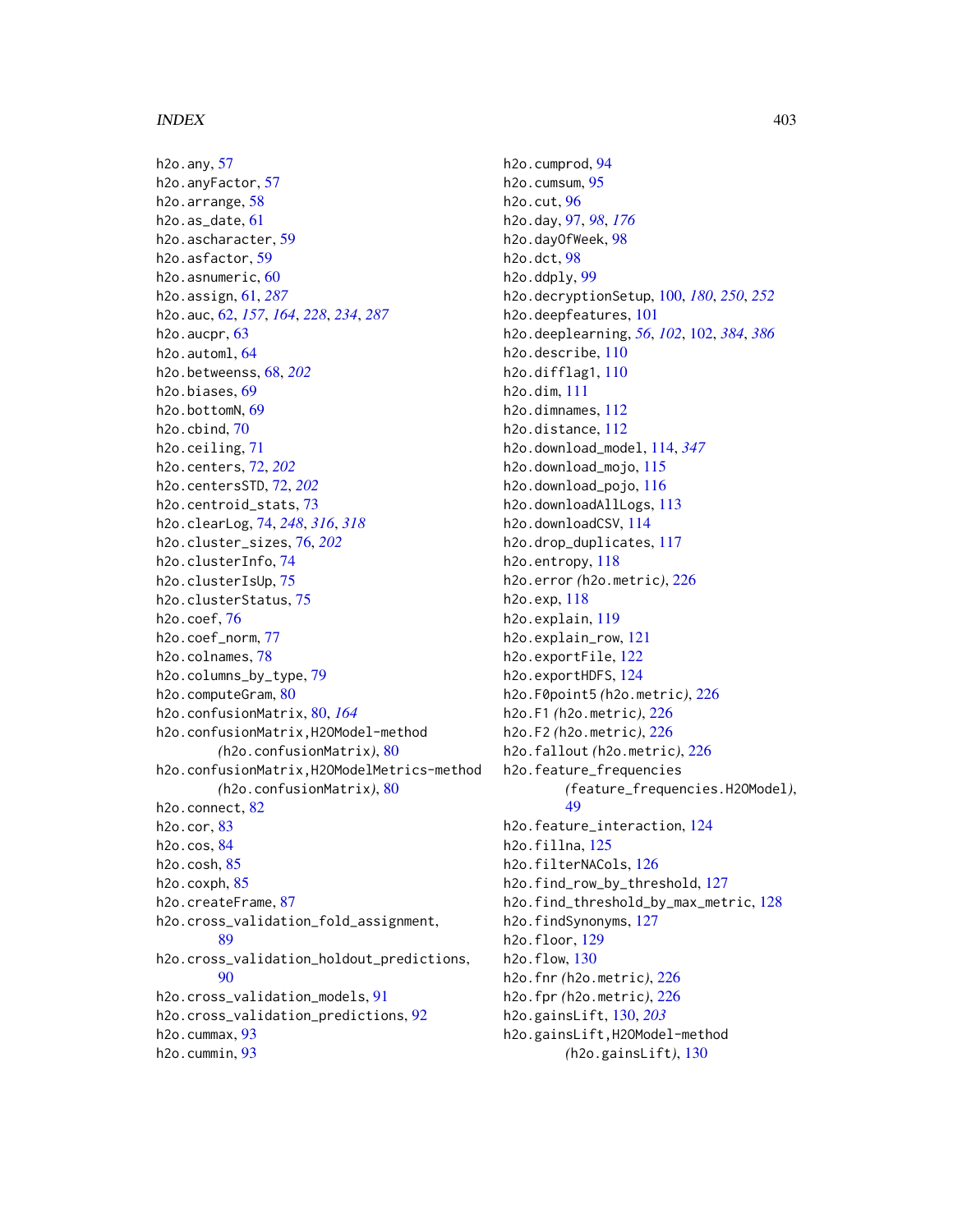h2o.any, 57
h2o.anyFactor, 57
h2o.arrange, 58
h2o.as_date, 61
h2o.ascharacter, 59
h2o.asfactor, 59
h2o.asnumeric, 60
h2o.assign, 61, *287*
h2o.auc, 62, *157*, *164*, *228*, *234*, *287*
h2o.aucpr, 63
h2o.automl, 64
h2o.betweenss, 68, *202*
h2o.biases, 69
h2o.bottomN, 69
h2o.cbind, 70
h2o.ceiling, 71
h2o.centers, 72, *202*
h2o.centersSTD, 72, *202*
h2o.centroid_stats, 73
h2o.clearLog, 74, *248*, *316*, *318*
h2o.cluster_sizes, 76, *202*
h2o.clusterInfo, 74
h2o.clusterIsUp, 75
h2o.clusterStatus, 75
h2o.coef, 76
h2o.coef_norm, 77
h2o.colnames, 78
h2o.columns_by_type, 79
h2o.computeGram, 80
h2o.confusionMatrix, 80, *164*
h2o.confusionMatrix,H2OModel-method
        *(*h2o.confusionMatrix*)*, 80
h2o.confusionMatrix,H2OModelMetrics-method
        *(*h2o.confusionMatrix*)*, 80
h2o.connect, 82
h2o.cor, 83
h2o.cos, 84
h2o.cosh, 85
h2o.coxph, 85
h2o.createFrame, 87
h2o.cross_validation_fold_assignment,
        89
h2o.cross_validation_holdout_predictions,
        90
h2o.cross_validation_models, 91
h2o.cross_validation_predictions, 92
h2o.cummax, 93
h2o.cummin, 93
h2o.cumprod, 94
h2o.cumsum, 95
h2o.cut, 96
h2o.day, 97, *98*, *176*
h2o.dayOfWeek, 98
h2o.dct, 98
h2o.ddply, 99
h2o.decryptionSetup, 100, *180*, *250*, *252*
h2o.deepfeatures, 101
h2o.deeplearning, *56*, *102*, 102, *384*, *386*
h2o.describe, 110
h2o.difflag1, 110
h2o.dim, 111
h2o.dimnames, 112
h2o.distance, 112
h2o.download_model, 114, *347*
h2o.download_mojo, 115
h2o.download_pojo, 116
h2o.downloadAllLogs, 113
h2o.downloadCSV, 114
h2o.drop_duplicates, 117
h2o.entropy, 118
h2o.error *(*h2o.metric*)*, 226
h2o.exp, 118
h2o.explain, 119
h2o.explain_row, 121
h2o.exportFile, 122
h2o.exportHDFS, 124
h2o.F0point5 *(*h2o.metric*)*, 226
h2o.F1 *(*h2o.metric*)*, 226
h2o.F2 *(*h2o.metric*)*, 226
h2o.fallout *(*h2o.metric*)*, 226
h2o.feature_frequencies
        *(*feature_frequencies.H2OModel*)*,
        49
h2o.feature_interaction, 124
h2o.fillna, 125
h2o.filterNACols, 126
h2o.find_row_by_threshold, 127
h2o.find_threshold_by_max_metric, 128
h2o.findSynonyms, 127
h2o.floor, 129
h2o.flow, 130
h2o.fnr *(*h2o.metric*)*, 226
h2o.fpr *(*h2o.metric*)*, 226
h2o.gainsLift, 130, *203*
h2o.gainsLift,H2OModel-method
        *(*h2o.gainsLift*)*, 130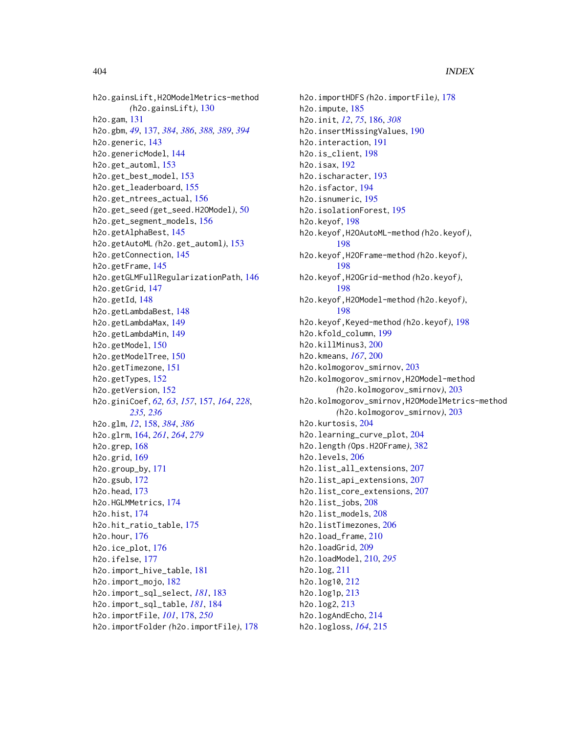h2o.gainsLift,H2OModelMetrics-method (h2o.gainsLift), 130
h2o.gam, 131
h2o.gbm, *49*, 137, *384*, *386*, *388, 389*, *394*
h2o.generic, 143
h2o.genericModel, 144
h2o.get_automl, 153
h2o.get_best_model, 153
h2o.get_leaderboard, 155
h2o.get_ntrees_actual, 156
h2o.get_seed (get_seed.H2OModel), 50
h2o.get_segment_models, 156
h2o.getAlphaBest, 145
h2o.getAutoML (h2o.get_automl), 153
h2o.getConnection, 145
h2o.getFrame, 145
h2o.getGLMFullRegularizationPath, 146
h2o.getGrid, 147
h2o.getId, 148
h2o.getLambdaBest, 148
h2o.getLambdaMax, 149
h2o.getLambdaMin, 149
h2o.getModel, 150
h2o.getModelTree, 150
h2o.getTimezone, 151
h2o.getTypes, 152
h2o.getVersion, 152
h2o.giniCoef, *62, 63*, *157*, 157, *164*, *228*, *235, 236*
h2o.glm, *12*, 158, *384*, *386*
h2o.glrm, 164, *261*, *264*, *279*
h2o.grep, 168
h2o.grid, 169
h2o.group_by, 171
h2o.gsub, 172
h2o.head, 173
h2o.HGLMMetrics, 174
h2o.hist, 174
h2o.hit_ratio_table, 175
h2o.hour, 176
h2o.ice_plot, 176
h2o.ifelse, 177
h2o.import_hive_table, 181
h2o.import_mojo, 182
h2o.import_sql_select, *181*, 183
h2o.import_sql_table, *181*, 184
h2o.importFile, *101*, 178, *250*
h2o.importFolder (h2o.importFile), 178
h2o.importHDFS (h2o.importFile), 178
h2o.impute, 185
h2o.init, *12*, *75*, 186, *308*
h2o.insertMissingValues, 190
h2o.interaction, 191
h2o.is_client, 198
h2o.isax, 192
h2o.ischaracter, 193
h2o.isfactor, 194
h2o.isnumeric, 195
h2o.isolationForest, 195
h2o.keyof, 198
h2o.keyof,H2OAutoML-method (h2o.keyof), 198
h2o.keyof,H2OFrame-method (h2o.keyof), 198
h2o.keyof,H2OGrid-method (h2o.keyof), 198
h2o.keyof,H2OModel-method (h2o.keyof), 198
h2o.keyof,Keyed-method (h2o.keyof), 198
h2o.kfold_column, 199
h2o.killMinus3, 200
h2o.kmeans, *167*, 200
h2o.kolmogorov_smirnov, 203
h2o.kolmogorov_smirnov,H2OModel-method (h2o.kolmogorov_smirnov), 203
h2o.kolmogorov_smirnov,H2OModelMetrics-method (h2o.kolmogorov_smirnov), 203
h2o.kurtosis, 204
h2o.learning_curve_plot, 204
h2o.length (Ops.H2OFrame), 382
h2o.levels, 206
h2o.list_all_extensions, 207
h2o.list_api_extensions, 207
h2o.list_core_extensions, 207
h2o.list_jobs, 208
h2o.list_models, 208
h2o.listTimezones, 206
h2o.load_frame, 210
h2o.loadGrid, 209
h2o.loadModel, 210, *295*
h2o.log, 211
h2o.log10, 212
h2o.log1p, 213
h2o.log2, 213
h2o.logAndEcho, 214
h2o.logloss, *164*, 215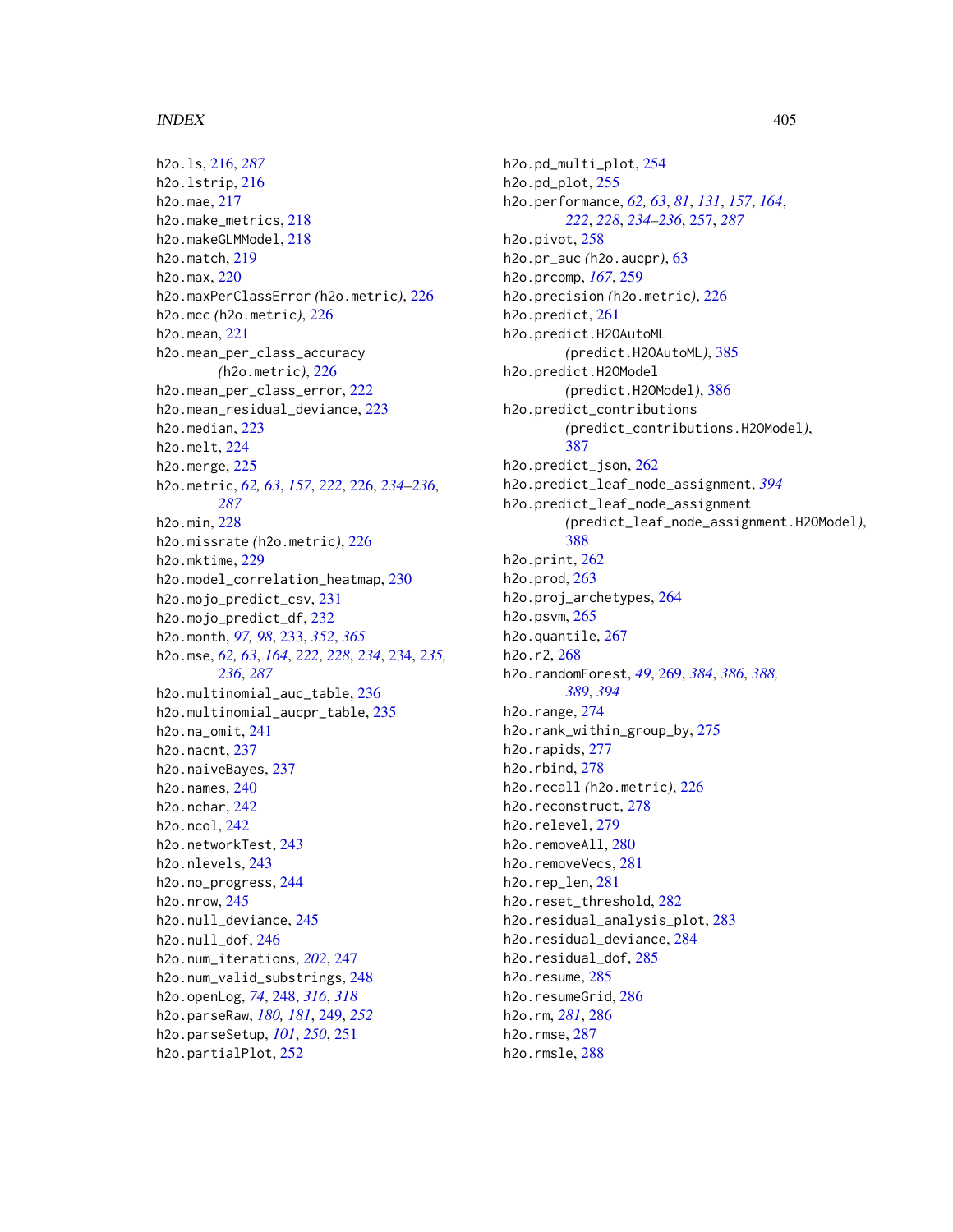h2o.ls, 216, *287*
h2o.lstrip, 216
h2o.mae, 217
h2o.make_metrics, 218
h2o.makeGLMModel, 218
h2o.match, 219
h2o.max, 220
h2o.maxPerClassError *(*h2o.metric*)*, 226
h2o.mcc *(*h2o.metric*)*, 226
h2o.mean, 221
h2o.mean_per_class_accuracy *(*h2o.metric*)*, 226
h2o.mean_per_class_error, 222
h2o.mean_residual_deviance, 223
h2o.median, 223
h2o.melt, 224
h2o.merge, 225
h2o.metric, *62, 63*, *157*, *222*, 226, *234–236*, *287*
h2o.min, 228
h2o.missrate *(*h2o.metric*)*, 226
h2o.mktime, 229
h2o.model_correlation_heatmap, 230
h2o.mojo_predict_csv, 231
h2o.mojo_predict_df, 232
h2o.month, *97, 98*, 233, *352*, *365*
h2o.mse, *62, 63*, *164*, *222*, *228*, *234*, 234, *235, 236*, *287*
h2o.multinomial_auc_table, 236
h2o.multinomial_aucpr_table, 235
h2o.na_omit, 241
h2o.nacnt, 237
h2o.naiveBayes, 237
h2o.names, 240
h2o.nchar, 242
h2o.ncol, 242
h2o.networkTest, 243
h2o.nlevels, 243
h2o.no_progress, 244
h2o.nrow, 245
h2o.null_deviance, 245
h2o.null_dof, 246
h2o.num_iterations, *202*, 247
h2o.num_valid_substrings, 248
h2o.openLog, *74*, 248, *316*, *318*
h2o.parseRaw, *180, 181*, 249, *252*
h2o.parseSetup, *101*, *250*, 251
h2o.partialPlot, 252
h2o.pd_multi_plot, 254
h2o.pd_plot, 255
h2o.performance, *62, 63*, *81*, *131*, *157*, *164*, *222*, *228*, *234–236*, 257, *287*
h2o.pivot, 258
h2o.pr_auc *(*h2o.aucpr*)*, 63
h2o.prcomp, *167*, 259
h2o.precision *(*h2o.metric*)*, 226
h2o.predict, 261
h2o.predict.H2OAutoML *(*predict.H2OAutoML*)*, 385
h2o.predict.H2OModel *(*predict.H2OModel*)*, 386
h2o.predict_contributions *(*predict_contributions.H2OModel*)*, 387
h2o.predict_json, 262
h2o.predict_leaf_node_assignment, *394*
h2o.predict_leaf_node_assignment *(*predict_leaf_node_assignment.H2OModel*)*, 388
h2o.print, 262
h2o.prod, 263
h2o.proj_archetypes, 264
h2o.psvm, 265
h2o.quantile, 267
h2o.r2, 268
h2o.randomForest, *49*, 269, *384*, *386*, *388, 389*, *394*
h2o.range, 274
h2o.rank_within_group_by, 275
h2o.rapids, 277
h2o.rbind, 278
h2o.recall *(*h2o.metric*)*, 226
h2o.reconstruct, 278
h2o.relevel, 279
h2o.removeAll, 280
h2o.removeVecs, 281
h2o.rep_len, 281
h2o.reset_threshold, 282
h2o.residual_analysis_plot, 283
h2o.residual_deviance, 284
h2o.residual_dof, 285
h2o.resume, 285
h2o.resumeGrid, 286
h2o.rm, *281*, 286
h2o.rmse, 287
h2o.rmsle, 288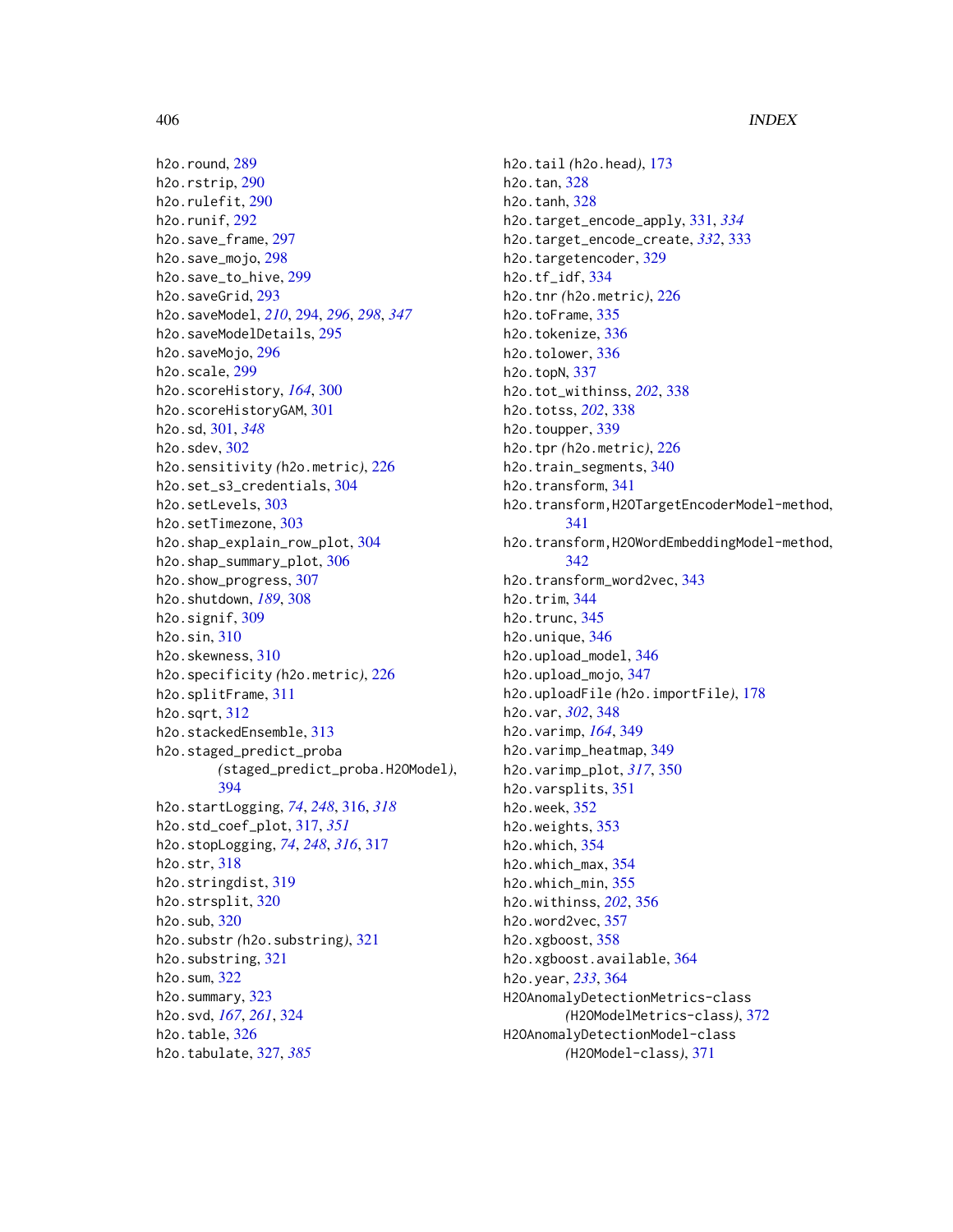h2o.round, 289
h2o.rstrip, 290
h2o.rulefit, 290
h2o.runif, 292
h2o.save_frame, 297
h2o.save_mojo, 298
h2o.save_to_hive, 299
h2o.saveGrid, 293
h2o.saveModel, *210*, 294, *296*, *298*, *347*
h2o.saveModelDetails, 295
h2o.saveMojo, 296
h2o.scale, 299
h2o.scoreHistory, *164*, 300
h2o.scoreHistoryGAM, 301
h2o.sd, 301, *348*
h2o.sdev, 302
h2o.sensitivity *(*h2o.metric*)*, 226
h2o.set_s3_credentials, 304
h2o.setLevels, 303
h2o.setTimezone, 303
h2o.shap_explain_row_plot, 304
h2o.shap_summary_plot, 306
h2o.show_progress, 307
h2o.shutdown, *189*, 308
h2o.signif, 309
h2o.sin, 310
h2o.skewness, 310
h2o.specificity *(*h2o.metric*)*, 226
h2o.splitFrame, 311
h2o.sqrt, 312
h2o.stackedEnsemble, 313
h2o.staged_predict_proba *(*staged_predict_proba.H2OModel*)*, 394
h2o.startLogging, *74*, *248*, 316, *318*
h2o.std_coef_plot, 317, *351*
h2o.stopLogging, *74*, *248*, *316*, 317
h2o.str, 318
h2o.stringdist, 319
h2o.strsplit, 320
h2o.sub, 320
h2o.substr *(*h2o.substring*)*, 321
h2o.substring, 321
h2o.sum, 322
h2o.summary, 323
h2o.svd, *167*, *261*, 324
h2o.table, 326
h2o.tabulate, 327, *385*
h2o.tail *(*h2o.head*)*, 173
h2o.tan, 328
h2o.tanh, 328
h2o.target_encode_apply, 331, *334*
h2o.target_encode_create, *332*, 333
h2o.targetencoder, 329
h2o.tf_idf, 334
h2o.tnr *(*h2o.metric*)*, 226
h2o.toFrame, 335
h2o.tokenize, 336
h2o.tolower, 336
h2o.topN, 337
h2o.tot_withinss, *202*, 338
h2o.totss, *202*, 338
h2o.toupper, 339
h2o.tpr *(*h2o.metric*)*, 226
h2o.train_segments, 340
h2o.transform, 341
h2o.transform,H2OTargetEncoderModel-method, 341
h2o.transform,H2OWordEmbeddingModel-method, 342
h2o.transform_word2vec, 343
h2o.trim, 344
h2o.trunc, 345
h2o.unique, 346
h2o.upload_model, 346
h2o.upload_mojo, 347
h2o.uploadFile *(*h2o.importFile*)*, 178
h2o.var, *302*, 348
h2o.varimp, *164*, 349
h2o.varimp_heatmap, 349
h2o.varimp_plot, *317*, 350
h2o.varsplits, 351
h2o.week, 352
h2o.weights, 353
h2o.which, 354
h2o.which_max, 354
h2o.which_min, 355
h2o.withinss, *202*, 356
h2o.word2vec, 357
h2o.xgboost, 358
h2o.xgboost.available, 364
h2o.year, *233*, 364
H2OAnomalyDetectionMetrics-class *(*H2OModelMetrics-class*)*, 372
H2OAnomalyDetectionModel-class *(*H2OModel-class*)*, 371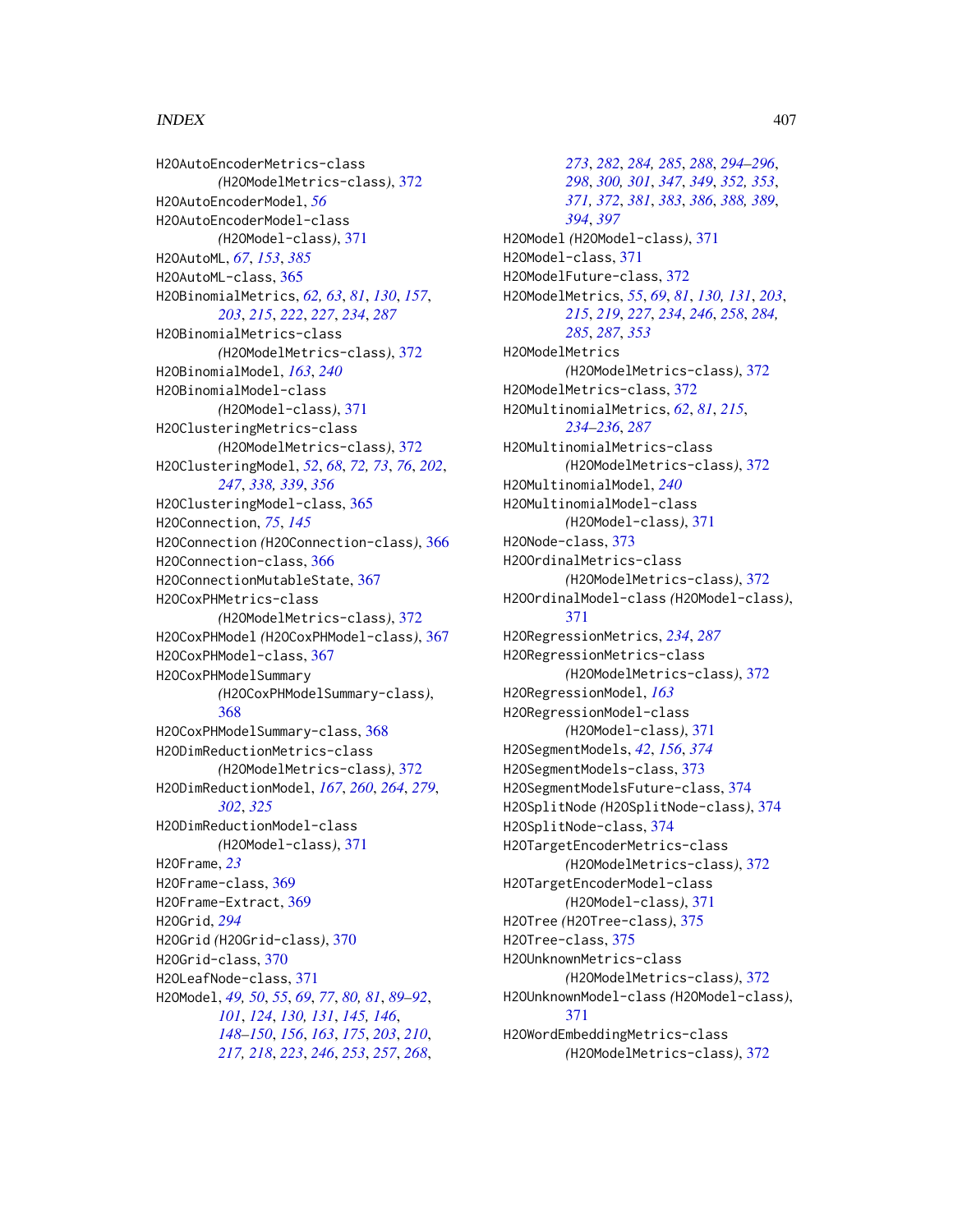H2OAutoEncoderMetrics-class (H2OModelMetrics-class), 372
H2OAutoEncoderModel, *56*
H2OAutoEncoderModel-class (H2OModel-class), 371
H2OAutoML, *67*, *153*, *385*
H2OAutoML-class, 365
H2OBinomialMetrics, *62, 63*, *81*, *130*, *157*, *203*, *215*, *222*, *227*, *234*, *287*
H2OBinomialMetrics-class (H2OModelMetrics-class), 372
H2OBinomialModel, *163*, *240*
H2OBinomialModel-class (H2OModel-class), 371
H2OClusteringMetrics-class (H2OModelMetrics-class), 372
H2OClusteringModel, *52*, *68*, *72, 73*, *76*, *202*, *247*, *338, 339*, *356*
H2OClusteringModel-class, 365
H2OConnection, *75*, *145*
H2OConnection (H2OConnection-class), 366
H2OConnection-class, 366
H2OConnectionMutableState, 367
H2OCoxPHMetrics-class (H2OModelMetrics-class), 372
H2OCoxPHModel (H2OCoxPHModel-class), 367
H2OCoxPHModel-class, 367
H2OCoxPHModelSummary (H2OCoxPHModelSummary-class), 368
H2OCoxPHModelSummary-class, 368
H2ODimReductionMetrics-class (H2OModelMetrics-class), 372
H2ODimReductionModel, *167*, *260*, *264*, *279*, *302*, *325*
H2ODimReductionModel-class (H2OModel-class), 371
H2OFrame, *23*
H2OFrame-class, 369
H2OFrame-Extract, 369
H2OGrid, *294*
H2OGrid (H2OGrid-class), 370
H2OGrid-class, 370
H2OLeafNode-class, 371
H2OModel, *49, 50*, *55*, *69*, *77*, *80, 81*, *89–92*, *101*, *124*, *130, 131*, *145, 146*, *148–150*, *156*, *163*, *175*, *203*, *210*, *217, 218*, *223*, *246*, *253*, *257*, *268*, *273*, *282*, *284, 285*, *288*, *294–296*, *298*, *300, 301*, *347*, *349*, *352, 353*, *371, 372*, *381*, *383*, *386*, *388, 389*, *394*, *397*
H2OModel (H2OModel-class), 371
H2OModel-class, 371
H2OModelFuture-class, 372
H2OModelMetrics, *55*, *69*, *81*, *130, 131*, *203*, *215*, *219*, *227*, *234*, *246*, *258*, *284, 285*, *287*, *353*
H2OModelMetrics (H2OModelMetrics-class), 372
H2OModelMetrics-class, 372
H2OMultinomialMetrics, *62*, *81*, *215*, *234–236*, *287*
H2OMultinomialMetrics-class (H2OModelMetrics-class), 372
H2OMultinomialModel, *240*
H2OMultinomialModel-class (H2OModel-class), 371
H2ONode-class, 373
H2OOrdinalMetrics-class (H2OModelMetrics-class), 372
H2OOrdinalModel-class (H2OModel-class), 371
H2ORegressionMetrics, *234*, *287*
H2ORegressionMetrics-class (H2OModelMetrics-class), 372
H2ORegressionModel, *163*
H2ORegressionModel-class (H2OModel-class), 371
H2OSegmentModels, *42*, *156*, *374*
H2OSegmentModels-class, 373
H2OSegmentModelsFuture-class, 374
H2OSplitNode (H2OSplitNode-class), 374
H2OSplitNode-class, 374
H2OTargetEncoderMetrics-class (H2OModelMetrics-class), 372
H2OTargetEncoderModel-class (H2OModel-class), 371
H2OTree (H2OTree-class), 375
H2OTree-class, 375
H2OUnknownMetrics-class (H2OModelMetrics-class), 372
H2OUnknownModel-class (H2OModel-class), 371
H2OWordEmbeddingMetrics-class (H2OModelMetrics-class), 372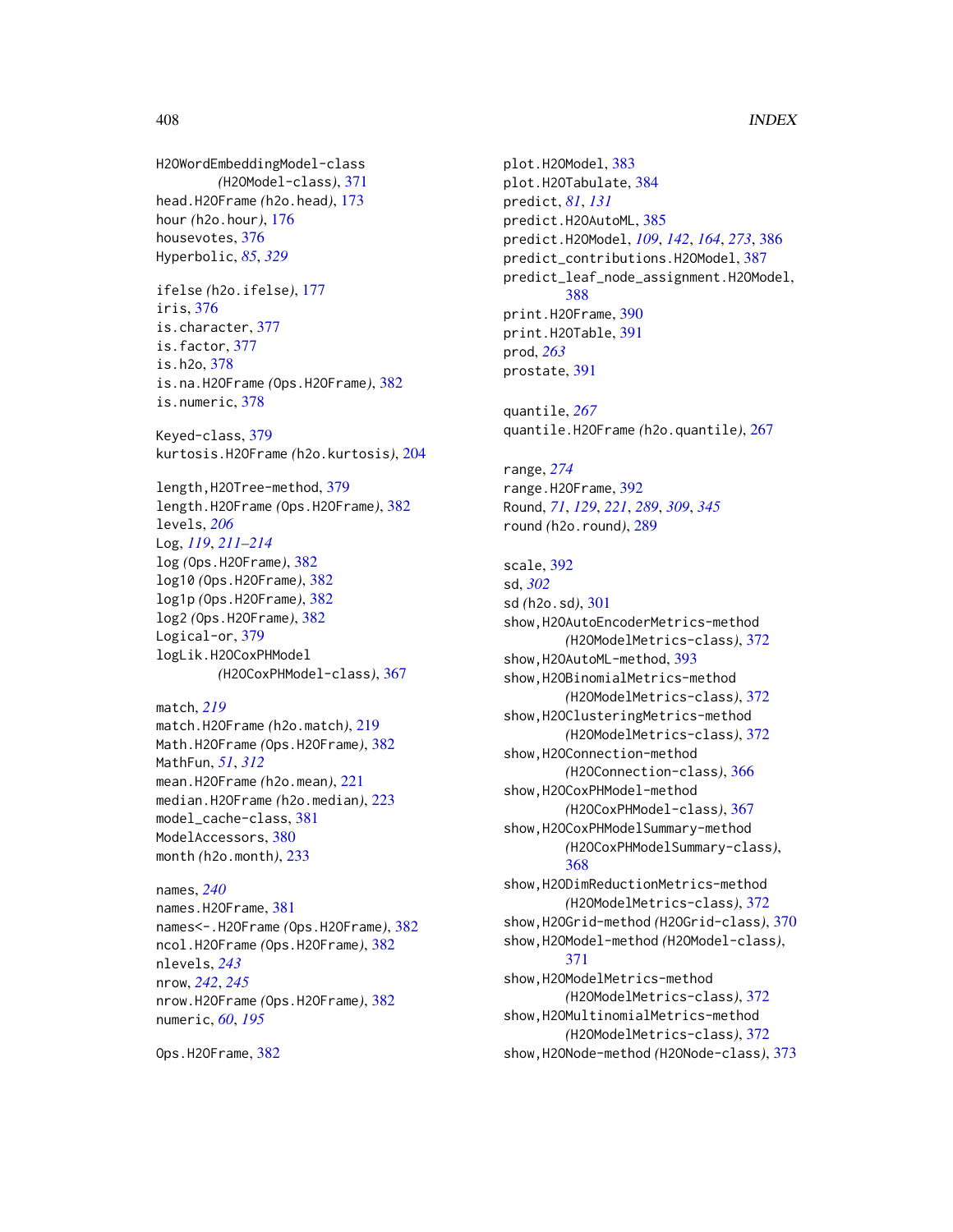H2OWordEmbeddingModel-class
(H2OModel-class), 371
head.H2OFrame (h2o.head), 173
hour (h2o.hour), 176
housevotes, 376
Hyperbolic, *85*, *329*

ifelse (h2o.ifelse), 177
iris, 376
is.character, 377
is.factor, 377
is.h2o, 378
is.na.H2OFrame (Ops.H2OFrame), 382
is.numeric, 378

Keyed-class, 379
kurtosis.H2OFrame (h2o.kurtosis), 204

length,H2OTree-method, 379
length.H2OFrame (Ops.H2OFrame), 382
levels, *206*
Log, *119*, *211–214*
log (Ops.H2OFrame), 382
log10 (Ops.H2OFrame), 382
log1p (Ops.H2OFrame), 382
log2 (Ops.H2OFrame), 382
Logical-or, 379
logLik.H2OCoxPHModel
(H2OCoxPHModel-class), 367

match, *219*
match.H2OFrame (h2o.match), 219
Math.H2OFrame (Ops.H2OFrame), 382
MathFun, *51*, *312*
mean.H2OFrame (h2o.mean), 221
median.H2OFrame (h2o.median), 223
model_cache-class, 381
ModelAccessors, 380
month (h2o.month), 233

names, *240*
names.H2OFrame, 381
names<-.H2OFrame (Ops.H2OFrame), 382
ncol.H2OFrame (Ops.H2OFrame), 382
nlevels, *243*
nrow, *242*, *245*
nrow.H2OFrame (Ops.H2OFrame), 382
numeric, *60*, *195*

Ops.H2OFrame, 382

plot.H2OModel, 383
plot.H2OTabulate, 384
predict, *81*, *131*
predict.H2OAutoML, 385
predict.H2OModel, *109*, *142*, *164*, *273*, 386
predict_contributions.H2OModel, 387
predict_leaf_node_assignment.H2OModel,
388
print.H2OFrame, 390
print.H2OTable, 391
prod, *263*
prostate, 391

quantile, *267*
quantile.H2OFrame (h2o.quantile), 267

range, *274*
range.H2OFrame, 392
Round, *71*, *129*, *221*, *289*, *309*, *345*
round (h2o.round), 289

scale, 392
sd, *302*
sd (h2o.sd), 301
show,H2OAutoEncoderMetrics-method
(H2OModelMetrics-class), 372
show,H2OAutoML-method, 393
show,H2OBinomialMetrics-method
(H2OModelMetrics-class), 372
show,H2OClusteringMetrics-method
(H2OModelMetrics-class), 372
show,H2OConnection-method
(H2OConnection-class), 366
show,H2OCoxPHModel-method
(H2OCoxPHModel-class), 367
show,H2OCoxPHModelSummary-method
(H2OCoxPHModelSummary-class),
368
show,H2ODimReductionMetrics-method
(H2OModelMetrics-class), 372
show,H2OGrid-method (H2OGrid-class), 370
show,H2OModel-method (H2OModel-class),
371
show,H2OModelMetrics-method
(H2OModelMetrics-class), 372
show,H2OMultinomialMetrics-method
(H2OModelMetrics-class), 372
show,H2ONode-method (H2ONode-class), 373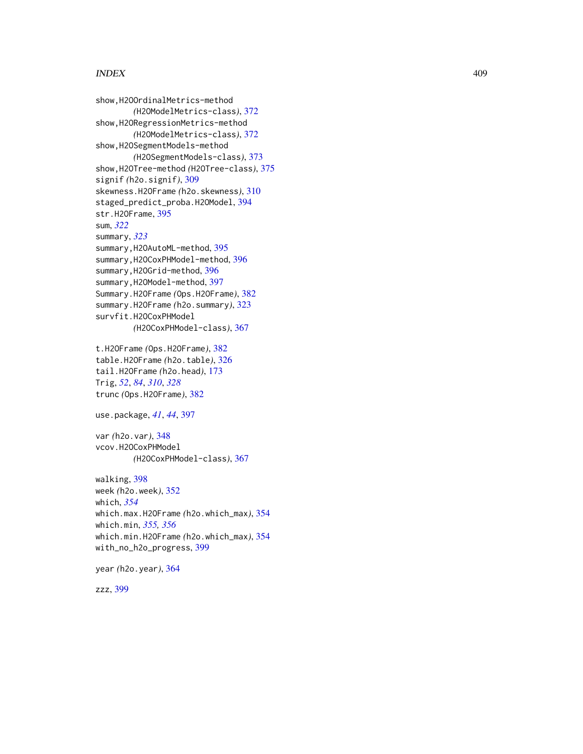show,H2OOrdinalMetrics-method
*(*H2OModelMetrics-class*)*, 372
show,H2ORegressionMetrics-method
*(*H2OModelMetrics-class*)*, 372
show,H2OSegmentModels-method
*(*H2OSegmentModels-class*)*, 373
show,H2OTree-method *(*H2OTree-class*)*, 375
signif *(*h2o.signif*)*, 309
skewness.H2OFrame *(*h2o.skewness*)*, 310
staged_predict_proba.H2OModel, 394
str.H2OFrame, 395
sum, *322*
summary, *323*
summary,H2OAutoML-method, 395
summary,H2OCoxPHModel-method, 396
summary,H2OGrid-method, 396
summary,H2OModel-method, 397
Summary.H2OFrame *(*Ops.H2OFrame*)*, 382
summary.H2OFrame *(*h2o.summary*)*, 323
survfit.H2OCoxPHModel
*(*H2OCoxPHModel-class*)*, 367

t.H2OFrame *(*Ops.H2OFrame*)*, 382
table.H2OFrame *(*h2o.table*)*, 326
tail.H2OFrame *(*h2o.head*)*, 173
Trig, *52*, *84*, *310*, *328*
trunc *(*Ops.H2OFrame*)*, 382

use.package, *41*, *44*, 397

var *(*h2o.var*)*, 348
vcov.H2OCoxPHModel
*(*H2OCoxPHModel-class*)*, 367

walking, 398
week *(*h2o.week*)*, 352
which, *354*
which.max.H2OFrame *(*h2o.which_max*)*, 354
which.min, *355, 356*
which.min.H2OFrame *(*h2o.which_max*)*, 354
with_no_h2o_progress, 399

year *(*h2o.year*)*, 364

zzz, 399